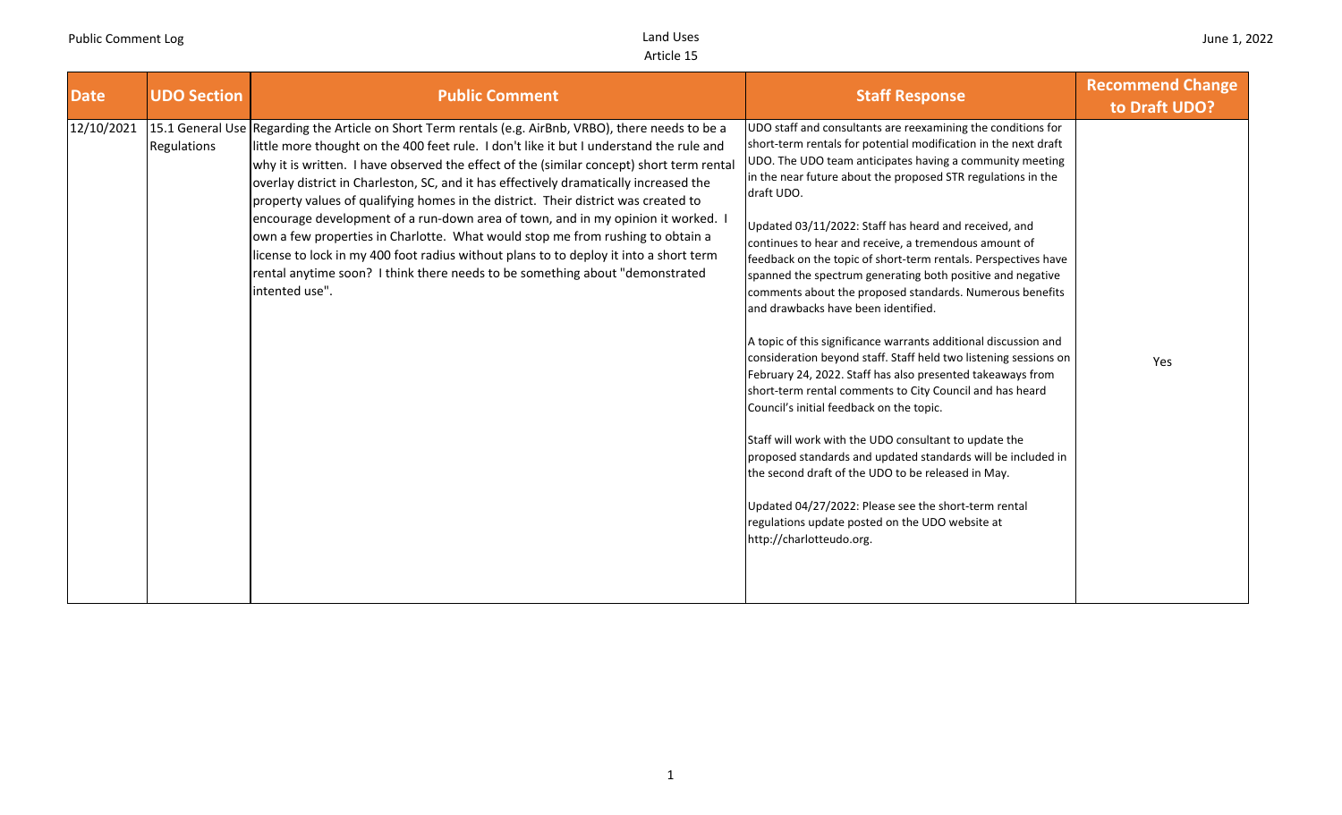| Date | UDO Section | Public Comment | Staff Response | Recommend Change to Draft UDO? |
|---|---|---|---|---|
| 12/10/2021 | 15.1 General Use Regulations | Regarding the Article on Short Term rentals (e.g. AirBnb, VRBO), there needs to be a little more thought on the 400 feet rule. I don't like it but I understand the rule and why it is written. I have observed the effect of the (similar concept) short term rental overlay district in Charleston, SC, and it has effectively dramatically increased the property values of qualifying homes in the district. Their district was created to encourage development of a run-down area of town, and in my opinion it worked. I own a few properties in Charlotte. What would stop me from rushing to obtain a license to lock in my 400 foot radius without plans to to deploy it into a short term rental anytime soon? I think there needs to be something about "demonstrated intented use". | UDO staff and consultants are reexamining the conditions for short-term rentals for potential modification in the next draft UDO. The UDO team anticipates having a community meeting in the near future about the proposed STR regulations in the draft UDO.<br><br>Updated 03/11/2022: Staff has heard and received, and continues to hear and receive, a tremendous amount of feedback on the topic of short-term rentals. Perspectives have spanned the spectrum generating both positive and negative comments about the proposed standards. Numerous benefits and drawbacks have been identified.<br><br>A topic of this significance warrants additional discussion and consideration beyond staff. Staff held two listening sessions on February 24, 2022. Staff has also presented takeaways from short-term rental comments to City Council and has heard Council's initial feedback on the topic.<br><br>Staff will work with the UDO consultant to update the proposed standards and updated standards will be included in the second draft of the UDO to be released in May.<br><br>Updated 04/27/2022: Please see the short-term rental regulations update posted on the UDO website at http://charlotteudo.org. | Yes |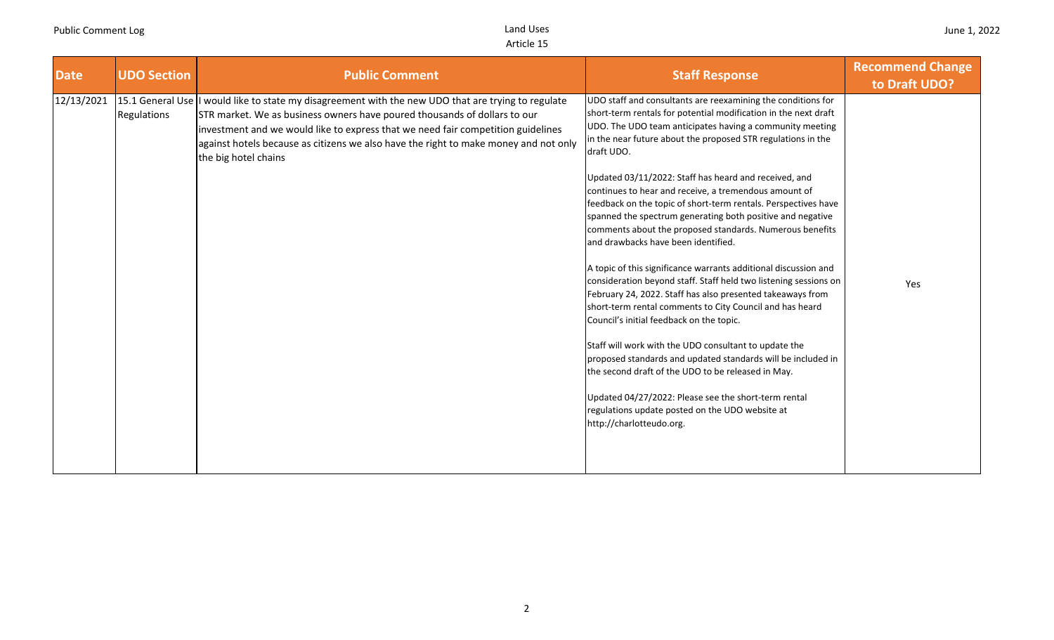| Date | UDO Section | Public Comment | Staff Response | Recommend Change to Draft UDO? |
|---|---|---|---|---|
| 12/13/2021 | 15.1 General Use Regulations | I would like to state my disagreement with the new UDO that are trying to regulate STR market. We as business owners have poured thousands of dollars to our investment and we would like to express that we need fair competition guidelines against hotels because as citizens we also have the right to make money and not only the big hotel chains | UDO staff and consultants are reexamining the conditions for short-term rentals for potential modification in the next draft UDO. The UDO team anticipates having a community meeting in the near future about the proposed STR regulations in the draft UDO.<br><br>Updated 03/11/2022: Staff has heard and received, and continues to hear and receive, a tremendous amount of feedback on the topic of short-term rentals. Perspectives have spanned the spectrum generating both positive and negative comments about the proposed standards. Numerous benefits and drawbacks have been identified.<br><br>A topic of this significance warrants additional discussion and consideration beyond staff. Staff held two listening sessions on February 24, 2022. Staff has also presented takeaways from short-term rental comments to City Council and has heard Council's initial feedback on the topic.<br><br>Staff will work with the UDO consultant to update the proposed standards and updated standards will be included in the second draft of the UDO to be released in May.<br><br>Updated 04/27/2022: Please see the short-term rental regulations update posted on the UDO website at http://charlotteudo.org. | Yes |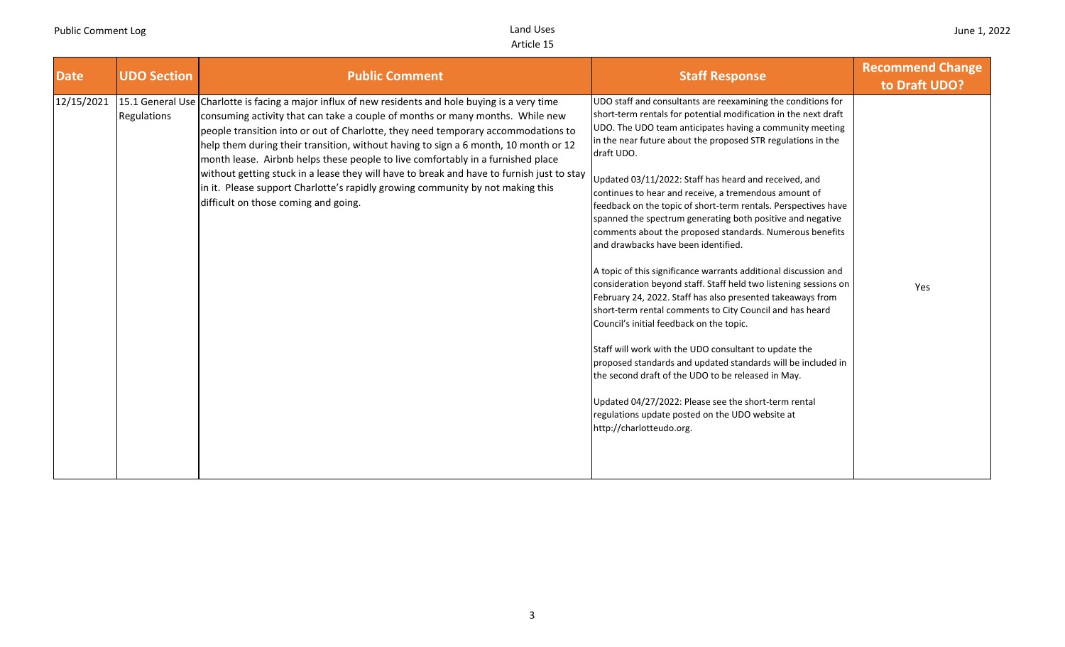| Date | UDO Section | Public Comment | Staff Response | Recommend Change to Draft UDO? |
|---|---|---|---|---|
| 12/15/2021 | 15.1 General Use Regulations | Charlotte is facing a major influx of new residents and hole buying is a very time consuming activity that can take a couple of months or many months. While new people transition into or out of Charlotte, they need temporary accommodations to help them during their transition, without having to sign a 6 month, 10 month or 12 month lease. Airbnb helps these people to live comfortably in a furnished place without getting stuck in a lease they will have to break and have to furnish just to stay in it. Please support Charlotte's rapidly growing community by not making this difficult on those coming and going. | UDO staff and consultants are reexamining the conditions for short-term rentals for potential modification in the next draft UDO. The UDO team anticipates having a community meeting in the near future about the proposed STR regulations in the draft UDO.<br><br>Updated 03/11/2022: Staff has heard and received, and continues to hear and receive, a tremendous amount of feedback on the topic of short-term rentals. Perspectives have spanned the spectrum generating both positive and negative comments about the proposed standards. Numerous benefits and drawbacks have been identified.<br><br>A topic of this significance warrants additional discussion and consideration beyond staff. Staff held two listening sessions on February 24, 2022. Staff has also presented takeaways from short-term rental comments to City Council and has heard Council's initial feedback on the topic.<br><br>Staff will work with the UDO consultant to update the proposed standards and updated standards will be included in the second draft of the UDO to be released in May.<br><br>Updated 04/27/2022: Please see the short-term rental regulations update posted on the UDO website at http://charlotteudo.org. | Yes |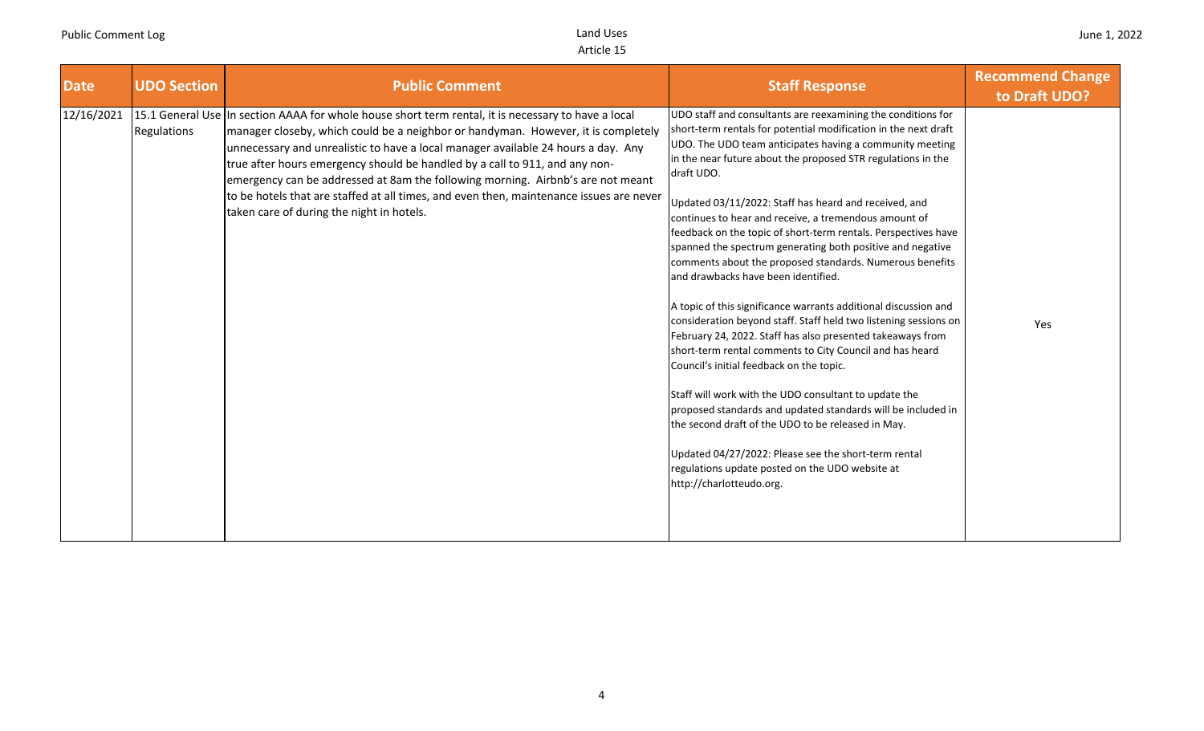| Date | UDO Section | Public Comment | Staff Response | Recommend Change to Draft UDO? |
|---|---|---|---|---|
| 12/16/2021 | 15.1 General Use Regulations | In section AAAA for whole house short term rental, it is necessary to have a local manager closeby, which could be a neighbor or handyman. However, it is completely unnecessary and unrealistic to have a local manager available 24 hours a day. Any true after hours emergency should be handled by a call to 911, and any non-emergency can be addressed at 8am the following morning. Airbnb's are not meant to be hotels that are staffed at all times, and even then, maintenance issues are never taken care of during the night in hotels. | UDO staff and consultants are reexamining the conditions for short-term rentals for potential modification in the next draft UDO. The UDO team anticipates having a community meeting in the near future about the proposed STR regulations in the draft UDO.<br><br>Updated 03/11/2022: Staff has heard and received, and continues to hear and receive, a tremendous amount of feedback on the topic of short-term rentals. Perspectives have spanned the spectrum generating both positive and negative comments about the proposed standards. Numerous benefits and drawbacks have been identified.<br><br>A topic of this significance warrants additional discussion and consideration beyond staff. Staff held two listening sessions on February 24, 2022. Staff has also presented takeaways from short-term rental comments to City Council and has heard Council's initial feedback on the topic.<br><br>Staff will work with the UDO consultant to update the proposed standards and updated standards will be included in the second draft of the UDO to be released in May.<br><br>Updated 04/27/2022: Please see the short-term rental regulations update posted on the UDO website at http://charlotteudo.org. | Yes |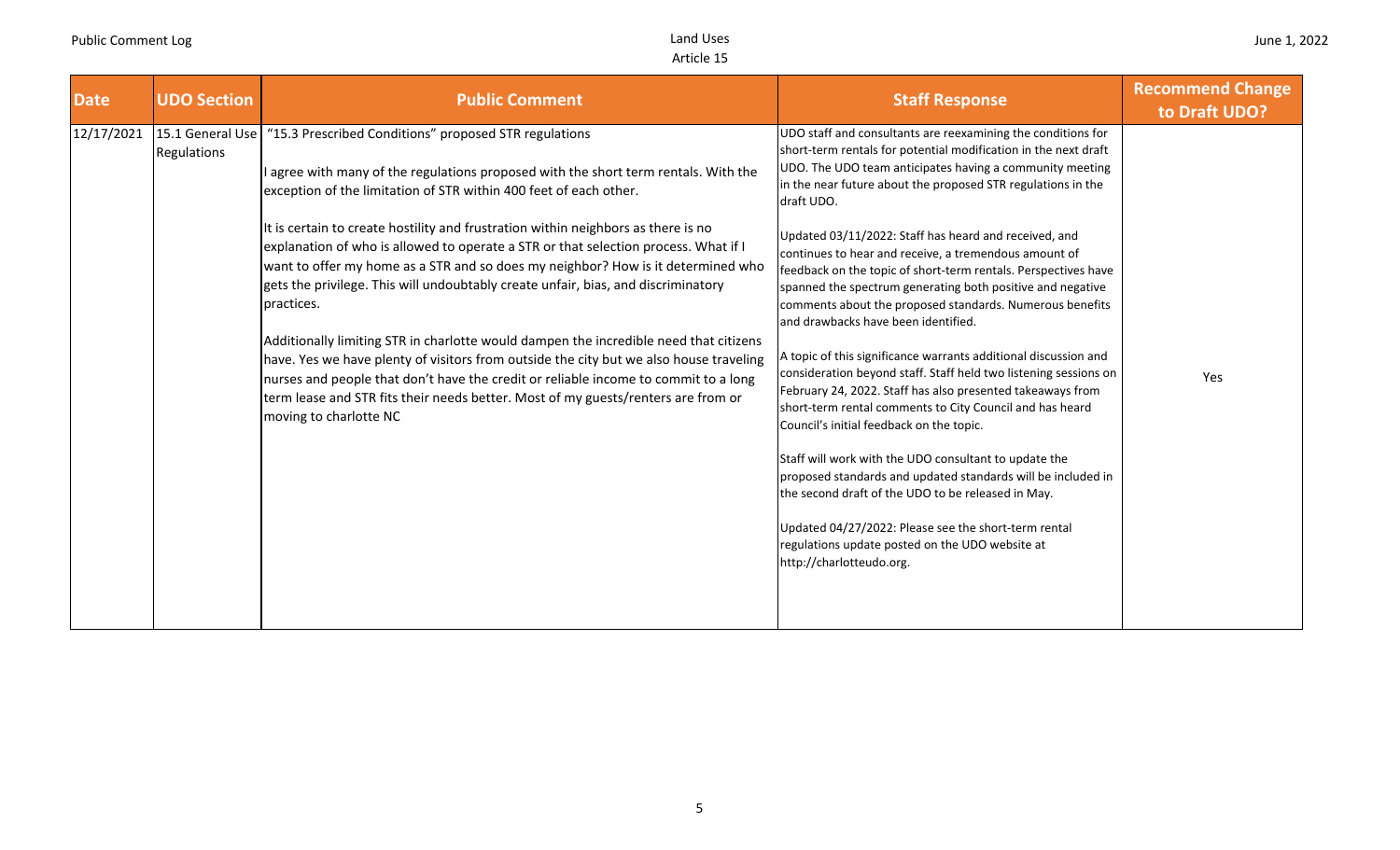| Date | UDO Section | Public Comment | Staff Response | Recommend Change to Draft UDO? |
|---|---|---|---|---|
| 12/17/2021 | 15.1 General Use Regulations | "15.3 Prescribed Conditions" proposed STR regulations<br><br>I agree with many of the regulations proposed with the short term rentals. With the exception of the limitation of STR within 400 feet of each other.<br><br>It is certain to create hostility and frustration within neighbors as there is no explanation of who is allowed to operate a STR or that selection process. What if I want to offer my home as a STR and so does my neighbor? How is it determined who gets the privilege. This will undoubtably create unfair, bias, and discriminatory practices.<br><br>Additionally limiting STR in charlotte would dampen the incredible need that citizens have. Yes we have plenty of visitors from outside the city but we also house traveling nurses and people that don't have the credit or reliable income to commit to a long term lease and STR fits their needs better. Most of my guests/renters are from or moving to charlotte NC | UDO staff and consultants are reexamining the conditions for short-term rentals for potential modification in the next draft UDO. The UDO team anticipates having a community meeting in the near future about the proposed STR regulations in the draft UDO.<br><br>Updated 03/11/2022: Staff has heard and received, and continues to hear and receive, a tremendous amount of feedback on the topic of short-term rentals. Perspectives have spanned the spectrum generating both positive and negative comments about the proposed standards. Numerous benefits and drawbacks have been identified.<br><br>A topic of this significance warrants additional discussion and consideration beyond staff. Staff held two listening sessions on February 24, 2022. Staff has also presented takeaways from short-term rental comments to City Council and has heard Council's initial feedback on the topic.<br><br>Staff will work with the UDO consultant to update the proposed standards and updated standards will be included in the second draft of the UDO to be released in May.<br><br>Updated 04/27/2022: Please see the short-term rental regulations update posted on the UDO website at http://charlotteudo.org. | Yes |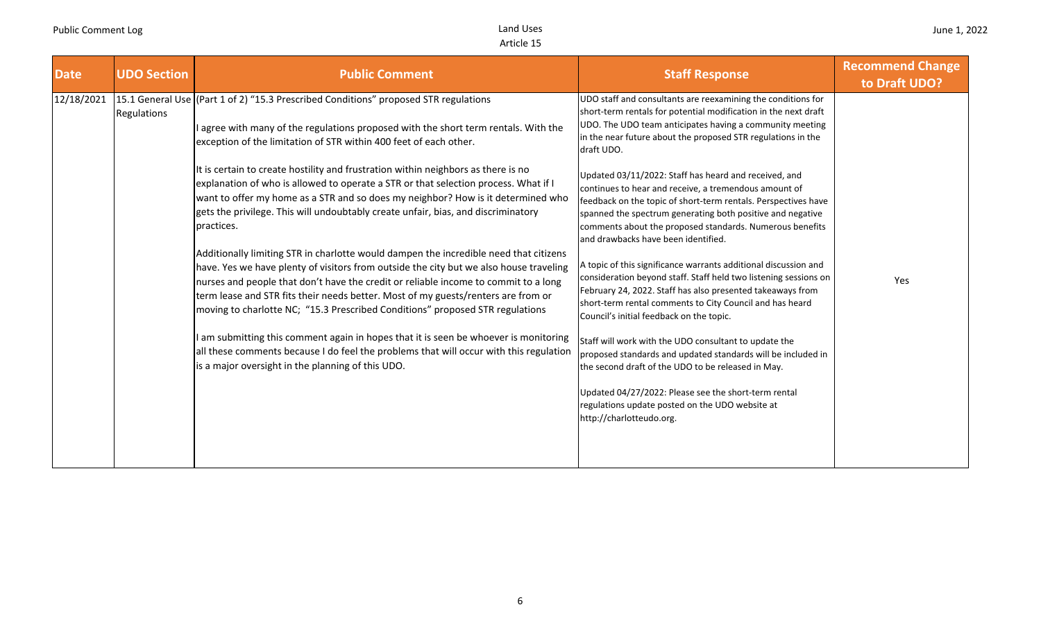| Date | UDO Section | Public Comment | Staff Response | Recommend Change to Draft UDO? |
|---|---|---|---|---|
| 12/18/2021 | 15.1 General Use Regulations | (Part 1 of 2) "15.3 Prescribed Conditions" proposed STR regulations<br><br>I agree with many of the regulations proposed with the short term rentals. With the exception of the limitation of STR within 400 feet of each other.<br><br>It is certain to create hostility and frustration within neighbors as there is no explanation of who is allowed to operate a STR or that selection process. What if I want to offer my home as a STR and so does my neighbor? How is it determined who gets the privilege. This will undoubtably create unfair, bias, and discriminatory practices.<br><br>Additionally limiting STR in charlotte would dampen the incredible need that citizens have. Yes we have plenty of visitors from outside the city but we also house traveling nurses and people that don't have the credit or reliable income to commit to a long term lease and STR fits their needs better. Most of my guests/renters are from or moving to charlotte NC; "15.3 Prescribed Conditions" proposed STR regulations<br><br>I am submitting this comment again in hopes that it is seen be whoever is monitoring all these comments because I do feel the problems that will occur with this regulation is a major oversight in the planning of this UDO. | UDO staff and consultants are reexamining the conditions for short-term rentals for potential modification in the next draft UDO. The UDO team anticipates having a community meeting in the near future about the proposed STR regulations in the draft UDO.<br><br>Updated 03/11/2022: Staff has heard and received, and continues to hear and receive, a tremendous amount of feedback on the topic of short-term rentals. Perspectives have spanned the spectrum generating both positive and negative comments about the proposed standards. Numerous benefits and drawbacks have been identified.<br><br>A topic of this significance warrants additional discussion and consideration beyond staff. Staff held two listening sessions on February 24, 2022. Staff has also presented takeaways from short-term rental comments to City Council and has heard Council's initial feedback on the topic.<br><br>Staff will work with the UDO consultant to update the proposed standards and updated standards will be included in the second draft of the UDO to be released in May.<br><br>Updated 04/27/2022: Please see the short-term rental regulations update posted on the UDO website at http://charlotteudo.org. | Yes |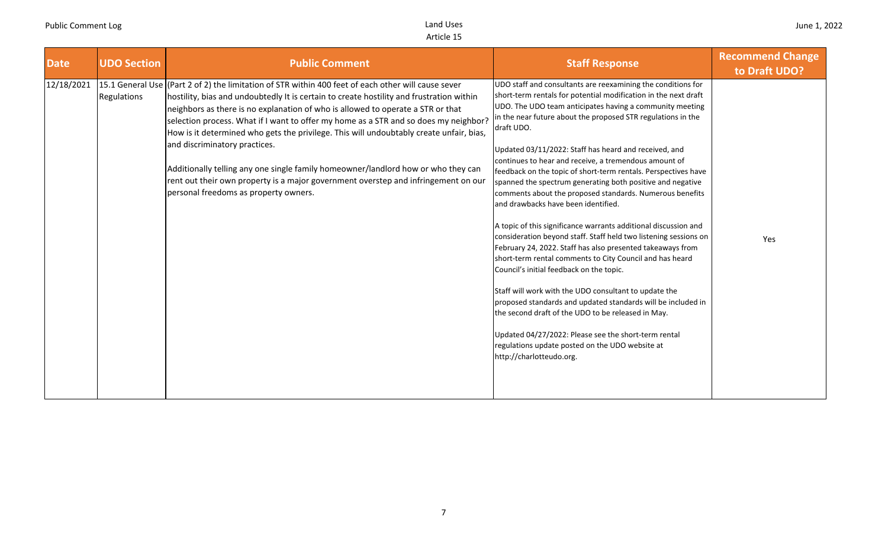| Date | UDO Section | Public Comment | Staff Response | Recommend Change to Draft UDO? |
|---|---|---|---|---|
| 12/18/2021 | 15.1 General Use Regulations | (Part 2 of 2) the limitation of STR within 400 feet of each other will cause sever hostility, bias and undoubtedly It is certain to create hostility and frustration within neighbors as there is no explanation of who is allowed to operate a STR or that selection process. What if I want to offer my home as a STR and so does my neighbor? How is it determined who gets the privilege. This will undoubtably create unfair, bias, and discriminatory practices.<br><br>Additionally telling any one single family homeowner/landlord how or who they can rent out their own property is a major government overstep and infringement on our personal freedoms as property owners. | UDO staff and consultants are reexamining the conditions for short-term rentals for potential modification in the next draft UDO. The UDO team anticipates having a community meeting in the near future about the proposed STR regulations in the draft UDO.<br><br>Updated 03/11/2022: Staff has heard and received, and continues to hear and receive, a tremendous amount of feedback on the topic of short-term rentals. Perspectives have spanned the spectrum generating both positive and negative comments about the proposed standards. Numerous benefits and drawbacks have been identified.<br><br>A topic of this significance warrants additional discussion and consideration beyond staff. Staff held two listening sessions on February 24, 2022. Staff has also presented takeaways from short-term rental comments to City Council and has heard Council's initial feedback on the topic.<br><br>Staff will work with the UDO consultant to update the proposed standards and updated standards will be included in the second draft of the UDO to be released in May.<br><br>Updated 04/27/2022: Please see the short-term rental regulations update posted on the UDO website at http://charlotteudo.org. | Yes |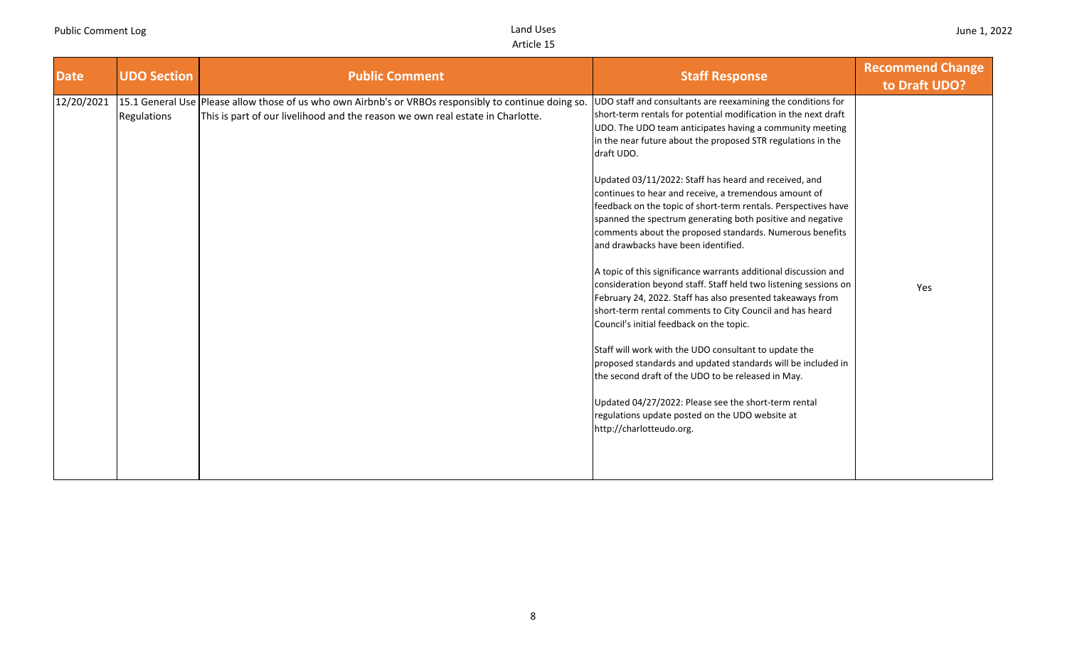| Date | UDO Section | Public Comment | Staff Response | Recommend Change to Draft UDO? |
| --- | --- | --- | --- | --- |
| 12/20/2021 | 15.1 General Use Regulations | Please allow those of us who own Airbnb's or VRBOs responsibly to continue doing so. This is part of our livelihood and the reason we own real estate in Charlotte. | UDO staff and consultants are reexamining the conditions for short-term rentals for potential modification in the next draft UDO. The UDO team anticipates having a community meeting in the near future about the proposed STR regulations in the draft UDO.<br><br>Updated 03/11/2022: Staff has heard and received, and continues to hear and receive, a tremendous amount of feedback on the topic of short-term rentals. Perspectives have spanned the spectrum generating both positive and negative comments about the proposed standards. Numerous benefits and drawbacks have been identified.<br><br>A topic of this significance warrants additional discussion and consideration beyond staff. Staff held two listening sessions on February 24, 2022. Staff has also presented takeaways from short-term rental comments to City Council and has heard Council's initial feedback on the topic.<br><br>Staff will work with the UDO consultant to update the proposed standards and updated standards will be included in the second draft of the UDO to be released in May.<br><br>Updated 04/27/2022: Please see the short-term rental regulations update posted on the UDO website at http://charlotteudo.org. | Yes |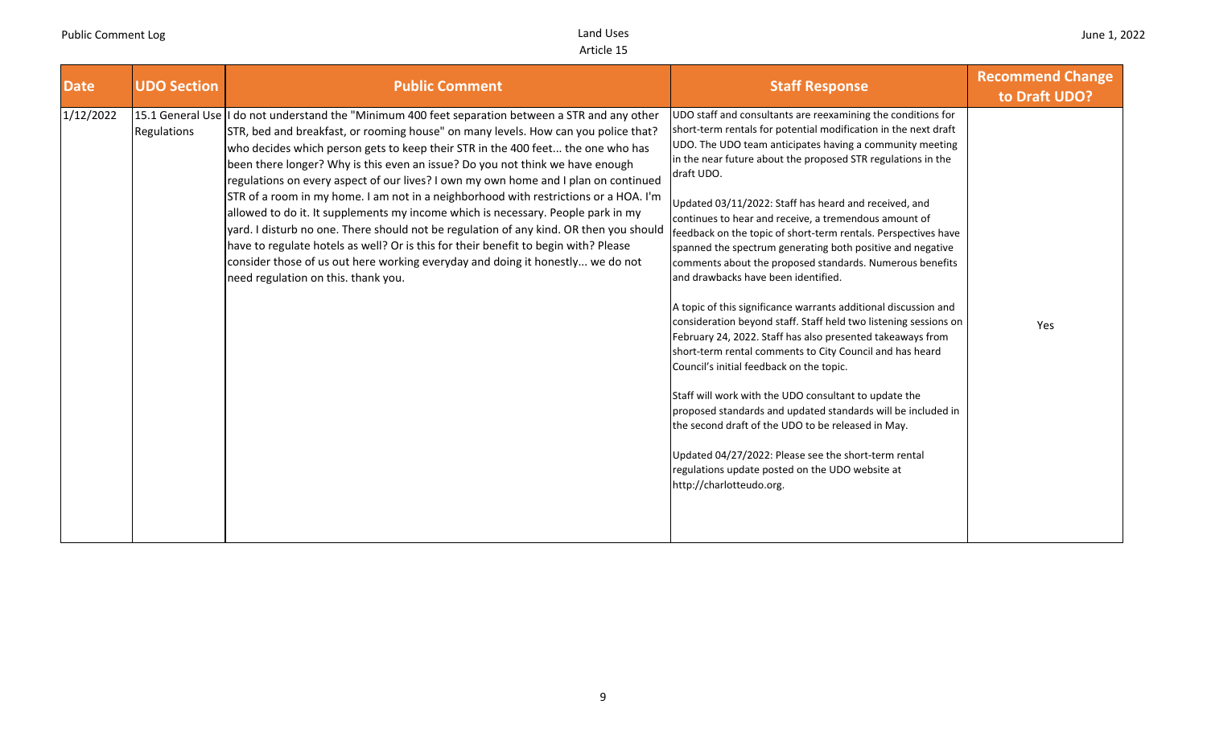| Date | UDO Section | Public Comment | Staff Response | Recommend Change to Draft UDO? |
|---|---|---|---|---|
| 1/12/2022 | 15.1 General Use Regulations | I do not understand the "Minimum 400 feet separation between a STR and any other STR, bed and breakfast, or rooming house" on many levels. How can you police that? who decides which person gets to keep their STR in the 400 feet... the one who has been there longer? Why is this even an issue? Do you not think we have enough regulations on every aspect of our lives? I own my own home and I plan on continued STR of a room in my home. I am not in a neighborhood with restrictions or a HOA. I'm allowed to do it. It supplements my income which is necessary. People park in my yard. I disturb no one. There should not be regulation of any kind. OR then you should have to regulate hotels as well? Or is this for their benefit to begin with? Please consider those of us out here working everyday and doing it honestly... we do not need regulation on this. thank you. | UDO staff and consultants are reexamining the conditions for short-term rentals for potential modification in the next draft UDO. The UDO team anticipates having a community meeting in the near future about the proposed STR regulations in the draft UDO.<br><br>Updated 03/11/2022: Staff has heard and received, and continues to hear and receive, a tremendous amount of feedback on the topic of short-term rentals. Perspectives have spanned the spectrum generating both positive and negative comments about the proposed standards. Numerous benefits and drawbacks have been identified.<br><br>A topic of this significance warrants additional discussion and consideration beyond staff. Staff held two listening sessions on February 24, 2022. Staff has also presented takeaways from short-term rental comments to City Council and has heard Council's initial feedback on the topic.<br><br>Staff will work with the UDO consultant to update the proposed standards and updated standards will be included in the second draft of the UDO to be released in May.<br><br>Updated 04/27/2022: Please see the short-term rental regulations update posted on the UDO website at http://charlotteudo.org. | Yes |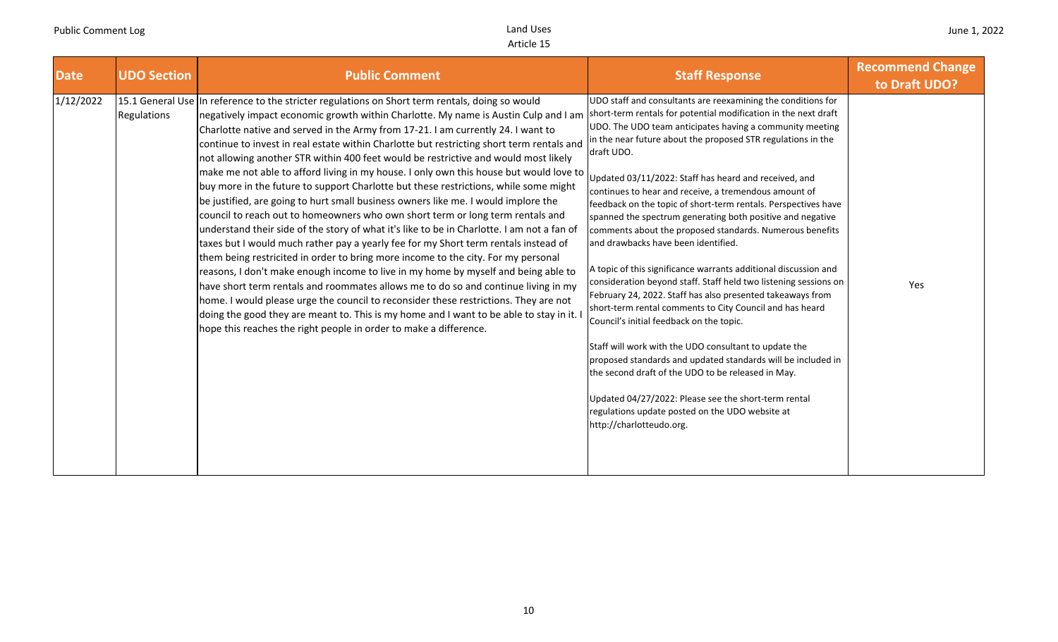| Date | UDO Section | Public Comment | Staff Response | Recommend Change to Draft UDO? |
|---|---|---|---|---|
| 1/12/2022 | 15.1 General Use Regulations | In reference to the stricter regulations on Short term rentals, doing so would negatively impact economic growth within Charlotte. My name is Austin Culp and I am Charlotte native and served in the Army from 17-21. I am currently 24. I want to continue to invest in real estate within Charlotte but restricting short term rentals and not allowing another STR within 400 feet would be restrictive and would most likely make me not able to afford living in my house. I only own this house but would love to buy more in the future to support Charlotte but these restrictions, while some might be justified, are going to hurt small business owners like me. I would implore the council to reach out to homeowners who own short term or long term rentals and understand their side of the story of what it's like to be in Charlotte. I am not a fan of taxes but I would much rather pay a yearly fee for my Short term rentals instead of them being restricited in order to bring more income to the city. For my personal reasons, I don't make enough income to live in my home by myself and being able to have short term rentals and roommates allows me to do so and continue living in my home. I would please urge the council to reconsider these restrictions. They are not doing the good they are meant to. This is my home and I want to be able to stay in it. I hope this reaches the right people in order to make a difference. | UDO staff and consultants are reexamining the conditions for short-term rentals for potential modification in the next draft UDO. The UDO team anticipates having a community meeting in the near future about the proposed STR regulations in the draft UDO.<br><br>Updated 03/11/2022: Staff has heard and received, and continues to hear and receive, a tremendous amount of feedback on the topic of short-term rentals. Perspectives have spanned the spectrum generating both positive and negative comments about the proposed standards. Numerous benefits and drawbacks have been identified.<br><br>A topic of this significance warrants additional discussion and consideration beyond staff. Staff held two listening sessions on February 24, 2022. Staff has also presented takeaways from short-term rental comments to City Council and has heard Council's initial feedback on the topic.<br><br>Staff will work with the UDO consultant to update the proposed standards and updated standards will be included in the second draft of the UDO to be released in May.<br><br>Updated 04/27/2022: Please see the short-term rental regulations update posted on the UDO website at http://charlotteudo.org. | Yes |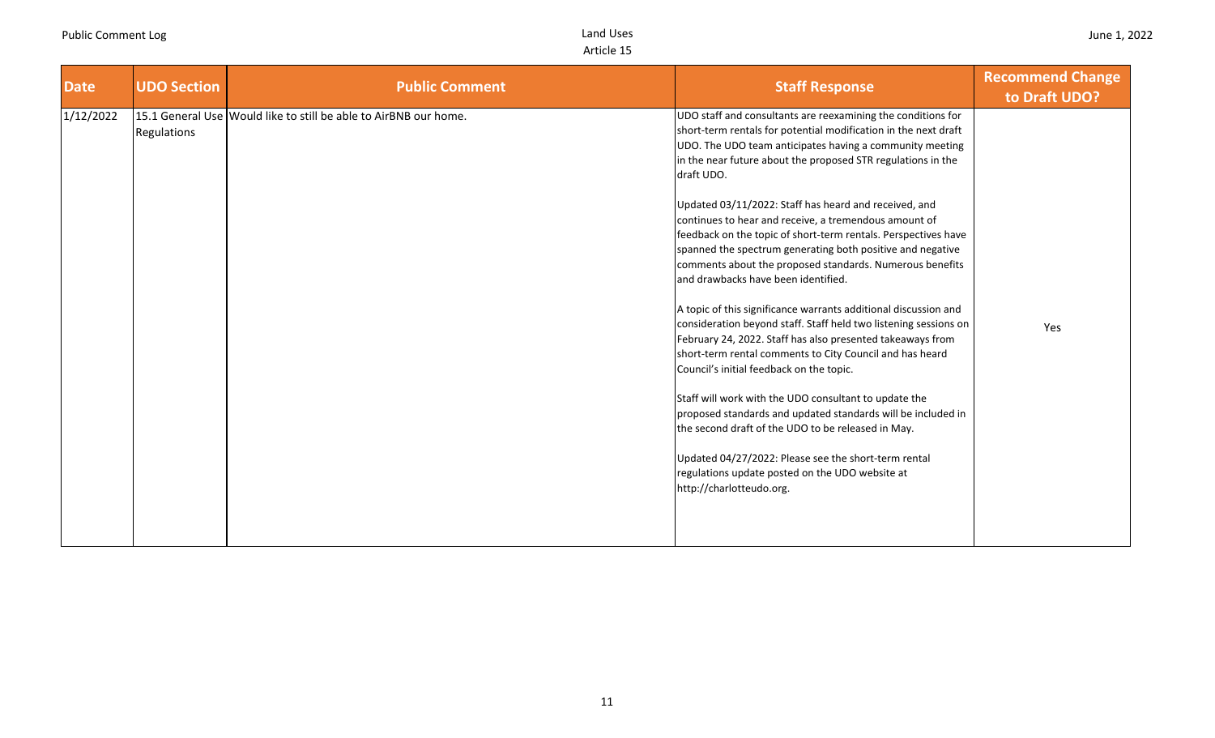| Date | UDO Section | Public Comment | Staff Response | Recommend Change to Draft UDO? |
|---|---|---|---|---|
| 1/12/2022 | 15.1 General Use Regulations | Would like to still be able to AirBNB our home. | UDO staff and consultants are reexamining the conditions for short-term rentals for potential modification in the next draft UDO. The UDO team anticipates having a community meeting in the near future about the proposed STR regulations in the draft UDO.<br><br>Updated 03/11/2022: Staff has heard and received, and continues to hear and receive, a tremendous amount of feedback on the topic of short-term rentals. Perspectives have spanned the spectrum generating both positive and negative comments about the proposed standards. Numerous benefits and drawbacks have been identified.<br><br>A topic of this significance warrants additional discussion and consideration beyond staff. Staff held two listening sessions on February 24, 2022. Staff has also presented takeaways from short-term rental comments to City Council and has heard Council's initial feedback on the topic.<br><br>Staff will work with the UDO consultant to update the proposed standards and updated standards will be included in the second draft of the UDO to be released in May.<br><br>Updated 04/27/2022: Please see the short-term rental regulations update posted on the UDO website at http://charlotteudo.org. | Yes |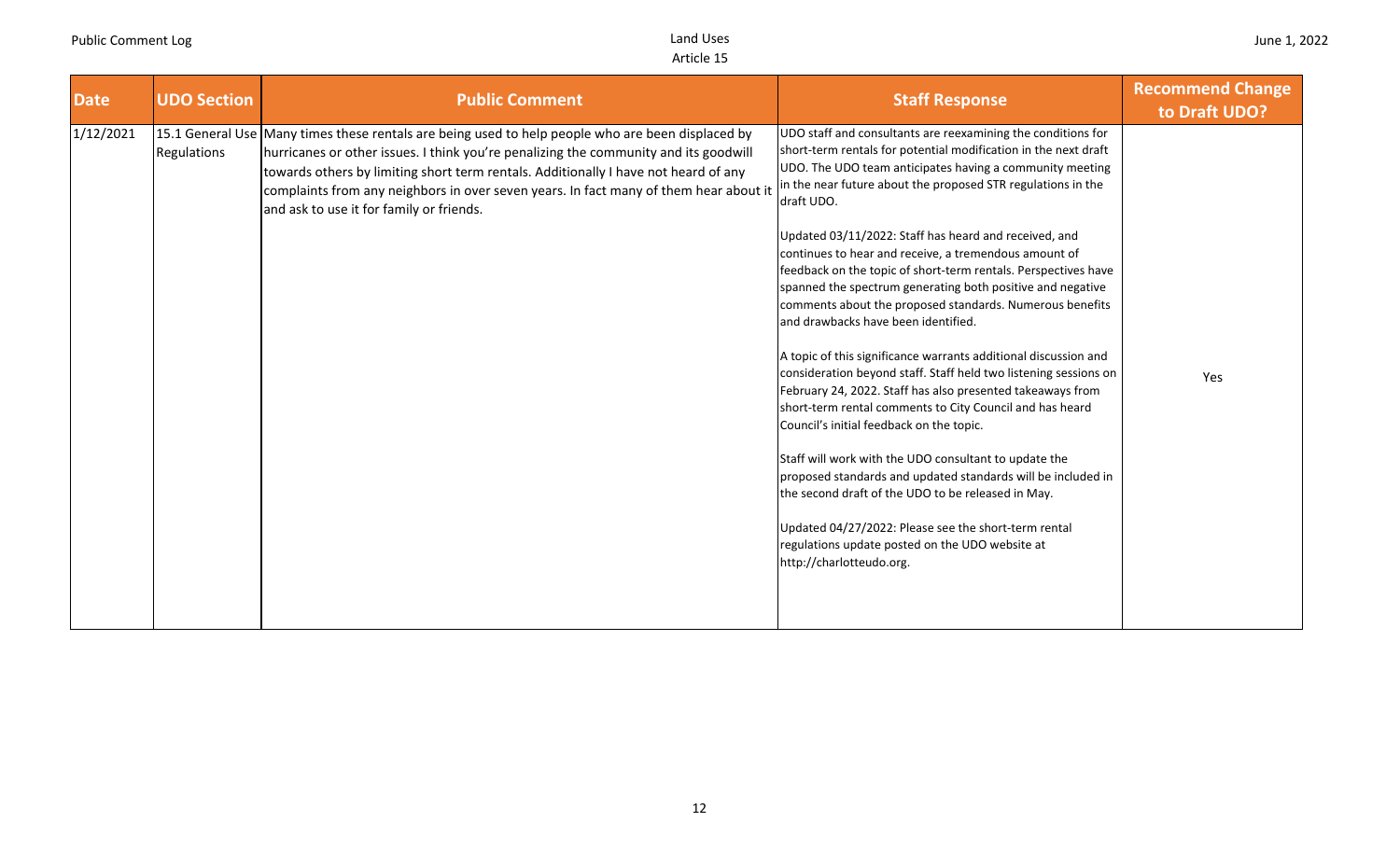| Date | UDO Section | Public Comment | Staff Response | Recommend Change to Draft UDO? |
|---|---|---|---|---|
| 1/12/2021 | 15.1 General Use Regulations | Many times these rentals are being used to help people who are been displaced by hurricanes or other issues. I think you're penalizing the community and its goodwill towards others by limiting short term rentals. Additionally I have not heard of any complaints from any neighbors in over seven years. In fact many of them hear about it and ask to use it for family or friends. | UDO staff and consultants are reexamining the conditions for short-term rentals for potential modification in the next draft UDO. The UDO team anticipates having a community meeting in the near future about the proposed STR regulations in the draft UDO.<br><br>Updated 03/11/2022: Staff has heard and received, and continues to hear and receive, a tremendous amount of feedback on the topic of short-term rentals. Perspectives have spanned the spectrum generating both positive and negative comments about the proposed standards. Numerous benefits and drawbacks have been identified.<br><br>A topic of this significance warrants additional discussion and consideration beyond staff. Staff held two listening sessions on February 24, 2022. Staff has also presented takeaways from short-term rental comments to City Council and has heard Council's initial feedback on the topic.<br><br>Staff will work with the UDO consultant to update the proposed standards and updated standards will be included in the second draft of the UDO to be released in May.<br><br>Updated 04/27/2022: Please see the short-term rental regulations update posted on the UDO website at http://charlotteudo.org. | Yes |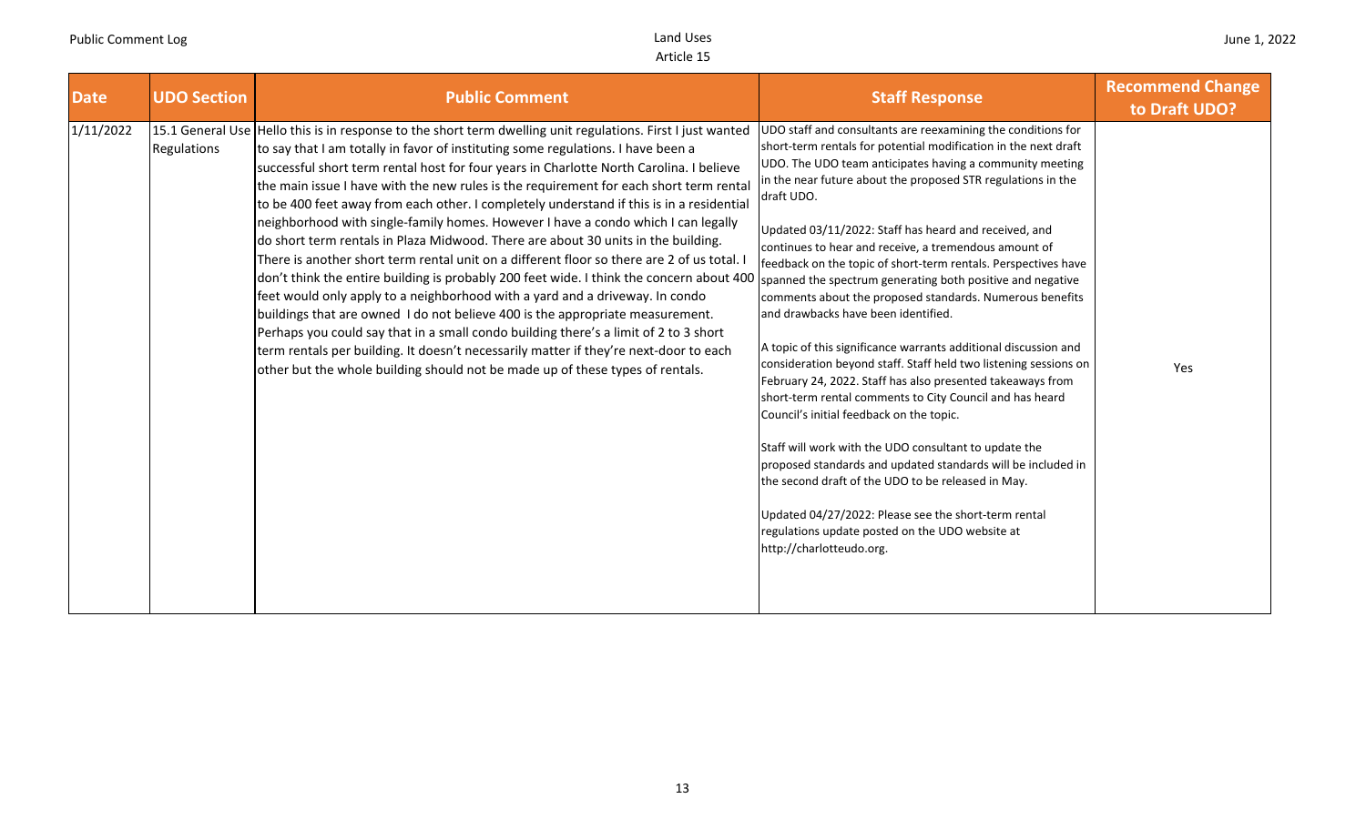| Date | UDO Section | Public Comment | Staff Response | Recommend Change to Draft UDO? |
|---|---|---|---|---|
| 1/11/2022 | 15.1 General Use Regulations | Hello this is in response to the short term dwelling unit regulations. First I just wanted to say that I am totally in favor of instituting some regulations. I have been a successful short term rental host for four years in Charlotte North Carolina. I believe the main issue I have with the new rules is the requirement for each short term rental to be 400 feet away from each other. I completely understand if this is in a residential neighborhood with single-family homes. However I have a condo which I can legally do short term rentals in Plaza Midwood. There are about 30 units in the building. There is another short term rental unit on a different floor so there are 2 of us total. I don't think the entire building is probably 200 feet wide. I think the concern about 400 feet would only apply to a neighborhood with a yard and a driveway. In condo buildings that are owned I do not believe 400 is the appropriate measurement. Perhaps you could say that in a small condo building there's a limit of 2 to 3 short term rentals per building. It doesn't necessarily matter if they're next-door to each other but the whole building should not be made up of these types of rentals. | UDO staff and consultants are reexamining the conditions for short-term rentals for potential modification in the next draft UDO. The UDO team anticipates having a community meeting in the near future about the proposed STR regulations in the draft UDO.<br><br>Updated 03/11/2022: Staff has heard and received, and continues to hear and receive, a tremendous amount of feedback on the topic of short-term rentals. Perspectives have spanned the spectrum generating both positive and negative comments about the proposed standards. Numerous benefits and drawbacks have been identified.<br><br>A topic of this significance warrants additional discussion and consideration beyond staff. Staff held two listening sessions on February 24, 2022. Staff has also presented takeaways from short-term rental comments to City Council and has heard Council's initial feedback on the topic.<br><br>Staff will work with the UDO consultant to update the proposed standards and updated standards will be included in the second draft of the UDO to be released in May.<br><br>Updated 04/27/2022: Please see the short-term rental regulations update posted on the UDO website at http://charlotteudo.org. | Yes |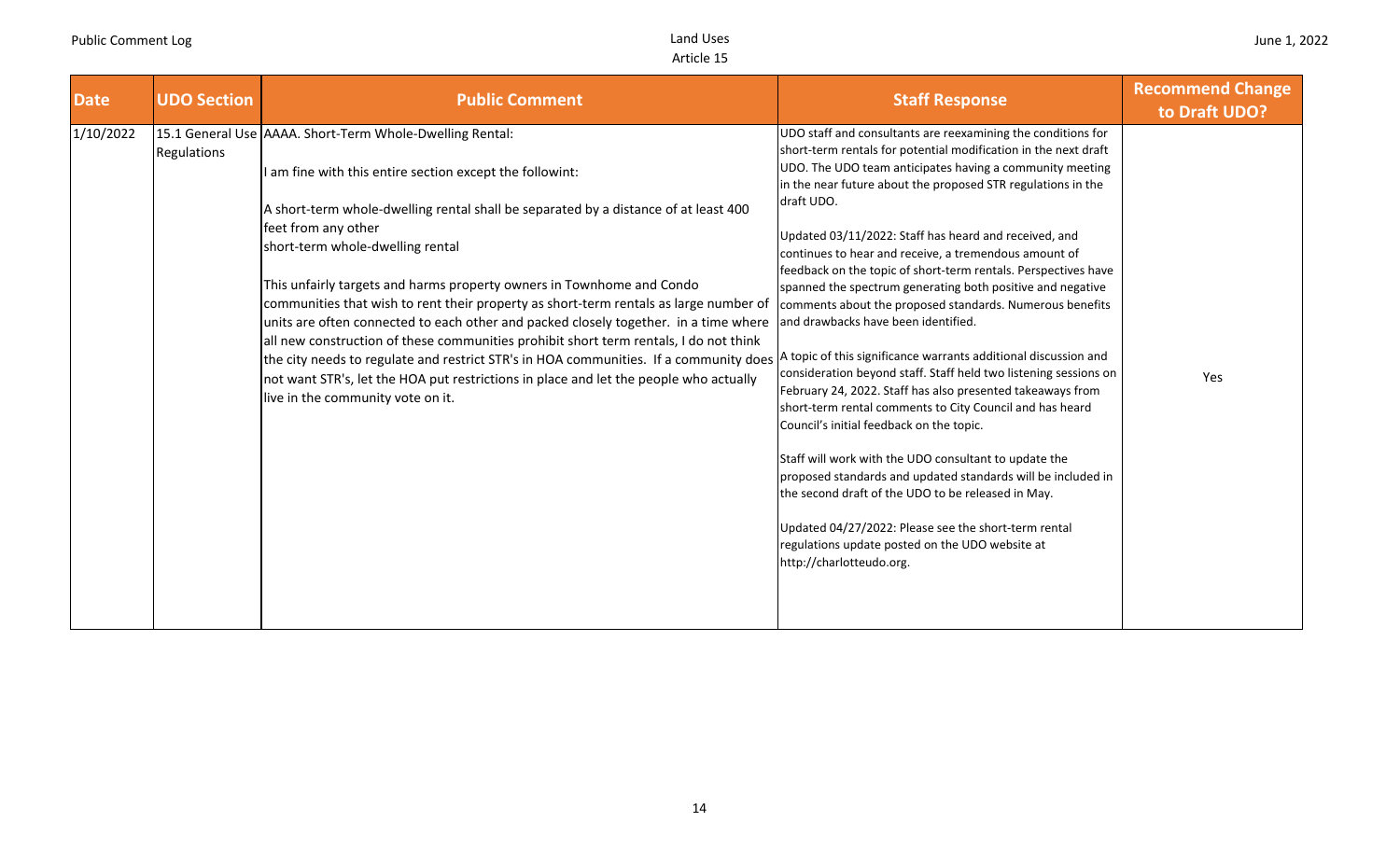| Date | UDO Section | Public Comment | Staff Response | Recommend Change to Draft UDO? |
|---|---|---|---|---|
| 1/10/2022 | 15.1 General Use Regulations | AAAA. Short-Term Whole-Dwelling Rental:<br><br>I am fine with this entire section except the followint:<br><br>A short-term whole-dwelling rental shall be separated by a distance of at least 400 feet from any other short-term whole-dwelling rental<br><br>This unfairly targets and harms property owners in Townhome and Condo communities that wish to rent their property as short-term rentals as large number of units are often connected to each other and packed closely together. in a time where all new construction of these communities prohibit short term rentals, I do not think the city needs to regulate and restrict STR's in HOA communities. If a community does not want STR's, let the HOA put restrictions in place and let the people who actually live in the community vote on it. | UDO staff and consultants are reexamining the conditions for short-term rentals for potential modification in the next draft UDO. The UDO team anticipates having a community meeting in the near future about the proposed STR regulations in the draft UDO.<br><br>Updated 03/11/2022: Staff has heard and received, and continues to hear and receive, a tremendous amount of feedback on the topic of short-term rentals. Perspectives have spanned the spectrum generating both positive and negative comments about the proposed standards. Numerous benefits and drawbacks have been identified.<br><br>A topic of this significance warrants additional discussion and consideration beyond staff. Staff held two listening sessions on February 24, 2022. Staff has also presented takeaways from short-term rental comments to City Council and has heard Council's initial feedback on the topic.<br><br>Staff will work with the UDO consultant to update the proposed standards and updated standards will be included in the second draft of the UDO to be released in May.<br><br>Updated 04/27/2022: Please see the short-term rental regulations update posted on the UDO website at http://charlotteudo.org. | Yes |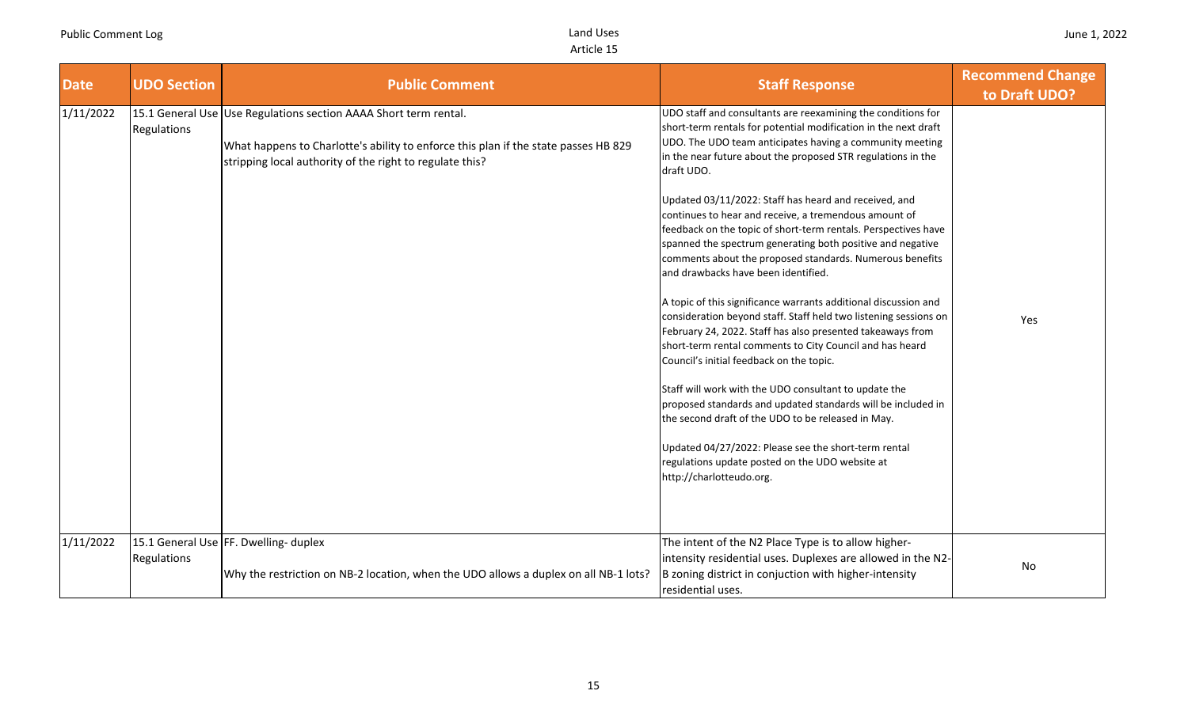| Date | UDO Section | Public Comment | Staff Response | Recommend Change to Draft UDO? |
|---|---|---|---|---|
| 1/11/2022 | 15.1 General Use Regulations | Use Regulations section AAAA Short term rental.<br><br>What happens to Charlotte's ability to enforce this plan if the state passes HB 829 stripping local authority of the right to regulate this? | UDO staff and consultants are reexamining the conditions for short-term rentals for potential modification in the next draft UDO. The UDO team anticipates having a community meeting in the near future about the proposed STR regulations in the draft UDO.<br><br>Updated 03/11/2022: Staff has heard and received, and continues to hear and receive, a tremendous amount of feedback on the topic of short-term rentals. Perspectives have spanned the spectrum generating both positive and negative comments about the proposed standards. Numerous benefits and drawbacks have been identified.<br><br>A topic of this significance warrants additional discussion and consideration beyond staff. Staff held two listening sessions on February 24, 2022. Staff has also presented takeaways from short-term rental comments to City Council and has heard Council's initial feedback on the topic.<br><br>Staff will work with the UDO consultant to update the proposed standards and updated standards will be included in the second draft of the UDO to be released in May.<br><br>Updated 04/27/2022: Please see the short-term rental regulations update posted on the UDO website at http://charlotteudo.org. | Yes |
| 1/11/2022 | 15.1 General Use Regulations | FF. Dwelling- duplex<br><br>Why the restriction on NB-2 location, when the UDO allows a duplex on all NB-1 lots? | The intent of the N2 Place Type is to allow higher-intensity residential uses. Duplexes are allowed in the N2-B zoning district in conjuction with higher-intensity residential uses. | No |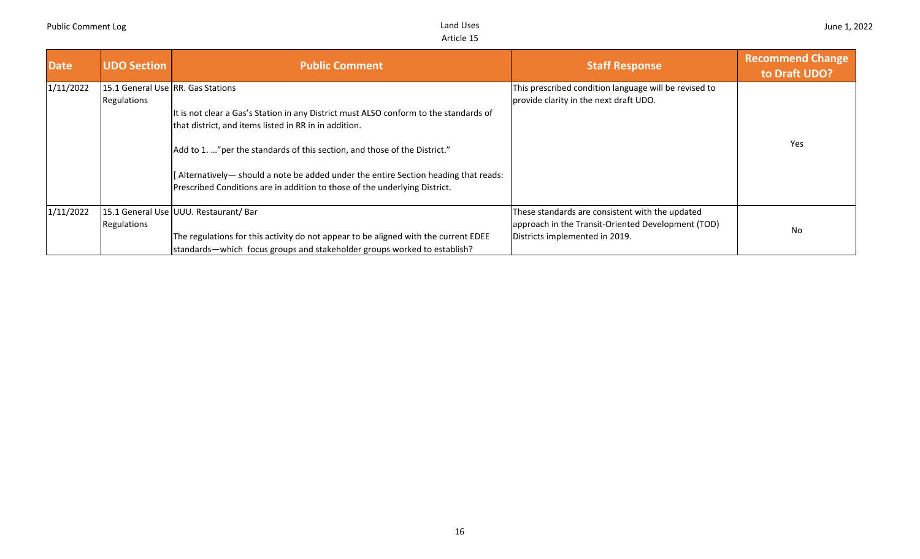| Date | UDO Section | Public Comment | Staff Response | Recommend Change to Draft UDO? |
|---|---|---|---|---|
| 1/11/2022 | 15.1 General Use Regulations | RR. Gas Stations<br><br>It is not clear a Gas's Station in any District must ALSO conform to the standards of that district, and items listed in RR in in addition.<br><br>Add to 1. …"per the standards of this section, and those of the District."<br><br>[ Alternatively— should a note be added under the entire Section heading that reads: Prescribed Conditions are in addition to those of the underlying District. | This prescribed condition language will be revised to provide clarity in the next draft UDO. | Yes |
| 1/11/2022 | 15.1 General Use Regulations | UUU. Restaurant/ Bar<br><br>The regulations for this activity do not appear to be aligned with the current EDEE standards—which focus groups and stakeholder groups worked to establish? | These standards are consistent with the updated approach in the Transit-Oriented Development (TOD) Districts implemented in 2019. | No |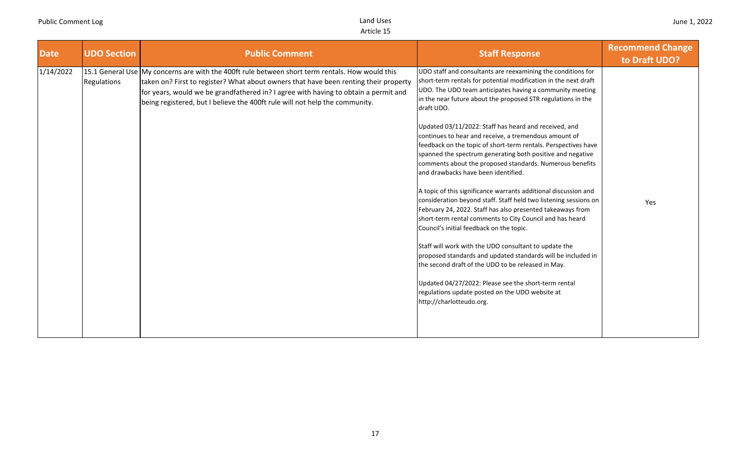| Date | UDO Section | Public Comment | Staff Response | Recommend Change to Draft UDO? |
| --- | --- | --- | --- | --- |
| 1/14/2022 | 15.1 General Use Regulations | My concerns are with the 400ft rule between short term rentals. How would this taken on? First to register? What about owners that have been renting their property for years, would we be grandfathered in? I agree with having to obtain a permit and being registered, but I believe the 400ft rule will not help the community. | UDO staff and consultants are reexamining the conditions for short-term rentals for potential modification in the next draft UDO. The UDO team anticipates having a community meeting in the near future about the proposed STR regulations in the draft UDO.<br><br>Updated 03/11/2022: Staff has heard and received, and continues to hear and receive, a tremendous amount of feedback on the topic of short-term rentals. Perspectives have spanned the spectrum generating both positive and negative comments about the proposed standards. Numerous benefits and drawbacks have been identified.<br><br>A topic of this significance warrants additional discussion and consideration beyond staff. Staff held two listening sessions on February 24, 2022. Staff has also presented takeaways from short-term rental comments to City Council and has heard Council's initial feedback on the topic.<br><br>Staff will work with the UDO consultant to update the proposed standards and updated standards will be included in the second draft of the UDO to be released in May.<br><br>Updated 04/27/2022: Please see the short-term rental regulations update posted on the UDO website at http://charlotteudo.org. | Yes |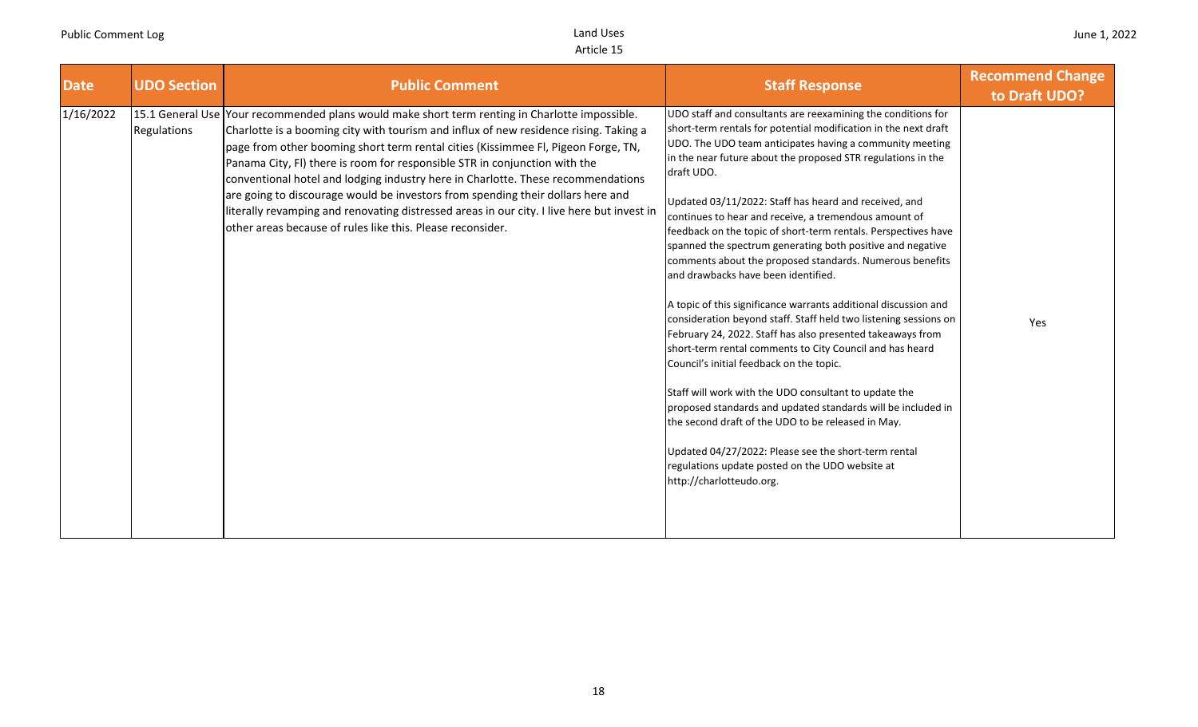| Date | UDO Section | Public Comment | Staff Response | Recommend Change to Draft UDO? |
|---|---|---|---|---|
| 1/16/2022 | 15.1 General Use Regulations | Your recommended plans would make short term renting in Charlotte impossible. Charlotte is a booming city with tourism and influx of new residence rising. Taking a page from other booming short term rental cities (Kissimmee Fl, Pigeon Forge, TN, Panama City, Fl) there is room for responsible STR in conjunction with the conventional hotel and lodging industry here in Charlotte. These recommendations are going to discourage would be investors from spending their dollars here and literally revamping and renovating distressed areas in our city. I live here but invest in other areas because of rules like this. Please reconsider. | UDO staff and consultants are reexamining the conditions for short-term rentals for potential modification in the next draft UDO. The UDO team anticipates having a community meeting in the near future about the proposed STR regulations in the draft UDO.<br><br>Updated 03/11/2022: Staff has heard and received, and continues to hear and receive, a tremendous amount of feedback on the topic of short-term rentals. Perspectives have spanned the spectrum generating both positive and negative comments about the proposed standards. Numerous benefits and drawbacks have been identified.<br><br>A topic of this significance warrants additional discussion and consideration beyond staff. Staff held two listening sessions on February 24, 2022. Staff has also presented takeaways from short-term rental comments to City Council and has heard Council's initial feedback on the topic.<br><br>Staff will work with the UDO consultant to update the proposed standards and updated standards will be included in the second draft of the UDO to be released in May.<br><br>Updated 04/27/2022: Please see the short-term rental regulations update posted on the UDO website at http://charlotteudo.org. | Yes |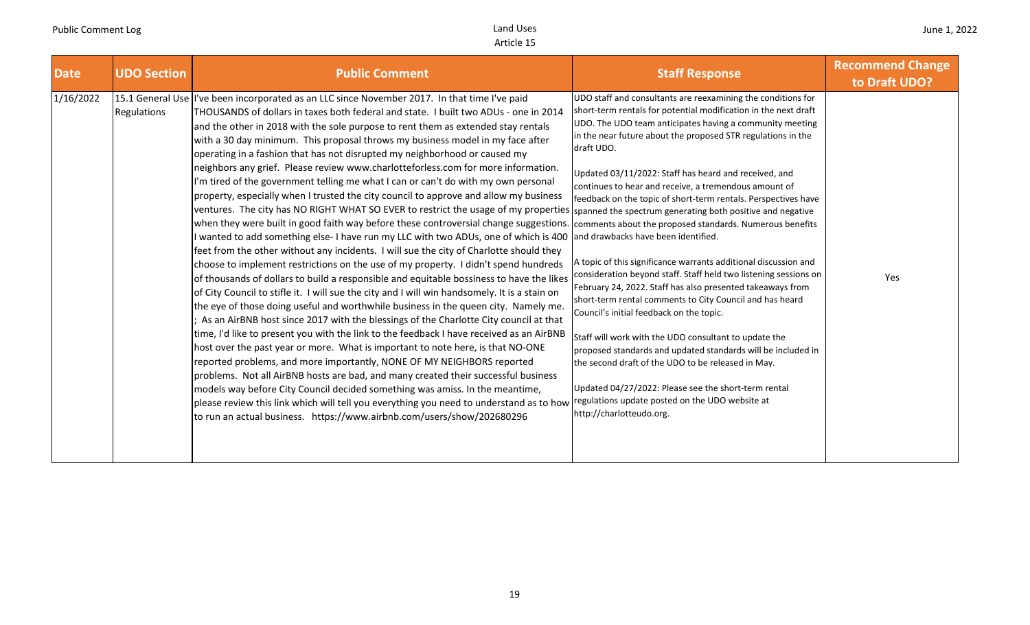| Date | UDO Section | Public Comment | Staff Response | Recommend Change to Draft UDO? |
|---|---|---|---|---|
| 1/16/2022 | 15.1 General Use Regulations | I've been incorporated as an LLC since November 2017. In that time I've paid THOUSANDS of dollars in taxes both federal and state. I built two ADUs - one in 2014 and the other in 2018 with the sole purpose to rent them as extended stay rentals with a 30 day minimum. This proposal throws my business model in my face after operating in a fashion that has not disrupted my neighborhood or caused my neighbors any grief. Please review www.charlotteforless.com for more information. I'm tired of the government telling me what I can or can't do with my own personal property, especially when I trusted the city council to approve and allow my business ventures. The city has NO RIGHT WHAT SO EVER to restrict the usage of my properties when they were built in good faith way before these controversial change suggestions. I wanted to add something else- I have run my LLC with two ADUs, one of which is 400 feet from the other without any incidents. I will sue the city of Charlotte should they choose to implement restrictions on the use of my property. I didn't spend hundreds of thousands of dollars to build a responsible and equitable bossiness to have the likes of City Council to stifle it. I will sue the city and I will win handsomely. It is a stain on the eye of those doing useful and worthwhile business in the queen city. Namely me. ; As an AirBNB host since 2017 with the blessings of the Charlotte City council at that time, I'd like to present you with the link to the feedback I have received as an AirBNB host over the past year or more. What is important to note here, is that NO-ONE reported problems, and more importantly, NONE OF MY NEIGHBORS reported problems. Not all AirBNB hosts are bad, and many created their successful business models way before City Council decided something was amiss. In the meantime, please review this link which will tell you everything you need to understand as to how to run an actual business. https://www.airbnb.com/users/show/202680296 | UDO staff and consultants are reexamining the conditions for short-term rentals for potential modification in the next draft UDO. The UDO team anticipates having a community meeting in the near future about the proposed STR regulations in the draft UDO.<br><br>Updated 03/11/2022: Staff has heard and received, and continues to hear and receive, a tremendous amount of feedback on the topic of short-term rentals. Perspectives have spanned the spectrum generating both positive and negative comments about the proposed standards. Numerous benefits and drawbacks have been identified.<br><br>A topic of this significance warrants additional discussion and consideration beyond staff. Staff held two listening sessions on February 24, 2022. Staff has also presented takeaways from short-term rental comments to City Council and has heard Council's initial feedback on the topic.<br><br>Staff will work with the UDO consultant to update the proposed standards and updated standards will be included in the second draft of the UDO to be released in May.<br><br>Updated 04/27/2022: Please see the short-term rental regulations update posted on the UDO website at http://charlotteudo.org. | Yes |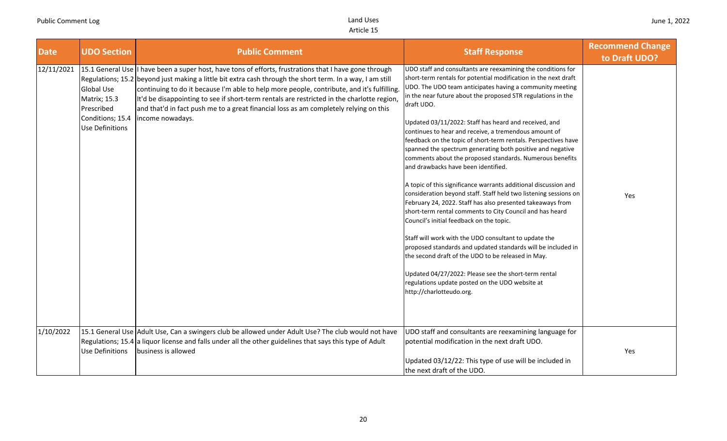| Date | UDO Section | Public Comment | Staff Response | Recommend Change to Draft UDO? |
| --- | --- | --- | --- | --- |
| 12/11/2021 | 15.1 General Use Regulations; 15.2 Global Use Matrix; 15.3 Prescribed Conditions; 15.4 Use Definitions | I have been a super host, have tons of efforts, frustrations that I have gone through beyond just making a little bit extra cash through the short term. In a way, I am still continuing to do it because I'm able to help more people, contribute, and it's fulfilling. It'd be disappointing to see if short-term rentals are restricted in the charlotte region, and that'd in fact push me to a great financial loss as am completely relying on this income nowadays. | UDO staff and consultants are reexamining the conditions for short-term rentals for potential modification in the next draft UDO. The UDO team anticipates having a community meeting in the near future about the proposed STR regulations in the draft UDO.<br><br>Updated 03/11/2022: Staff has heard and received, and continues to hear and receive, a tremendous amount of feedback on the topic of short-term rentals. Perspectives have spanned the spectrum generating both positive and negative comments about the proposed standards. Numerous benefits and drawbacks have been identified.<br><br>A topic of this significance warrants additional discussion and consideration beyond staff. Staff held two listening sessions on February 24, 2022. Staff has also presented takeaways from short-term rental comments to City Council and has heard Council's initial feedback on the topic.<br><br>Staff will work with the UDO consultant to update the proposed standards and updated standards will be included in the second draft of the UDO to be released in May.<br><br>Updated 04/27/2022: Please see the short-term rental regulations update posted on the UDO website at http://charlotteudo.org. | Yes |
| 1/10/2022 | 15.1 General Use Regulations; 15.4 Use Definitions | Adult Use, Can a swingers club be allowed under Adult Use? The club would not have a liquor license and falls under all the other guidelines that says this type of Adult business is allowed | UDO staff and consultants are reexamining language for potential modification in the next draft UDO.<br><br>Updated 03/12/22: This type of use will be included in the next draft of the UDO. | Yes |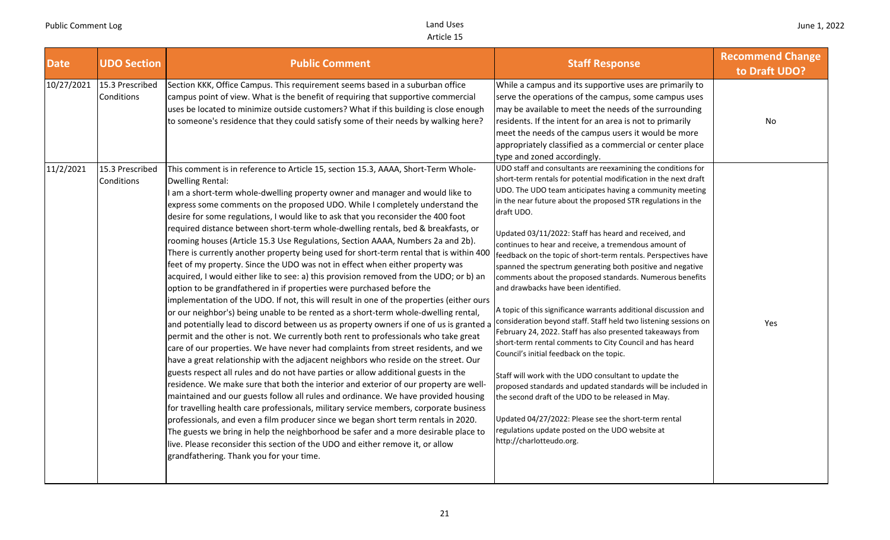| Date | UDO Section | Public Comment | Staff Response | Recommend Change to Draft UDO? |
|---|---|---|---|---|
| 10/27/2021 | 15.3 Prescribed Conditions | Section KKK, Office Campus. This requirement seems based in a suburban office campus point of view. What is the benefit of requiring that supportive commercial uses be located to minimize outside customers? What if this building is close enough to someone's residence that they could satisfy some of their needs by walking here? | While a campus and its supportive uses are primarily to serve the operations of the campus, some campus uses may be available to meet the needs of the surrounding residents. If the intent for an area is not to primarily meet the needs of the campus users it would be more appropriately classified as a commercial or center place type and zoned accordingly. | No |
| 11/2/2021 | 15.3 Prescribed Conditions | This comment is in reference to Article 15, section 15.3, AAAA, Short-Term Whole-Dwelling Rental:<br>I am a short-term whole-dwelling property owner and manager and would like to express some comments on the proposed UDO. While I completely understand the desire for some regulations, I would like to ask that you reconsider the 400 foot required distance between short-term whole-dwelling rentals, bed & breakfasts, or rooming houses (Article 15.3 Use Regulations, Section AAAA, Numbers 2a and 2b). There is currently another property being used for short-term rental that is within 400 feet of my property. Since the UDO was not in effect when either property was acquired, I would either like to see: a) this provision removed from the UDO; or b) an option to be grandfathered in if properties were purchased before the implementation of the UDO. If not, this will result in one of the properties (either ours or our neighbor's) being unable to be rented as a short-term whole-dwelling rental, and potentially lead to discord between us as property owners if one of us is granted a permit and the other is not. We currently both rent to professionals who take great care of our properties. We have never had complaints from street residents, and we have a great relationship with the adjacent neighbors who reside on the street. Our guests respect all rules and do not have parties or allow additional guests in the residence. We make sure that both the interior and exterior of our property are well-maintained and our guests follow all rules and ordinance. We have provided housing for travelling health care professionals, military service members, corporate business professionals, and even a film producer since we began short term rentals in 2020. The guests we bring in help the neighborhood be safer and a more desirable place to live. Please reconsider this section of the UDO and either remove it, or allow grandfathering. Thank you for your time. | UDO staff and consultants are reexamining the conditions for short-term rentals for potential modification in the next draft UDO. The UDO team anticipates having a community meeting in the near future about the proposed STR regulations in the draft UDO.<br><br>Updated 03/11/2022: Staff has heard and received, and continues to hear and receive, a tremendous amount of feedback on the topic of short-term rentals. Perspectives have spanned the spectrum generating both positive and negative comments about the proposed standards. Numerous benefits and drawbacks have been identified.<br><br>A topic of this significance warrants additional discussion and consideration beyond staff. Staff held two listening sessions on February 24, 2022. Staff has also presented takeaways from short-term rental comments to City Council and has heard Council's initial feedback on the topic.<br><br>Staff will work with the UDO consultant to update the proposed standards and updated standards will be included in the second draft of the UDO to be released in May.<br><br>Updated 04/27/2022: Please see the short-term rental regulations update posted on the UDO website at http://charlotteudo.org. | Yes |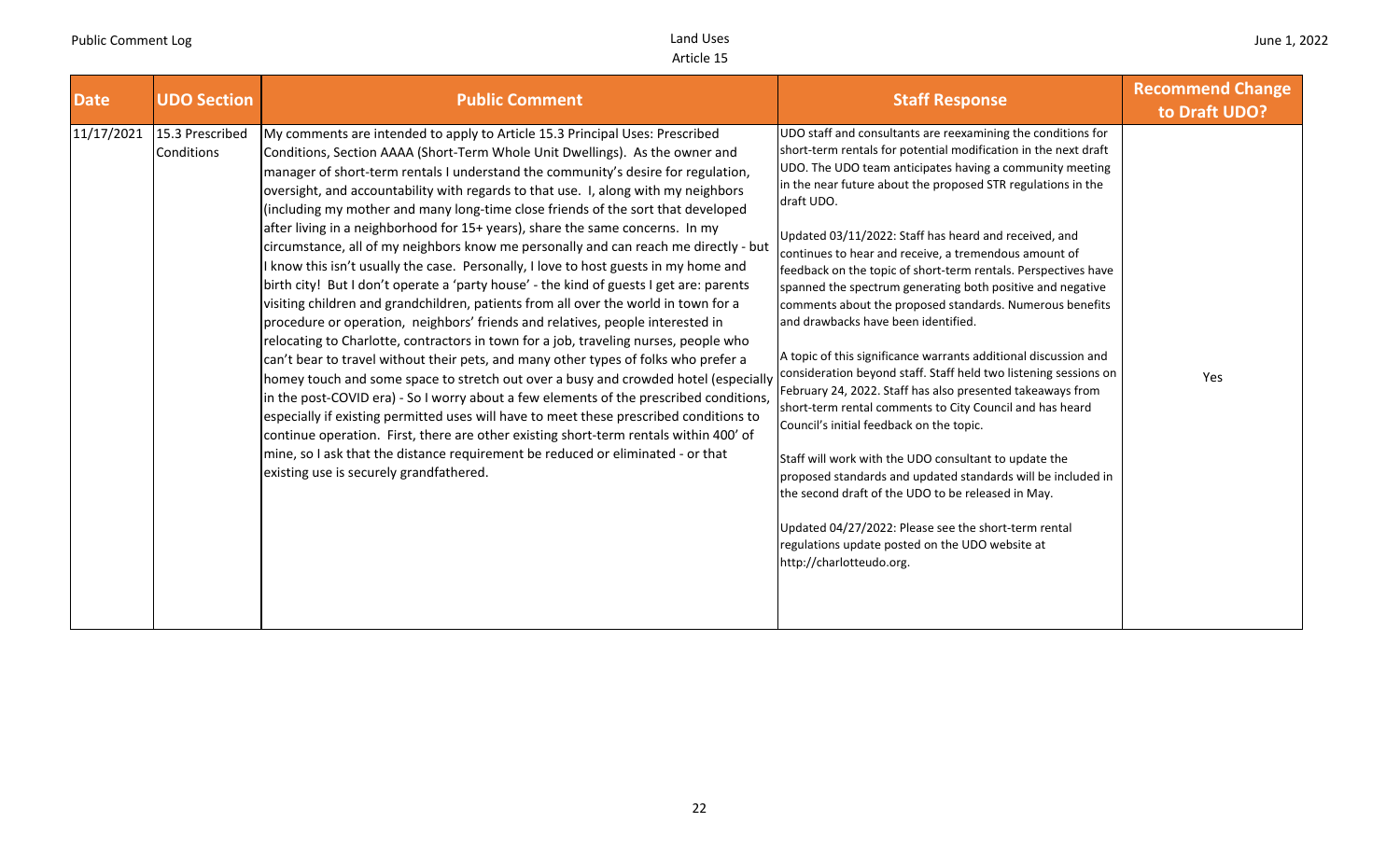| Date | UDO Section | Public Comment | Staff Response | Recommend Change to Draft UDO? |
|---|---|---|---|---|
| 11/17/2021 | 15.3 Prescribed Conditions | My comments are intended to apply to Article 15.3 Principal Uses: Prescribed Conditions, Section AAAA (Short-Term Whole Unit Dwellings). As the owner and manager of short-term rentals I understand the community's desire for regulation, oversight, and accountability with regards to that use. I, along with my neighbors (including my mother and many long-time close friends of the sort that developed after living in a neighborhood for 15+ years), share the same concerns. In my circumstance, all of my neighbors know me personally and can reach me directly - but I know this isn't usually the case. Personally, I love to host guests in my home and birth city! But I don't operate a 'party house' - the kind of guests I get are: parents visiting children and grandchildren, patients from all over the world in town for a procedure or operation, neighbors' friends and relatives, people interested in relocating to Charlotte, contractors in town for a job, traveling nurses, people who can't bear to travel without their pets, and many other types of folks who prefer a homey touch and some space to stretch out over a busy and crowded hotel (especially in the post-COVID era) - So I worry about a few elements of the prescribed conditions, especially if existing permitted uses will have to meet these prescribed conditions to continue operation. First, there are other existing short-term rentals within 400' of mine, so I ask that the distance requirement be reduced or eliminated - or that existing use is securely grandfathered. | UDO staff and consultants are reexamining the conditions for short-term rentals for potential modification in the next draft UDO. The UDO team anticipates having a community meeting in the near future about the proposed STR regulations in the draft UDO.<br><br>Updated 03/11/2022: Staff has heard and received, and continues to hear and receive, a tremendous amount of feedback on the topic of short-term rentals. Perspectives have spanned the spectrum generating both positive and negative comments about the proposed standards. Numerous benefits and drawbacks have been identified.<br><br>A topic of this significance warrants additional discussion and consideration beyond staff. Staff held two listening sessions on February 24, 2022. Staff has also presented takeaways from short-term rental comments to City Council and has heard Council's initial feedback on the topic.<br><br>Staff will work with the UDO consultant to update the proposed standards and updated standards will be included in the second draft of the UDO to be released in May.<br><br>Updated 04/27/2022: Please see the short-term rental regulations update posted on the UDO website at http://charlotteudo.org. | Yes |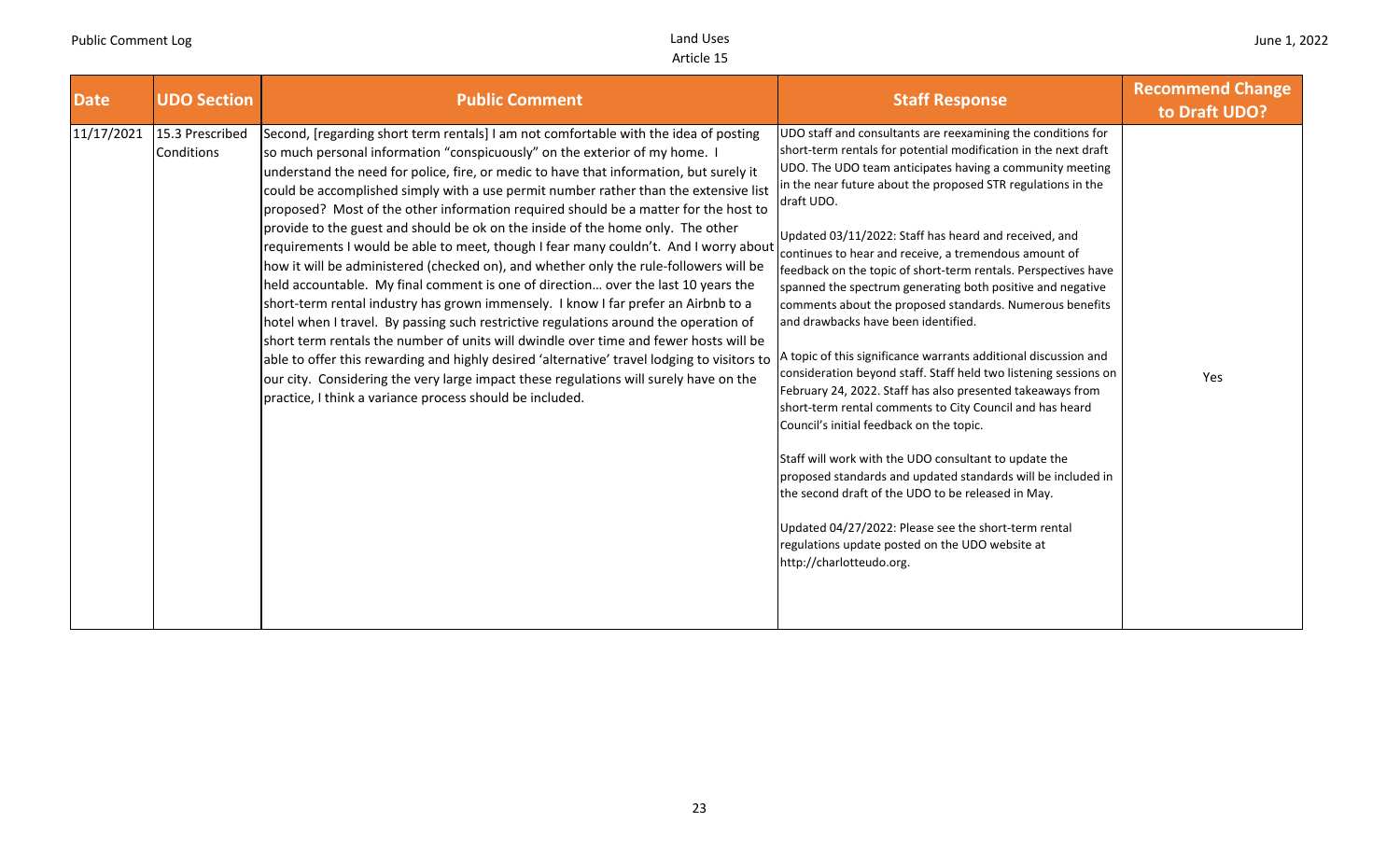| Date | UDO Section | Public Comment | Staff Response | Recommend Change to Draft UDO? |
|---|---|---|---|---|
| 11/17/2021 | 15.3 Prescribed Conditions | Second, [regarding short term rentals] I am not comfortable with the idea of posting so much personal information "conspicuously" on the exterior of my home. I understand the need for police, fire, or medic to have that information, but surely it could be accomplished simply with a use permit number rather than the extensive list proposed? Most of the other information required should be a matter for the host to provide to the guest and should be ok on the inside of the home only. The other requirements I would be able to meet, though I fear many couldn't. And I worry about how it will be administered (checked on), and whether only the rule-followers will be held accountable. My final comment is one of direction… over the last 10 years the short-term rental industry has grown immensely. I know I far prefer an Airbnb to a hotel when I travel. By passing such restrictive regulations around the operation of short term rentals the number of units will dwindle over time and fewer hosts will be able to offer this rewarding and highly desired 'alternative' travel lodging to visitors to our city. Considering the very large impact these regulations will surely have on the practice, I think a variance process should be included. | UDO staff and consultants are reexamining the conditions for short-term rentals for potential modification in the next draft UDO. The UDO team anticipates having a community meeting in the near future about the proposed STR regulations in the draft UDO.<br><br>Updated 03/11/2022: Staff has heard and received, and continues to hear and receive, a tremendous amount of feedback on the topic of short-term rentals. Perspectives have spanned the spectrum generating both positive and negative comments about the proposed standards. Numerous benefits and drawbacks have been identified.<br><br>A topic of this significance warrants additional discussion and consideration beyond staff. Staff held two listening sessions on February 24, 2022. Staff has also presented takeaways from short-term rental comments to City Council and has heard Council's initial feedback on the topic.<br><br>Staff will work with the UDO consultant to update the proposed standards and updated standards will be included in the second draft of the UDO to be released in May.<br><br>Updated 04/27/2022: Please see the short-term rental regulations update posted on the UDO website at http://charlotteudo.org. | Yes |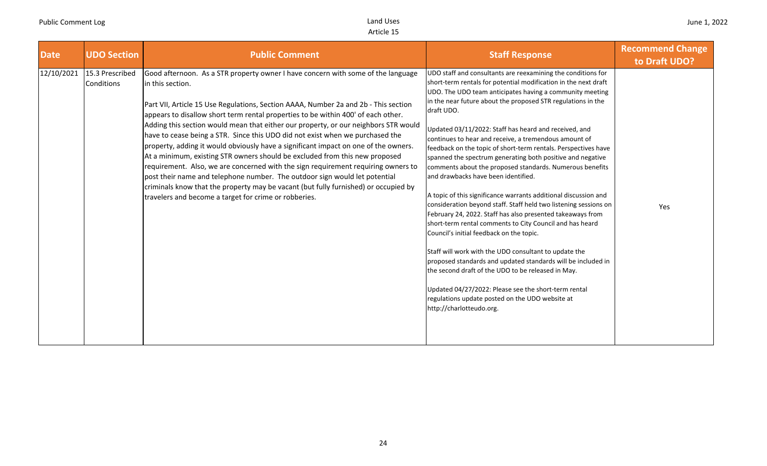| Date | UDO Section | Public Comment | Staff Response | Recommend Change to Draft UDO? |
|---|---|---|---|---|
| 12/10/2021 | 15.3 Prescribed Conditions | Good afternoon. As a STR property owner I have concern with some of the language in this section.<br><br>Part VII, Article 15 Use Regulations, Section AAAA, Number 2a and 2b - This section appears to disallow short term rental properties to be within 400' of each other. Adding this section would mean that either our property, or our neighbors STR would have to cease being a STR. Since this UDO did not exist when we purchased the property, adding it would obviously have a significant impact on one of the owners. At a minimum, existing STR owners should be excluded from this new proposed requirement. Also, we are concerned with the sign requirement requiring owners to post their name and telephone number. The outdoor sign would let potential criminals know that the property may be vacant (but fully furnished) or occupied by travelers and become a target for crime or robberies. | UDO staff and consultants are reexamining the conditions for short-term rentals for potential modification in the next draft UDO. The UDO team anticipates having a community meeting in the near future about the proposed STR regulations in the draft UDO.<br><br>Updated 03/11/2022: Staff has heard and received, and continues to hear and receive, a tremendous amount of feedback on the topic of short-term rentals. Perspectives have spanned the spectrum generating both positive and negative comments about the proposed standards. Numerous benefits and drawbacks have been identified.<br><br>A topic of this significance warrants additional discussion and consideration beyond staff. Staff held two listening sessions on February 24, 2022. Staff has also presented takeaways from short-term rental comments to City Council and has heard Council's initial feedback on the topic.<br><br>Staff will work with the UDO consultant to update the proposed standards and updated standards will be included in the second draft of the UDO to be released in May.<br><br>Updated 04/27/2022: Please see the short-term rental regulations update posted on the UDO website at http://charlotteudo.org. | Yes |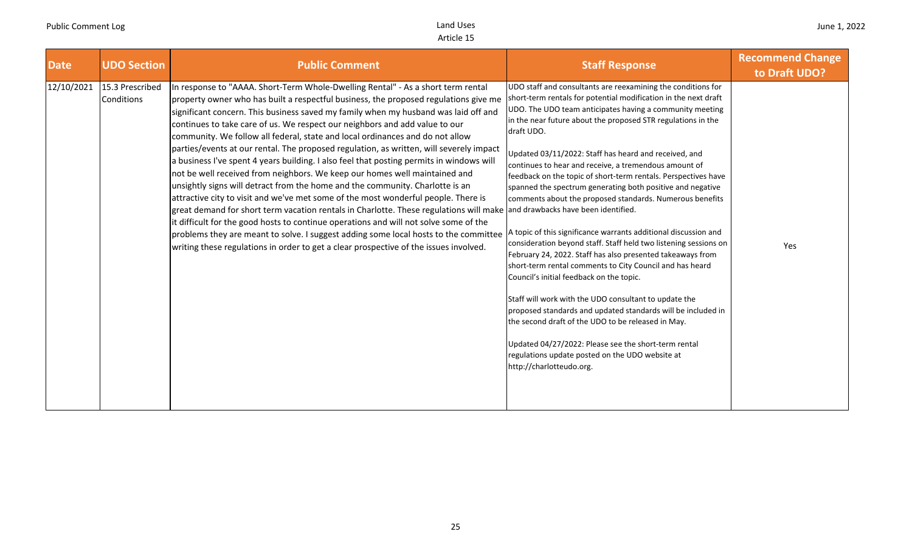| Date | UDO Section | Public Comment | Staff Response | Recommend Change to Draft UDO? |
| --- | --- | --- | --- | --- |
| 12/10/2021 | 15.3 Prescribed Conditions | In response to "AAAA. Short-Term Whole-Dwelling Rental" - As a short term rental property owner who has built a respectful business, the proposed regulations give me significant concern. This business saved my family when my husband was laid off and continues to take care of us. We respect our neighbors and add value to our community. We follow all federal, state and local ordinances and do not allow parties/events at our rental. The proposed regulation, as written, will severely impact a business I've spent 4 years building. I also feel that posting permits in windows will not be well received from neighbors. We keep our homes well maintained and unsightly signs will detract from the home and the community. Charlotte is an attractive city to visit and we've met some of the most wonderful people. There is great demand for short term vacation rentals in Charlotte. These regulations will make it difficult for the good hosts to continue operations and will not solve some of the problems they are meant to solve. I suggest adding some local hosts to the committee writing these regulations in order to get a clear prospective of the issues involved. | UDO staff and consultants are reexamining the conditions for short-term rentals for potential modification in the next draft UDO. The UDO team anticipates having a community meeting in the near future about the proposed STR regulations in the draft UDO.<br><br>Updated 03/11/2022: Staff has heard and received, and continues to hear and receive, a tremendous amount of feedback on the topic of short-term rentals. Perspectives have spanned the spectrum generating both positive and negative comments about the proposed standards. Numerous benefits and drawbacks have been identified.<br><br>A topic of this significance warrants additional discussion and consideration beyond staff. Staff held two listening sessions on February 24, 2022. Staff has also presented takeaways from short-term rental comments to City Council and has heard Council's initial feedback on the topic.<br><br>Staff will work with the UDO consultant to update the proposed standards and updated standards will be included in the second draft of the UDO to be released in May.<br><br>Updated 04/27/2022: Please see the short-term rental regulations update posted on the UDO website at http://charlotteudo.org. | Yes |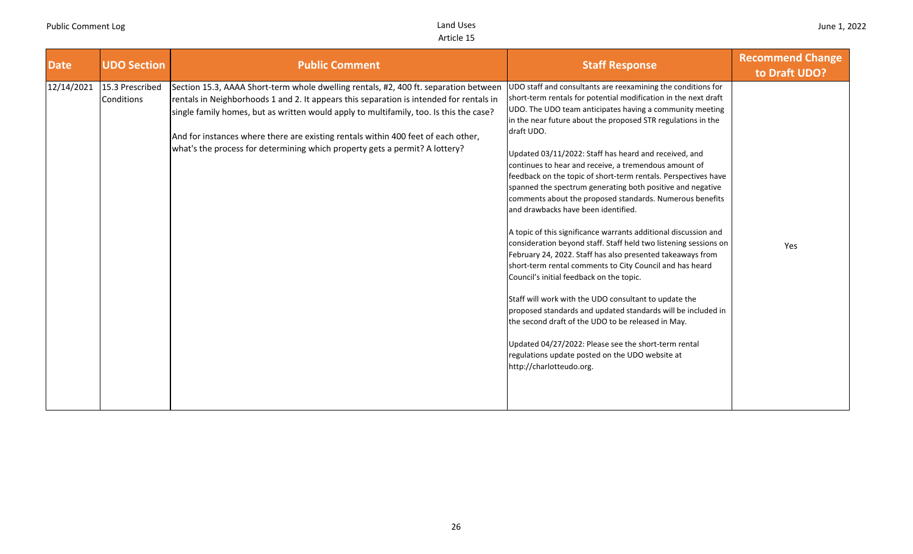| Date | UDO Section | Public Comment | Staff Response | Recommend Change to Draft UDO? |
|---|---|---|---|---|
| 12/14/2021 | 15.3 Prescribed Conditions | Section 15.3, AAAA Short-term whole dwelling rentals, #2, 400 ft. separation between rentals in Neighborhoods 1 and 2. It appears this separation is intended for rentals in single family homes, but as written would apply to multifamily, too. Is this the case?<br><br>And for instances where there are existing rentals within 400 feet of each other, what's the process for determining which property gets a permit? A lottery? | UDO staff and consultants are reexamining the conditions for short-term rentals for potential modification in the next draft UDO. The UDO team anticipates having a community meeting in the near future about the proposed STR regulations in the draft UDO.<br><br>Updated 03/11/2022: Staff has heard and received, and continues to hear and receive, a tremendous amount of feedback on the topic of short-term rentals. Perspectives have spanned the spectrum generating both positive and negative comments about the proposed standards. Numerous benefits and drawbacks have been identified.<br><br>A topic of this significance warrants additional discussion and consideration beyond staff. Staff held two listening sessions on February 24, 2022. Staff has also presented takeaways from short-term rental comments to City Council and has heard Council's initial feedback on the topic.<br><br>Staff will work with the UDO consultant to update the proposed standards and updated standards will be included in the second draft of the UDO to be released in May.<br><br>Updated 04/27/2022: Please see the short-term rental regulations update posted on the UDO website at http://charlotteudo.org. | Yes |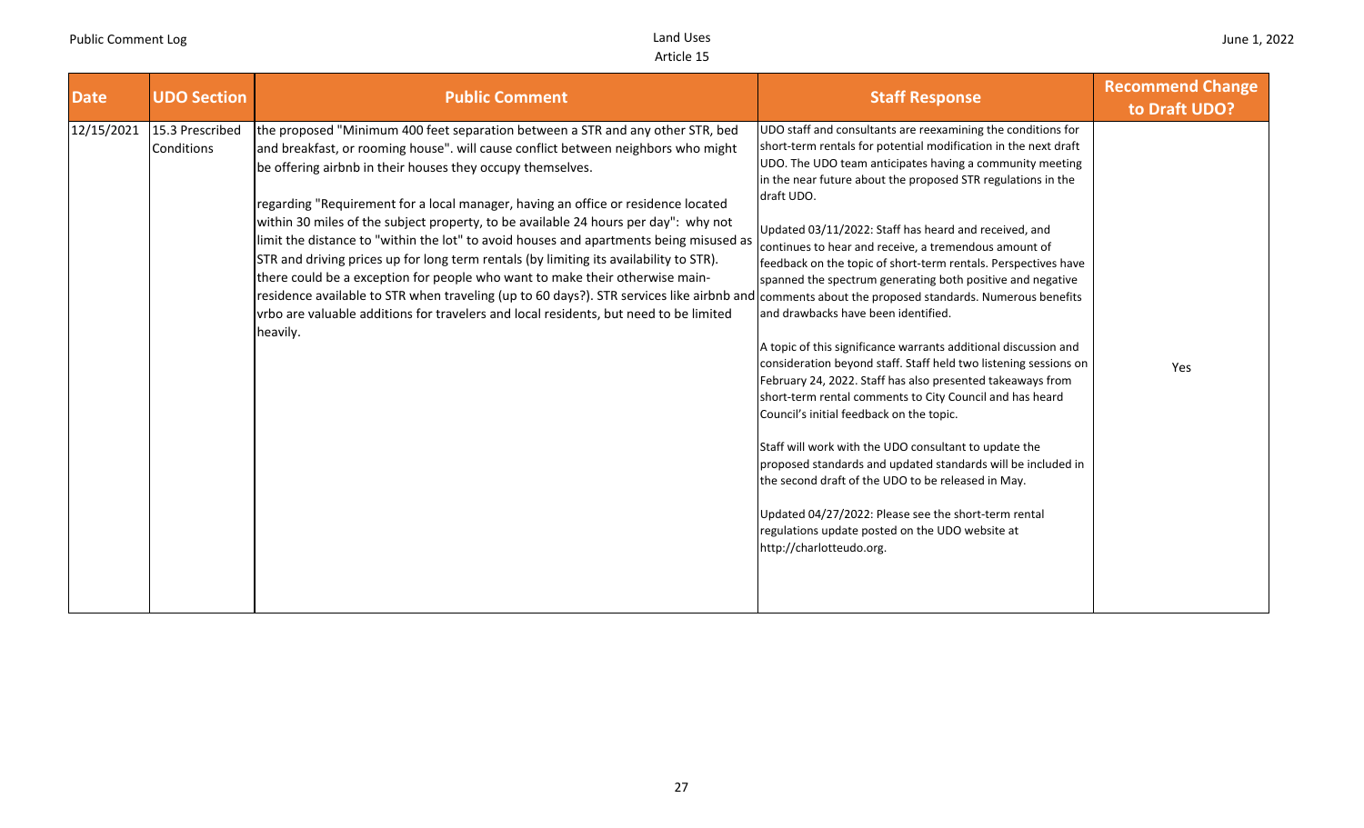| Date | UDO Section | Public Comment | Staff Response | Recommend Change to Draft UDO? |
| --- | --- | --- | --- | --- |
| 12/15/2021 | 15.3 Prescribed Conditions | the proposed "Minimum 400 feet separation between a STR and any other STR, bed and breakfast, or rooming house". will cause conflict between neighbors who might be offering airbnb in their houses they occupy themselves.<br><br>regarding "Requirement for a local manager, having an office or residence located within 30 miles of the subject property, to be available 24 hours per day": why not limit the distance to "within the lot" to avoid houses and apartments being misused as STR and driving prices up for long term rentals (by limiting its availability to STR). there could be a exception for people who want to make their otherwise main-residence available to STR when traveling (up to 60 days?). STR services like airbnb and vrbo are valuable additions for travelers and local residents, but need to be limited heavily. | UDO staff and consultants are reexamining the conditions for short-term rentals for potential modification in the next draft UDO. The UDO team anticipates having a community meeting in the near future about the proposed STR regulations in the draft UDO.<br><br>Updated 03/11/2022: Staff has heard and received, and continues to hear and receive, a tremendous amount of feedback on the topic of short-term rentals. Perspectives have spanned the spectrum generating both positive and negative comments about the proposed standards. Numerous benefits and drawbacks have been identified.<br><br>A topic of this significance warrants additional discussion and consideration beyond staff. Staff held two listening sessions on February 24, 2022. Staff has also presented takeaways from short-term rental comments to City Council and has heard Council's initial feedback on the topic.<br><br>Staff will work with the UDO consultant to update the proposed standards and updated standards will be included in the second draft of the UDO to be released in May.<br><br>Updated 04/27/2022: Please see the short-term rental regulations update posted on the UDO website at http://charlotteudo.org. | Yes |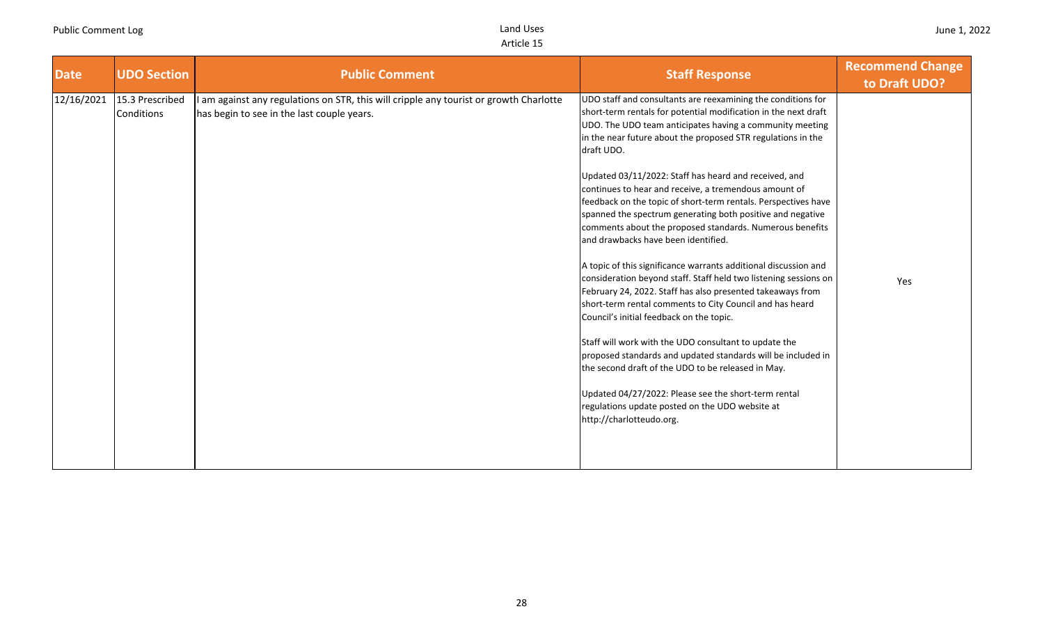| Date | UDO Section | Public Comment | Staff Response | Recommend Change to Draft UDO? |
|---|---|---|---|---|
| 12/16/2021 | 15.3 Prescribed Conditions | I am against any regulations on STR, this will cripple any tourist or growth Charlotte has begin to see in the last couple years. | UDO staff and consultants are reexamining the conditions for short-term rentals for potential modification in the next draft UDO. The UDO team anticipates having a community meeting in the near future about the proposed STR regulations in the draft UDO.<br><br>Updated 03/11/2022: Staff has heard and received, and continues to hear and receive, a tremendous amount of feedback on the topic of short-term rentals. Perspectives have spanned the spectrum generating both positive and negative comments about the proposed standards. Numerous benefits and drawbacks have been identified.<br><br>A topic of this significance warrants additional discussion and consideration beyond staff. Staff held two listening sessions on February 24, 2022. Staff has also presented takeaways from short-term rental comments to City Council and has heard Council's initial feedback on the topic.<br><br>Staff will work with the UDO consultant to update the proposed standards and updated standards will be included in the second draft of the UDO to be released in May.<br><br>Updated 04/27/2022: Please see the short-term rental regulations update posted on the UDO website at http://charlotteudo.org. | Yes |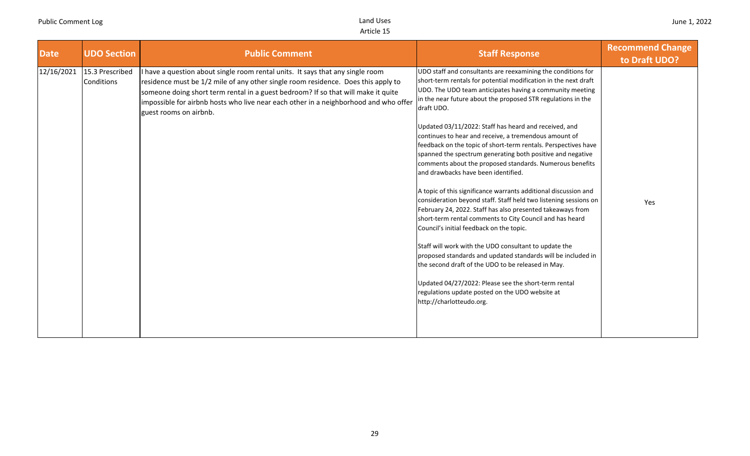| Date | UDO Section | Public Comment | Staff Response | Recommend Change to Draft UDO? |
|---|---|---|---|---|
| 12/16/2021 | 15.3 Prescribed Conditions | I have a question about single room rental units. It says that any single room residence must be 1/2 mile of any other single room residence. Does this apply to someone doing short term rental in a guest bedroom? If so that will make it quite impossible for airbnb hosts who live near each other in a neighborhood and who offer guest rooms on airbnb. | UDO staff and consultants are reexamining the conditions for short-term rentals for potential modification in the next draft UDO. The UDO team anticipates having a community meeting in the near future about the proposed STR regulations in the draft UDO.<br><br>Updated 03/11/2022: Staff has heard and received, and continues to hear and receive, a tremendous amount of feedback on the topic of short-term rentals. Perspectives have spanned the spectrum generating both positive and negative comments about the proposed standards. Numerous benefits and drawbacks have been identified.<br><br>A topic of this significance warrants additional discussion and consideration beyond staff. Staff held two listening sessions on February 24, 2022. Staff has also presented takeaways from short-term rental comments to City Council and has heard Council's initial feedback on the topic.<br><br>Staff will work with the UDO consultant to update the proposed standards and updated standards will be included in the second draft of the UDO to be released in May.<br><br>Updated 04/27/2022: Please see the short-term rental regulations update posted on the UDO website at http://charlotteudo.org. | Yes |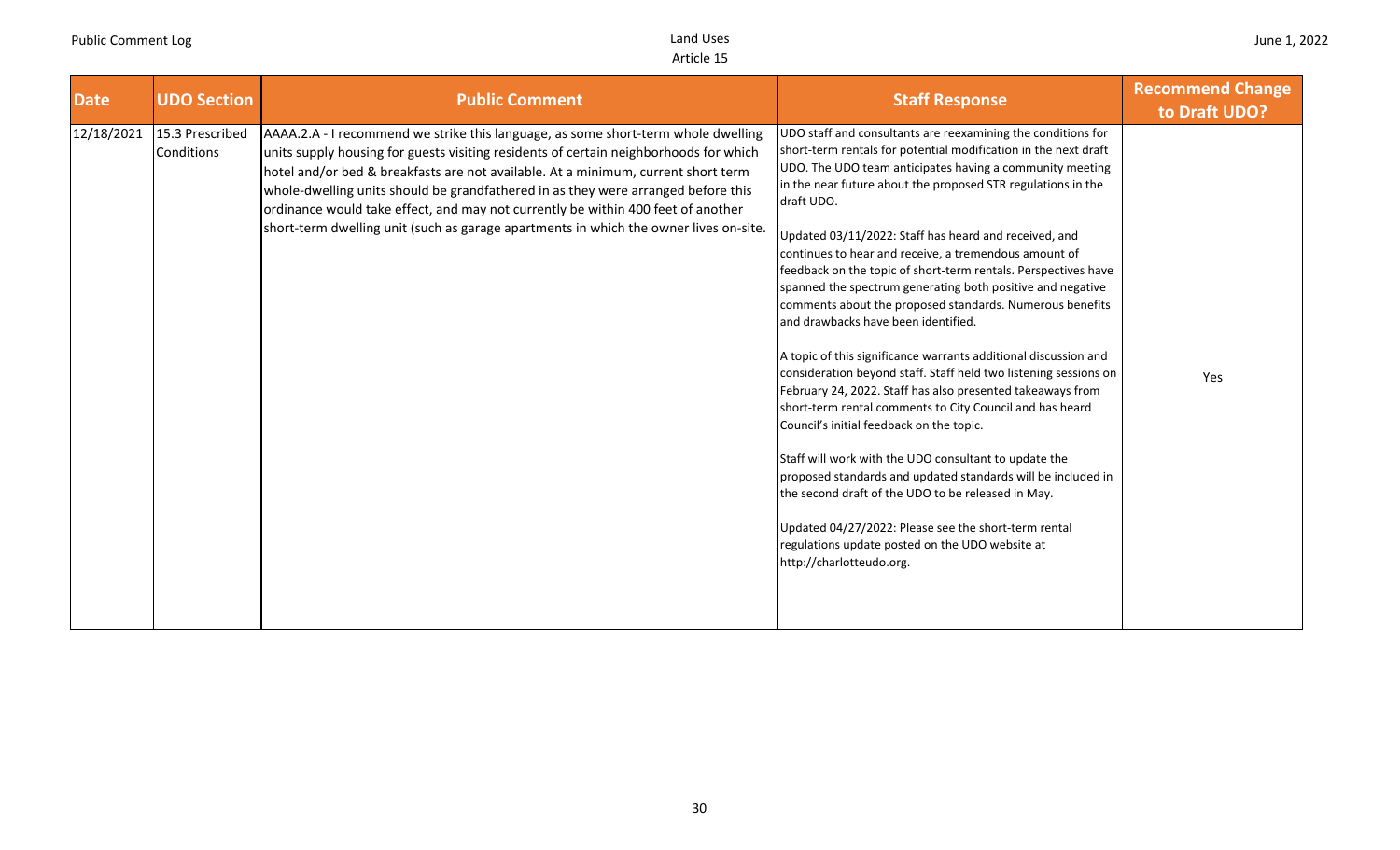| Date | UDO Section | Public Comment | Staff Response | Recommend Change to Draft UDO? |
|---|---|---|---|---|
| 12/18/2021 | 15.3 Prescribed Conditions | AAAA.2.A - I recommend we strike this language, as some short-term whole dwelling units supply housing for guests visiting residents of certain neighborhoods for which hotel and/or bed & breakfasts are not available. At a minimum, current short term whole-dwelling units should be grandfathered in as they were arranged before this ordinance would take effect, and may not currently be within 400 feet of another short-term dwelling unit (such as garage apartments in which the owner lives on-site. | UDO staff and consultants are reexamining the conditions for short-term rentals for potential modification in the next draft UDO. The UDO team anticipates having a community meeting in the near future about the proposed STR regulations in the draft UDO.<br><br>Updated 03/11/2022: Staff has heard and received, and continues to hear and receive, a tremendous amount of feedback on the topic of short-term rentals. Perspectives have spanned the spectrum generating both positive and negative comments about the proposed standards. Numerous benefits and drawbacks have been identified.<br><br>A topic of this significance warrants additional discussion and consideration beyond staff. Staff held two listening sessions on February 24, 2022. Staff has also presented takeaways from short-term rental comments to City Council and has heard Council's initial feedback on the topic.<br><br>Staff will work with the UDO consultant to update the proposed standards and updated standards will be included in the second draft of the UDO to be released in May.<br><br>Updated 04/27/2022: Please see the short-term rental regulations update posted on the UDO website at http://charlotteudo.org. | Yes |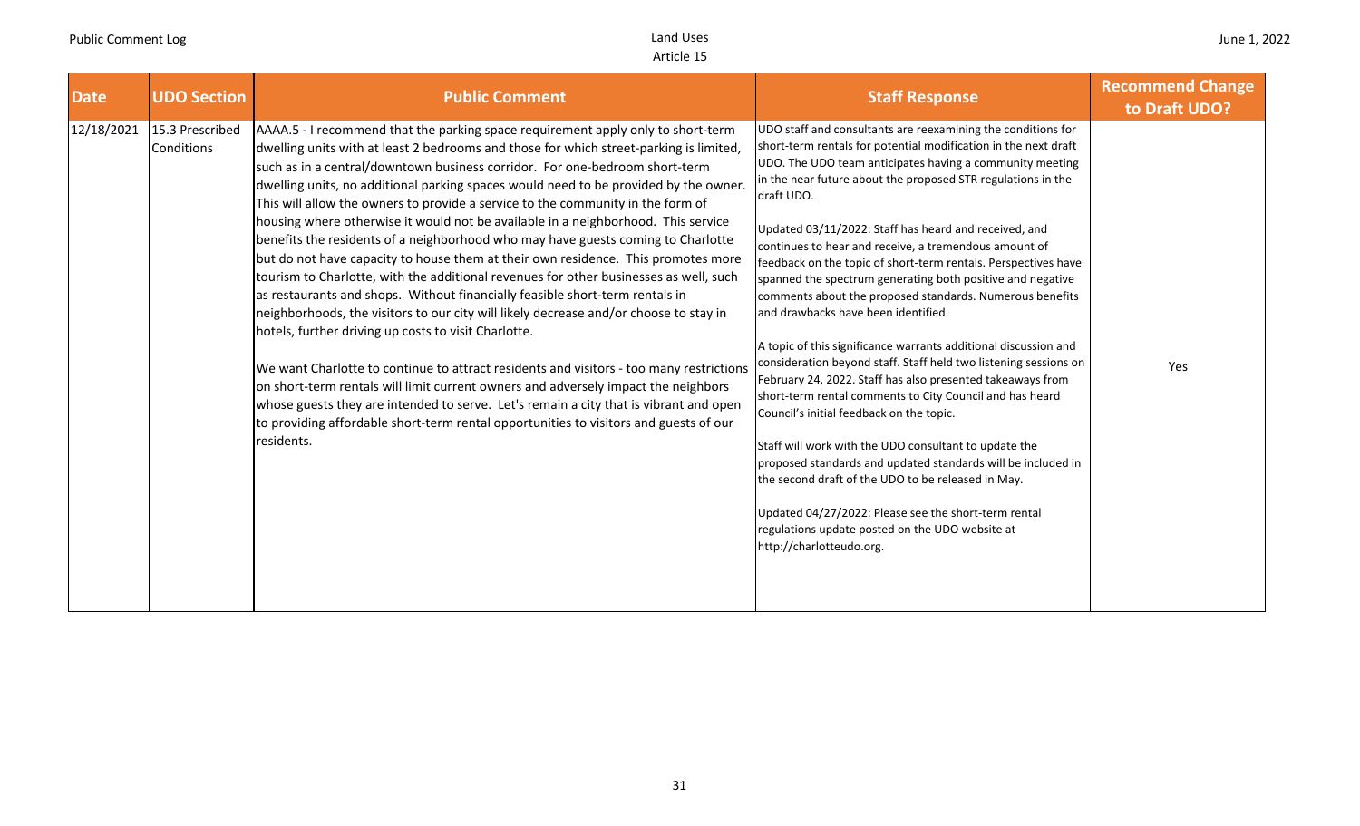| Date | UDO Section | Public Comment | Staff Response | Recommend Change to Draft UDO? |
|---|---|---|---|---|
| 12/18/2021 | 15.3 Prescribed Conditions | AAAA.5 - I recommend that the parking space requirement apply only to short-term dwelling units with at least 2 bedrooms and those for which street-parking is limited, such as in a central/downtown business corridor. For one-bedroom short-term dwelling units, no additional parking spaces would need to be provided by the owner. This will allow the owners to provide a service to the community in the form of housing where otherwise it would not be available in a neighborhood. This service benefits the residents of a neighborhood who may have guests coming to Charlotte but do not have capacity to house them at their own residence. This promotes more tourism to Charlotte, with the additional revenues for other businesses as well, such as restaurants and shops. Without financially feasible short-term rentals in neighborhoods, the visitors to our city will likely decrease and/or choose to stay in hotels, further driving up costs to visit Charlotte.<br><br>We want Charlotte to continue to attract residents and visitors - too many restrictions on short-term rentals will limit current owners and adversely impact the neighbors whose guests they are intended to serve. Let's remain a city that is vibrant and open to providing affordable short-term rental opportunities to visitors and guests of our residents. | UDO staff and consultants are reexamining the conditions for short-term rentals for potential modification in the next draft UDO. The UDO team anticipates having a community meeting in the near future about the proposed STR regulations in the draft UDO.<br><br>Updated 03/11/2022: Staff has heard and received, and continues to hear and receive, a tremendous amount of feedback on the topic of short-term rentals. Perspectives have spanned the spectrum generating both positive and negative comments about the proposed standards. Numerous benefits and drawbacks have been identified.<br><br>A topic of this significance warrants additional discussion and consideration beyond staff. Staff held two listening sessions on February 24, 2022. Staff has also presented takeaways from short-term rental comments to City Council and has heard Council's initial feedback on the topic.<br><br>Staff will work with the UDO consultant to update the proposed standards and updated standards will be included in the second draft of the UDO to be released in May.<br><br>Updated 04/27/2022: Please see the short-term rental regulations update posted on the UDO website at http://charlotteudo.org. | Yes |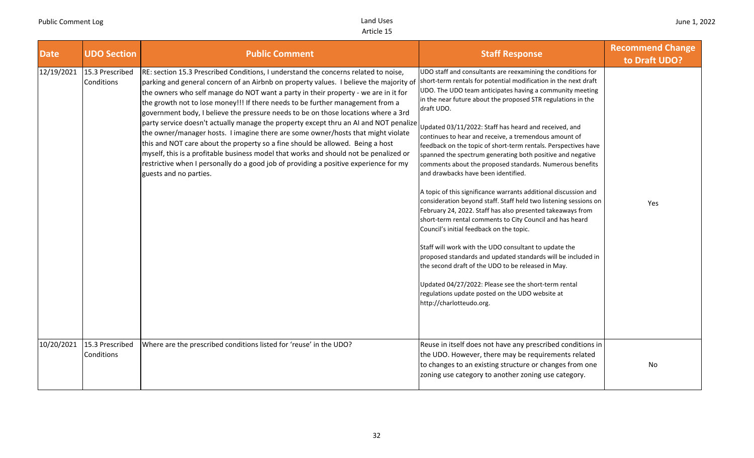| Date | UDO Section | Public Comment | Staff Response | Recommend Change to Draft UDO? |
|---|---|---|---|---|
| 12/19/2021 | 15.3 Prescribed Conditions | RE: section 15.3 Prescribed Conditions, I understand the concerns related to noise, parking and general concern of an Airbnb on property values. I believe the majority of the owners who self manage do NOT want a party in their property - we are in it for the growth not to lose money!!! If there needs to be further management from a government body, I believe the pressure needs to be on those locations where a 3rd party service doesn't actually manage the property except thru an AI and NOT penalize the owner/manager hosts. I imagine there are some owner/hosts that might violate this and NOT care about the property so a fine should be allowed. Being a host myself, this is a profitable business model that works and should not be penalized or restrictive when I personally do a good job of providing a positive experience for my guests and no parties. | UDO staff and consultants are reexamining the conditions for short-term rentals for potential modification in the next draft UDO. The UDO team anticipates having a community meeting in the near future about the proposed STR regulations in the draft UDO.<br><br>Updated 03/11/2022: Staff has heard and received, and continues to hear and receive, a tremendous amount of feedback on the topic of short-term rentals. Perspectives have spanned the spectrum generating both positive and negative comments about the proposed standards. Numerous benefits and drawbacks have been identified.<br><br>A topic of this significance warrants additional discussion and consideration beyond staff. Staff held two listening sessions on February 24, 2022. Staff has also presented takeaways from short-term rental comments to City Council and has heard Council's initial feedback on the topic.<br><br>Staff will work with the UDO consultant to update the proposed standards and updated standards will be included in the second draft of the UDO to be released in May.<br><br>Updated 04/27/2022: Please see the short-term rental regulations update posted on the UDO website at http://charlotteudo.org. | Yes |
| 10/20/2021 | 15.3 Prescribed Conditions | Where are the prescribed conditions listed for 'reuse' in the UDO? | Reuse in itself does not have any prescribed conditions in the UDO. However, there may be requirements related to changes to an existing structure or changes from one zoning use category to another zoning use category. | No |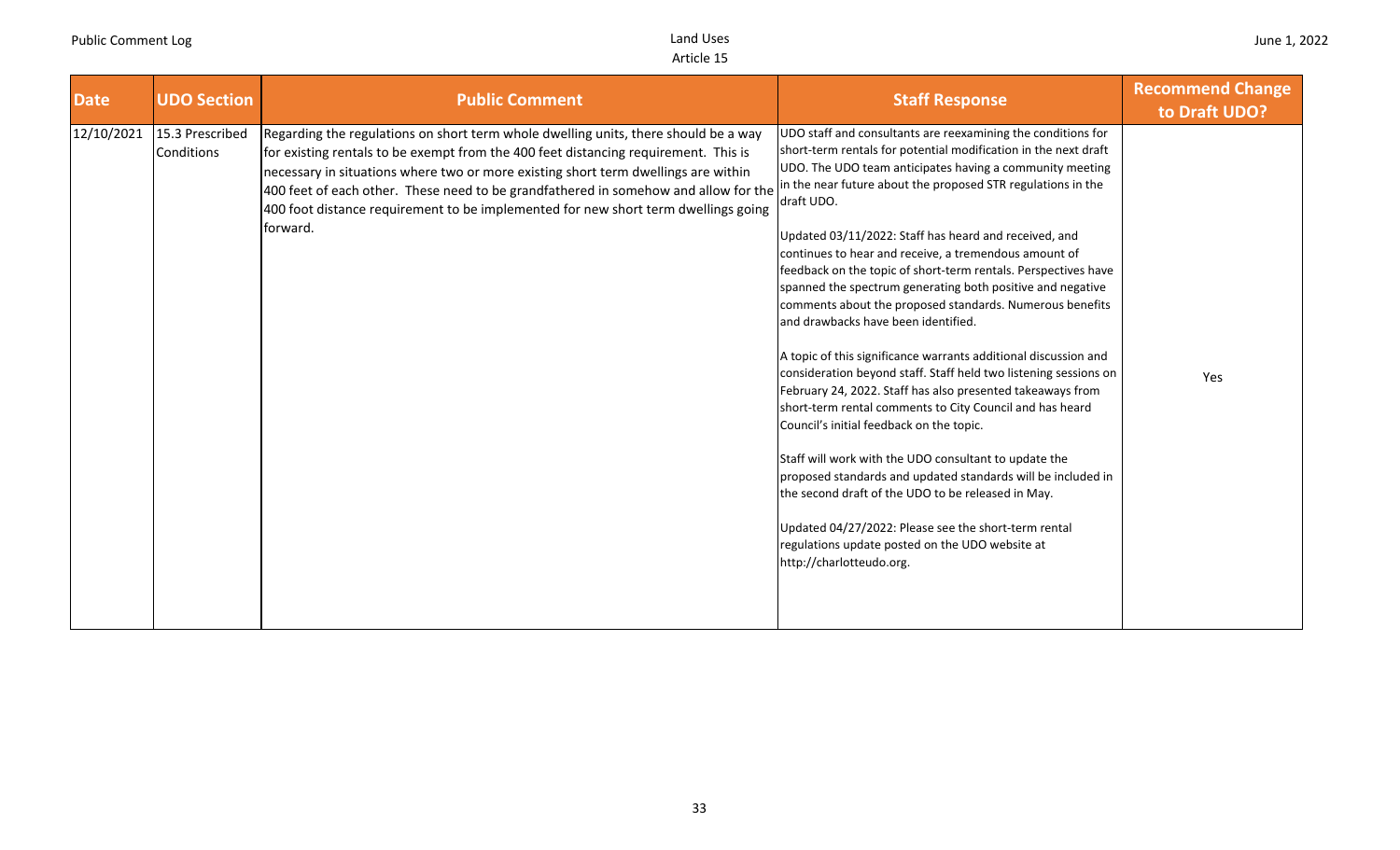| Date | UDO Section | Public Comment | Staff Response | Recommend Change to Draft UDO? |
|---|---|---|---|---|
| 12/10/2021 | 15.3 Prescribed Conditions | Regarding the regulations on short term whole dwelling units, there should be a way for existing rentals to be exempt from the 400 feet distancing requirement. This is necessary in situations where two or more existing short term dwellings are within 400 feet of each other. These need to be grandfathered in somehow and allow for the 400 foot distance requirement to be implemented for new short term dwellings going forward. | UDO staff and consultants are reexamining the conditions for short-term rentals for potential modification in the next draft UDO. The UDO team anticipates having a community meeting in the near future about the proposed STR regulations in the draft UDO.<br><br>Updated 03/11/2022: Staff has heard and received, and continues to hear and receive, a tremendous amount of feedback on the topic of short-term rentals. Perspectives have spanned the spectrum generating both positive and negative comments about the proposed standards. Numerous benefits and drawbacks have been identified.<br><br>A topic of this significance warrants additional discussion and consideration beyond staff. Staff held two listening sessions on February 24, 2022. Staff has also presented takeaways from short-term rental comments to City Council and has heard Council's initial feedback on the topic.<br><br>Staff will work with the UDO consultant to update the proposed standards and updated standards will be included in the second draft of the UDO to be released in May.<br><br>Updated 04/27/2022: Please see the short-term rental regulations update posted on the UDO website at http://charlotteudo.org. | Yes |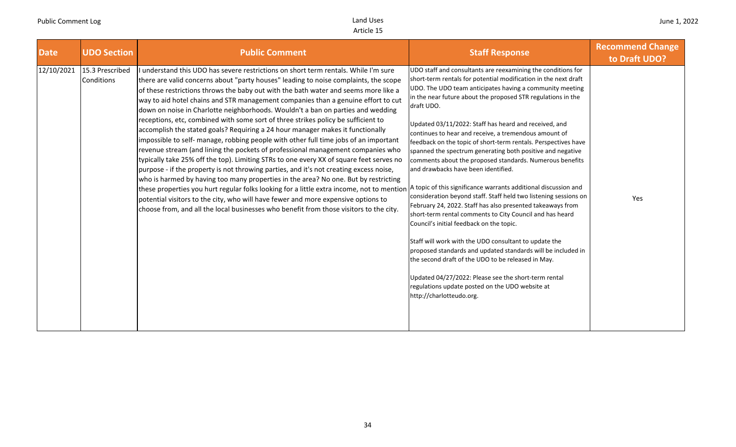| Date | UDO Section | Public Comment | Staff Response | Recommend Change to Draft UDO? |
|---|---|---|---|---|
| 12/10/2021 | 15.3 Prescribed Conditions | I understand this UDO has severe restrictions on short term rentals. While I'm sure there are valid concerns about "party houses" leading to noise complaints, the scope of these restrictions throws the baby out with the bath water and seems more like a way to aid hotel chains and STR management companies than a genuine effort to cut down on noise in Charlotte neighborhoods. Wouldn't a ban on parties and wedding receptions, etc, combined with some sort of three strikes policy be sufficient to accomplish the stated goals? Requiring a 24 hour manager makes it functionally impossible to self- manage, robbing people with other full time jobs of an important revenue stream (and lining the pockets of professional management companies who typically take 25% off the top). Limiting STRs to one every XX of square feet serves no purpose - if the property is not throwing parties, and it's not creating excess noise, who is harmed by having too many properties in the area? No one. But by restricting these properties you hurt regular folks looking for a little extra income, not to mention potential visitors to the city, who will have fewer and more expensive options to choose from, and all the local businesses who benefit from those visitors to the city. | UDO staff and consultants are reexamining the conditions for short-term rentals for potential modification in the next draft UDO. The UDO team anticipates having a community meeting in the near future about the proposed STR regulations in the draft UDO.<br><br>Updated 03/11/2022: Staff has heard and received, and continues to hear and receive, a tremendous amount of feedback on the topic of short-term rentals. Perspectives have spanned the spectrum generating both positive and negative comments about the proposed standards. Numerous benefits and drawbacks have been identified.<br><br>A topic of this significance warrants additional discussion and consideration beyond staff. Staff held two listening sessions on February 24, 2022. Staff has also presented takeaways from short-term rental comments to City Council and has heard Council's initial feedback on the topic.<br><br>Staff will work with the UDO consultant to update the proposed standards and updated standards will be included in the second draft of the UDO to be released in May.<br><br>Updated 04/27/2022: Please see the short-term rental regulations update posted on the UDO website at http://charlotteudo.org. | Yes |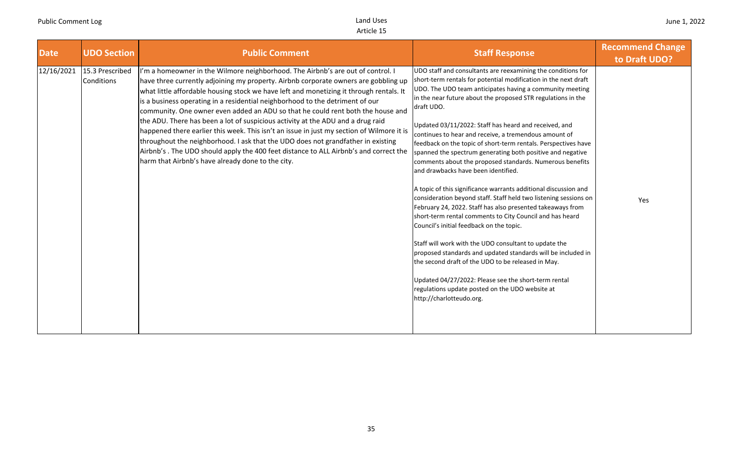| Date | UDO Section | Public Comment | Staff Response | Recommend Change to Draft UDO? |
|---|---|---|---|---|
| 12/16/2021 | 15.3 Prescribed Conditions | I'm a homeowner in the Wilmore neighborhood. The Airbnb's are out of control. I have three currently adjoining my property. Airbnb corporate owners are gobbling up what little affordable housing stock we have left and monetizing it through rentals. It is a business operating in a residential neighborhood to the detriment of our community. One owner even added an ADU so that he could rent both the house and the ADU. There has been a lot of suspicious activity at the ADU and a drug raid happened there earlier this week. This isn't an issue in just my section of Wilmore it is throughout the neighborhood. I ask that the UDO does not grandfather in existing Airbnb's . The UDO should apply the 400 feet distance to ALL Airbnb's and correct the harm that Airbnb's have already done to the city. | UDO staff and consultants are reexamining the conditions for short-term rentals for potential modification in the next draft UDO. The UDO team anticipates having a community meeting in the near future about the proposed STR regulations in the draft UDO.<br><br>Updated 03/11/2022: Staff has heard and received, and continues to hear and receive, a tremendous amount of feedback on the topic of short-term rentals. Perspectives have spanned the spectrum generating both positive and negative comments about the proposed standards. Numerous benefits and drawbacks have been identified.<br><br>A topic of this significance warrants additional discussion and consideration beyond staff. Staff held two listening sessions on February 24, 2022. Staff has also presented takeaways from short-term rental comments to City Council and has heard Council's initial feedback on the topic.<br><br>Staff will work with the UDO consultant to update the proposed standards and updated standards will be included in the second draft of the UDO to be released in May.<br><br>Updated 04/27/2022: Please see the short-term rental regulations update posted on the UDO website at http://charlotteudo.org. | Yes |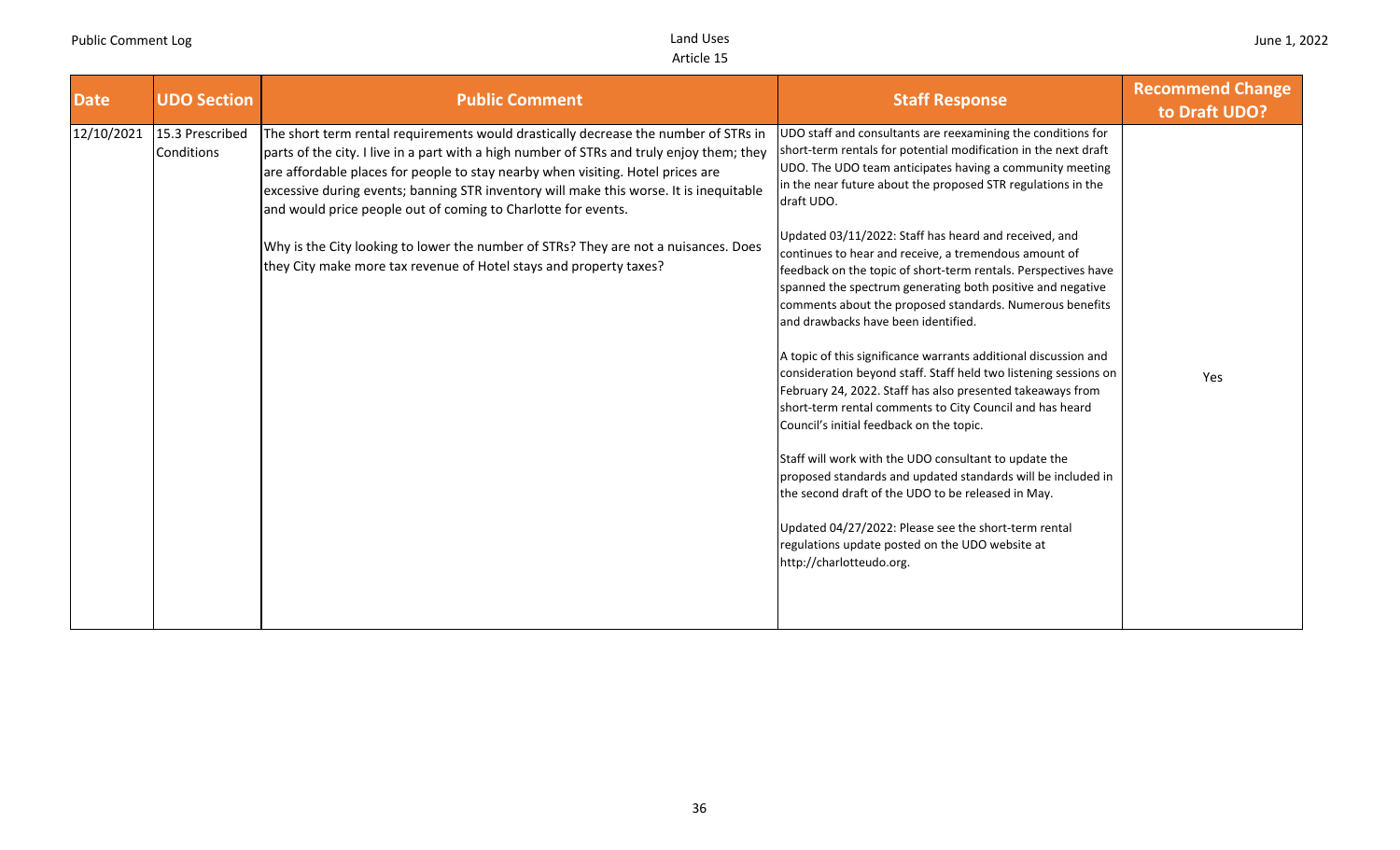| Date | UDO Section | Public Comment | Staff Response | Recommend Change to Draft UDO? |
|---|---|---|---|---|
| 12/10/2021 | 15.3 Prescribed Conditions | The short term rental requirements would drastically decrease the number of STRs in parts of the city. I live in a part with a high number of STRs and truly enjoy them; they are affordable places for people to stay nearby when visiting. Hotel prices are excessive during events; banning STR inventory will make this worse. It is inequitable and would price people out of coming to Charlotte for events.<br><br>Why is the City looking to lower the number of STRs? They are not a nuisances. Does they City make more tax revenue of Hotel stays and property taxes? | UDO staff and consultants are reexamining the conditions for short-term rentals for potential modification in the next draft UDO. The UDO team anticipates having a community meeting in the near future about the proposed STR regulations in the draft UDO.<br><br>Updated 03/11/2022: Staff has heard and received, and continues to hear and receive, a tremendous amount of feedback on the topic of short-term rentals. Perspectives have spanned the spectrum generating both positive and negative comments about the proposed standards. Numerous benefits and drawbacks have been identified.<br><br>A topic of this significance warrants additional discussion and consideration beyond staff. Staff held two listening sessions on February 24, 2022. Staff has also presented takeaways from short-term rental comments to City Council and has heard Council's initial feedback on the topic.<br><br>Staff will work with the UDO consultant to update the proposed standards and updated standards will be included in the second draft of the UDO to be released in May.<br><br>Updated 04/27/2022: Please see the short-term rental regulations update posted on the UDO website at http://charlotteudo.org. | Yes |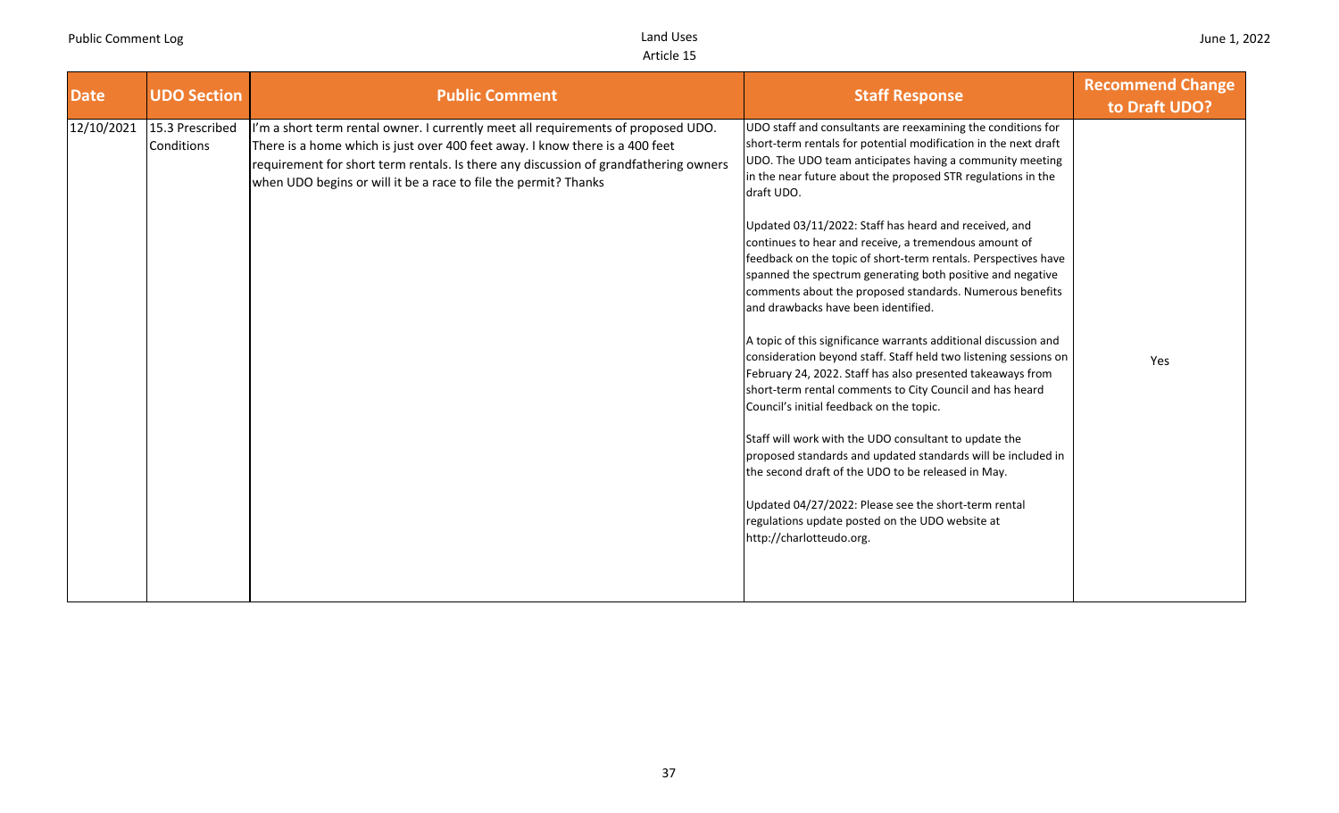| Date | UDO Section | Public Comment | Staff Response | Recommend Change to Draft UDO? |
|---|---|---|---|---|
| 12/10/2021 | 15.3 Prescribed Conditions | I'm a short term rental owner. I currently meet all requirements of proposed UDO. There is a home which is just over 400 feet away. I know there is a 400 feet requirement for short term rentals. Is there any discussion of grandfathering owners when UDO begins or will it be a race to file the permit? Thanks | UDO staff and consultants are reexamining the conditions for short-term rentals for potential modification in the next draft UDO. The UDO team anticipates having a community meeting in the near future about the proposed STR regulations in the draft UDO.<br><br>Updated 03/11/2022: Staff has heard and received, and continues to hear and receive, a tremendous amount of feedback on the topic of short-term rentals. Perspectives have spanned the spectrum generating both positive and negative comments about the proposed standards. Numerous benefits and drawbacks have been identified.<br><br>A topic of this significance warrants additional discussion and consideration beyond staff. Staff held two listening sessions on February 24, 2022. Staff has also presented takeaways from short-term rental comments to City Council and has heard Council's initial feedback on the topic.<br><br>Staff will work with the UDO consultant to update the proposed standards and updated standards will be included in the second draft of the UDO to be released in May.<br><br>Updated 04/27/2022: Please see the short-term rental regulations update posted on the UDO website at http://charlotteudo.org. | Yes |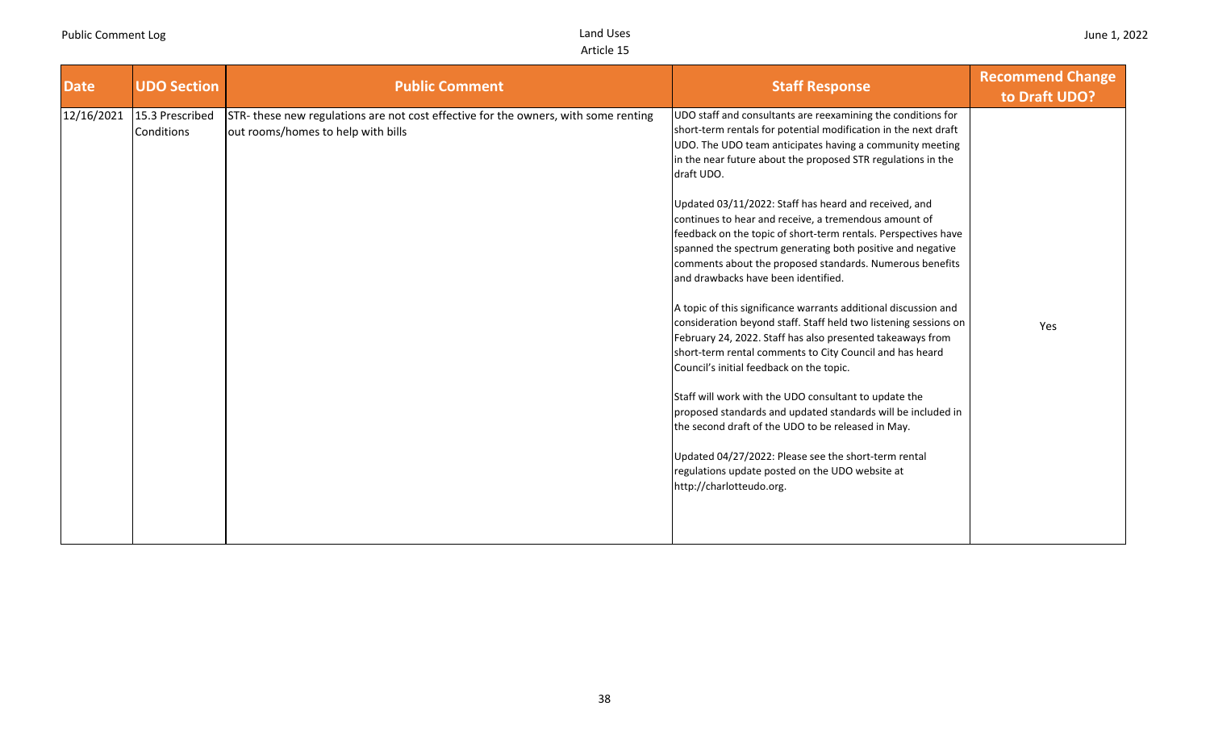| Date | UDO Section | Public Comment | Staff Response | Recommend Change to Draft UDO? |
|---|---|---|---|---|
| 12/16/2021 | 15.3 Prescribed Conditions | STR- these new regulations are not cost effective for the owners, with some renting out rooms/homes to help with bills | UDO staff and consultants are reexamining the conditions for short-term rentals for potential modification in the next draft UDO. The UDO team anticipates having a community meeting in the near future about the proposed STR regulations in the draft UDO.<br><br>Updated 03/11/2022: Staff has heard and received, and continues to hear and receive, a tremendous amount of feedback on the topic of short-term rentals. Perspectives have spanned the spectrum generating both positive and negative comments about the proposed standards. Numerous benefits and drawbacks have been identified.<br><br>A topic of this significance warrants additional discussion and consideration beyond staff. Staff held two listening sessions on February 24, 2022. Staff has also presented takeaways from short-term rental comments to City Council and has heard Council's initial feedback on the topic.<br><br>Staff will work with the UDO consultant to update the proposed standards and updated standards will be included in the second draft of the UDO to be released in May.<br><br>Updated 04/27/2022: Please see the short-term rental regulations update posted on the UDO website at http://charlotteudo.org. | Yes |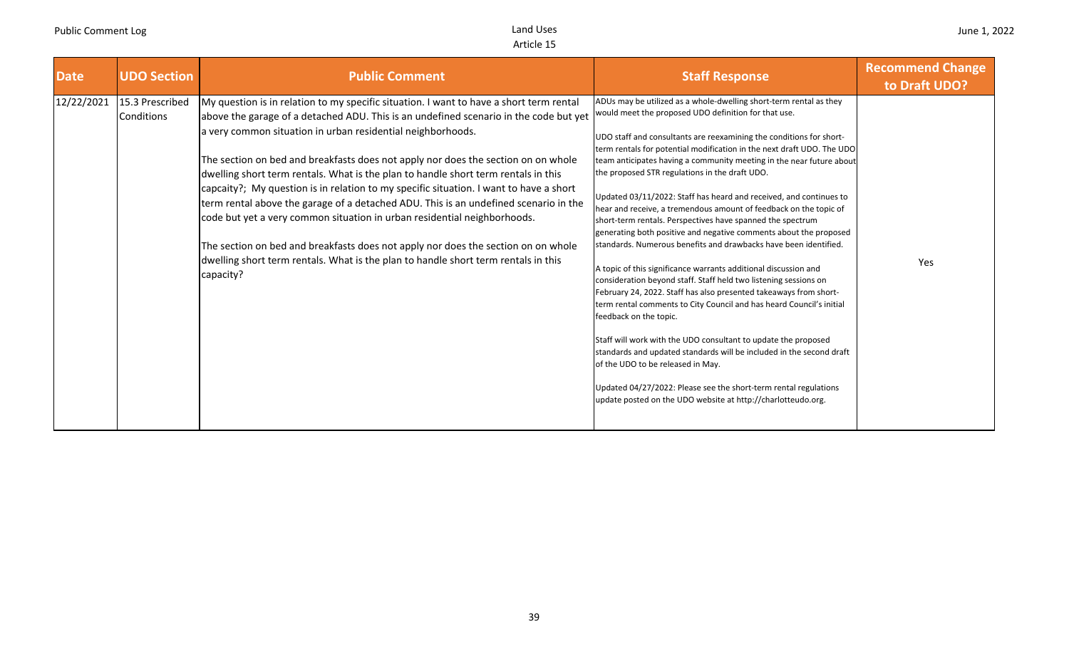| Date | UDO Section | Public Comment | Staff Response | Recommend Change to Draft UDO? |
|---|---|---|---|---|
| 12/22/2021 | 15.3 Prescribed Conditions | My question is in relation to my specific situation. I want to have a short term rental above the garage of a detached ADU. This is an undefined scenario in the code but yet a very common situation in urban residential neighborhoods.<br><br>The section on bed and breakfasts does not apply nor does the section on on whole dwelling short term rentals. What is the plan to handle short term rentals in this capcaity?; My question is in relation to my specific situation. I want to have a short term rental above the garage of a detached ADU. This is an undefined scenario in the code but yet a very common situation in urban residential neighborhoods.<br><br>The section on bed and breakfasts does not apply nor does the section on on whole dwelling short term rentals. What is the plan to handle short term rentals in this capacity? | ADUs may be utilized as a whole-dwelling short-term rental as they would meet the proposed UDO definition for that use.<br><br>UDO staff and consultants are reexamining the conditions for short-term rentals for potential modification in the next draft UDO. The UDO team anticipates having a community meeting in the near future about the proposed STR regulations in the draft UDO.<br><br>Updated 03/11/2022: Staff has heard and received, and continues to hear and receive, a tremendous amount of feedback on the topic of short-term rentals. Perspectives have spanned the spectrum generating both positive and negative comments about the proposed standards. Numerous benefits and drawbacks have been identified.<br><br>A topic of this significance warrants additional discussion and consideration beyond staff. Staff held two listening sessions on February 24, 2022. Staff has also presented takeaways from short-term rental comments to City Council and has heard Council's initial feedback on the topic.<br><br>Staff will work with the UDO consultant to update the proposed standards and updated standards will be included in the second draft of the UDO to be released in May.<br><br>Updated 04/27/2022: Please see the short-term rental regulations update posted on the UDO website at http://charlotteudo.org. | Yes |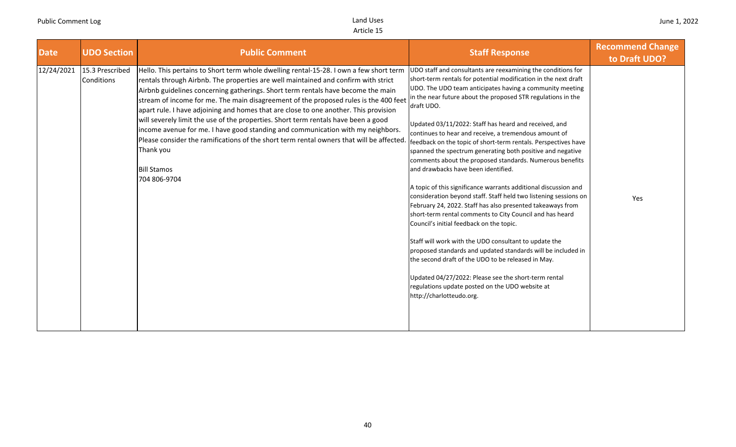| Date | UDO Section | Public Comment | Staff Response | Recommend Change to Draft UDO? |
| --- | --- | --- | --- | --- |
| 12/24/2021 | 15.3 Prescribed Conditions | Hello. This pertains to Short term whole dwelling rental-15-28. I own a few short term rentals through Airbnb. The properties are well maintained and confirm with strict Airbnb guidelines concerning gatherings. Short term rentals have become the main stream of income for me. The main disagreement of the proposed rules is the 400 feet apart rule. I have adjoining and homes that are close to one another. This provision will severely limit the use of the properties. Short term rentals have been a good income avenue for me. I have good standing and communication with my neighbors. Please consider the ramifications of the short term rental owners that will be affected. Thank you<br><br>Bill Stamos<br>704 806-9704 | UDO staff and consultants are reexamining the conditions for short-term rentals for potential modification in the next draft UDO. The UDO team anticipates having a community meeting in the near future about the proposed STR regulations in the draft UDO.<br><br>Updated 03/11/2022: Staff has heard and received, and continues to hear and receive, a tremendous amount of feedback on the topic of short-term rentals. Perspectives have spanned the spectrum generating both positive and negative comments about the proposed standards. Numerous benefits and drawbacks have been identified.<br><br>A topic of this significance warrants additional discussion and consideration beyond staff. Staff held two listening sessions on February 24, 2022. Staff has also presented takeaways from short-term rental comments to City Council and has heard Council's initial feedback on the topic.<br><br>Staff will work with the UDO consultant to update the proposed standards and updated standards will be included in the second draft of the UDO to be released in May.<br><br>Updated 04/27/2022: Please see the short-term rental regulations update posted on the UDO website at http://charlotteudo.org. | Yes |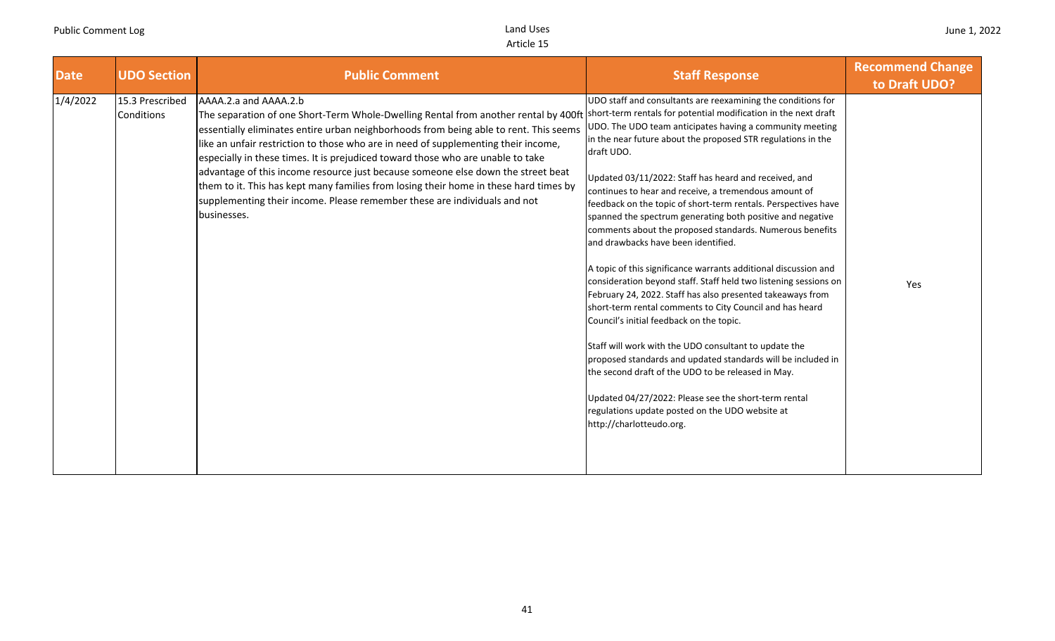| Date | UDO Section | Public Comment | Staff Response | Recommend Change to Draft UDO? |
|---|---|---|---|---|
| 1/4/2022 | 15.3 Prescribed Conditions | AAAA.2.a and AAAA.2.b<br>The separation of one Short-Term Whole-Dwelling Rental from another rental by 400ft essentially eliminates entire urban neighborhoods from being able to rent. This seems like an unfair restriction to those who are in need of supplementing their income, especially in these times. It is prejudiced toward those who are unable to take advantage of this income resource just because someone else down the street beat them to it. This has kept many families from losing their home in these hard times by supplementing their income. Please remember these are individuals and not businesses. | UDO staff and consultants are reexamining the conditions for short-term rentals for potential modification in the next draft UDO. The UDO team anticipates having a community meeting in the near future about the proposed STR regulations in the draft UDO.<br><br>Updated 03/11/2022: Staff has heard and received, and continues to hear and receive, a tremendous amount of feedback on the topic of short-term rentals. Perspectives have spanned the spectrum generating both positive and negative comments about the proposed standards. Numerous benefits and drawbacks have been identified.<br><br>A topic of this significance warrants additional discussion and consideration beyond staff. Staff held two listening sessions on February 24, 2022. Staff has also presented takeaways from short-term rental comments to City Council and has heard Council's initial feedback on the topic.<br><br>Staff will work with the UDO consultant to update the proposed standards and updated standards will be included in the second draft of the UDO to be released in May.<br><br>Updated 04/27/2022: Please see the short-term rental regulations update posted on the UDO website at http://charlotteudo.org. | Yes |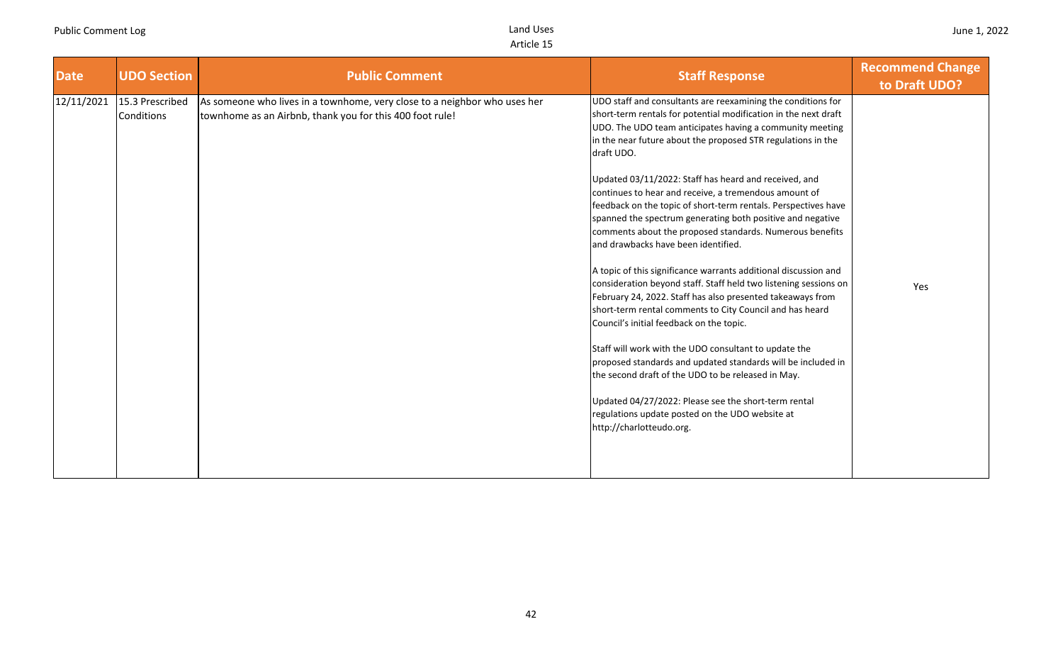| Date | UDO Section | Public Comment | Staff Response | Recommend Change to Draft UDO? |
|---|---|---|---|---|
| 12/11/2021 | 15.3 Prescribed Conditions | As someone who lives in a townhome, very close to a neighbor who uses her townhome as an Airbnb, thank you for this 400 foot rule! | UDO staff and consultants are reexamining the conditions for short-term rentals for potential modification in the next draft UDO. The UDO team anticipates having a community meeting in the near future about the proposed STR regulations in the draft UDO.<br><br>Updated 03/11/2022: Staff has heard and received, and continues to hear and receive, a tremendous amount of feedback on the topic of short-term rentals. Perspectives have spanned the spectrum generating both positive and negative comments about the proposed standards. Numerous benefits and drawbacks have been identified.<br><br>A topic of this significance warrants additional discussion and consideration beyond staff. Staff held two listening sessions on February 24, 2022. Staff has also presented takeaways from short-term rental comments to City Council and has heard Council's initial feedback on the topic.<br><br>Staff will work with the UDO consultant to update the proposed standards and updated standards will be included in the second draft of the UDO to be released in May.<br><br>Updated 04/27/2022: Please see the short-term rental regulations update posted on the UDO website at http://charlotteudo.org. | Yes |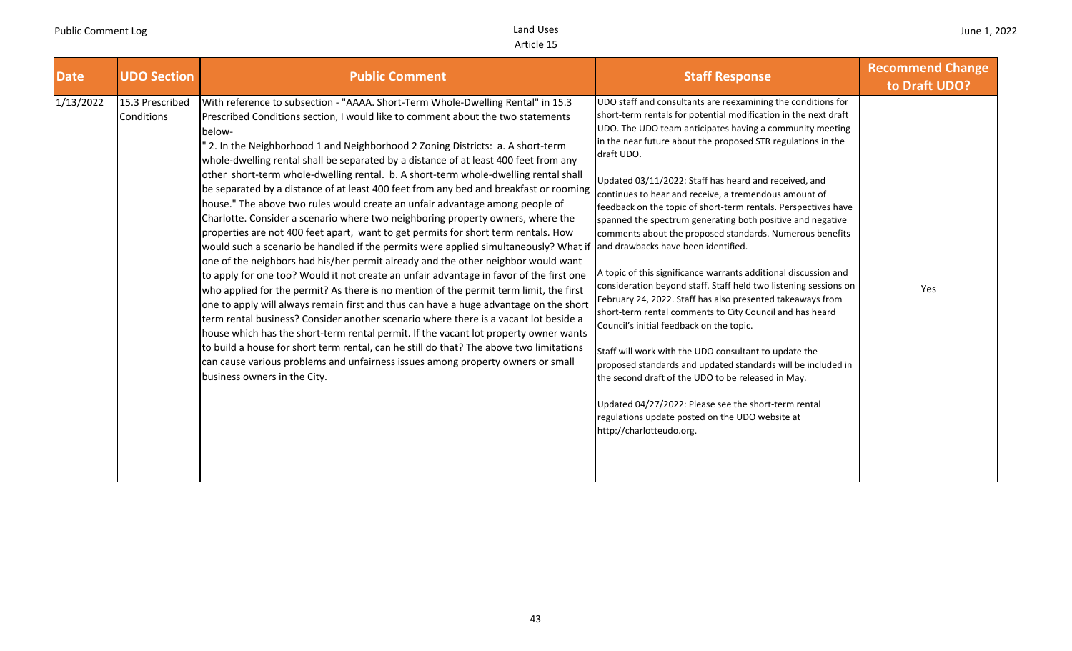| Date | UDO Section | Public Comment | Staff Response | Recommend Change to Draft UDO? |
|---|---|---|---|---|
| 1/13/2022 | 15.3 Prescribed Conditions | With reference to subsection - "AAAA. Short-Term Whole-Dwelling Rental" in 15.3 Prescribed Conditions section, I would like to comment about the two statements below- " 2. In the Neighborhood 1 and Neighborhood 2 Zoning Districts: a. A short-term whole-dwelling rental shall be separated by a distance of at least 400 feet from any other short-term whole-dwelling rental. b. A short-term whole-dwelling rental shall be separated by a distance of at least 400 feet from any bed and breakfast or rooming house." The above two rules would create an unfair advantage among people of Charlotte. Consider a scenario where two neighboring property owners, where the properties are not 400 feet apart, want to get permits for short term rentals. How would such a scenario be handled if the permits were applied simultaneously? What if one of the neighbors had his/her permit already and the other neighbor would want to apply for one too? Would it not create an unfair advantage in favor of the first one who applied for the permit? As there is no mention of the permit term limit, the first one to apply will always remain first and thus can have a huge advantage on the short term rental business? Consider another scenario where there is a vacant lot beside a house which has the short-term rental permit. If the vacant lot property owner wants to build a house for short term rental, can he still do that? The above two limitations can cause various problems and unfairness issues among property owners or small business owners in the City. | UDO staff and consultants are reexamining the conditions for short-term rentals for potential modification in the next draft UDO. The UDO team anticipates having a community meeting in the near future about the proposed STR regulations in the draft UDO.<br><br>Updated 03/11/2022: Staff has heard and received, and continues to hear and receive, a tremendous amount of feedback on the topic of short-term rentals. Perspectives have spanned the spectrum generating both positive and negative comments about the proposed standards. Numerous benefits and drawbacks have been identified.<br><br>A topic of this significance warrants additional discussion and consideration beyond staff. Staff held two listening sessions on February 24, 2022. Staff has also presented takeaways from short-term rental comments to City Council and has heard Council's initial feedback on the topic.<br><br>Staff will work with the UDO consultant to update the proposed standards and updated standards will be included in the second draft of the UDO to be released in May.<br><br>Updated 04/27/2022: Please see the short-term rental regulations update posted on the UDO website at http://charlotteudo.org. | Yes |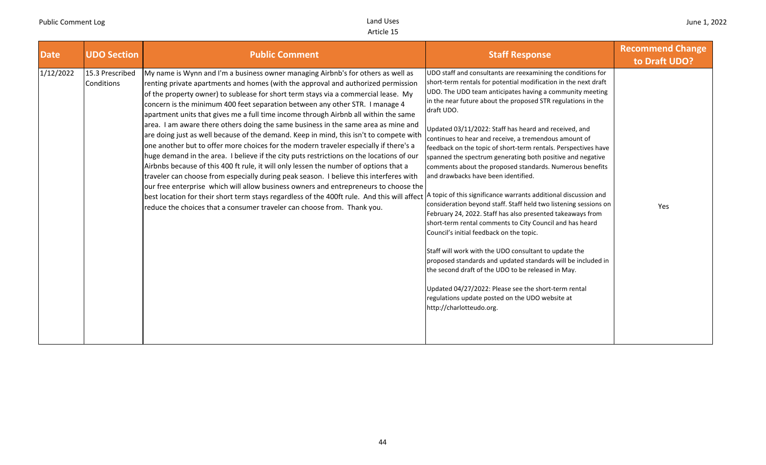| Date | UDO Section | Public Comment | Staff Response | Recommend Change to Draft UDO? |
|---|---|---|---|---|
| 1/12/2022 | 15.3 Prescribed Conditions | My name is Wynn and I'm a business owner managing Airbnb's for others as well as renting private apartments and homes (with the approval and authorized permission of the property owner) to sublease for short term stays via a commercial lease. My concern is the minimum 400 feet separation between any other STR. I manage 4 apartment units that gives me a full time income through Airbnb all within the same area. I am aware there others doing the same business in the same area as mine and are doing just as well because of the demand. Keep in mind, this isn't to compete with one another but to offer more choices for the modern traveler especially if there's a huge demand in the area. I believe if the city puts restrictions on the locations of our Airbnbs because of this 400 ft rule, it will only lessen the number of options that a traveler can choose from especially during peak season. I believe this interferes with our free enterprise which will allow business owners and entrepreneurs to choose the best location for their short term stays regardless of the 400ft rule. And this will affect reduce the choices that a consumer traveler can choose from. Thank you. | UDO staff and consultants are reexamining the conditions for short-term rentals for potential modification in the next draft UDO. The UDO team anticipates having a community meeting in the near future about the proposed STR regulations in the draft UDO.<br><br>Updated 03/11/2022: Staff has heard and received, and continues to hear and receive, a tremendous amount of feedback on the topic of short-term rentals. Perspectives have spanned the spectrum generating both positive and negative comments about the proposed standards. Numerous benefits and drawbacks have been identified.<br><br>A topic of this significance warrants additional discussion and consideration beyond staff. Staff held two listening sessions on February 24, 2022. Staff has also presented takeaways from short-term rental comments to City Council and has heard Council's initial feedback on the topic.<br><br>Staff will work with the UDO consultant to update the proposed standards and updated standards will be included in the second draft of the UDO to be released in May.<br><br>Updated 04/27/2022: Please see the short-term rental regulations update posted on the UDO website at http://charlotteudo.org. | Yes |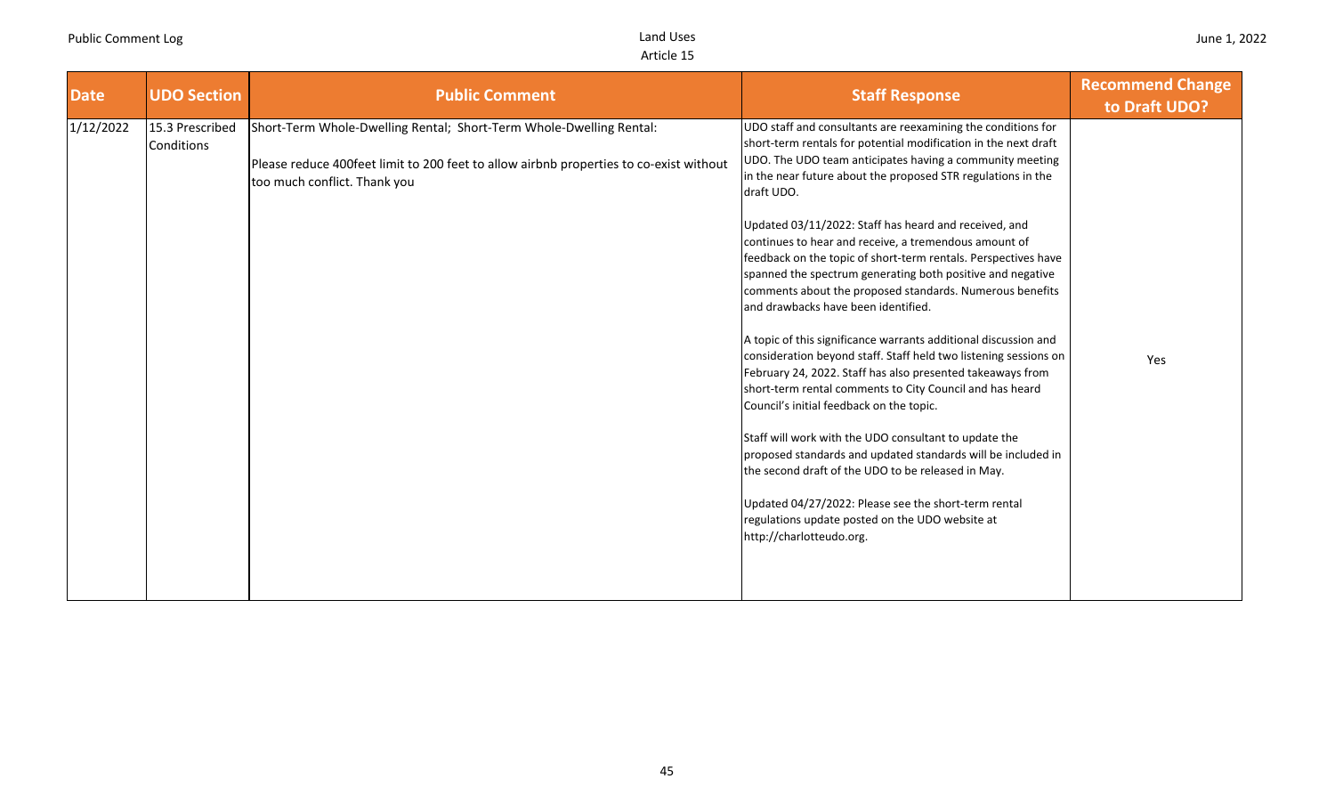| Date | UDO Section | Public Comment | Staff Response | Recommend Change to Draft UDO? |
| --- | --- | --- | --- | --- |
| 1/12/2022 | 15.3 Prescribed Conditions | Short-Term Whole-Dwelling Rental; Short-Term Whole-Dwelling Rental:<br><br>Please reduce 400feet limit to 200 feet to allow airbnb properties to co-exist without too much conflict. Thank you | UDO staff and consultants are reexamining the conditions for short-term rentals for potential modification in the next draft UDO. The UDO team anticipates having a community meeting in the near future about the proposed STR regulations in the draft UDO.<br><br>Updated 03/11/2022: Staff has heard and received, and continues to hear and receive, a tremendous amount of feedback on the topic of short-term rentals. Perspectives have spanned the spectrum generating both positive and negative comments about the proposed standards. Numerous benefits and drawbacks have been identified.<br><br>A topic of this significance warrants additional discussion and consideration beyond staff. Staff held two listening sessions on February 24, 2022. Staff has also presented takeaways from short-term rental comments to City Council and has heard Council's initial feedback on the topic.<br><br>Staff will work with the UDO consultant to update the proposed standards and updated standards will be included in the second draft of the UDO to be released in May.<br><br>Updated 04/27/2022: Please see the short-term rental regulations update posted on the UDO website at http://charlotteudo.org. | Yes |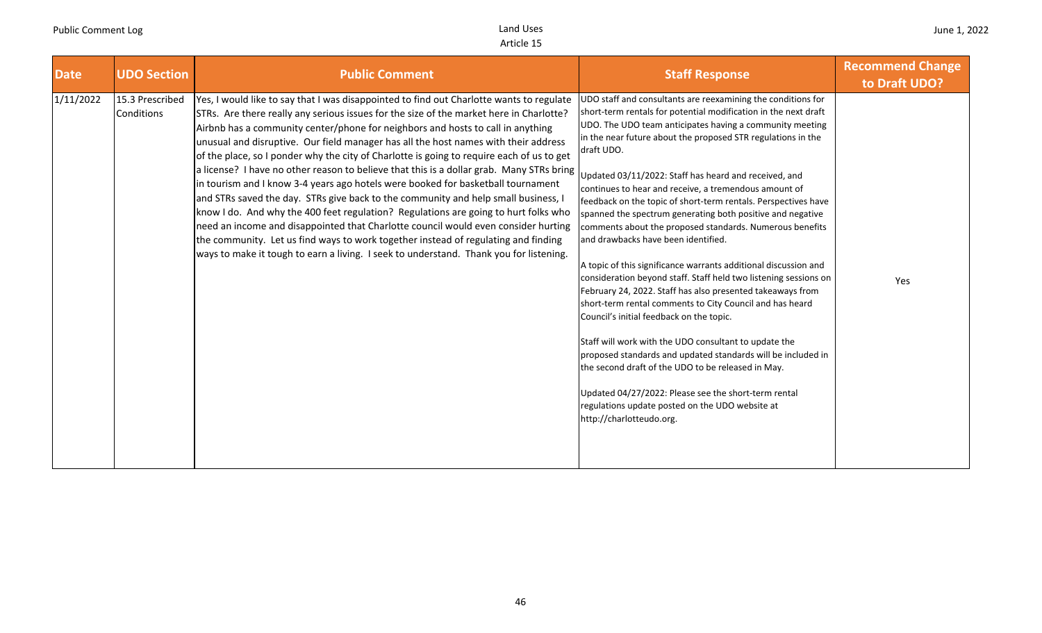| Date | UDO Section | Public Comment | Staff Response | Recommend Change to Draft UDO? |
|---|---|---|---|---|
| 1/11/2022 | 15.3 Prescribed Conditions | Yes, I would like to say that I was disappointed to find out Charlotte wants to regulate STRs. Are there really any serious issues for the size of the market here in Charlotte? Airbnb has a community center/phone for neighbors and hosts to call in anything unusual and disruptive. Our field manager has all the host names with their address of the place, so I ponder why the city of Charlotte is going to require each of us to get a license? I have no other reason to believe that this is a dollar grab. Many STRs bring in tourism and I know 3-4 years ago hotels were booked for basketball tournament and STRs saved the day. STRs give back to the community and help small business, I know I do. And why the 400 feet regulation? Regulations are going to hurt folks who need an income and disappointed that Charlotte council would even consider hurting the community. Let us find ways to work together instead of regulating and finding ways to make it tough to earn a living. I seek to understand. Thank you for listening. | UDO staff and consultants are reexamining the conditions for short-term rentals for potential modification in the next draft UDO. The UDO team anticipates having a community meeting in the near future about the proposed STR regulations in the draft UDO.<br><br>Updated 03/11/2022: Staff has heard and received, and continues to hear and receive, a tremendous amount of feedback on the topic of short-term rentals. Perspectives have spanned the spectrum generating both positive and negative comments about the proposed standards. Numerous benefits and drawbacks have been identified.<br><br>A topic of this significance warrants additional discussion and consideration beyond staff. Staff held two listening sessions on February 24, 2022. Staff has also presented takeaways from short-term rental comments to City Council and has heard Council's initial feedback on the topic.<br><br>Staff will work with the UDO consultant to update the proposed standards and updated standards will be included in the second draft of the UDO to be released in May.<br><br>Updated 04/27/2022: Please see the short-term rental regulations update posted on the UDO website at http://charlotteudo.org. | Yes |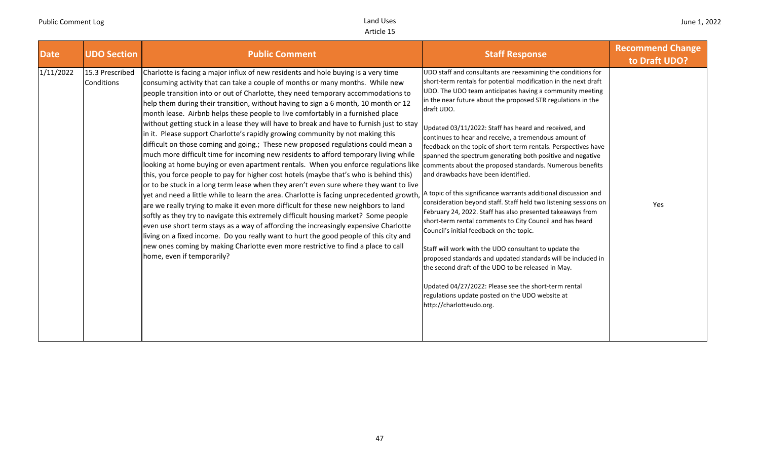| Date | UDO Section | Public Comment | Staff Response | Recommend Change to Draft UDO? |
|---|---|---|---|---|
| 1/11/2022 | 15.3 Prescribed Conditions | Charlotte is facing a major influx of new residents and hole buying is a very time consuming activity that can take a couple of months or many months. While new people transition into or out of Charlotte, they need temporary accommodations to help them during their transition, without having to sign a 6 month, 10 month or 12 month lease. Airbnb helps these people to live comfortably in a furnished place without getting stuck in a lease they will have to break and have to furnish just to stay in it. Please support Charlotte's rapidly growing community by not making this difficult on those coming and going.; These new proposed regulations could mean a much more difficult time for incoming new residents to afford temporary living while looking at home buying or even apartment rentals. When you enforce regulations like this, you force people to pay for higher cost hotels (maybe that's who is behind this) or to be stuck in a long term lease when they aren't even sure where they want to live yet and need a little while to learn the area. Charlotte is facing unprecedented growth, are we really trying to make it even more difficult for these new neighbors to land softly as they try to navigate this extremely difficult housing market? Some people even use short term stays as a way of affording the increasingly expensive Charlotte living on a fixed income. Do you really want to hurt the good people of this city and new ones coming by making Charlotte even more restrictive to find a place to call home, even if temporarily? | UDO staff and consultants are reexamining the conditions for short-term rentals for potential modification in the next draft UDO. The UDO team anticipates having a community meeting in the near future about the proposed STR regulations in the draft UDO.<br><br>Updated 03/11/2022: Staff has heard and received, and continues to hear and receive, a tremendous amount of feedback on the topic of short-term rentals. Perspectives have spanned the spectrum generating both positive and negative comments about the proposed standards. Numerous benefits and drawbacks have been identified.<br><br>A topic of this significance warrants additional discussion and consideration beyond staff. Staff held two listening sessions on February 24, 2022. Staff has also presented takeaways from short-term rental comments to City Council and has heard Council's initial feedback on the topic.<br><br>Staff will work with the UDO consultant to update the proposed standards and updated standards will be included in the second draft of the UDO to be released in May.<br><br>Updated 04/27/2022: Please see the short-term rental regulations update posted on the UDO website at http://charlotteudo.org. | Yes |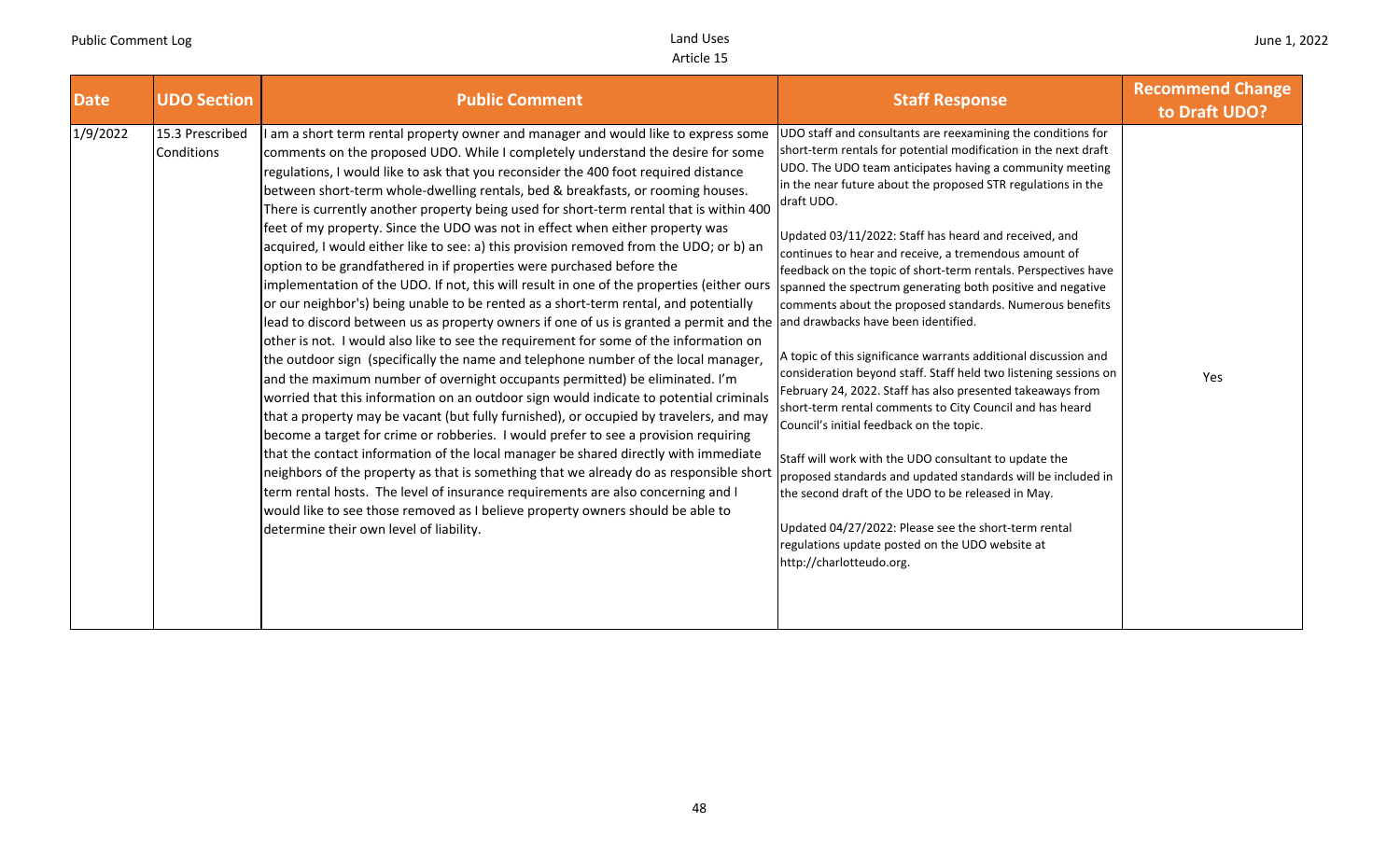| Date | UDO Section | Public Comment | Staff Response | Recommend Change to Draft UDO? |
| --- | --- | --- | --- | --- |
| 1/9/2022 | 15.3 Prescribed Conditions | I am a short term rental property owner and manager and would like to express some comments on the proposed UDO. While I completely understand the desire for some regulations, I would like to ask that you reconsider the 400 foot required distance between short-term whole-dwelling rentals, bed & breakfasts, or rooming houses. There is currently another property being used for short-term rental that is within 400 feet of my property. Since the UDO was not in effect when either property was acquired, I would either like to see: a) this provision removed from the UDO; or b) an option to be grandfathered in if properties were purchased before the implementation of the UDO. If not, this will result in one of the properties (either ours or our neighbor's) being unable to be rented as a short-term rental, and potentially lead to discord between us as property owners if one of us is granted a permit and the other is not. I would also like to see the requirement for some of the information on the outdoor sign (specifically the name and telephone number of the local manager, and the maximum number of overnight occupants permitted) be eliminated. I'm worried that this information on an outdoor sign would indicate to potential criminals that a property may be vacant (but fully furnished), or occupied by travelers, and may become a target for crime or robberies. I would prefer to see a provision requiring that the contact information of the local manager be shared directly with immediate neighbors of the property as that is something that we already do as responsible short term rental hosts. The level of insurance requirements are also concerning and I would like to see those removed as I believe property owners should be able to determine their own level of liability. | UDO staff and consultants are reexamining the conditions for short-term rentals for potential modification in the next draft UDO. The UDO team anticipates having a community meeting in the near future about the proposed STR regulations in the draft UDO.<br><br>Updated 03/11/2022: Staff has heard and received, and continues to hear and receive, a tremendous amount of feedback on the topic of short-term rentals. Perspectives have spanned the spectrum generating both positive and negative comments about the proposed standards. Numerous benefits and drawbacks have been identified.<br><br>A topic of this significance warrants additional discussion and consideration beyond staff. Staff held two listening sessions on February 24, 2022. Staff has also presented takeaways from short-term rental comments to City Council and has heard Council's initial feedback on the topic.<br><br>Staff will work with the UDO consultant to update the proposed standards and updated standards will be included in the second draft of the UDO to be released in May.<br><br>Updated 04/27/2022: Please see the short-term rental regulations update posted on the UDO website at http://charlotteudo.org. | Yes |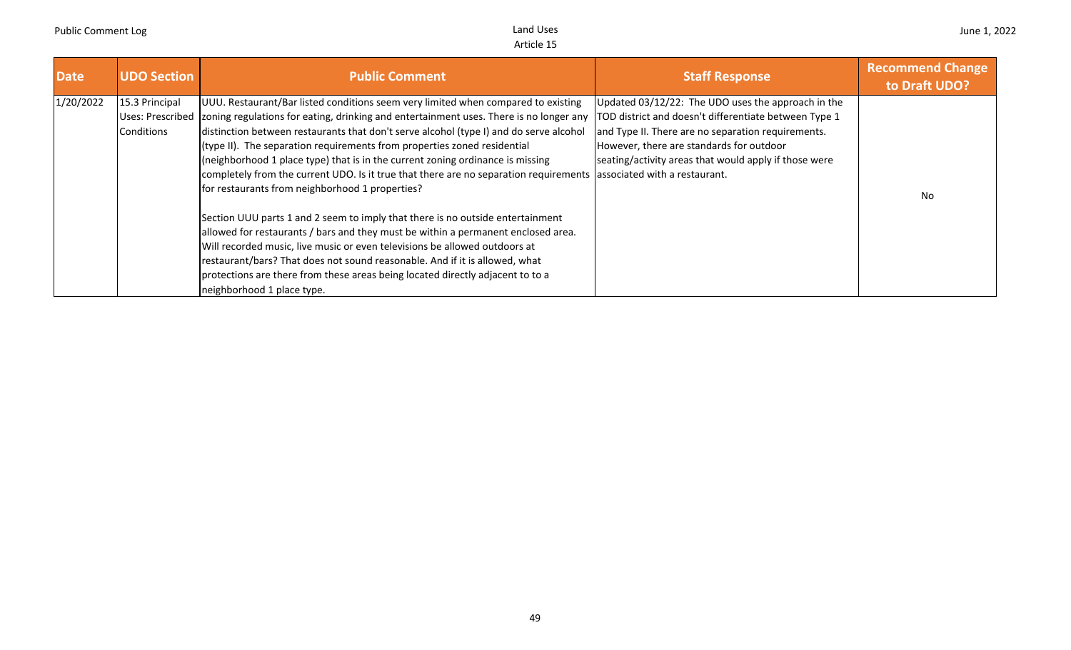| Date | UDO Section | Public Comment | Staff Response | Recommend Change to Draft UDO? |
|---|---|---|---|---|
| 1/20/2022 | 15.3 Principal Uses: Prescribed Conditions | UUU. Restaurant/Bar listed conditions seem very limited when compared to existing zoning regulations for eating, drinking and entertainment uses. There is no longer any distinction between restaurants that don't serve alcohol (type I) and do serve alcohol (type II). The separation requirements from properties zoned residential (neighborhood 1 place type) that is in the current zoning ordinance is missing completely from the current UDO. Is it true that there are no separation requirements for restaurants from neighborhood 1 properties?<br><br>Section UUU parts 1 and 2 seem to imply that there is no outside entertainment allowed for restaurants / bars and they must be within a permanent enclosed area. Will recorded music, live music or even televisions be allowed outdoors at restaurant/bars? That does not sound reasonable. And if it is allowed, what protections are there from these areas being located directly adjacent to to a neighborhood 1 place type. | Updated 03/12/22: The UDO uses the approach in the TOD district and doesn't differentiate between Type 1 and Type II. There are no separation requirements. However, there are standards for outdoor seating/activity areas that would apply if those were associated with a restaurant. | No |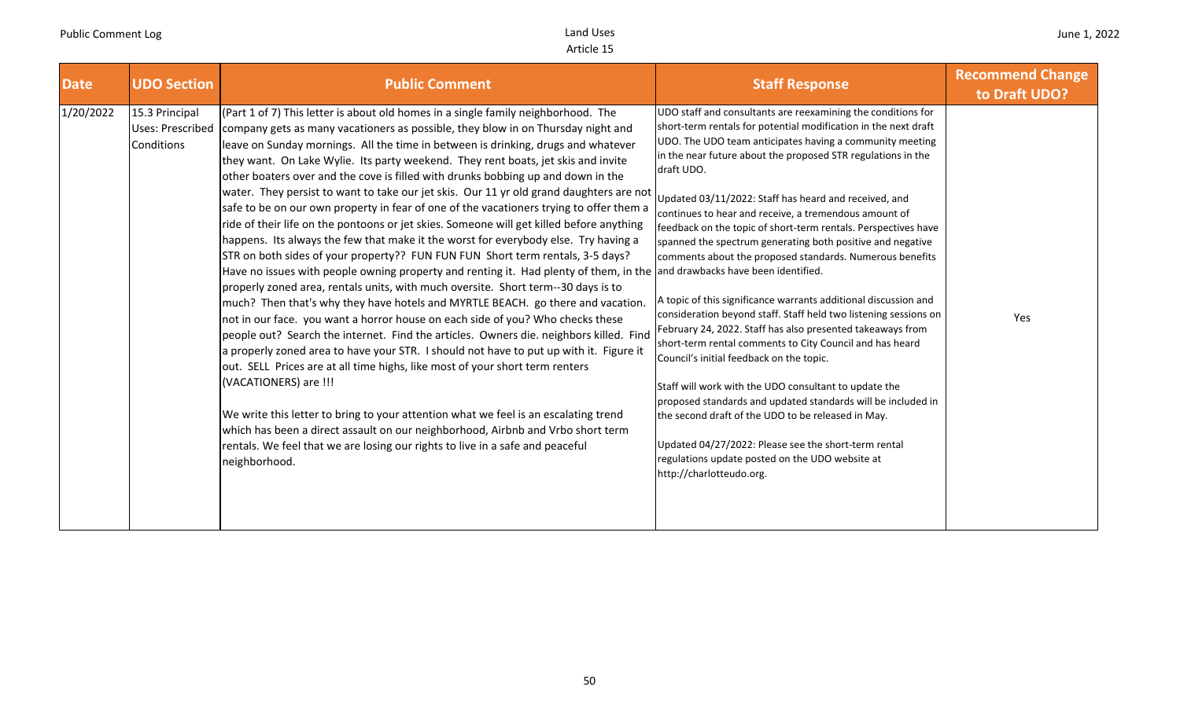| Date | UDO Section | Public Comment | Staff Response | Recommend Change to Draft UDO? |
|---|---|---|---|---|
| 1/20/2022 | 15.3 Principal Uses: Prescribed Conditions | (Part 1 of 7) This letter is about old homes in a single family neighborhood. The company gets as many vacationers as possible, they blow in on Thursday night and leave on Sunday mornings. All the time in between is drinking, drugs and whatever they want. On Lake Wylie. Its party weekend. They rent boats, jet skis and invite other boaters over and the cove is filled with drunks bobbing up and down in the water. They persist to want to take our jet skis. Our 11 yr old grand daughters are not safe to be on our own property in fear of one of the vacationers trying to offer them a ride of their life on the pontoons or jet skies. Someone will get killed before anything happens. Its always the few that make it the worst for everybody else. Try having a STR on both sides of your property?? FUN FUN FUN Short term rentals, 3-5 days? Have no issues with people owning property and renting it. Had plenty of them, in the properly zoned area, rentals units, with much oversite. Short term--30 days is to much? Then that's why they have hotels and MYRTLE BEACH. go there and vacation. not in our face. you want a horror house on each side of you? Who checks these people out? Search the internet. Find the articles. Owners die. neighbors killed. Find a properly zoned area to have your STR. I should not have to put up with it. Figure it out. SELL Prices are at all time highs, like most of your short term renters (VACATIONERS) are !!!<br><br>We write this letter to bring to your attention what we feel is an escalating trend which has been a direct assault on our neighborhood, Airbnb and Vrbo short term rentals. We feel that we are losing our rights to live in a safe and peaceful neighborhood. | UDO staff and consultants are reexamining the conditions for short-term rentals for potential modification in the next draft UDO. The UDO team anticipates having a community meeting in the near future about the proposed STR regulations in the draft UDO.<br><br>Updated 03/11/2022: Staff has heard and received, and continues to hear and receive, a tremendous amount of feedback on the topic of short-term rentals. Perspectives have spanned the spectrum generating both positive and negative comments about the proposed standards. Numerous benefits and drawbacks have been identified.<br><br>A topic of this significance warrants additional discussion and consideration beyond staff. Staff held two listening sessions on February 24, 2022. Staff has also presented takeaways from short-term rental comments to City Council and has heard Council's initial feedback on the topic.<br><br>Staff will work with the UDO consultant to update the proposed standards and updated standards will be included in the second draft of the UDO to be released in May.<br><br>Updated 04/27/2022: Please see the short-term rental regulations update posted on the UDO website at http://charlotteudo.org. | Yes |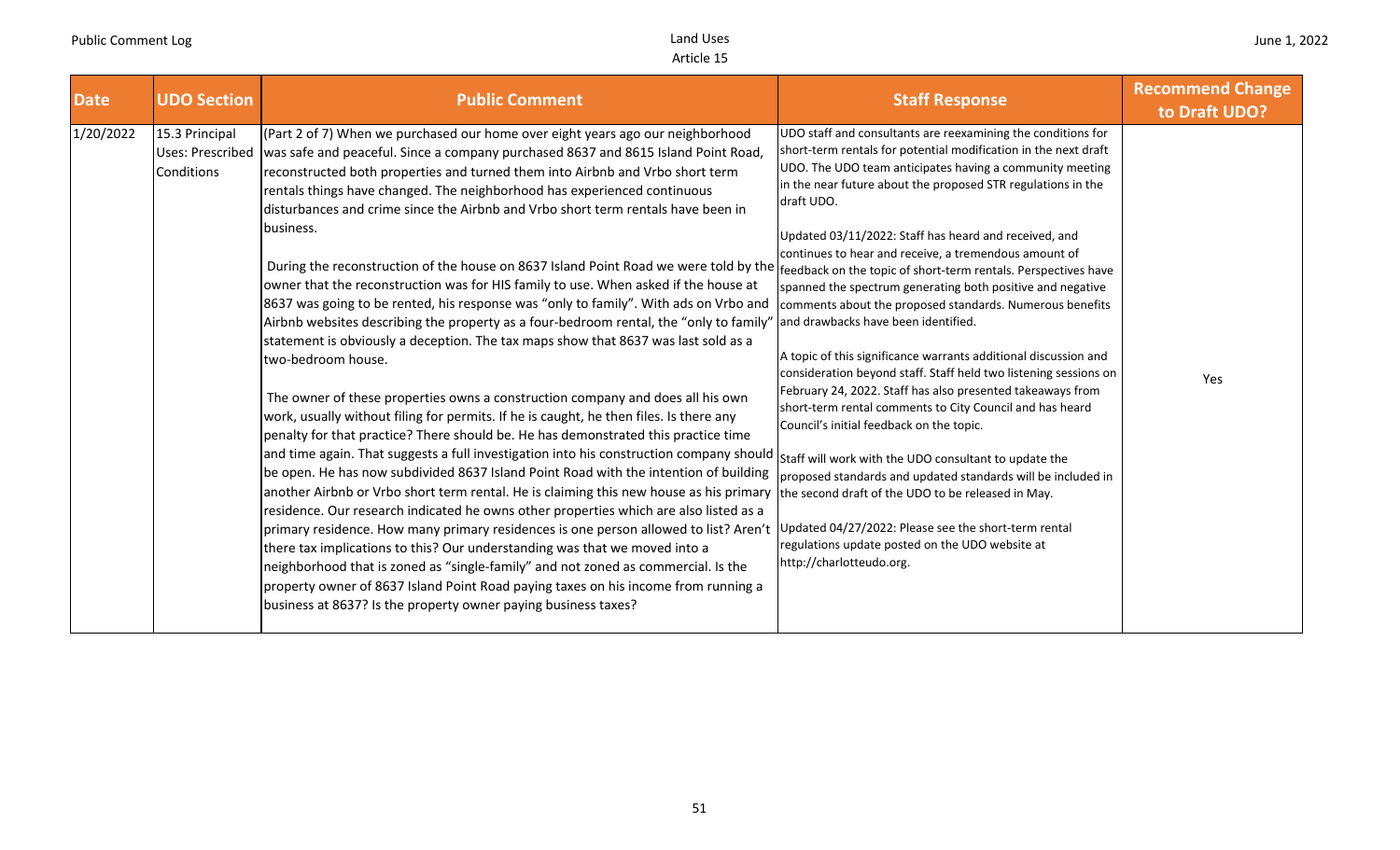| Date | UDO Section | Public Comment | Staff Response | Recommend Change to Draft UDO? |
|---|---|---|---|---|
| 1/20/2022 | 15.3 Principal Uses: Prescribed Conditions | (Part 2 of 7) When we purchased our home over eight years ago our neighborhood was safe and peaceful. Since a company purchased 8637 and 8615 Island Point Road, reconstructed both properties and turned them into Airbnb and Vrbo short term rentals things have changed. The neighborhood has experienced continuous disturbances and crime since the Airbnb and Vrbo short term rentals have been in business.<br><br>During the reconstruction of the house on 8637 Island Point Road we were told by the owner that the reconstruction was for HIS family to use. When asked if the house at 8637 was going to be rented, his response was "only to family". With ads on Vrbo and Airbnb websites describing the property as a four-bedroom rental, the "only to family" statement is obviously a deception. The tax maps show that 8637 was last sold as a two-bedroom house.<br><br>The owner of these properties owns a construction company and does all his own work, usually without filing for permits. If he is caught, he then files. Is there any penalty for that practice? There should be. He has demonstrated this practice time and time again. That suggests a full investigation into his construction company should be open. He has now subdivided 8637 Island Point Road with the intention of building another Airbnb or Vrbo short term rental. He is claiming this new house as his primary residence. Our research indicated he owns other properties which are also listed as a primary residence. How many primary residences is one person allowed to list? Aren't there tax implications to this? Our understanding was that we moved into a neighborhood that is zoned as "single-family" and not zoned as commercial. Is the property owner of 8637 Island Point Road paying taxes on his income from running a business at 8637? Is the property owner paying business taxes? | UDO staff and consultants are reexamining the conditions for short-term rentals for potential modification in the next draft UDO. The UDO team anticipates having a community meeting in the near future about the proposed STR regulations in the draft UDO.<br><br>Updated 03/11/2022: Staff has heard and received, and continues to hear and receive, a tremendous amount of feedback on the topic of short-term rentals. Perspectives have spanned the spectrum generating both positive and negative comments about the proposed standards. Numerous benefits and drawbacks have been identified.<br><br>A topic of this significance warrants additional discussion and consideration beyond staff. Staff held two listening sessions on February 24, 2022. Staff has also presented takeaways from short-term rental comments to City Council and has heard Council's initial feedback on the topic.<br><br>Staff will work with the UDO consultant to update the proposed standards and updated standards will be included in the second draft of the UDO to be released in May.<br><br>Updated 04/27/2022: Please see the short-term rental regulations update posted on the UDO website at http://charlotteudo.org. | Yes |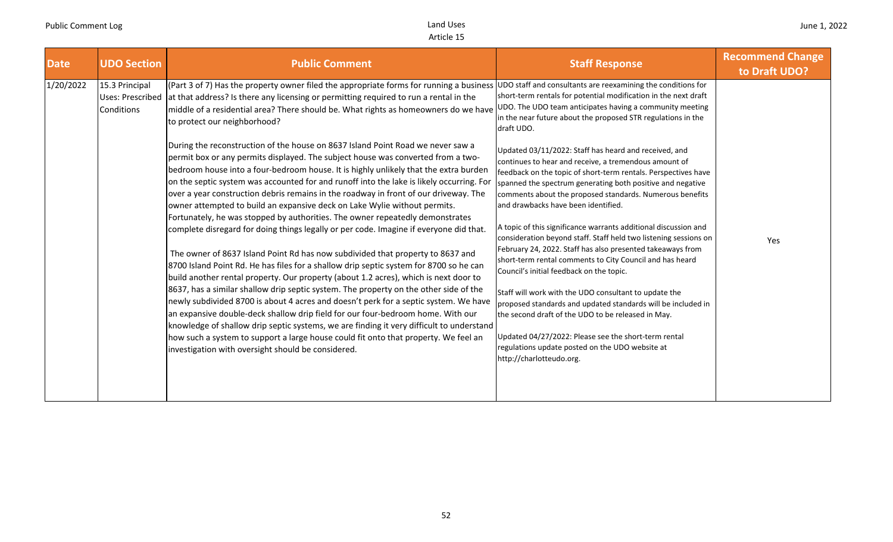| Date | UDO Section | Public Comment | Staff Response | Recommend Change to Draft UDO? |
|---|---|---|---|---|
| 1/20/2022 | 15.3 Principal Uses: Prescribed Conditions | (Part 3 of 7) Has the property owner filed the appropriate forms for running a business at that address? Is there any licensing or permitting required to run a rental in the middle of a residential area? There should be. What rights as homeowners do we have to protect our neighborhood?<br><br>During the reconstruction of the house on 8637 Island Point Road we never saw a permit box or any permits displayed. The subject house was converted from a two-bedroom house into a four-bedroom house. It is highly unlikely that the extra burden on the septic system was accounted for and runoff into the lake is likely occurring. For over a year construction debris remains in the roadway in front of our driveway. The owner attempted to build an expansive deck on Lake Wylie without permits. Fortunately, he was stopped by authorities. The owner repeatedly demonstrates complete disregard for doing things legally or per code. Imagine if everyone did that.<br><br>The owner of 8637 Island Point Rd has now subdivided that property to 8637 and 8700 Island Point Rd. He has files for a shallow drip septic system for 8700 so he can build another rental property. Our property (about 1.2 acres), which is next door to 8637, has a similar shallow drip septic system. The property on the other side of the newly subdivided 8700 is about 4 acres and doesn't perk for a septic system. We have an expansive double-deck shallow drip field for our four-bedroom home. With our knowledge of shallow drip septic systems, we are finding it very difficult to understand how such a system to support a large house could fit onto that property. We feel an investigation with oversight should be considered. | UDO staff and consultants are reexamining the conditions for short-term rentals for potential modification in the next draft UDO. The UDO team anticipates having a community meeting in the near future about the proposed STR regulations in the draft UDO.<br><br>Updated 03/11/2022: Staff has heard and received, and continues to hear and receive, a tremendous amount of feedback on the topic of short-term rentals. Perspectives have spanned the spectrum generating both positive and negative comments about the proposed standards. Numerous benefits and drawbacks have been identified.<br><br>A topic of this significance warrants additional discussion and consideration beyond staff. Staff held two listening sessions on February 24, 2022. Staff has also presented takeaways from short-term rental comments to City Council and has heard Council's initial feedback on the topic.<br><br>Staff will work with the UDO consultant to update the proposed standards and updated standards will be included in the second draft of the UDO to be released in May.<br><br>Updated 04/27/2022: Please see the short-term rental regulations update posted on the UDO website at http://charlotteudo.org. | Yes |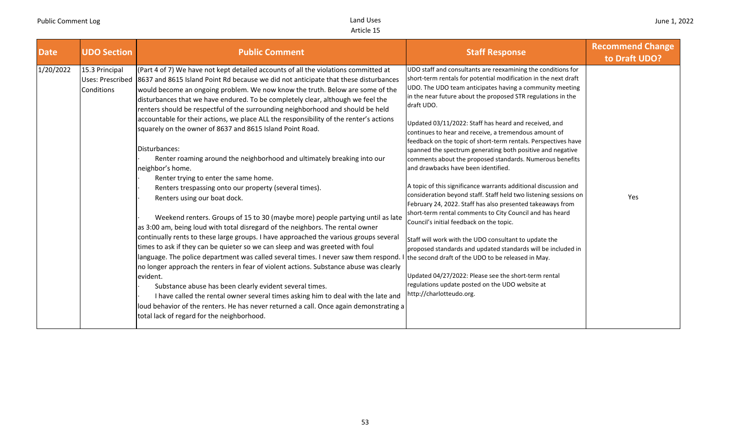| Date | UDO Section | Public Comment | Staff Response | Recommend Change to Draft UDO? |
|---|---|---|---|---|
| 1/20/2022 | 15.3 Principal Uses: Prescribed Conditions | (Part 4 of 7) We have not kept detailed accounts of all the violations committed at 8637 and 8615 Island Point Rd because we did not anticipate that these disturbances would become an ongoing problem. We now know the truth. Below are some of the disturbances that we have endured. To be completely clear, although we feel the renters should be respectful of the surrounding neighborhood and should be held accountable for their actions, we place ALL the responsibility of the renter's actions squarely on the owner of 8637 and 8615 Island Point Road.<br><br>Disturbances:<br>· Renter roaming around the neighborhood and ultimately breaking into our neighbor's home.<br>· Renter trying to enter the same home.<br>· Renters trespassing onto our property (several times).<br>· Renters using our boat dock.<br><br>· Weekend renters. Groups of 15 to 30 (maybe more) people partying until as late as 3:00 am, being loud with total disregard of the neighbors. The rental owner continually rents to these large groups. I have approached the various groups several times to ask if they can be quieter so we can sleep and was greeted with foul language. The police department was called several times. I never saw them respond. I no longer approach the renters in fear of violent actions. Substance abuse was clearly evident.<br>· Substance abuse has been clearly evident several times.<br>· I have called the rental owner several times asking him to deal with the late and loud behavior of the renters. He has never returned a call. Once again demonstrating a total lack of regard for the neighborhood. | UDO staff and consultants are reexamining the conditions for short-term rentals for potential modification in the next draft UDO. The UDO team anticipates having a community meeting in the near future about the proposed STR regulations in the draft UDO.<br><br>Updated 03/11/2022: Staff has heard and received, and continues to hear and receive, a tremendous amount of feedback on the topic of short-term rentals. Perspectives have spanned the spectrum generating both positive and negative comments about the proposed standards. Numerous benefits and drawbacks have been identified.<br><br>A topic of this significance warrants additional discussion and consideration beyond staff. Staff held two listening sessions on February 24, 2022. Staff has also presented takeaways from short-term rental comments to City Council and has heard Council's initial feedback on the topic.<br><br>Staff will work with the UDO consultant to update the proposed standards and updated standards will be included in the second draft of the UDO to be released in May.<br><br>Updated 04/27/2022: Please see the short-term rental regulations update posted on the UDO website at http://charlotteudo.org. | Yes |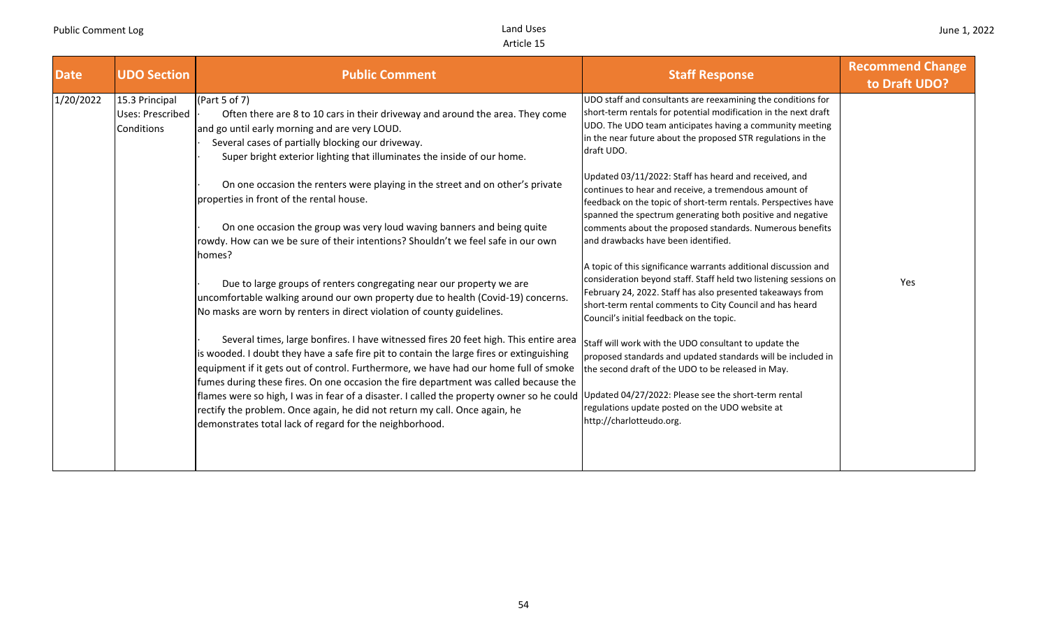| Date | UDO Section | Public Comment | Staff Response | Recommend Change to Draft UDO? |
|---|---|---|---|---|
| 1/20/2022 | 15.3 Principal Uses: Prescribed Conditions | (Part 5 of 7)<br>· Often there are 8 to 10 cars in their driveway and around the area. They come and go until early morning and are very LOUD.<br>· Several cases of partially blocking our driveway.<br>· Super bright exterior lighting that illuminates the inside of our home.<br><br>· On one occasion the renters were playing in the street and on other's private properties in front of the rental house.<br><br>· On one occasion the group was very loud waving banners and being quite rowdy. How can we be sure of their intentions? Shouldn't we feel safe in our own homes?<br><br>· Due to large groups of renters congregating near our property we are uncomfortable walking around our own property due to health (Covid-19) concerns. No masks are worn by renters in direct violation of county guidelines.<br><br>· Several times, large bonfires. I have witnessed fires 20 feet high. This entire area is wooded. I doubt they have a safe fire pit to contain the large fires or extinguishing equipment if it gets out of control. Furthermore, we have had our home full of smoke fumes during these fires. On one occasion the fire department was called because the flames were so high, I was in fear of a disaster. I called the property owner so he could rectify the problem. Once again, he did not return my call. Once again, he demonstrates total lack of regard for the neighborhood. | UDO staff and consultants are reexamining the conditions for short-term rentals for potential modification in the next draft UDO. The UDO team anticipates having a community meeting in the near future about the proposed STR regulations in the draft UDO.<br><br>Updated 03/11/2022: Staff has heard and received, and continues to hear and receive, a tremendous amount of feedback on the topic of short-term rentals. Perspectives have spanned the spectrum generating both positive and negative comments about the proposed standards. Numerous benefits and drawbacks have been identified.<br><br>A topic of this significance warrants additional discussion and consideration beyond staff. Staff held two listening sessions on February 24, 2022. Staff has also presented takeaways from short-term rental comments to City Council and has heard Council's initial feedback on the topic.<br><br>Staff will work with the UDO consultant to update the proposed standards and updated standards will be included in the second draft of the UDO to be released in May.<br><br>Updated 04/27/2022: Please see the short-term rental regulations update posted on the UDO website at http://charlotteudo.org. | Yes |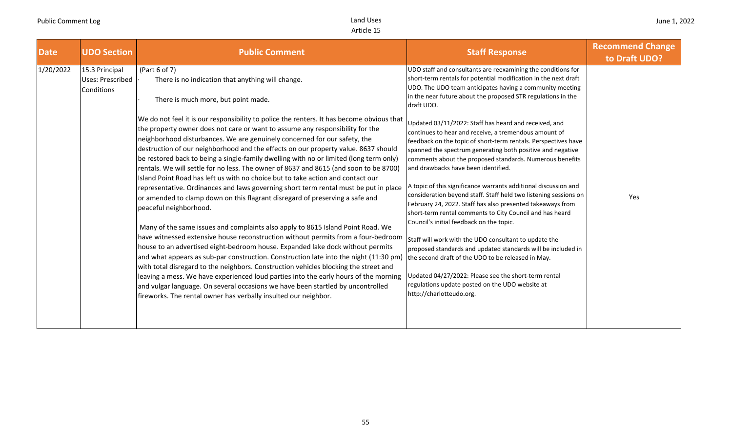| Date | UDO Section | Public Comment | Staff Response | Recommend Change to Draft UDO? |
|---|---|---|---|---|
| 1/20/2022 | 15.3 Principal Uses: Prescribed Conditions | (Part 6 of 7)<br>· There is no indication that anything will change.<br><br>· There is much more, but point made.<br><br>We do not feel it is our responsibility to police the renters. It has become obvious that the property owner does not care or want to assume any responsibility for the neighborhood disturbances. We are genuinely concerned for our safety, the destruction of our neighborhood and the effects on our property value. 8637 should be restored back to being a single-family dwelling with no or limited (long term only) rentals. We will settle for no less. The owner of 8637 and 8615 (and soon to be 8700) Island Point Road has left us with no choice but to take action and contact our representative. Ordinances and laws governing short term rental must be put in place or amended to clamp down on this flagrant disregard of preserving a safe and peaceful neighborhood.<br><br>Many of the same issues and complaints also apply to 8615 Island Point Road. We have witnessed extensive house reconstruction without permits from a four-bedroom house to an advertised eight-bedroom house. Expanded lake dock without permits and what appears as sub-par construction. Construction late into the night (11:30 pm) with total disregard to the neighbors. Construction vehicles blocking the street and leaving a mess. We have experienced loud parties into the early hours of the morning and vulgar language. On several occasions we have been startled by uncontrolled fireworks. The rental owner has verbally insulted our neighbor. | UDO staff and consultants are reexamining the conditions for short-term rentals for potential modification in the next draft UDO. The UDO team anticipates having a community meeting in the near future about the proposed STR regulations in the draft UDO.<br><br>Updated 03/11/2022: Staff has heard and received, and continues to hear and receive, a tremendous amount of feedback on the topic of short-term rentals. Perspectives have spanned the spectrum generating both positive and negative comments about the proposed standards. Numerous benefits and drawbacks have been identified.<br><br>A topic of this significance warrants additional discussion and consideration beyond staff. Staff held two listening sessions on February 24, 2022. Staff has also presented takeaways from short-term rental comments to City Council and has heard Council's initial feedback on the topic.<br><br>Staff will work with the UDO consultant to update the proposed standards and updated standards will be included in the second draft of the UDO to be released in May.<br><br>Updated 04/27/2022: Please see the short-term rental regulations update posted on the UDO website at http://charlotteudo.org. | Yes |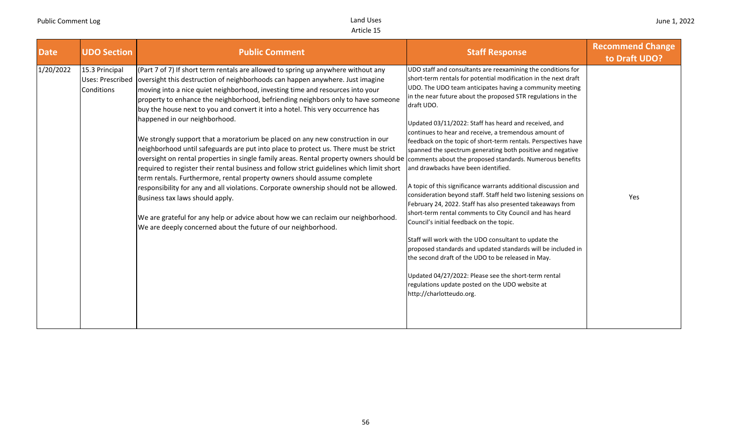| Date | UDO Section | Public Comment | Staff Response | Recommend Change to Draft UDO? |
| --- | --- | --- | --- | --- |
| 1/20/2022 | 15.3 Principal Uses: Prescribed Conditions | (Part 7 of 7) If short term rentals are allowed to spring up anywhere without any oversight this destruction of neighborhoods can happen anywhere. Just imagine moving into a nice quiet neighborhood, investing time and resources into your property to enhance the neighborhood, befriending neighbors only to have someone buy the house next to you and convert it into a hotel. This very occurrence has happened in our neighborhood.<br><br>We strongly support that a moratorium be placed on any new construction in our neighborhood until safeguards are put into place to protect us. There must be strict oversight on rental properties in single family areas. Rental property owners should be required to register their rental business and follow strict guidelines which limit short term rentals. Furthermore, rental property owners should assume complete responsibility for any and all violations. Corporate ownership should not be allowed. Business tax laws should apply.<br><br>We are grateful for any help or advice about how we can reclaim our neighborhood. We are deeply concerned about the future of our neighborhood. | UDO staff and consultants are reexamining the conditions for short-term rentals for potential modification in the next draft UDO. The UDO team anticipates having a community meeting in the near future about the proposed STR regulations in the draft UDO.<br><br>Updated 03/11/2022: Staff has heard and received, and continues to hear and receive, a tremendous amount of feedback on the topic of short-term rentals. Perspectives have spanned the spectrum generating both positive and negative comments about the proposed standards. Numerous benefits and drawbacks have been identified.<br><br>A topic of this significance warrants additional discussion and consideration beyond staff. Staff held two listening sessions on February 24, 2022. Staff has also presented takeaways from short-term rental comments to City Council and has heard Council's initial feedback on the topic.<br><br>Staff will work with the UDO consultant to update the proposed standards and updated standards will be included in the second draft of the UDO to be released in May.<br><br>Updated 04/27/2022: Please see the short-term rental regulations update posted on the UDO website at http://charlotteudo.org. | Yes |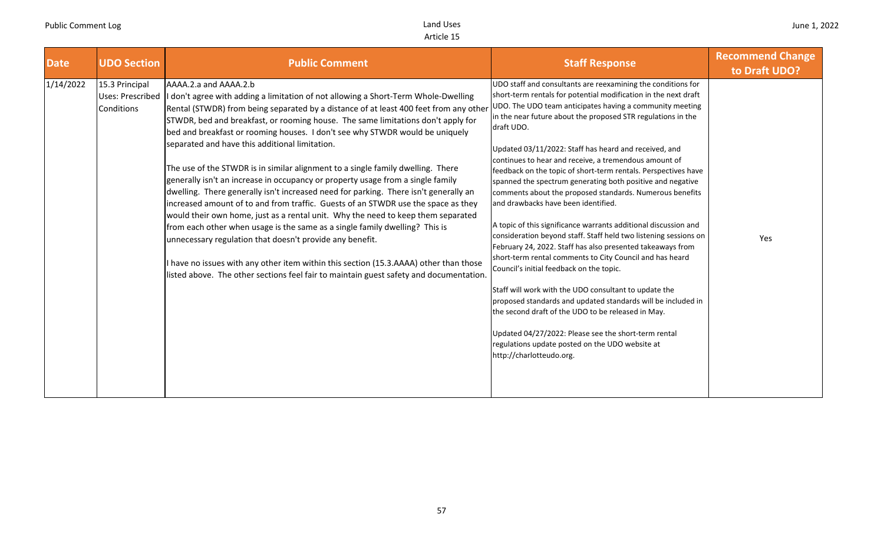| Date | UDO Section | Public Comment | Staff Response | Recommend Change to Draft UDO? |
|---|---|---|---|---|
| 1/14/2022 | 15.3 Principal Uses: Prescribed Conditions | AAAA.2.a and AAAA.2.b<br>I don't agree with adding a limitation of not allowing a Short-Term Whole-Dwelling Rental (STWDR) from being separated by a distance of at least 400 feet from any other STWDR, bed and breakfast, or rooming house. The same limitations don't apply for bed and breakfast or rooming houses. I don't see why STWDR would be uniquely separated and have this additional limitation.<br><br>The use of the STWDR is in similar alignment to a single family dwelling. There generally isn't an increase in occupancy or property usage from a single family dwelling. There generally isn't increased need for parking. There isn't generally an increased amount of to and from traffic. Guests of an STWDR use the space as they would their own home, just as a rental unit. Why the need to keep them separated from each other when usage is the same as a single family dwelling? This is unnecessary regulation that doesn't provide any benefit.<br><br>I have no issues with any other item within this section (15.3.AAAA) other than those listed above. The other sections feel fair to maintain guest safety and documentation. | UDO staff and consultants are reexamining the conditions for short-term rentals for potential modification in the next draft UDO. The UDO team anticipates having a community meeting in the near future about the proposed STR regulations in the draft UDO.<br><br>Updated 03/11/2022: Staff has heard and received, and continues to hear and receive, a tremendous amount of feedback on the topic of short-term rentals. Perspectives have spanned the spectrum generating both positive and negative comments about the proposed standards. Numerous benefits and drawbacks have been identified.<br><br>A topic of this significance warrants additional discussion and consideration beyond staff. Staff held two listening sessions on February 24, 2022. Staff has also presented takeaways from short-term rental comments to City Council and has heard Council's initial feedback on the topic.<br><br>Staff will work with the UDO consultant to update the proposed standards and updated standards will be included in the second draft of the UDO to be released in May.<br><br>Updated 04/27/2022: Please see the short-term rental regulations update posted on the UDO website at http://charlotteudo.org. | Yes |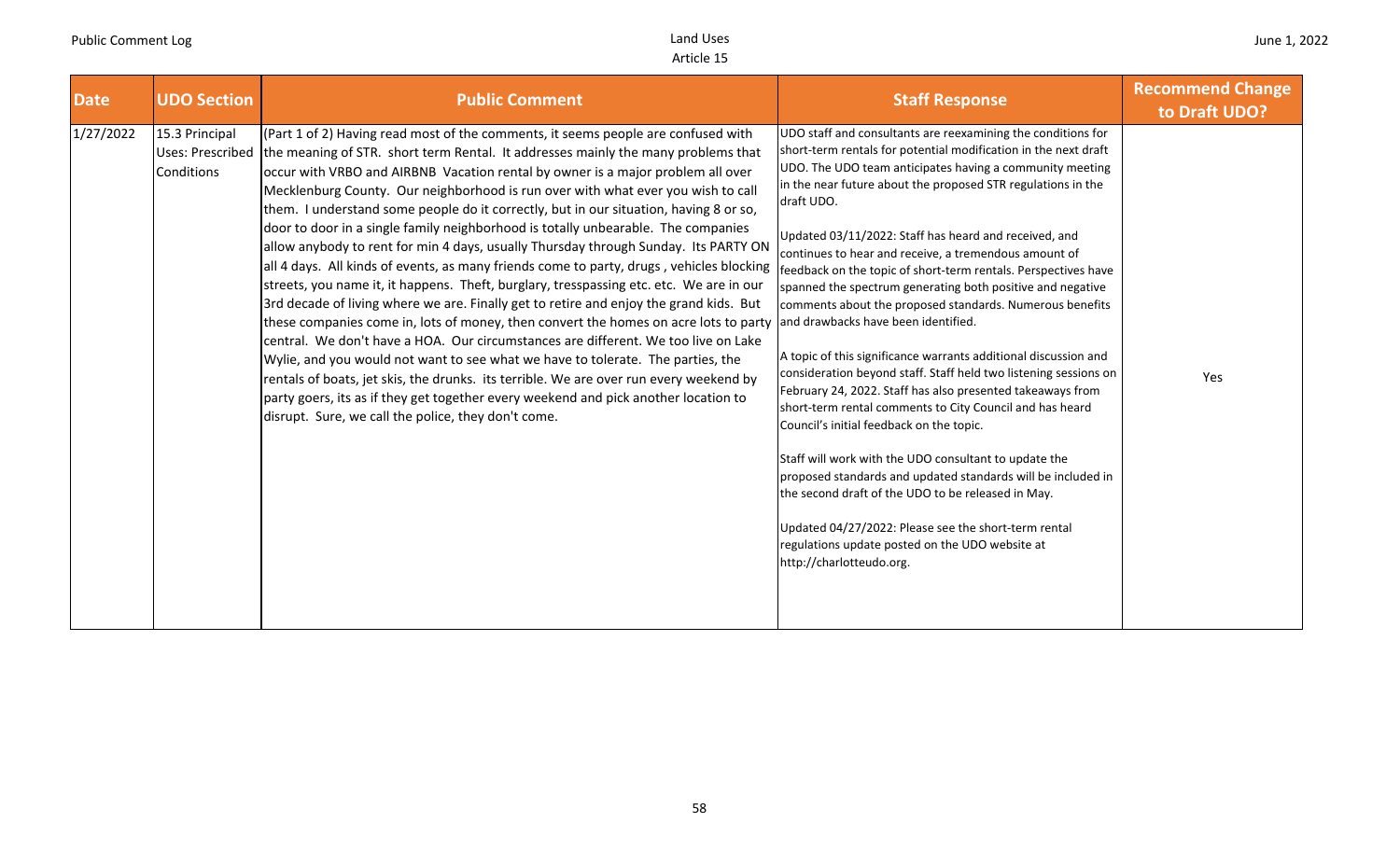| Date | UDO Section | Public Comment | Staff Response | Recommend Change to Draft UDO? |
|---|---|---|---|---|
| 1/27/2022 | 15.3 Principal Uses: Prescribed Conditions | (Part 1 of 2) Having read most of the comments, it seems people are confused with the meaning of STR. short term Rental. It addresses mainly the many problems that occur with VRBO and AIRBNB Vacation rental by owner is a major problem all over Mecklenburg County. Our neighborhood is run over with what ever you wish to call them. I understand some people do it correctly, but in our situation, having 8 or so, door to door in a single family neighborhood is totally unbearable. The companies allow anybody to rent for min 4 days, usually Thursday through Sunday. Its PARTY ON all 4 days. All kinds of events, as many friends come to party, drugs , vehicles blocking streets, you name it, it happens. Theft, burglary, tresspassing etc. etc. We are in our 3rd decade of living where we are. Finally get to retire and enjoy the grand kids. But these companies come in, lots of money, then convert the homes on acre lots to party central. We don't have a HOA. Our circumstances are different. We too live on Lake Wylie, and you would not want to see what we have to tolerate. The parties, the rentals of boats, jet skis, the drunks. its terrible. We are over run every weekend by party goers, its as if they get together every weekend and pick another location to disrupt. Sure, we call the police, they don't come. | UDO staff and consultants are reexamining the conditions for short-term rentals for potential modification in the next draft UDO. The UDO team anticipates having a community meeting in the near future about the proposed STR regulations in the draft UDO.<br><br>Updated 03/11/2022: Staff has heard and received, and continues to hear and receive, a tremendous amount of feedback on the topic of short-term rentals. Perspectives have spanned the spectrum generating both positive and negative comments about the proposed standards. Numerous benefits and drawbacks have been identified.<br><br>A topic of this significance warrants additional discussion and consideration beyond staff. Staff held two listening sessions on February 24, 2022. Staff has also presented takeaways from short-term rental comments to City Council and has heard Council's initial feedback on the topic.<br><br>Staff will work with the UDO consultant to update the proposed standards and updated standards will be included in the second draft of the UDO to be released in May.<br><br>Updated 04/27/2022: Please see the short-term rental regulations update posted on the UDO website at http://charlotteudo.org. | Yes |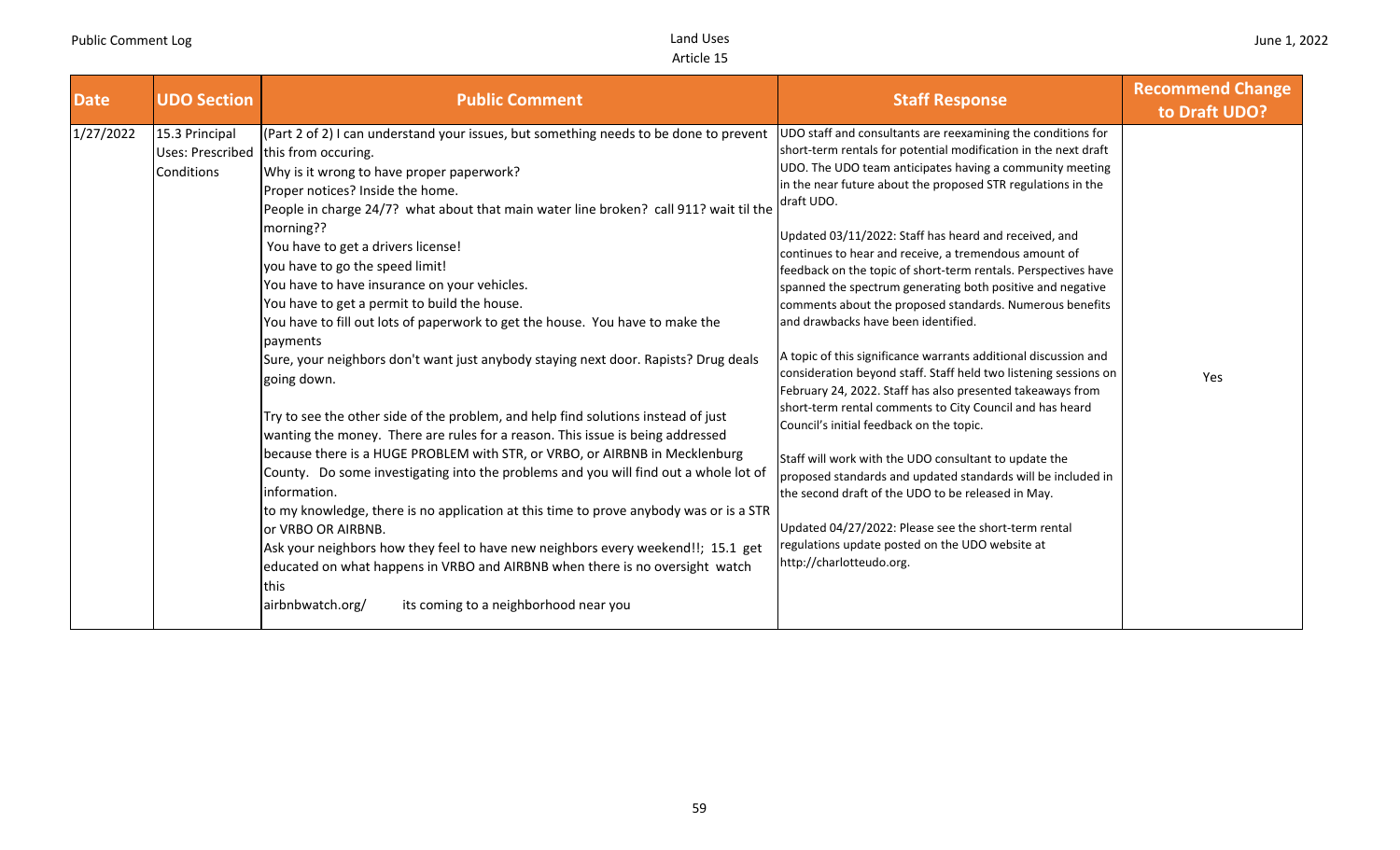| Date | UDO Section | Public Comment | Staff Response | Recommend Change to Draft UDO? |
|---|---|---|---|---|
| 1/27/2022 | 15.3 Principal Uses: Prescribed Conditions | (Part 2 of 2) I can understand your issues, but something needs to be done to prevent this from occuring.<br>Why is it wrong to have proper paperwork?<br>Proper notices? Inside the home.<br>People in charge 24/7? what about that main water line broken? call 911? wait til the morning??<br>You have to get a drivers license!<br>you have to go the speed limit!<br>You have to have insurance on your vehicles.<br>You have to get a permit to build the house.<br>You have to fill out lots of paperwork to get the house. You have to make the payments<br>Sure, your neighbors don't want just anybody staying next door. Rapists? Drug deals going down.<br><br>Try to see the other side of the problem, and help find solutions instead of just wanting the money. There are rules for a reason. This issue is being addressed because there is a HUGE PROBLEM with STR, or VRBO, or AIRBNB in Mecklenburg County. Do some investigating into the problems and you will find out a whole lot of information.<br>to my knowledge, there is no application at this time to prove anybody was or is a STR or VRBO OR AIRBNB.<br>Ask your neighbors how they feel to have new neighbors every weekend!!; 15.1 get educated on what happens in VRBO and AIRBNB when there is no oversight watch this<br>airbnbwatch.org/ its coming to a neighborhood near you | UDO staff and consultants are reexamining the conditions for short-term rentals for potential modification in the next draft UDO. The UDO team anticipates having a community meeting in the near future about the proposed STR regulations in the draft UDO.<br><br>Updated 03/11/2022: Staff has heard and received, and continues to hear and receive, a tremendous amount of feedback on the topic of short-term rentals. Perspectives have spanned the spectrum generating both positive and negative comments about the proposed standards. Numerous benefits and drawbacks have been identified.<br><br>A topic of this significance warrants additional discussion and consideration beyond staff. Staff held two listening sessions on February 24, 2022. Staff has also presented takeaways from short-term rental comments to City Council and has heard Council's initial feedback on the topic.<br><br>Staff will work with the UDO consultant to update the proposed standards and updated standards will be included in the second draft of the UDO to be released in May.<br><br>Updated 04/27/2022: Please see the short-term rental regulations update posted on the UDO website at http://charlotteudo.org. | Yes |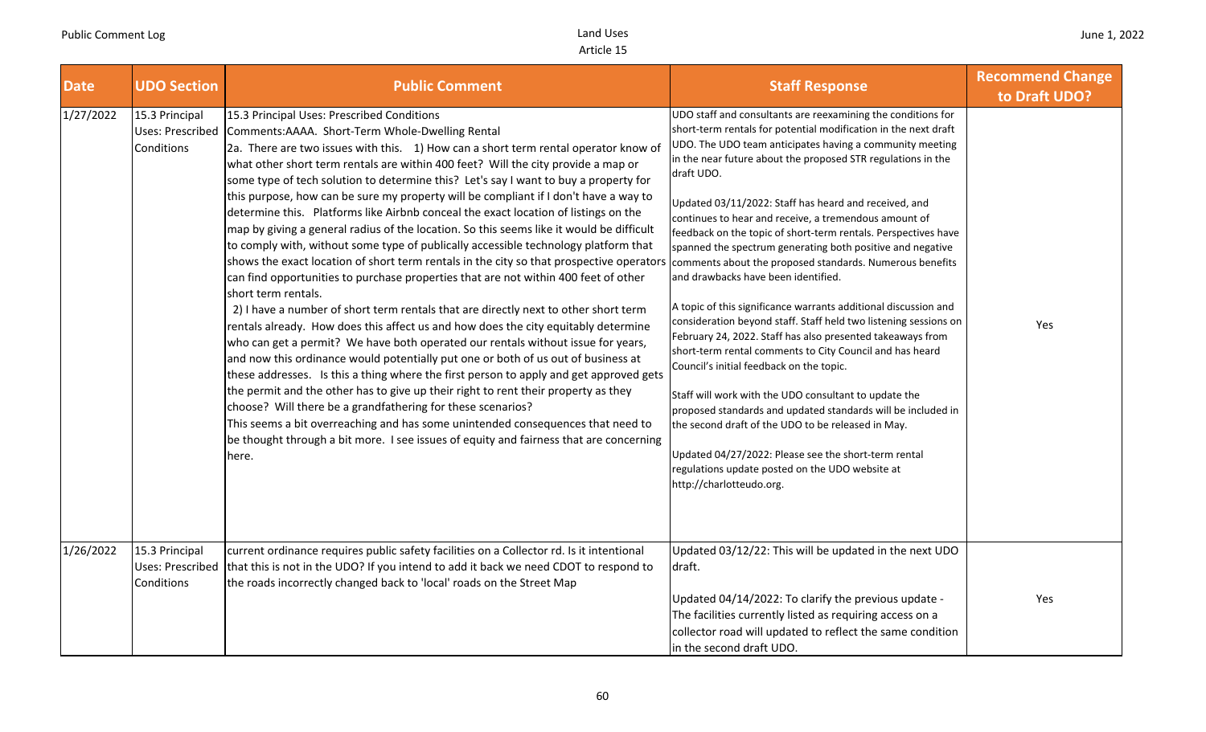| Date | UDO Section | Public Comment | Staff Response | Recommend Change to Draft UDO? |
|---|---|---|---|---|
| 1/27/2022 | 15.3 Principal Uses: Prescribed Conditions | 15.3 Principal Uses: Prescribed Conditions<br>Comments:AAAA. Short-Term Whole-Dwelling Rental<br>2a. There are two issues with this. 1) How can a short term rental operator know of what other short term rentals are within 400 feet? Will the city provide a map or some type of tech solution to determine this? Let's say I want to buy a property for this purpose, how can be sure my property will be compliant if I don't have a way to determine this. Platforms like Airbnb conceal the exact location of listings on the map by giving a general radius of the location. So this seems like it would be difficult to comply with, without some type of publically accessible technology platform that shows the exact location of short term rentals in the city so that prospective operators can find opportunities to purchase properties that are not within 400 feet of other short term rentals.<br>2) I have a number of short term rentals that are directly next to other short term rentals already. How does this affect us and how does the city equitably determine who can get a permit? We have both operated our rentals without issue for years, and now this ordinance would potentially put one or both of us out of business at these addresses. Is this a thing where the first person to apply and get approved gets the permit and the other has to give up their right to rent their property as they choose? Will there be a grandfathering for these scenarios?<br>This seems a bit overreaching and has some unintended consequences that need to be thought through a bit more. I see issues of equity and fairness that are concerning here. | UDO staff and consultants are reexamining the conditions for short-term rentals for potential modification in the next draft UDO. The UDO team anticipates having a community meeting in the near future about the proposed STR regulations in the draft UDO.<br><br>Updated 03/11/2022: Staff has heard and received, and continues to hear and receive, a tremendous amount of feedback on the topic of short-term rentals. Perspectives have spanned the spectrum generating both positive and negative comments about the proposed standards. Numerous benefits and drawbacks have been identified.<br><br>A topic of this significance warrants additional discussion and consideration beyond staff. Staff held two listening sessions on February 24, 2022. Staff has also presented takeaways from short-term rental comments to City Council and has heard Council's initial feedback on the topic.<br><br>Staff will work with the UDO consultant to update the proposed standards and updated standards will be included in the second draft of the UDO to be released in May.<br><br>Updated 04/27/2022: Please see the short-term rental regulations update posted on the UDO website at http://charlotteudo.org. | Yes |
| 1/26/2022 | 15.3 Principal Uses: Prescribed Conditions | current ordinance requires public safety facilities on a Collector rd. Is it intentional that this is not in the UDO? If you intend to add it back we need CDOT to respond to the roads incorrectly changed back to 'local' roads on the Street Map | Updated 03/12/22: This will be updated in the next UDO draft.<br><br>Updated 04/14/2022: To clarify the previous update - The facilities currently listed as requiring access on a collector road will updated to reflect the same condition in the second draft UDO. | Yes |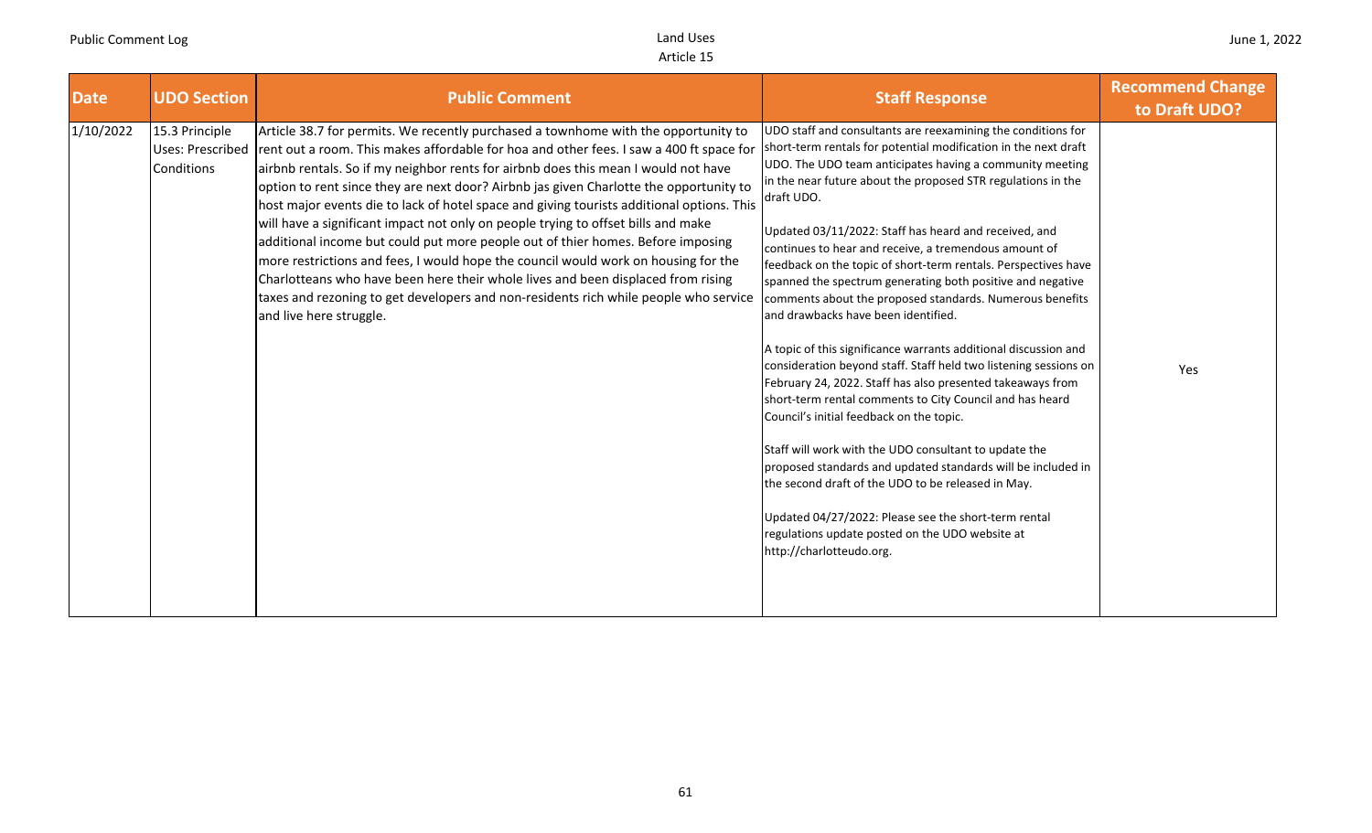| Date | UDO Section | Public Comment | Staff Response | Recommend Change to Draft UDO? |
|---|---|---|---|---|
| 1/10/2022 | 15.3 Principle Uses: Prescribed Conditions | Article 38.7 for permits. We recently purchased a townhome with the opportunity to rent out a room. This makes affordable for hoa and other fees. I saw a 400 ft space for airbnb rentals. So if my neighbor rents for airbnb does this mean I would not have option to rent since they are next door? Airbnb jas given Charlotte the opportunity to host major events die to lack of hotel space and giving tourists additional options. This will have a significant impact not only on people trying to offset bills and make additional income but could put more people out of thier homes. Before imposing more restrictions and fees, I would hope the council would work on housing for the Charlotteans who have been here their whole lives and been displaced from rising taxes and rezoning to get developers and non-residents rich while people who service and live here struggle. | UDO staff and consultants are reexamining the conditions for short-term rentals for potential modification in the next draft UDO. The UDO team anticipates having a community meeting in the near future about the proposed STR regulations in the draft UDO.<br><br>Updated 03/11/2022: Staff has heard and received, and continues to hear and receive, a tremendous amount of feedback on the topic of short-term rentals. Perspectives have spanned the spectrum generating both positive and negative comments about the proposed standards. Numerous benefits and drawbacks have been identified.<br><br>A topic of this significance warrants additional discussion and consideration beyond staff. Staff held two listening sessions on February 24, 2022. Staff has also presented takeaways from short-term rental comments to City Council and has heard Council's initial feedback on the topic.<br><br>Staff will work with the UDO consultant to update the proposed standards and updated standards will be included in the second draft of the UDO to be released in May.<br><br>Updated 04/27/2022: Please see the short-term rental regulations update posted on the UDO website at http://charlotteudo.org. | Yes |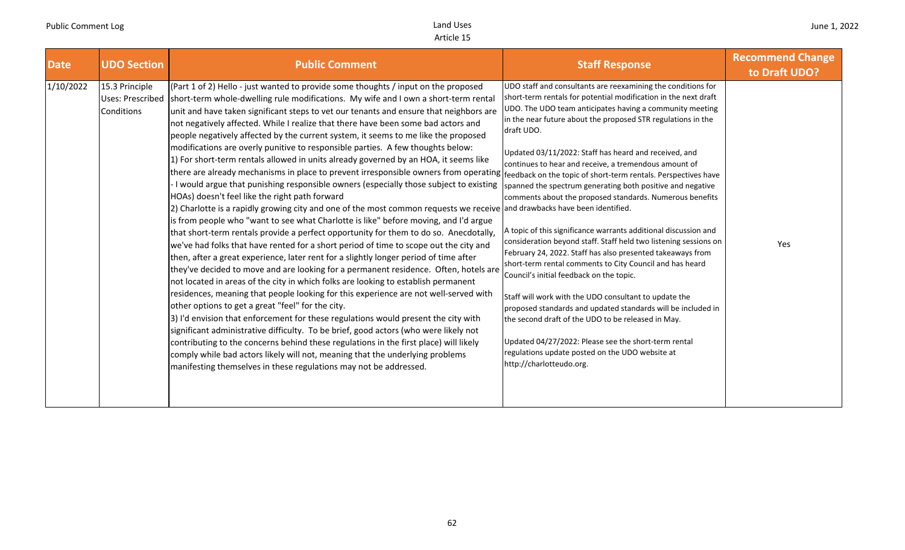| Date | UDO Section | Public Comment | Staff Response | Recommend Change to Draft UDO? |
|---|---|---|---|---|
| 1/10/2022 | 15.3 Principle Uses: Prescribed Conditions | (Part 1 of 2) Hello - just wanted to provide some thoughts / input on the proposed short-term whole-dwelling rule modifications. My wife and I own a short-term rental unit and have taken significant steps to vet our tenants and ensure that neighbors are not negatively affected. While I realize that there have been some bad actors and people negatively affected by the current system, it seems to me like the proposed modifications are overly punitive to responsible parties. A few thoughts below:<br>1) For short-term rentals allowed in units already governed by an HOA, it seems like there are already mechanisms in place to prevent irresponsible owners from operating - I would argue that punishing responsible owners (especially those subject to existing HOAs) doesn't feel like the right path forward<br>2) Charlotte is a rapidly growing city and one of the most common requests we receive is from people who "want to see what Charlotte is like" before moving, and I'd argue that short-term rentals provide a perfect opportunity for them to do so. Anecdotally, we've had folks that have rented for a short period of time to scope out the city and then, after a great experience, later rent for a slightly longer period of time after they've decided to move and are looking for a permanent residence. Often, hotels are not located in areas of the city in which folks are looking to establish permanent residences, meaning that people looking for this experience are not well-served with other options to get a great "feel" for the city.<br>3) I'd envision that enforcement for these regulations would present the city with significant administrative difficulty. To be brief, good actors (who were likely not contributing to the concerns behind these regulations in the first place) will likely comply while bad actors likely will not, meaning that the underlying problems manifesting themselves in these regulations may not be addressed. | UDO staff and consultants are reexamining the conditions for short-term rentals for potential modification in the next draft UDO. The UDO team anticipates having a community meeting in the near future about the proposed STR regulations in the draft UDO.<br><br>Updated 03/11/2022: Staff has heard and received, and continues to hear and receive, a tremendous amount of feedback on the topic of short-term rentals. Perspectives have spanned the spectrum generating both positive and negative comments about the proposed standards. Numerous benefits and drawbacks have been identified.<br><br>A topic of this significance warrants additional discussion and consideration beyond staff. Staff held two listening sessions on February 24, 2022. Staff has also presented takeaways from short-term rental comments to City Council and has heard Council's initial feedback on the topic.<br><br>Staff will work with the UDO consultant to update the proposed standards and updated standards will be included in the second draft of the UDO to be released in May.<br><br>Updated 04/27/2022: Please see the short-term rental regulations update posted on the UDO website at http://charlotteudo.org. | Yes |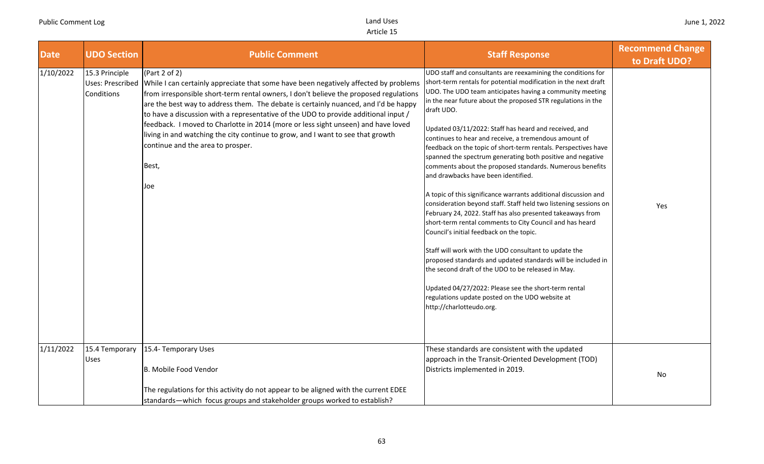| Date | UDO Section | Public Comment | Staff Response | Recommend Change to Draft UDO? |
|---|---|---|---|---|
| 1/10/2022 | 15.3 Principle Uses: Prescribed Conditions | (Part 2 of 2)<br>While I can certainly appreciate that some have been negatively affected by problems from irresponsible short-term rental owners, I don't believe the proposed regulations are the best way to address them. The debate is certainly nuanced, and I'd be happy to have a discussion with a representative of the UDO to provide additional input / feedback. I moved to Charlotte in 2014 (more or less sight unseen) and have loved living in and watching the city continue to grow, and I want to see that growth continue and the area to prosper.<br><br>Best,<br><br>Joe | UDO staff and consultants are reexamining the conditions for short-term rentals for potential modification in the next draft UDO. The UDO team anticipates having a community meeting in the near future about the proposed STR regulations in the draft UDO.<br><br>Updated 03/11/2022: Staff has heard and received, and continues to hear and receive, a tremendous amount of feedback on the topic of short-term rentals. Perspectives have spanned the spectrum generating both positive and negative comments about the proposed standards. Numerous benefits and drawbacks have been identified.<br><br>A topic of this significance warrants additional discussion and consideration beyond staff. Staff held two listening sessions on February 24, 2022. Staff has also presented takeaways from short-term rental comments to City Council and has heard Council's initial feedback on the topic.<br><br>Staff will work with the UDO consultant to update the proposed standards and updated standards will be included in the second draft of the UDO to be released in May.<br><br>Updated 04/27/2022: Please see the short-term rental regulations update posted on the UDO website at http://charlotteudo.org. | Yes |
| 1/11/2022 | 15.4 Temporary Uses | 15.4- Temporary Uses<br><br>B. Mobile Food Vendor<br><br>The regulations for this activity do not appear to be aligned with the current EDEE standards—which focus groups and stakeholder groups worked to establish? | These standards are consistent with the updated approach in the Transit-Oriented Development (TOD) Districts implemented in 2019. | No |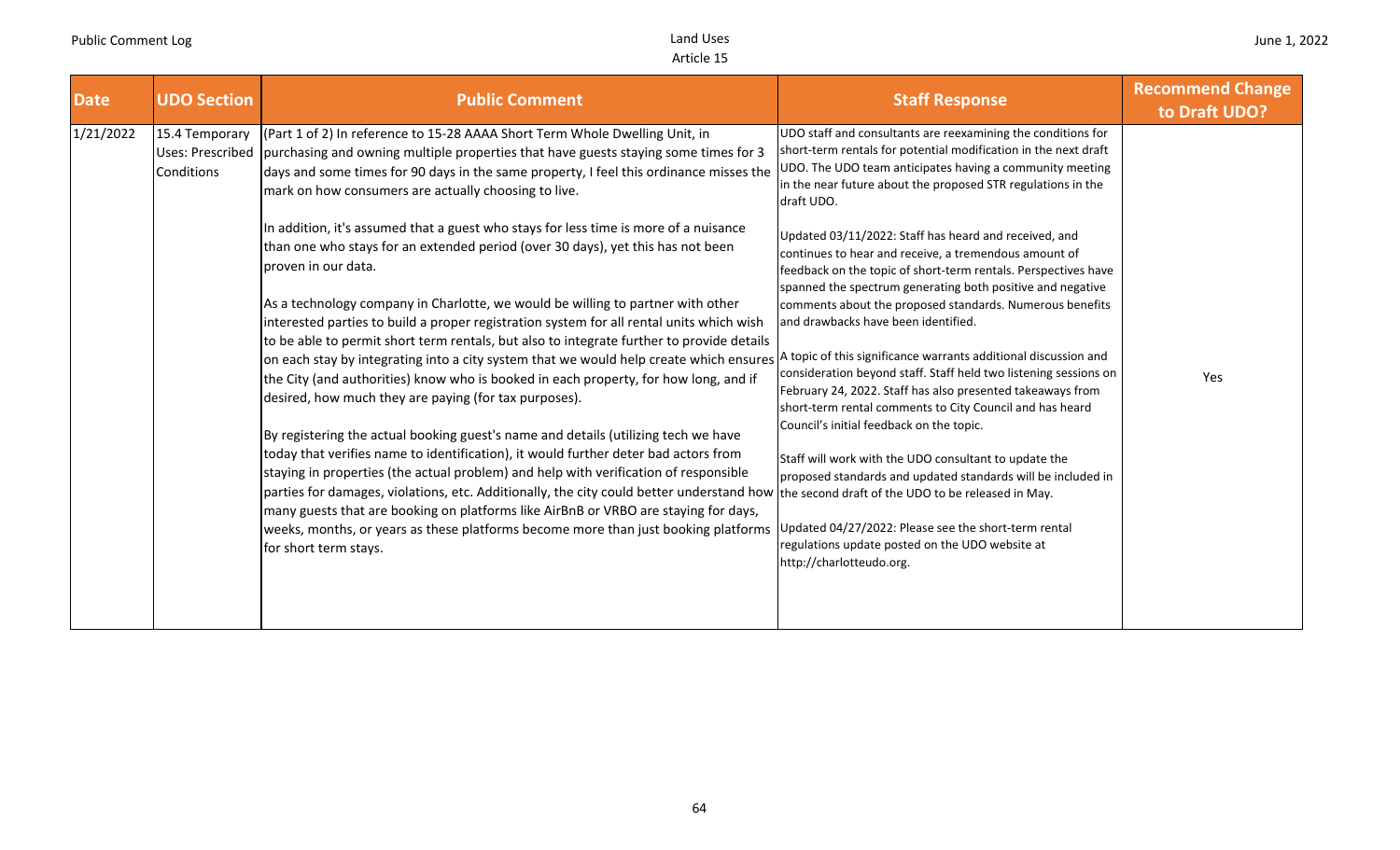| Date | UDO Section | Public Comment | Staff Response | Recommend Change to Draft UDO? |
|---|---|---|---|---|
| 1/21/2022 | 15.4 Temporary Uses: Prescribed Conditions | (Part 1 of 2) In reference to 15-28 AAAA Short Term Whole Dwelling Unit, in purchasing and owning multiple properties that have guests staying some times for 3 days and some times for 90 days in the same property, I feel this ordinance misses the mark on how consumers are actually choosing to live.<br><br>In addition, it's assumed that a guest who stays for less time is more of a nuisance than one who stays for an extended period (over 30 days), yet this has not been proven in our data.<br><br>As a technology company in Charlotte, we would be willing to partner with other interested parties to build a proper registration system for all rental units which wish to be able to permit short term rentals, but also to integrate further to provide details on each stay by integrating into a city system that we would help create which ensures the City (and authorities) know who is booked in each property, for how long, and if desired, how much they are paying (for tax purposes).<br><br>By registering the actual booking guest's name and details (utilizing tech we have today that verifies name to identification), it would further deter bad actors from staying in properties (the actual problem) and help with verification of responsible parties for damages, violations, etc. Additionally, the city could better understand how many guests that are booking on platforms like AirBnB or VRBO are staying for days, weeks, months, or years as these platforms become more than just booking platforms for short term stays. | UDO staff and consultants are reexamining the conditions for short-term rentals for potential modification in the next draft UDO. The UDO team anticipates having a community meeting in the near future about the proposed STR regulations in the draft UDO.<br><br>Updated 03/11/2022: Staff has heard and received, and continues to hear and receive, a tremendous amount of feedback on the topic of short-term rentals. Perspectives have spanned the spectrum generating both positive and negative comments about the proposed standards. Numerous benefits and drawbacks have been identified.<br><br>A topic of this significance warrants additional discussion and consideration beyond staff. Staff held two listening sessions on February 24, 2022. Staff has also presented takeaways from short-term rental comments to City Council and has heard Council's initial feedback on the topic.<br><br>Staff will work with the UDO consultant to update the proposed standards and updated standards will be included in the second draft of the UDO to be released in May.<br><br>Updated 04/27/2022: Please see the short-term rental regulations update posted on the UDO website at http://charlotteudo.org. | Yes |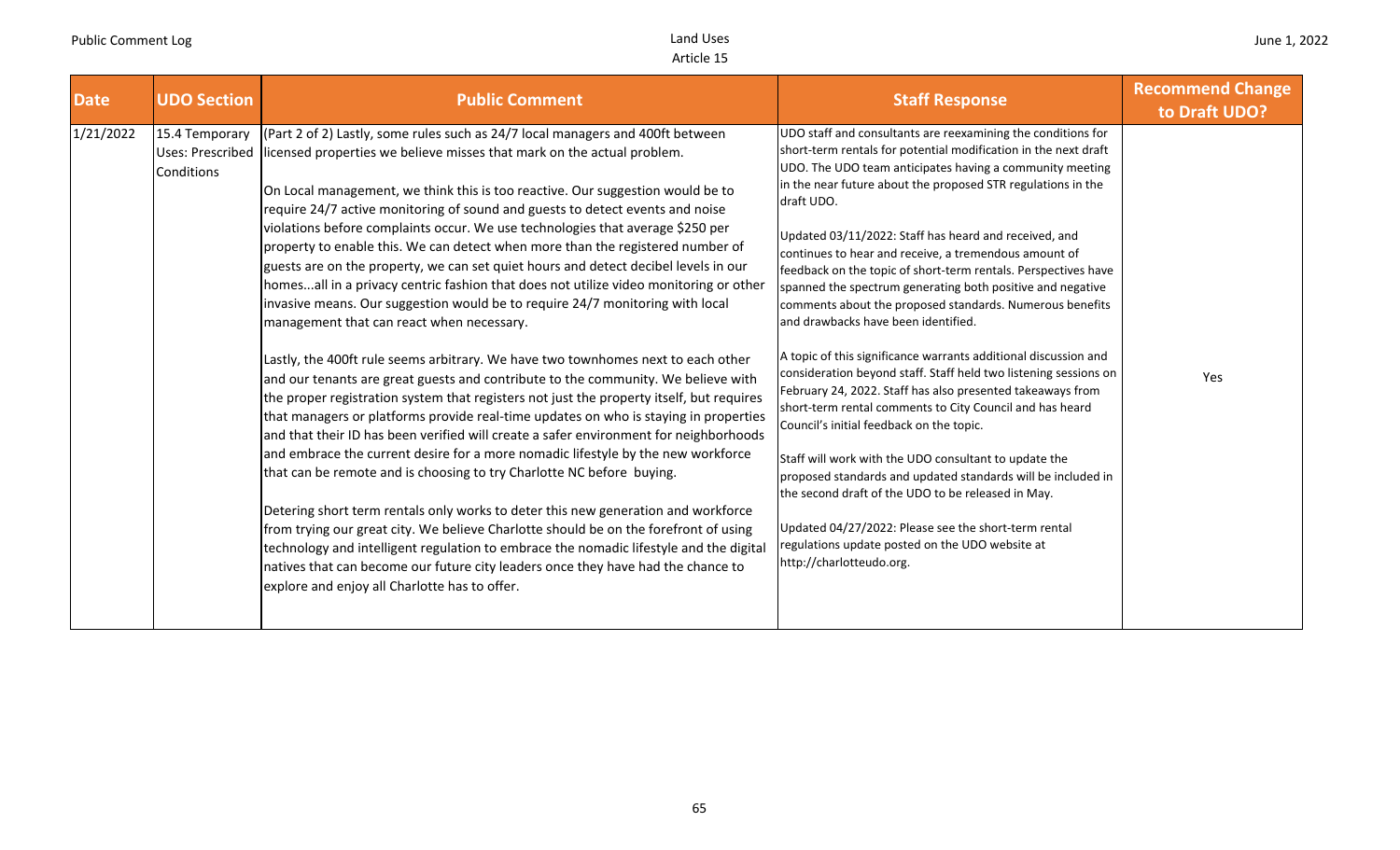| Date | UDO Section | Public Comment | Staff Response | Recommend Change to Draft UDO? |
|---|---|---|---|---|
| 1/21/2022 | 15.4 Temporary Uses: Prescribed Conditions | (Part 2 of 2) Lastly, some rules such as 24/7 local managers and 400ft between licensed properties we believe misses that mark on the actual problem.<br><br>On Local management, we think this is too reactive. Our suggestion would be to require 24/7 active monitoring of sound and guests to detect events and noise violations before complaints occur. We use technologies that average $250 per property to enable this. We can detect when more than the registered number of guests are on the property, we can set quiet hours and detect decibel levels in our homes...all in a privacy centric fashion that does not utilize video monitoring or other invasive means. Our suggestion would be to require 24/7 monitoring with local management that can react when necessary.<br><br>Lastly, the 400ft rule seems arbitrary. We have two townhomes next to each other and our tenants are great guests and contribute to the community. We believe with the proper registration system that registers not just the property itself, but requires that managers or platforms provide real-time updates on who is staying in properties and that their ID has been verified will create a safer environment for neighborhoods and embrace the current desire for a more nomadic lifestyle by the new workforce that can be remote and is choosing to try Charlotte NC before buying.<br><br>Detering short term rentals only works to deter this new generation and workforce from trying our great city. We believe Charlotte should be on the forefront of using technology and intelligent regulation to embrace the nomadic lifestyle and the digital natives that can become our future city leaders once they have had the chance to explore and enjoy all Charlotte has to offer. | UDO staff and consultants are reexamining the conditions for short-term rentals for potential modification in the next draft UDO. The UDO team anticipates having a community meeting in the near future about the proposed STR regulations in the draft UDO.<br><br>Updated 03/11/2022: Staff has heard and received, and continues to hear and receive, a tremendous amount of feedback on the topic of short-term rentals. Perspectives have spanned the spectrum generating both positive and negative comments about the proposed standards. Numerous benefits and drawbacks have been identified.<br><br>A topic of this significance warrants additional discussion and consideration beyond staff. Staff held two listening sessions on February 24, 2022. Staff has also presented takeaways from short-term rental comments to City Council and has heard Council's initial feedback on the topic.<br><br>Staff will work with the UDO consultant to update the proposed standards and updated standards will be included in the second draft of the UDO to be released in May.<br><br>Updated 04/27/2022: Please see the short-term rental regulations update posted on the UDO website at http://charlotteudo.org. | Yes |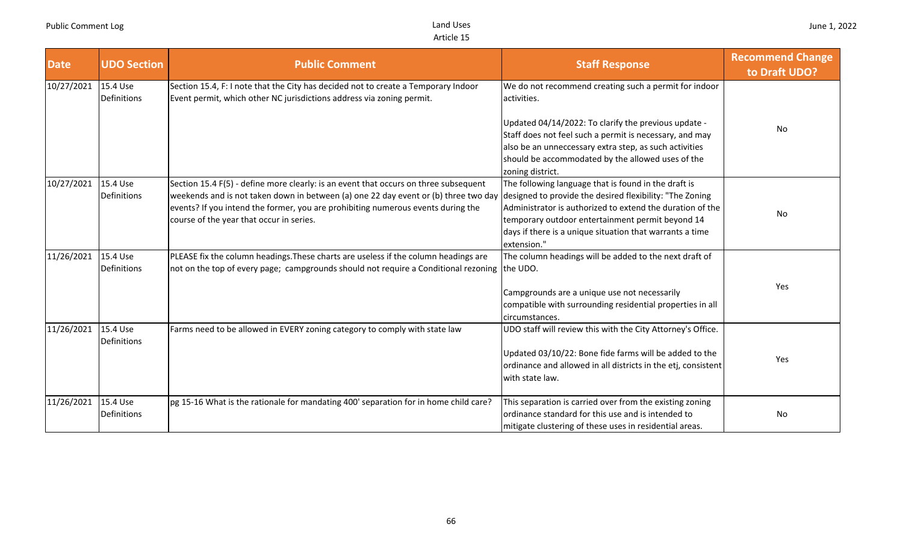| Date | UDO Section | Public Comment | Staff Response | Recommend Change to Draft UDO? |
|---|---|---|---|---|
| 10/27/2021 | 15.4 Use Definitions | Section 15.4, F: I note that the City has decided not to create a Temporary Indoor Event permit, which other NC jurisdictions address via zoning permit. | We do not recommend creating such a permit for indoor activities.<br><br>Updated 04/14/2022: To clarify the previous update - Staff does not feel such a permit is necessary, and may also be an unneccessary extra step, as such activities should be accommodated by the allowed uses of the zoning district. | No |
| 10/27/2021 | 15.4 Use Definitions | Section 15.4 F(5) - define more clearly: is an event that occurs on three subsequent weekends and is not taken down in between (a) one 22 day event or (b) three two day events? If you intend the former, you are prohibiting numerous events during the course of the year that occur in series. | The following language that is found in the draft is designed to provide the desired flexibility: "The Zoning Administrator is authorized to extend the duration of the temporary outdoor entertainment permit beyond 14 days if there is a unique situation that warrants a time extension." | No |
| 11/26/2021 | 15.4 Use Definitions | PLEASE fix the column headings.These charts are useless if the column headings are not on the top of every page; campgrounds should not require a Conditional rezoning | The column headings will be added to the next draft of the UDO.<br><br>Campgrounds are a unique use not necessarily compatible with surrounding residential properties in all circumstances. | Yes |
| 11/26/2021 | 15.4 Use Definitions | Farms need to be allowed in EVERY zoning category to comply with state law | UDO staff will review this with the City Attorney's Office.<br><br>Updated 03/10/22: Bone fide farms will be added to the ordinance and allowed in all districts in the etj, consistent with state law. | Yes |
| 11/26/2021 | 15.4 Use Definitions | pg 15-16 What is the rationale for mandating 400' separation for in home child care? | This separation is carried over from the existing zoning ordinance standard for this use and is intended to mitigate clustering of these uses in residential areas. | No |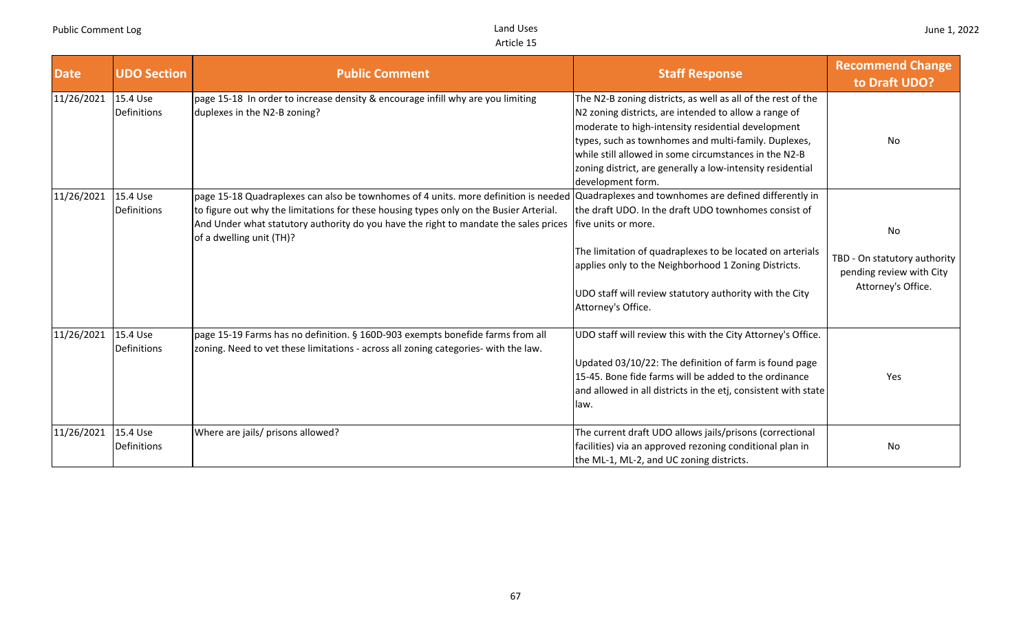| Date | UDO Section | Public Comment | Staff Response | Recommend Change to Draft UDO? |
|---|---|---|---|---|
| 11/26/2021 | 15.4 Use Definitions | page 15-18 In order to increase density & encourage infill why are you limiting duplexes in the N2-B zoning? | The N2-B zoning districts, as well as all of the rest of the N2 zoning districts, are intended to allow a range of moderate to high-intensity residential development types, such as townhomes and multi-family. Duplexes, while still allowed in some circumstances in the N2-B zoning district, are generally a low-intensity residential development form. | No |
| 11/26/2021 | 15.4 Use Definitions | page 15-18 Quadraplexes can also be townhomes of 4 units. more definition is needed to figure out why the limitations for these housing types only on the Busier Arterial. And Under what statutory authority do you have the right to mandate the sales prices of a dwelling unit (TH)? | Quadraplexes and townhomes are defined differently in the draft UDO. In the draft UDO townhomes consist of five units or more.<br><br>The limitation of quadraplexes to be located on arterials applies only to the Neighborhood 1 Zoning Districts.<br><br>UDO staff will review statutory authority with the City Attorney's Office. | No<br><br>TBD - On statutory authority pending review with City Attorney's Office. |
| 11/26/2021 | 15.4 Use Definitions | page 15-19 Farms has no definition. § 160D-903 exempts bonefide farms from all zoning. Need to vet these limitations - across all zoning categories- with the law. | UDO staff will review this with the City Attorney's Office.<br><br>Updated 03/10/22: The definition of farm is found page 15-45. Bone fide farms will be added to the ordinance and allowed in all districts in the etj, consistent with state law. | Yes |
| 11/26/2021 | 15.4 Use Definitions | Where are jails/ prisons allowed? | The current draft UDO allows jails/prisons (correctional facilities) via an approved rezoning conditional plan in the ML-1, ML-2, and UC zoning districts. | No |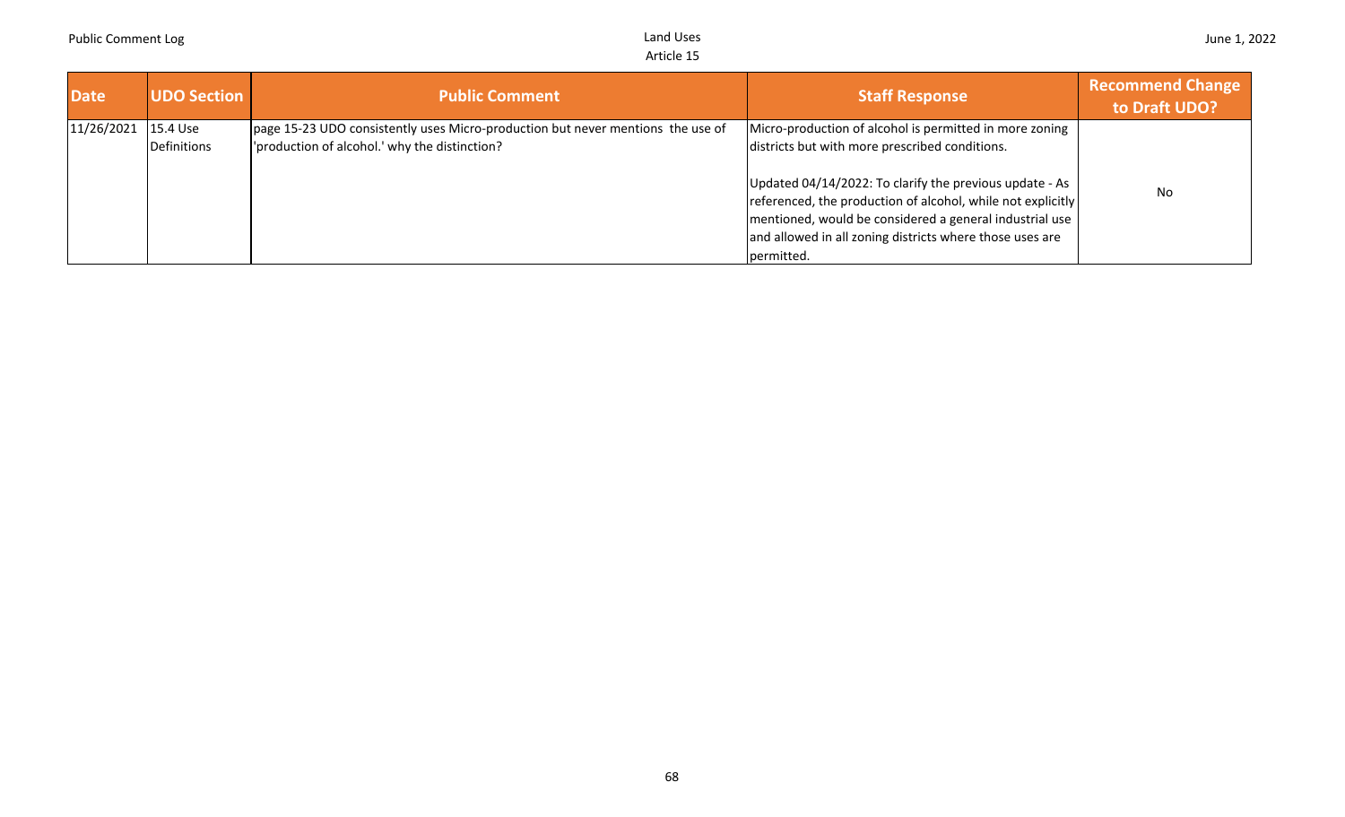| Date | UDO Section | Public Comment | Staff Response | Recommend Change to Draft UDO? |
|---|---|---|---|---|
| 11/26/2021 | 15.4 Use Definitions | page 15-23 UDO consistently uses Micro-production but never mentions the use of 'production of alcohol.' why the distinction? | Micro-production of alcohol is permitted in more zoning districts but with more prescribed conditions.<br><br>Updated 04/14/2022: To clarify the previous update - As referenced, the production of alcohol, while not explicitly mentioned, would be considered a general industrial use and allowed in all zoning districts where those uses are permitted. | No |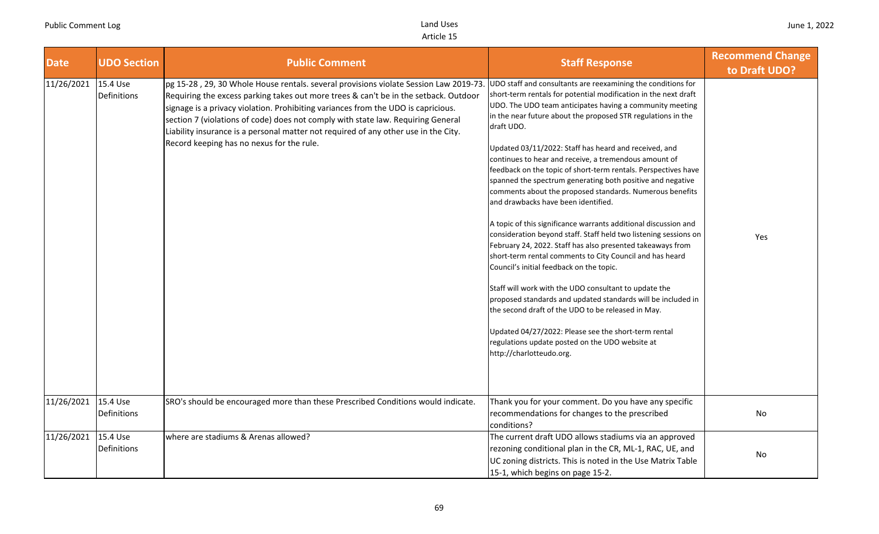| Date | UDO Section | Public Comment | Staff Response | Recommend Change to Draft UDO? |
|---|---|---|---|---|
| 11/26/2021 | 15.4 Use Definitions | pg 15-28 , 29, 30 Whole House rentals. several provisions violate Session Law 2019-73. Requiring the excess parking takes out more trees & can't be in the setback. Outdoor signage is a privacy violation. Prohibiting variances from the UDO is capricious. section 7 (violations of code) does not comply with state law. Requiring General Liability insurance is a personal matter not required of any other use in the City. Record keeping has no nexus for the rule. | UDO staff and consultants are reexamining the conditions for short-term rentals for potential modification in the next draft UDO. The UDO team anticipates having a community meeting in the near future about the proposed STR regulations in the draft UDO.<br><br>Updated 03/11/2022: Staff has heard and received, and continues to hear and receive, a tremendous amount of feedback on the topic of short-term rentals. Perspectives have spanned the spectrum generating both positive and negative comments about the proposed standards. Numerous benefits and drawbacks have been identified.<br><br>A topic of this significance warrants additional discussion and consideration beyond staff. Staff held two listening sessions on February 24, 2022. Staff has also presented takeaways from short-term rental comments to City Council and has heard Council's initial feedback on the topic.<br><br>Staff will work with the UDO consultant to update the proposed standards and updated standards will be included in the second draft of the UDO to be released in May.<br><br>Updated 04/27/2022: Please see the short-term rental regulations update posted on the UDO website at http://charlotteudo.org. | Yes |
| 11/26/2021 | 15.4 Use Definitions | SRO's should be encouraged more than these Prescribed Conditions would indicate. | Thank you for your comment. Do you have any specific recommendations for changes to the prescribed conditions? | No |
| 11/26/2021 | 15.4 Use Definitions | where are stadiums & Arenas allowed? | The current draft UDO allows stadiums via an approved rezoning conditional plan in the CR, ML-1, RAC, UE, and UC zoning districts. This is noted in the Use Matrix Table 15-1, which begins on page 15-2. | No |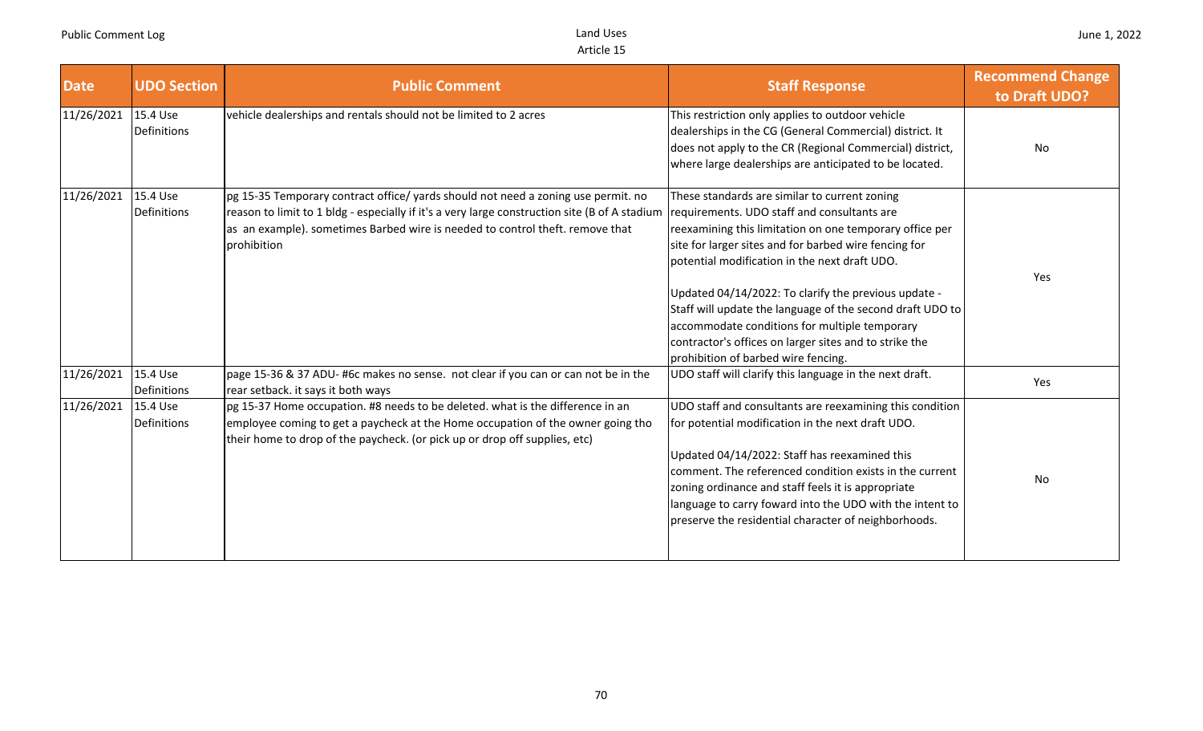| Date | UDO Section | Public Comment | Staff Response | Recommend Change to Draft UDO? |
|---|---|---|---|---|
| 11/26/2021 | 15.4 Use Definitions | vehicle dealerships and rentals should not be limited to 2 acres | This restriction only applies to outdoor vehicle dealerships in the CG (General Commercial) district. It does not apply to the CR (Regional Commercial) district, where large dealerships are anticipated to be located. | No |
| 11/26/2021 | 15.4 Use Definitions | pg 15-35 Temporary contract office/ yards should not need a zoning use permit. no reason to limit to 1 bldg - especially if it's a very large construction site (B of A stadium as an example). sometimes Barbed wire is needed to control theft. remove that prohibition | These standards are similar to current zoning requirements. UDO staff and consultants are reexamining this limitation on one temporary office per site for larger sites and for barbed wire fencing for potential modification in the next draft UDO.<br><br>Updated 04/14/2022: To clarify the previous update - Staff will update the language of the second draft UDO to accommodate conditions for multiple temporary contractor's offices on larger sites and to strike the prohibition of barbed wire fencing. | Yes |
| 11/26/2021 | 15.4 Use Definitions | page 15-36 & 37 ADU- #6c makes no sense. not clear if you can or can not be in the rear setback. it says it both ways | UDO staff will clarify this language in the next draft. | Yes |
| 11/26/2021 | 15.4 Use Definitions | pg 15-37 Home occupation. #8 needs to be deleted. what is the difference in an employee coming to get a paycheck at the Home occupation of the owner going tho their home to drop of the paycheck. (or pick up or drop off supplies, etc) | UDO staff and consultants are reexamining this condition for potential modification in the next draft UDO.<br><br>Updated 04/14/2022: Staff has reexamined this comment. The referenced condition exists in the current zoning ordinance and staff feels it is appropriate language to carry foward into the UDO with the intent to preserve the residential character of neighborhoods. | No |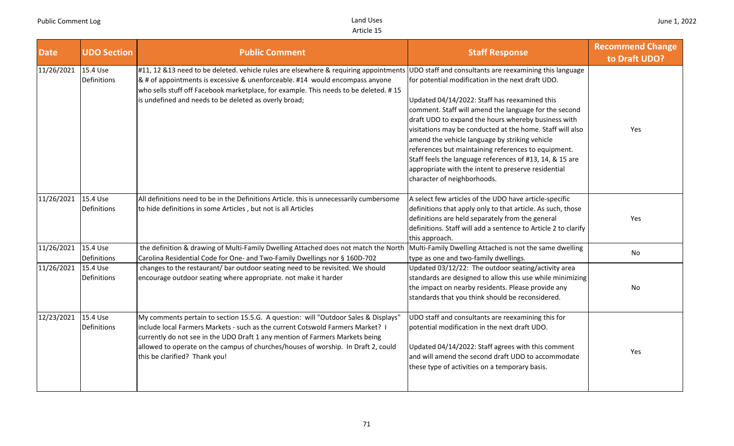| Date | UDO Section | Public Comment | Staff Response | Recommend Change to Draft UDO? |
|---|---|---|---|---|
| 11/26/2021 | 15.4 Use Definitions | #11, 12 &13 need to be deleted. vehicle rules are elsewhere & requiring appointments & # of appointments is excessive & unenforceable. #14 would encompass anyone who sells stuff off Facebook marketplace, for example. This needs to be deleted. # 15 is undefined and needs to be deleted as overly broad; | UDO staff and consultants are reexamining this language for potential modification in the next draft UDO.<br><br>Updated 04/14/2022: Staff has reexamined this comment. Staff will amend the language for the second draft UDO to expand the hours whereby business with visitations may be conducted at the home. Staff will also amend the vehicle language by striking vehicle references but maintaining references to equipment. Staff feels the language references of #13, 14, & 15 are appropriate with the intent to preserve residential character of neighborhoods. | Yes |
| 11/26/2021 | 15.4 Use Definitions | All definitions need to be in the Definitions Article. this is unnecessarily cumbersome to hide definitions in some Articles , but not is all Articles | A select few articles of the UDO have article-specific definitions that apply only to that article. As such, those definitions are held separately from the general definitions. Staff will add a sentence to Article 2 to clarify this approach. | Yes |
| 11/26/2021 | 15.4 Use Definitions | the definition & drawing of Multi-Family Dwelling Attached does not match the North Carolina Residential Code for One- and Two-Family Dwellings nor § 160D-702 | Multi-Family Dwelling Attached is not the same dwelling type as one and two-family dwellings. | No |
| 11/26/2021 | 15.4 Use Definitions | changes to the restaurant/ bar outdoor seating need to be revisited. We should encourage outdoor seating where appropriate. not make it harder | Updated 03/12/22: The outdoor seating/activity area standards are designed to allow this use while minimizing the impact on nearby residents. Please provide any standards that you think should be reconsidered. | No |
| 12/23/2021 | 15.4 Use Definitions | My comments pertain to section 15.5.G. A question: will "Outdoor Sales & Displays" include local Farmers Markets - such as the current Cotswold Farmers Market? I currently do not see in the UDO Draft 1 any mention of Farmers Markets being allowed to operate on the campus of churches/houses of worship. In Draft 2, could this be clarified? Thank you! | UDO staff and consultants are reexamining this for potential modification in the next draft UDO.<br><br>Updated 04/14/2022: Staff agrees with this comment and will amend the second draft UDO to accommodate these type of activities on a temporary basis. | Yes |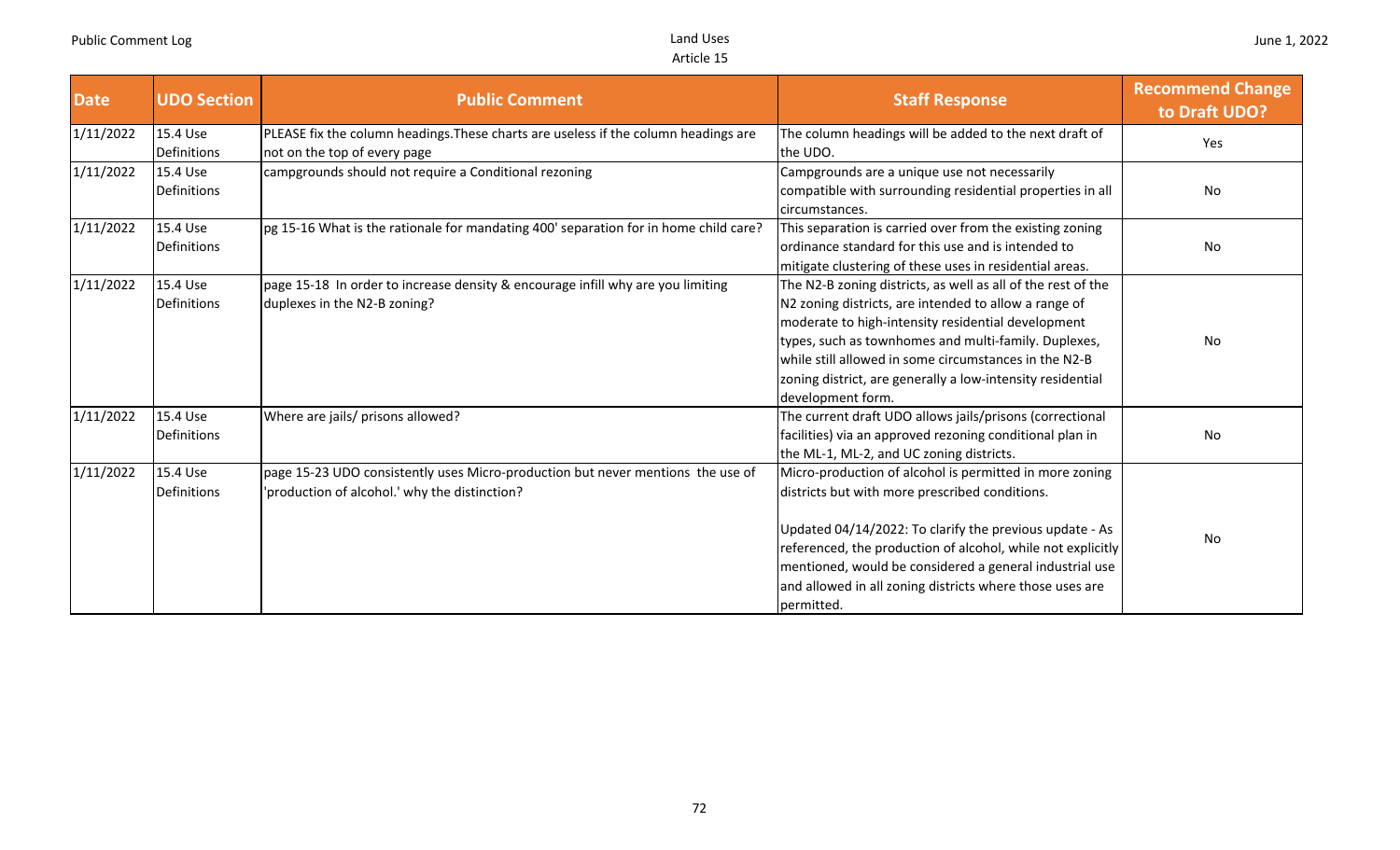| Date | UDO Section | Public Comment | Staff Response | Recommend Change to Draft UDO? |
|---|---|---|---|---|
| 1/11/2022 | 15.4 Use Definitions | PLEASE fix the column headings.These charts are useless if the column headings are not on the top of every page | The column headings will be added to the next draft of the UDO. | Yes |
| 1/11/2022 | 15.4 Use Definitions | campgrounds should not require a Conditional rezoning | Campgrounds are a unique use not necessarily compatible with surrounding residential properties in all circumstances. | No |
| 1/11/2022 | 15.4 Use Definitions | pg 15-16 What is the rationale for mandating 400' separation for in home child care? | This separation is carried over from the existing zoning ordinance standard for this use and is intended to mitigate clustering of these uses in residential areas. | No |
| 1/11/2022 | 15.4 Use Definitions | page 15-18 In order to increase density & encourage infill why are you limiting duplexes in the N2-B zoning? | The N2-B zoning districts, as well as all of the rest of the N2 zoning districts, are intended to allow a range of moderate to high-intensity residential development types, such as townhomes and multi-family. Duplexes, while still allowed in some circumstances in the N2-B zoning district, are generally a low-intensity residential development form. | No |
| 1/11/2022 | 15.4 Use Definitions | Where are jails/ prisons allowed? | The current draft UDO allows jails/prisons (correctional facilities) via an approved rezoning conditional plan in the ML-1, ML-2, and UC zoning districts. | No |
| 1/11/2022 | 15.4 Use Definitions | page 15-23 UDO consistently uses Micro-production but never mentions the use of 'production of alcohol.' why the distinction? | Micro-production of alcohol is permitted in more zoning districts but with more prescribed conditions.<br><br>Updated 04/14/2022: To clarify the previous update - As referenced, the production of alcohol, while not explicitly mentioned, would be considered a general industrial use and allowed in all zoning districts where those uses are permitted. | No |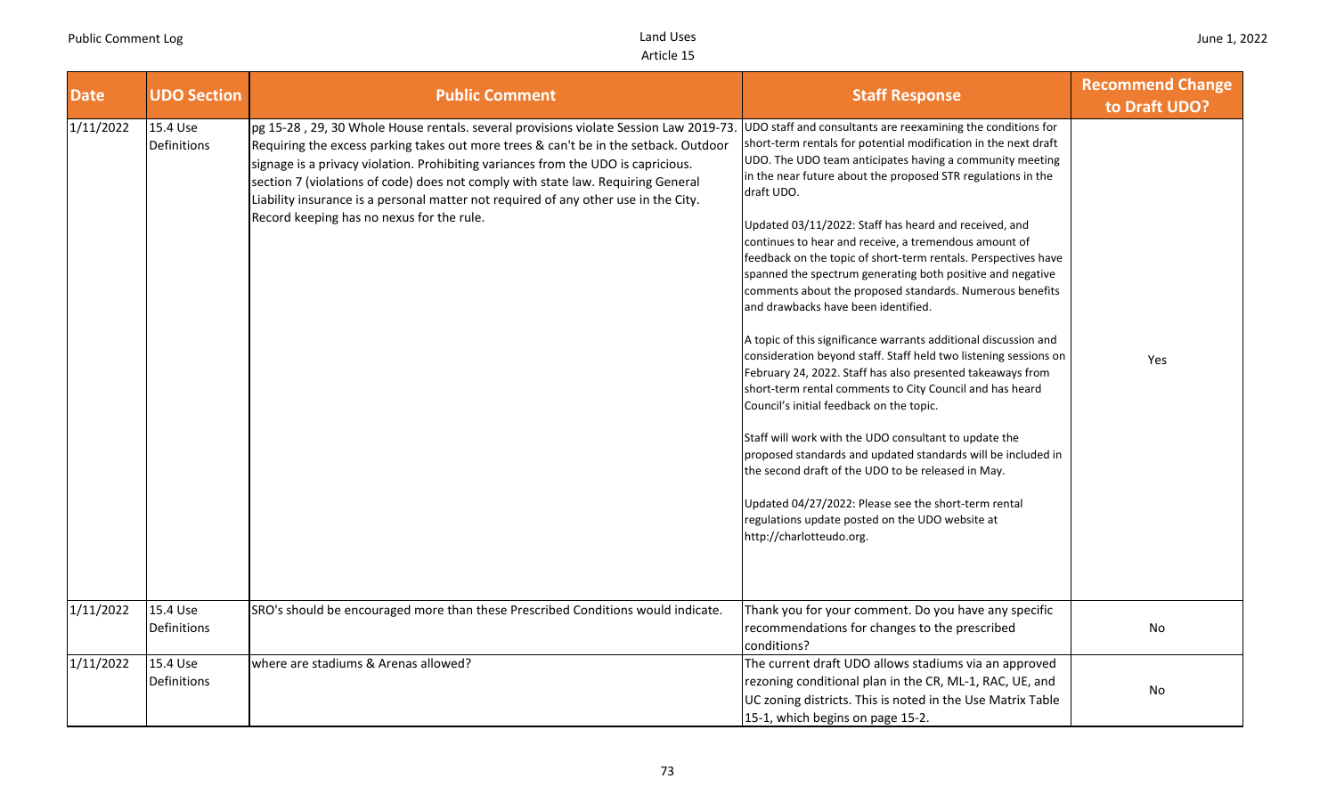| Date | UDO Section | Public Comment | Staff Response | Recommend Change to Draft UDO? |
|---|---|---|---|---|
| 1/11/2022 | 15.4 Use Definitions | pg 15-28 , 29, 30 Whole House rentals. several provisions violate Session Law 2019-73. Requiring the excess parking takes out more trees & can't be in the setback. Outdoor signage is a privacy violation. Prohibiting variances from the UDO is capricious. section 7 (violations of code) does not comply with state law. Requiring General Liability insurance is a personal matter not required of any other use in the City. Record keeping has no nexus for the rule. | UDO staff and consultants are reexamining the conditions for short-term rentals for potential modification in the next draft UDO. The UDO team anticipates having a community meeting in the near future about the proposed STR regulations in the draft UDO.<br><br>Updated 03/11/2022: Staff has heard and received, and continues to hear and receive, a tremendous amount of feedback on the topic of short-term rentals. Perspectives have spanned the spectrum generating both positive and negative comments about the proposed standards. Numerous benefits and drawbacks have been identified.<br><br>A topic of this significance warrants additional discussion and consideration beyond staff. Staff held two listening sessions on February 24, 2022. Staff has also presented takeaways from short-term rental comments to City Council and has heard Council's initial feedback on the topic.<br><br>Staff will work with the UDO consultant to update the proposed standards and updated standards will be included in the second draft of the UDO to be released in May.<br><br>Updated 04/27/2022: Please see the short-term rental regulations update posted on the UDO website at http://charlotteudo.org. | Yes |
| 1/11/2022 | 15.4 Use Definitions | SRO's should be encouraged more than these Prescribed Conditions would indicate. | Thank you for your comment. Do you have any specific recommendations for changes to the prescribed conditions? | No |
| 1/11/2022 | 15.4 Use Definitions | where are stadiums & Arenas allowed? | The current draft UDO allows stadiums via an approved rezoning conditional plan in the CR, ML-1, RAC, UE, and UC zoning districts. This is noted in the Use Matrix Table 15-1, which begins on page 15-2. | No |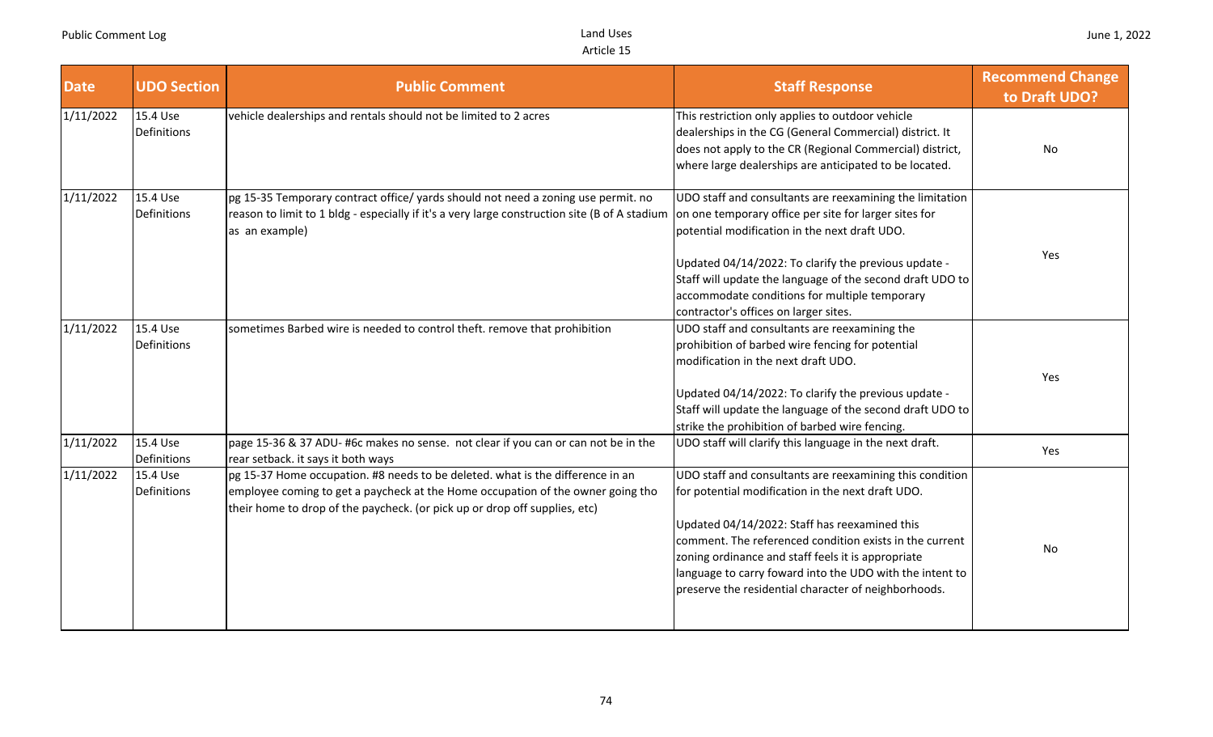| Date | UDO Section | Public Comment | Staff Response | Recommend Change to Draft UDO? |
|---|---|---|---|---|
| 1/11/2022 | 15.4 Use Definitions | vehicle dealerships and rentals should not be limited to 2 acres | This restriction only applies to outdoor vehicle dealerships in the CG (General Commercial) district. It does not apply to the CR (Regional Commercial) district, where large dealerships are anticipated to be located. | No |
| 1/11/2022 | 15.4 Use Definitions | pg 15-35 Temporary contract office/ yards should not need a zoning use permit. no reason to limit to 1 bldg - especially if it's a very large construction site (B of A stadium as an example) | UDO staff and consultants are reexamining the limitation on one temporary office per site for larger sites for potential modification in the next draft UDO.<br><br>Updated 04/14/2022: To clarify the previous update - Staff will update the language of the second draft UDO to accommodate conditions for multiple temporary contractor's offices on larger sites. | Yes |
| 1/11/2022 | 15.4 Use Definitions | sometimes Barbed wire is needed to control theft. remove that prohibition | UDO staff and consultants are reexamining the prohibition of barbed wire fencing for potential modification in the next draft UDO.<br><br>Updated 04/14/2022: To clarify the previous update - Staff will update the language of the second draft UDO to strike the prohibition of barbed wire fencing. | Yes |
| 1/11/2022 | 15.4 Use Definitions | page 15-36 & 37 ADU- #6c makes no sense. not clear if you can or can not be in the rear setback. it says it both ways | UDO staff will clarify this language in the next draft. | Yes |
| 1/11/2022 | 15.4 Use Definitions | pg 15-37 Home occupation. #8 needs to be deleted. what is the difference in an employee coming to get a paycheck at the Home occupation of the owner going tho their home to drop of the paycheck. (or pick up or drop off supplies, etc) | UDO staff and consultants are reexamining this condition for potential modification in the next draft UDO.<br><br>Updated 04/14/2022: Staff has reexamined this comment. The referenced condition exists in the current zoning ordinance and staff feels it is appropriate language to carry foward into the UDO with the intent to preserve the residential character of neighborhoods. | No |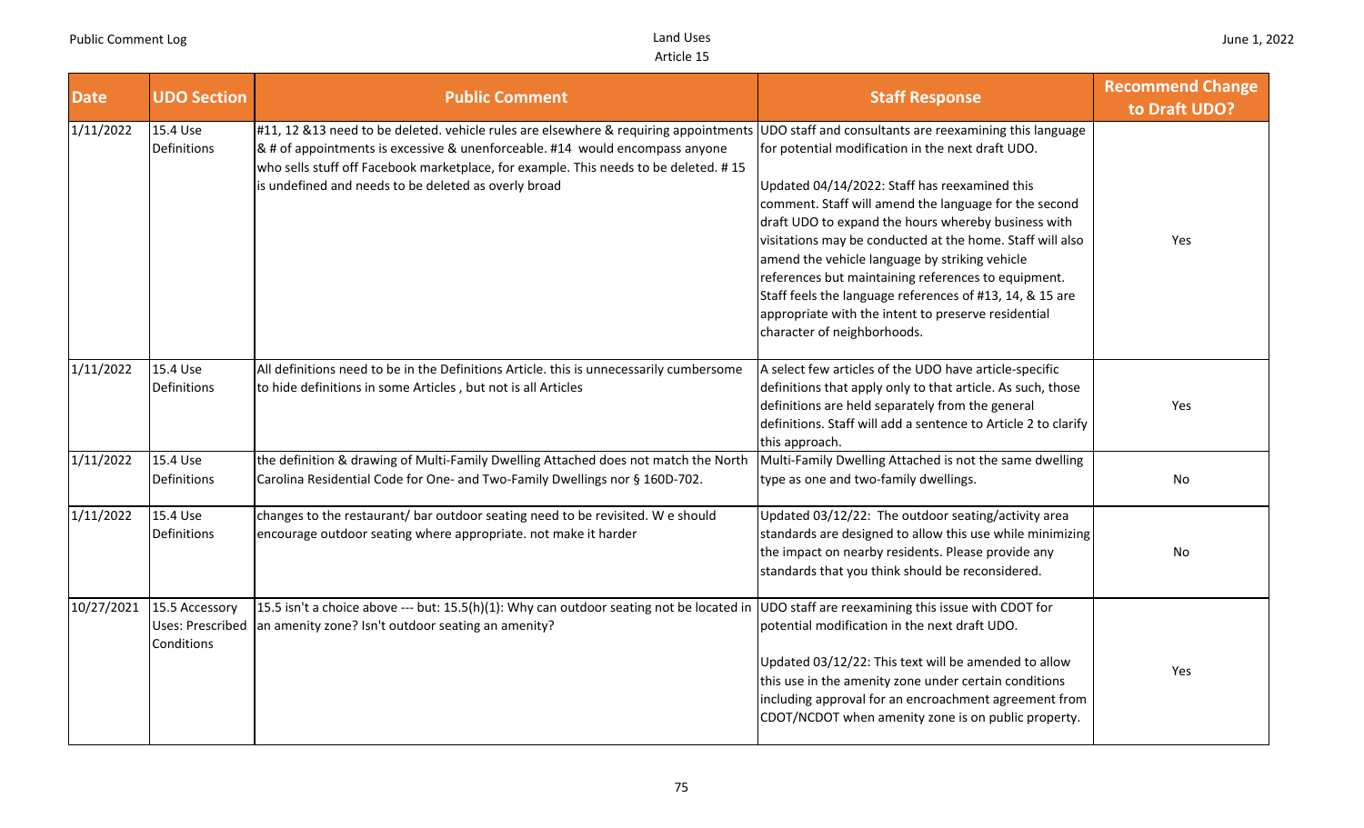| Date | UDO Section | Public Comment | Staff Response | Recommend Change to Draft UDO? |
|---|---|---|---|---|
| 1/11/2022 | 15.4 Use Definitions | #11, 12 &13 need to be deleted. vehicle rules are elsewhere & requiring appointments & # of appointments is excessive & unenforceable. #14 would encompass anyone who sells stuff off Facebook marketplace, for example. This needs to be deleted. # 15 is undefined and needs to be deleted as overly broad | UDO staff and consultants are reexamining this language for potential modification in the next draft UDO.<br><br>Updated 04/14/2022: Staff has reexamined this comment. Staff will amend the language for the second draft UDO to expand the hours whereby business with visitations may be conducted at the home. Staff will also amend the vehicle language by striking vehicle references but maintaining references to equipment. Staff feels the language references of #13, 14, & 15 are appropriate with the intent to preserve residential character of neighborhoods. | Yes |
| 1/11/2022 | 15.4 Use Definitions | All definitions need to be in the Definitions Article. this is unnecessarily cumbersome to hide definitions in some Articles , but not is all Articles | A select few articles of the UDO have article-specific definitions that apply only to that article. As such, those definitions are held separately from the general definitions. Staff will add a sentence to Article 2 to clarify this approach. | Yes |
| 1/11/2022 | 15.4 Use Definitions | the definition & drawing of Multi-Family Dwelling Attached does not match the North Carolina Residential Code for One- and Two-Family Dwellings nor § 160D-702. | Multi-Family Dwelling Attached is not the same dwelling type as one and two-family dwellings. | No |
| 1/11/2022 | 15.4 Use Definitions | changes to the restaurant/ bar outdoor seating need to be revisited. W e should encourage outdoor seating where appropriate. not make it harder | Updated 03/12/22: The outdoor seating/activity area standards are designed to allow this use while minimizing the impact on nearby residents. Please provide any standards that you think should be reconsidered. | No |
| 10/27/2021 | 15.5 Accessory Uses: Prescribed Conditions | 15.5 isn't a choice above --- but: 15.5(h)(1): Why can outdoor seating not be located in an amenity zone? Isn't outdoor seating an amenity? | UDO staff are reexamining this issue with CDOT for potential modification in the next draft UDO.<br><br>Updated 03/12/22: This text will be amended to allow this use in the amenity zone under certain conditions including approval for an encroachment agreement from CDOT/NCDOT when amenity zone is on public property. | Yes |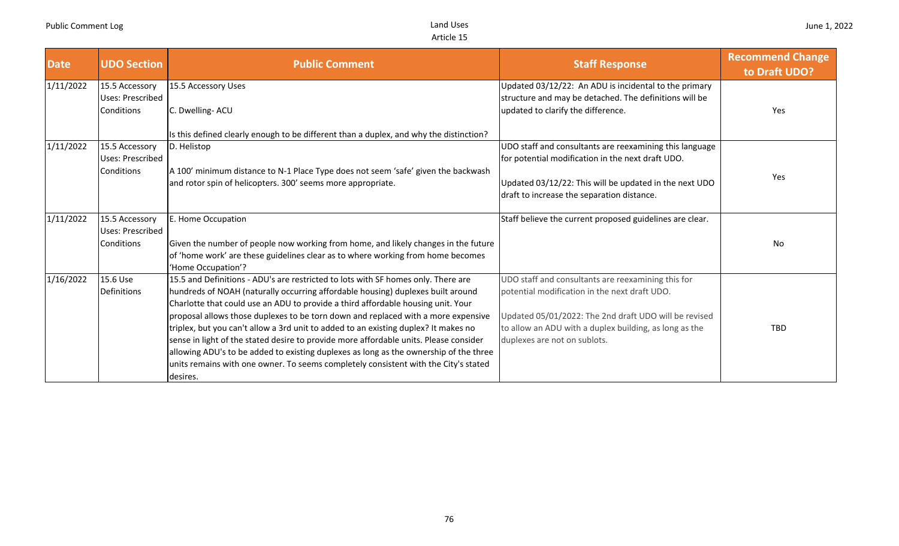| Date | UDO Section | Public Comment | Staff Response | Recommend Change to Draft UDO? |
|---|---|---|---|---|
| 1/11/2022 | 15.5 Accessory Uses: Prescribed Conditions | 15.5 Accessory Uses<br><br>C. Dwelling- ACU<br><br>Is this defined clearly enough to be different than a duplex, and why the distinction? | Updated 03/12/22: An ADU is incidental to the primary structure and may be detached. The definitions will be updated to clarify the difference. | Yes |
| 1/11/2022 | 15.5 Accessory Uses: Prescribed Conditions | D. Helistop<br><br>A 100' minimum distance to N-1 Place Type does not seem 'safe' given the backwash and rotor spin of helicopters. 300' seems more appropriate. | UDO staff and consultants are reexamining this language for potential modification in the next draft UDO.<br><br>Updated 03/12/22: This will be updated in the next UDO draft to increase the separation distance. | Yes |
| 1/11/2022 | 15.5 Accessory Uses: Prescribed Conditions | E. Home Occupation<br><br>Given the number of people now working from home, and likely changes in the future of 'home work' are these guidelines clear as to where working from home becomes 'Home Occupation'? | Staff believe the current proposed guidelines are clear. | No |
| 1/16/2022 | 15.6 Use Definitions | 15.5 and Definitions - ADU's are restricted to lots with SF homes only. There are hundreds of NOAH (naturally occurring affordable housing) duplexes built around Charlotte that could use an ADU to provide a third affordable housing unit. Your proposal allows those duplexes to be torn down and replaced with a more expensive triplex, but you can't allow a 3rd unit to added to an existing duplex? It makes no sense in light of the stated desire to provide more affordable units. Please consider allowing ADU's to be added to existing duplexes as long as the ownership of the three units remains with one owner. To seems completely consistent with the City's stated desires. | UDO staff and consultants are reexamining this for potential modification in the next draft UDO.<br><br>Updated 05/01/2022: The 2nd draft UDO will be revised to allow an ADU with a duplex building, as long as the duplexes are not on sublots. | TBD |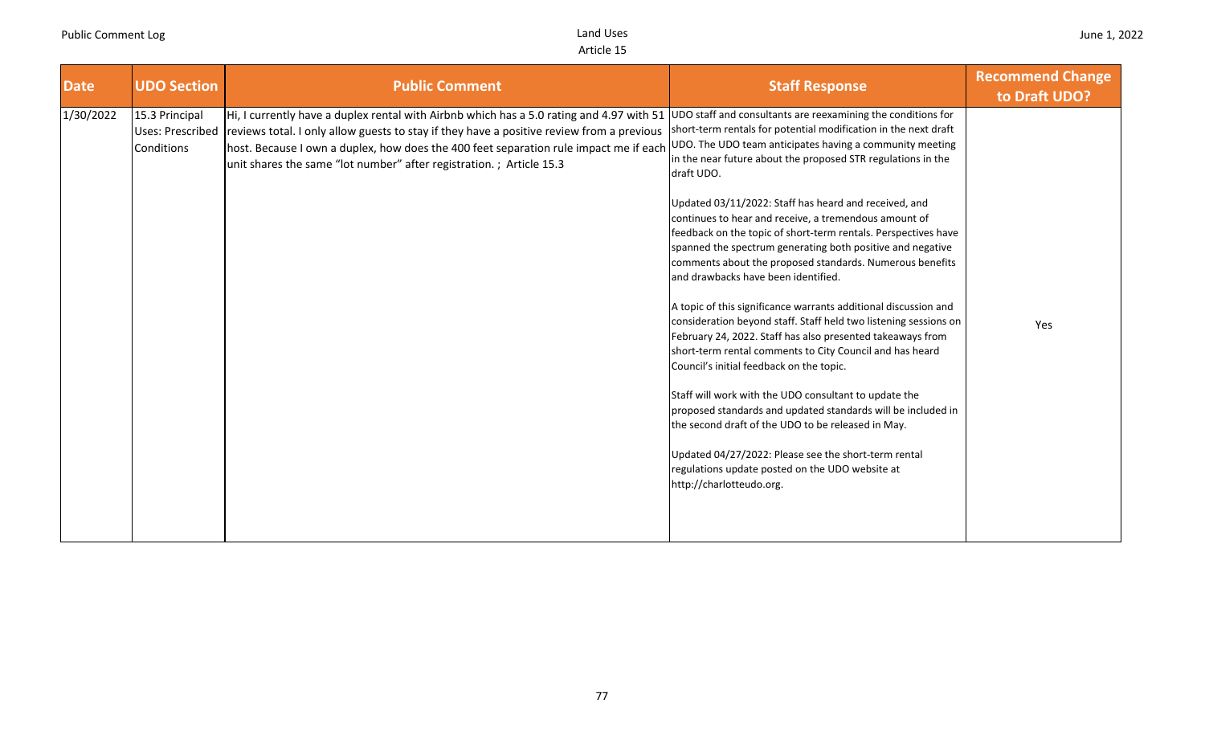| Date | UDO Section | Public Comment | Staff Response | Recommend Change to Draft UDO? |
|---|---|---|---|---|
| 1/30/2022 | 15.3 Principal Uses: Prescribed Conditions | Hi, I currently have a duplex rental with Airbnb which has a 5.0 rating and 4.97 with 51 reviews total. I only allow guests to stay if they have a positive review from a previous host. Because I own a duplex, how does the 400 feet separation rule impact me if each unit shares the same "lot number" after registration. ; Article 15.3 | UDO staff and consultants are reexamining the conditions for short-term rentals for potential modification in the next draft UDO. The UDO team anticipates having a community meeting in the near future about the proposed STR regulations in the draft UDO.<br><br>Updated 03/11/2022: Staff has heard and received, and continues to hear and receive, a tremendous amount of feedback on the topic of short-term rentals. Perspectives have spanned the spectrum generating both positive and negative comments about the proposed standards. Numerous benefits and drawbacks have been identified.<br><br>A topic of this significance warrants additional discussion and consideration beyond staff. Staff held two listening sessions on February 24, 2022. Staff has also presented takeaways from short-term rental comments to City Council and has heard Council's initial feedback on the topic.<br><br>Staff will work with the UDO consultant to update the proposed standards and updated standards will be included in the second draft of the UDO to be released in May.<br><br>Updated 04/27/2022: Please see the short-term rental regulations update posted on the UDO website at http://charlotteudo.org. | Yes |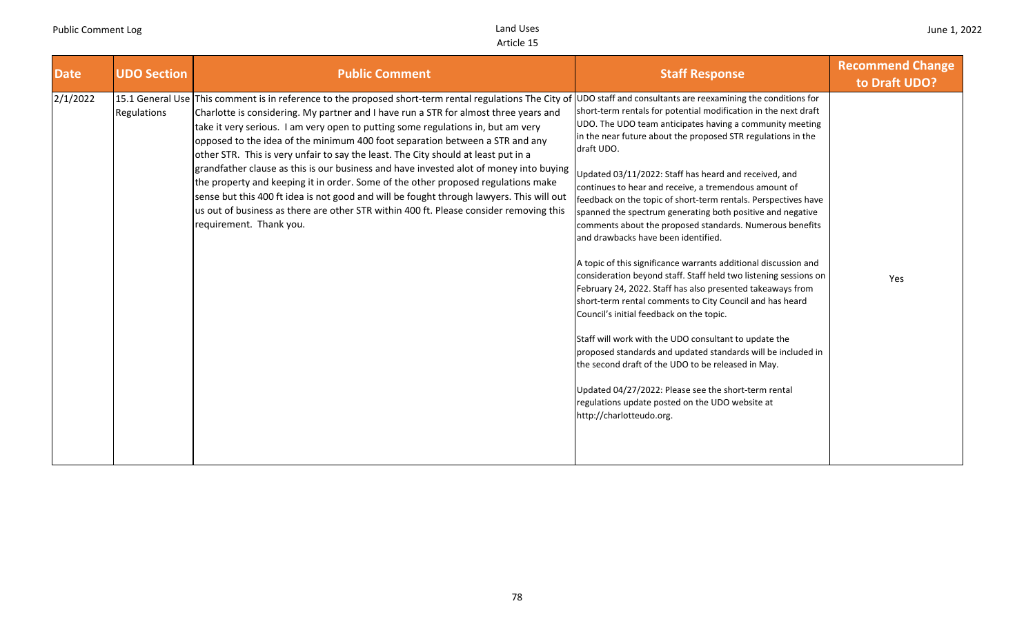| Date | UDO Section | Public Comment | Staff Response | Recommend Change to Draft UDO? |
|---|---|---|---|---|
| 2/1/2022 | 15.1 General Use Regulations | This comment is in reference to the proposed short-term rental regulations The City of Charlotte is considering. My partner and I have run a STR for almost three years and take it very serious. I am very open to putting some regulations in, but am very opposed to the idea of the minimum 400 foot separation between a STR and any other STR. This is very unfair to say the least. The City should at least put in a grandfather clause as this is our business and have invested alot of money into buying the property and keeping it in order. Some of the other proposed regulations make sense but this 400 ft idea is not good and will be fought through lawyers. This will out us out of business as there are other STR within 400 ft. Please consider removing this requirement. Thank you. | UDO staff and consultants are reexamining the conditions for short-term rentals for potential modification in the next draft UDO. The UDO team anticipates having a community meeting in the near future about the proposed STR regulations in the draft UDO.<br><br>Updated 03/11/2022: Staff has heard and received, and continues to hear and receive, a tremendous amount of feedback on the topic of short-term rentals. Perspectives have spanned the spectrum generating both positive and negative comments about the proposed standards. Numerous benefits and drawbacks have been identified.<br><br>A topic of this significance warrants additional discussion and consideration beyond staff. Staff held two listening sessions on February 24, 2022. Staff has also presented takeaways from short-term rental comments to City Council and has heard Council's initial feedback on the topic.<br><br>Staff will work with the UDO consultant to update the proposed standards and updated standards will be included in the second draft of the UDO to be released in May.<br><br>Updated 04/27/2022: Please see the short-term rental regulations update posted on the UDO website at http://charlotteudo.org. | Yes |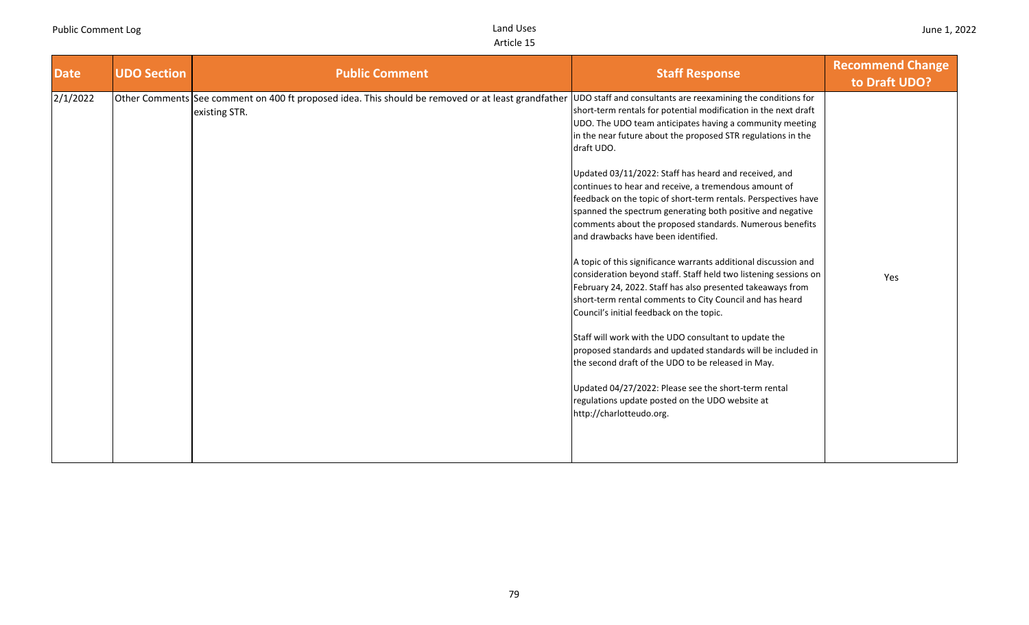| Date | UDO Section | Public Comment | Staff Response | Recommend Change to Draft UDO? |
|---|---|---|---|---|
| 2/1/2022 | Other Comments | See comment on 400 ft proposed idea. This should be removed or at least grandfather existing STR. | UDO staff and consultants are reexamining the conditions for short-term rentals for potential modification in the next draft UDO. The UDO team anticipates having a community meeting in the near future about the proposed STR regulations in the draft UDO.<br><br>Updated 03/11/2022: Staff has heard and received, and continues to hear and receive, a tremendous amount of feedback on the topic of short-term rentals. Perspectives have spanned the spectrum generating both positive and negative comments about the proposed standards. Numerous benefits and drawbacks have been identified.<br><br>A topic of this significance warrants additional discussion and consideration beyond staff. Staff held two listening sessions on February 24, 2022. Staff has also presented takeaways from short-term rental comments to City Council and has heard Council's initial feedback on the topic.<br><br>Staff will work with the UDO consultant to update the proposed standards and updated standards will be included in the second draft of the UDO to be released in May.<br><br>Updated 04/27/2022: Please see the short-term rental regulations update posted on the UDO website at http://charlotteudo.org. | Yes |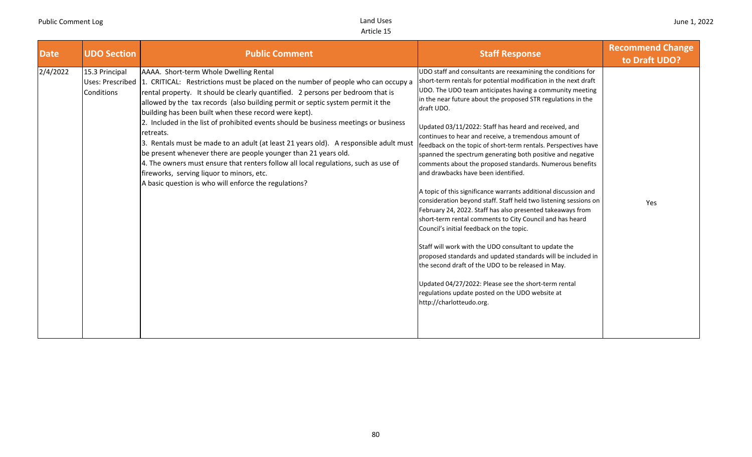| Date | UDO Section | Public Comment | Staff Response | Recommend Change to Draft UDO? |
|---|---|---|---|---|
| 2/4/2022 | 15.3 Principal Uses: Prescribed Conditions | AAAA. Short-term Whole Dwelling Rental<br>1. CRITICAL: Restrictions must be placed on the number of people who can occupy a rental property. It should be clearly quantified. 2 persons per bedroom that is allowed by the tax records (also building permit or septic system permit it the building has been built when these record were kept).<br>2. Included in the list of prohibited events should be business meetings or business retreats.<br>3. Rentals must be made to an adult (at least 21 years old). A responsible adult must be present whenever there are people younger than 21 years old.<br>4. The owners must ensure that renters follow all local regulations, such as use of fireworks, serving liquor to minors, etc.<br>A basic question is who will enforce the regulations? | UDO staff and consultants are reexamining the conditions for short-term rentals for potential modification in the next draft UDO. The UDO team anticipates having a community meeting in the near future about the proposed STR regulations in the draft UDO.<br><br>Updated 03/11/2022: Staff has heard and received, and continues to hear and receive, a tremendous amount of feedback on the topic of short-term rentals. Perspectives have spanned the spectrum generating both positive and negative comments about the proposed standards. Numerous benefits and drawbacks have been identified.<br><br>A topic of this significance warrants additional discussion and consideration beyond staff. Staff held two listening sessions on February 24, 2022. Staff has also presented takeaways from short-term rental comments to City Council and has heard Council's initial feedback on the topic.<br><br>Staff will work with the UDO consultant to update the proposed standards and updated standards will be included in the second draft of the UDO to be released in May.<br><br>Updated 04/27/2022: Please see the short-term rental regulations update posted on the UDO website at http://charlotteudo.org. | Yes |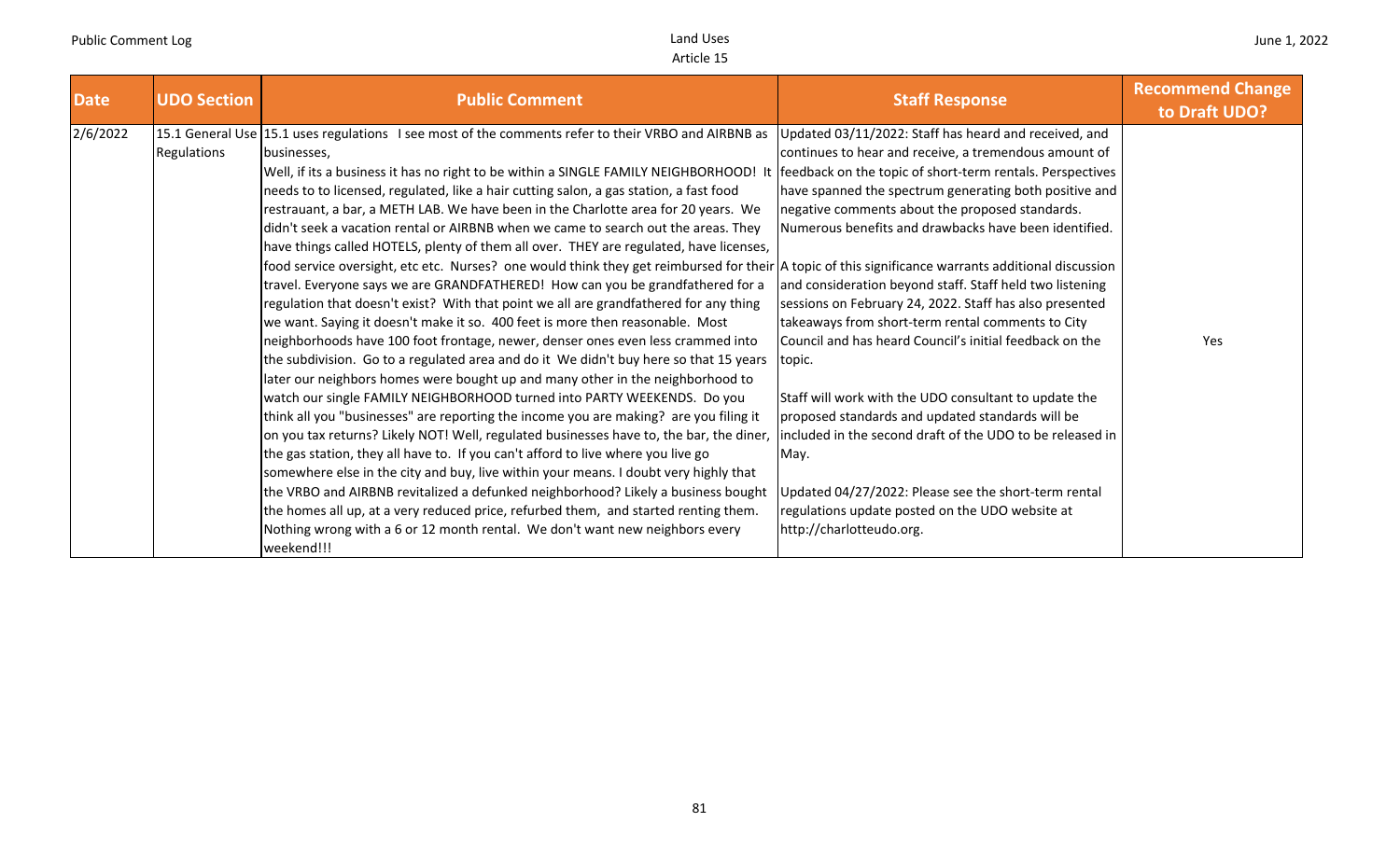| Date | UDO Section | Public Comment | Staff Response | Recommend Change to Draft UDO? |
|---|---|---|---|---|
| 2/6/2022 | 15.1 General Use Regulations | 15.1 uses regulations I see most of the comments refer to their VRBO and AIRBNB as businesses,<br>Well, if its a business it has no right to be within a SINGLE FAMILY NEIGHBORHOOD! It needs to to licensed, regulated, like a hair cutting salon, a gas station, a fast food restrauant, a bar, a METH LAB. We have been in the Charlotte area for 20 years. We didn't seek a vacation rental or AIRBNB when we came to search out the areas. They have things called HOTELS, plenty of them all over. THEY are regulated, have licenses, food service oversight, etc etc. Nurses? one would think they get reimbursed for their travel. Everyone says we are GRANDFATHERED! How can you be grandfathered for a regulation that doesn't exist? With that point we all are grandfathered for any thing we want. Saying it doesn't make it so. 400 feet is more then reasonable. Most neighborhoods have 100 foot frontage, newer, denser ones even less crammed into the subdivision. Go to a regulated area and do it We didn't buy here so that 15 years later our neighbors homes were bought up and many other in the neighborhood to watch our single FAMILY NEIGHBORHOOD turned into PARTY WEEKENDS. Do you think all you "businesses" are reporting the income you are making? are you filing it on you tax returns? Likely NOT! Well, regulated businesses have to, the bar, the diner, the gas station, they all have to. If you can't afford to live where you live go somewhere else in the city and buy, live within your means. I doubt very highly that the VRBO and AIRBNB revitalized a defunked neighborhood? Likely a business bought the homes all up, at a very reduced price, refurbed them, and started renting them. Nothing wrong with a 6 or 12 month rental. We don't want new neighbors every weekend!!! | Updated 03/11/2022: Staff has heard and received, and continues to hear and receive, a tremendous amount of feedback on the topic of short-term rentals. Perspectives have spanned the spectrum generating both positive and negative comments about the proposed standards. Numerous benefits and drawbacks have been identified.<br><br>A topic of this significance warrants additional discussion and consideration beyond staff. Staff held two listening sessions on February 24, 2022. Staff has also presented takeaways from short-term rental comments to City Council and has heard Council's initial feedback on the topic.<br><br>Staff will work with the UDO consultant to update the proposed standards and updated standards will be included in the second draft of the UDO to be released in May.<br><br>Updated 04/27/2022: Please see the short-term rental regulations update posted on the UDO website at http://charlotteudo.org. | Yes |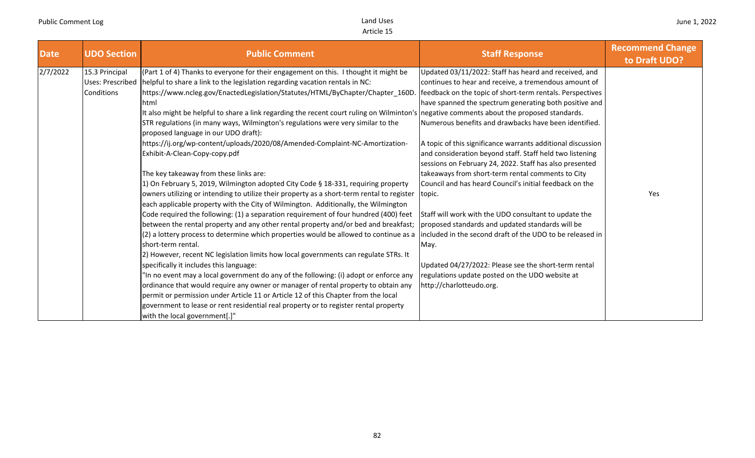| Date | UDO Section | Public Comment | Staff Response | Recommend Change to Draft UDO? |
|---|---|---|---|---|
| 2/7/2022 | 15.3 Principal Uses: Prescribed Conditions | (Part 1 of 4) Thanks to everyone for their engagement on this. I thought it might be helpful to share a link to the legislation regarding vacation rentals in NC: https://www.ncleg.gov/EnactedLegislation/Statutes/HTML/ByChapter/Chapter_160D.html<br>It also might be helpful to share a link regarding the recent court ruling on Wilminton's STR regulations (in many ways, Wilmington's regulations were very similar to the proposed language in our UDO draft): https://ij.org/wp-content/uploads/2020/08/Amended-Complaint-NC-Amortization-Exhibit-A-Clean-Copy-copy.pdf<br><br>The key takeaway from these links are:<br>1) On February 5, 2019, Wilmington adopted City Code § 18-331, requiring property owners utilizing or intending to utilize their property as a short-term rental to register each applicable property with the City of Wilmington. Additionally, the Wilmington Code required the following: (1) a separation requirement of four hundred (400) feet between the rental property and any other rental property and/or bed and breakfast; (2) a lottery process to determine which properties would be allowed to continue as a short-term rental.<br>2) However, recent NC legislation limits how local governments can regulate STRs. It specifically includes this language:<br>"In no event may a local government do any of the following: (i) adopt or enforce any ordinance that would require any owner or manager of rental property to obtain any permit or permission under Article 11 or Article 12 of this Chapter from the local government to lease or rent residential real property or to register rental property with the local government[.]" | Updated 03/11/2022: Staff has heard and received, and continues to hear and receive, a tremendous amount of feedback on the topic of short-term rentals. Perspectives have spanned the spectrum generating both positive and negative comments about the proposed standards. Numerous benefits and drawbacks have been identified.<br><br>A topic of this significance warrants additional discussion and consideration beyond staff. Staff held two listening sessions on February 24, 2022. Staff has also presented takeaways from short-term rental comments to City Council and has heard Council's initial feedback on the topic.<br><br>Staff will work with the UDO consultant to update the proposed standards and updated standards will be included in the second draft of the UDO to be released in May.<br><br>Updated 04/27/2022: Please see the short-term rental regulations update posted on the UDO website at http://charlotteudo.org. | Yes |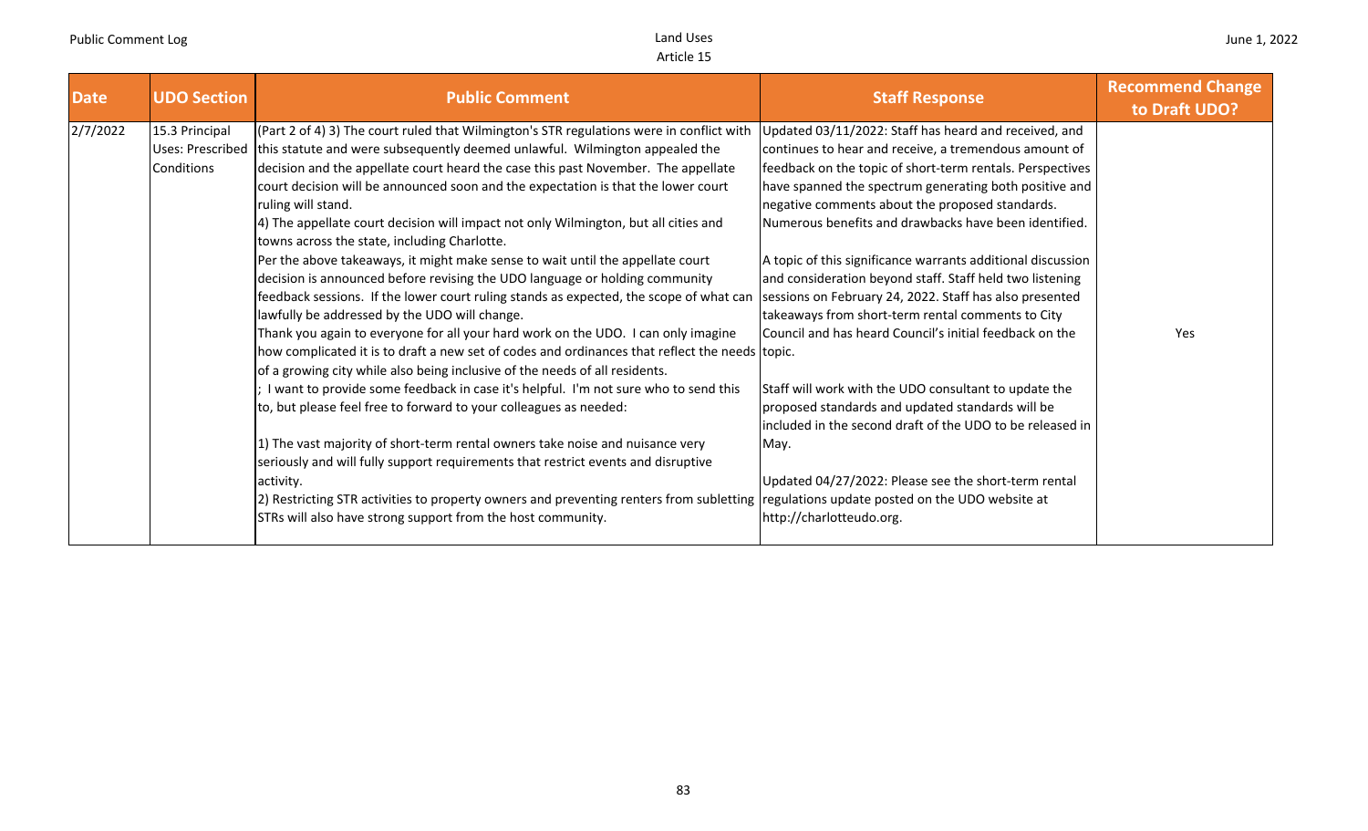| Date | UDO Section | Public Comment | Staff Response | Recommend Change to Draft UDO? |
|---|---|---|---|---|
| 2/7/2022 | 15.3 Principal Uses: Prescribed Conditions | (Part 2 of 4) 3) The court ruled that Wilmington's STR regulations were in conflict with this statute and were subsequently deemed unlawful. Wilmington appealed the decision and the appellate court heard the case this past November. The appellate court decision will be announced soon and the expectation is that the lower court ruling will stand.<br>4) The appellate court decision will impact not only Wilmington, but all cities and towns across the state, including Charlotte.<br>Per the above takeaways, it might make sense to wait until the appellate court decision is announced before revising the UDO language or holding community feedback sessions. If the lower court ruling stands as expected, the scope of what can lawfully be addressed by the UDO will change.<br>Thank you again to everyone for all your hard work on the UDO. I can only imagine how complicated it is to draft a new set of codes and ordinances that reflect the needs of a growing city while also being inclusive of the needs of all residents.<br>; I want to provide some feedback in case it's helpful. I'm not sure who to send this to, but please feel free to forward to your colleagues as needed:<br><br>1) The vast majority of short-term rental owners take noise and nuisance very seriously and will fully support requirements that restrict events and disruptive activity.<br>2) Restricting STR activities to property owners and preventing renters from subletting STRs will also have strong support from the host community. | Updated 03/11/2022: Staff has heard and received, and continues to hear and receive, a tremendous amount of feedback on the topic of short-term rentals. Perspectives have spanned the spectrum generating both positive and negative comments about the proposed standards. Numerous benefits and drawbacks have been identified.<br><br>A topic of this significance warrants additional discussion and consideration beyond staff. Staff held two listening sessions on February 24, 2022. Staff has also presented takeaways from short-term rental comments to City Council and has heard Council's initial feedback on the topic.<br><br>Staff will work with the UDO consultant to update the proposed standards and updated standards will be included in the second draft of the UDO to be released in May.<br><br>Updated 04/27/2022: Please see the short-term rental regulations update posted on the UDO website at http://charlotteudo.org. | Yes |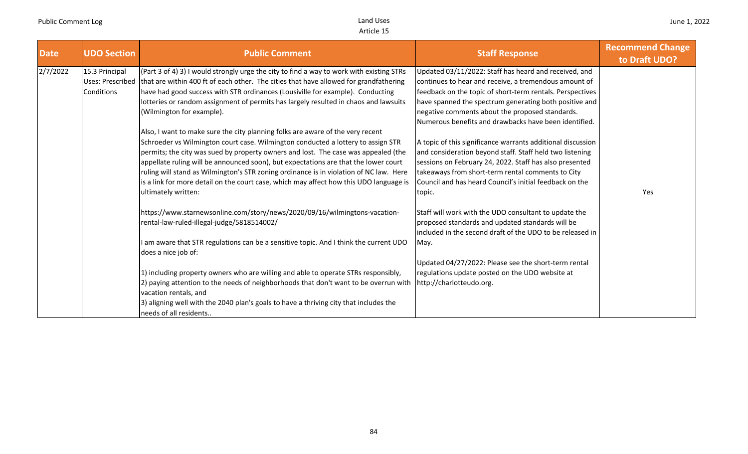| Date | UDO Section | Public Comment | Staff Response | Recommend Change to Draft UDO? |
|---|---|---|---|---|
| 2/7/2022 | 15.3 Principal Uses: Prescribed Conditions | (Part 3 of 4) 3) I would strongly urge the city to find a way to work with existing STRs that are within 400 ft of each other. The cities that have allowed for grandfathering have had good success with STR ordinances (Lousiville for example). Conducting lotteries or random assignment of permits has largely resulted in chaos and lawsuits (Wilmington for example).<br><br>Also, I want to make sure the city planning folks are aware of the very recent Schroeder vs Wilmington court case. Wilmington conducted a lottery to assign STR permits; the city was sued by property owners and lost. The case was appealed (the appellate ruling will be announced soon), but expectations are that the lower court ruling will stand as Wilmington's STR zoning ordinance is in violation of NC law. Here is a link for more detail on the court case, which may affect how this UDO language is ultimately written:<br><br>https://www.starnewsonline.com/story/news/2020/09/16/wilmingtons-vacation-rental-law-ruled-illegal-judge/5818514002/<br><br>I am aware that STR regulations can be a sensitive topic. And I think the current UDO does a nice job of:<br><br>1) including property owners who are willing and able to operate STRs responsibly,<br>2) paying attention to the needs of neighborhoods that don't want to be overrun with vacation rentals, and<br>3) aligning well with the 2040 plan's goals to have a thriving city that includes the needs of all residents.. | Updated 03/11/2022: Staff has heard and received, and continues to hear and receive, a tremendous amount of feedback on the topic of short-term rentals. Perspectives have spanned the spectrum generating both positive and negative comments about the proposed standards. Numerous benefits and drawbacks have been identified.<br><br>A topic of this significance warrants additional discussion and consideration beyond staff. Staff held two listening sessions on February 24, 2022. Staff has also presented takeaways from short-term rental comments to City Council and has heard Council's initial feedback on the topic.<br><br>Staff will work with the UDO consultant to update the proposed standards and updated standards will be included in the second draft of the UDO to be released in May.<br><br>Updated 04/27/2022: Please see the short-term rental regulations update posted on the UDO website at http://charlotteudo.org. | Yes |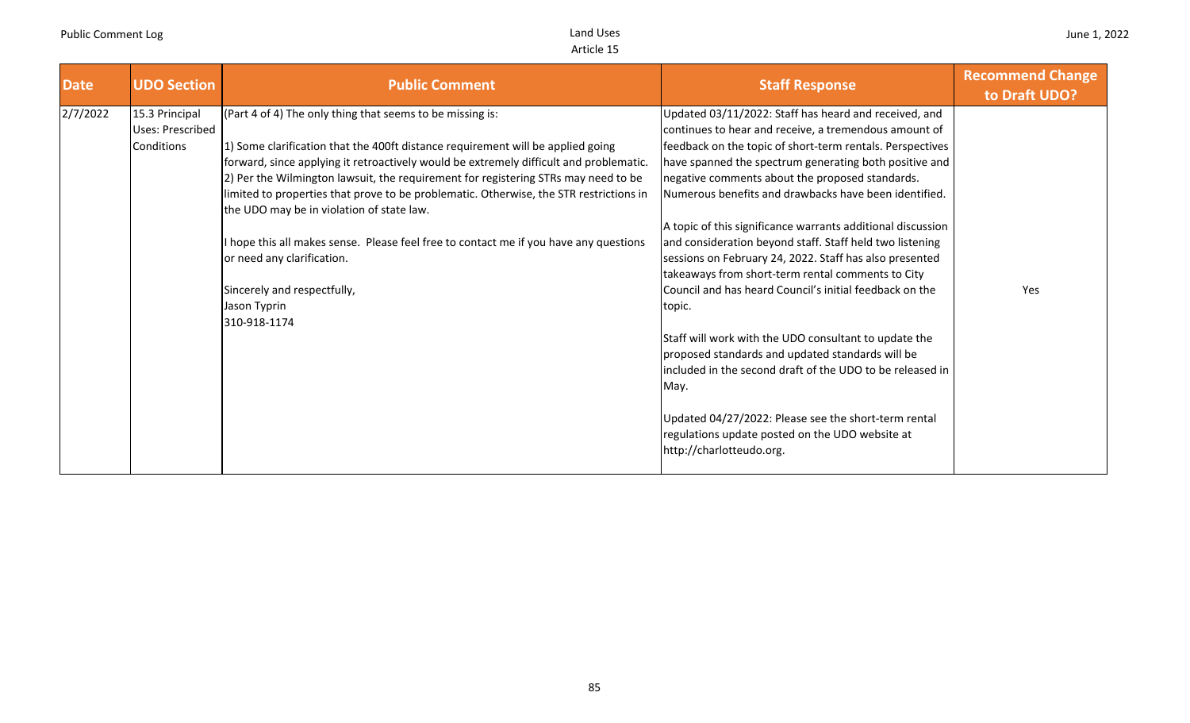| Date | UDO Section | Public Comment | Staff Response | Recommend Change to Draft UDO? |
|---|---|---|---|---|
| 2/7/2022 | 15.3 Principal Uses: Prescribed Conditions | (Part 4 of 4) The only thing that seems to be missing is:<br><br>1) Some clarification that the 400ft distance requirement will be applied going forward, since applying it retroactively would be extremely difficult and problematic.<br>2) Per the Wilmington lawsuit, the requirement for registering STRs may need to be limited to properties that prove to be problematic. Otherwise, the STR restrictions in the UDO may be in violation of state law.<br><br>I hope this all makes sense. Please feel free to contact me if you have any questions or need any clarification.<br><br>Sincerely and respectfully,<br>Jason Typrin<br>310-918-1174 | Updated 03/11/2022: Staff has heard and received, and continues to hear and receive, a tremendous amount of feedback on the topic of short-term rentals. Perspectives have spanned the spectrum generating both positive and negative comments about the proposed standards. Numerous benefits and drawbacks have been identified.<br><br>A topic of this significance warrants additional discussion and consideration beyond staff. Staff held two listening sessions on February 24, 2022. Staff has also presented takeaways from short-term rental comments to City Council and has heard Council's initial feedback on the topic.<br><br>Staff will work with the UDO consultant to update the proposed standards and updated standards will be included in the second draft of the UDO to be released in May.<br><br>Updated 04/27/2022: Please see the short-term rental regulations update posted on the UDO website at http://charlotteudo.org. | Yes |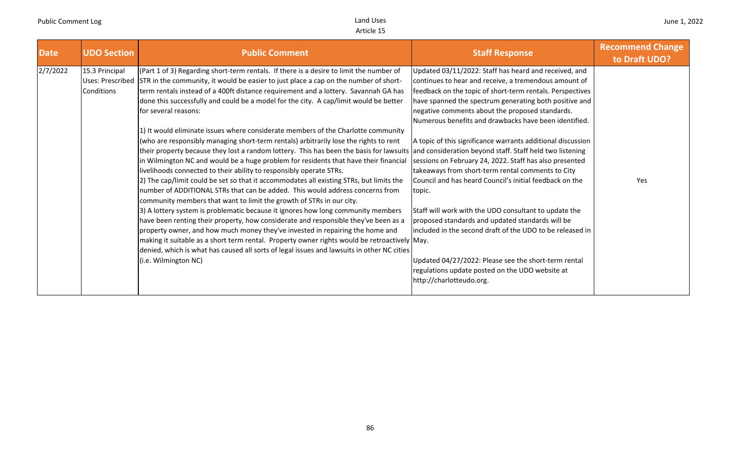| Date | UDO Section | Public Comment | Staff Response | Recommend Change to Draft UDO? |
|---|---|---|---|---|
| 2/7/2022 | 15.3 Principal Uses: Prescribed Conditions | (Part 1 of 3) Regarding short-term rentals. If there is a desire to limit the number of STR in the community, it would be easier to just place a cap on the number of short-term rentals instead of a 400ft distance requirement and a lottery. Savannah GA has done this successfully and could be a model for the city. A cap/limit would be better for several reasons:<br><br>1) It would eliminate issues where considerate members of the Charlotte community (who are responsibly managing short-term rentals) arbitrarily lose the rights to rent their property because they lost a random lottery. This has been the basis for lawsuits in Wilmington NC and would be a huge problem for residents that have their financial livelihoods connected to their ability to responsibly operate STRs.<br>2) The cap/limit could be set so that it accommodates all existing STRs, but limits the number of ADDITIONAL STRs that can be added. This would address concerns from community members that want to limit the growth of STRs in our city.<br>3) A lottery system is problematic because it ignores how long community members have been renting their property, how considerate and responsible they've been as a property owner, and how much money they've invested in repairing the home and making it suitable as a short term rental. Property owner rights would be retroactively denied, which is what has caused all sorts of legal issues and lawsuits in other NC cities (i.e. Wilmington NC) | Updated 03/11/2022: Staff has heard and received, and continues to hear and receive, a tremendous amount of feedback on the topic of short-term rentals. Perspectives have spanned the spectrum generating both positive and negative comments about the proposed standards. Numerous benefits and drawbacks have been identified.<br><br>A topic of this significance warrants additional discussion and consideration beyond staff. Staff held two listening sessions on February 24, 2022. Staff has also presented takeaways from short-term rental comments to City Council and has heard Council's initial feedback on the topic.<br><br>Staff will work with the UDO consultant to update the proposed standards and updated standards will be included in the second draft of the UDO to be released in May.<br><br>Updated 04/27/2022: Please see the short-term rental regulations update posted on the UDO website at http://charlotteudo.org. | Yes |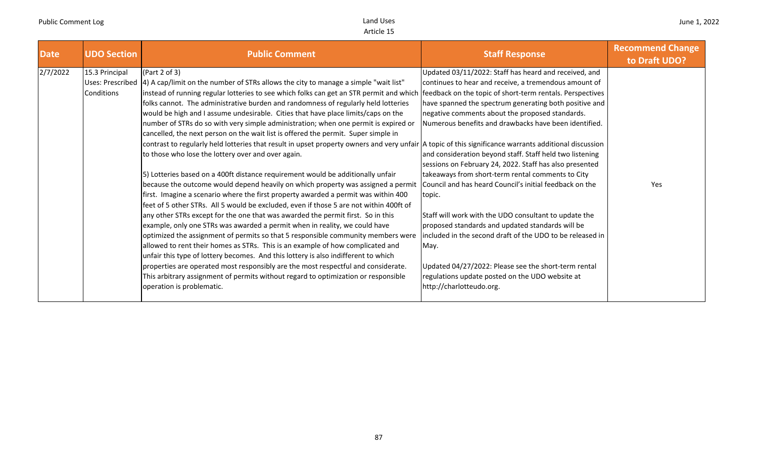| Date | UDO Section | Public Comment | Staff Response | Recommend Change to Draft UDO? |
|---|---|---|---|---|
| 2/7/2022 | 15.3 Principal Uses: Prescribed Conditions | (Part 2 of 3)<br>4) A cap/limit on the number of STRs allows the city to manage a simple "wait list" instead of running regular lotteries to see which folks can get an STR permit and which folks cannot. The administrative burden and randomness of regularly held lotteries would be high and I assume undesirable. Cities that have place limits/caps on the number of STRs do so with very simple administration; when one permit is expired or cancelled, the next person on the wait list is offered the permit. Super simple in contrast to regularly held lotteries that result in upset property owners and very unfair to those who lose the lottery over and over again.<br><br>5) Lotteries based on a 400ft distance requirement would be additionally unfair because the outcome would depend heavily on which property was assigned a permit first. Imagine a scenario where the first property awarded a permit was within 400 feet of 5 other STRs. All 5 would be excluded, even if those 5 are not within 400ft of any other STRs except for the one that was awarded the permit first. So in this example, only one STRs was awarded a permit when in reality, we could have optimized the assignment of permits so that 5 responsible community members were allowed to rent their homes as STRs. This is an example of how complicated and unfair this type of lottery becomes. And this lottery is also indifferent to which properties are operated most responsibly are the most respectful and considerate. This arbitrary assignment of permits without regard to optimization or responsible operation is problematic. | Updated 03/11/2022: Staff has heard and received, and continues to hear and receive, a tremendous amount of feedback on the topic of short-term rentals. Perspectives have spanned the spectrum generating both positive and negative comments about the proposed standards. Numerous benefits and drawbacks have been identified.<br><br>A topic of this significance warrants additional discussion and consideration beyond staff. Staff held two listening sessions on February 24, 2022. Staff has also presented takeaways from short-term rental comments to City Council and has heard Council's initial feedback on the topic.<br><br>Staff will work with the UDO consultant to update the proposed standards and updated standards will be included in the second draft of the UDO to be released in May.<br><br>Updated 04/27/2022: Please see the short-term rental regulations update posted on the UDO website at http://charlotteudo.org. | Yes |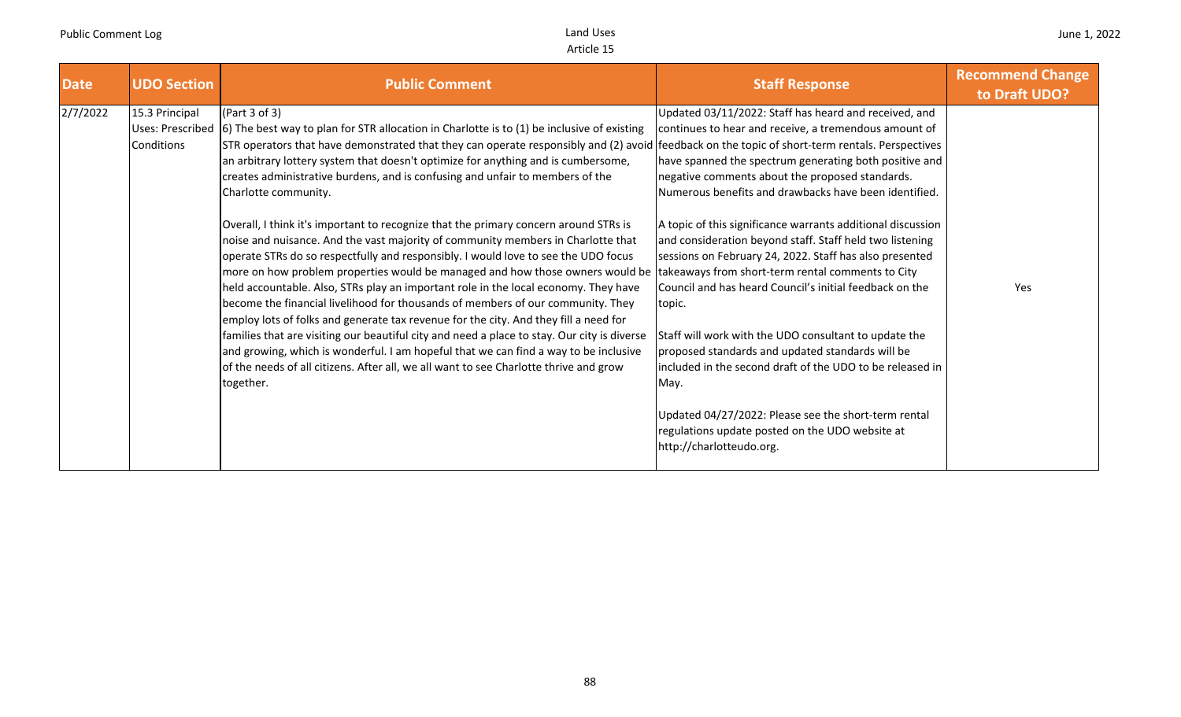| Date | UDO Section | Public Comment | Staff Response | Recommend Change to Draft UDO? |
|---|---|---|---|---|
| 2/7/2022 | 15.3 Principal Uses: Prescribed Conditions | (Part 3 of 3)<br>6) The best way to plan for STR allocation in Charlotte is to (1) be inclusive of existing STR operators that have demonstrated that they can operate responsibly and (2) avoid an arbitrary lottery system that doesn't optimize for anything and is cumbersome, creates administrative burdens, and is confusing and unfair to members of the Charlotte community.<br><br>Overall, I think it's important to recognize that the primary concern around STRs is noise and nuisance. And the vast majority of community members in Charlotte that operate STRs do so respectfully and responsibly. I would love to see the UDO focus more on how problem properties would be managed and how those owners would be held accountable. Also, STRs play an important role in the local economy. They have become the financial livelihood for thousands of members of our community. They employ lots of folks and generate tax revenue for the city. And they fill a need for families that are visiting our beautiful city and need a place to stay. Our city is diverse and growing, which is wonderful. I am hopeful that we can find a way to be inclusive of the needs of all citizens. After all, we all want to see Charlotte thrive and grow together. | Updated 03/11/2022: Staff has heard and received, and continues to hear and receive, a tremendous amount of feedback on the topic of short-term rentals. Perspectives have spanned the spectrum generating both positive and negative comments about the proposed standards. Numerous benefits and drawbacks have been identified.<br><br>A topic of this significance warrants additional discussion and consideration beyond staff. Staff held two listening sessions on February 24, 2022. Staff has also presented takeaways from short-term rental comments to City Council and has heard Council's initial feedback on the topic.<br><br>Staff will work with the UDO consultant to update the proposed standards and updated standards will be included in the second draft of the UDO to be released in May.<br><br>Updated 04/27/2022: Please see the short-term rental regulations update posted on the UDO website at http://charlotteudo.org. | Yes |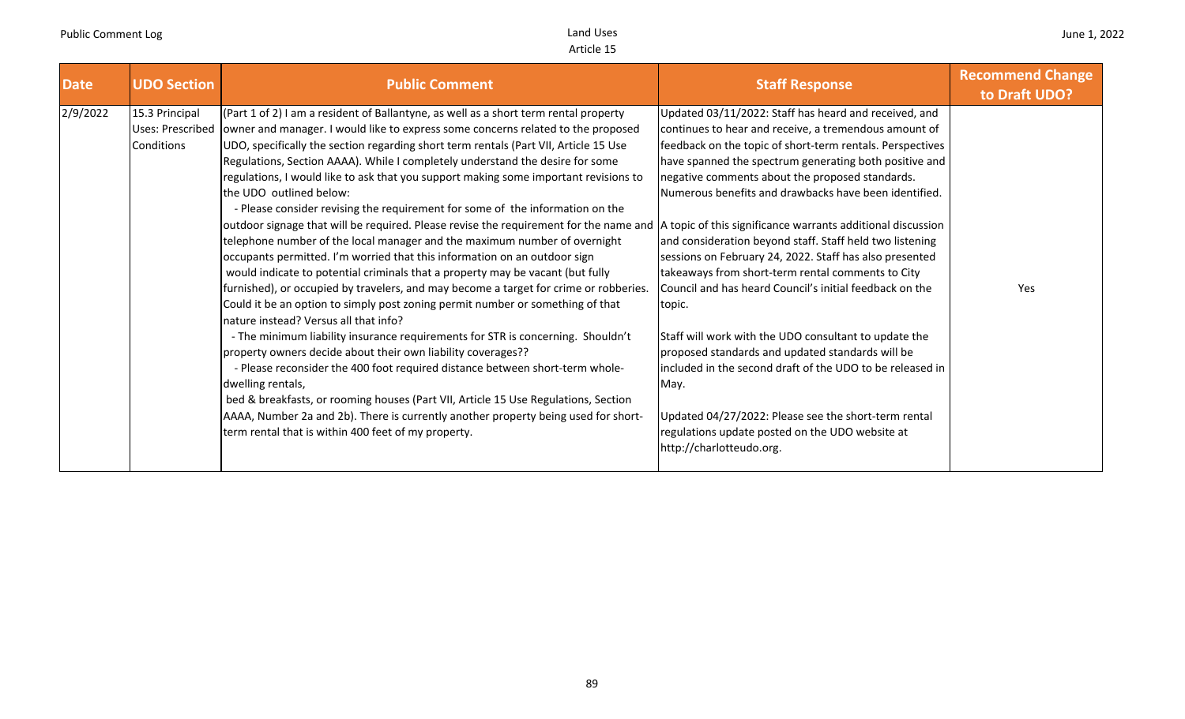| Date | UDO Section | Public Comment | Staff Response | Recommend Change to Draft UDO? |
|---|---|---|---|---|
| 2/9/2022 | 15.3 Principal Uses: Prescribed Conditions | (Part 1 of 2) I am a resident of Ballantyne, as well as a short term rental property owner and manager. I would like to express some concerns related to the proposed UDO, specifically the section regarding short term rentals (Part VII, Article 15 Use Regulations, Section AAAA). While I completely understand the desire for some regulations, I would like to ask that you support making some important revisions to the UDO outlined below:<br>- Please consider revising the requirement for some of the information on the outdoor signage that will be required. Please revise the requirement for the name and telephone number of the local manager and the maximum number of overnight occupants permitted. I'm worried that this information on an outdoor sign would indicate to potential criminals that a property may be vacant (but fully furnished), or occupied by travelers, and may become a target for crime or robberies. Could it be an option to simply post zoning permit number or something of that nature instead? Versus all that info?<br>- The minimum liability insurance requirements for STR is concerning. Shouldn't property owners decide about their own liability coverages??<br>- Please reconsider the 400 foot required distance between short-term whole-dwelling rentals, bed & breakfasts, or rooming houses (Part VII, Article 15 Use Regulations, Section AAAA, Number 2a and 2b). There is currently another property being used for short-term rental that is within 400 feet of my property. | Updated 03/11/2022: Staff has heard and received, and continues to hear and receive, a tremendous amount of feedback on the topic of short-term rentals. Perspectives have spanned the spectrum generating both positive and negative comments about the proposed standards. Numerous benefits and drawbacks have been identified.<br><br>A topic of this significance warrants additional discussion and consideration beyond staff. Staff held two listening sessions on February 24, 2022. Staff has also presented takeaways from short-term rental comments to City Council and has heard Council's initial feedback on the topic.<br><br>Staff will work with the UDO consultant to update the proposed standards and updated standards will be included in the second draft of the UDO to be released in May.<br><br>Updated 04/27/2022: Please see the short-term rental regulations update posted on the UDO website at http://charlotteudo.org. | Yes |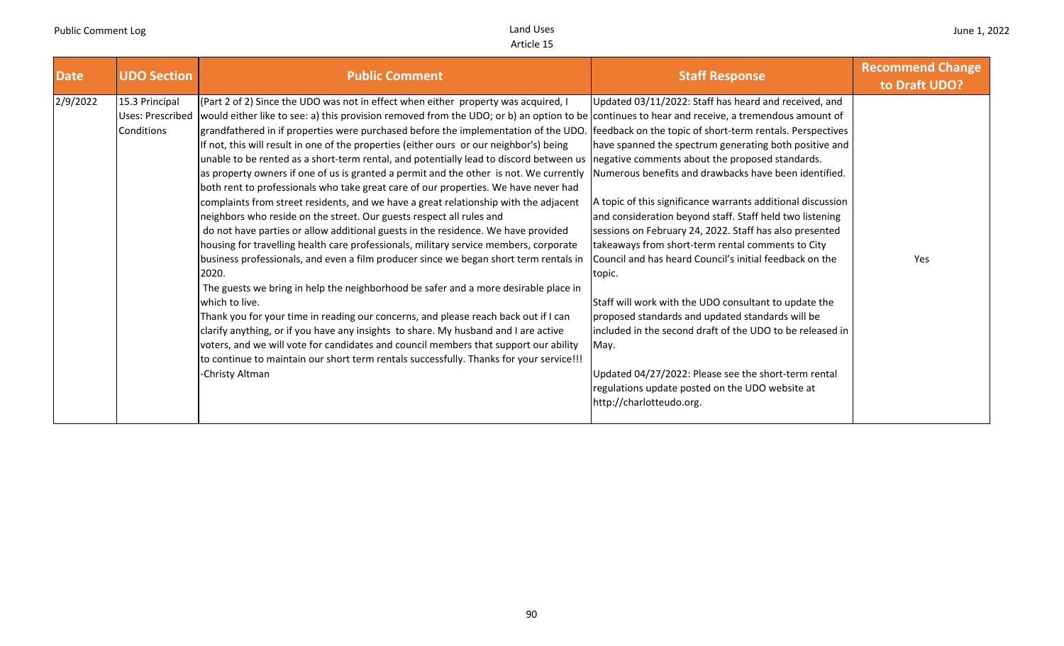| Date | UDO Section | Public Comment | Staff Response | Recommend Change to Draft UDO? |
|---|---|---|---|---|
| 2/9/2022 | 15.3 Principal Uses: Prescribed Conditions | (Part 2 of 2) Since the UDO was not in effect when either property was acquired, I would either like to see: a) this provision removed from the UDO; or b) an option to be grandfathered in if properties were purchased before the implementation of the UDO. If not, this will result in one of the properties (either ours or our neighbor's) being unable to be rented as a short-term rental, and potentially lead to discord between us as property owners if one of us is granted a permit and the other is not. We currently both rent to professionals who take great care of our properties. We have never had complaints from street residents, and we have a great relationship with the adjacent neighbors who reside on the street. Our guests respect all rules and do not have parties or allow additional guests in the residence. We have provided housing for travelling health care professionals, military service members, corporate business professionals, and even a film producer since we began short term rentals in 2020.<br>The guests we bring in help the neighborhood be safer and a more desirable place in which to live.<br>Thank you for your time in reading our concerns, and please reach back out if I can clarify anything, or if you have any insights to share. My husband and I are active voters, and we will vote for candidates and council members that support our ability to continue to maintain our short term rentals successfully. Thanks for your service!!!<br>-Christy Altman | Updated 03/11/2022: Staff has heard and received, and continues to hear and receive, a tremendous amount of feedback on the topic of short-term rentals. Perspectives have spanned the spectrum generating both positive and negative comments about the proposed standards. Numerous benefits and drawbacks have been identified.<br><br>A topic of this significance warrants additional discussion and consideration beyond staff. Staff held two listening sessions on February 24, 2022. Staff has also presented takeaways from short-term rental comments to City Council and has heard Council's initial feedback on the topic.<br><br>Staff will work with the UDO consultant to update the proposed standards and updated standards will be included in the second draft of the UDO to be released in May.<br><br>Updated 04/27/2022: Please see the short-term rental regulations update posted on the UDO website at http://charlotteudo.org. | Yes |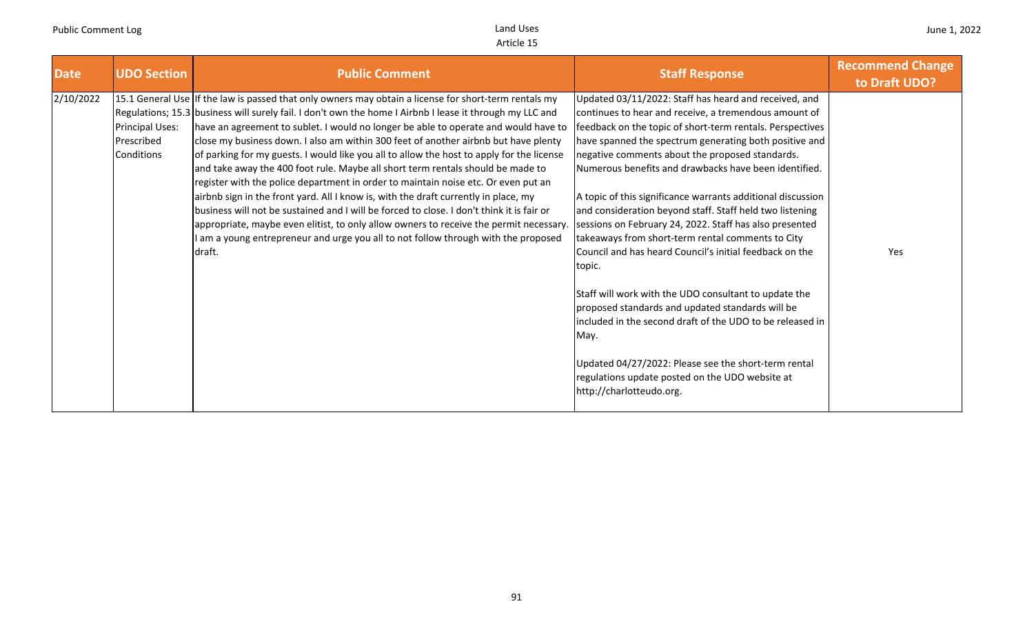| Date | UDO Section | Public Comment | Staff Response | Recommend Change to Draft UDO? |
|---|---|---|---|---|
| 2/10/2022 | 15.1 General Use Regulations; 15.3 Principal Uses: Prescribed Conditions | If the law is passed that only owners may obtain a license for short-term rentals my business will surely fail. I don't own the home I Airbnb I lease it through my LLC and have an agreement to sublet. I would no longer be able to operate and would have to close my business down. I also am within 300 feet of another airbnb but have plenty of parking for my guests. I would like you all to allow the host to apply for the license and take away the 400 foot rule. Maybe all short term rentals should be made to register with the police department in order to maintain noise etc. Or even put an airbnb sign in the front yard. All I know is, with the draft currently in place, my business will not be sustained and I will be forced to close. I don't think it is fair or appropriate, maybe even elitist, to only allow owners to receive the permit necessary. I am a young entrepreneur and urge you all to not follow through with the proposed draft. | Updated 03/11/2022: Staff has heard and received, and continues to hear and receive, a tremendous amount of feedback on the topic of short-term rentals. Perspectives have spanned the spectrum generating both positive and negative comments about the proposed standards. Numerous benefits and drawbacks have been identified.<br><br>A topic of this significance warrants additional discussion and consideration beyond staff. Staff held two listening sessions on February 24, 2022. Staff has also presented takeaways from short-term rental comments to City Council and has heard Council's initial feedback on the topic.<br><br>Staff will work with the UDO consultant to update the proposed standards and updated standards will be included in the second draft of the UDO to be released in May.<br><br>Updated 04/27/2022: Please see the short-term rental regulations update posted on the UDO website at http://charlotteudo.org. | Yes |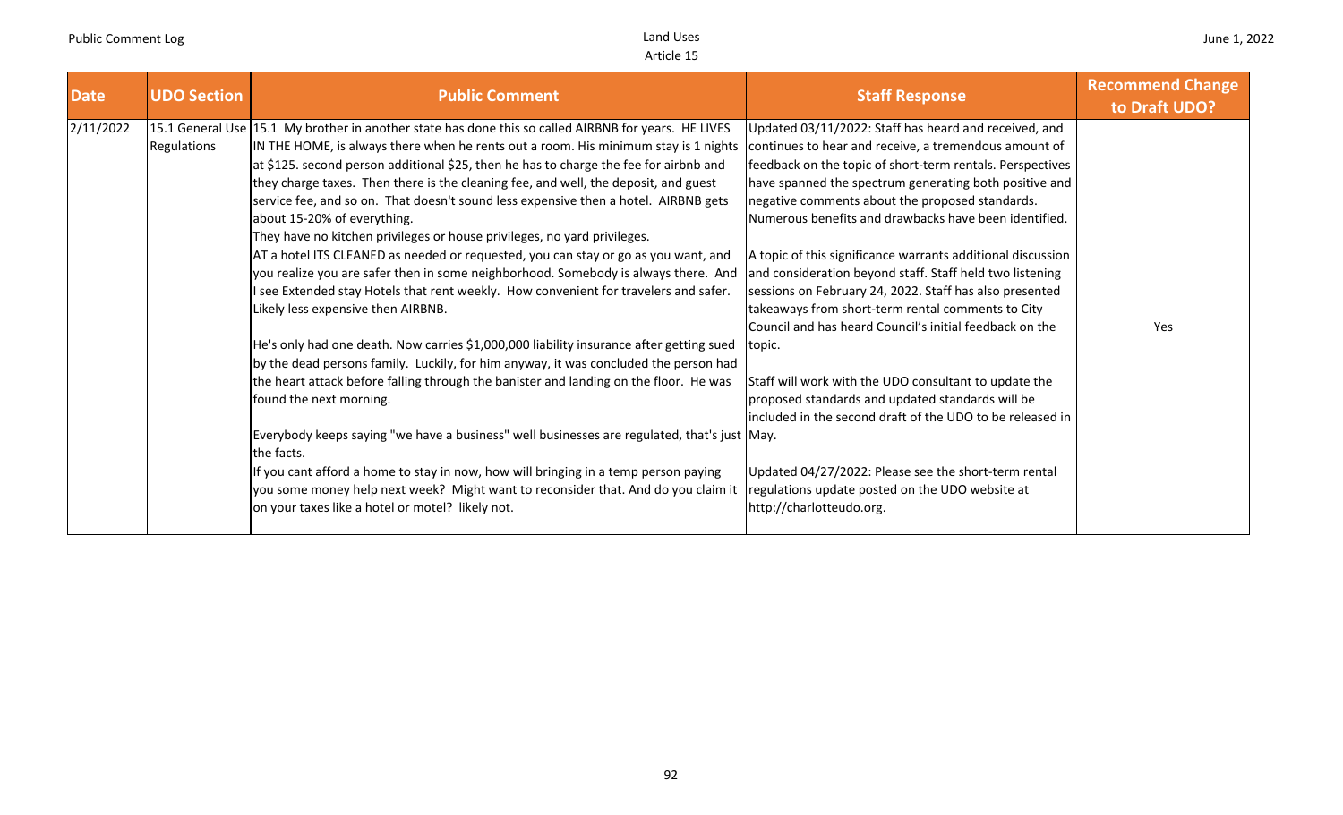| Date | UDO Section | Public Comment | Staff Response | Recommend Change to Draft UDO? |
|---|---|---|---|---|
| 2/11/2022 | 15.1 General Use Regulations | 15.1 My brother in another state has done this so called AIRBNB for years. HE LIVES IN THE HOME, is always there when he rents out a room. His minimum stay is 1 nights at $125. second person additional $25, then he has to charge the fee for airbnb and they charge taxes. Then there is the cleaning fee, and well, the deposit, and guest service fee, and so on. That doesn't sound less expensive then a hotel. AIRBNB gets about 15-20% of everything.<br>They have no kitchen privileges or house privileges, no yard privileges.<br>AT a hotel ITS CLEANED as needed or requested, you can stay or go as you want, and you realize you are safer then in some neighborhood. Somebody is always there. And I see Extended stay Hotels that rent weekly. How convenient for travelers and safer. Likely less expensive then AIRBNB.<br><br>He's only had one death. Now carries $1,000,000 liability insurance after getting sued by the dead persons family. Luckily, for him anyway, it was concluded the person had the heart attack before falling through the banister and landing on the floor. He was found the next morning.<br><br>Everybody keeps saying "we have a business" well businesses are regulated, that's just the facts.<br>If you cant afford a home to stay in now, how will bringing in a temp person paying you some money help next week? Might want to reconsider that. And do you claim it on your taxes like a hotel or motel? likely not. | Updated 03/11/2022: Staff has heard and received, and continues to hear and receive, a tremendous amount of feedback on the topic of short-term rentals. Perspectives have spanned the spectrum generating both positive and negative comments about the proposed standards. Numerous benefits and drawbacks have been identified.<br><br>A topic of this significance warrants additional discussion and consideration beyond staff. Staff held two listening sessions on February 24, 2022. Staff has also presented takeaways from short-term rental comments to City Council and has heard Council's initial feedback on the topic.<br><br>Staff will work with the UDO consultant to update the proposed standards and updated standards will be included in the second draft of the UDO to be released in May.<br><br>Updated 04/27/2022: Please see the short-term rental regulations update posted on the UDO website at http://charlotteudo.org. | Yes |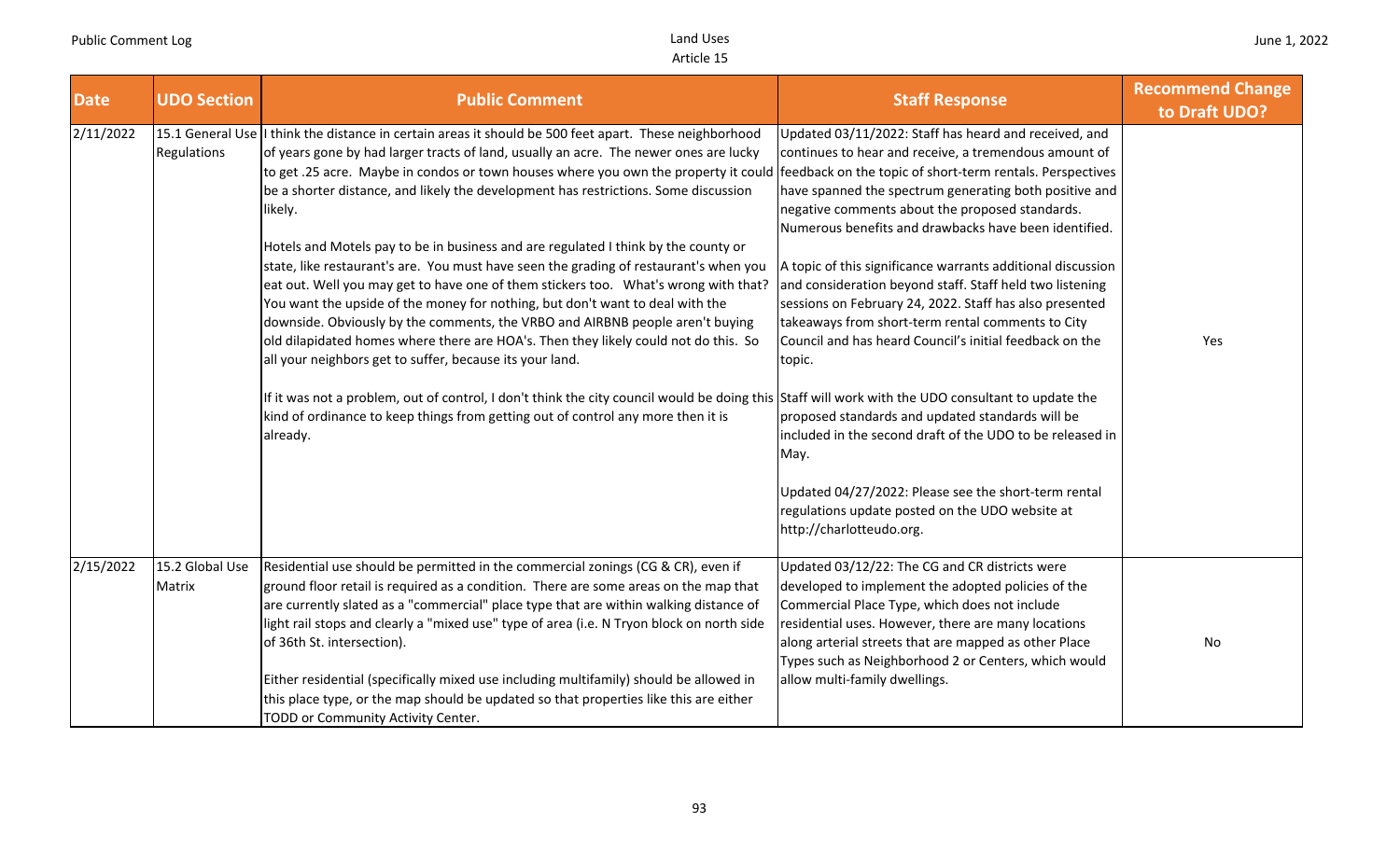| Date | UDO Section | Public Comment | Staff Response | Recommend Change to Draft UDO? |
|---|---|---|---|---|
| 2/11/2022 | 15.1 General Use Regulations | I think the distance in certain areas it should be 500 feet apart. These neighborhood of years gone by had larger tracts of land, usually an acre. The newer ones are lucky to get .25 acre. Maybe in condos or town houses where you own the property it could be a shorter distance, and likely the development has restrictions. Some discussion likely.<br><br>Hotels and Motels pay to be in business and are regulated I think by the county or state, like restaurant's are. You must have seen the grading of restaurant's when you eat out. Well you may get to have one of them stickers too. What's wrong with that? You want the upside of the money for nothing, but don't want to deal with the downside. Obviously by the comments, the VRBO and AIRBNB people aren't buying old dilapidated homes where there are HOA's. Then they likely could not do this. So all your neighbors get to suffer, because its your land.<br><br>If it was not a problem, out of control, I don't think the city council would be doing this kind of ordinance to keep things from getting out of control any more then it is already. | Updated 03/11/2022: Staff has heard and received, and continues to hear and receive, a tremendous amount of feedback on the topic of short-term rentals. Perspectives have spanned the spectrum generating both positive and negative comments about the proposed standards. Numerous benefits and drawbacks have been identified.<br><br>A topic of this significance warrants additional discussion and consideration beyond staff. Staff held two listening sessions on February 24, 2022. Staff has also presented takeaways from short-term rental comments to City Council and has heard Council's initial feedback on the topic.<br><br>Staff will work with the UDO consultant to update the proposed standards and updated standards will be included in the second draft of the UDO to be released in May.<br><br>Updated 04/27/2022: Please see the short-term rental regulations update posted on the UDO website at http://charlotteudo.org. | Yes |
| 2/15/2022 | 15.2 Global Use Matrix | Residential use should be permitted in the commercial zonings (CG & CR), even if ground floor retail is required as a condition. There are some areas on the map that are currently slated as a "commercial" place type that are within walking distance of light rail stops and clearly a "mixed use" type of area (i.e. N Tryon block on north side of 36th St. intersection).<br><br>Either residential (specifically mixed use including multifamily) should be allowed in this place type, or the map should be updated so that properties like this are either TODD or Community Activity Center. | Updated 03/12/22: The CG and CR districts were developed to implement the adopted policies of the Commercial Place Type, which does not include residential uses. However, there are many locations along arterial streets that are mapped as other Place Types such as Neighborhood 2 or Centers, which would allow multi-family dwellings. | No |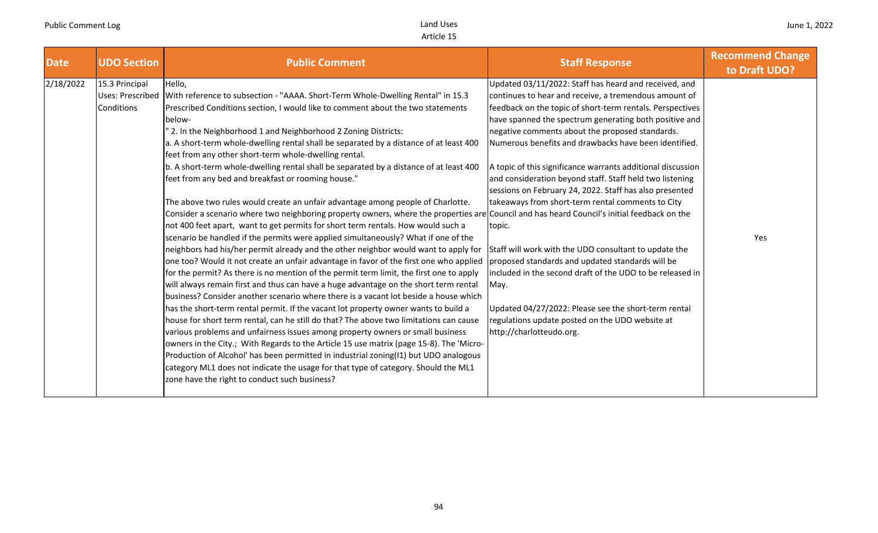| Date | UDO Section | Public Comment | Staff Response | Recommend Change to Draft UDO? |
|---|---|---|---|---|
| 2/18/2022 | 15.3 Principal Uses: Prescribed Conditions | Hello,<br>With reference to subsection - "AAAA. Short-Term Whole-Dwelling Rental" in 15.3 Prescribed Conditions section, I would like to comment about the two statements below-<br>" 2. In the Neighborhood 1 and Neighborhood 2 Zoning Districts:<br>a. A short-term whole-dwelling rental shall be separated by a distance of at least 400 feet from any other short-term whole-dwelling rental.<br>b. A short-term whole-dwelling rental shall be separated by a distance of at least 400 feet from any bed and breakfast or rooming house."<br><br>The above two rules would create an unfair advantage among people of Charlotte. Consider a scenario where two neighboring property owners, where the properties are not 400 feet apart, want to get permits for short term rentals. How would such a scenario be handled if the permits were applied simultaneously? What if one of the neighbors had his/her permit already and the other neighbor would want to apply for one too? Would it not create an unfair advantage in favor of the first one who applied for the permit? As there is no mention of the permit term limit, the first one to apply will always remain first and thus can have a huge advantage on the short term rental business? Consider another scenario where there is a vacant lot beside a house which has the short-term rental permit. If the vacant lot property owner wants to build a house for short term rental, can he still do that? The above two limitations can cause various problems and unfairness issues among property owners or small business owners in the City.; With Regards to the Article 15 use matrix (page 15-8). The 'Micro-Production of Alcohol' has been permitted in industrial zoning(I1) but UDO analogous category ML1 does not indicate the usage for that type of category. Should the ML1 zone have the right to conduct such business? | Updated 03/11/2022: Staff has heard and received, and continues to hear and receive, a tremendous amount of feedback on the topic of short-term rentals. Perspectives have spanned the spectrum generating both positive and negative comments about the proposed standards. Numerous benefits and drawbacks have been identified.<br><br>A topic of this significance warrants additional discussion and consideration beyond staff. Staff held two listening sessions on February 24, 2022. Staff has also presented takeaways from short-term rental comments to City Council and has heard Council's initial feedback on the topic.<br><br>Staff will work with the UDO consultant to update the proposed standards and updated standards will be included in the second draft of the UDO to be released in May.<br><br>Updated 04/27/2022: Please see the short-term rental regulations update posted on the UDO website at http://charlotteudo.org. | Yes |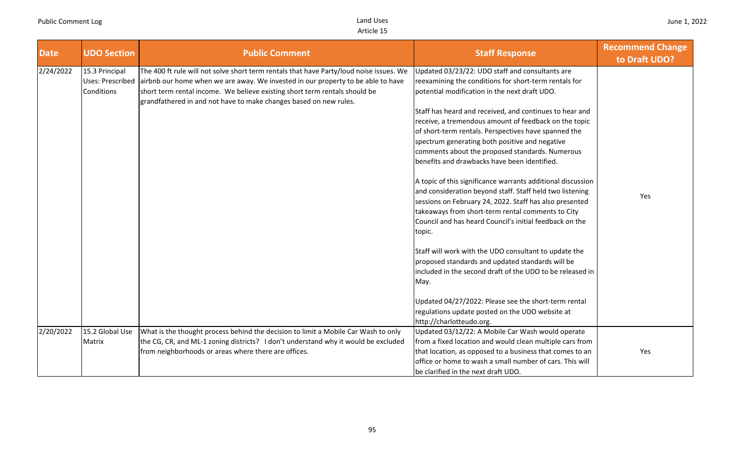| Date | UDO Section | Public Comment | Staff Response | Recommend Change to Draft UDO? |
| --- | --- | --- | --- | --- |
| 2/24/2022 | 15.3 Principal Uses: Prescribed Conditions | The 400 ft rule will not solve short term rentals that have Party/loud noise issues. We airbnb our home when we are away. We invested in our property to be able to have short term rental income. We believe existing short term rentals should be grandfathered in and not have to make changes based on new rules. | Updated 03/23/22: UDO staff and consultants are reexamining the conditions for short-term rentals for potential modification in the next draft UDO.<br><br>Staff has heard and received, and continues to hear and receive, a tremendous amount of feedback on the topic of short-term rentals. Perspectives have spanned the spectrum generating both positive and negative comments about the proposed standards. Numerous benefits and drawbacks have been identified.<br><br>A topic of this significance warrants additional discussion and consideration beyond staff. Staff held two listening sessions on February 24, 2022. Staff has also presented takeaways from short-term rental comments to City Council and has heard Council's initial feedback on the topic.<br><br>Staff will work with the UDO consultant to update the proposed standards and updated standards will be included in the second draft of the UDO to be released in May.<br><br>Updated 04/27/2022: Please see the short-term rental regulations update posted on the UDO website at http://charlotteudo.org. | Yes |
| 2/20/2022 | 15.2 Global Use Matrix | What is the thought process behind the decision to limit a Mobile Car Wash to only the CG, CR, and ML-1 zoning districts? I don't understand why it would be excluded from neighborhoods or areas where there are offices. | Updated 03/12/22: A Mobile Car Wash would operate from a fixed location and would clean multiple cars from that location, as opposed to a business that comes to an office or home to wash a small number of cars. This will be clarified in the next draft UDO. | Yes |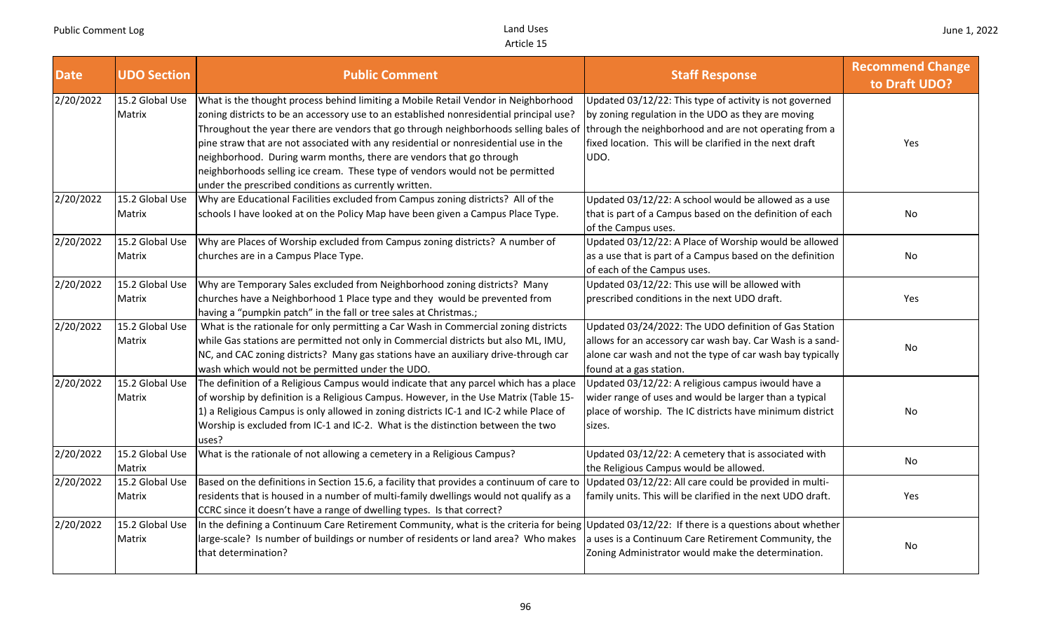| Date | UDO Section | Public Comment | Staff Response | Recommend Change to Draft UDO? |
|---|---|---|---|---|
| 2/20/2022 | 15.2 Global Use Matrix | What is the thought process behind limiting a Mobile Retail Vendor in Neighborhood zoning districts to be an accessory use to an established nonresidential principal use? Throughout the year there are vendors that go through neighborhoods selling bales of pine straw that are not associated with any residential or nonresidential use in the neighborhood. During warm months, there are vendors that go through neighborhoods selling ice cream. These type of vendors would not be permitted under the prescribed conditions as currently written. | Updated 03/12/22: This type of activity is not governed by zoning regulation in the UDO as they are moving through the neighborhood and are not operating from a fixed location. This will be clarified in the next draft UDO. | Yes |
| 2/20/2022 | 15.2 Global Use Matrix | Why are Educational Facilities excluded from Campus zoning districts? All of the schools I have looked at on the Policy Map have been given a Campus Place Type. | Updated 03/12/22: A school would be allowed as a use that is part of a Campus based on the definition of each of the Campus uses. | No |
| 2/20/2022 | 15.2 Global Use Matrix | Why are Places of Worship excluded from Campus zoning districts? A number of churches are in a Campus Place Type. | Updated 03/12/22: A Place of Worship would be allowed as a use that is part of a Campus based on the definition of each of the Campus uses. | No |
| 2/20/2022 | 15.2 Global Use Matrix | Why are Temporary Sales excluded from Neighborhood zoning districts? Many churches have a Neighborhood 1 Place type and they would be prevented from having a "pumpkin patch" in the fall or tree sales at Christmas.; | Updated 03/12/22: This use will be allowed with prescribed conditions in the next UDO draft. | Yes |
| 2/20/2022 | 15.2 Global Use Matrix | What is the rationale for only permitting a Car Wash in Commercial zoning districts while Gas stations are permitted not only in Commercial districts but also ML, IMU, NC, and CAC zoning districts? Many gas stations have an auxiliary drive-through car wash which would not be permitted under the UDO. | Updated 03/24/2022: The UDO definition of Gas Station allows for an accessory car wash bay. Car Wash is a sand-alone car wash and not the type of car wash bay typically found at a gas station. | No |
| 2/20/2022 | 15.2 Global Use Matrix | The definition of a Religious Campus would indicate that any parcel which has a place of worship by definition is a Religious Campus. However, in the Use Matrix (Table 15-1) a Religious Campus is only allowed in zoning districts IC-1 and IC-2 while Place of Worship is excluded from IC-1 and IC-2. What is the distinction between the two uses? | Updated 03/12/22: A religious campus iwould have a wider range of uses and would be larger than a typical place of worship. The IC districts have minimum district sizes. | No |
| 2/20/2022 | 15.2 Global Use Matrix | What is the rationale of not allowing a cemetery in a Religious Campus? | Updated 03/12/22: A cemetery that is associated with the Religious Campus would be allowed. | No |
| 2/20/2022 | 15.2 Global Use Matrix | Based on the definitions in Section 15.6, a facility that provides a continuum of care to residents that is housed in a number of multi-family dwellings would not qualify as a CCRC since it doesn't have a range of dwelling types. Is that correct? | Updated 03/12/22: All care could be provided in multi-family units. This will be clarified in the next UDO draft. | Yes |
| 2/20/2022 | 15.2 Global Use Matrix | In the defining a Continuum Care Retirement Community, what is the criteria for being large-scale? Is number of buildings or number of residents or land area? Who makes that determination? | Updated 03/12/22: If there is a questions about whether a uses is a Continuum Care Retirement Community, the Zoning Administrator would make the determination. | No |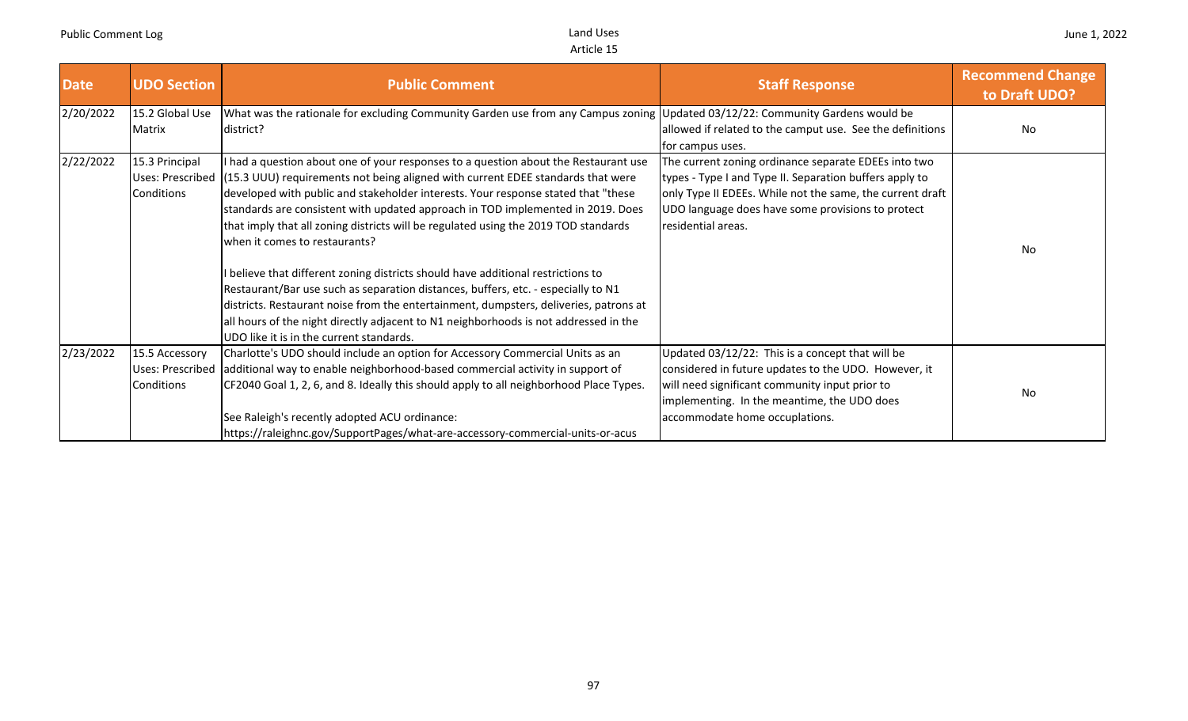| Date | UDO Section | Public Comment | Staff Response | Recommend Change to Draft UDO? |
|---|---|---|---|---|
| 2/20/2022 | 15.2 Global Use Matrix | What was the rationale for excluding Community Garden use from any Campus zoning district? | Updated 03/12/22: Community Gardens would be allowed if related to the camput use. See the definitions for campus uses. | No |
| 2/22/2022 | 15.3 Principal Uses: Prescribed Conditions | I had a question about one of your responses to a question about the Restaurant use (15.3 UUU) requirements not being aligned with current EDEE standards that were developed with public and stakeholder interests. Your response stated that "these standards are consistent with updated approach in TOD implemented in 2019. Does that imply that all zoning districts will be regulated using the 2019 TOD standards when it comes to restaurants?<br><br>I believe that different zoning districts should have additional restrictions to Restaurant/Bar use such as separation distances, buffers, etc. - especially to N1 districts. Restaurant noise from the entertainment, dumpsters, deliveries, patrons at all hours of the night directly adjacent to N1 neighborhoods is not addressed in the UDO like it is in the current standards. | The current zoning ordinance separate EDEEs into two types - Type I and Type II. Separation buffers apply to only Type II EDEEs. While not the same, the current draft UDO language does have some provisions to protect residential areas. | No |
| 2/23/2022 | 15.5 Accessory Uses: Prescribed Conditions | Charlotte's UDO should include an option for Accessory Commercial Units as an additional way to enable neighborhood-based commercial activity in support of CF2040 Goal 1, 2, 6, and 8. Ideally this should apply to all neighborhood Place Types.<br><br>See Raleigh's recently adopted ACU ordinance: https://raleighnc.gov/SupportPages/what-are-accessory-commercial-units-or-acus | Updated 03/12/22: This is a concept that will be considered in future updates to the UDO. However, it will need significant community input prior to implementing. In the meantime, the UDO does accommodate home occuplations. | No |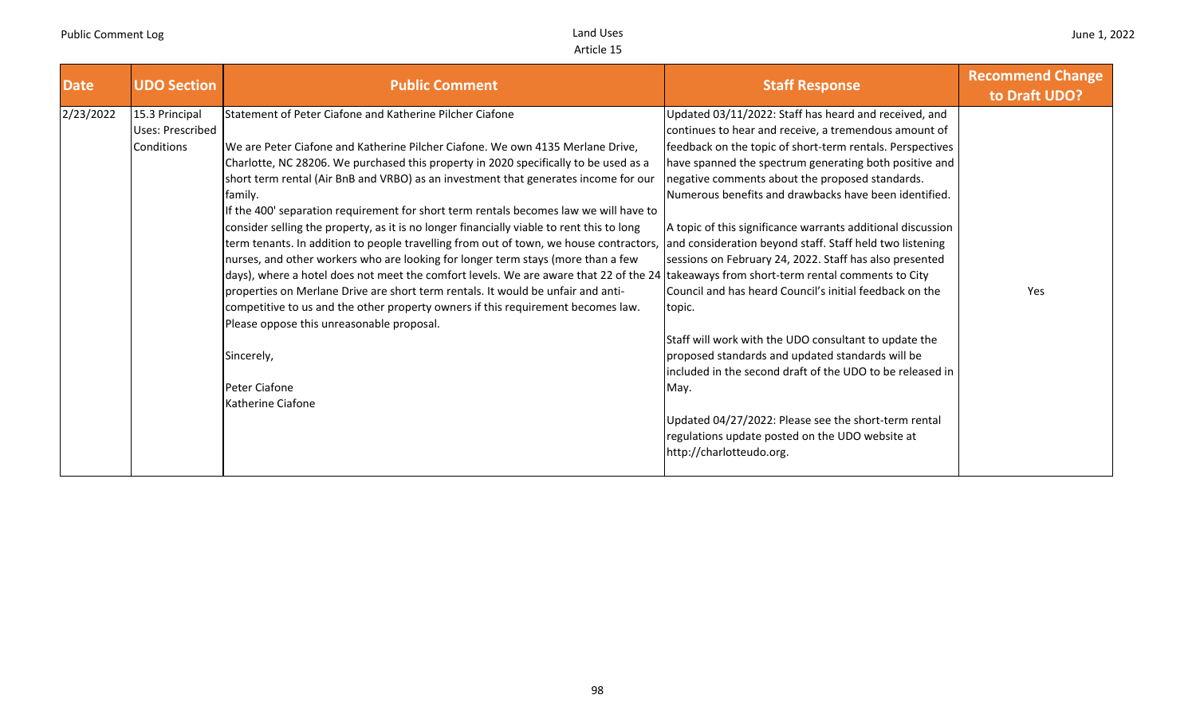| Date | UDO Section | Public Comment | Staff Response | Recommend Change to Draft UDO? |
|---|---|---|---|---|
| 2/23/2022 | 15.3 Principal Uses: Prescribed Conditions | Statement of Peter Ciafone and Katherine Pilcher Ciafone<br><br>We are Peter Ciafone and Katherine Pilcher Ciafone. We own 4135 Merlane Drive, Charlotte, NC 28206. We purchased this property in 2020 specifically to be used as a short term rental (Air BnB and VRBO) as an investment that generates income for our family.<br>If the 400' separation requirement for short term rentals becomes law we will have to consider selling the property, as it is no longer financially viable to rent this to long term tenants. In addition to people travelling from out of town, we house contractors, nurses, and other workers who are looking for longer term stays (more than a few days), where a hotel does not meet the comfort levels. We are aware that 22 of the 24 properties on Merlane Drive are short term rentals. It would be unfair and anti-competitive to us and the other property owners if this requirement becomes law. Please oppose this unreasonable proposal.<br><br>Sincerely,<br><br>Peter Ciafone<br>Katherine Ciafone | Updated 03/11/2022: Staff has heard and received, and continues to hear and receive, a tremendous amount of feedback on the topic of short-term rentals. Perspectives have spanned the spectrum generating both positive and negative comments about the proposed standards. Numerous benefits and drawbacks have been identified.<br><br>A topic of this significance warrants additional discussion and consideration beyond staff. Staff held two listening sessions on February 24, 2022. Staff has also presented takeaways from short-term rental comments to City Council and has heard Council's initial feedback on the topic.<br><br>Staff will work with the UDO consultant to update the proposed standards and updated standards will be included in the second draft of the UDO to be released in May.<br><br>Updated 04/27/2022: Please see the short-term rental regulations update posted on the UDO website at http://charlotteudo.org. | Yes |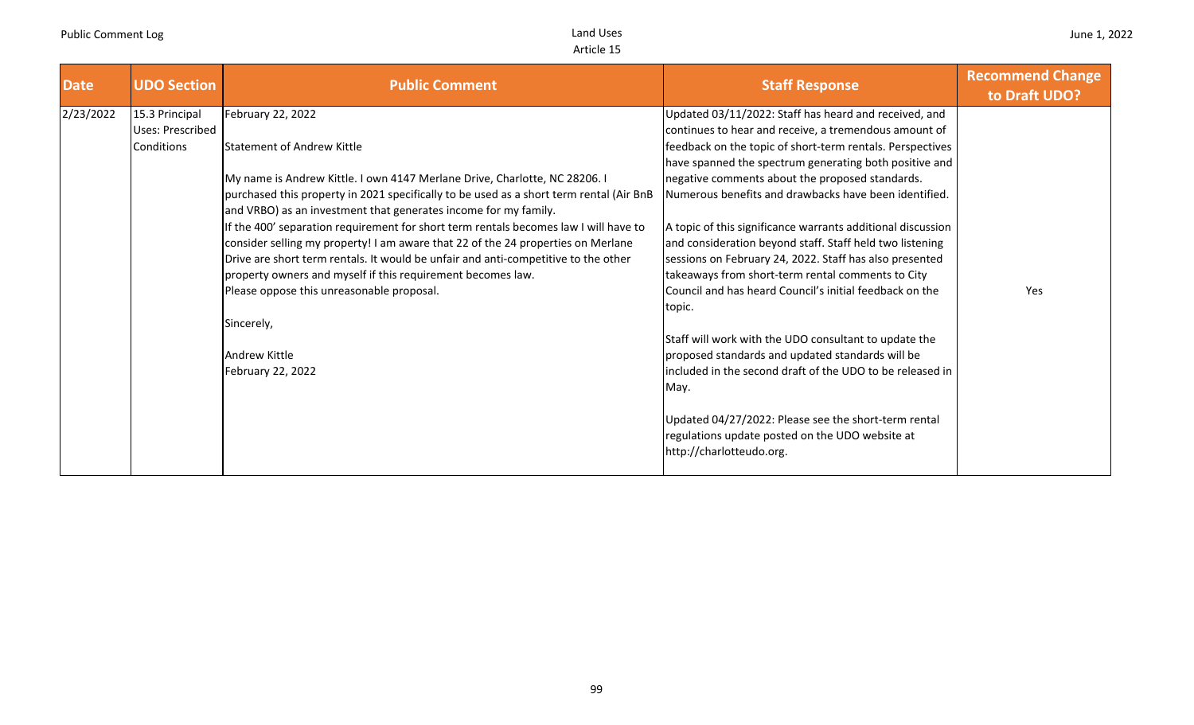| Date | UDO Section | Public Comment | Staff Response | Recommend Change to Draft UDO? |
|---|---|---|---|---|
| 2/23/2022 | 15.3 Principal Uses: Prescribed Conditions | February 22, 2022<br><br>Statement of Andrew Kittle<br><br>My name is Andrew Kittle. I own 4147 Merlane Drive, Charlotte, NC 28206. I purchased this property in 2021 specifically to be used as a short term rental (Air BnB and VRBO) as an investment that generates income for my family.<br>If the 400' separation requirement for short term rentals becomes law I will have to consider selling my property! I am aware that 22 of the 24 properties on Merlane Drive are short term rentals. It would be unfair and anti-competitive to the other property owners and myself if this requirement becomes law.<br>Please oppose this unreasonable proposal.<br><br>Sincerely,<br><br>Andrew Kittle<br>February 22, 2022 | Updated 03/11/2022: Staff has heard and received, and continues to hear and receive, a tremendous amount of feedback on the topic of short-term rentals. Perspectives have spanned the spectrum generating both positive and negative comments about the proposed standards. Numerous benefits and drawbacks have been identified.<br><br>A topic of this significance warrants additional discussion and consideration beyond staff. Staff held two listening sessions on February 24, 2022. Staff has also presented takeaways from short-term rental comments to City Council and has heard Council's initial feedback on the topic.<br><br>Staff will work with the UDO consultant to update the proposed standards and updated standards will be included in the second draft of the UDO to be released in May.<br><br>Updated 04/27/2022: Please see the short-term rental regulations update posted on the UDO website at http://charlotteudo.org. | Yes |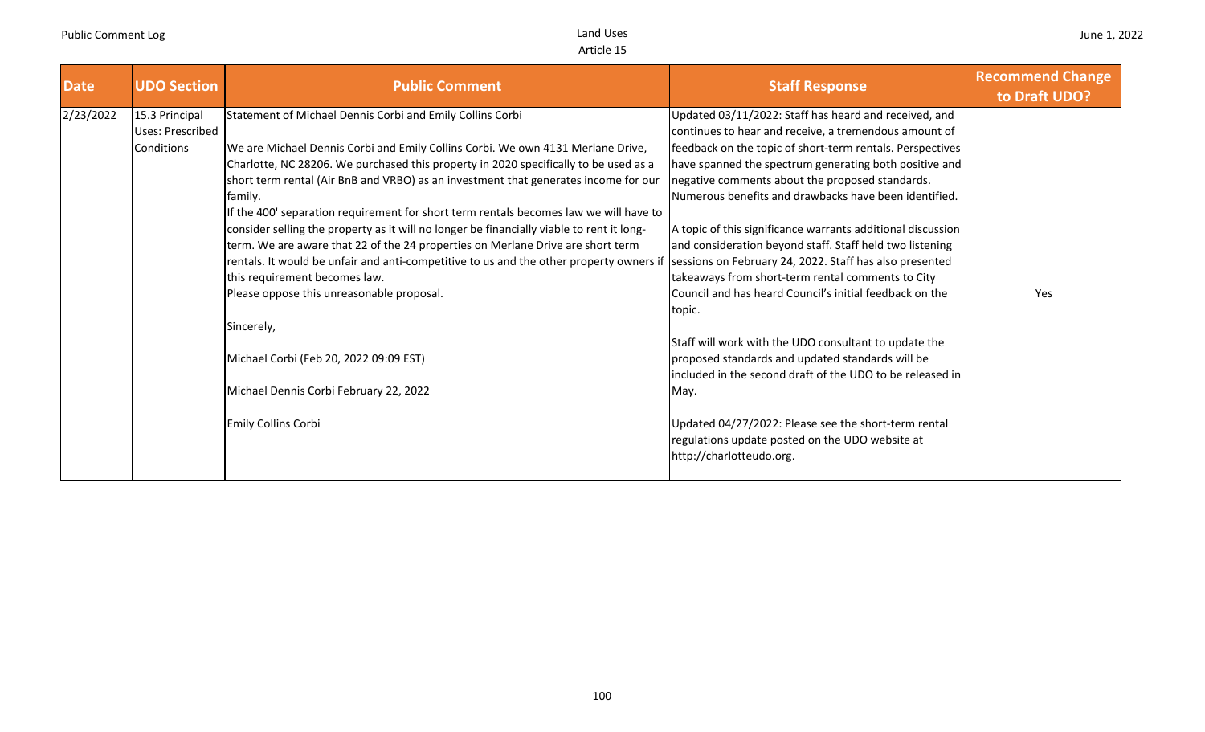| Date | UDO Section | Public Comment | Staff Response | Recommend Change to Draft UDO? |
|---|---|---|---|---|
| 2/23/2022 | 15.3 Principal Uses: Prescribed Conditions | Statement of Michael Dennis Corbi and Emily Collins Corbi<br><br>We are Michael Dennis Corbi and Emily Collins Corbi. We own 4131 Merlane Drive, Charlotte, NC 28206. We purchased this property in 2020 specifically to be used as a short term rental (Air BnB and VRBO) as an investment that generates income for our family.<br>If the 400' separation requirement for short term rentals becomes law we will have to consider selling the property as it will no longer be financially viable to rent it long-term. We are aware that 22 of the 24 properties on Merlane Drive are short term rentals. It would be unfair and anti-competitive to us and the other property owners if this requirement becomes law.<br>Please oppose this unreasonable proposal.<br><br>Sincerely,<br><br>Michael Corbi (Feb 20, 2022 09:09 EST)<br><br>Michael Dennis Corbi February 22, 2022<br><br>Emily Collins Corbi | Updated 03/11/2022: Staff has heard and received, and continues to hear and receive, a tremendous amount of feedback on the topic of short-term rentals. Perspectives have spanned the spectrum generating both positive and negative comments about the proposed standards. Numerous benefits and drawbacks have been identified.<br><br>A topic of this significance warrants additional discussion and consideration beyond staff. Staff held two listening sessions on February 24, 2022. Staff has also presented takeaways from short-term rental comments to City Council and has heard Council's initial feedback on the topic.<br><br>Staff will work with the UDO consultant to update the proposed standards and updated standards will be included in the second draft of the UDO to be released in May.<br><br>Updated 04/27/2022: Please see the short-term rental regulations update posted on the UDO website at http://charlotteudo.org. | Yes |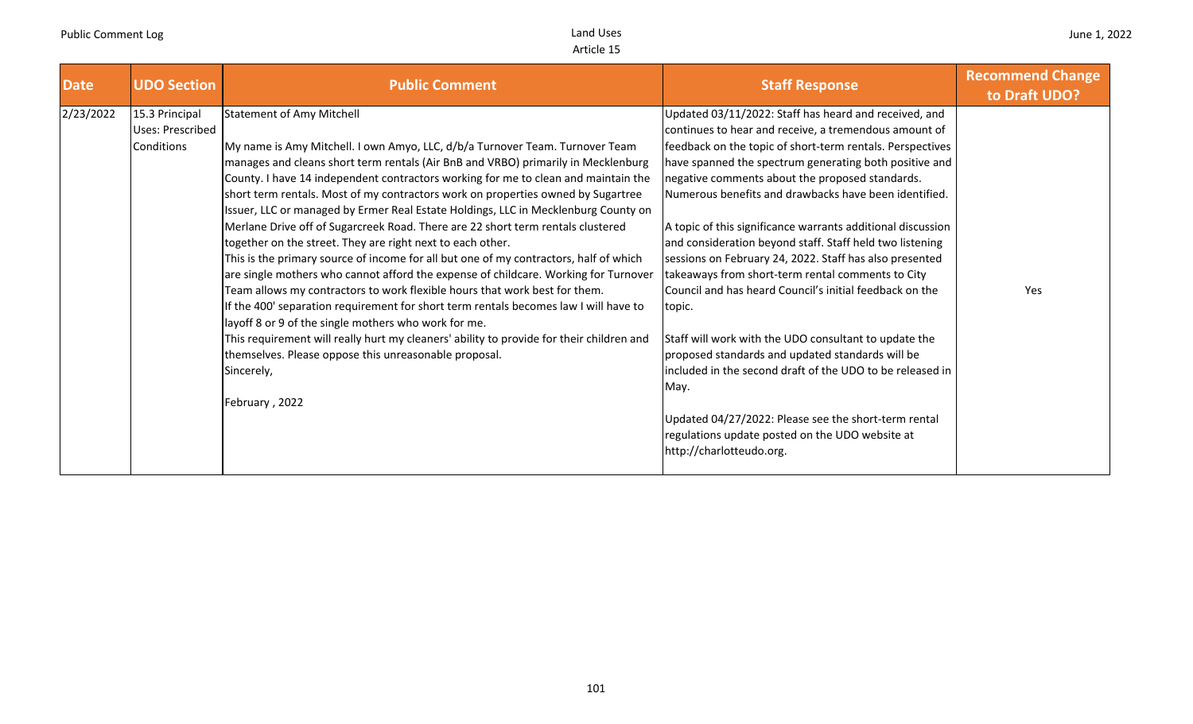| Date | UDO Section | Public Comment | Staff Response | Recommend Change to Draft UDO? |
|---|---|---|---|---|
| 2/23/2022 | 15.3 Principal Uses: Prescribed Conditions | Statement of Amy Mitchell<br><br>My name is Amy Mitchell. I own Amyo, LLC, d/b/a Turnover Team. Turnover Team manages and cleans short term rentals (Air BnB and VRBO) primarily in Mecklenburg County. I have 14 independent contractors working for me to clean and maintain the short term rentals. Most of my contractors work on properties owned by Sugartree Issuer, LLC or managed by Ermer Real Estate Holdings, LLC in Mecklenburg County on Merlane Drive off of Sugarcreek Road. There are 22 short term rentals clustered together on the street. They are right next to each other.<br>This is the primary source of income for all but one of my contractors, half of which are single mothers who cannot afford the expense of childcare. Working for Turnover Team allows my contractors to work flexible hours that work best for them.<br>If the 400' separation requirement for short term rentals becomes law I will have to layoff 8 or 9 of the single mothers who work for me.<br>This requirement will really hurt my cleaners' ability to provide for their children and themselves. Please oppose this unreasonable proposal.<br>Sincerely,<br><br>February , 2022 | Updated 03/11/2022: Staff has heard and received, and continues to hear and receive, a tremendous amount of feedback on the topic of short-term rentals. Perspectives have spanned the spectrum generating both positive and negative comments about the proposed standards. Numerous benefits and drawbacks have been identified.<br><br>A topic of this significance warrants additional discussion and consideration beyond staff. Staff held two listening sessions on February 24, 2022. Staff has also presented takeaways from short-term rental comments to City Council and has heard Council's initial feedback on the topic.<br><br>Staff will work with the UDO consultant to update the proposed standards and updated standards will be included in the second draft of the UDO to be released in May.<br><br>Updated 04/27/2022: Please see the short-term rental regulations update posted on the UDO website at http://charlotteudo.org. | Yes |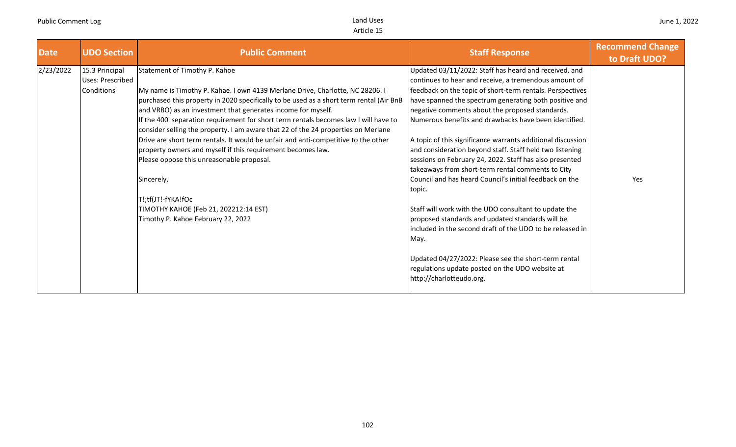| Date | UDO Section | Public Comment | Staff Response | Recommend Change to Draft UDO? |
|---|---|---|---|---|
| 2/23/2022 | 15.3 Principal Uses: Prescribed Conditions | Statement of Timothy P. Kahoe<br><br>My name is Timothy P. Kahae. I own 4139 Merlane Drive, Charlotte, NC 28206. I purchased this property in 2020 specifically to be used as a short term rental (Air BnB and VRBO) as an investment that generates income for myself.<br>If the 400' separation requirement for short term rentals becomes law I will have to consider selling the property. I am aware that 22 of the 24 properties on Merlane Drive are short term rentals. It would be unfair and anti-competitive to the other property owners and myself if this requirement becomes law.<br>Please oppose this unreasonable proposal.<br><br>Sincerely,<br><br>T!;tf(JT!-fYKA!fOc<br>TIMOTHY KAHOE (Feb 21, 202212:14 EST)<br>Timothy P. Kahoe February 22, 2022 | Updated 03/11/2022: Staff has heard and received, and continues to hear and receive, a tremendous amount of feedback on the topic of short-term rentals. Perspectives have spanned the spectrum generating both positive and negative comments about the proposed standards. Numerous benefits and drawbacks have been identified.<br><br>A topic of this significance warrants additional discussion and consideration beyond staff. Staff held two listening sessions on February 24, 2022. Staff has also presented takeaways from short-term rental comments to City Council and has heard Council's initial feedback on the topic.<br><br>Staff will work with the UDO consultant to update the proposed standards and updated standards will be included in the second draft of the UDO to be released in May.<br><br>Updated 04/27/2022: Please see the short-term rental regulations update posted on the UDO website at http://charlotteudo.org. | Yes |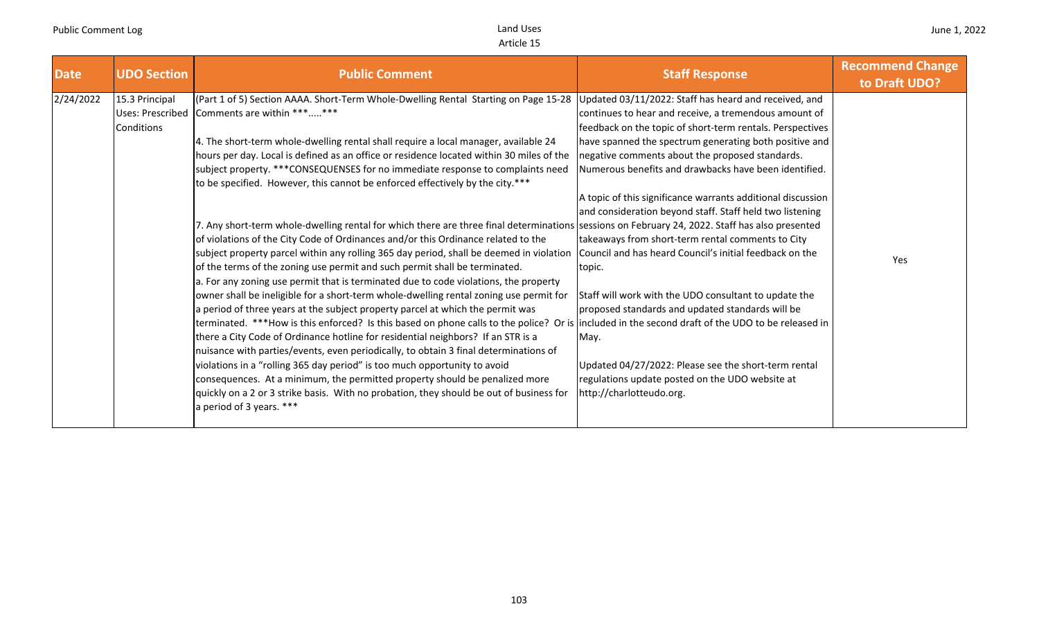| Date | UDO Section | Public Comment | Staff Response | Recommend Change to Draft UDO? |
|---|---|---|---|---|
| 2/24/2022 | 15.3 Principal Uses: Prescribed Conditions | (Part 1 of 5) Section AAAA. Short-Term Whole-Dwelling Rental Starting on Page 15-28 Comments are within ***.....***<br><br>4. The short-term whole-dwelling rental shall require a local manager, available 24 hours per day. Local is defined as an office or residence located within 30 miles of the subject property. ***CONSEQUENSES for no immediate response to complaints need to be specified. However, this cannot be enforced effectively by the city.***<br><br>7. Any short-term whole-dwelling rental for which there are three final determinations of violations of the City Code of Ordinances and/or this Ordinance related to the subject property parcel within any rolling 365 day period, shall be deemed in violation of the terms of the zoning use permit and such permit shall be terminated.<br>a. For any zoning use permit that is terminated due to code violations, the property owner shall be ineligible for a short-term whole-dwelling rental zoning use permit for a period of three years at the subject property parcel at which the permit was terminated. ***How is this enforced? Is this based on phone calls to the police? Or is there a City Code of Ordinance hotline for residential neighbors? If an STR is a nuisance with parties/events, even periodically, to obtain 3 final determinations of violations in a "rolling 365 day period" is too much opportunity to avoid consequences. At a minimum, the permitted property should be penalized more quickly on a 2 or 3 strike basis. With no probation, they should be out of business for a period of 3 years. *** | Updated 03/11/2022: Staff has heard and received, and continues to hear and receive, a tremendous amount of feedback on the topic of short-term rentals. Perspectives have spanned the spectrum generating both positive and negative comments about the proposed standards. Numerous benefits and drawbacks have been identified.<br><br>A topic of this significance warrants additional discussion and consideration beyond staff. Staff held two listening sessions on February 24, 2022. Staff has also presented takeaways from short-term rental comments to City Council and has heard Council's initial feedback on the topic.<br><br>Staff will work with the UDO consultant to update the proposed standards and updated standards will be included in the second draft of the UDO to be released in May.<br><br>Updated 04/27/2022: Please see the short-term rental regulations update posted on the UDO website at http://charlotteudo.org. | Yes |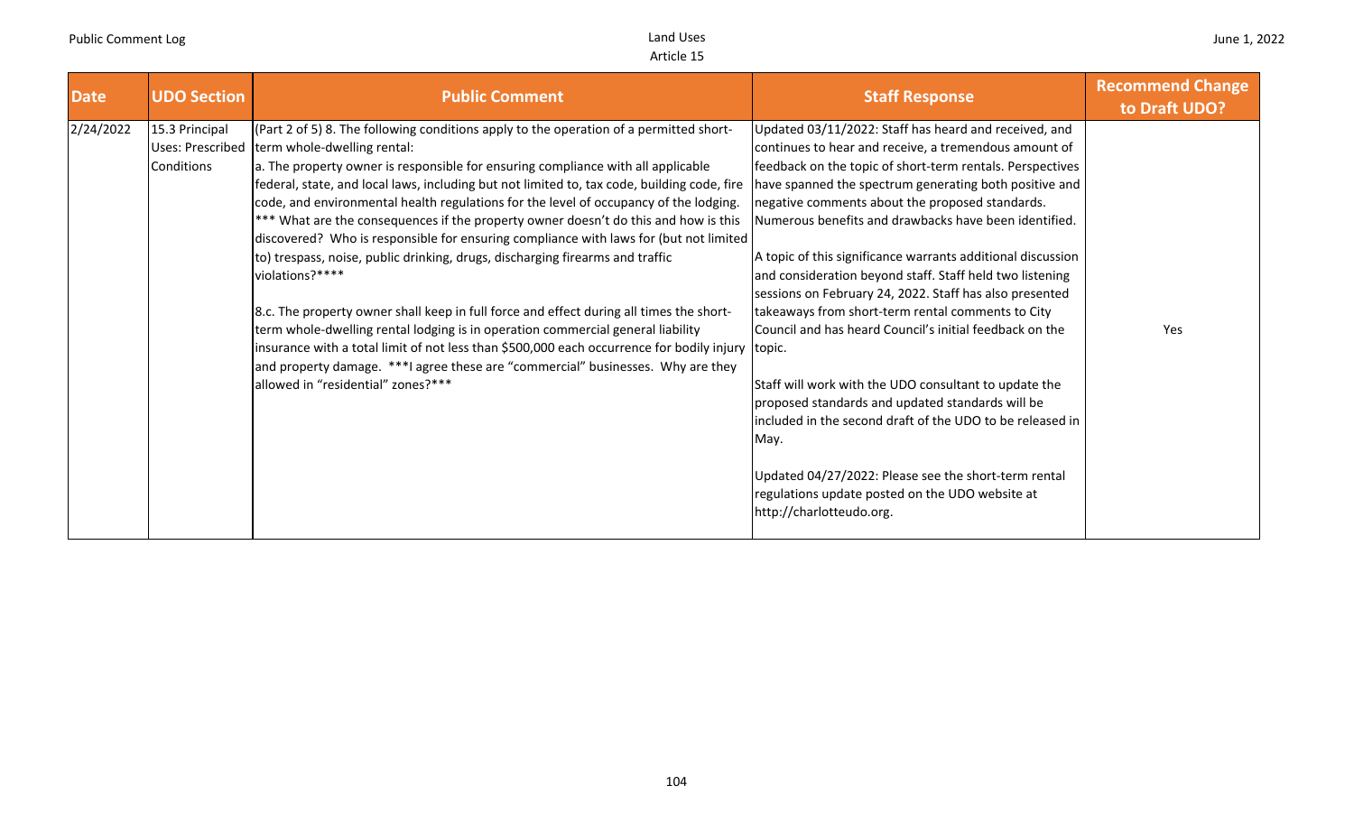| Date | UDO Section | Public Comment | Staff Response | Recommend Change to Draft UDO? |
|---|---|---|---|---|
| 2/24/2022 | 15.3 Principal Uses: Prescribed Conditions | (Part 2 of 5) 8. The following conditions apply to the operation of a permitted short-term whole-dwelling rental:<br>a. The property owner is responsible for ensuring compliance with all applicable federal, state, and local laws, including but not limited to, tax code, building code, fire code, and environmental health regulations for the level of occupancy of the lodging. *** What are the consequences if the property owner doesn't do this and how is this discovered? Who is responsible for ensuring compliance with laws for (but not limited to) trespass, noise, public drinking, drugs, discharging firearms and traffic violations?****<br><br>8.c. The property owner shall keep in full force and effect during all times the short-term whole-dwelling rental lodging is in operation commercial general liability insurance with a total limit of not less than $500,000 each occurrence for bodily injury and property damage. ***I agree these are "commercial" businesses. Why are they allowed in "residential" zones?*** | Updated 03/11/2022: Staff has heard and received, and continues to hear and receive, a tremendous amount of feedback on the topic of short-term rentals. Perspectives have spanned the spectrum generating both positive and negative comments about the proposed standards. Numerous benefits and drawbacks have been identified.<br><br>A topic of this significance warrants additional discussion and consideration beyond staff. Staff held two listening sessions on February 24, 2022. Staff has also presented takeaways from short-term rental comments to City Council and has heard Council's initial feedback on the topic.<br><br>Staff will work with the UDO consultant to update the proposed standards and updated standards will be included in the second draft of the UDO to be released in May.<br><br>Updated 04/27/2022: Please see the short-term rental regulations update posted on the UDO website at http://charlotteudo.org. | Yes |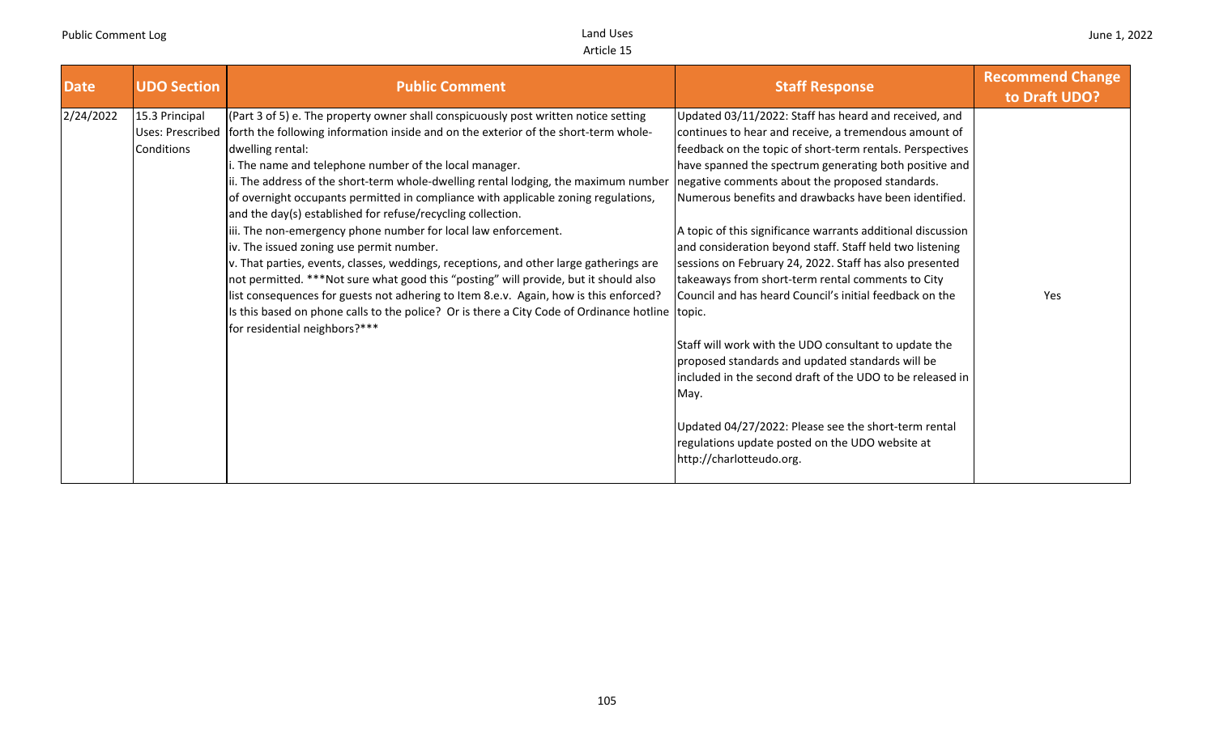| Date | UDO Section | Public Comment | Staff Response | Recommend Change to Draft UDO? |
|---|---|---|---|---|
| 2/24/2022 | 15.3 Principal Uses: Prescribed Conditions | (Part 3 of 5) e. The property owner shall conspicuously post written notice setting forth the following information inside and on the exterior of the short-term whole-dwelling rental:<br>i. The name and telephone number of the local manager.<br>ii. The address of the short-term whole-dwelling rental lodging, the maximum number of overnight occupants permitted in compliance with applicable zoning regulations, and the day(s) established for refuse/recycling collection.<br>iii. The non-emergency phone number for local law enforcement.<br>iv. The issued zoning use permit number.<br>v. That parties, events, classes, weddings, receptions, and other large gatherings are not permitted. ***Not sure what good this "posting" will provide, but it should also list consequences for guests not adhering to Item 8.e.v. Again, how is this enforced? Is this based on phone calls to the police? Or is there a City Code of Ordinance hotline for residential neighbors?*** | Updated 03/11/2022: Staff has heard and received, and continues to hear and receive, a tremendous amount of feedback on the topic of short-term rentals. Perspectives have spanned the spectrum generating both positive and negative comments about the proposed standards. Numerous benefits and drawbacks have been identified.<br><br>A topic of this significance warrants additional discussion and consideration beyond staff. Staff held two listening sessions on February 24, 2022. Staff has also presented takeaways from short-term rental comments to City Council and has heard Council's initial feedback on the topic.<br><br>Staff will work with the UDO consultant to update the proposed standards and updated standards will be included in the second draft of the UDO to be released in May.<br><br>Updated 04/27/2022: Please see the short-term rental regulations update posted on the UDO website at http://charlotteudo.org. | Yes |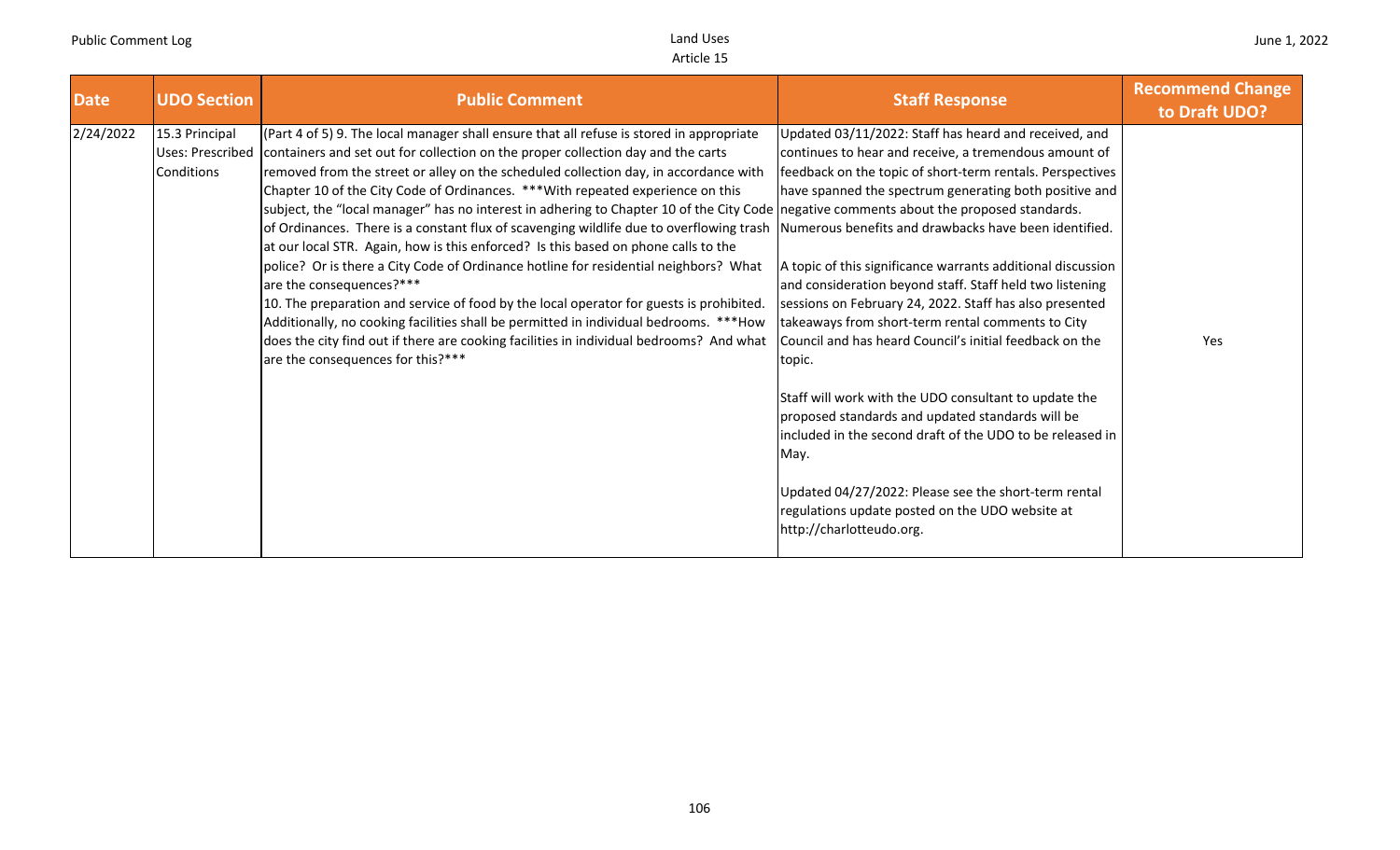| Date | UDO Section | Public Comment | Staff Response | Recommend Change to Draft UDO? |
|---|---|---|---|---|
| 2/24/2022 | 15.3 Principal Uses: Prescribed Conditions | (Part 4 of 5) 9. The local manager shall ensure that all refuse is stored in appropriate containers and set out for collection on the proper collection day and the carts removed from the street or alley on the scheduled collection day, in accordance with Chapter 10 of the City Code of Ordinances. ***With repeated experience on this subject, the "local manager" has no interest in adhering to Chapter 10 of the City Code of Ordinances. There is a constant flux of scavenging wildlife due to overflowing trash at our local STR. Again, how is this enforced? Is this based on phone calls to the police? Or is there a City Code of Ordinance hotline for residential neighbors? What are the consequences?***<br>10. The preparation and service of food by the local operator for guests is prohibited. Additionally, no cooking facilities shall be permitted in individual bedrooms. ***How does the city find out if there are cooking facilities in individual bedrooms? And what are the consequences for this?*** | Updated 03/11/2022: Staff has heard and received, and continues to hear and receive, a tremendous amount of feedback on the topic of short-term rentals. Perspectives have spanned the spectrum generating both positive and negative comments about the proposed standards. Numerous benefits and drawbacks have been identified.<br><br>A topic of this significance warrants additional discussion and consideration beyond staff. Staff held two listening sessions on February 24, 2022. Staff has also presented takeaways from short-term rental comments to City Council and has heard Council's initial feedback on the topic.<br><br>Staff will work with the UDO consultant to update the proposed standards and updated standards will be included in the second draft of the UDO to be released in May.<br><br>Updated 04/27/2022: Please see the short-term rental regulations update posted on the UDO website at http://charlotteudo.org. | Yes |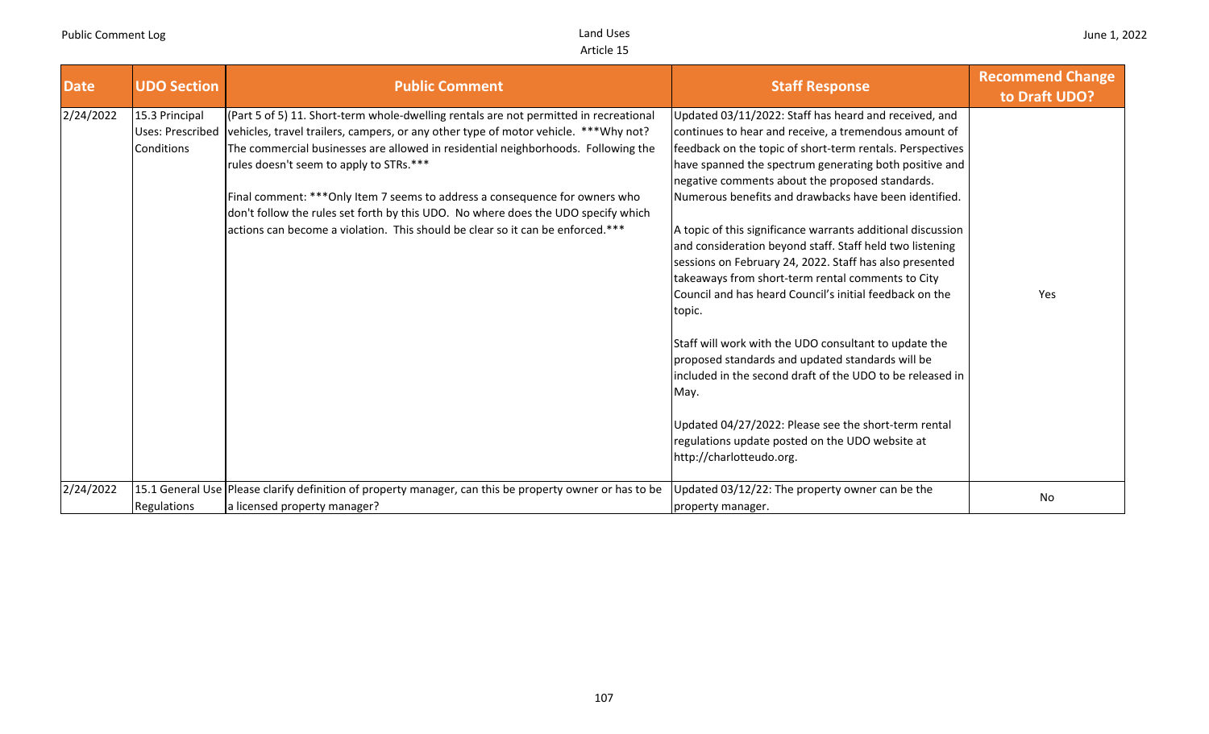| Date | UDO Section | Public Comment | Staff Response | Recommend Change to Draft UDO? |
|---|---|---|---|---|
| 2/24/2022 | 15.3 Principal Uses: Prescribed Conditions | (Part 5 of 5) 11. Short-term whole-dwelling rentals are not permitted in recreational vehicles, travel trailers, campers, or any other type of motor vehicle. ***Why not? The commercial businesses are allowed in residential neighborhoods. Following the rules doesn't seem to apply to STRs.***<br><br>Final comment: ***Only Item 7 seems to address a consequence for owners who don't follow the rules set forth by this UDO. No where does the UDO specify which actions can become a violation. This should be clear so it can be enforced.*** | Updated 03/11/2022: Staff has heard and received, and continues to hear and receive, a tremendous amount of feedback on the topic of short-term rentals. Perspectives have spanned the spectrum generating both positive and negative comments about the proposed standards. Numerous benefits and drawbacks have been identified.<br><br>A topic of this significance warrants additional discussion and consideration beyond staff. Staff held two listening sessions on February 24, 2022. Staff has also presented takeaways from short-term rental comments to City Council and has heard Council's initial feedback on the topic.<br><br>Staff will work with the UDO consultant to update the proposed standards and updated standards will be included in the second draft of the UDO to be released in May.<br><br>Updated 04/27/2022: Please see the short-term rental regulations update posted on the UDO website at http://charlotteudo.org. | Yes |
| 2/24/2022 | 15.1 General Use Regulations | Please clarify definition of property manager, can this be property owner or has to be a licensed property manager? | Updated 03/12/22: The property owner can be the property manager. | No |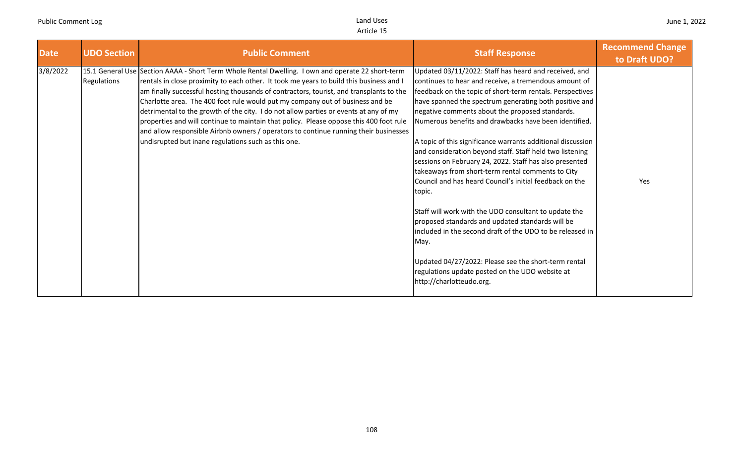| Date | UDO Section | Public Comment | Staff Response | Recommend Change to Draft UDO? |
|---|---|---|---|---|
| 3/8/2022 | 15.1 General Use Regulations | Section AAAA - Short Term Whole Rental Dwelling. I own and operate 22 short-term rentals in close proximity to each other. It took me years to build this business and I am finally successful hosting thousands of contractors, tourist, and transplants to the Charlotte area. The 400 foot rule would put my company out of business and be detrimental to the growth of the city. I do not allow parties or events at any of my properties and will continue to maintain that policy. Please oppose this 400 foot rule and allow responsible Airbnb owners / operators to continue running their businesses undisrupted but inane regulations such as this one. | Updated 03/11/2022: Staff has heard and received, and continues to hear and receive, a tremendous amount of feedback on the topic of short-term rentals. Perspectives have spanned the spectrum generating both positive and negative comments about the proposed standards. Numerous benefits and drawbacks have been identified.<br><br>A topic of this significance warrants additional discussion and consideration beyond staff. Staff held two listening sessions on February 24, 2022. Staff has also presented takeaways from short-term rental comments to City Council and has heard Council's initial feedback on the topic.<br><br>Staff will work with the UDO consultant to update the proposed standards and updated standards will be included in the second draft of the UDO to be released in May.<br><br>Updated 04/27/2022: Please see the short-term rental regulations update posted on the UDO website at http://charlotteudo.org. | Yes |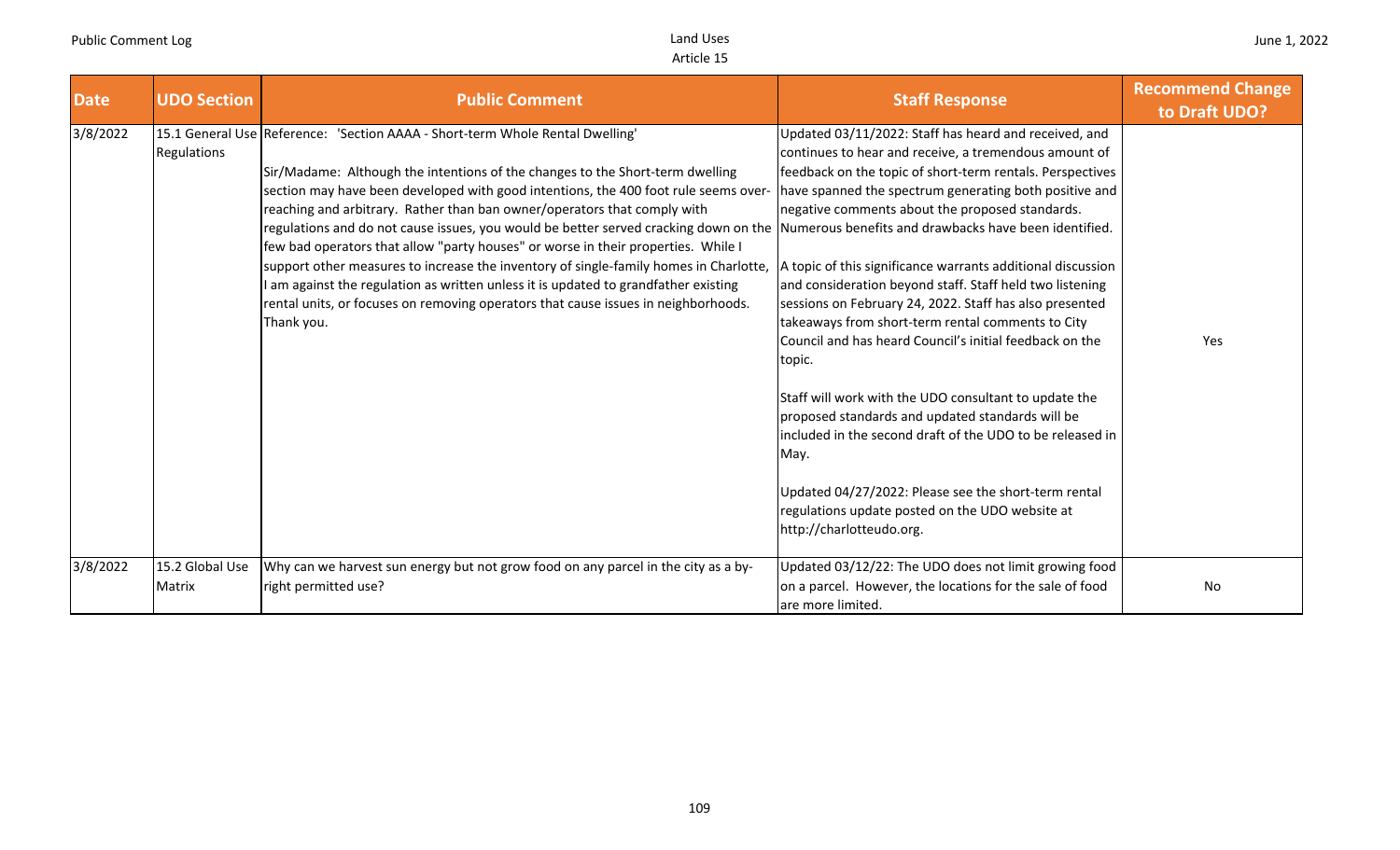| Date | UDO Section | Public Comment | Staff Response | Recommend Change to Draft UDO? |
|---|---|---|---|---|
| 3/8/2022 | 15.1 General Use Regulations | Reference: 'Section AAAA - Short-term Whole Rental Dwelling'<br><br>Sir/Madame: Although the intentions of the changes to the Short-term dwelling section may have been developed with good intentions, the 400 foot rule seems over-reaching and arbitrary. Rather than ban owner/operators that comply with regulations and do not cause issues, you would be better served cracking down on the few bad operators that allow "party houses" or worse in their properties. While I support other measures to increase the inventory of single-family homes in Charlotte, I am against the regulation as written unless it is updated to grandfather existing rental units, or focuses on removing operators that cause issues in neighborhoods. Thank you. | Updated 03/11/2022: Staff has heard and received, and continues to hear and receive, a tremendous amount of feedback on the topic of short-term rentals. Perspectives have spanned the spectrum generating both positive and negative comments about the proposed standards. Numerous benefits and drawbacks have been identified.<br><br>A topic of this significance warrants additional discussion and consideration beyond staff. Staff held two listening sessions on February 24, 2022. Staff has also presented takeaways from short-term rental comments to City Council and has heard Council's initial feedback on the topic.<br><br>Staff will work with the UDO consultant to update the proposed standards and updated standards will be included in the second draft of the UDO to be released in May.<br><br>Updated 04/27/2022: Please see the short-term rental regulations update posted on the UDO website at http://charlotteudo.org. | Yes |
| 3/8/2022 | 15.2 Global Use Matrix | Why can we harvest sun energy but not grow food on any parcel in the city as a by-right permitted use? | Updated 03/12/22: The UDO does not limit growing food on a parcel. However, the locations for the sale of food are more limited. | No |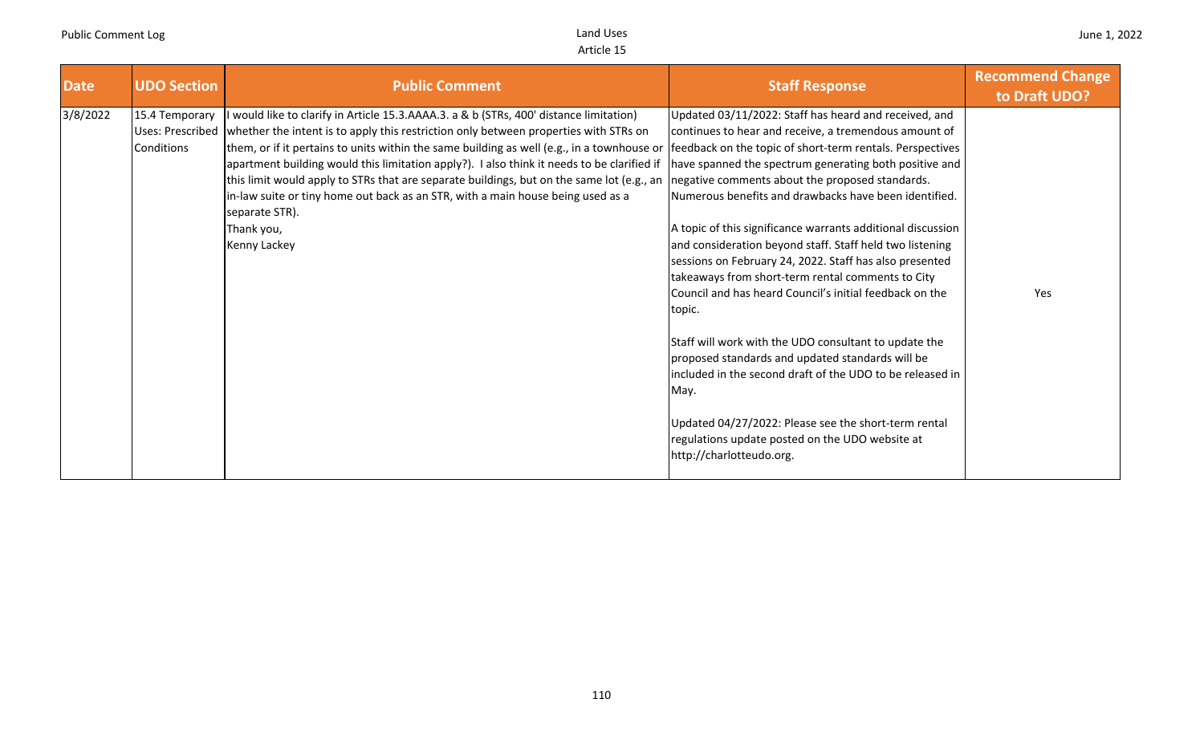| Date | UDO Section | Public Comment | Staff Response | Recommend Change to Draft UDO? |
|---|---|---|---|---|
| 3/8/2022 | 15.4 Temporary Uses: Prescribed Conditions | I would like to clarify in Article 15.3.AAAA.3. a & b (STRs, 400' distance limitation) whether the intent is to apply this restriction only between properties with STRs on them, or if it pertains to units within the same building as well (e.g., in a townhouse or apartment building would this limitation apply?). I also think it needs to be clarified if this limit would apply to STRs that are separate buildings, but on the same lot (e.g., an in-law suite or tiny home out back as an STR, with a main house being used as a separate STR).<br>Thank you,<br>Kenny Lackey | Updated 03/11/2022: Staff has heard and received, and continues to hear and receive, a tremendous amount of feedback on the topic of short-term rentals. Perspectives have spanned the spectrum generating both positive and negative comments about the proposed standards. Numerous benefits and drawbacks have been identified.<br><br>A topic of this significance warrants additional discussion and consideration beyond staff. Staff held two listening sessions on February 24, 2022. Staff has also presented takeaways from short-term rental comments to City Council and has heard Council's initial feedback on the topic.<br><br>Staff will work with the UDO consultant to update the proposed standards and updated standards will be included in the second draft of the UDO to be released in May.<br><br>Updated 04/27/2022: Please see the short-term rental regulations update posted on the UDO website at http://charlotteudo.org. | Yes |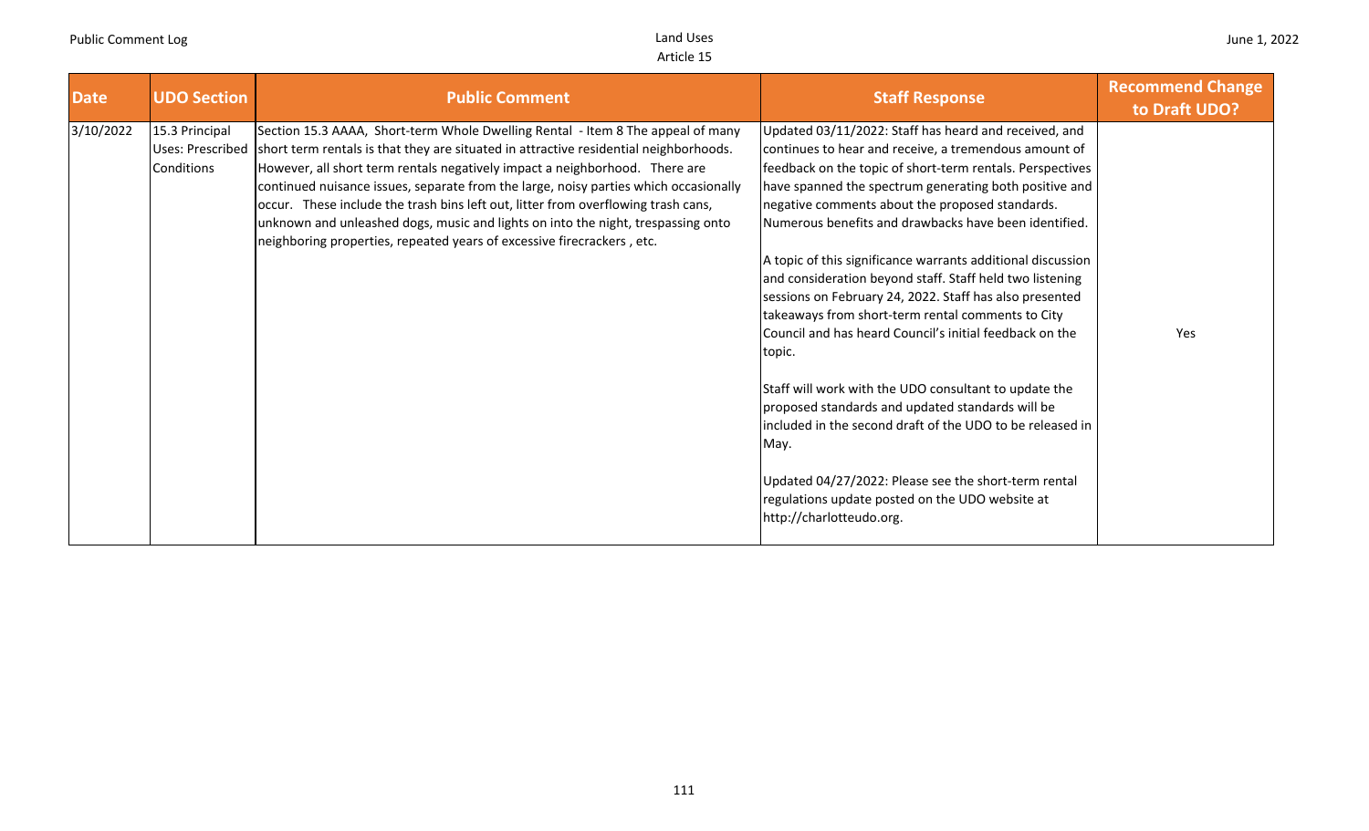| Date | UDO Section | Public Comment | Staff Response | Recommend Change to Draft UDO? |
|---|---|---|---|---|
| 3/10/2022 | 15.3 Principal Uses: Prescribed Conditions | Section 15.3 AAAA, Short-term Whole Dwelling Rental - Item 8 The appeal of many short term rentals is that they are situated in attractive residential neighborhoods. However, all short term rentals negatively impact a neighborhood. There are continued nuisance issues, separate from the large, noisy parties which occasionally occur. These include the trash bins left out, litter from overflowing trash cans, unknown and unleashed dogs, music and lights on into the night, trespassing onto neighboring properties, repeated years of excessive firecrackers , etc. | Updated 03/11/2022: Staff has heard and received, and continues to hear and receive, a tremendous amount of feedback on the topic of short-term rentals. Perspectives have spanned the spectrum generating both positive and negative comments about the proposed standards. Numerous benefits and drawbacks have been identified.<br><br>A topic of this significance warrants additional discussion and consideration beyond staff. Staff held two listening sessions on February 24, 2022. Staff has also presented takeaways from short-term rental comments to City Council and has heard Council's initial feedback on the topic.<br><br>Staff will work with the UDO consultant to update the proposed standards and updated standards will be included in the second draft of the UDO to be released in May.<br><br>Updated 04/27/2022: Please see the short-term rental regulations update posted on the UDO website at http://charlotteudo.org. | Yes |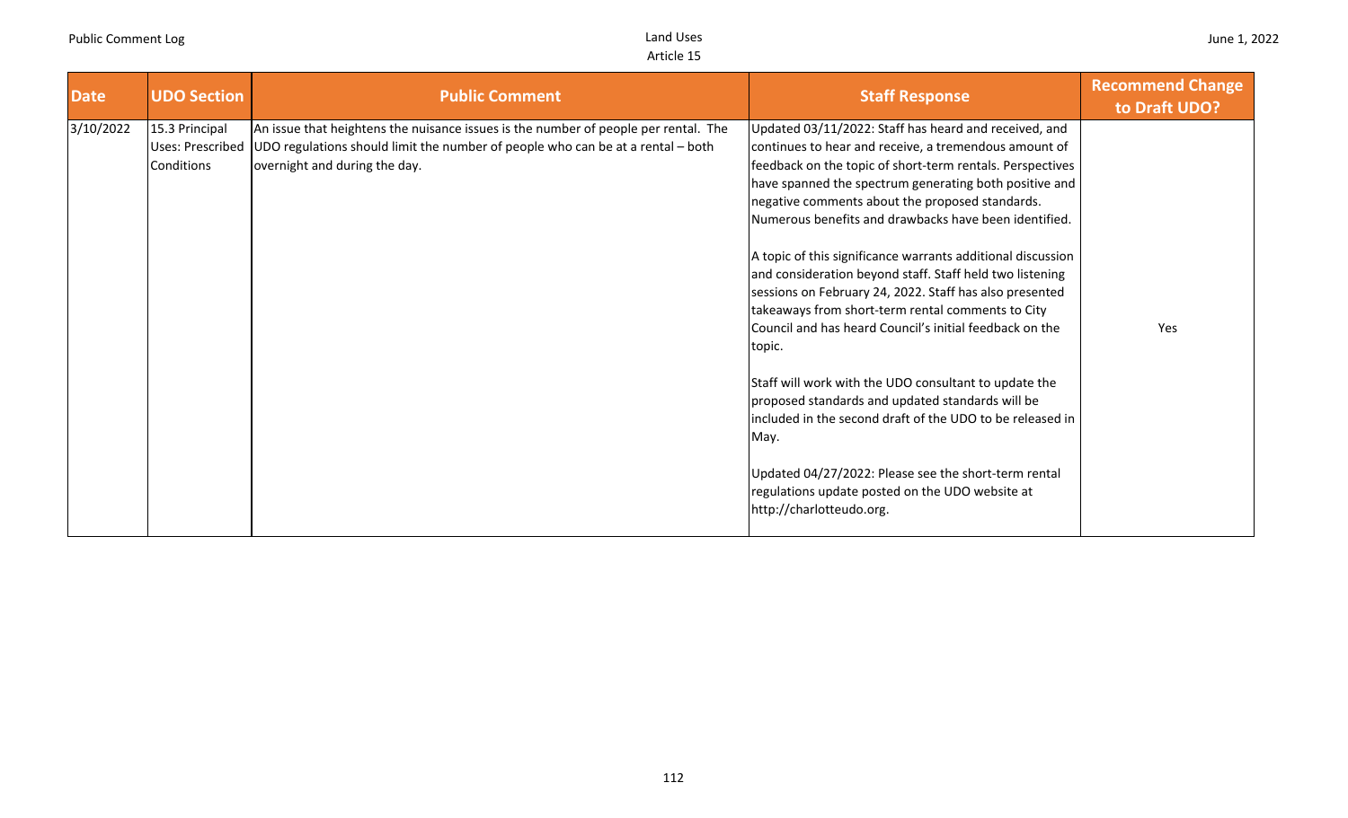| Date | UDO Section | Public Comment | Staff Response | Recommend Change to Draft UDO? |
| --- | --- | --- | --- | --- |
| 3/10/2022 | 15.3 Principal Uses: Prescribed Conditions | An issue that heightens the nuisance issues is the number of people per rental. The UDO regulations should limit the number of people who can be at a rental – both overnight and during the day. | Updated 03/11/2022: Staff has heard and received, and continues to hear and receive, a tremendous amount of feedback on the topic of short-term rentals. Perspectives have spanned the spectrum generating both positive and negative comments about the proposed standards. Numerous benefits and drawbacks have been identified.<br><br>A topic of this significance warrants additional discussion and consideration beyond staff. Staff held two listening sessions on February 24, 2022. Staff has also presented takeaways from short-term rental comments to City Council and has heard Council's initial feedback on the topic.<br><br>Staff will work with the UDO consultant to update the proposed standards and updated standards will be included in the second draft of the UDO to be released in May.<br><br>Updated 04/27/2022: Please see the short-term rental regulations update posted on the UDO website at http://charlotteudo.org. | Yes |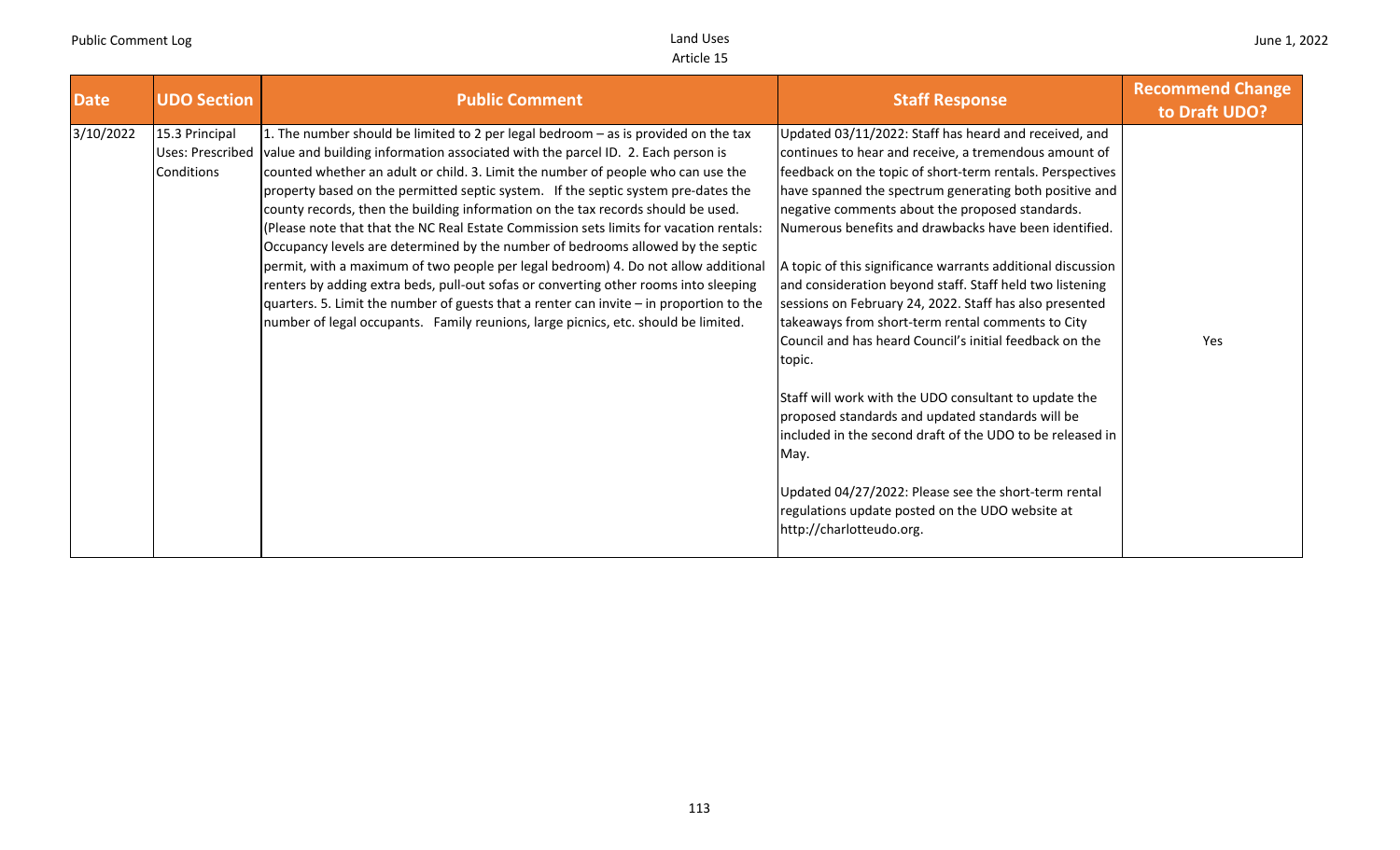| Date | UDO Section | Public Comment | Staff Response | Recommend Change to Draft UDO? |
|---|---|---|---|---|
| 3/10/2022 | 15.3 Principal Uses: Prescribed Conditions | 1. The number should be limited to 2 per legal bedroom – as is provided on the tax value and building information associated with the parcel ID. 2. Each person is counted whether an adult or child. 3. Limit the number of people who can use the property based on the permitted septic system. If the septic system pre-dates the county records, then the building information on the tax records should be used. (Please note that that the NC Real Estate Commission sets limits for vacation rentals: Occupancy levels are determined by the number of bedrooms allowed by the septic permit, with a maximum of two people per legal bedroom) 4. Do not allow additional renters by adding extra beds, pull-out sofas or converting other rooms into sleeping quarters. 5. Limit the number of guests that a renter can invite – in proportion to the number of legal occupants. Family reunions, large picnics, etc. should be limited. | Updated 03/11/2022: Staff has heard and received, and continues to hear and receive, a tremendous amount of feedback on the topic of short-term rentals. Perspectives have spanned the spectrum generating both positive and negative comments about the proposed standards. Numerous benefits and drawbacks have been identified.<br><br>A topic of this significance warrants additional discussion and consideration beyond staff. Staff held two listening sessions on February 24, 2022. Staff has also presented takeaways from short-term rental comments to City Council and has heard Council's initial feedback on the topic.<br><br>Staff will work with the UDO consultant to update the proposed standards and updated standards will be included in the second draft of the UDO to be released in May.<br><br>Updated 04/27/2022: Please see the short-term rental regulations update posted on the UDO website at http://charlotteudo.org. | Yes |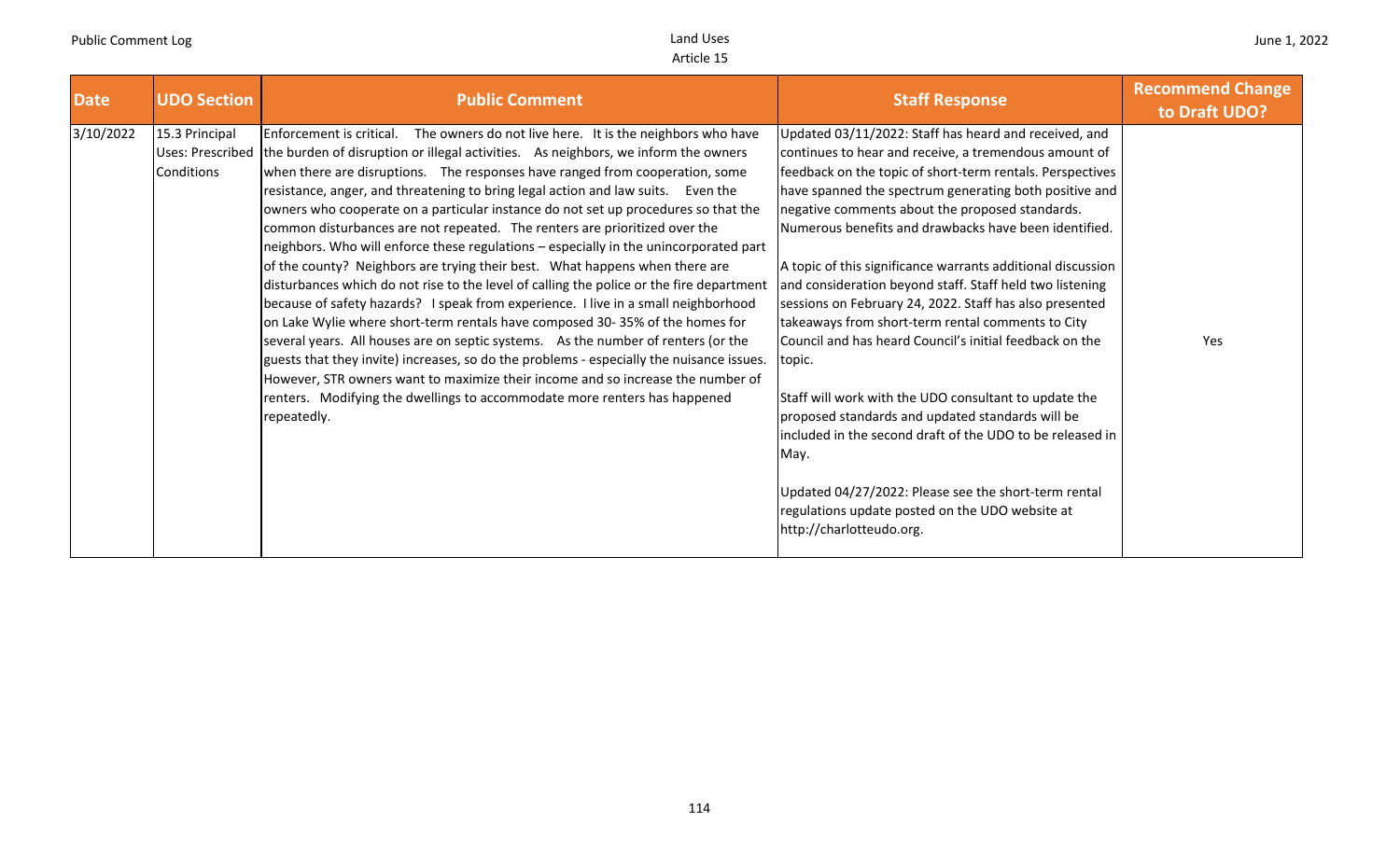| Date | UDO Section | Public Comment | Staff Response | Recommend Change to Draft UDO? |
|---|---|---|---|---|
| 3/10/2022 | 15.3 Principal Uses: Prescribed Conditions | Enforcement is critical. The owners do not live here. It is the neighbors who have the burden of disruption or illegal activities. As neighbors, we inform the owners when there are disruptions. The responses have ranged from cooperation, some resistance, anger, and threatening to bring legal action and law suits. Even the owners who cooperate on a particular instance do not set up procedures so that the common disturbances are not repeated. The renters are prioritized over the neighbors. Who will enforce these regulations – especially in the unincorporated part of the county? Neighbors are trying their best. What happens when there are disturbances which do not rise to the level of calling the police or the fire department because of safety hazards? I speak from experience. I live in a small neighborhood on Lake Wylie where short-term rentals have composed 30- 35% of the homes for several years. All houses are on septic systems. As the number of renters (or the guests that they invite) increases, so do the problems - especially the nuisance issues. However, STR owners want to maximize their income and so increase the number of renters. Modifying the dwellings to accommodate more renters has happened repeatedly. | Updated 03/11/2022: Staff has heard and received, and continues to hear and receive, a tremendous amount of feedback on the topic of short-term rentals. Perspectives have spanned the spectrum generating both positive and negative comments about the proposed standards. Numerous benefits and drawbacks have been identified.<br><br>A topic of this significance warrants additional discussion and consideration beyond staff. Staff held two listening sessions on February 24, 2022. Staff has also presented takeaways from short-term rental comments to City Council and has heard Council's initial feedback on the topic.<br><br>Staff will work with the UDO consultant to update the proposed standards and updated standards will be included in the second draft of the UDO to be released in May.<br><br>Updated 04/27/2022: Please see the short-term rental regulations update posted on the UDO website at http://charlotteudo.org. | Yes |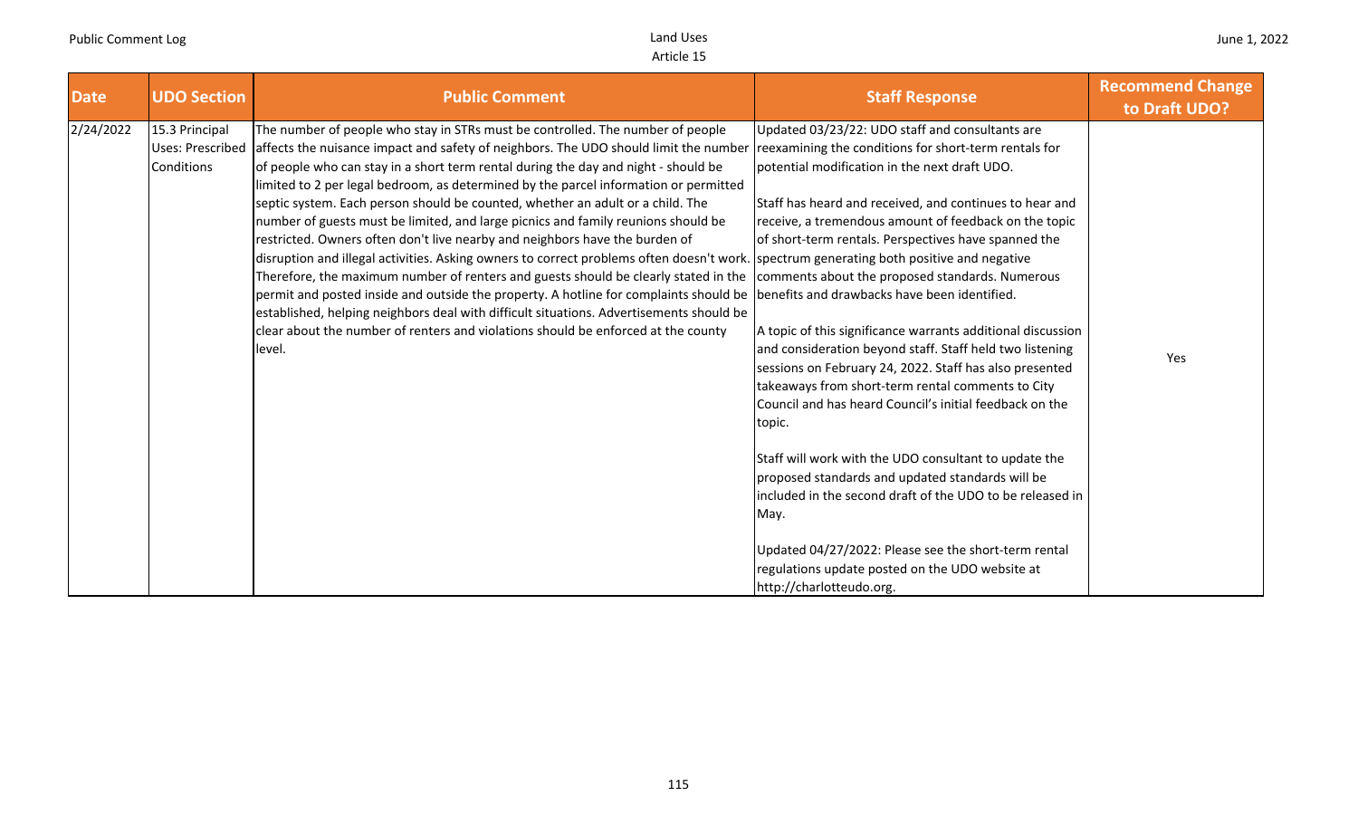| Date | UDO Section | Public Comment | Staff Response | Recommend Change to Draft UDO? |
|---|---|---|---|---|
| 2/24/2022 | 15.3 Principal Uses: Prescribed Conditions | The number of people who stay in STRs must be controlled. The number of people affects the nuisance impact and safety of neighbors. The UDO should limit the number of people who can stay in a short term rental during the day and night - should be limited to 2 per legal bedroom, as determined by the parcel information or permitted septic system. Each person should be counted, whether an adult or a child. The number of guests must be limited, and large picnics and family reunions should be restricted. Owners often don't live nearby and neighbors have the burden of disruption and illegal activities. Asking owners to correct problems often doesn't work. Therefore, the maximum number of renters and guests should be clearly stated in the permit and posted inside and outside the property. A hotline for complaints should be established, helping neighbors deal with difficult situations. Advertisements should be clear about the number of renters and violations should be enforced at the county level. | Updated 03/23/22: UDO staff and consultants are reexamining the conditions for short-term rentals for potential modification in the next draft UDO.<br><br>Staff has heard and received, and continues to hear and receive, a tremendous amount of feedback on the topic of short-term rentals. Perspectives have spanned the spectrum generating both positive and negative comments about the proposed standards. Numerous benefits and drawbacks have been identified.<br><br>A topic of this significance warrants additional discussion and consideration beyond staff. Staff held two listening sessions on February 24, 2022. Staff has also presented takeaways from short-term rental comments to City Council and has heard Council's initial feedback on the topic.<br><br>Staff will work with the UDO consultant to update the proposed standards and updated standards will be included in the second draft of the UDO to be released in May.<br><br>Updated 04/27/2022: Please see the short-term rental regulations update posted on the UDO website at http://charlotteudo.org. | Yes |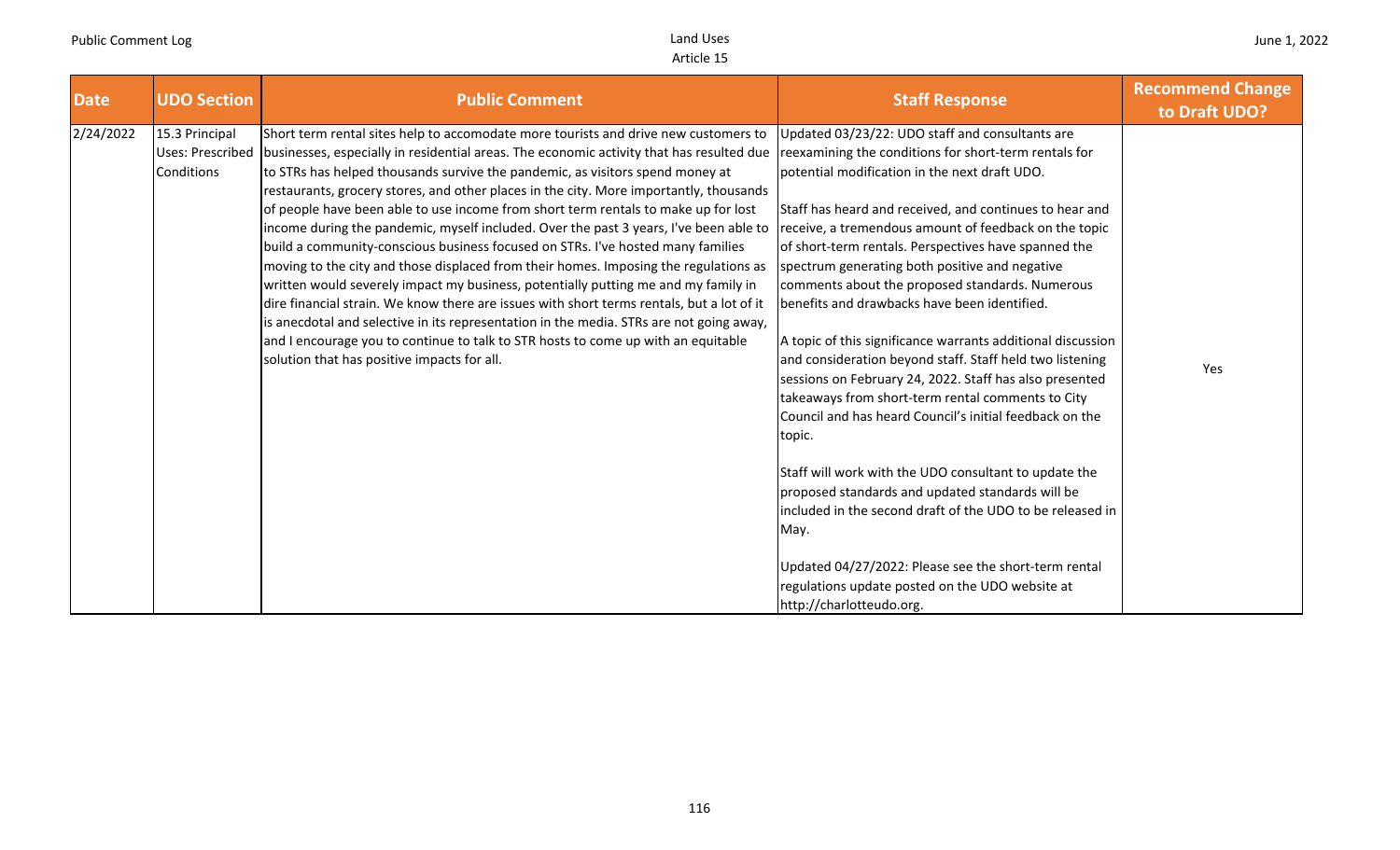| Date | UDO Section | Public Comment | Staff Response | Recommend Change to Draft UDO? |
|---|---|---|---|---|
| 2/24/2022 | 15.3 Principal Uses: Prescribed Conditions | Short term rental sites help to accomodate more tourists and drive new customers to businesses, especially in residential areas. The economic activity that has resulted due to STRs has helped thousands survive the pandemic, as visitors spend money at restaurants, grocery stores, and other places in the city. More importantly, thousands of people have been able to use income from short term rentals to make up for lost income during the pandemic, myself included. Over the past 3 years, I've been able to build a community-conscious business focused on STRs. I've hosted many families moving to the city and those displaced from their homes. Imposing the regulations as written would severely impact my business, potentially putting me and my family in dire financial strain. We know there are issues with short terms rentals, but a lot of it is anecdotal and selective in its representation in the media. STRs are not going away, and I encourage you to continue to talk to STR hosts to come up with an equitable solution that has positive impacts for all. | Updated 03/23/22: UDO staff and consultants are reexamining the conditions for short-term rentals for potential modification in the next draft UDO.<br><br>Staff has heard and received, and continues to hear and receive, a tremendous amount of feedback on the topic of short-term rentals. Perspectives have spanned the spectrum generating both positive and negative comments about the proposed standards. Numerous benefits and drawbacks have been identified.<br><br>A topic of this significance warrants additional discussion and consideration beyond staff. Staff held two listening sessions on February 24, 2022. Staff has also presented takeaways from short-term rental comments to City Council and has heard Council's initial feedback on the topic.<br><br>Staff will work with the UDO consultant to update the proposed standards and updated standards will be included in the second draft of the UDO to be released in May.<br><br>Updated 04/27/2022: Please see the short-term rental regulations update posted on the UDO website at http://charlotteudo.org. | Yes |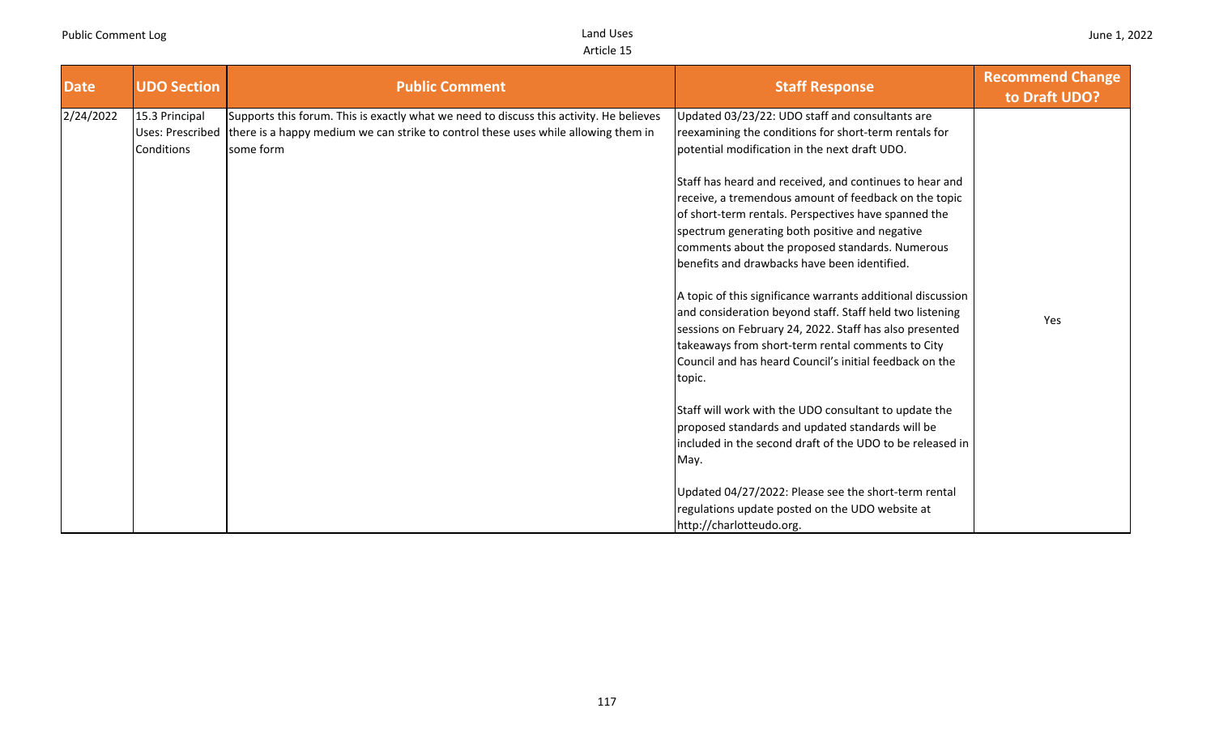| Date | UDO Section | Public Comment | Staff Response | Recommend Change to Draft UDO? |
| --- | --- | --- | --- | --- |
| 2/24/2022 | 15.3 Principal Uses: Prescribed Conditions | Supports this forum. This is exactly what we need to discuss this activity. He believes there is a happy medium we can strike to control these uses while allowing them in some form | Updated 03/23/22: UDO staff and consultants are reexamining the conditions for short-term rentals for potential modification in the next draft UDO.<br><br>Staff has heard and received, and continues to hear and receive, a tremendous amount of feedback on the topic of short-term rentals. Perspectives have spanned the spectrum generating both positive and negative comments about the proposed standards. Numerous benefits and drawbacks have been identified.<br><br>A topic of this significance warrants additional discussion and consideration beyond staff. Staff held two listening sessions on February 24, 2022. Staff has also presented takeaways from short-term rental comments to City Council and has heard Council's initial feedback on the topic.<br><br>Staff will work with the UDO consultant to update the proposed standards and updated standards will be included in the second draft of the UDO to be released in May.<br><br>Updated 04/27/2022: Please see the short-term rental regulations update posted on the UDO website at http://charlotteudo.org. | Yes |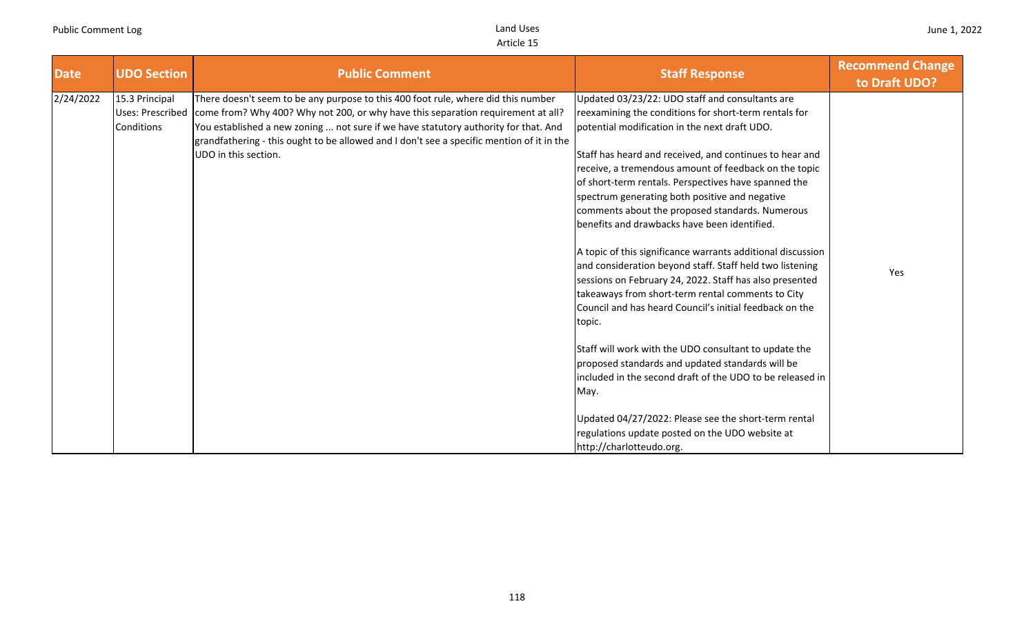| Date | UDO Section | Public Comment | Staff Response | Recommend Change to Draft UDO? |
|---|---|---|---|---|
| 2/24/2022 | 15.3 Principal Uses: Prescribed Conditions | There doesn't seem to be any purpose to this 400 foot rule, where did this number come from? Why 400? Why not 200, or why have this separation requirement at all? You established a new zoning ... not sure if we have statutory authority for that. And grandfathering - this ought to be allowed and I don't see a specific mention of it in the UDO in this section. | Updated 03/23/22: UDO staff and consultants are reexamining the conditions for short-term rentals for potential modification in the next draft UDO.<br><br>Staff has heard and received, and continues to hear and receive, a tremendous amount of feedback on the topic of short-term rentals. Perspectives have spanned the spectrum generating both positive and negative comments about the proposed standards. Numerous benefits and drawbacks have been identified.<br><br>A topic of this significance warrants additional discussion and consideration beyond staff. Staff held two listening sessions on February 24, 2022. Staff has also presented takeaways from short-term rental comments to City Council and has heard Council's initial feedback on the topic.<br><br>Staff will work with the UDO consultant to update the proposed standards and updated standards will be included in the second draft of the UDO to be released in May.<br><br>Updated 04/27/2022: Please see the short-term rental regulations update posted on the UDO website at http://charlotteudo.org. | Yes |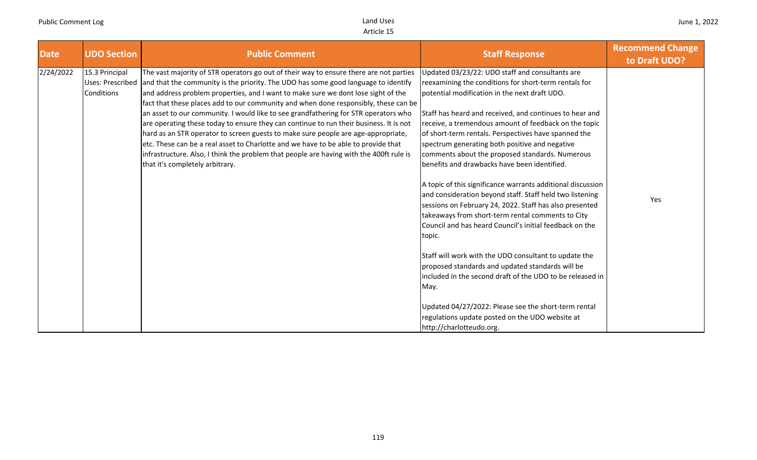| Date | UDO Section | Public Comment | Staff Response | Recommend Change to Draft UDO? |
|---|---|---|---|---|
| 2/24/2022 | 15.3 Principal Uses: Prescribed Conditions | The vast majority of STR operators go out of their way to ensure there are not parties and that the community is the priority. The UDO has some good language to identify and address problem properties, and I want to make sure we dont lose sight of the fact that these places add to our community and when done responsibly, these can be an asset to our community. I would like to see grandfathering for STR operators who are operating these today to ensure they can continue to run their business. It is not hard as an STR operator to screen guests to make sure people are age-appropriate, etc. These can be a real asset to Charlotte and we have to be able to provide that infrastructure. Also, I think the problem that people are having with the 400ft rule is that it's completely arbitrary. | Updated 03/23/22: UDO staff and consultants are reexamining the conditions for short-term rentals for potential modification in the next draft UDO.<br><br>Staff has heard and received, and continues to hear and receive, a tremendous amount of feedback on the topic of short-term rentals. Perspectives have spanned the spectrum generating both positive and negative comments about the proposed standards. Numerous benefits and drawbacks have been identified.<br><br>A topic of this significance warrants additional discussion and consideration beyond staff. Staff held two listening sessions on February 24, 2022. Staff has also presented takeaways from short-term rental comments to City Council and has heard Council's initial feedback on the topic.<br><br>Staff will work with the UDO consultant to update the proposed standards and updated standards will be included in the second draft of the UDO to be released in May.<br><br>Updated 04/27/2022: Please see the short-term rental regulations update posted on the UDO website at http://charlotteudo.org. | Yes |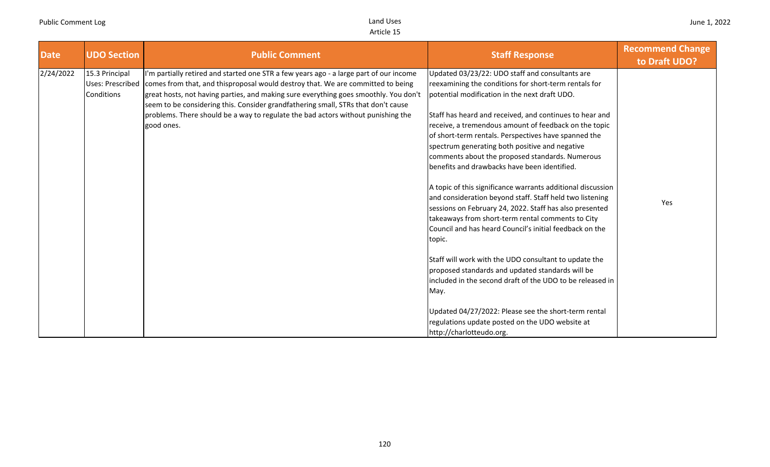| Date | UDO Section | Public Comment | Staff Response | Recommend Change to Draft UDO? |
|---|---|---|---|---|
| 2/24/2022 | 15.3 Principal Uses: Prescribed Conditions | I'm partially retired and started one STR a few years ago - a large part of our income comes from that, and thisproposal would destroy that. We are committed to being great hosts, not having parties, and making sure everything goes smoothly. You don't seem to be considering this. Consider grandfathering small, STRs that don't cause problems. There should be a way to regulate the bad actors without punishing the good ones. | Updated 03/23/22: UDO staff and consultants are reexamining the conditions for short-term rentals for potential modification in the next draft UDO.<br><br>Staff has heard and received, and continues to hear and receive, a tremendous amount of feedback on the topic of short-term rentals. Perspectives have spanned the spectrum generating both positive and negative comments about the proposed standards. Numerous benefits and drawbacks have been identified.<br><br>A topic of this significance warrants additional discussion and consideration beyond staff. Staff held two listening sessions on February 24, 2022. Staff has also presented takeaways from short-term rental comments to City Council and has heard Council's initial feedback on the topic.<br><br>Staff will work with the UDO consultant to update the proposed standards and updated standards will be included in the second draft of the UDO to be released in May.<br><br>Updated 04/27/2022: Please see the short-term rental regulations update posted on the UDO website at http://charlotteudo.org. | Yes |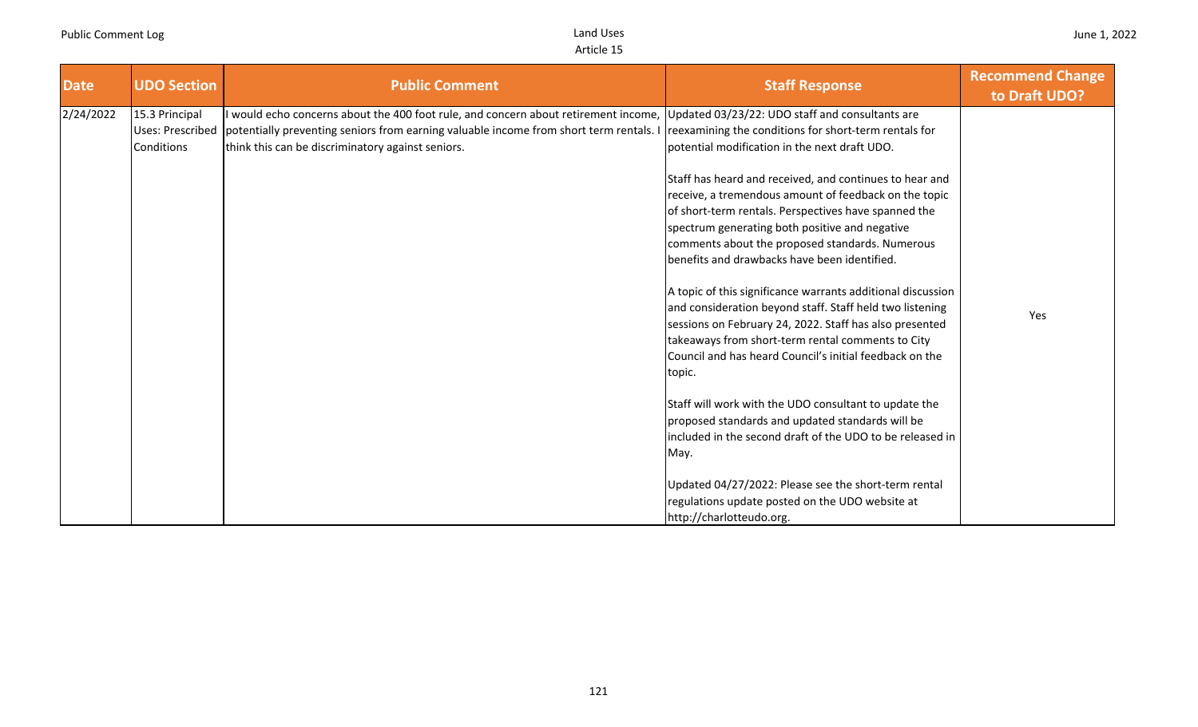| Date | UDO Section | Public Comment | Staff Response | Recommend Change to Draft UDO? |
| --- | --- | --- | --- | --- |
| 2/24/2022 | 15.3 Principal Uses: Prescribed Conditions | I would echo concerns about the 400 foot rule, and concern about retirement income, potentially preventing seniors from earning valuable income from short term rentals. I think this can be discriminatory against seniors. | Updated 03/23/22: UDO staff and consultants are reexamining the conditions for short-term rentals for potential modification in the next draft UDO.<br><br>Staff has heard and received, and continues to hear and receive, a tremendous amount of feedback on the topic of short-term rentals. Perspectives have spanned the spectrum generating both positive and negative comments about the proposed standards. Numerous benefits and drawbacks have been identified.<br><br>A topic of this significance warrants additional discussion and consideration beyond staff. Staff held two listening sessions on February 24, 2022. Staff has also presented takeaways from short-term rental comments to City Council and has heard Council's initial feedback on the topic.<br><br>Staff will work with the UDO consultant to update the proposed standards and updated standards will be included in the second draft of the UDO to be released in May.<br><br>Updated 04/27/2022: Please see the short-term rental regulations update posted on the UDO website at http://charlotteudo.org. | Yes |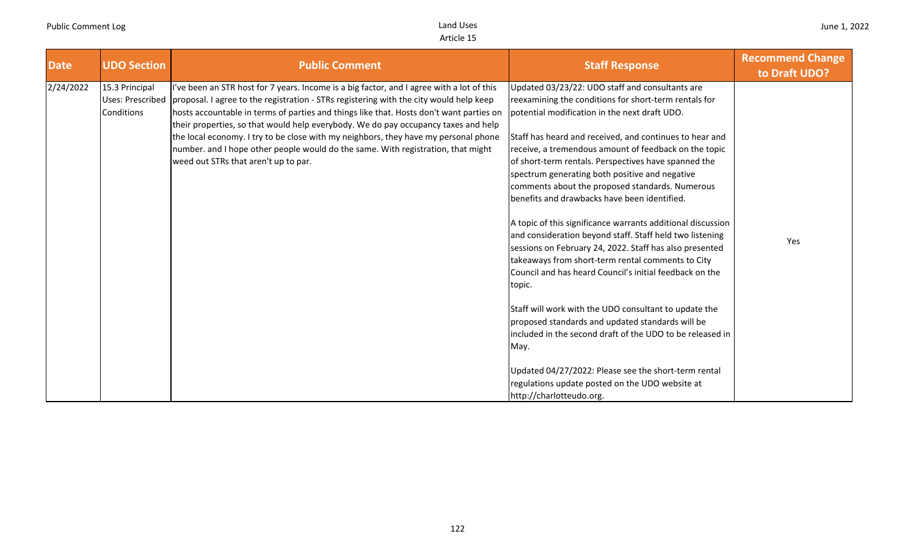| Date | UDO Section | Public Comment | Staff Response | Recommend Change to Draft UDO? |
|---|---|---|---|---|
| 2/24/2022 | 15.3 Principal Uses: Prescribed Conditions | I've been an STR host for 7 years. Income is a big factor, and I agree with a lot of this proposal. I agree to the registration - STRs registering with the city would help keep hosts accountable in terms of parties and things like that. Hosts don't want parties on their properties, so that would help everybody. We do pay occupancy taxes and help the local economy. I try to be close with my neighbors, they have my personal phone number. and I hope other people would do the same. With registration, that might weed out STRs that aren't up to par. | Updated 03/23/22: UDO staff and consultants are reexamining the conditions for short-term rentals for potential modification in the next draft UDO.<br><br>Staff has heard and received, and continues to hear and receive, a tremendous amount of feedback on the topic of short-term rentals. Perspectives have spanned the spectrum generating both positive and negative comments about the proposed standards. Numerous benefits and drawbacks have been identified.<br><br>A topic of this significance warrants additional discussion and consideration beyond staff. Staff held two listening sessions on February 24, 2022. Staff has also presented takeaways from short-term rental comments to City Council and has heard Council's initial feedback on the topic.<br><br>Staff will work with the UDO consultant to update the proposed standards and updated standards will be included in the second draft of the UDO to be released in May.<br><br>Updated 04/27/2022: Please see the short-term rental regulations update posted on the UDO website at http://charlotteudo.org. | Yes |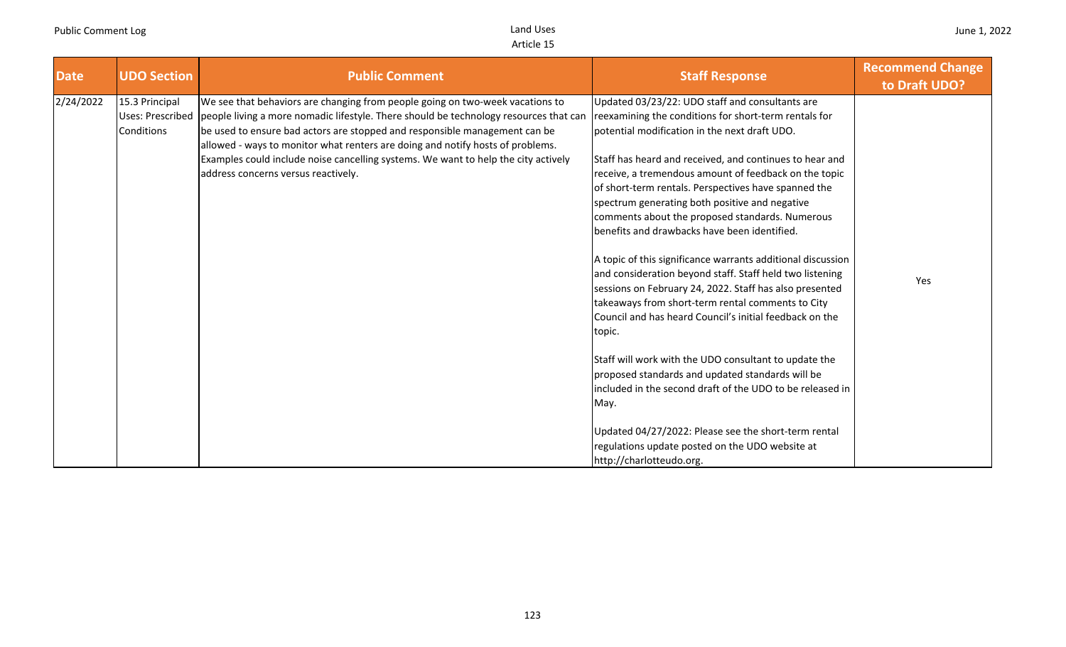| Date | UDO Section | Public Comment | Staff Response | Recommend Change to Draft UDO? |
|---|---|---|---|---|
| 2/24/2022 | 15.3 Principal Uses: Prescribed Conditions | We see that behaviors are changing from people going on two-week vacations to people living a more nomadic lifestyle. There should be technology resources that can be used to ensure bad actors are stopped and responsible management can be allowed - ways to monitor what renters are doing and notify hosts of problems. Examples could include noise cancelling systems. We want to help the city actively address concerns versus reactively. | Updated 03/23/22: UDO staff and consultants are reexamining the conditions for short-term rentals for potential modification in the next draft UDO.<br><br>Staff has heard and received, and continues to hear and receive, a tremendous amount of feedback on the topic of short-term rentals. Perspectives have spanned the spectrum generating both positive and negative comments about the proposed standards. Numerous benefits and drawbacks have been identified.<br><br>A topic of this significance warrants additional discussion and consideration beyond staff. Staff held two listening sessions on February 24, 2022. Staff has also presented takeaways from short-term rental comments to City Council and has heard Council's initial feedback on the topic.<br><br>Staff will work with the UDO consultant to update the proposed standards and updated standards will be included in the second draft of the UDO to be released in May.<br><br>Updated 04/27/2022: Please see the short-term rental regulations update posted on the UDO website at http://charlotteudo.org. | Yes |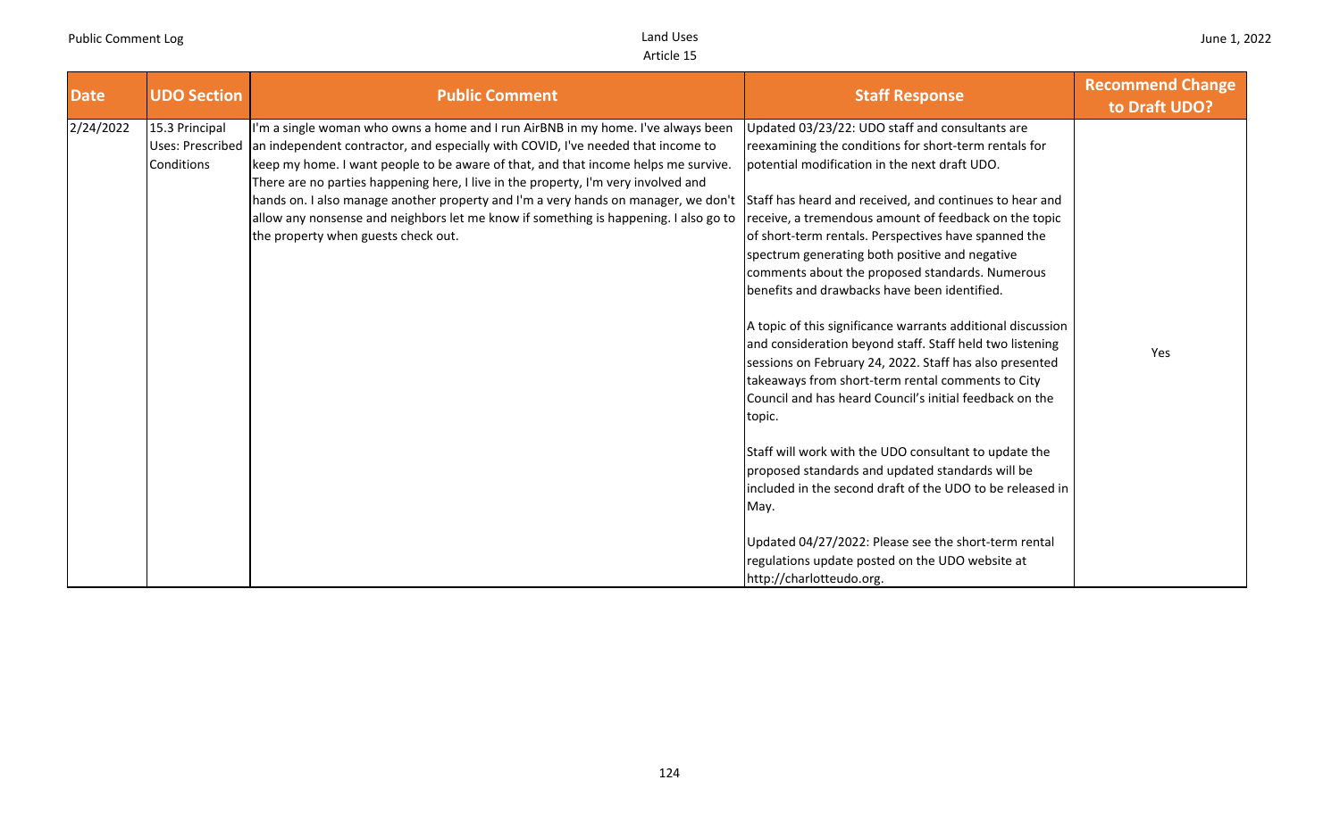| Date | UDO Section | Public Comment | Staff Response | Recommend Change to Draft UDO? |
|---|---|---|---|---|
| 2/24/2022 | 15.3 Principal Uses: Prescribed Conditions | I'm a single woman who owns a home and I run AirBNB in my home. I've always been an independent contractor, and especially with COVID, I've needed that income to keep my home. I want people to be aware of that, and that income helps me survive. There are no parties happening here, I live in the property, I'm very involved and hands on. I also manage another property and I'm a very hands on manager, we don't allow any nonsense and neighbors let me know if something is happening. I also go to the property when guests check out. | Updated 03/23/22: UDO staff and consultants are reexamining the conditions for short-term rentals for potential modification in the next draft UDO.<br><br>Staff has heard and received, and continues to hear and receive, a tremendous amount of feedback on the topic of short-term rentals. Perspectives have spanned the spectrum generating both positive and negative comments about the proposed standards. Numerous benefits and drawbacks have been identified.<br><br>A topic of this significance warrants additional discussion and consideration beyond staff. Staff held two listening sessions on February 24, 2022. Staff has also presented takeaways from short-term rental comments to City Council and has heard Council's initial feedback on the topic.<br><br>Staff will work with the UDO consultant to update the proposed standards and updated standards will be included in the second draft of the UDO to be released in May.<br><br>Updated 04/27/2022: Please see the short-term rental regulations update posted on the UDO website at http://charlotteudo.org. | Yes |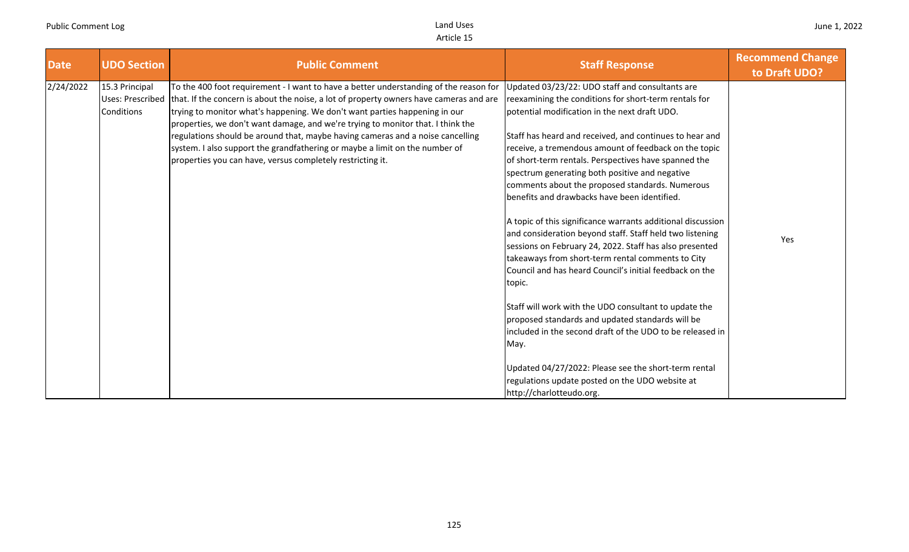| Date | UDO Section | Public Comment | Staff Response | Recommend Change to Draft UDO? |
|---|---|---|---|---|
| 2/24/2022 | 15.3 Principal Uses: Prescribed Conditions | To the 400 foot requirement - I want to have a better understanding of the reason for that. If the concern is about the noise, a lot of property owners have cameras and are trying to monitor what's happening. We don't want parties happening in our properties, we don't want damage, and we're trying to monitor that. I think the regulations should be around that, maybe having cameras and a noise cancelling system. I also support the grandfathering or maybe a limit on the number of properties you can have, versus completely restricting it. | Updated 03/23/22: UDO staff and consultants are reexamining the conditions for short-term rentals for potential modification in the next draft UDO.<br><br>Staff has heard and received, and continues to hear and receive, a tremendous amount of feedback on the topic of short-term rentals. Perspectives have spanned the spectrum generating both positive and negative comments about the proposed standards. Numerous benefits and drawbacks have been identified.<br><br>A topic of this significance warrants additional discussion and consideration beyond staff. Staff held two listening sessions on February 24, 2022. Staff has also presented takeaways from short-term rental comments to City Council and has heard Council's initial feedback on the topic.<br><br>Staff will work with the UDO consultant to update the proposed standards and updated standards will be included in the second draft of the UDO to be released in May.<br><br>Updated 04/27/2022: Please see the short-term rental regulations update posted on the UDO website at http://charlotteudo.org. | Yes |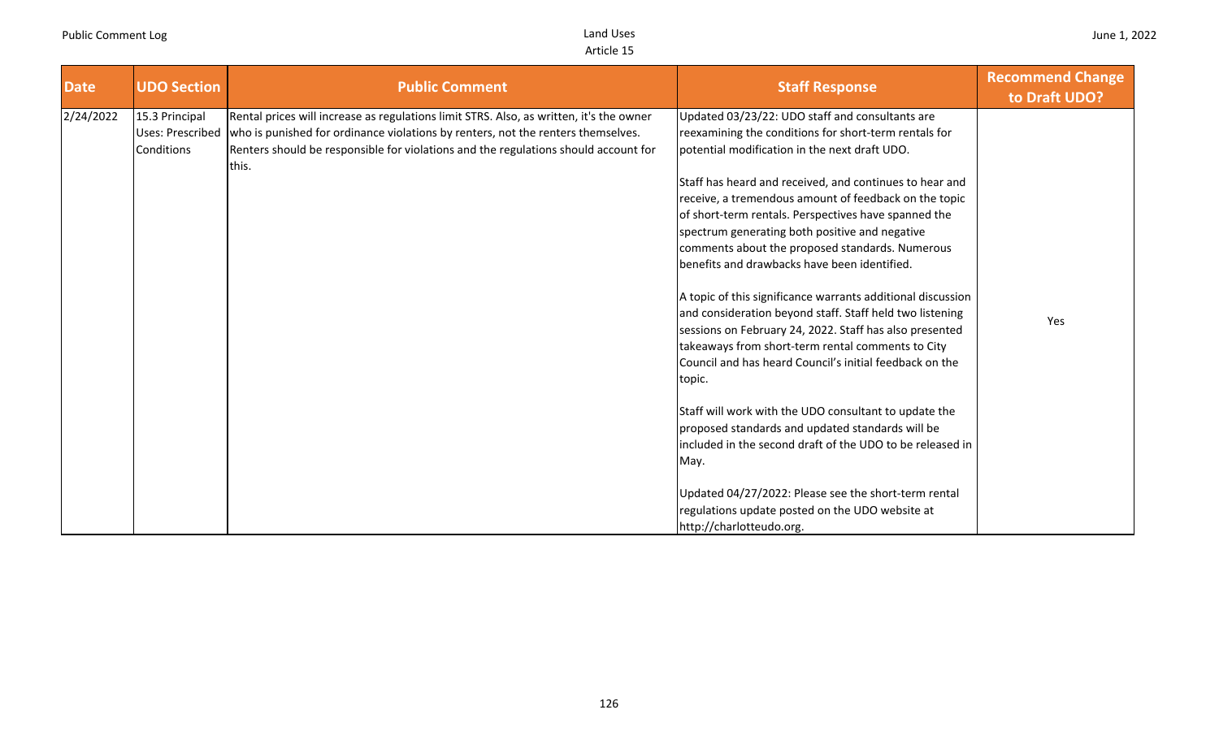| Date | UDO Section | Public Comment | Staff Response | Recommend Change to Draft UDO? |
|---|---|---|---|---|
| 2/24/2022 | 15.3 Principal Uses: Prescribed Conditions | Rental prices will increase as regulations limit STRS. Also, as written, it's the owner who is punished for ordinance violations by renters, not the renters themselves. Renters should be responsible for violations and the regulations should account for this. | Updated 03/23/22: UDO staff and consultants are reexamining the conditions for short-term rentals for potential modification in the next draft UDO.<br><br>Staff has heard and received, and continues to hear and receive, a tremendous amount of feedback on the topic of short-term rentals. Perspectives have spanned the spectrum generating both positive and negative comments about the proposed standards. Numerous benefits and drawbacks have been identified.<br><br>A topic of this significance warrants additional discussion and consideration beyond staff. Staff held two listening sessions on February 24, 2022. Staff has also presented takeaways from short-term rental comments to City Council and has heard Council's initial feedback on the topic.<br><br>Staff will work with the UDO consultant to update the proposed standards and updated standards will be included in the second draft of the UDO to be released in May.<br><br>Updated 04/27/2022: Please see the short-term rental regulations update posted on the UDO website at http://charlotteudo.org. | Yes |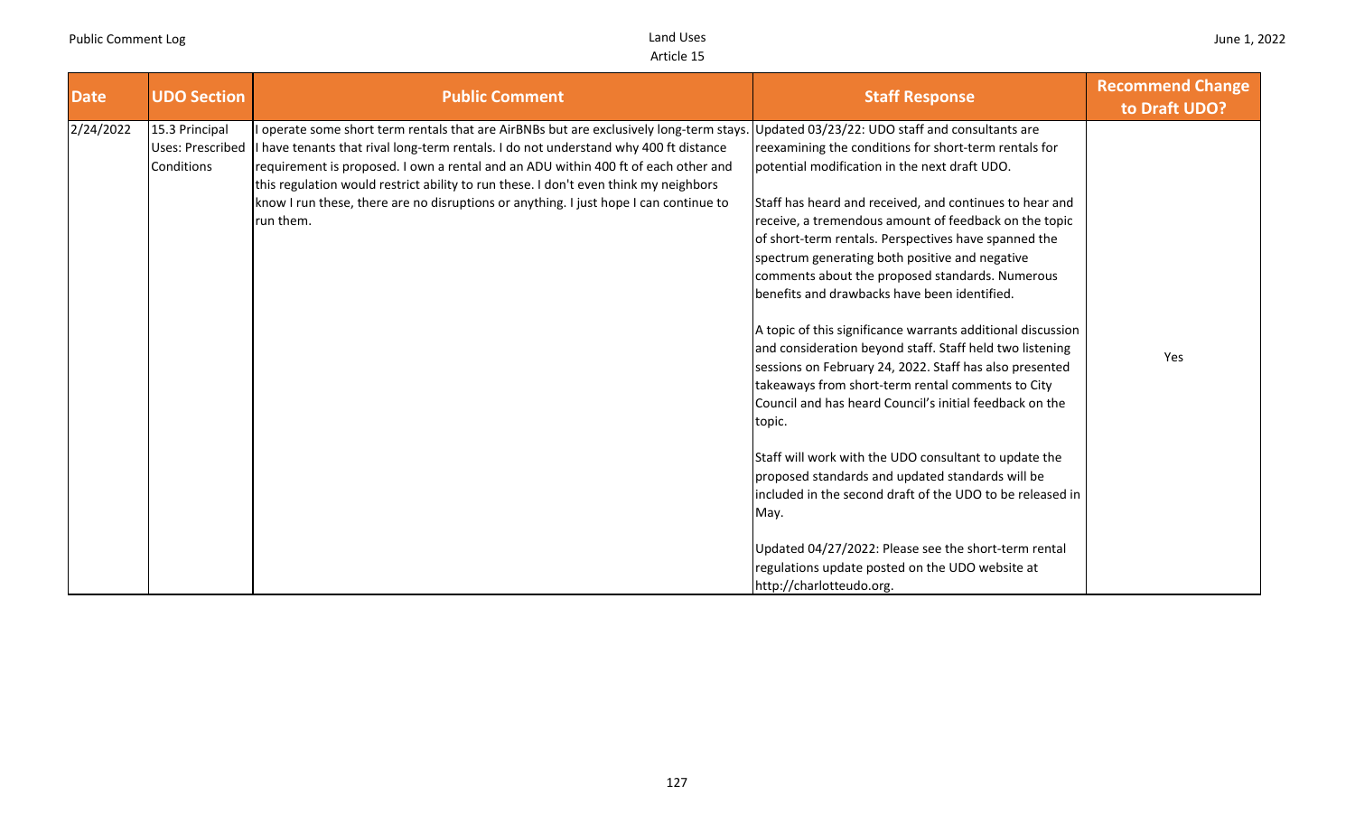| Date | UDO Section | Public Comment | Staff Response | Recommend Change to Draft UDO? |
|---|---|---|---|---|
| 2/24/2022 | 15.3 Principal Uses: Prescribed Conditions | I operate some short term rentals that are AirBNBs but are exclusively long-term stays. I have tenants that rival long-term rentals. I do not understand why 400 ft distance requirement is proposed. I own a rental and an ADU within 400 ft of each other and this regulation would restrict ability to run these. I don't even think my neighbors know I run these, there are no disruptions or anything. I just hope I can continue to run them. | Updated 03/23/22: UDO staff and consultants are reexamining the conditions for short-term rentals for potential modification in the next draft UDO.<br><br>Staff has heard and received, and continues to hear and receive, a tremendous amount of feedback on the topic of short-term rentals. Perspectives have spanned the spectrum generating both positive and negative comments about the proposed standards. Numerous benefits and drawbacks have been identified.<br><br>A topic of this significance warrants additional discussion and consideration beyond staff. Staff held two listening sessions on February 24, 2022. Staff has also presented takeaways from short-term rental comments to City Council and has heard Council's initial feedback on the topic.<br><br>Staff will work with the UDO consultant to update the proposed standards and updated standards will be included in the second draft of the UDO to be released in May.<br><br>Updated 04/27/2022: Please see the short-term rental regulations update posted on the UDO website at http://charlotteudo.org. | Yes |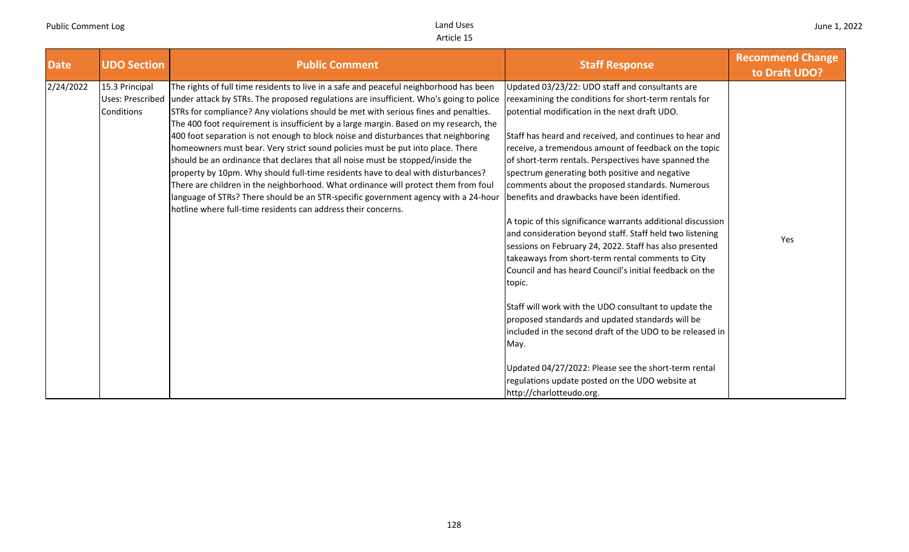| Date | UDO Section | Public Comment | Staff Response | Recommend Change to Draft UDO? |
| --- | --- | --- | --- | --- |
| 2/24/2022 | 15.3 Principal Uses: Prescribed Conditions | The rights of full time residents to live in a safe and peaceful neighborhood has been under attack by STRs. The proposed regulations are insufficient. Who's going to police STRs for compliance? Any violations should be met with serious fines and penalties. The 400 foot requirement is insufficient by a large margin. Based on my research, the 400 foot separation is not enough to block noise and disturbances that neighboring homeowners must bear. Very strict sound policies must be put into place. There should be an ordinance that declares that all noise must be stopped/inside the property by 10pm. Why should full-time residents have to deal with disturbances? There are children in the neighborhood. What ordinance will protect them from foul language of STRs? There should be an STR-specific government agency with a 24-hour hotline where full-time residents can address their concerns. | Updated 03/23/22: UDO staff and consultants are reexamining the conditions for short-term rentals for potential modification in the next draft UDO.<br><br>Staff has heard and received, and continues to hear and receive, a tremendous amount of feedback on the topic of short-term rentals. Perspectives have spanned the spectrum generating both positive and negative comments about the proposed standards. Numerous benefits and drawbacks have been identified.<br><br>A topic of this significance warrants additional discussion and consideration beyond staff. Staff held two listening sessions on February 24, 2022. Staff has also presented takeaways from short-term rental comments to City Council and has heard Council's initial feedback on the topic.<br><br>Staff will work with the UDO consultant to update the proposed standards and updated standards will be included in the second draft of the UDO to be released in May.<br><br>Updated 04/27/2022: Please see the short-term rental regulations update posted on the UDO website at http://charlotteudo.org. | Yes |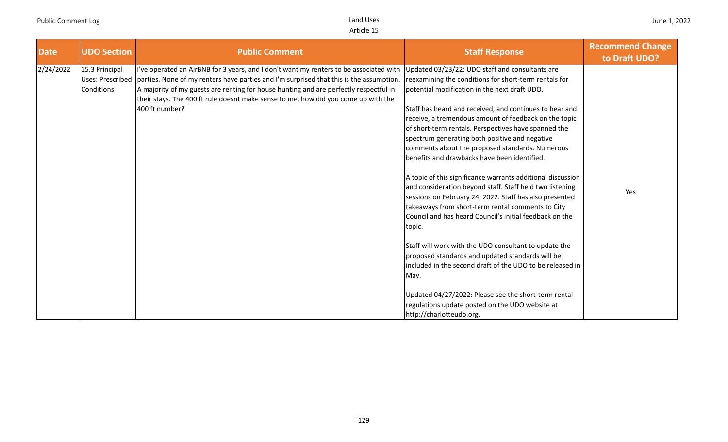| Date | UDO Section | Public Comment | Staff Response | Recommend Change to Draft UDO? |
|---|---|---|---|---|
| 2/24/2022 | 15.3 Principal Uses: Prescribed Conditions | I've operated an AirBNB for 3 years, and I don't want my renters to be associated with parties. None of my renters have parties and I'm surprised that this is the assumption. A majority of my guests are renting for house hunting and are perfectly respectful in their stays. The 400 ft rule doesnt make sense to me, how did you come up with the 400 ft number? | Updated 03/23/22: UDO staff and consultants are reexamining the conditions for short-term rentals for potential modification in the next draft UDO.<br><br>Staff has heard and received, and continues to hear and receive, a tremendous amount of feedback on the topic of short-term rentals. Perspectives have spanned the spectrum generating both positive and negative comments about the proposed standards. Numerous benefits and drawbacks have been identified.<br><br>A topic of this significance warrants additional discussion and consideration beyond staff. Staff held two listening sessions on February 24, 2022. Staff has also presented takeaways from short-term rental comments to City Council and has heard Council's initial feedback on the topic.<br><br>Staff will work with the UDO consultant to update the proposed standards and updated standards will be included in the second draft of the UDO to be released in May.<br><br>Updated 04/27/2022: Please see the short-term rental regulations update posted on the UDO website at http://charlotteudo.org. | Yes |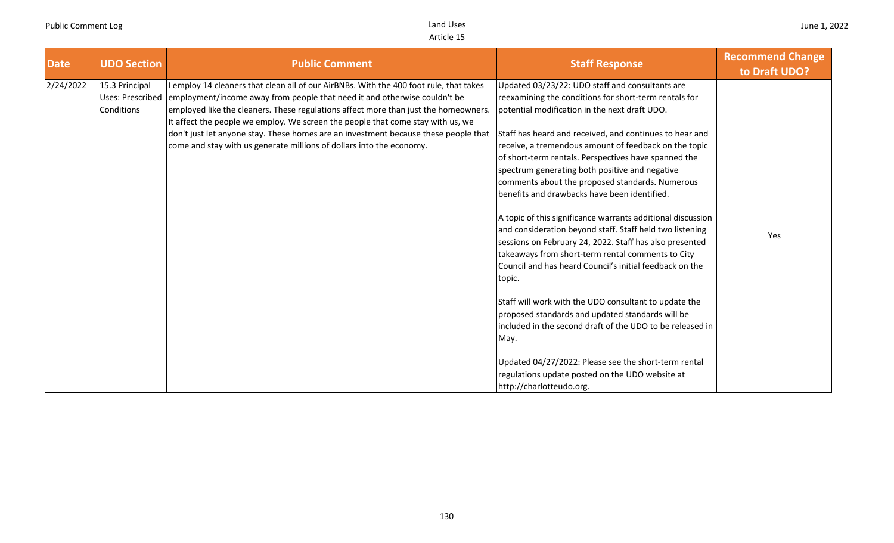| Date | UDO Section | Public Comment | Staff Response | Recommend Change to Draft UDO? |
|---|---|---|---|---|
| 2/24/2022 | 15.3 Principal Uses: Prescribed Conditions | I employ 14 cleaners that clean all of our AirBNBs. With the 400 foot rule, that takes employment/income away from people that need it and otherwise couldn't be employed like the cleaners. These regulations affect more than just the homeowners. It affect the people we employ. We screen the people that come stay with us, we don't just let anyone stay. These homes are an investment because these people that come and stay with us generate millions of dollars into the economy. | Updated 03/23/22: UDO staff and consultants are reexamining the conditions for short-term rentals for potential modification in the next draft UDO.<br><br>Staff has heard and received, and continues to hear and receive, a tremendous amount of feedback on the topic of short-term rentals. Perspectives have spanned the spectrum generating both positive and negative comments about the proposed standards. Numerous benefits and drawbacks have been identified.<br><br>A topic of this significance warrants additional discussion and consideration beyond staff. Staff held two listening sessions on February 24, 2022. Staff has also presented takeaways from short-term rental comments to City Council and has heard Council's initial feedback on the topic.<br><br>Staff will work with the UDO consultant to update the proposed standards and updated standards will be included in the second draft of the UDO to be released in May.<br><br>Updated 04/27/2022: Please see the short-term rental regulations update posted on the UDO website at http://charlotteudo.org. | Yes |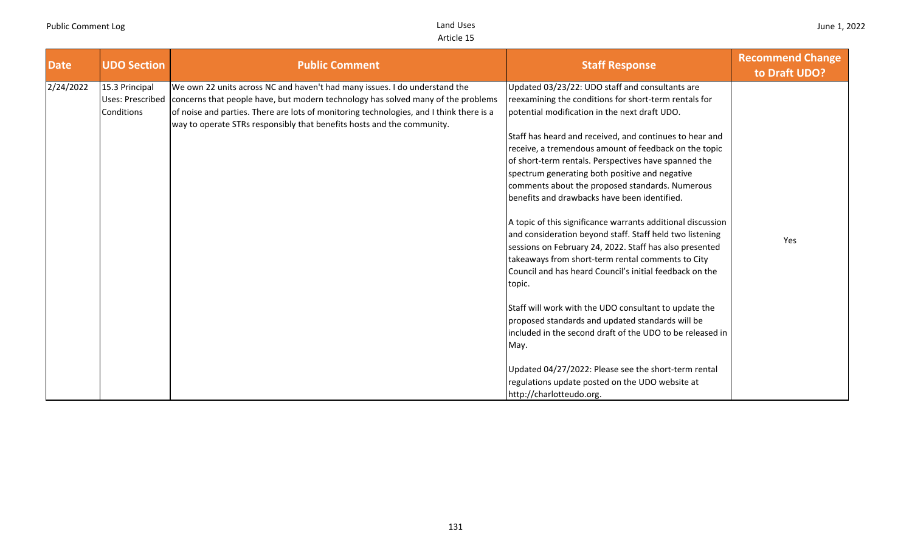| Date | UDO Section | Public Comment | Staff Response | Recommend Change to Draft UDO? |
| --- | --- | --- | --- | --- |
| 2/24/2022 | 15.3 Principal Uses: Prescribed Conditions | We own 22 units across NC and haven't had many issues. I do understand the concerns that people have, but modern technology has solved many of the problems of noise and parties. There are lots of monitoring technologies, and I think there is a way to operate STRs responsibly that benefits hosts and the community. | Updated 03/23/22: UDO staff and consultants are reexamining the conditions for short-term rentals for potential modification in the next draft UDO.<br><br>Staff has heard and received, and continues to hear and receive, a tremendous amount of feedback on the topic of short-term rentals. Perspectives have spanned the spectrum generating both positive and negative comments about the proposed standards. Numerous benefits and drawbacks have been identified.<br><br>A topic of this significance warrants additional discussion and consideration beyond staff. Staff held two listening sessions on February 24, 2022. Staff has also presented takeaways from short-term rental comments to City Council and has heard Council's initial feedback on the topic.<br><br>Staff will work with the UDO consultant to update the proposed standards and updated standards will be included in the second draft of the UDO to be released in May.<br><br>Updated 04/27/2022: Please see the short-term rental regulations update posted on the UDO website at http://charlotteudo.org. | Yes |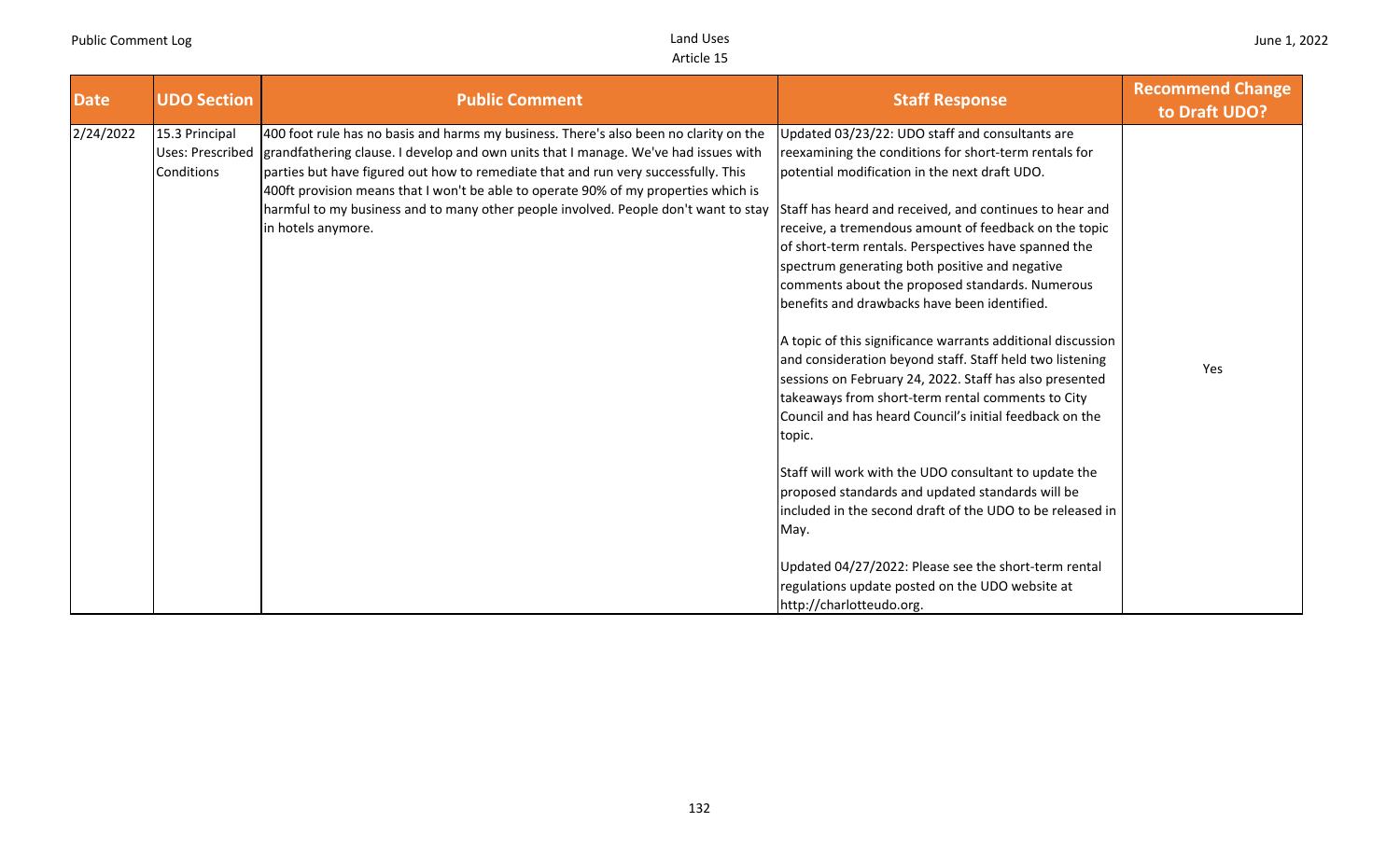| Date | UDO Section | Public Comment | Staff Response | Recommend Change to Draft UDO? |
|---|---|---|---|---|
| 2/24/2022 | 15.3 Principal Uses: Prescribed Conditions | 400 foot rule has no basis and harms my business. There's also been no clarity on the grandfathering clause. I develop and own units that I manage. We've had issues with parties but have figured out how to remediate that and run very successfully. This 400ft provision means that I won't be able to operate 90% of my properties which is harmful to my business and to many other people involved. People don't want to stay in hotels anymore. | Updated 03/23/22: UDO staff and consultants are reexamining the conditions for short-term rentals for potential modification in the next draft UDO.<br><br>Staff has heard and received, and continues to hear and receive, a tremendous amount of feedback on the topic of short-term rentals. Perspectives have spanned the spectrum generating both positive and negative comments about the proposed standards. Numerous benefits and drawbacks have been identified.<br><br>A topic of this significance warrants additional discussion and consideration beyond staff. Staff held two listening sessions on February 24, 2022. Staff has also presented takeaways from short-term rental comments to City Council and has heard Council's initial feedback on the topic.<br><br>Staff will work with the UDO consultant to update the proposed standards and updated standards will be included in the second draft of the UDO to be released in May.<br><br>Updated 04/27/2022: Please see the short-term rental regulations update posted on the UDO website at http://charlotteudo.org. | Yes |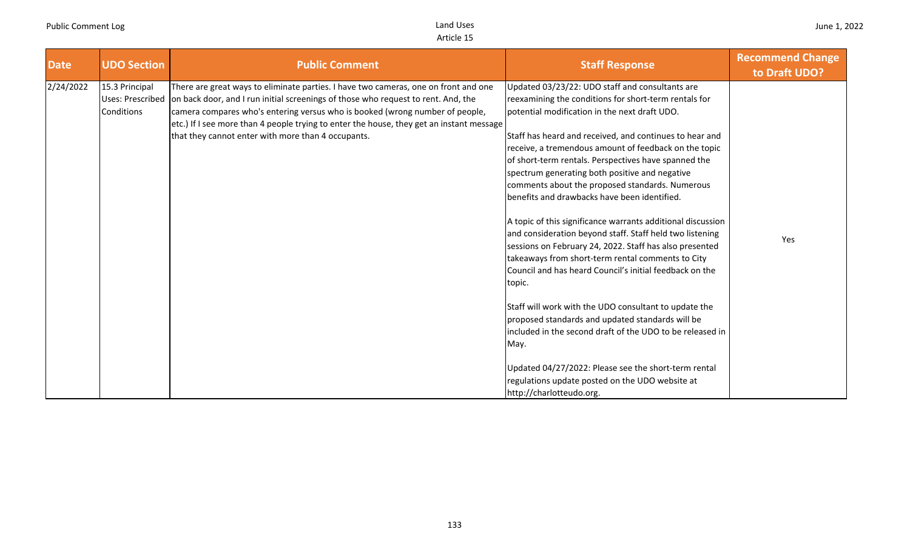| Date | UDO Section | Public Comment | Staff Response | Recommend Change to Draft UDO? |
|---|---|---|---|---|
| 2/24/2022 | 15.3 Principal Uses: Prescribed Conditions | There are great ways to eliminate parties. I have two cameras, one on front and one on back door, and I run initial screenings of those who request to rent. And, the camera compares who's entering versus who is booked (wrong number of people, etc.) If I see more than 4 people trying to enter the house, they get an instant message that they cannot enter with more than 4 occupants. | Updated 03/23/22: UDO staff and consultants are reexamining the conditions for short-term rentals for potential modification in the next draft UDO.<br><br>Staff has heard and received, and continues to hear and receive, a tremendous amount of feedback on the topic of short-term rentals. Perspectives have spanned the spectrum generating both positive and negative comments about the proposed standards. Numerous benefits and drawbacks have been identified.<br><br>A topic of this significance warrants additional discussion and consideration beyond staff. Staff held two listening sessions on February 24, 2022. Staff has also presented takeaways from short-term rental comments to City Council and has heard Council's initial feedback on the topic.<br><br>Staff will work with the UDO consultant to update the proposed standards and updated standards will be included in the second draft of the UDO to be released in May.<br><br>Updated 04/27/2022: Please see the short-term rental regulations update posted on the UDO website at http://charlotteudo.org. | Yes |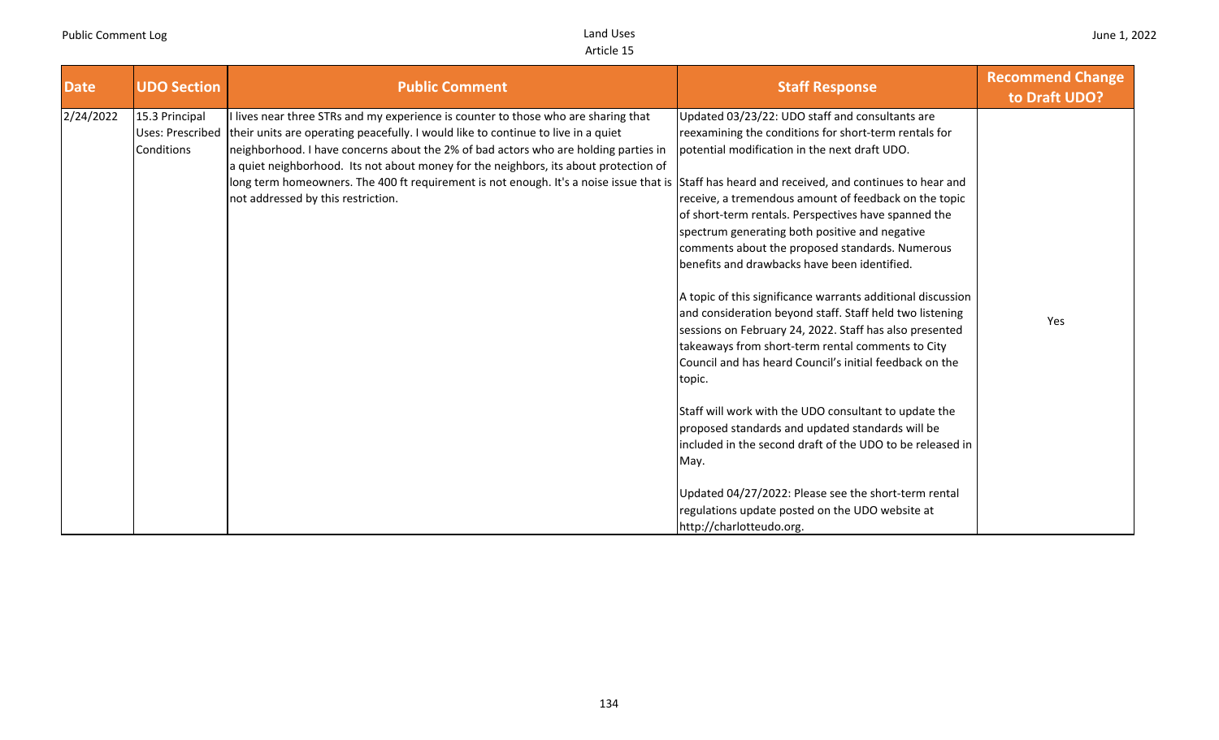| Date | UDO Section | Public Comment | Staff Response | Recommend Change to Draft UDO? |
|---|---|---|---|---|
| 2/24/2022 | 15.3 Principal Uses: Prescribed Conditions | I lives near three STRs and my experience is counter to those who are sharing that their units are operating peacefully. I would like to continue to live in a quiet neighborhood. I have concerns about the 2% of bad actors who are holding parties in a quiet neighborhood. Its not about money for the neighbors, its about protection of long term homeowners. The 400 ft requirement is not enough. It's a noise issue that is not addressed by this restriction. | Updated 03/23/22: UDO staff and consultants are reexamining the conditions for short-term rentals for potential modification in the next draft UDO.<br><br>Staff has heard and received, and continues to hear and receive, a tremendous amount of feedback on the topic of short-term rentals. Perspectives have spanned the spectrum generating both positive and negative comments about the proposed standards. Numerous benefits and drawbacks have been identified.<br><br>A topic of this significance warrants additional discussion and consideration beyond staff. Staff held two listening sessions on February 24, 2022. Staff has also presented takeaways from short-term rental comments to City Council and has heard Council's initial feedback on the topic.<br><br>Staff will work with the UDO consultant to update the proposed standards and updated standards will be included in the second draft of the UDO to be released in May.<br><br>Updated 04/27/2022: Please see the short-term rental regulations update posted on the UDO website at http://charlotteudo.org. | Yes |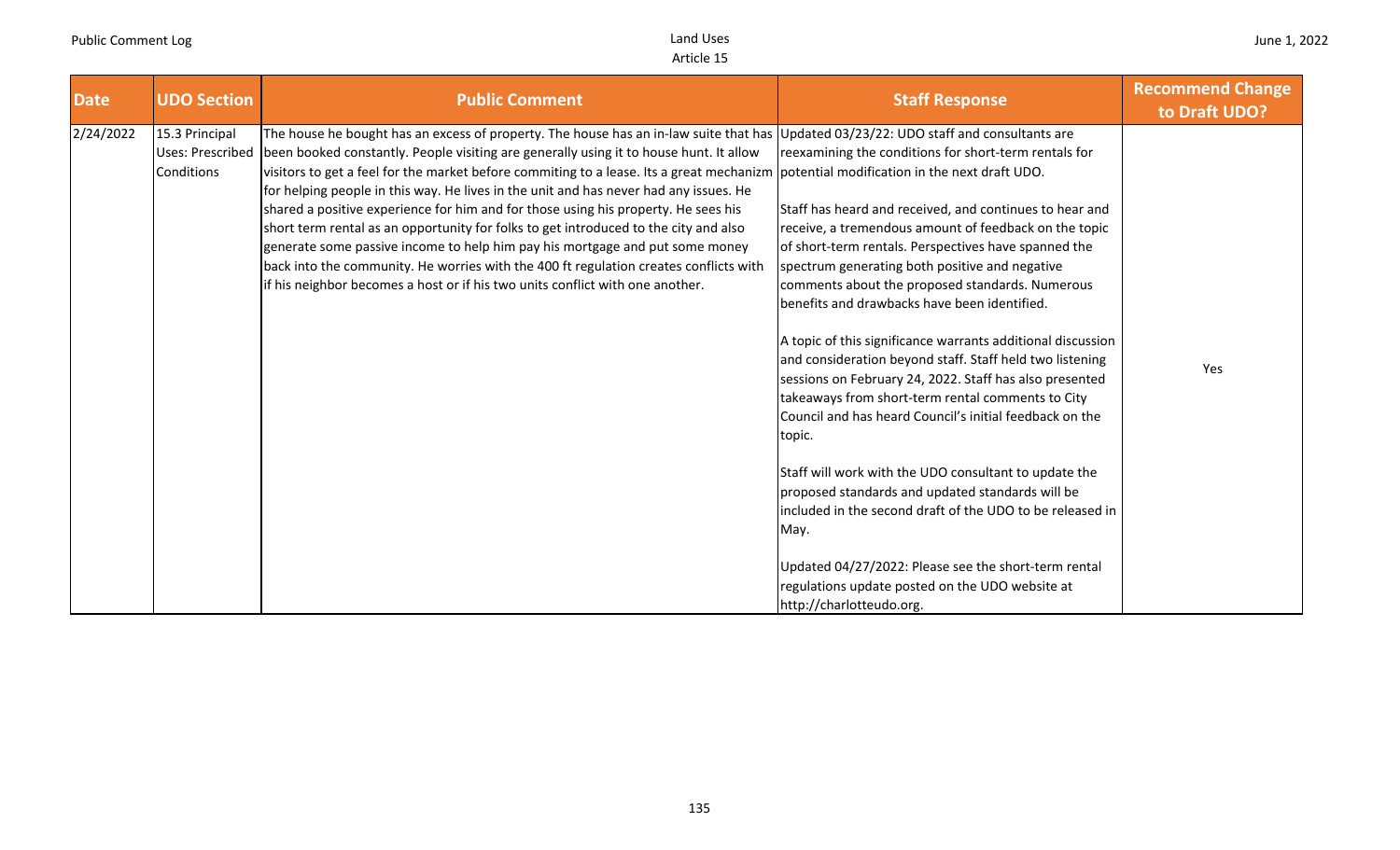| Date | UDO Section | Public Comment | Staff Response | Recommend Change to Draft UDO? |
|---|---|---|---|---|
| 2/24/2022 | 15.3 Principal Uses: Prescribed Conditions | The house he bought has an excess of property. The house has an in-law suite that has been booked constantly. People visiting are generally using it to house hunt. It allow visitors to get a feel for the market before commiting to a lease. Its a great mechanizm for helping people in this way. He lives in the unit and has never had any issues. He shared a positive experience for him and for those using his property. He sees his short term rental as an opportunity for folks to get introduced to the city and also generate some passive income to help him pay his mortgage and put some money back into the community. He worries with the 400 ft regulation creates conflicts with if his neighbor becomes a host or if his two units conflict with one another. | Updated 03/23/22: UDO staff and consultants are reexamining the conditions for short-term rentals for potential modification in the next draft UDO.<br><br>Staff has heard and received, and continues to hear and receive, a tremendous amount of feedback on the topic of short-term rentals. Perspectives have spanned the spectrum generating both positive and negative comments about the proposed standards. Numerous benefits and drawbacks have been identified.<br><br>A topic of this significance warrants additional discussion and consideration beyond staff. Staff held two listening sessions on February 24, 2022. Staff has also presented takeaways from short-term rental comments to City Council and has heard Council's initial feedback on the topic.<br><br>Staff will work with the UDO consultant to update the proposed standards and updated standards will be included in the second draft of the UDO to be released in May.<br><br>Updated 04/27/2022: Please see the short-term rental regulations update posted on the UDO website at http://charlotteudo.org. | Yes |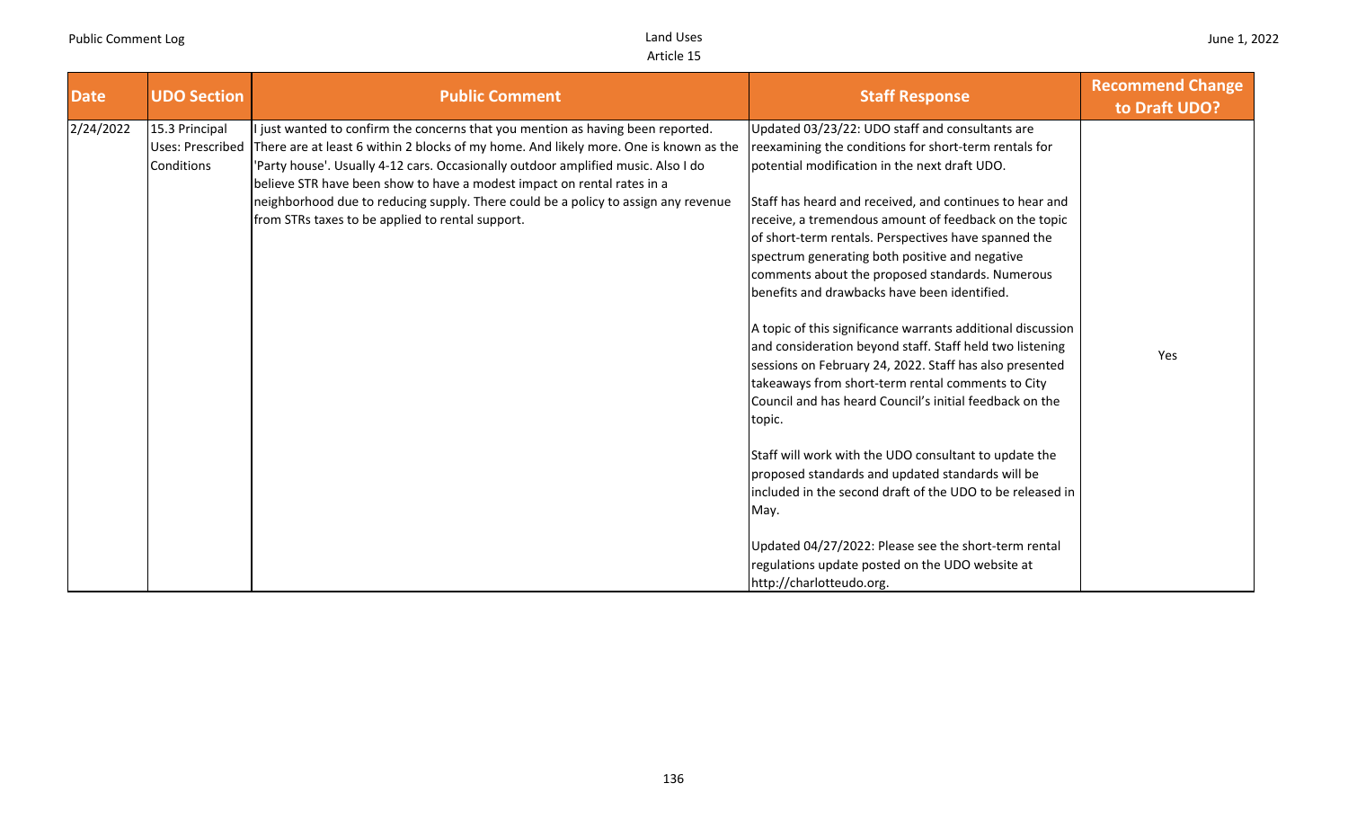| Date | UDO Section | Public Comment | Staff Response | Recommend Change to Draft UDO? |
|---|---|---|---|---|
| 2/24/2022 | 15.3 Principal Uses: Prescribed Conditions | I just wanted to confirm the concerns that you mention as having been reported. There are at least 6 within 2 blocks of my home. And likely more. One is known as the 'Party house'. Usually 4-12 cars. Occasionally outdoor amplified music. Also I do believe STR have been show to have a modest impact on rental rates in a neighborhood due to reducing supply. There could be a policy to assign any revenue from STRs taxes to be applied to rental support. | Updated 03/23/22: UDO staff and consultants are reexamining the conditions for short-term rentals for potential modification in the next draft UDO.<br><br>Staff has heard and received, and continues to hear and receive, a tremendous amount of feedback on the topic of short-term rentals. Perspectives have spanned the spectrum generating both positive and negative comments about the proposed standards. Numerous benefits and drawbacks have been identified.<br><br>A topic of this significance warrants additional discussion and consideration beyond staff. Staff held two listening sessions on February 24, 2022. Staff has also presented takeaways from short-term rental comments to City Council and has heard Council's initial feedback on the topic.<br><br>Staff will work with the UDO consultant to update the proposed standards and updated standards will be included in the second draft of the UDO to be released in May.<br><br>Updated 04/27/2022: Please see the short-term rental regulations update posted on the UDO website at http://charlotteudo.org. | Yes |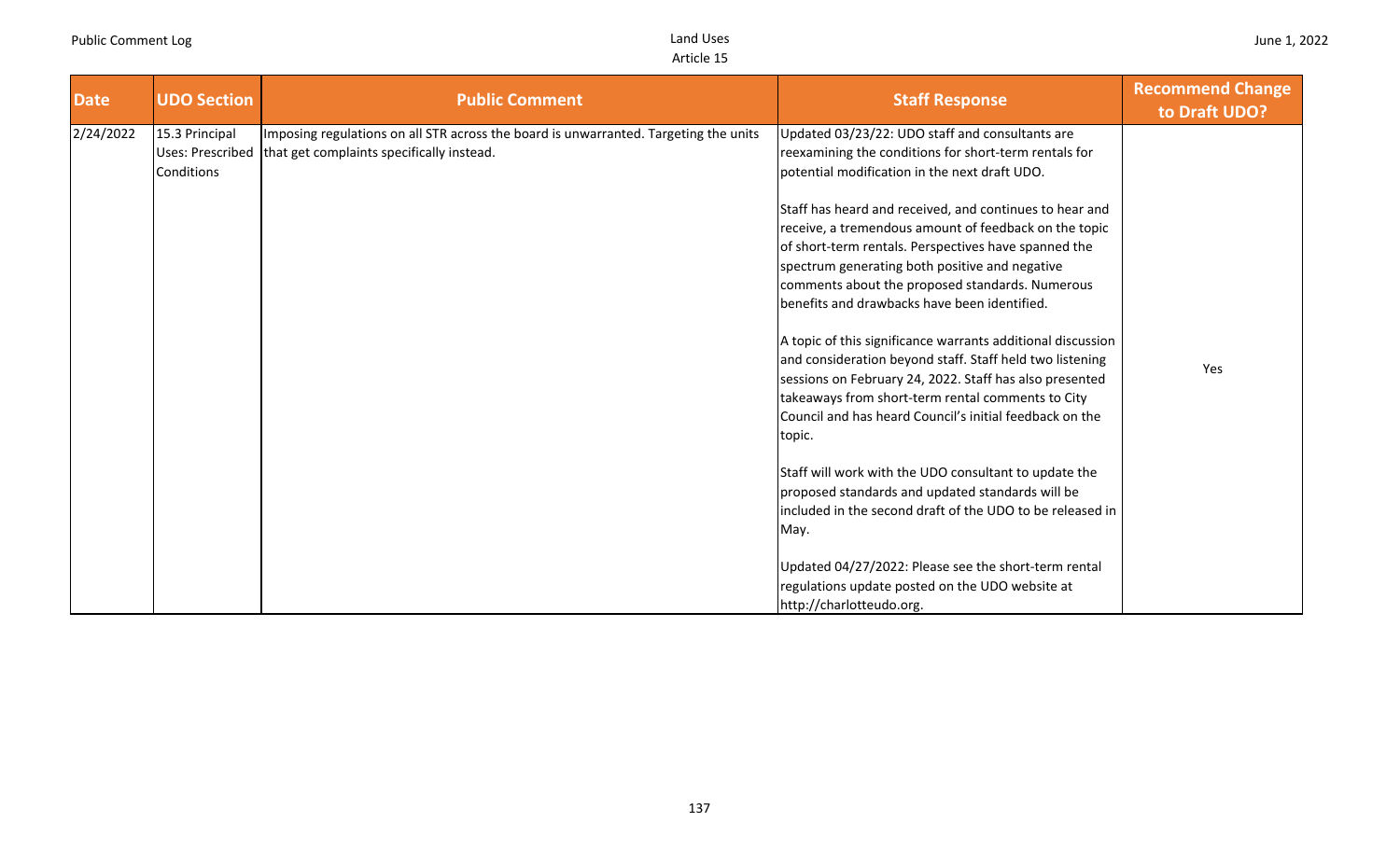| Date | UDO Section | Public Comment | Staff Response | Recommend Change to Draft UDO? |
|---|---|---|---|---|
| 2/24/2022 | 15.3 Principal Uses: Prescribed Conditions | Imposing regulations on all STR across the board is unwarranted. Targeting the units that get complaints specifically instead. | Updated 03/23/22: UDO staff and consultants are reexamining the conditions for short-term rentals for potential modification in the next draft UDO.<br><br>Staff has heard and received, and continues to hear and receive, a tremendous amount of feedback on the topic of short-term rentals. Perspectives have spanned the spectrum generating both positive and negative comments about the proposed standards. Numerous benefits and drawbacks have been identified.<br><br>A topic of this significance warrants additional discussion and consideration beyond staff. Staff held two listening sessions on February 24, 2022. Staff has also presented takeaways from short-term rental comments to City Council and has heard Council's initial feedback on the topic.<br><br>Staff will work with the UDO consultant to update the proposed standards and updated standards will be included in the second draft of the UDO to be released in May.<br><br>Updated 04/27/2022: Please see the short-term rental regulations update posted on the UDO website at http://charlotteudo.org. | Yes |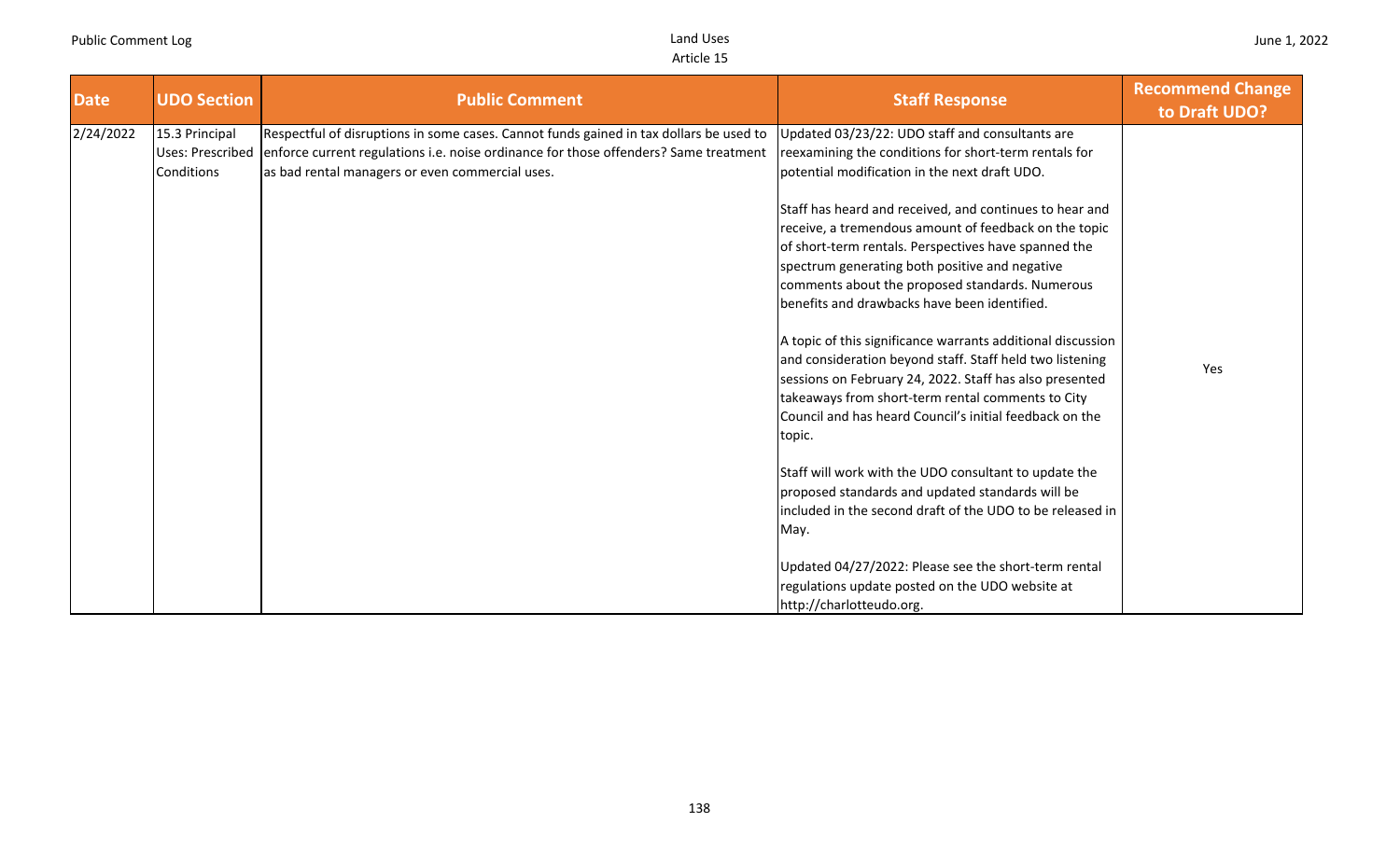| Date | UDO Section | Public Comment | Staff Response | Recommend Change to Draft UDO? |
|---|---|---|---|---|
| 2/24/2022 | 15.3 Principal Uses: Prescribed Conditions | Respectful of disruptions in some cases. Cannot funds gained in tax dollars be used to enforce current regulations i.e. noise ordinance for those offenders? Same treatment as bad rental managers or even commercial uses. | Updated 03/23/22: UDO staff and consultants are reexamining the conditions for short-term rentals for potential modification in the next draft UDO.<br><br>Staff has heard and received, and continues to hear and receive, a tremendous amount of feedback on the topic of short-term rentals. Perspectives have spanned the spectrum generating both positive and negative comments about the proposed standards. Numerous benefits and drawbacks have been identified.<br><br>A topic of this significance warrants additional discussion and consideration beyond staff. Staff held two listening sessions on February 24, 2022. Staff has also presented takeaways from short-term rental comments to City Council and has heard Council's initial feedback on the topic.<br><br>Staff will work with the UDO consultant to update the proposed standards and updated standards will be included in the second draft of the UDO to be released in May.<br><br>Updated 04/27/2022: Please see the short-term rental regulations update posted on the UDO website at http://charlotteudo.org. | Yes |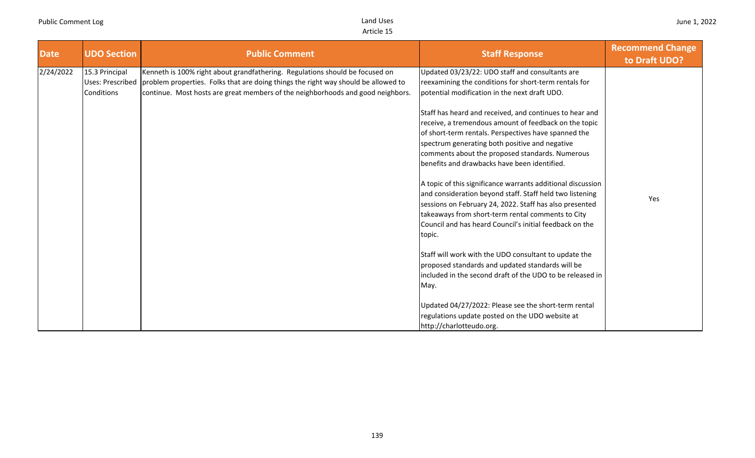| Date | UDO Section | Public Comment | Staff Response | Recommend Change to Draft UDO? |
| --- | --- | --- | --- | --- |
| 2/24/2022 | 15.3 Principal Uses: Prescribed Conditions | Kenneth is 100% right about grandfathering. Regulations should be focused on problem properties. Folks that are doing things the right way should be allowed to continue. Most hosts are great members of the neighborhoods and good neighbors. | Updated 03/23/22: UDO staff and consultants are reexamining the conditions for short-term rentals for potential modification in the next draft UDO.<br><br>Staff has heard and received, and continues to hear and receive, a tremendous amount of feedback on the topic of short-term rentals. Perspectives have spanned the spectrum generating both positive and negative comments about the proposed standards. Numerous benefits and drawbacks have been identified.<br><br>A topic of this significance warrants additional discussion and consideration beyond staff. Staff held two listening sessions on February 24, 2022. Staff has also presented takeaways from short-term rental comments to City Council and has heard Council's initial feedback on the topic.<br><br>Staff will work with the UDO consultant to update the proposed standards and updated standards will be included in the second draft of the UDO to be released in May.<br><br>Updated 04/27/2022: Please see the short-term rental regulations update posted on the UDO website at http://charlotteudo.org. | Yes |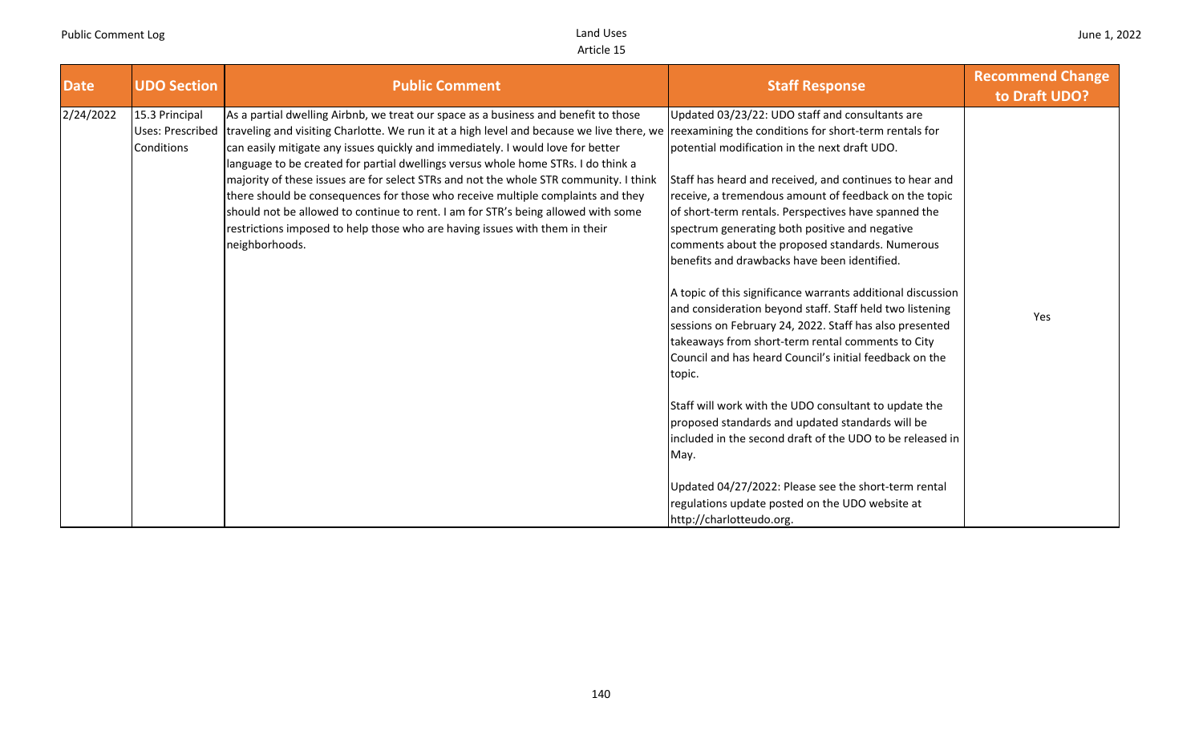| Date | UDO Section | Public Comment | Staff Response | Recommend Change to Draft UDO? |
|---|---|---|---|---|
| 2/24/2022 | 15.3 Principal Uses: Prescribed Conditions | As a partial dwelling Airbnb, we treat our space as a business and benefit to those traveling and visiting Charlotte. We run it at a high level and because we live there, we can easily mitigate any issues quickly and immediately. I would love for better language to be created for partial dwellings versus whole home STRs. I do think a majority of these issues are for select STRs and not the whole STR community. I think there should be consequences for those who receive multiple complaints and they should not be allowed to continue to rent. I am for STR's being allowed with some restrictions imposed to help those who are having issues with them in their neighborhoods. | Updated 03/23/22: UDO staff and consultants are reexamining the conditions for short-term rentals for potential modification in the next draft UDO.<br><br>Staff has heard and received, and continues to hear and receive, a tremendous amount of feedback on the topic of short-term rentals. Perspectives have spanned the spectrum generating both positive and negative comments about the proposed standards. Numerous benefits and drawbacks have been identified.<br><br>A topic of this significance warrants additional discussion and consideration beyond staff. Staff held two listening sessions on February 24, 2022. Staff has also presented takeaways from short-term rental comments to City Council and has heard Council's initial feedback on the topic.<br><br>Staff will work with the UDO consultant to update the proposed standards and updated standards will be included in the second draft of the UDO to be released in May.<br><br>Updated 04/27/2022: Please see the short-term rental regulations update posted on the UDO website at http://charlotteudo.org. | Yes |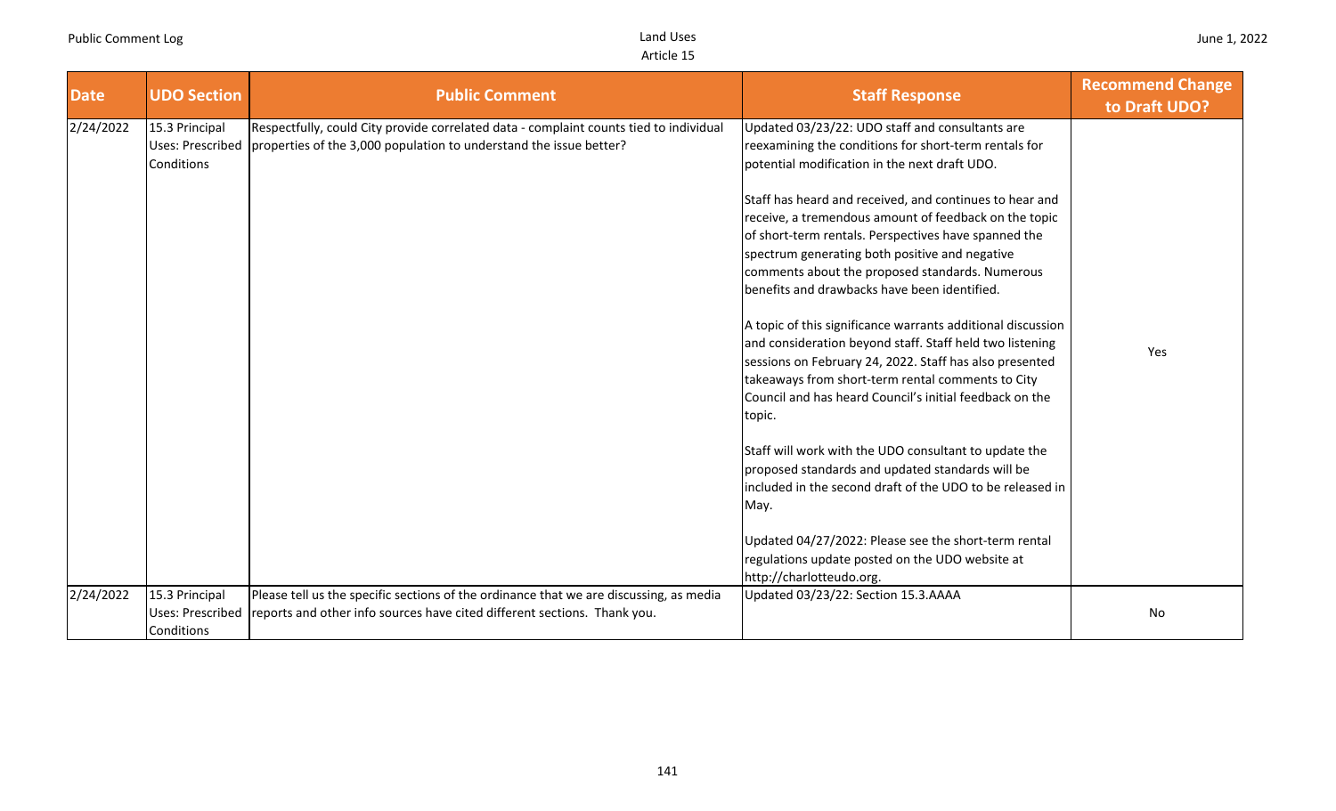| Date | UDO Section | Public Comment | Staff Response | Recommend Change to Draft UDO? |
|---|---|---|---|---|
| 2/24/2022 | 15.3 Principal Uses: Prescribed Conditions | Respectfully, could City provide correlated data - complaint counts tied to individual properties of the 3,000 population to understand the issue better? | Updated 03/23/22: UDO staff and consultants are reexamining the conditions for short-term rentals for potential modification in the next draft UDO.<br><br>Staff has heard and received, and continues to hear and receive, a tremendous amount of feedback on the topic of short-term rentals. Perspectives have spanned the spectrum generating both positive and negative comments about the proposed standards. Numerous benefits and drawbacks have been identified.<br><br>A topic of this significance warrants additional discussion and consideration beyond staff. Staff held two listening sessions on February 24, 2022. Staff has also presented takeaways from short-term rental comments to City Council and has heard Council's initial feedback on the topic.<br><br>Staff will work with the UDO consultant to update the proposed standards and updated standards will be included in the second draft of the UDO to be released in May.<br><br>Updated 04/27/2022: Please see the short-term rental regulations update posted on the UDO website at http://charlotteudo.org. | Yes |
| 2/24/2022 | 15.3 Principal Uses: Prescribed Conditions | Please tell us the specific sections of the ordinance that we are discussing, as media reports and other info sources have cited different sections. Thank you. | Updated 03/23/22: Section 15.3.AAAA | No |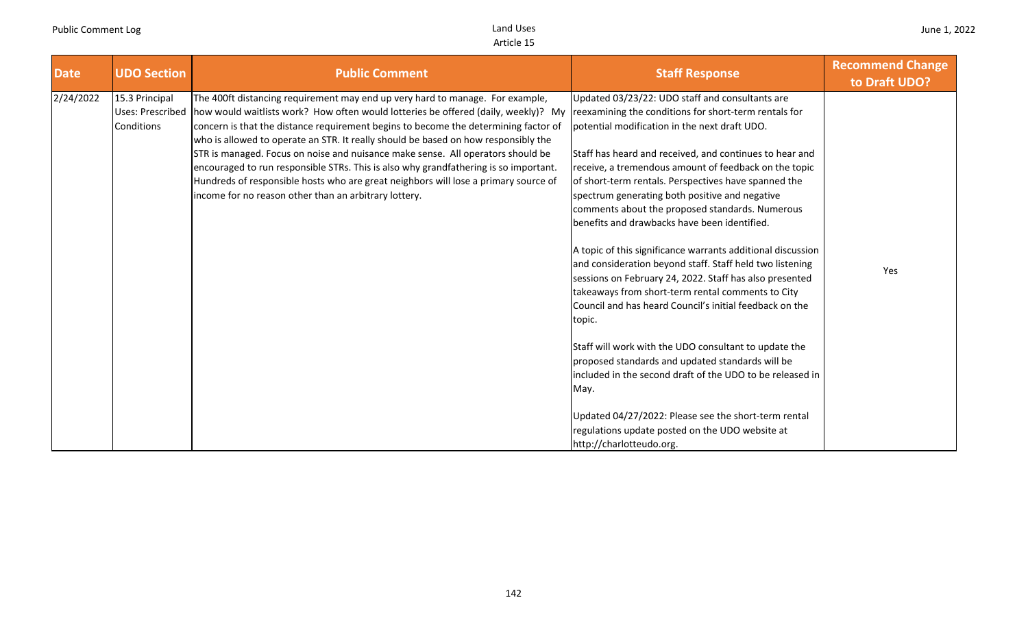| Date | UDO Section | Public Comment | Staff Response | Recommend Change to Draft UDO? |
|---|---|---|---|---|
| 2/24/2022 | 15.3 Principal Uses: Prescribed Conditions | The 400ft distancing requirement may end up very hard to manage. For example, how would waitlists work? How often would lotteries be offered (daily, weekly)? My concern is that the distance requirement begins to become the determining factor of who is allowed to operate an STR. It really should be based on how responsibly the STR is managed. Focus on noise and nuisance make sense. All operators should be encouraged to run responsible STRs. This is also why grandfathering is so important. Hundreds of responsible hosts who are great neighbors will lose a primary source of income for no reason other than an arbitrary lottery. | Updated 03/23/22: UDO staff and consultants are reexamining the conditions for short-term rentals for potential modification in the next draft UDO.<br><br>Staff has heard and received, and continues to hear and receive, a tremendous amount of feedback on the topic of short-term rentals. Perspectives have spanned the spectrum generating both positive and negative comments about the proposed standards. Numerous benefits and drawbacks have been identified.<br><br>A topic of this significance warrants additional discussion and consideration beyond staff. Staff held two listening sessions on February 24, 2022. Staff has also presented takeaways from short-term rental comments to City Council and has heard Council's initial feedback on the topic.<br><br>Staff will work with the UDO consultant to update the proposed standards and updated standards will be included in the second draft of the UDO to be released in May.<br><br>Updated 04/27/2022: Please see the short-term rental regulations update posted on the UDO website at http://charlotteudo.org. | Yes |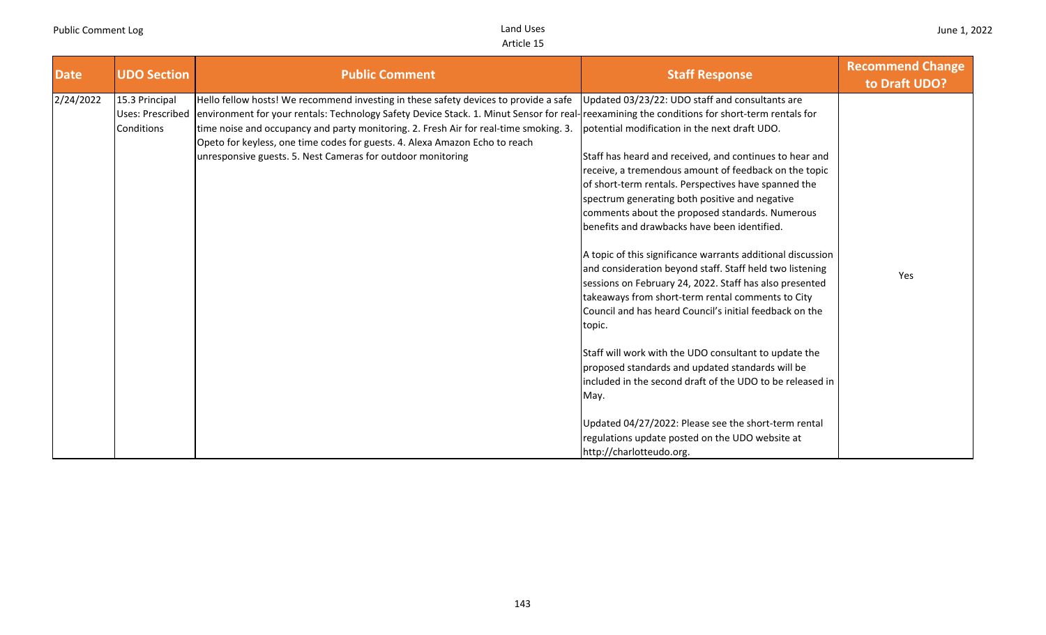| Date | UDO Section | Public Comment | Staff Response | Recommend Change to Draft UDO? |
|---|---|---|---|---|
| 2/24/2022 | 15.3 Principal Uses: Prescribed Conditions | Hello fellow hosts! We recommend investing in these safety devices to provide a safe environment for your rentals: Technology Safety Device Stack. 1. Minut Sensor for real-time noise and occupancy and party monitoring. 2. Fresh Air for real-time smoking. 3. Opeto for keyless, one time codes for guests. 4. Alexa Amazon Echo to reach unresponsive guests. 5. Nest Cameras for outdoor monitoring | Updated 03/23/22: UDO staff and consultants are reexamining the conditions for short-term rentals for potential modification in the next draft UDO.<br><br>Staff has heard and received, and continues to hear and receive, a tremendous amount of feedback on the topic of short-term rentals. Perspectives have spanned the spectrum generating both positive and negative comments about the proposed standards. Numerous benefits and drawbacks have been identified.<br><br>A topic of this significance warrants additional discussion and consideration beyond staff. Staff held two listening sessions on February 24, 2022. Staff has also presented takeaways from short-term rental comments to City Council and has heard Council's initial feedback on the topic.<br><br>Staff will work with the UDO consultant to update the proposed standards and updated standards will be included in the second draft of the UDO to be released in May.<br><br>Updated 04/27/2022: Please see the short-term rental regulations update posted on the UDO website at http://charlotteudo.org. | Yes |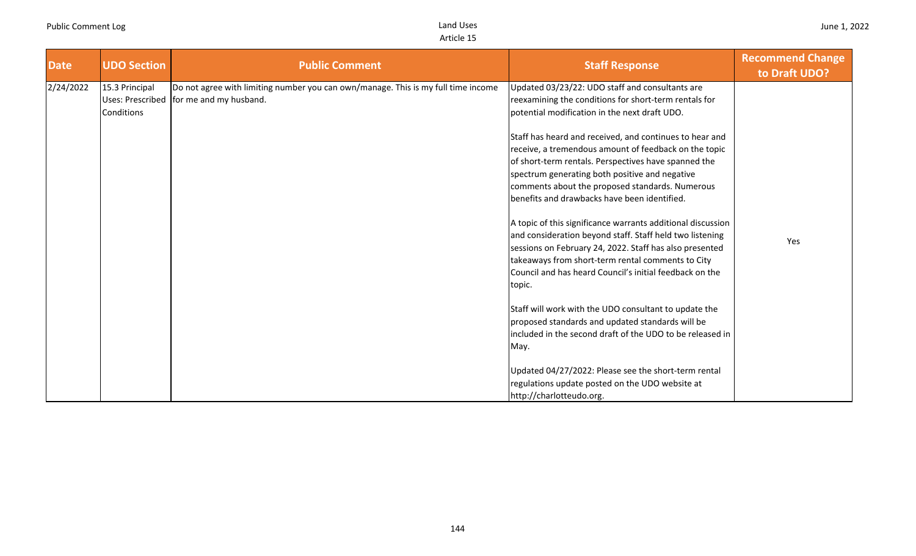| Date | UDO Section | Public Comment | Staff Response | Recommend Change to Draft UDO? |
|---|---|---|---|---|
| 2/24/2022 | 15.3 Principal Uses: Prescribed Conditions | Do not agree with limiting number you can own/manage. This is my full time income for me and my husband. | Updated 03/23/22: UDO staff and consultants are reexamining the conditions for short-term rentals for potential modification in the next draft UDO.<br><br>Staff has heard and received, and continues to hear and receive, a tremendous amount of feedback on the topic of short-term rentals. Perspectives have spanned the spectrum generating both positive and negative comments about the proposed standards. Numerous benefits and drawbacks have been identified.<br><br>A topic of this significance warrants additional discussion and consideration beyond staff. Staff held two listening sessions on February 24, 2022. Staff has also presented takeaways from short-term rental comments to City Council and has heard Council's initial feedback on the topic.<br><br>Staff will work with the UDO consultant to update the proposed standards and updated standards will be included in the second draft of the UDO to be released in May.<br><br>Updated 04/27/2022: Please see the short-term rental regulations update posted on the UDO website at http://charlotteudo.org. | Yes |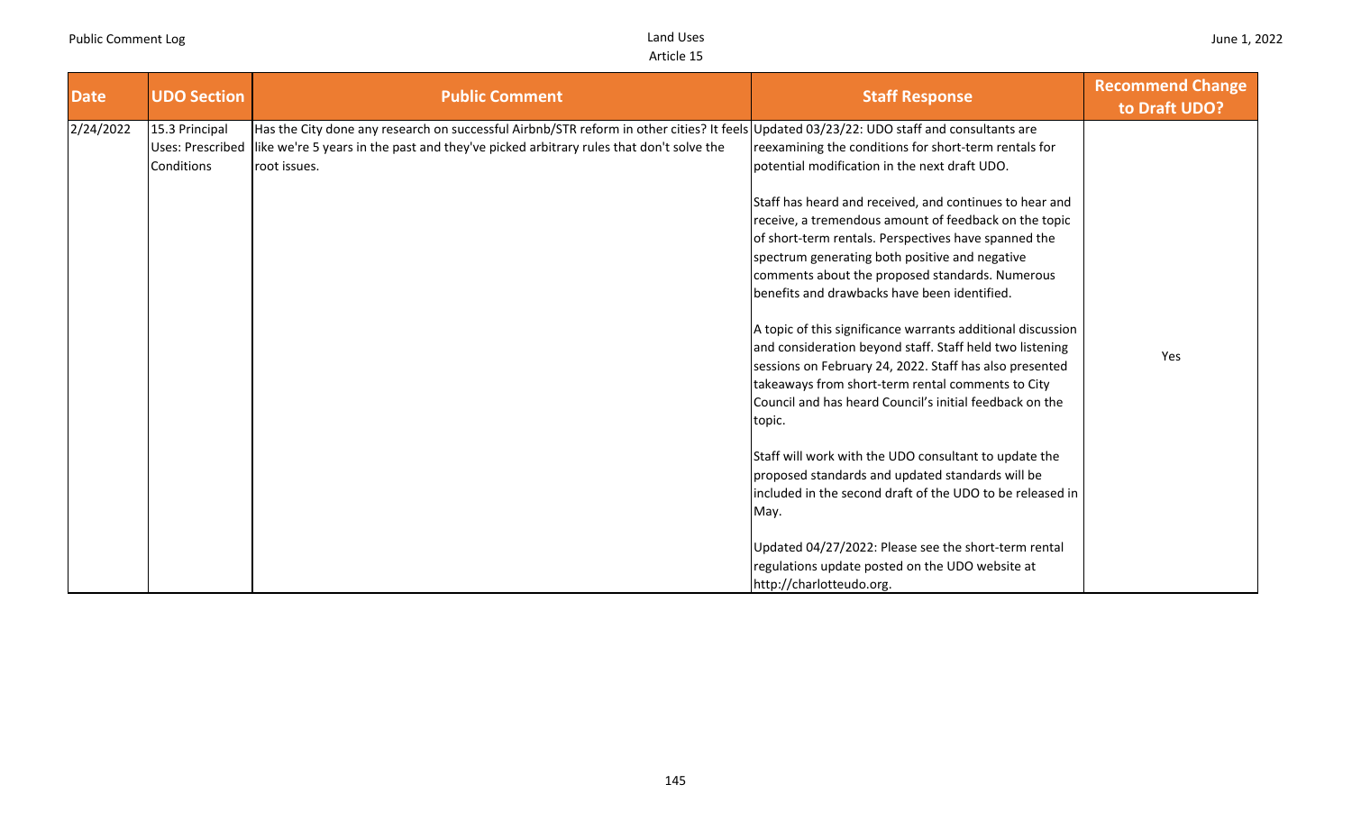| Date | UDO Section | Public Comment | Staff Response | Recommend Change to Draft UDO? |
|---|---|---|---|---|
| 2/24/2022 | 15.3 Principal Uses: Prescribed Conditions | Has the City done any research on successful Airbnb/STR reform in other cities? It feels like we're 5 years in the past and they've picked arbitrary rules that don't solve the root issues. | Updated 03/23/22: UDO staff and consultants are reexamining the conditions for short-term rentals for potential modification in the next draft UDO.<br><br>Staff has heard and received, and continues to hear and receive, a tremendous amount of feedback on the topic of short-term rentals. Perspectives have spanned the spectrum generating both positive and negative comments about the proposed standards. Numerous benefits and drawbacks have been identified.<br><br>A topic of this significance warrants additional discussion and consideration beyond staff. Staff held two listening sessions on February 24, 2022. Staff has also presented takeaways from short-term rental comments to City Council and has heard Council's initial feedback on the topic.<br><br>Staff will work with the UDO consultant to update the proposed standards and updated standards will be included in the second draft of the UDO to be released in May.<br><br>Updated 04/27/2022: Please see the short-term rental regulations update posted on the UDO website at http://charlotteudo.org. | Yes |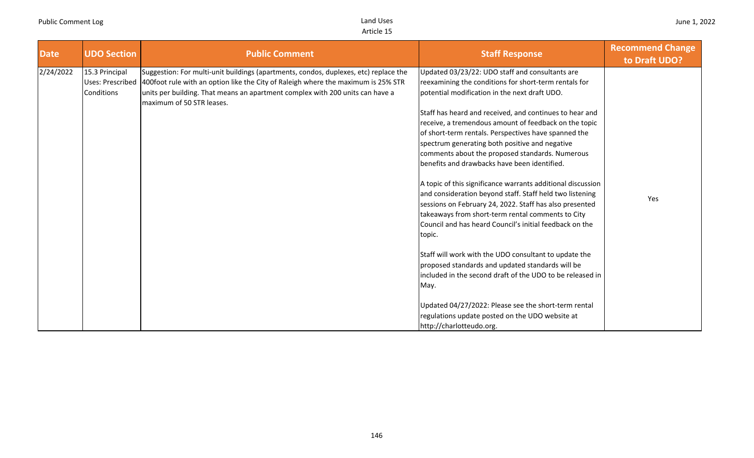| Date | UDO Section | Public Comment | Staff Response | Recommend Change to Draft UDO? |
|---|---|---|---|---|
| 2/24/2022 | 15.3 Principal Uses: Prescribed Conditions | Suggestion: For multi-unit buildings (apartments, condos, duplexes, etc) replace the 400foot rule with an option like the City of Raleigh where the maximum is 25% STR units per building. That means an apartment complex with 200 units can have a maximum of 50 STR leases. | Updated 03/23/22: UDO staff and consultants are reexamining the conditions for short-term rentals for potential modification in the next draft UDO.<br><br>Staff has heard and received, and continues to hear and receive, a tremendous amount of feedback on the topic of short-term rentals. Perspectives have spanned the spectrum generating both positive and negative comments about the proposed standards. Numerous benefits and drawbacks have been identified.<br><br>A topic of this significance warrants additional discussion and consideration beyond staff. Staff held two listening sessions on February 24, 2022. Staff has also presented takeaways from short-term rental comments to City Council and has heard Council's initial feedback on the topic.<br><br>Staff will work with the UDO consultant to update the proposed standards and updated standards will be included in the second draft of the UDO to be released in May.<br><br>Updated 04/27/2022: Please see the short-term rental regulations update posted on the UDO website at http://charlotteudo.org. | Yes |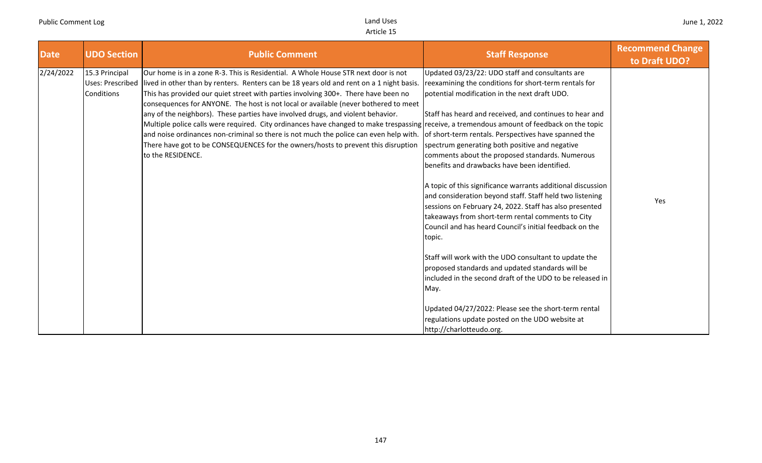| Date | UDO Section | Public Comment | Staff Response | Recommend Change to Draft UDO? |
|---|---|---|---|---|
| 2/24/2022 | 15.3 Principal Uses: Prescribed Conditions | Our home is in a zone R-3. This is Residential. A Whole House STR next door is not lived in other than by renters. Renters can be 18 years old and rent on a 1 night basis. This has provided our quiet street with parties involving 300+. There have been no consequences for ANYONE. The host is not local or available (never bothered to meet any of the neighbors). These parties have involved drugs, and violent behavior. Multiple police calls were required. City ordinances have changed to make trespassing and noise ordinances non-criminal so there is not much the police can even help with. There have got to be CONSEQUENCES for the owners/hosts to prevent this disruption to the RESIDENCE. | Updated 03/23/22: UDO staff and consultants are reexamining the conditions for short-term rentals for potential modification in the next draft UDO.<br><br>Staff has heard and received, and continues to hear and receive, a tremendous amount of feedback on the topic of short-term rentals. Perspectives have spanned the spectrum generating both positive and negative comments about the proposed standards. Numerous benefits and drawbacks have been identified.<br><br>A topic of this significance warrants additional discussion and consideration beyond staff. Staff held two listening sessions on February 24, 2022. Staff has also presented takeaways from short-term rental comments to City Council and has heard Council's initial feedback on the topic.<br><br>Staff will work with the UDO consultant to update the proposed standards and updated standards will be included in the second draft of the UDO to be released in May.<br><br>Updated 04/27/2022: Please see the short-term rental regulations update posted on the UDO website at http://charlotteudo.org. | Yes |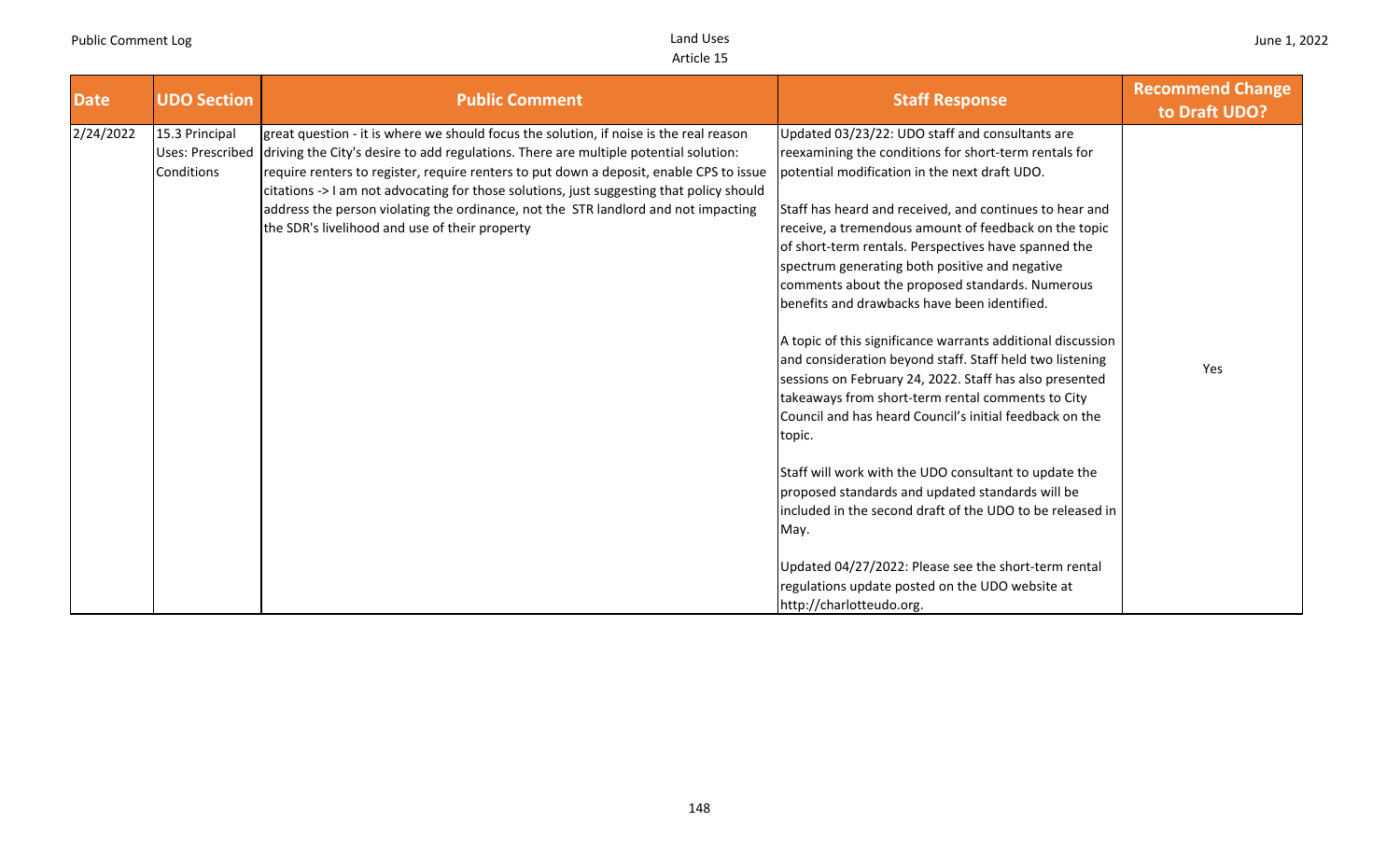| Date | UDO Section | Public Comment | Staff Response | Recommend Change to Draft UDO? |
|---|---|---|---|---|
| 2/24/2022 | 15.3 Principal Uses: Prescribed Conditions | great question - it is where we should focus the solution, if noise is the real reason driving the City's desire to add regulations. There are multiple potential solution: require renters to register, require renters to put down a deposit, enable CPS to issue citations -> I am not advocating for those solutions, just suggesting that policy should address the person violating the ordinance, not the STR landlord and not impacting the SDR's livelihood and use of their property | Updated 03/23/22: UDO staff and consultants are reexamining the conditions for short-term rentals for potential modification in the next draft UDO.<br><br>Staff has heard and received, and continues to hear and receive, a tremendous amount of feedback on the topic of short-term rentals. Perspectives have spanned the spectrum generating both positive and negative comments about the proposed standards. Numerous benefits and drawbacks have been identified.<br><br>A topic of this significance warrants additional discussion and consideration beyond staff. Staff held two listening sessions on February 24, 2022. Staff has also presented takeaways from short-term rental comments to City Council and has heard Council's initial feedback on the topic.<br><br>Staff will work with the UDO consultant to update the proposed standards and updated standards will be included in the second draft of the UDO to be released in May.<br><br>Updated 04/27/2022: Please see the short-term rental regulations update posted on the UDO website at http://charlotteudo.org. | Yes |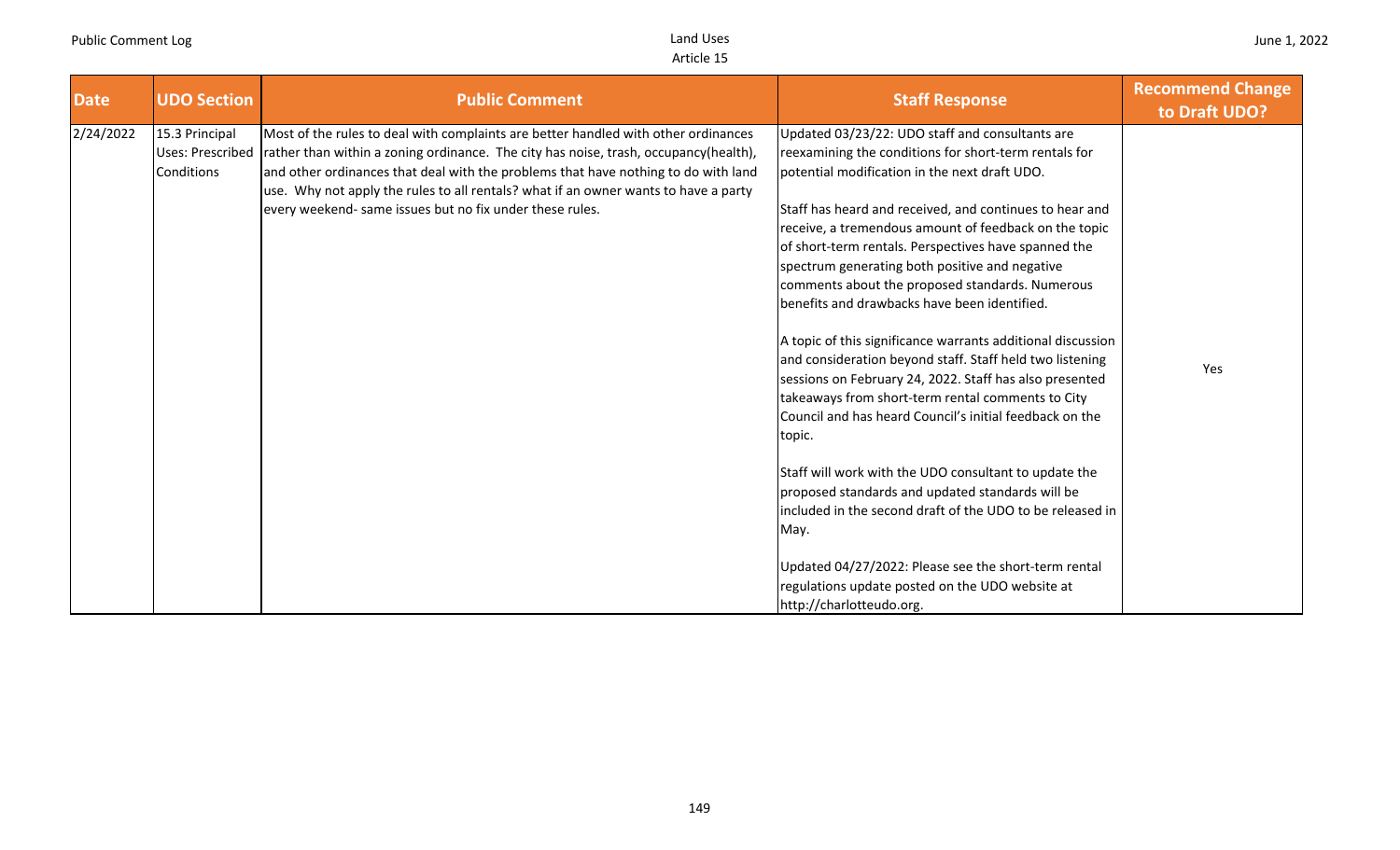| Date | UDO Section | Public Comment | Staff Response | Recommend Change to Draft UDO? |
|---|---|---|---|---|
| 2/24/2022 | 15.3 Principal Uses: Prescribed Conditions | Most of the rules to deal with complaints are better handled with other ordinances rather than within a zoning ordinance. The city has noise, trash, occupancy(health), and other ordinances that deal with the problems that have nothing to do with land use. Why not apply the rules to all rentals? what if an owner wants to have a party every weekend- same issues but no fix under these rules. | Updated 03/23/22: UDO staff and consultants are reexamining the conditions for short-term rentals for potential modification in the next draft UDO.<br><br>Staff has heard and received, and continues to hear and receive, a tremendous amount of feedback on the topic of short-term rentals. Perspectives have spanned the spectrum generating both positive and negative comments about the proposed standards. Numerous benefits and drawbacks have been identified.<br><br>A topic of this significance warrants additional discussion and consideration beyond staff. Staff held two listening sessions on February 24, 2022. Staff has also presented takeaways from short-term rental comments to City Council and has heard Council's initial feedback on the topic.<br><br>Staff will work with the UDO consultant to update the proposed standards and updated standards will be included in the second draft of the UDO to be released in May.<br><br>Updated 04/27/2022: Please see the short-term rental regulations update posted on the UDO website at http://charlotteudo.org. | Yes |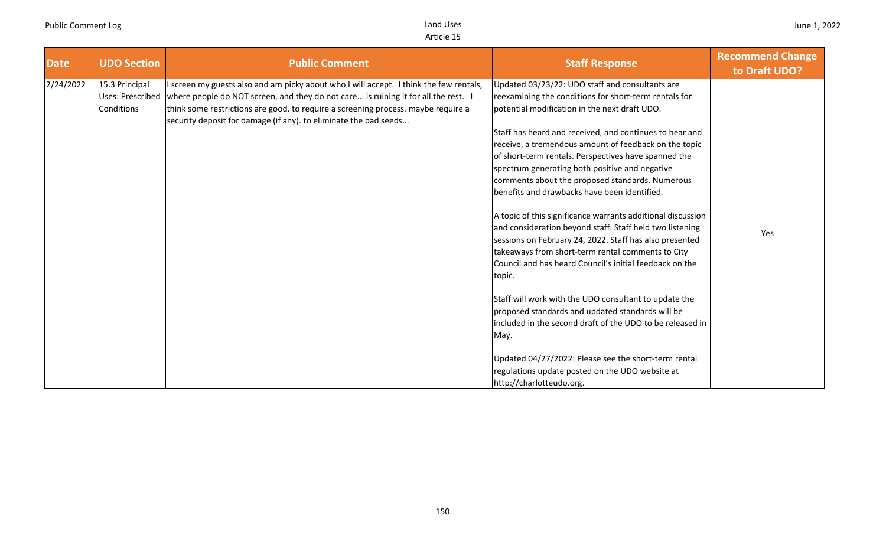| Date | UDO Section | Public Comment | Staff Response | Recommend Change to Draft UDO? |
|---|---|---|---|---|
| 2/24/2022 | 15.3 Principal Uses: Prescribed Conditions | I screen my guests also and am picky about who I will accept. I think the few rentals, where people do NOT screen, and they do not care... is ruining it for all the rest. I think some restrictions are good. to require a screening process. maybe require a security deposit for damage (if any). to eliminate the bad seeds... | Updated 03/23/22: UDO staff and consultants are reexamining the conditions for short-term rentals for potential modification in the next draft UDO.<br><br>Staff has heard and received, and continues to hear and receive, a tremendous amount of feedback on the topic of short-term rentals. Perspectives have spanned the spectrum generating both positive and negative comments about the proposed standards. Numerous benefits and drawbacks have been identified.<br><br>A topic of this significance warrants additional discussion and consideration beyond staff. Staff held two listening sessions on February 24, 2022. Staff has also presented takeaways from short-term rental comments to City Council and has heard Council's initial feedback on the topic.<br><br>Staff will work with the UDO consultant to update the proposed standards and updated standards will be included in the second draft of the UDO to be released in May.<br><br>Updated 04/27/2022: Please see the short-term rental regulations update posted on the UDO website at http://charlotteudo.org. | Yes |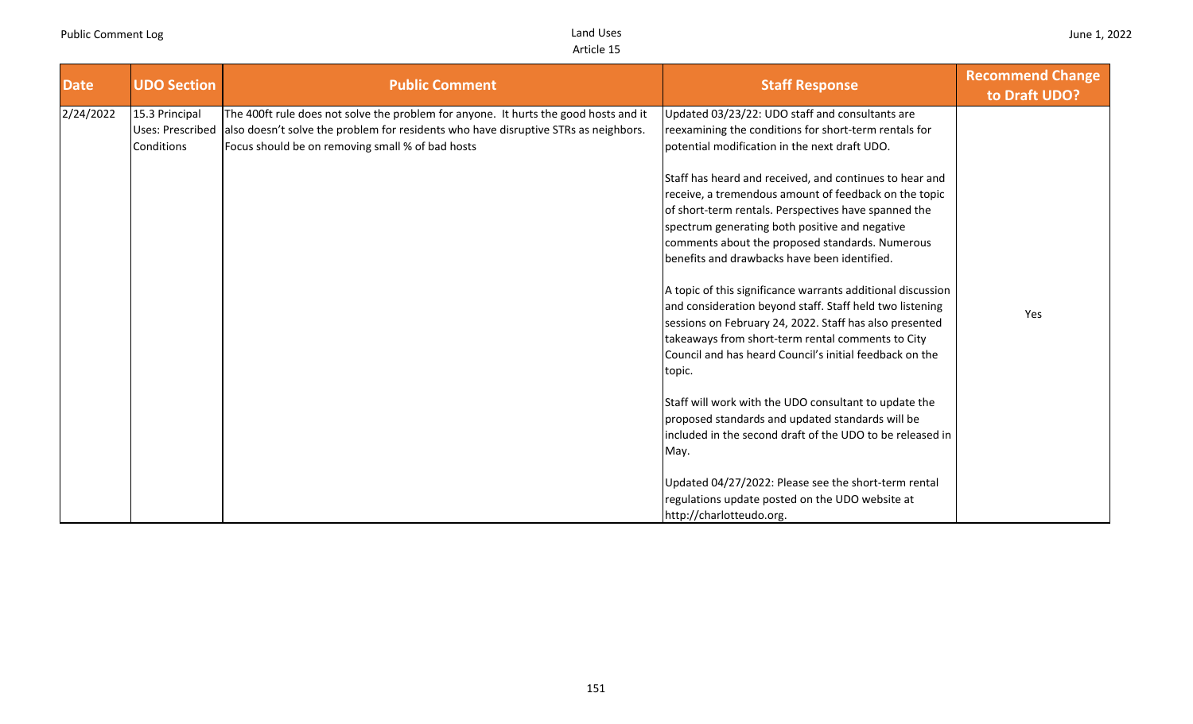| Date | UDO Section | Public Comment | Staff Response | Recommend Change to Draft UDO? |
| --- | --- | --- | --- | --- |
| 2/24/2022 | 15.3 Principal Uses: Prescribed Conditions | The 400ft rule does not solve the problem for anyone. It hurts the good hosts and it also doesn't solve the problem for residents who have disruptive STRs as neighbors. Focus should be on removing small % of bad hosts | Updated 03/23/22: UDO staff and consultants are reexamining the conditions for short-term rentals for potential modification in the next draft UDO.<br><br>Staff has heard and received, and continues to hear and receive, a tremendous amount of feedback on the topic of short-term rentals. Perspectives have spanned the spectrum generating both positive and negative comments about the proposed standards. Numerous benefits and drawbacks have been identified.<br><br>A topic of this significance warrants additional discussion and consideration beyond staff. Staff held two listening sessions on February 24, 2022. Staff has also presented takeaways from short-term rental comments to City Council and has heard Council's initial feedback on the topic.<br><br>Staff will work with the UDO consultant to update the proposed standards and updated standards will be included in the second draft of the UDO to be released in May.<br><br>Updated 04/27/2022: Please see the short-term rental regulations update posted on the UDO website at http://charlotteudo.org. | Yes |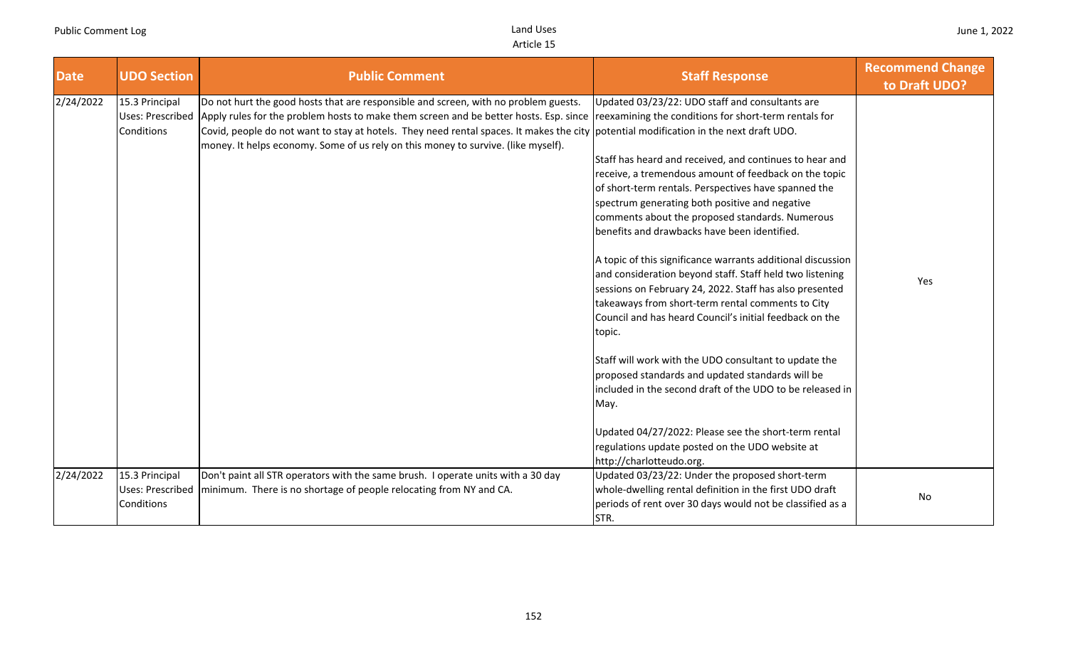| Date | UDO Section | Public Comment | Staff Response | Recommend Change to Draft UDO? |
|---|---|---|---|---|
| 2/24/2022 | 15.3 Principal Uses: Prescribed Conditions | Do not hurt the good hosts that are responsible and screen, with no problem guests. Apply rules for the problem hosts to make them screen and be better hosts. Esp. since Covid, people do not want to stay at hotels. They need rental spaces. It makes the city money. It helps economy. Some of us rely on this money to survive. (like myself). | Updated 03/23/22: UDO staff and consultants are reexamining the conditions for short-term rentals for potential modification in the next draft UDO.<br><br>Staff has heard and received, and continues to hear and receive, a tremendous amount of feedback on the topic of short-term rentals. Perspectives have spanned the spectrum generating both positive and negative comments about the proposed standards. Numerous benefits and drawbacks have been identified.<br><br>A topic of this significance warrants additional discussion and consideration beyond staff. Staff held two listening sessions on February 24, 2022. Staff has also presented takeaways from short-term rental comments to City Council and has heard Council's initial feedback on the topic.<br><br>Staff will work with the UDO consultant to update the proposed standards and updated standards will be included in the second draft of the UDO to be released in May.<br><br>Updated 04/27/2022: Please see the short-term rental regulations update posted on the UDO website at http://charlotteudo.org. | Yes |
| 2/24/2022 | 15.3 Principal Uses: Prescribed Conditions | Don't paint all STR operators with the same brush. I operate units with a 30 day minimum. There is no shortage of people relocating from NY and CA. | Updated 03/23/22: Under the proposed short-term whole-dwelling rental definition in the first UDO draft periods of rent over 30 days would not be classified as a STR. | No |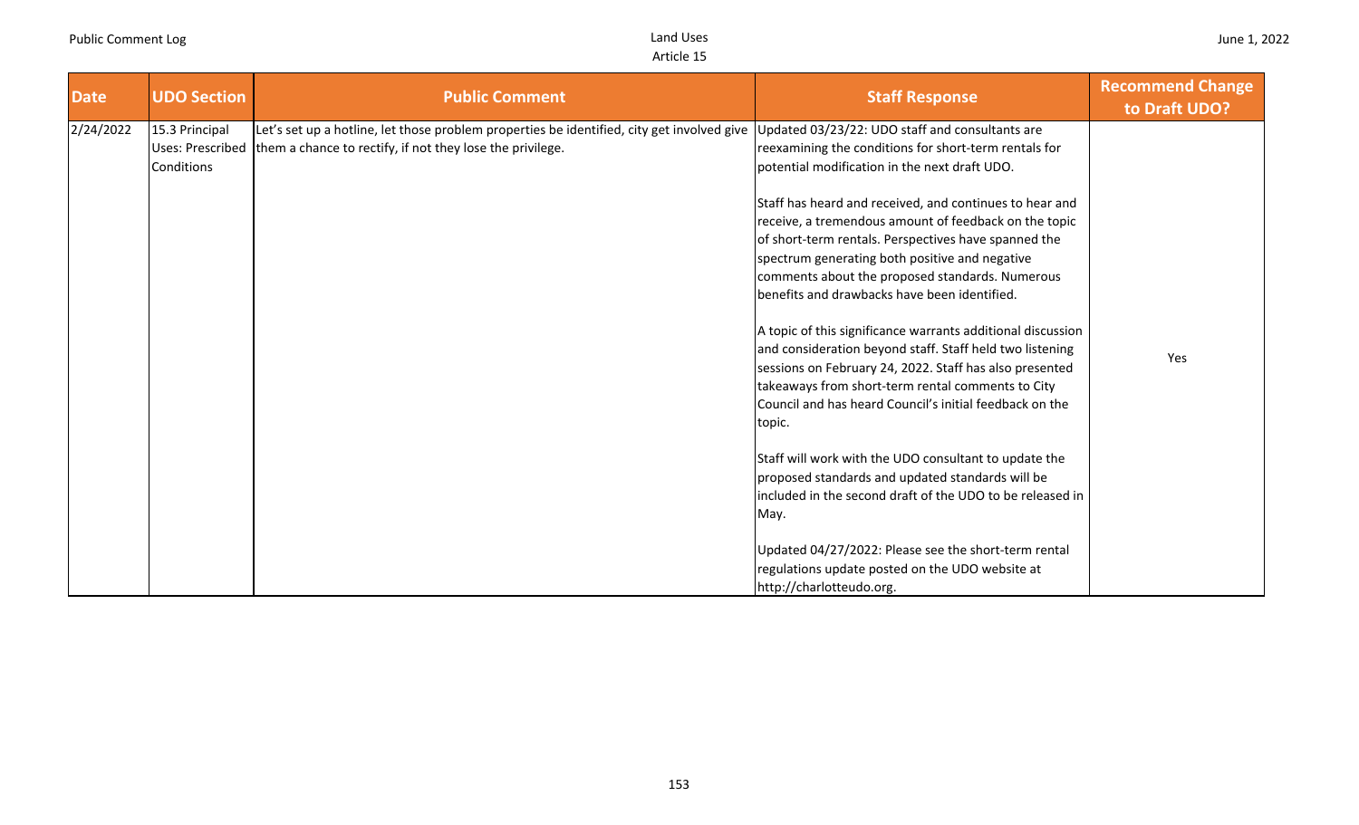| Date | UDO Section | Public Comment | Staff Response | Recommend Change to Draft UDO? |
| --- | --- | --- | --- | --- |
| 2/24/2022 | 15.3 Principal Uses: Prescribed Conditions | Let's set up a hotline, let those problem properties be identified, city get involved give them a chance to rectify, if not they lose the privilege. | Updated 03/23/22: UDO staff and consultants are reexamining the conditions for short-term rentals for potential modification in the next draft UDO.<br><br>Staff has heard and received, and continues to hear and receive, a tremendous amount of feedback on the topic of short-term rentals. Perspectives have spanned the spectrum generating both positive and negative comments about the proposed standards. Numerous benefits and drawbacks have been identified.<br><br>A topic of this significance warrants additional discussion and consideration beyond staff. Staff held two listening sessions on February 24, 2022. Staff has also presented takeaways from short-term rental comments to City Council and has heard Council's initial feedback on the topic.<br><br>Staff will work with the UDO consultant to update the proposed standards and updated standards will be included in the second draft of the UDO to be released in May.<br><br>Updated 04/27/2022: Please see the short-term rental regulations update posted on the UDO website at http://charlotteudo.org. | Yes |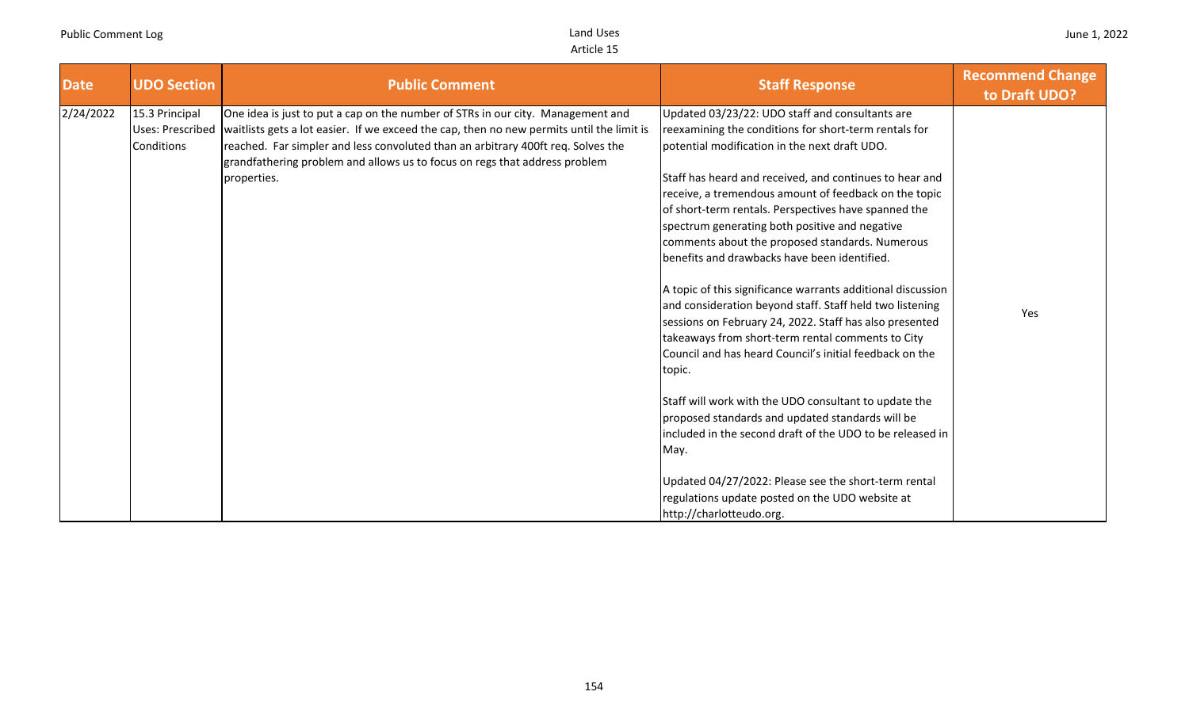| Date | UDO Section | Public Comment | Staff Response | Recommend Change to Draft UDO? |
|---|---|---|---|---|
| 2/24/2022 | 15.3 Principal Uses: Prescribed Conditions | One idea is just to put a cap on the number of STRs in our city. Management and waitlists gets a lot easier. If we exceed the cap, then no new permits until the limit is reached. Far simpler and less convoluted than an arbitrary 400ft req. Solves the grandfathering problem and allows us to focus on regs that address problem properties. | Updated 03/23/22: UDO staff and consultants are reexamining the conditions for short-term rentals for potential modification in the next draft UDO.<br><br>Staff has heard and received, and continues to hear and receive, a tremendous amount of feedback on the topic of short-term rentals. Perspectives have spanned the spectrum generating both positive and negative comments about the proposed standards. Numerous benefits and drawbacks have been identified.<br><br>A topic of this significance warrants additional discussion and consideration beyond staff. Staff held two listening sessions on February 24, 2022. Staff has also presented takeaways from short-term rental comments to City Council and has heard Council's initial feedback on the topic.<br><br>Staff will work with the UDO consultant to update the proposed standards and updated standards will be included in the second draft of the UDO to be released in May.<br><br>Updated 04/27/2022: Please see the short-term rental regulations update posted on the UDO website at http://charlotteudo.org. | Yes |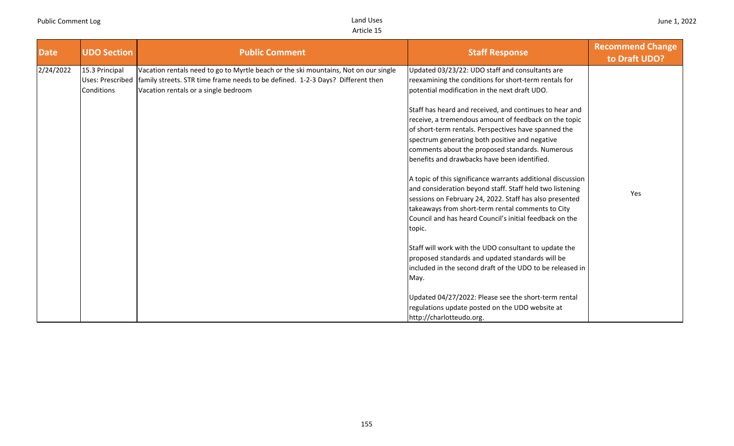| Date | UDO Section | Public Comment | Staff Response | Recommend Change to Draft UDO? |
|---|---|---|---|---|
| 2/24/2022 | 15.3 Principal Uses: Prescribed Conditions | Vacation rentals need to go to Myrtle beach or the ski mountains, Not on our single family streets. STR time frame needs to be defined. 1-2-3 Days? Different then Vacation rentals or a single bedroom | Updated 03/23/22: UDO staff and consultants are reexamining the conditions for short-term rentals for potential modification in the next draft UDO.<br><br>Staff has heard and received, and continues to hear and receive, a tremendous amount of feedback on the topic of short-term rentals. Perspectives have spanned the spectrum generating both positive and negative comments about the proposed standards. Numerous benefits and drawbacks have been identified.<br><br>A topic of this significance warrants additional discussion and consideration beyond staff. Staff held two listening sessions on February 24, 2022. Staff has also presented takeaways from short-term rental comments to City Council and has heard Council's initial feedback on the topic.<br><br>Staff will work with the UDO consultant to update the proposed standards and updated standards will be included in the second draft of the UDO to be released in May.<br><br>Updated 04/27/2022: Please see the short-term rental regulations update posted on the UDO website at http://charlotteudo.org. | Yes |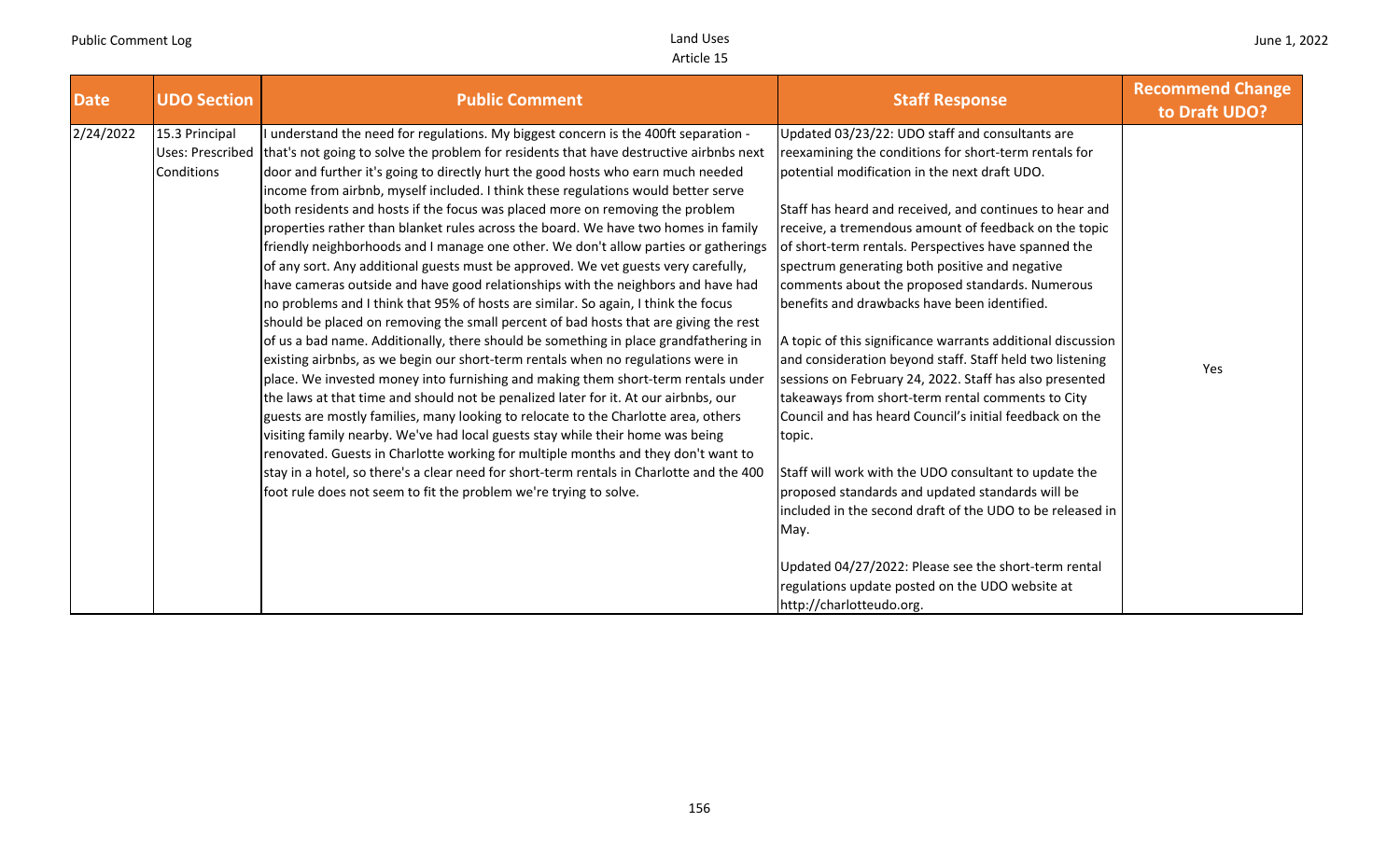| Date | UDO Section | Public Comment | Staff Response | Recommend Change to Draft UDO? |
|---|---|---|---|---|
| 2/24/2022 | 15.3 Principal Uses: Prescribed Conditions | I understand the need for regulations. My biggest concern is the 400ft separation - that's not going to solve the problem for residents that have destructive airbnbs next door and further it's going to directly hurt the good hosts who earn much needed income from airbnb, myself included. I think these regulations would better serve both residents and hosts if the focus was placed more on removing the problem properties rather than blanket rules across the board. We have two homes in family friendly neighborhoods and I manage one other. We don't allow parties or gatherings of any sort. Any additional guests must be approved. We vet guests very carefully, have cameras outside and have good relationships with the neighbors and have had no problems and I think that 95% of hosts are similar. So again, I think the focus should be placed on removing the small percent of bad hosts that are giving the rest of us a bad name. Additionally, there should be something in place grandfathering in existing airbnbs, as we begin our short-term rentals when no regulations were in place. We invested money into furnishing and making them short-term rentals under the laws at that time and should not be penalized later for it. At our airbnbs, our guests are mostly families, many looking to relocate to the Charlotte area, others visiting family nearby. We've had local guests stay while their home was being renovated. Guests in Charlotte working for multiple months and they don't want to stay in a hotel, so there's a clear need for short-term rentals in Charlotte and the 400 foot rule does not seem to fit the problem we're trying to solve. | Updated 03/23/22: UDO staff and consultants are reexamining the conditions for short-term rentals for potential modification in the next draft UDO.<br><br>Staff has heard and received, and continues to hear and receive, a tremendous amount of feedback on the topic of short-term rentals. Perspectives have spanned the spectrum generating both positive and negative comments about the proposed standards. Numerous benefits and drawbacks have been identified.<br><br>A topic of this significance warrants additional discussion and consideration beyond staff. Staff held two listening sessions on February 24, 2022. Staff has also presented takeaways from short-term rental comments to City Council and has heard Council's initial feedback on the topic.<br><br>Staff will work with the UDO consultant to update the proposed standards and updated standards will be included in the second draft of the UDO to be released in May.<br><br>Updated 04/27/2022: Please see the short-term rental regulations update posted on the UDO website at http://charlotteudo.org. | Yes |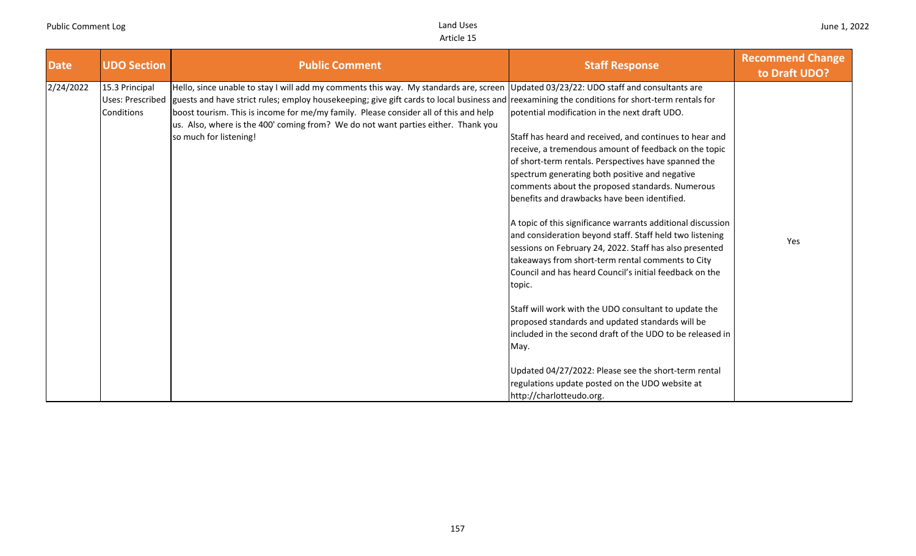| Date | UDO Section | Public Comment | Staff Response | Recommend Change to Draft UDO? |
|---|---|---|---|---|
| 2/24/2022 | 15.3 Principal Uses: Prescribed Conditions | Hello, since unable to stay I will add my comments this way. My standards are, screen guests and have strict rules; employ housekeeping; give gift cards to local business and boost tourism. This is income for me/my family. Please consider all of this and help us. Also, where is the 400' coming from? We do not want parties either. Thank you so much for listening! | Updated 03/23/22: UDO staff and consultants are reexamining the conditions for short-term rentals for potential modification in the next draft UDO.<br><br>Staff has heard and received, and continues to hear and receive, a tremendous amount of feedback on the topic of short-term rentals. Perspectives have spanned the spectrum generating both positive and negative comments about the proposed standards. Numerous benefits and drawbacks have been identified.<br><br>A topic of this significance warrants additional discussion and consideration beyond staff. Staff held two listening sessions on February 24, 2022. Staff has also presented takeaways from short-term rental comments to City Council and has heard Council's initial feedback on the topic.<br><br>Staff will work with the UDO consultant to update the proposed standards and updated standards will be included in the second draft of the UDO to be released in May.<br><br>Updated 04/27/2022: Please see the short-term rental regulations update posted on the UDO website at http://charlotteudo.org. | Yes |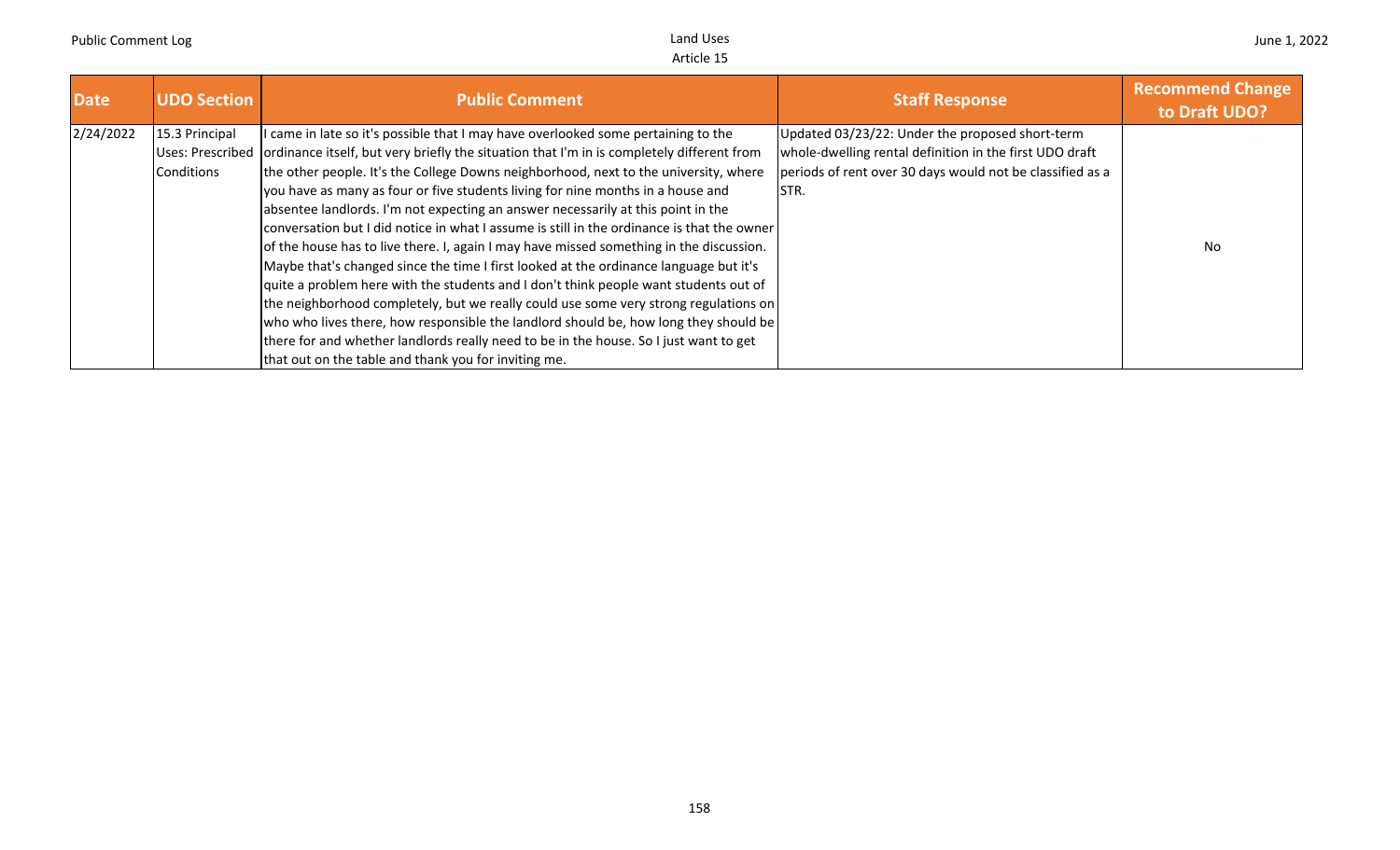| Date | UDO Section | Public Comment | Staff Response | Recommend Change to Draft UDO? |
| --- | --- | --- | --- | --- |
| 2/24/2022 | 15.3 Principal Uses: Prescribed Conditions | I came in late so it's possible that I may have overlooked some pertaining to the ordinance itself, but very briefly the situation that I'm in is completely different from the other people. It's the College Downs neighborhood, next to the university, where you have as many as four or five students living for nine months in a house and absentee landlords. I'm not expecting an answer necessarily at this point in the conversation but I did notice in what I assume is still in the ordinance is that the owner of the house has to live there. I, again I may have missed something in the discussion. Maybe that's changed since the time I first looked at the ordinance language but it's quite a problem here with the students and I don't think people want students out of the neighborhood completely, but we really could use some very strong regulations on who who lives there, how responsible the landlord should be, how long they should be there for and whether landlords really need to be in the house. So I just want to get that out on the table and thank you for inviting me. | Updated 03/23/22: Under the proposed short-term whole-dwelling rental definition in the first UDO draft periods of rent over 30 days would not be classified as a STR. | No |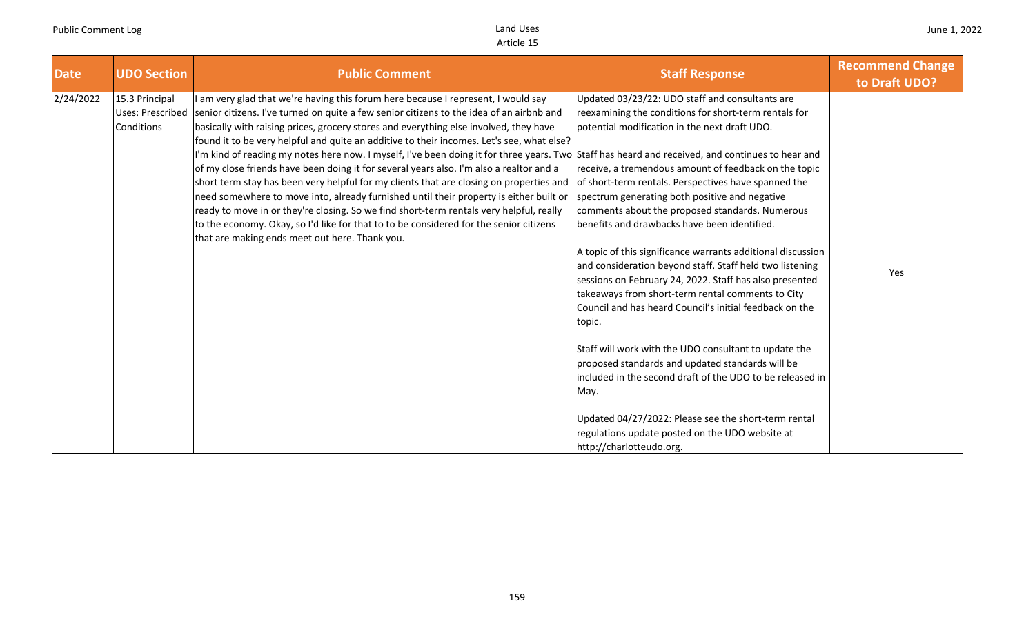| Date | UDO Section | Public Comment | Staff Response | Recommend Change to Draft UDO? |
|---|---|---|---|---|
| 2/24/2022 | 15.3 Principal Uses: Prescribed Conditions | I am very glad that we're having this forum here because I represent, I would say senior citizens. I've turned on quite a few senior citizens to the idea of an airbnb and basically with raising prices, grocery stores and everything else involved, they have found it to be very helpful and quite an additive to their incomes. Let's see, what else? I'm kind of reading my notes here now. I myself, I've been doing it for three years. Two of my close friends have been doing it for several years also. I'm also a realtor and a short term stay has been very helpful for my clients that are closing on properties and need somewhere to move into, already furnished until their property is either built or ready to move in or they're closing. So we find short-term rentals very helpful, really to the economy. Okay, so I'd like for that to to be considered for the senior citizens that are making ends meet out here. Thank you. | Updated 03/23/22: UDO staff and consultants are reexamining the conditions for short-term rentals for potential modification in the next draft UDO.<br><br>Staff has heard and received, and continues to hear and receive, a tremendous amount of feedback on the topic of short-term rentals. Perspectives have spanned the spectrum generating both positive and negative comments about the proposed standards. Numerous benefits and drawbacks have been identified.<br><br>A topic of this significance warrants additional discussion and consideration beyond staff. Staff held two listening sessions on February 24, 2022. Staff has also presented takeaways from short-term rental comments to City Council and has heard Council's initial feedback on the topic.<br><br>Staff will work with the UDO consultant to update the proposed standards and updated standards will be included in the second draft of the UDO to be released in May.<br><br>Updated 04/27/2022: Please see the short-term rental regulations update posted on the UDO website at http://charlotteudo.org. | Yes |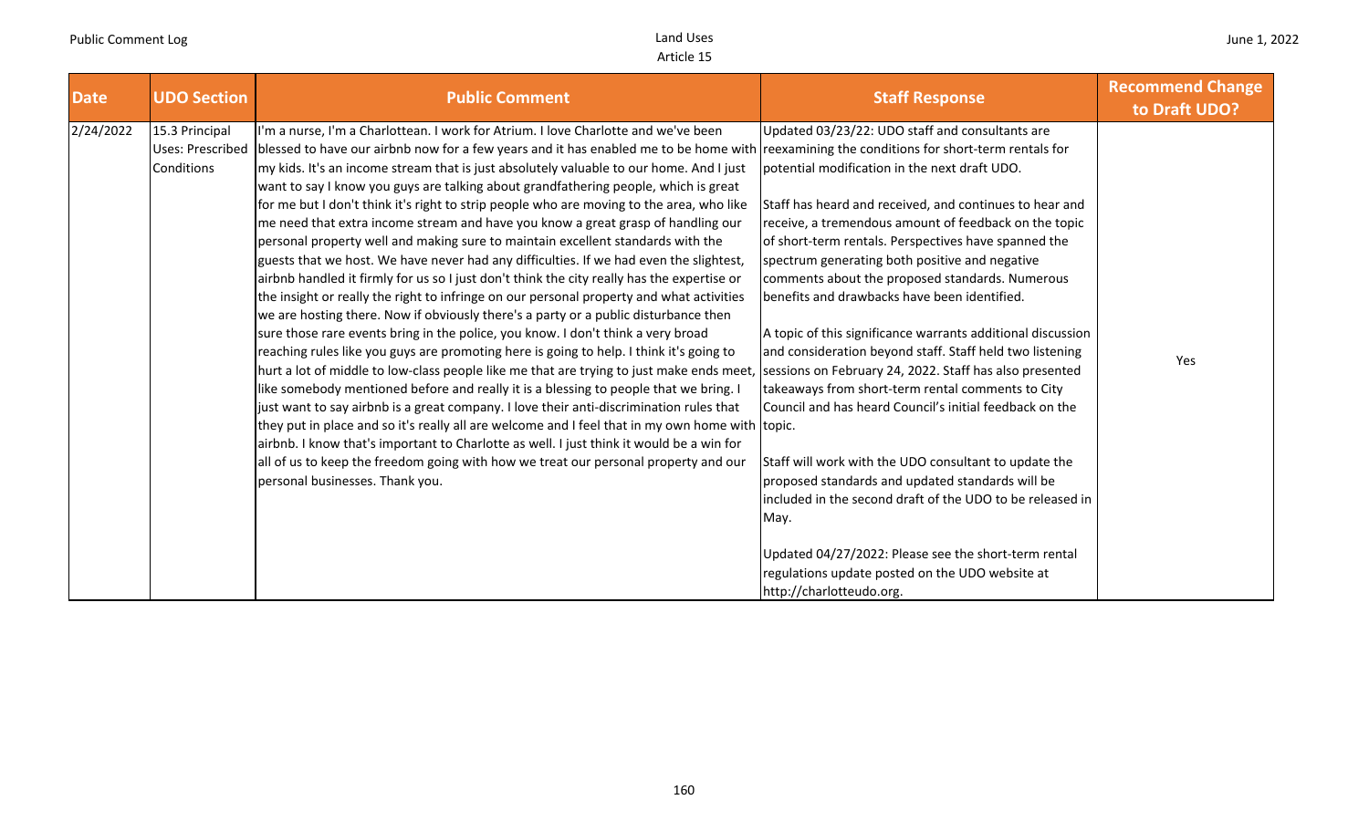| Date | UDO Section | Public Comment | Staff Response | Recommend Change to Draft UDO? |
|---|---|---|---|---|
| 2/24/2022 | 15.3 Principal Uses: Prescribed Conditions | I'm a nurse, I'm a Charlottean. I work for Atrium. I love Charlotte and we've been blessed to have our airbnb now for a few years and it has enabled me to be home with my kids. It's an income stream that is just absolutely valuable to our home. And I just want to say I know you guys are talking about grandfathering people, which is great for me but I don't think it's right to strip people who are moving to the area, who like me need that extra income stream and have you know a great grasp of handling our personal property well and making sure to maintain excellent standards with the guests that we host. We have never had any difficulties. If we had even the slightest, airbnb handled it firmly for us so I just don't think the city really has the expertise or the insight or really the right to infringe on our personal property and what activities we are hosting there. Now if obviously there's a party or a public disturbance then sure those rare events bring in the police, you know. I don't think a very broad reaching rules like you guys are promoting here is going to help. I think it's going to hurt a lot of middle to low-class people like me that are trying to just make ends meet, like somebody mentioned before and really it is a blessing to people that we bring. I just want to say airbnb is a great company. I love their anti-discrimination rules that they put in place and so it's really all are welcome and I feel that in my own home with airbnb. I know that's important to Charlotte as well. I just think it would be a win for all of us to keep the freedom going with how we treat our personal property and our personal businesses. Thank you. | Updated 03/23/22: UDO staff and consultants are reexamining the conditions for short-term rentals for potential modification in the next draft UDO.<br><br>Staff has heard and received, and continues to hear and receive, a tremendous amount of feedback on the topic of short-term rentals. Perspectives have spanned the spectrum generating both positive and negative comments about the proposed standards. Numerous benefits and drawbacks have been identified.<br><br>A topic of this significance warrants additional discussion and consideration beyond staff. Staff held two listening sessions on February 24, 2022. Staff has also presented takeaways from short-term rental comments to City Council and has heard Council's initial feedback on the topic.<br><br>Staff will work with the UDO consultant to update the proposed standards and updated standards will be included in the second draft of the UDO to be released in May.<br><br>Updated 04/27/2022: Please see the short-term rental regulations update posted on the UDO website at http://charlotteudo.org. | Yes |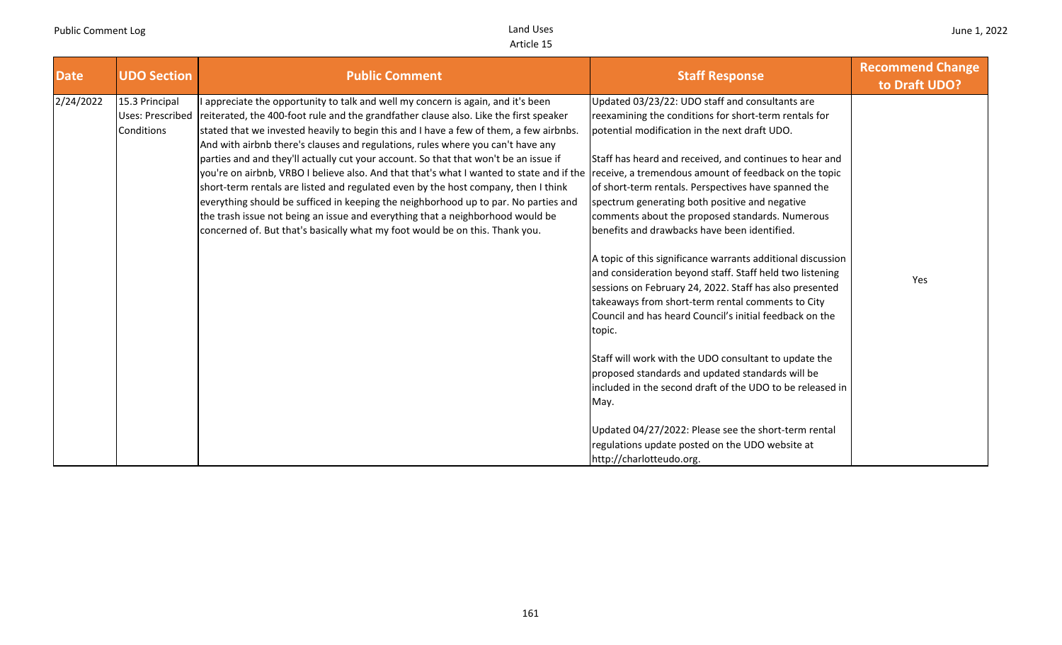| Date | UDO Section | Public Comment | Staff Response | Recommend Change to Draft UDO? |
|---|---|---|---|---|
| 2/24/2022 | 15.3 Principal Uses: Prescribed Conditions | I appreciate the opportunity to talk and well my concern is again, and it's been reiterated, the 400-foot rule and the grandfather clause also. Like the first speaker stated that we invested heavily to begin this and I have a few of them, a few airbnbs. And with airbnb there's clauses and regulations, rules where you can't have any parties and and they'll actually cut your account. So that that won't be an issue if you're on airbnb, VRBO I believe also. And that that's what I wanted to state and if the short-term rentals are listed and regulated even by the host company, then I think everything should be sufficed in keeping the neighborhood up to par. No parties and the trash issue not being an issue and everything that a neighborhood would be concerned of. But that's basically what my foot would be on this. Thank you. | Updated 03/23/22: UDO staff and consultants are reexamining the conditions for short-term rentals for potential modification in the next draft UDO.<br><br>Staff has heard and received, and continues to hear and receive, a tremendous amount of feedback on the topic of short-term rentals. Perspectives have spanned the spectrum generating both positive and negative comments about the proposed standards. Numerous benefits and drawbacks have been identified.<br><br>A topic of this significance warrants additional discussion and consideration beyond staff. Staff held two listening sessions on February 24, 2022. Staff has also presented takeaways from short-term rental comments to City Council and has heard Council's initial feedback on the topic.<br><br>Staff will work with the UDO consultant to update the proposed standards and updated standards will be included in the second draft of the UDO to be released in May.<br><br>Updated 04/27/2022: Please see the short-term rental regulations update posted on the UDO website at http://charlotteudo.org. | Yes |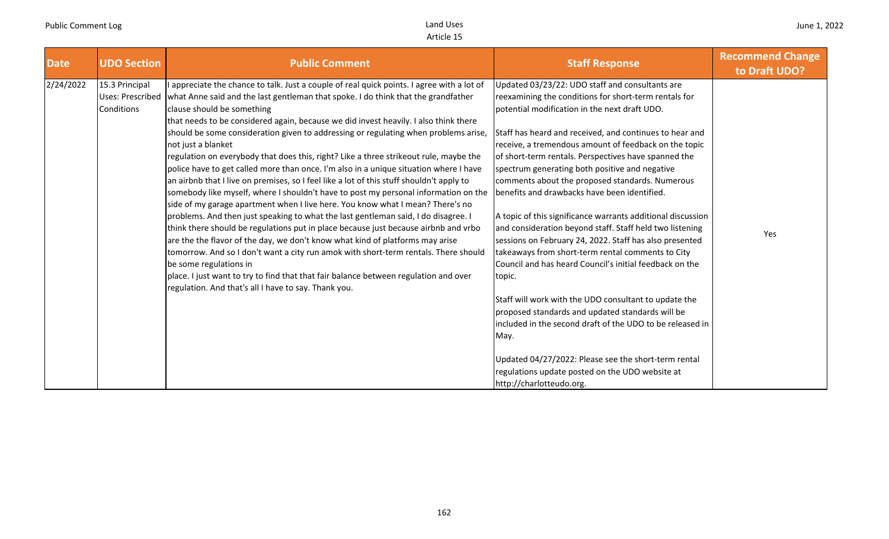| Date | UDO Section | Public Comment | Staff Response | Recommend Change to Draft UDO? |
|---|---|---|---|---|
| 2/24/2022 | 15.3 Principal Uses: Prescribed Conditions | I appreciate the chance to talk. Just a couple of real quick points. I agree with a lot of what Anne said and the last gentleman that spoke. I do think that the grandfather clause should be something that needs to be considered again, because we did invest heavily. I also think there should be some consideration given to addressing or regulating when problems arise, not just a blanket regulation on everybody that does this, right? Like a three strikeout rule, maybe the police have to get called more than once. I'm also in a unique situation where I have an airbnb that I live on premises, so I feel like a lot of this stuff shouldn't apply to somebody like myself, where I shouldn't have to post my personal information on the side of my garage apartment when I live here. You know what I mean? There's no problems. And then just speaking to what the last gentleman said, I do disagree. I think there should be regulations put in place because just because airbnb and vrbo are the the flavor of the day, we don't know what kind of platforms may arise tomorrow. And so I don't want a city run amok with short-term rentals. There should be some regulations in place. I just want to try to find that that fair balance between regulation and over regulation. And that's all I have to say. Thank you. | Updated 03/23/22: UDO staff and consultants are reexamining the conditions for short-term rentals for potential modification in the next draft UDO.<br><br>Staff has heard and received, and continues to hear and receive, a tremendous amount of feedback on the topic of short-term rentals. Perspectives have spanned the spectrum generating both positive and negative comments about the proposed standards. Numerous benefits and drawbacks have been identified.<br><br>A topic of this significance warrants additional discussion and consideration beyond staff. Staff held two listening sessions on February 24, 2022. Staff has also presented takeaways from short-term rental comments to City Council and has heard Council's initial feedback on the topic.<br><br>Staff will work with the UDO consultant to update the proposed standards and updated standards will be included in the second draft of the UDO to be released in May.<br><br>Updated 04/27/2022: Please see the short-term rental regulations update posted on the UDO website at http://charlotteudo.org. | Yes |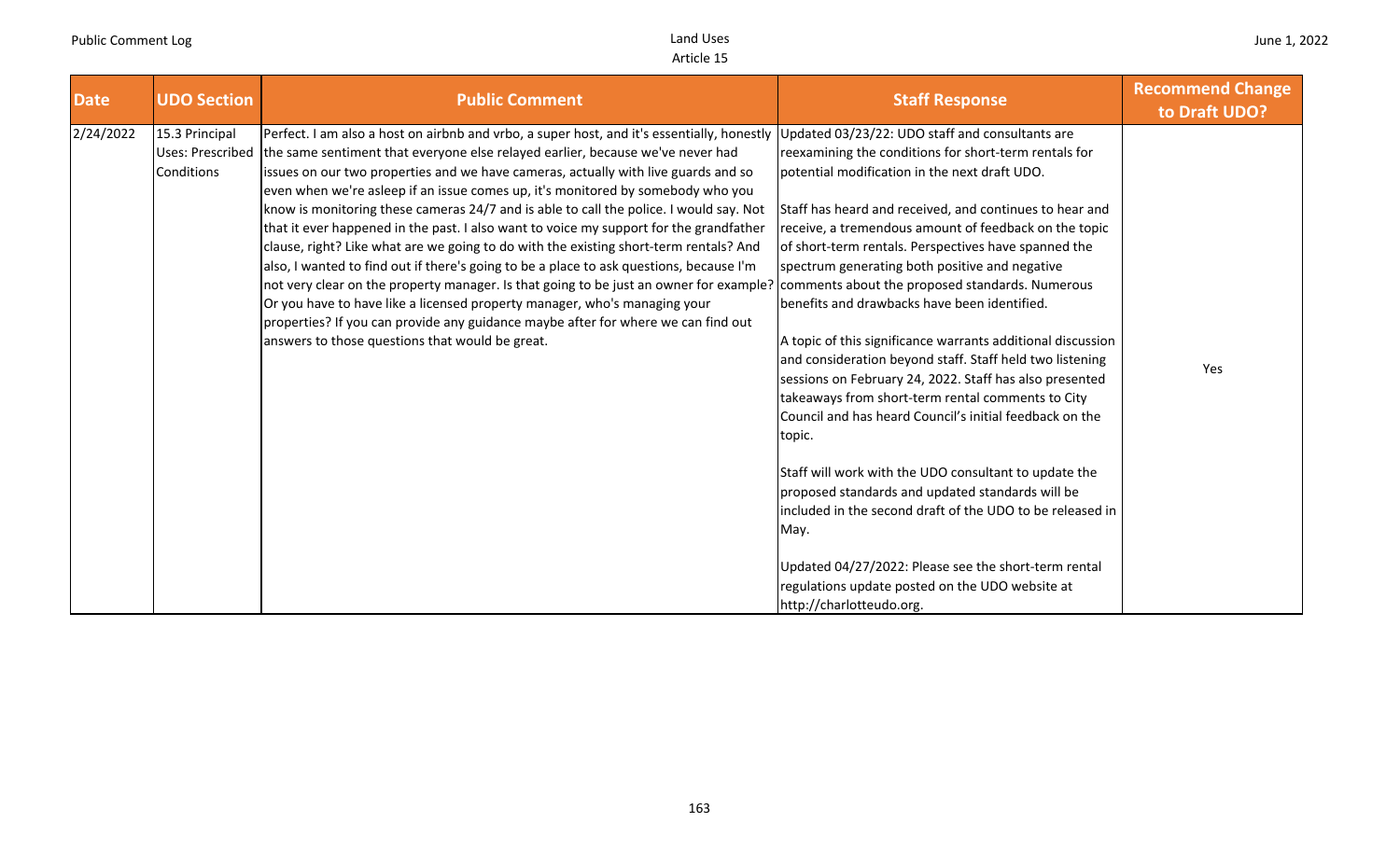| Date | UDO Section | Public Comment | Staff Response | Recommend Change to Draft UDO? |
|---|---|---|---|---|
| 2/24/2022 | 15.3 Principal Uses: Prescribed Conditions | Perfect. I am also a host on airbnb and vrbo, a super host, and it's essentially, honestly the same sentiment that everyone else relayed earlier, because we've never had issues on our two properties and we have cameras, actually with live guards and so even when we're asleep if an issue comes up, it's monitored by somebody who you know is monitoring these cameras 24/7 and is able to call the police. I would say. Not that it ever happened in the past. I also want to voice my support for the grandfather clause, right? Like what are we going to do with the existing short-term rentals? And also, I wanted to find out if there's going to be a place to ask questions, because I'm not very clear on the property manager. Is that going to be just an owner for example? Or you have to have like a licensed property manager, who's managing your properties? If you can provide any guidance maybe after for where we can find out answers to those questions that would be great. | Updated 03/23/22: UDO staff and consultants are reexamining the conditions for short-term rentals for potential modification in the next draft UDO.<br><br>Staff has heard and received, and continues to hear and receive, a tremendous amount of feedback on the topic of short-term rentals. Perspectives have spanned the spectrum generating both positive and negative comments about the proposed standards. Numerous benefits and drawbacks have been identified.<br><br>A topic of this significance warrants additional discussion and consideration beyond staff. Staff held two listening sessions on February 24, 2022. Staff has also presented takeaways from short-term rental comments to City Council and has heard Council's initial feedback on the topic.<br><br>Staff will work with the UDO consultant to update the proposed standards and updated standards will be included in the second draft of the UDO to be released in May.<br><br>Updated 04/27/2022: Please see the short-term rental regulations update posted on the UDO website at http://charlotteudo.org. | Yes |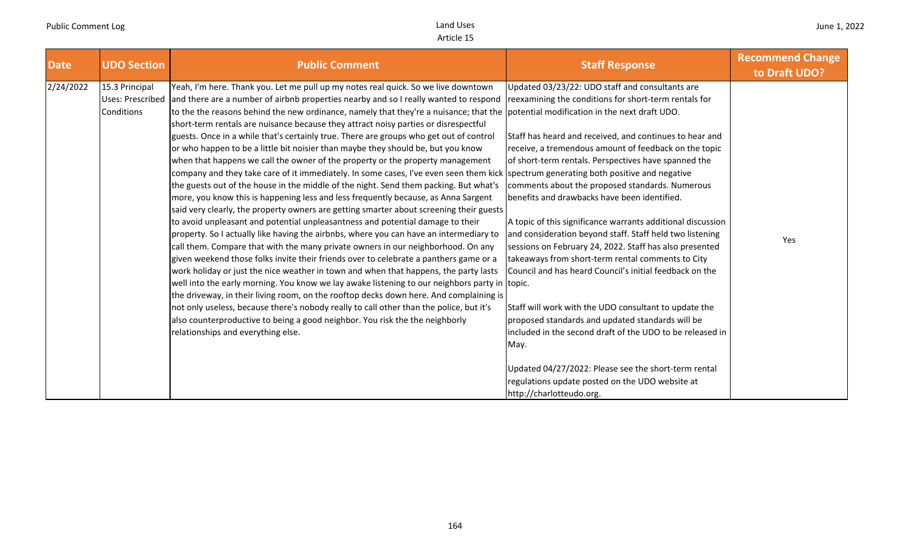| Date | UDO Section | Public Comment | Staff Response | Recommend Change to Draft UDO? |
| --- | --- | --- | --- | --- |
| 2/24/2022 | 15.3 Principal Uses: Prescribed Conditions | Yeah, I'm here. Thank you. Let me pull up my notes real quick. So we live downtown and there are a number of airbnb properties nearby and so I really wanted to respond to the the reasons behind the new ordinance, namely that they're a nuisance; that the short-term rentals are nuisance because they attract noisy parties or disrespectful guests. Once in a while that's certainly true. There are groups who get out of control or who happen to be a little bit noisier than maybe they should be, but you know when that happens we call the owner of the property or the property management company and they take care of it immediately. In some cases, I've even seen them kick the guests out of the house in the middle of the night. Send them packing. But what's more, you know this is happening less and less frequently because, as Anna Sargent said very clearly, the property owners are getting smarter about screening their guests to avoid unpleasant and potential unpleasantness and potential damage to their property. So I actually like having the airbnbs, where you can have an intermediary to call them. Compare that with the many private owners in our neighborhood. On any given weekend those folks invite their friends over to celebrate a panthers game or a work holiday or just the nice weather in town and when that happens, the party lasts well into the early morning. You know we lay awake listening to our neighbors party in the driveway, in their living room, on the rooftop decks down here. And complaining is not only useless, because there's nobody really to call other than the police, but it's also counterproductive to being a good neighbor. You risk the the neighborly relationships and everything else. | Updated 03/23/22: UDO staff and consultants are reexamining the conditions for short-term rentals for potential modification in the next draft UDO.<br><br>Staff has heard and received, and continues to hear and receive, a tremendous amount of feedback on the topic of short-term rentals. Perspectives have spanned the spectrum generating both positive and negative comments about the proposed standards. Numerous benefits and drawbacks have been identified.<br><br>A topic of this significance warrants additional discussion and consideration beyond staff. Staff held two listening sessions on February 24, 2022. Staff has also presented takeaways from short-term rental comments to City Council and has heard Council's initial feedback on the topic.<br><br>Staff will work with the UDO consultant to update the proposed standards and updated standards will be included in the second draft of the UDO to be released in May.<br><br>Updated 04/27/2022: Please see the short-term rental regulations update posted on the UDO website at http://charlotteudo.org. | Yes |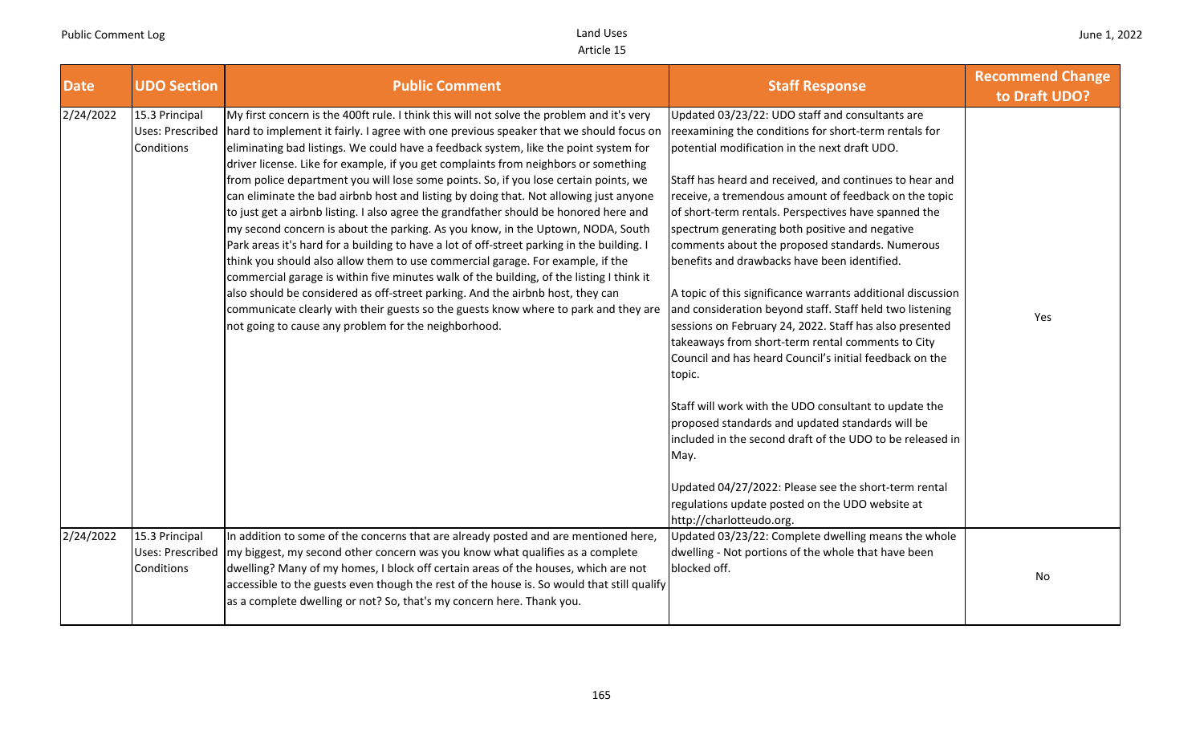| Date | UDO Section | Public Comment | Staff Response | Recommend Change to Draft UDO? |
|---|---|---|---|---|
| 2/24/2022 | 15.3 Principal Uses: Prescribed Conditions | My first concern is the 400ft rule. I think this will not solve the problem and it's very hard to implement it fairly. I agree with one previous speaker that we should focus on eliminating bad listings. We could have a feedback system, like the point system for driver license. Like for example, if you get complaints from neighbors or something from police department you will lose some points. So, if you lose certain points, we can eliminate the bad airbnb host and listing by doing that. Not allowing just anyone to just get a airbnb listing. I also agree the grandfather should be honored here and my second concern is about the parking. As you know, in the Uptown, NODA, South Park areas it's hard for a building to have a lot of off-street parking in the building. I think you should also allow them to use commercial garage. For example, if the commercial garage is within five minutes walk of the building, of the listing I think it also should be considered as off-street parking. And the airbnb host, they can communicate clearly with their guests so the guests know where to park and they are not going to cause any problem for the neighborhood. | Updated 03/23/22: UDO staff and consultants are reexamining the conditions for short-term rentals for potential modification in the next draft UDO.<br><br>Staff has heard and received, and continues to hear and receive, a tremendous amount of feedback on the topic of short-term rentals. Perspectives have spanned the spectrum generating both positive and negative comments about the proposed standards. Numerous benefits and drawbacks have been identified.<br><br>A topic of this significance warrants additional discussion and consideration beyond staff. Staff held two listening sessions on February 24, 2022. Staff has also presented takeaways from short-term rental comments to City Council and has heard Council's initial feedback on the topic.<br><br>Staff will work with the UDO consultant to update the proposed standards and updated standards will be included in the second draft of the UDO to be released in May.<br><br>Updated 04/27/2022: Please see the short-term rental regulations update posted on the UDO website at http://charlotteudo.org. | Yes |
| 2/24/2022 | 15.3 Principal Uses: Prescribed Conditions | In addition to some of the concerns that are already posted and are mentioned here, my biggest, my second other concern was you know what qualifies as a complete dwelling? Many of my homes, I block off certain areas of the houses, which are not accessible to the guests even though the rest of the house is. So would that still qualify as a complete dwelling or not? So, that's my concern here. Thank you. | Updated 03/23/22: Complete dwelling means the whole dwelling - Not portions of the whole that have been blocked off. | No |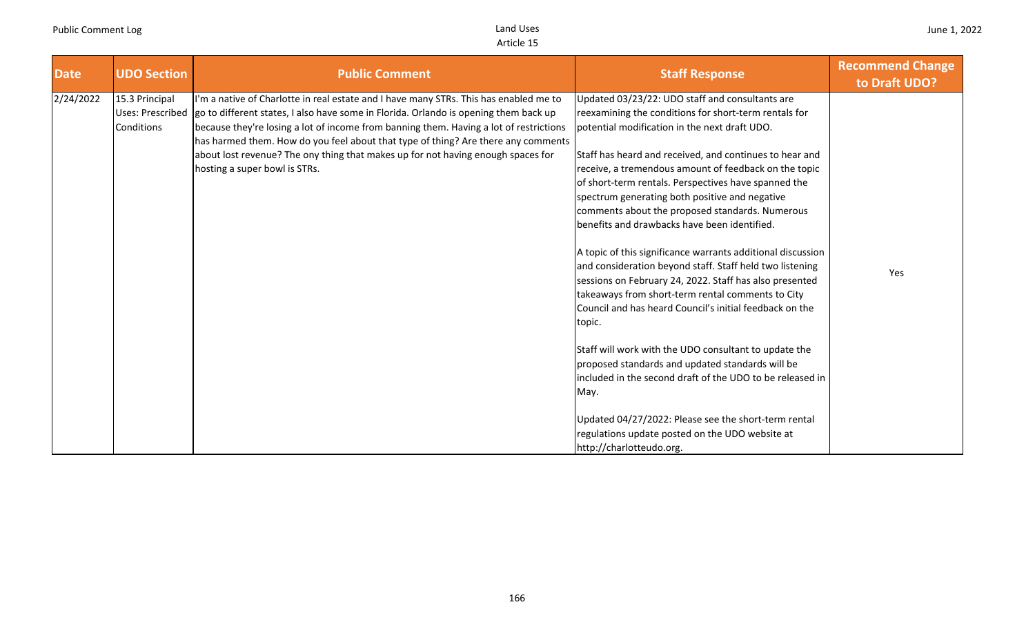| Date | UDO Section | Public Comment | Staff Response | Recommend Change to Draft UDO? |
|---|---|---|---|---|
| 2/24/2022 | 15.3 Principal Uses: Prescribed Conditions | I'm a native of Charlotte in real estate and I have many STRs. This has enabled me to go to different states, I also have some in Florida. Orlando is opening them back up because they're losing a lot of income from banning them. Having a lot of restrictions has harmed them. How do you feel about that type of thing? Are there any comments about lost revenue? The ony thing that makes up for not having enough spaces for hosting a super bowl is STRs. | Updated 03/23/22: UDO staff and consultants are reexamining the conditions for short-term rentals for potential modification in the next draft UDO.<br><br>Staff has heard and received, and continues to hear and receive, a tremendous amount of feedback on the topic of short-term rentals. Perspectives have spanned the spectrum generating both positive and negative comments about the proposed standards. Numerous benefits and drawbacks have been identified.<br><br>A topic of this significance warrants additional discussion and consideration beyond staff. Staff held two listening sessions on February 24, 2022. Staff has also presented takeaways from short-term rental comments to City Council and has heard Council's initial feedback on the topic.<br><br>Staff will work with the UDO consultant to update the proposed standards and updated standards will be included in the second draft of the UDO to be released in May.<br><br>Updated 04/27/2022: Please see the short-term rental regulations update posted on the UDO website at http://charlotteudo.org. | Yes |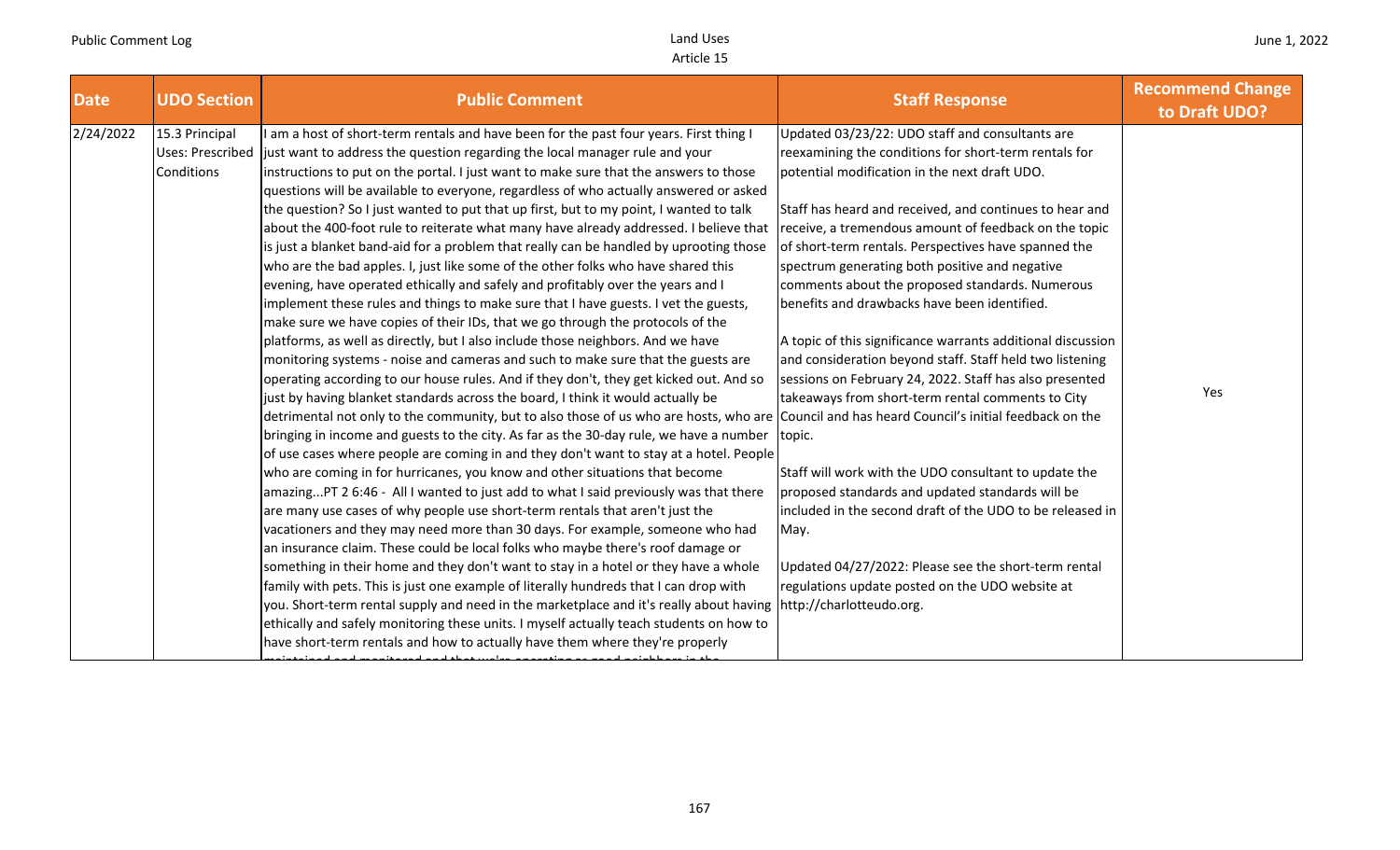| Date | UDO Section | Public Comment | Staff Response | Recommend Change to Draft UDO? |
|---|---|---|---|---|
| 2/24/2022 | 15.3 Principal Uses: Prescribed Conditions | I am a host of short-term rentals and have been for the past four years. First thing I just want to address the question regarding the local manager rule and your instructions to put on the portal. I just want to make sure that the answers to those questions will be available to everyone, regardless of who actually answered or asked the question? So I just wanted to put that up first, but to my point, I wanted to talk about the 400-foot rule to reiterate what many have already addressed. I believe that is just a blanket band-aid for a problem that really can be handled by uprooting those who are the bad apples. I, just like some of the other folks who have shared this evening, have operated ethically and safely and profitably over the years and I implement these rules and things to make sure that I have guests. I vet the guests, make sure we have copies of their IDs, that we go through the protocols of the platforms, as well as directly, but I also include those neighbors. And we have monitoring systems - noise and cameras and such to make sure that the guests are operating according to our house rules. And if they don't, they get kicked out. And so just by having blanket standards across the board, I think it would actually be detrimental not only to the community, but to also those of us who are hosts, who are bringing in income and guests to the city. As far as the 30-day rule, we have a number of use cases where people are coming in and they don't want to stay at a hotel. People who are coming in for hurricanes, you know and other situations that become amazing...PT 2 6:46 - All I wanted to just add to what I said previously was that there are many use cases of why people use short-term rentals that aren't just the vacationers and they may need more than 30 days. For example, someone who had an insurance claim. These could be local folks who maybe there's roof damage or something in their home and they don't want to stay in a hotel or they have a whole family with pets. This is just one example of literally hundreds that I can drop with you. Short-term rental supply and need in the marketplace and it's really about having ethically and safely monitoring these units. I myself actually teach students on how to have short-term rentals and how to actually have them where they're properly maintained and monitored and that we're operating as good neighbors in the | Updated 03/23/22: UDO staff and consultants are reexamining the conditions for short-term rentals for potential modification in the next draft UDO.<br><br>Staff has heard and received, and continues to hear and receive, a tremendous amount of feedback on the topic of short-term rentals. Perspectives have spanned the spectrum generating both positive and negative comments about the proposed standards. Numerous benefits and drawbacks have been identified.<br><br>A topic of this significance warrants additional discussion and consideration beyond staff. Staff held two listening sessions on February 24, 2022. Staff has also presented takeaways from short-term rental comments to City Council and has heard Council's initial feedback on the topic.<br><br>Staff will work with the UDO consultant to update the proposed standards and updated standards will be included in the second draft of the UDO to be released in May.<br><br>Updated 04/27/2022: Please see the short-term rental regulations update posted on the UDO website at http://charlotteudo.org. | Yes |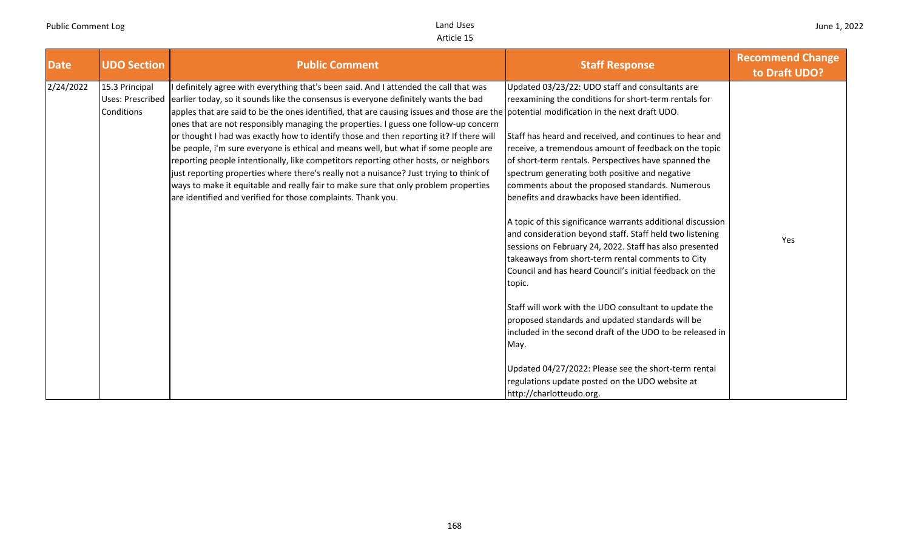| Date | UDO Section | Public Comment | Staff Response | Recommend Change to Draft UDO? |
|---|---|---|---|---|
| 2/24/2022 | 15.3 Principal Uses: Prescribed Conditions | I definitely agree with everything that's been said. And I attended the call that was earlier today, so it sounds like the consensus is everyone definitely wants the bad apples that are said to be the ones identified, that are causing issues and those are the ones that are not responsibly managing the properties. I guess one follow-up concern or thought I had was exactly how to identify those and then reporting it? If there will be people, i'm sure everyone is ethical and means well, but what if some people are reporting people intentionally, like competitors reporting other hosts, or neighbors just reporting properties where there's really not a nuisance? Just trying to think of ways to make it equitable and really fair to make sure that only problem properties are identified and verified for those complaints. Thank you. | Updated 03/23/22: UDO staff and consultants are reexamining the conditions for short-term rentals for potential modification in the next draft UDO.<br><br>Staff has heard and received, and continues to hear and receive, a tremendous amount of feedback on the topic of short-term rentals. Perspectives have spanned the spectrum generating both positive and negative comments about the proposed standards. Numerous benefits and drawbacks have been identified.<br><br>A topic of this significance warrants additional discussion and consideration beyond staff. Staff held two listening sessions on February 24, 2022. Staff has also presented takeaways from short-term rental comments to City Council and has heard Council's initial feedback on the topic.<br><br>Staff will work with the UDO consultant to update the proposed standards and updated standards will be included in the second draft of the UDO to be released in May.<br><br>Updated 04/27/2022: Please see the short-term rental regulations update posted on the UDO website at http://charlotteudo.org. | Yes |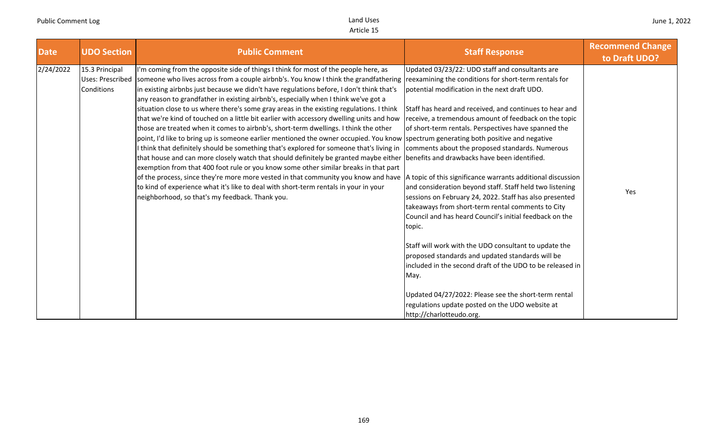| Date | UDO Section | Public Comment | Staff Response | Recommend Change to Draft UDO? |
|---|---|---|---|---|
| 2/24/2022 | 15.3 Principal Uses: Prescribed Conditions | I'm coming from the opposite side of things I think for most of the people here, as someone who lives across from a couple airbnb's. You know I think the grandfathering in existing airbnbs just because we didn't have regulations before, I don't think that's any reason to grandfather in existing airbnb's, especially when I think we've got a situation close to us where there's some gray areas in the existing regulations. I think that we're kind of touched on a little bit earlier with accessory dwelling units and how those are treated when it comes to airbnb's, short-term dwellings. I think the other point, I'd like to bring up is someone earlier mentioned the owner occupied. You know I think that definitely should be something that's explored for someone that's living in that house and can more closely watch that should definitely be granted maybe either exemption from that 400 foot rule or you know some other similar breaks in that part of the process, since they're more more vested in that community you know and have to kind of experience what it's like to deal with short-term rentals in your in your neighborhood, so that's my feedback. Thank you. | Updated 03/23/22: UDO staff and consultants are reexamining the conditions for short-term rentals for potential modification in the next draft UDO.<br><br>Staff has heard and received, and continues to hear and receive, a tremendous amount of feedback on the topic of short-term rentals. Perspectives have spanned the spectrum generating both positive and negative comments about the proposed standards. Numerous benefits and drawbacks have been identified.<br><br>A topic of this significance warrants additional discussion and consideration beyond staff. Staff held two listening sessions on February 24, 2022. Staff has also presented takeaways from short-term rental comments to City Council and has heard Council's initial feedback on the topic.<br><br>Staff will work with the UDO consultant to update the proposed standards and updated standards will be included in the second draft of the UDO to be released in May.<br><br>Updated 04/27/2022: Please see the short-term rental regulations update posted on the UDO website at http://charlotteudo.org. | Yes |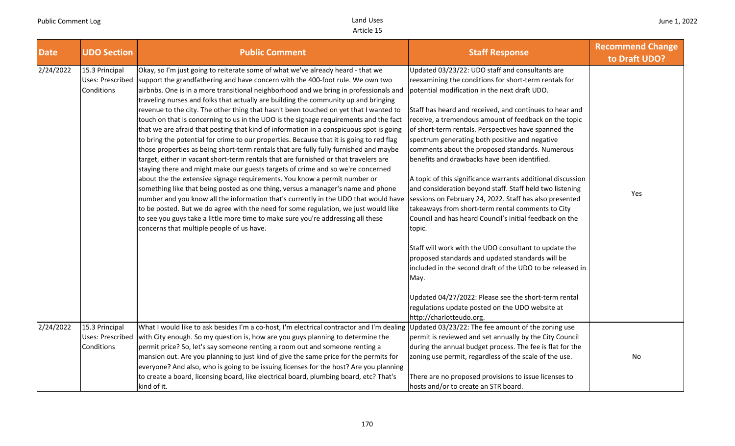| Date | UDO Section | Public Comment | Staff Response | Recommend Change to Draft UDO? |
|---|---|---|---|---|
| 2/24/2022 | 15.3 Principal Uses: Prescribed Conditions | Okay, so I'm just going to reiterate some of what we've already heard - that we support the grandfathering and have concern with the 400-foot rule. We own two airbnbs. One is in a more transitional neighborhood and we bring in professionals and traveling nurses and folks that actually are building the community up and bringing revenue to the city. The other thing that hasn't been touched on yet that I wanted to touch on that is concerning to us in the UDO is the signage requirements and the fact that we are afraid that posting that kind of information in a conspicuous spot is going to bring the potential for crime to our properties. Because that it is going to red flag those properties as being short-term rentals that are fully fully furnished and maybe target, either in vacant short-term rentals that are furnished or that travelers are staying there and might make our guests targets of crime and so we're concerned about the the extensive signage requirements. You know a permit number or something like that being posted as one thing, versus a manager's name and phone number and you know all the information that's currently in the UDO that would have to be posted. But we do agree with the need for some regulation, we just would like to see you guys take a little more time to make sure you're addressing all these concerns that multiple people of us have. | Updated 03/23/22: UDO staff and consultants are reexamining the conditions for short-term rentals for potential modification in the next draft UDO.<br><br>Staff has heard and received, and continues to hear and receive, a tremendous amount of feedback on the topic of short-term rentals. Perspectives have spanned the spectrum generating both positive and negative comments about the proposed standards. Numerous benefits and drawbacks have been identified.<br><br>A topic of this significance warrants additional discussion and consideration beyond staff. Staff held two listening sessions on February 24, 2022. Staff has also presented takeaways from short-term rental comments to City Council and has heard Council's initial feedback on the topic.<br><br>Staff will work with the UDO consultant to update the proposed standards and updated standards will be included in the second draft of the UDO to be released in May.<br><br>Updated 04/27/2022: Please see the short-term rental regulations update posted on the UDO website at http://charlotteudo.org. | Yes |
| 2/24/2022 | 15.3 Principal Uses: Prescribed Conditions | What I would like to ask besides I'm a co-host, I'm electrical contractor and I'm dealing with City enough. So my question is, how are you guys planning to determine the permit price? So, let's say someone renting a room out and someone renting a mansion out. Are you planning to just kind of give the same price for the permits for everyone? And also, who is going to be issuing licenses for the host? Are you planning to create a board, licensing board, like electrical board, plumbing board, etc? That's kind of it. | Updated 03/23/22: The fee amount of the zoning use permit is reviewed and set annually by the City Council during the annual budget process. The fee is flat for the zoning use permit, regardless of the scale of the use.<br><br>There are no proposed provisions to issue licenses to hosts and/or to create an STR board. | No |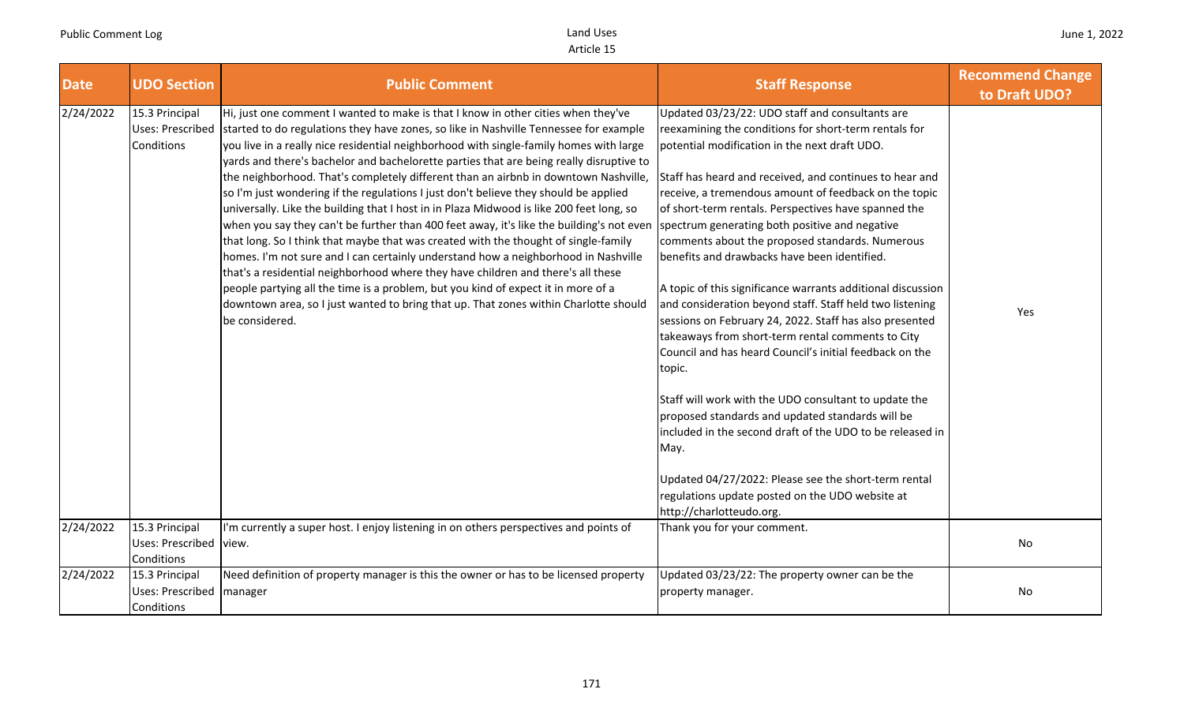| Date | UDO Section | Public Comment | Staff Response | Recommend Change to Draft UDO? |
|---|---|---|---|---|
| 2/24/2022 | 15.3 Principal Uses: Prescribed Conditions | Hi, just one comment I wanted to make is that I know in other cities when they've started to do regulations they have zones, so like in Nashville Tennessee for example you live in a really nice residential neighborhood with single-family homes with large yards and there's bachelor and bachelorette parties that are being really disruptive to the neighborhood. That's completely different than an airbnb in downtown Nashville, so I'm just wondering if the regulations I just don't believe they should be applied universally. Like the building that I host in in Plaza Midwood is like 200 feet long, so when you say they can't be further than 400 feet away, it's like the building's not even that long. So I think that maybe that was created with the thought of single-family homes. I'm not sure and I can certainly understand how a neighborhood in Nashville that's a residential neighborhood where they have children and there's all these people partying all the time is a problem, but you kind of expect it in more of a downtown area, so I just wanted to bring that up. That zones within Charlotte should be considered. | Updated 03/23/22: UDO staff and consultants are reexamining the conditions for short-term rentals for potential modification in the next draft UDO.<br><br>Staff has heard and received, and continues to hear and receive, a tremendous amount of feedback on the topic of short-term rentals. Perspectives have spanned the spectrum generating both positive and negative comments about the proposed standards. Numerous benefits and drawbacks have been identified.<br><br>A topic of this significance warrants additional discussion and consideration beyond staff. Staff held two listening sessions on February 24, 2022. Staff has also presented takeaways from short-term rental comments to City Council and has heard Council's initial feedback on the topic.<br><br>Staff will work with the UDO consultant to update the proposed standards and updated standards will be included in the second draft of the UDO to be released in May.<br><br>Updated 04/27/2022: Please see the short-term rental regulations update posted on the UDO website at http://charlotteudo.org. | Yes |
| 2/24/2022 | 15.3 Principal Uses: Prescribed Conditions | I'm currently a super host. I enjoy listening in on others perspectives and points of view. | Thank you for your comment. | No |
| 2/24/2022 | 15.3 Principal Uses: Prescribed Conditions | Need definition of property manager is this the owner or has to be licensed property manager | Updated 03/23/22: The property owner can be the property manager. | No |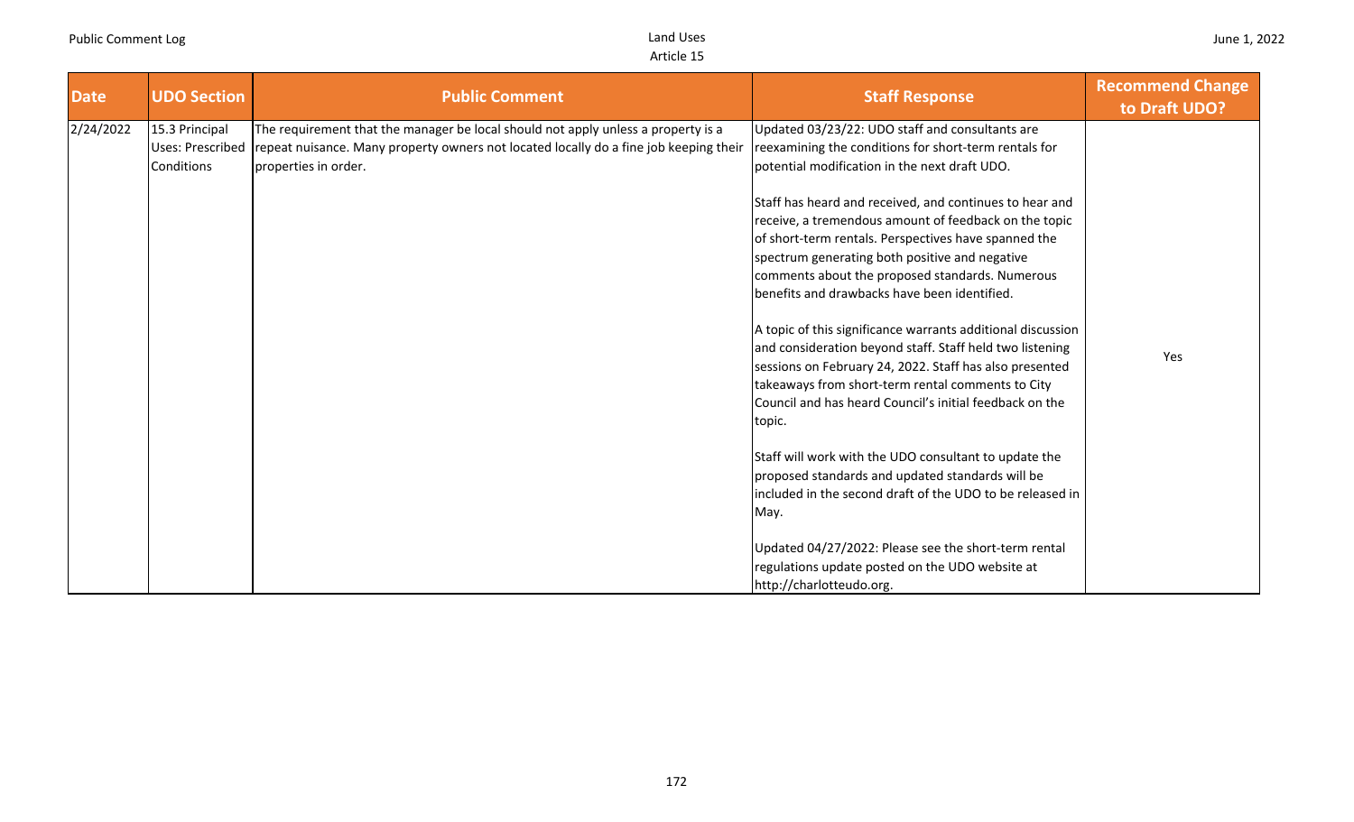| Date | UDO Section | Public Comment | Staff Response | Recommend Change to Draft UDO? |
|---|---|---|---|---|
| 2/24/2022 | 15.3 Principal Uses: Prescribed Conditions | The requirement that the manager be local should not apply unless a property is a repeat nuisance. Many property owners not located locally do a fine job keeping their properties in order. | Updated 03/23/22: UDO staff and consultants are reexamining the conditions for short-term rentals for potential modification in the next draft UDO.<br><br>Staff has heard and received, and continues to hear and receive, a tremendous amount of feedback on the topic of short-term rentals. Perspectives have spanned the spectrum generating both positive and negative comments about the proposed standards. Numerous benefits and drawbacks have been identified.<br><br>A topic of this significance warrants additional discussion and consideration beyond staff. Staff held two listening sessions on February 24, 2022. Staff has also presented takeaways from short-term rental comments to City Council and has heard Council's initial feedback on the topic.<br><br>Staff will work with the UDO consultant to update the proposed standards and updated standards will be included in the second draft of the UDO to be released in May.<br><br>Updated 04/27/2022: Please see the short-term rental regulations update posted on the UDO website at http://charlotteudo.org. | Yes |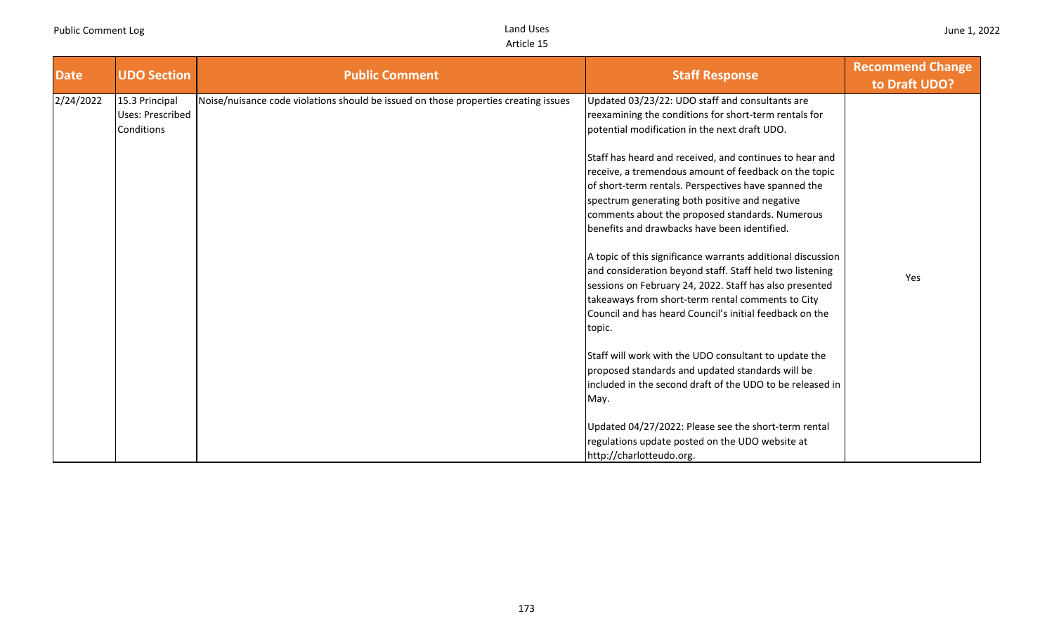| Date | UDO Section | Public Comment | Staff Response | Recommend Change to Draft UDO? |
|---|---|---|---|---|
| 2/24/2022 | 15.3 Principal Uses: Prescribed Conditions | Noise/nuisance code violations should be issued on those properties creating issues | Updated 03/23/22: UDO staff and consultants are reexamining the conditions for short-term rentals for potential modification in the next draft UDO.<br><br>Staff has heard and received, and continues to hear and receive, a tremendous amount of feedback on the topic of short-term rentals. Perspectives have spanned the spectrum generating both positive and negative comments about the proposed standards. Numerous benefits and drawbacks have been identified.<br><br>A topic of this significance warrants additional discussion and consideration beyond staff. Staff held two listening sessions on February 24, 2022. Staff has also presented takeaways from short-term rental comments to City Council and has heard Council's initial feedback on the topic.<br><br>Staff will work with the UDO consultant to update the proposed standards and updated standards will be included in the second draft of the UDO to be released in May.<br><br>Updated 04/27/2022: Please see the short-term rental regulations update posted on the UDO website at http://charlotteudo.org. | Yes |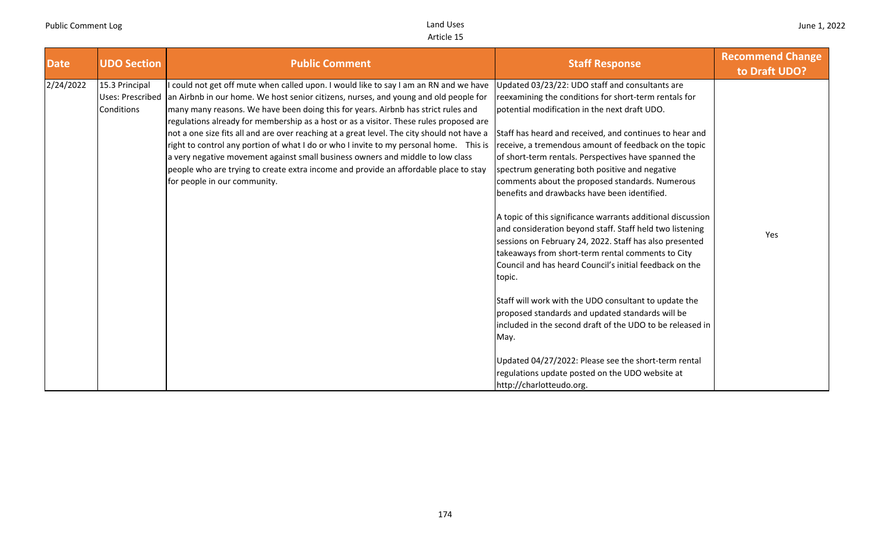| Date | UDO Section | Public Comment | Staff Response | Recommend Change to Draft UDO? |
| --- | --- | --- | --- | --- |
| 2/24/2022 | 15.3 Principal Uses: Prescribed Conditions | I could not get off mute when called upon. I would like to say I am an RN and we have an Airbnb in our home. We host senior citizens, nurses, and young and old people for many many reasons. We have been doing this for years. Airbnb has strict rules and regulations already for membership as a host or as a visitor. These rules proposed are not a one size fits all and are over reaching at a great level. The city should not have a right to control any portion of what I do or who I invite to my personal home. This is a very negative movement against small business owners and middle to low class people who are trying to create extra income and provide an affordable place to stay for people in our community. | Updated 03/23/22: UDO staff and consultants are reexamining the conditions for short-term rentals for potential modification in the next draft UDO.<br><br>Staff has heard and received, and continues to hear and receive, a tremendous amount of feedback on the topic of short-term rentals. Perspectives have spanned the spectrum generating both positive and negative comments about the proposed standards. Numerous benefits and drawbacks have been identified.<br><br>A topic of this significance warrants additional discussion and consideration beyond staff. Staff held two listening sessions on February 24, 2022. Staff has also presented takeaways from short-term rental comments to City Council and has heard Council's initial feedback on the topic.<br><br>Staff will work with the UDO consultant to update the proposed standards and updated standards will be included in the second draft of the UDO to be released in May.<br><br>Updated 04/27/2022: Please see the short-term rental regulations update posted on the UDO website at http://charlotteudo.org. | Yes |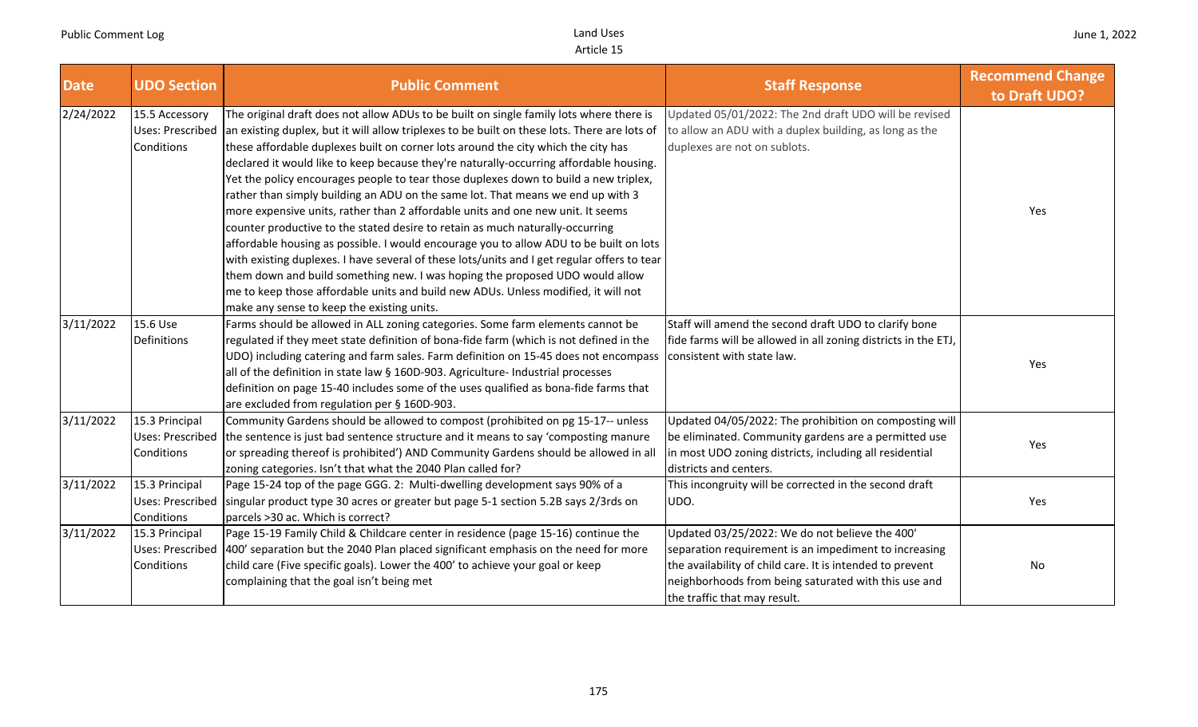| Date | UDO Section | Public Comment | Staff Response | Recommend Change to Draft UDO? |
|---|---|---|---|---|
| 2/24/2022 | 15.5 Accessory Uses: Prescribed Conditions | The original draft does not allow ADUs to be built on single family lots where there is an existing duplex, but it will allow triplexes to be built on these lots. There are lots of these affordable duplexes built on corner lots around the city which the city has declared it would like to keep because they're naturally-occurring affordable housing. Yet the policy encourages people to tear those duplexes down to build a new triplex, rather than simply building an ADU on the same lot. That means we end up with 3 more expensive units, rather than 2 affordable units and one new unit. It seems counter productive to the stated desire to retain as much naturally-occurring affordable housing as possible. I would encourage you to allow ADU to be built on lots with existing duplexes. I have several of these lots/units and I get regular offers to tear them down and build something new. I was hoping the proposed UDO would allow me to keep those affordable units and build new ADUs. Unless modified, it will not make any sense to keep the existing units. | Updated 05/01/2022: The 2nd draft UDO will be revised to allow an ADU with a duplex building, as long as the duplexes are not on sublots. | Yes |
| 3/11/2022 | 15.6 Use Definitions | Farms should be allowed in ALL zoning categories. Some farm elements cannot be regulated if they meet state definition of bona-fide farm (which is not defined in the UDO) including catering and farm sales. Farm definition on 15-45 does not encompass all of the definition in state law § 160D-903. Agriculture- Industrial processes definition on page 15-40 includes some of the uses qualified as bona-fide farms that are excluded from regulation per § 160D-903. | Staff will amend the second draft UDO to clarify bone fide farms will be allowed in all zoning districts in the ETJ, consistent with state law. | Yes |
| 3/11/2022 | 15.3 Principal Uses: Prescribed Conditions | Community Gardens should be allowed to compost (prohibited on pg 15-17-- unless the sentence is just bad sentence structure and it means to say 'composting manure or spreading thereof is prohibited') AND Community Gardens should be allowed in all zoning categories. Isn't that what the 2040 Plan called for? | Updated 04/05/2022: The prohibition on composting will be eliminated. Community gardens are a permitted use in most UDO zoning districts, including all residential districts and centers. | Yes |
| 3/11/2022 | 15.3 Principal Uses: Prescribed Conditions | Page 15-24 top of the page GGG. 2: Multi-dwelling development says 90% of a singular product type 30 acres or greater but page 5-1 section 5.2B says 2/3rds on parcels >30 ac. Which is correct? | This incongruity will be corrected in the second draft UDO. | Yes |
| 3/11/2022 | 15.3 Principal Uses: Prescribed Conditions | Page 15-19 Family Child & Childcare center in residence (page 15-16) continue the 400' separation but the 2040 Plan placed significant emphasis on the need for more child care (Five specific goals). Lower the 400' to achieve your goal or keep complaining that the goal isn't being met | Updated 03/25/2022: We do not believe the 400' separation requirement is an impediment to increasing the availability of child care. It is intended to prevent neighborhoods from being saturated with this use and the traffic that may result. | No |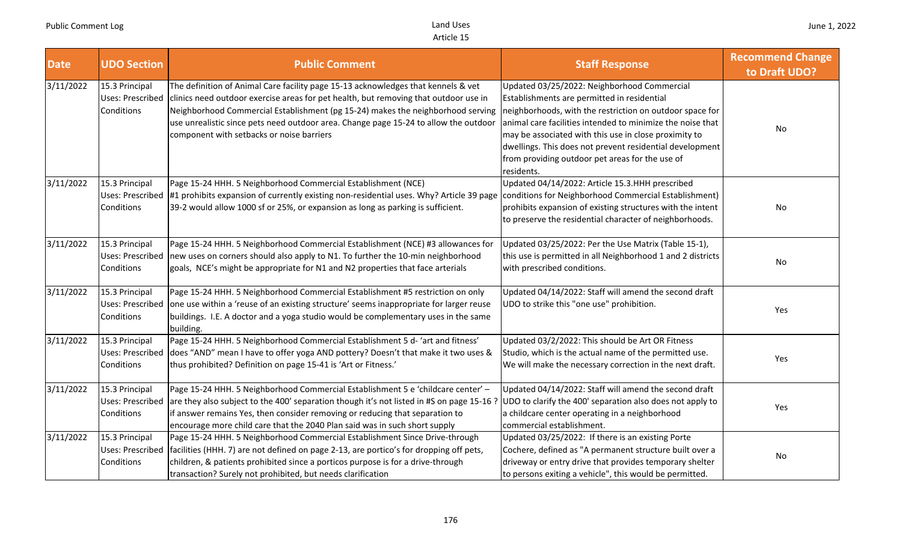| Date | UDO Section | Public Comment | Staff Response | Recommend Change to Draft UDO? |
|---|---|---|---|---|
| 3/11/2022 | 15.3 Principal Uses: Prescribed Conditions | The definition of Animal Care facility page 15-13 acknowledges that kennels & vet clinics need outdoor exercise areas for pet health, but removing that outdoor use in Neighborhood Commercial Establishment (pg 15-24) makes the neighborhood serving use unrealistic since pets need outdoor area. Change page 15-24 to allow the outdoor component with setbacks or noise barriers | Updated 03/25/2022: Neighborhood Commercial Establishments are permitted in residential neighborhoods, with the restriction on outdoor space for animal care facilities intended to minimize the noise that may be associated with this use in close proximity to dwellings. This does not prevent residential development from providing outdoor pet areas for the use of residents. | No |
| 3/11/2022 | 15.3 Principal Uses: Prescribed Conditions | Page 15-24 HHH. 5 Neighborhood Commercial Establishment (NCE) #1 prohibits expansion of currently existing non-residential uses. Why? Article 39 page 39-2 would allow 1000 sf or 25%, or expansion as long as parking is sufficient. | Updated 04/14/2022: Article 15.3.HHH prescribed conditions for Neighborhood Commercial Establishment) prohibits expansion of existing structures with the intent to preserve the residential character of neighborhoods. | No |
| 3/11/2022 | 15.3 Principal Uses: Prescribed Conditions | Page 15-24 HHH. 5 Neighborhood Commercial Establishment (NCE) #3 allowances for new uses on corners should also apply to N1. To further the 10-min neighborhood goals, NCE's might be appropriate for N1 and N2 properties that face arterials | Updated 03/25/2022: Per the Use Matrix (Table 15-1), this use is permitted in all Neighborhood 1 and 2 districts with prescribed conditions. | No |
| 3/11/2022 | 15.3 Principal Uses: Prescribed Conditions | Page 15-24 HHH. 5 Neighborhood Commercial Establishment #5 restriction on only one use within a 'reuse of an existing structure' seems inappropriate for larger reuse buildings. I.E. A doctor and a yoga studio would be complementary uses in the same building. | Updated 04/14/2022: Staff will amend the second draft UDO to strike this "one use" prohibition. | Yes |
| 3/11/2022 | 15.3 Principal Uses: Prescribed Conditions | Page 15-24 HHH. 5 Neighborhood Commercial Establishment 5 d- 'art and fitness' does "AND" mean I have to offer yoga AND pottery? Doesn't that make it two uses & thus prohibited? Definition on page 15-41 is 'Art or Fitness.' | Updated 03/2/2022: This should be Art OR Fitness Studio, which is the actual name of the permitted use. We will make the necessary correction in the next draft. | Yes |
| 3/11/2022 | 15.3 Principal Uses: Prescribed Conditions | Page 15-24 HHH. 5 Neighborhood Commercial Establishment 5 e 'childcare center' – are they also subject to the 400' separation though it's not listed in #S on page 15-16 ? if answer remains Yes, then consider removing or reducing that separation to encourage more child care that the 2040 Plan said was in such short supply | Updated 04/14/2022: Staff will amend the second draft UDO to clarify the 400' separation also does not apply to a childcare center operating in a neighborhood commercial establishment. | Yes |
| 3/11/2022 | 15.3 Principal Uses: Prescribed Conditions | Page 15-24 HHH. 5 Neighborhood Commercial Establishment Since Drive-through facilities (HHH. 7) are not defined on page 2-13, are portico's for dropping off pets, children, & patients prohibited since a porticos purpose is for a drive-through transaction? Surely not prohibited, but needs clarification | Updated 03/25/2022: If there is an existing Porte Cochere, defined as "A permanent structure built over a driveway or entry drive that provides temporary shelter to persons exiting a vehicle", this would be permitted. | No |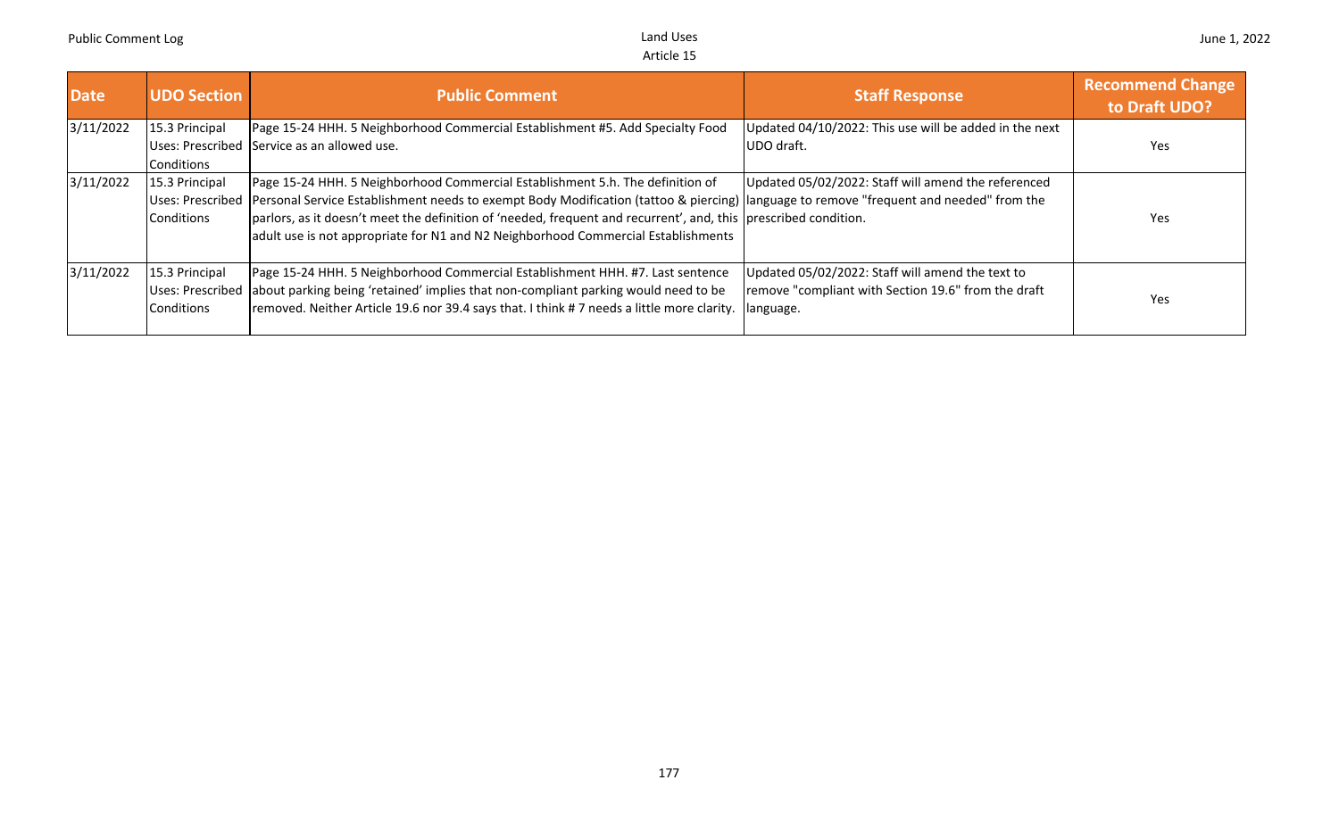| Date | UDO Section | Public Comment | Staff Response | Recommend Change to Draft UDO? |
| --- | --- | --- | --- | --- |
| 3/11/2022 | 15.3 Principal Uses: Prescribed Conditions | Page 15-24 HHH. 5 Neighborhood Commercial Establishment #5. Add Specialty Food Service as an allowed use. | Updated 04/10/2022: This use will be added in the next UDO draft. | Yes |
| 3/11/2022 | 15.3 Principal Uses: Prescribed Conditions | Page 15-24 HHH. 5 Neighborhood Commercial Establishment 5.h. The definition of Personal Service Establishment needs to exempt Body Modification (tattoo & piercing) parlors, as it doesn't meet the definition of 'needed, frequent and recurrent', and, this adult use is not appropriate for N1 and N2 Neighborhood Commercial Establishments | Updated 05/02/2022: Staff will amend the referenced language to remove "frequent and needed" from the prescribed condition. | Yes |
| 3/11/2022 | 15.3 Principal Uses: Prescribed Conditions | Page 15-24 HHH. 5 Neighborhood Commercial Establishment HHH. #7. Last sentence about parking being 'retained' implies that non-compliant parking would need to be removed. Neither Article 19.6 nor 39.4 says that. I think # 7 needs a little more clarity. | Updated 05/02/2022: Staff will amend the text to remove "compliant with Section 19.6" from the draft language. | Yes |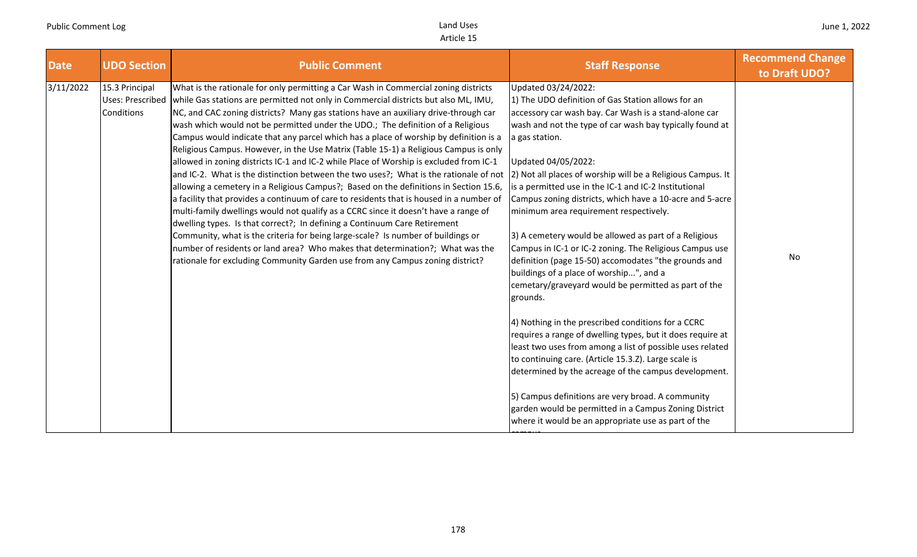| Date | UDO Section | Public Comment | Staff Response | Recommend Change to Draft UDO? |
|---|---|---|---|---|
| 3/11/2022 | 15.3 Principal Uses: Prescribed Conditions | What is the rationale for only permitting a Car Wash in Commercial zoning districts while Gas stations are permitted not only in Commercial districts but also ML, IMU, NC, and CAC zoning districts? Many gas stations have an auxiliary drive-through car wash which would not be permitted under the UDO.; The definition of a Religious Campus would indicate that any parcel which has a place of worship by definition is a Religious Campus. However, in the Use Matrix (Table 15-1) a Religious Campus is only allowed in zoning districts IC-1 and IC-2 while Place of Worship is excluded from IC-1 and IC-2. What is the distinction between the two uses?; What is the rationale of not allowing a cemetery in a Religious Campus?; Based on the definitions in Section 15.6, a facility that provides a continuum of care to residents that is housed in a number of multi-family dwellings would not qualify as a CCRC since it doesn't have a range of dwelling types. Is that correct?; In defining a Continuum Care Retirement Community, what is the criteria for being large-scale? Is number of buildings or number of residents or land area? Who makes that determination?; What was the rationale for excluding Community Garden use from any Campus zoning district? | Updated 03/24/2022:<br>1) The UDO definition of Gas Station allows for an accessory car wash bay. Car Wash is a stand-alone car wash and not the type of car wash bay typically found at a gas station.<br><br>Updated 04/05/2022:<br>2) Not all places of worship will be a Religious Campus. It is a permitted use in the IC-1 and IC-2 Institutional Campus zoning districts, which have a 10-acre and 5-acre minimum area requirement respectively.<br><br>3) A cemetery would be allowed as part of a Religious Campus in IC-1 or IC-2 zoning. The Religious Campus use definition (page 15-50) accomodates "the grounds and buildings of a place of worship...", and a cemetary/graveyard would be permitted as part of the grounds.<br><br>4) Nothing in the prescribed conditions for a CCRC requires a range of dwelling types, but it does require at least two uses from among a list of possible uses related to continuing care. (Article 15.3.Z). Large scale is determined by the acreage of the campus development.<br><br>5) Campus definitions are very broad. A community garden would be permitted in a Campus Zoning District where it would be an appropriate use as part of the campus. | No |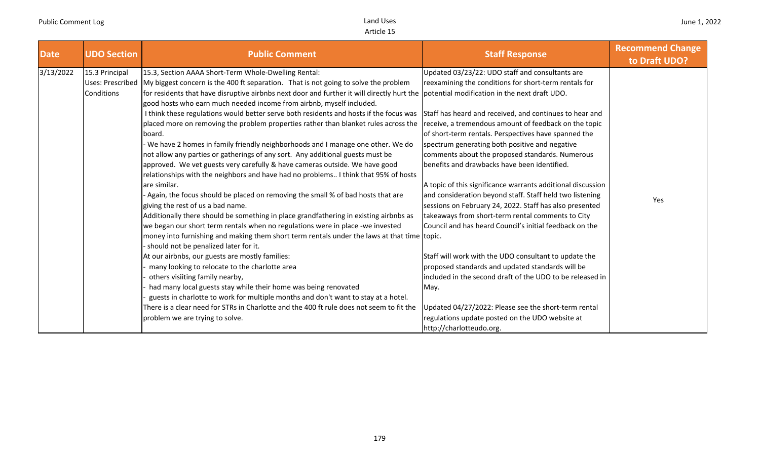| Date | UDO Section | Public Comment | Staff Response | Recommend Change to Draft UDO? |
|---|---|---|---|---|
| 3/13/2022 | 15.3 Principal Uses: Prescribed Conditions | 15.3, Section AAAA Short-Term Whole-Dwelling Rental:<br>My biggest concern is the 400 ft separation. That is not going to solve the problem for residents that have disruptive airbnbs next door and further it will directly hurt the good hosts who earn much needed income from airbnb, myself included.<br>I think these regulations would better serve both residents and hosts if the focus was placed more on removing the problem properties rather than blanket rules across the board.<br>- We have 2 homes in family friendly neighborhoods and I manage one other. We do not allow any parties or gatherings of any sort. Any additional guests must be approved. We vet guests very carefully & have cameras outside. We have good relationships with the neighbors and have had no problems.. I think that 95% of hosts are similar.<br>- Again, the focus should be placed on removing the small % of bad hosts that are giving the rest of us a bad name.<br>Additionally there should be something in place grandfathering in existing airbnbs as we began our short term rentals when no regulations were in place -we invested money into furnishing and making them short term rentals under the laws at that time - should not be penalized later for it.<br>At our airbnbs, our guests are mostly families:<br>- many looking to relocate to the charlotte area<br>- others visiiting family nearby,<br>- had many local guests stay while their home was being renovated<br>- guests in charlotte to work for multiple months and don't want to stay at a hotel.<br>There is a clear need for STRs in Charlotte and the 400 ft rule does not seem to fit the problem we are trying to solve. | Updated 03/23/22: UDO staff and consultants are reexamining the conditions for short-term rentals for potential modification in the next draft UDO.<br><br>Staff has heard and received, and continues to hear and receive, a tremendous amount of feedback on the topic of short-term rentals. Perspectives have spanned the spectrum generating both positive and negative comments about the proposed standards. Numerous benefits and drawbacks have been identified.<br><br>A topic of this significance warrants additional discussion and consideration beyond staff. Staff held two listening sessions on February 24, 2022. Staff has also presented takeaways from short-term rental comments to City Council and has heard Council's initial feedback on the topic.<br><br>Staff will work with the UDO consultant to update the proposed standards and updated standards will be included in the second draft of the UDO to be released in May.<br><br>Updated 04/27/2022: Please see the short-term rental regulations update posted on the UDO website at http://charlotteudo.org. | Yes |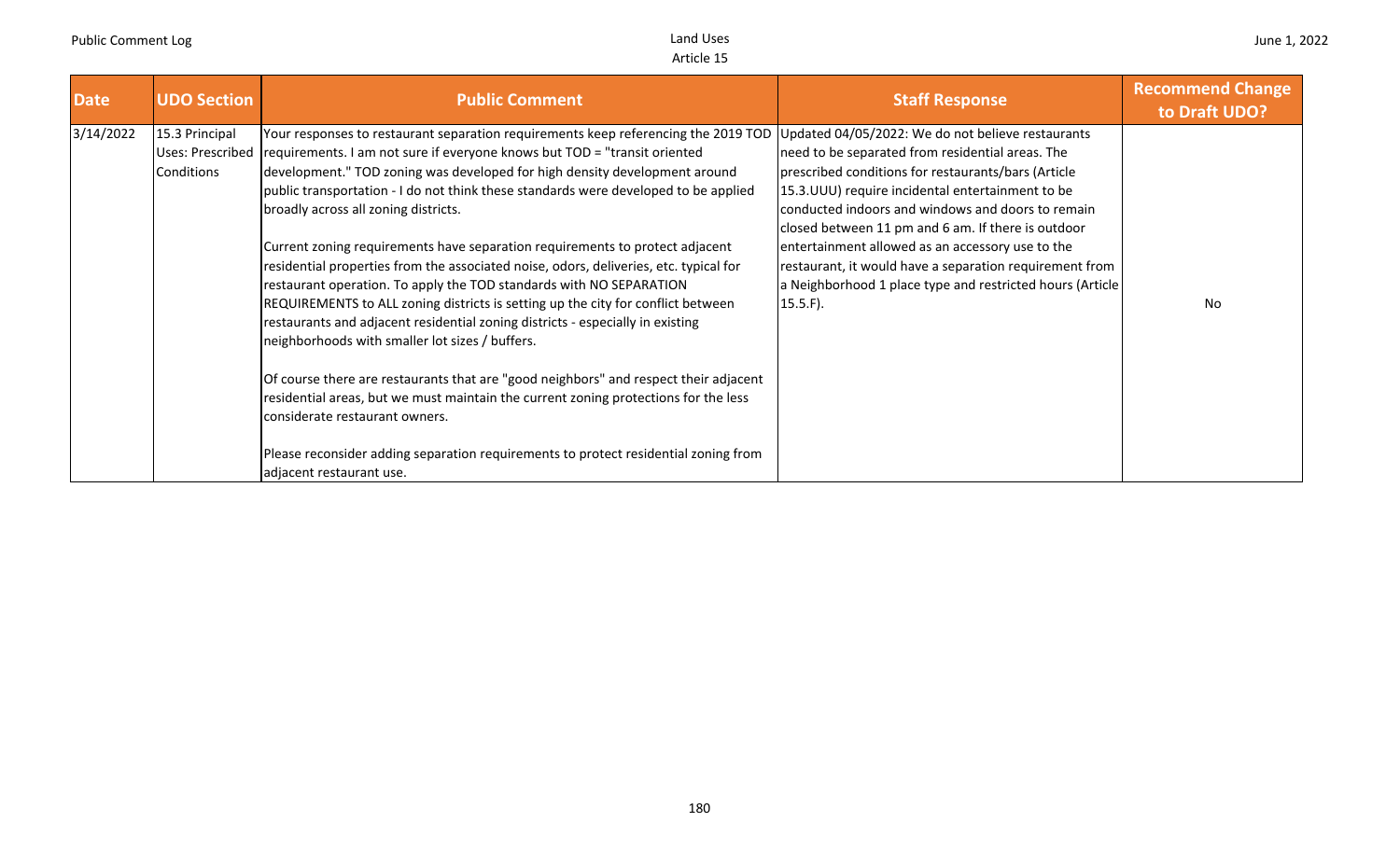| Date | UDO Section | Public Comment | Staff Response | Recommend Change to Draft UDO? |
|---|---|---|---|---|
| 3/14/2022 | 15.3 Principal Uses: Prescribed Conditions | Your responses to restaurant separation requirements keep referencing the 2019 TOD requirements. I am not sure if everyone knows but TOD = "transit oriented development." TOD zoning was developed for high density development around public transportation - I do not think these standards were developed to be applied broadly across all zoning districts.<br><br>Current zoning requirements have separation requirements to protect adjacent residential properties from the associated noise, odors, deliveries, etc. typical for restaurant operation. To apply the TOD standards with NO SEPARATION REQUIREMENTS to ALL zoning districts is setting up the city for conflict between restaurants and adjacent residential zoning districts - especially in existing neighborhoods with smaller lot sizes / buffers.<br><br>Of course there are restaurants that are "good neighbors" and respect their adjacent residential areas, but we must maintain the current zoning protections for the less considerate restaurant owners.<br><br>Please reconsider adding separation requirements to protect residential zoning from adjacent restaurant use. | Updated 04/05/2022: We do not believe restaurants need to be separated from residential areas. The prescribed conditions for restaurants/bars (Article 15.3.UUU) require incidental entertainment to be conducted indoors and windows and doors to remain closed between 11 pm and 6 am. If there is outdoor entertainment allowed as an accessory use to the restaurant, it would have a separation requirement from a Neighborhood 1 place type and restricted hours (Article 15.5.F). | No |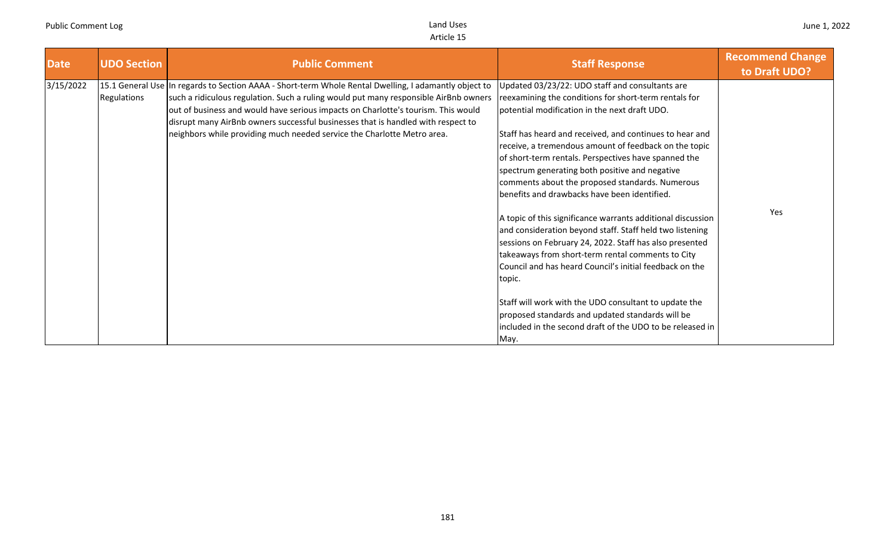| Date | UDO Section | Public Comment | Staff Response | Recommend Change to Draft UDO? |
| --- | --- | --- | --- | --- |
| 3/15/2022 | 15.1 General Use Regulations | In regards to Section AAAA - Short-term Whole Rental Dwelling, I adamantly object to such a ridiculous regulation. Such a ruling would put many responsible AirBnb owners out of business and would have serious impacts on Charlotte's tourism. This would disrupt many AirBnb owners successful businesses that is handled with respect to neighbors while providing much needed service the Charlotte Metro area. | Updated 03/23/22: UDO staff and consultants are reexamining the conditions for short-term rentals for potential modification in the next draft UDO.<br><br>Staff has heard and received, and continues to hear and receive, a tremendous amount of feedback on the topic of short-term rentals. Perspectives have spanned the spectrum generating both positive and negative comments about the proposed standards. Numerous benefits and drawbacks have been identified.<br><br>A topic of this significance warrants additional discussion and consideration beyond staff. Staff held two listening sessions on February 24, 2022. Staff has also presented takeaways from short-term rental comments to City Council and has heard Council's initial feedback on the topic.<br><br>Staff will work with the UDO consultant to update the proposed standards and updated standards will be included in the second draft of the UDO to be released in May. | Yes |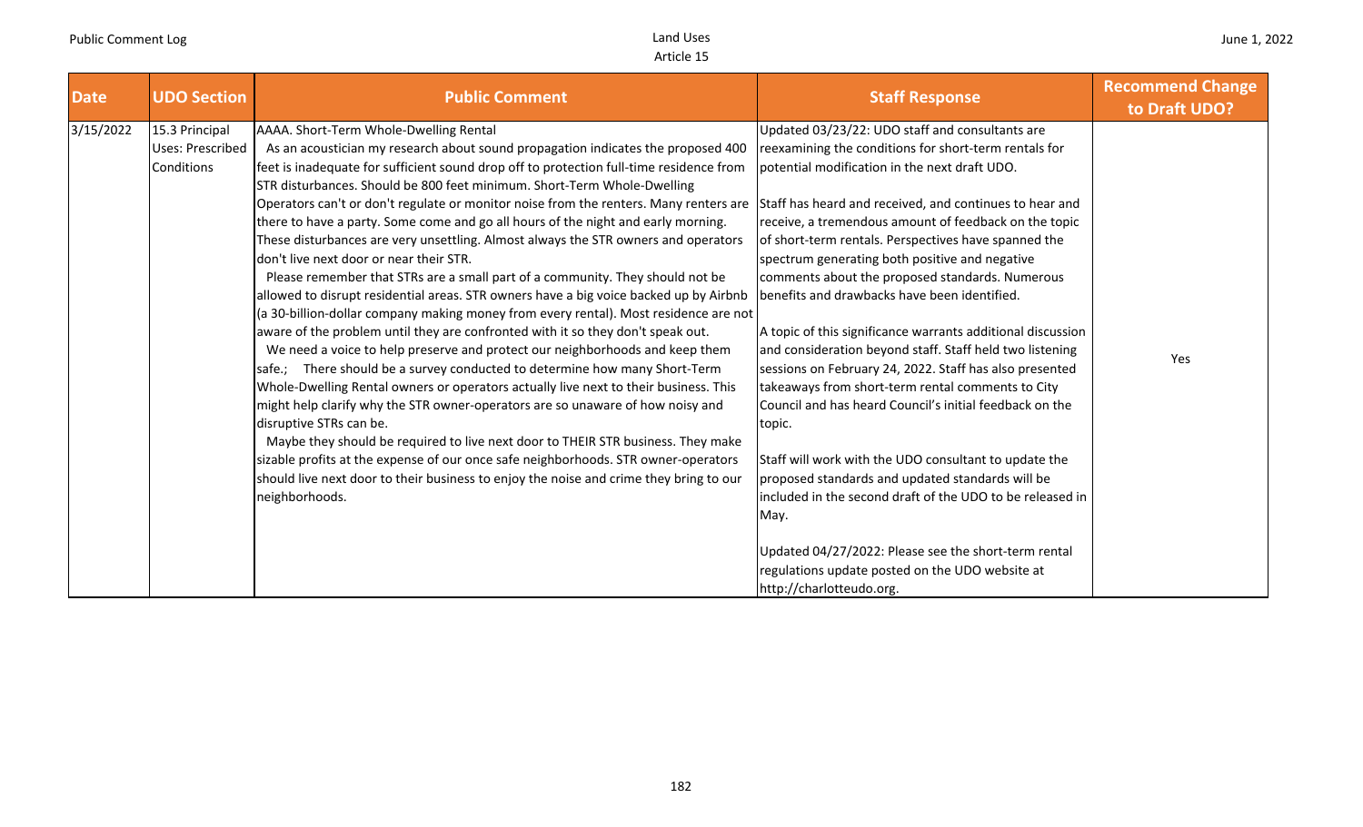| Date | UDO Section | Public Comment | Staff Response | Recommend Change to Draft UDO? |
|---|---|---|---|---|
| 3/15/2022 | 15.3 Principal Uses: Prescribed Conditions | AAAA. Short-Term Whole-Dwelling Rental<br>As an acoustician my research about sound propagation indicates the proposed 400 feet is inadequate for sufficient sound drop off to protection full-time residence from STR disturbances. Should be 800 feet minimum. Short-Term Whole-Dwelling Operators can't or don't regulate or monitor noise from the renters. Many renters are there to have a party. Some come and go all hours of the night and early morning. These disturbances are very unsettling. Almost always the STR owners and operators don't live next door or near their STR.<br>Please remember that STRs are a small part of a community. They should not be allowed to disrupt residential areas. STR owners have a big voice backed up by Airbnb (a 30-billion-dollar company making money from every rental). Most residence are not aware of the problem until they are confronted with it so they don't speak out.<br>We need a voice to help preserve and protect our neighborhoods and keep them safe.; There should be a survey conducted to determine how many Short-Term Whole-Dwelling Rental owners or operators actually live next to their business. This might help clarify why the STR owner-operators are so unaware of how noisy and disruptive STRs can be.<br>Maybe they should be required to live next door to THEIR STR business. They make sizable profits at the expense of our once safe neighborhoods. STR owner-operators should live next door to their business to enjoy the noise and crime they bring to our neighborhoods. | Updated 03/23/22: UDO staff and consultants are reexamining the conditions for short-term rentals for potential modification in the next draft UDO.<br><br>Staff has heard and received, and continues to hear and receive, a tremendous amount of feedback on the topic of short-term rentals. Perspectives have spanned the spectrum generating both positive and negative comments about the proposed standards. Numerous benefits and drawbacks have been identified.<br><br>A topic of this significance warrants additional discussion and consideration beyond staff. Staff held two listening sessions on February 24, 2022. Staff has also presented takeaways from short-term rental comments to City Council and has heard Council's initial feedback on the topic.<br><br>Staff will work with the UDO consultant to update the proposed standards and updated standards will be included in the second draft of the UDO to be released in May.<br><br>Updated 04/27/2022: Please see the short-term rental regulations update posted on the UDO website at http://charlotteudo.org. | Yes |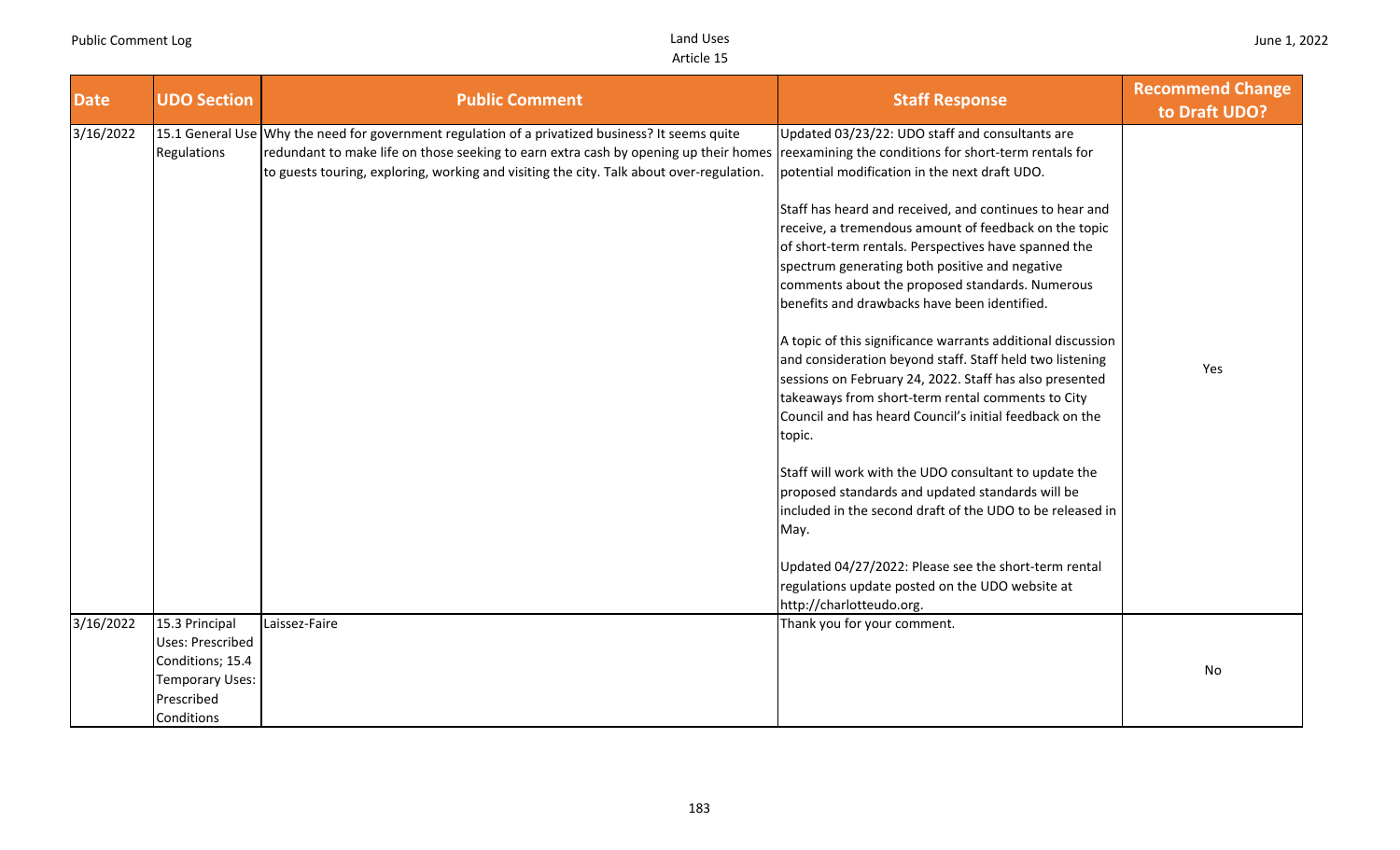| Date | UDO Section | Public Comment | Staff Response | Recommend Change to Draft UDO? |
|---|---|---|---|---|
| 3/16/2022 | 15.1 General Use Regulations | Why the need for government regulation of a privatized business? It seems quite redundant to make life on those seeking to earn extra cash by opening up their homes to guests touring, exploring, working and visiting the city. Talk about over-regulation. | Updated 03/23/22: UDO staff and consultants are reexamining the conditions for short-term rentals for potential modification in the next draft UDO.<br><br>Staff has heard and received, and continues to hear and receive, a tremendous amount of feedback on the topic of short-term rentals. Perspectives have spanned the spectrum generating both positive and negative comments about the proposed standards. Numerous benefits and drawbacks have been identified.<br><br>A topic of this significance warrants additional discussion and consideration beyond staff. Staff held two listening sessions on February 24, 2022. Staff has also presented takeaways from short-term rental comments to City Council and has heard Council's initial feedback on the topic.<br><br>Staff will work with the UDO consultant to update the proposed standards and updated standards will be included in the second draft of the UDO to be released in May.<br><br>Updated 04/27/2022: Please see the short-term rental regulations update posted on the UDO website at http://charlotteudo.org. | Yes |
| 3/16/2022 | 15.3 Principal Uses: Prescribed Conditions; 15.4 Temporary Uses: Prescribed Conditions | Laissez-Faire | Thank you for your comment. | No |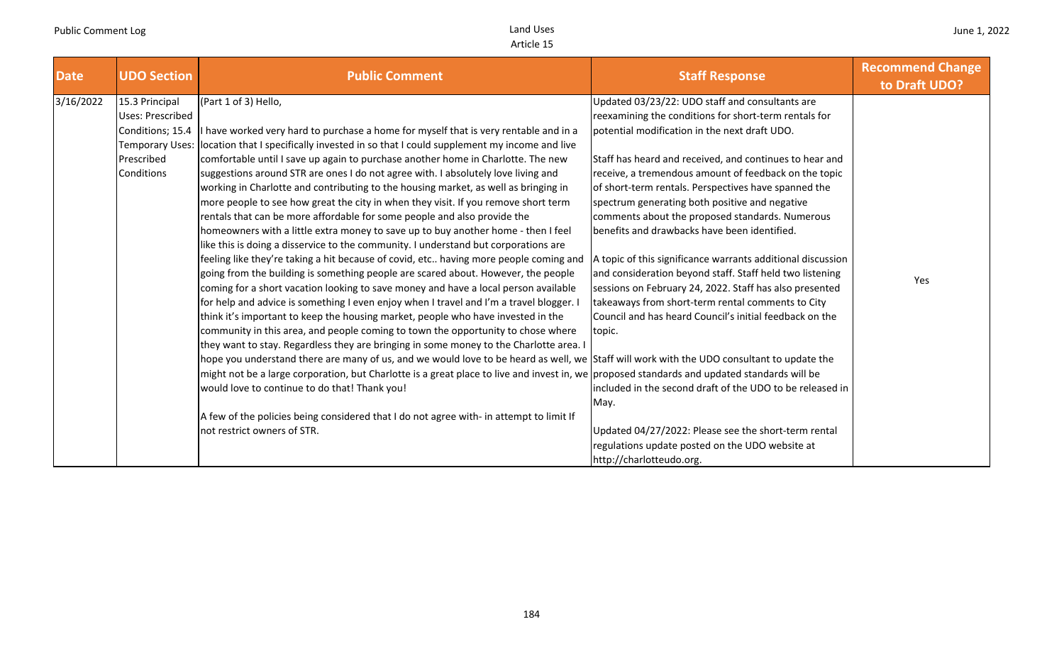| Date | UDO Section | Public Comment | Staff Response | Recommend Change to Draft UDO? |
|---|---|---|---|---|
| 3/16/2022 | 15.3 Principal Uses: Prescribed Conditions; 15.4 Temporary Uses: Prescribed Conditions | (Part 1 of 3) Hello,<br><br>I have worked very hard to purchase a home for myself that is very rentable and in a location that I specifically invested in so that I could supplement my income and live comfortable until I save up again to purchase another home in Charlotte. The new suggestions around STR are ones I do not agree with. I absolutely love living and working in Charlotte and contributing to the housing market, as well as bringing in more people to see how great the city in when they visit. If you remove short term rentals that can be more affordable for some people and also provide the homeowners with a little extra money to save up to buy another home - then I feel like this is doing a disservice to the community. I understand but corporations are feeling like they're taking a hit because of covid, etc.. having more people coming and going from the building is something people are scared about. However, the people coming for a short vacation looking to save money and have a local person available for help and advice is something I even enjoy when I travel and I'm a travel blogger. I think it's important to keep the housing market, people who have invested in the community in this area, and people coming to town the opportunity to chose where they want to stay. Regardless they are bringing in some money to the Charlotte area. I hope you understand there are many of us, and we would love to be heard as well, we might not be a large corporation, but Charlotte is a great place to live and invest in, we would love to continue to do that! Thank you!<br><br>A few of the policies being considered that I do not agree with- in attempt to limit If not restrict owners of STR. | Updated 03/23/22: UDO staff and consultants are reexamining the conditions for short-term rentals for potential modification in the next draft UDO.<br><br>Staff has heard and received, and continues to hear and receive, a tremendous amount of feedback on the topic of short-term rentals. Perspectives have spanned the spectrum generating both positive and negative comments about the proposed standards. Numerous benefits and drawbacks have been identified.<br><br>A topic of this significance warrants additional discussion and consideration beyond staff. Staff held two listening sessions on February 24, 2022. Staff has also presented takeaways from short-term rental comments to City Council and has heard Council's initial feedback on the topic.<br><br>Staff will work with the UDO consultant to update the proposed standards and updated standards will be included in the second draft of the UDO to be released in May.<br><br>Updated 04/27/2022: Please see the short-term rental regulations update posted on the UDO website at http://charlotteudo.org. | Yes |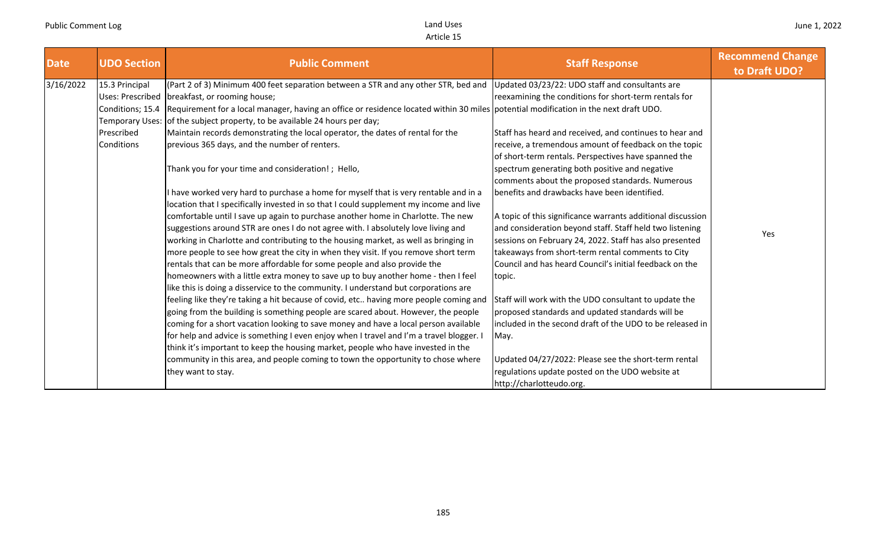| Date | UDO Section | Public Comment | Staff Response | Recommend Change to Draft UDO? |
|---|---|---|---|---|
| 3/16/2022 | 15.3 Principal Uses: Prescribed Conditions; 15.4 Temporary Uses: Prescribed Conditions | (Part 2 of 3) Minimum 400 feet separation between a STR and any other STR, bed and breakfast, or rooming house;<br>Requirement for a local manager, having an office or residence located within 30 miles of the subject property, to be available 24 hours per day;<br>Maintain records demonstrating the local operator, the dates of rental for the previous 365 days, and the number of renters.<br><br>Thank you for your time and consideration! ; Hello,<br><br>I have worked very hard to purchase a home for myself that is very rentable and in a location that I specifically invested in so that I could supplement my income and live comfortable until I save up again to purchase another home in Charlotte. The new suggestions around STR are ones I do not agree with. I absolutely love living and working in Charlotte and contributing to the housing market, as well as bringing in more people to see how great the city in when they visit. If you remove short term rentals that can be more affordable for some people and also provide the homeowners with a little extra money to save up to buy another home - then I feel like this is doing a disservice to the community. I understand but corporations are feeling like they're taking a hit because of covid, etc.. having more people coming and going from the building is something people are scared about. However, the people coming for a short vacation looking to save money and have a local person available for help and advice is something I even enjoy when I travel and I'm a travel blogger. I think it's important to keep the housing market, people who have invested in the community in this area, and people coming to town the opportunity to chose where they want to stay. | Updated 03/23/22: UDO staff and consultants are reexamining the conditions for short-term rentals for potential modification in the next draft UDO.<br><br>Staff has heard and received, and continues to hear and receive, a tremendous amount of feedback on the topic of short-term rentals. Perspectives have spanned the spectrum generating both positive and negative comments about the proposed standards. Numerous benefits and drawbacks have been identified.<br><br>A topic of this significance warrants additional discussion and consideration beyond staff. Staff held two listening sessions on February 24, 2022. Staff has also presented takeaways from short-term rental comments to City Council and has heard Council's initial feedback on the topic.<br><br>Staff will work with the UDO consultant to update the proposed standards and updated standards will be included in the second draft of the UDO to be released in May.<br><br>Updated 04/27/2022: Please see the short-term rental regulations update posted on the UDO website at http://charlotteudo.org. | Yes |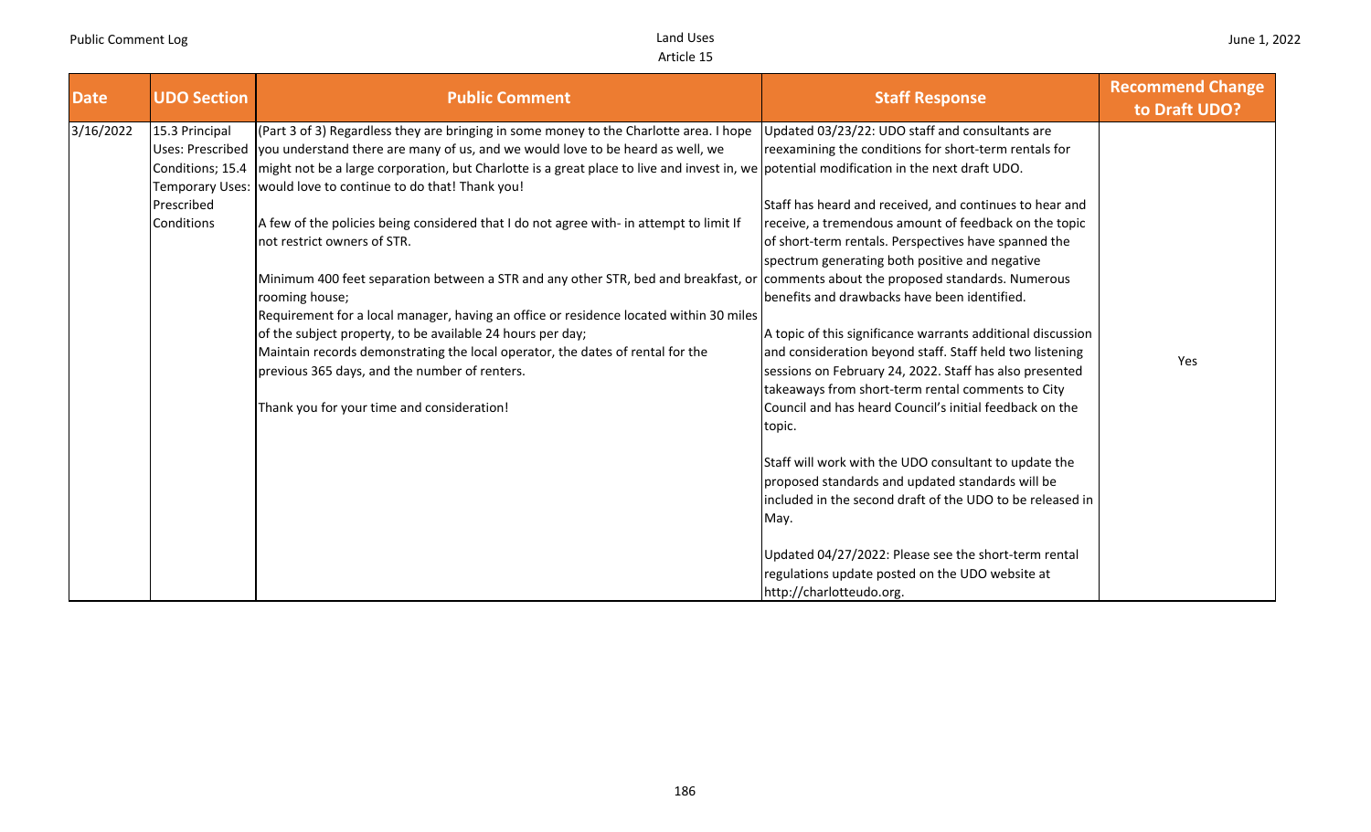| Date | UDO Section | Public Comment | Staff Response | Recommend Change to Draft UDO? |
|---|---|---|---|---|
| 3/16/2022 | 15.3 Principal Uses: Prescribed Conditions; 15.4 Temporary Uses: Prescribed Conditions | (Part 3 of 3) Regardless they are bringing in some money to the Charlotte area. I hope you understand there are many of us, and we would love to be heard as well, we might not be a large corporation, but Charlotte is a great place to live and invest in, we would love to continue to do that! Thank you!<br><br>A few of the policies being considered that I do not agree with- in attempt to limit If not restrict owners of STR.<br><br>Minimum 400 feet separation between a STR and any other STR, bed and breakfast, or rooming house;<br>Requirement for a local manager, having an office or residence located within 30 miles of the subject property, to be available 24 hours per day;<br>Maintain records demonstrating the local operator, the dates of rental for the previous 365 days, and the number of renters.<br><br>Thank you for your time and consideration! | Updated 03/23/22: UDO staff and consultants are reexamining the conditions for short-term rentals for potential modification in the next draft UDO.<br><br>Staff has heard and received, and continues to hear and receive, a tremendous amount of feedback on the topic of short-term rentals. Perspectives have spanned the spectrum generating both positive and negative comments about the proposed standards. Numerous benefits and drawbacks have been identified.<br><br>A topic of this significance warrants additional discussion and consideration beyond staff. Staff held two listening sessions on February 24, 2022. Staff has also presented takeaways from short-term rental comments to City Council and has heard Council's initial feedback on the topic.<br><br>Staff will work with the UDO consultant to update the proposed standards and updated standards will be included in the second draft of the UDO to be released in May.<br><br>Updated 04/27/2022: Please see the short-term rental regulations update posted on the UDO website at http://charlotteudo.org. | Yes |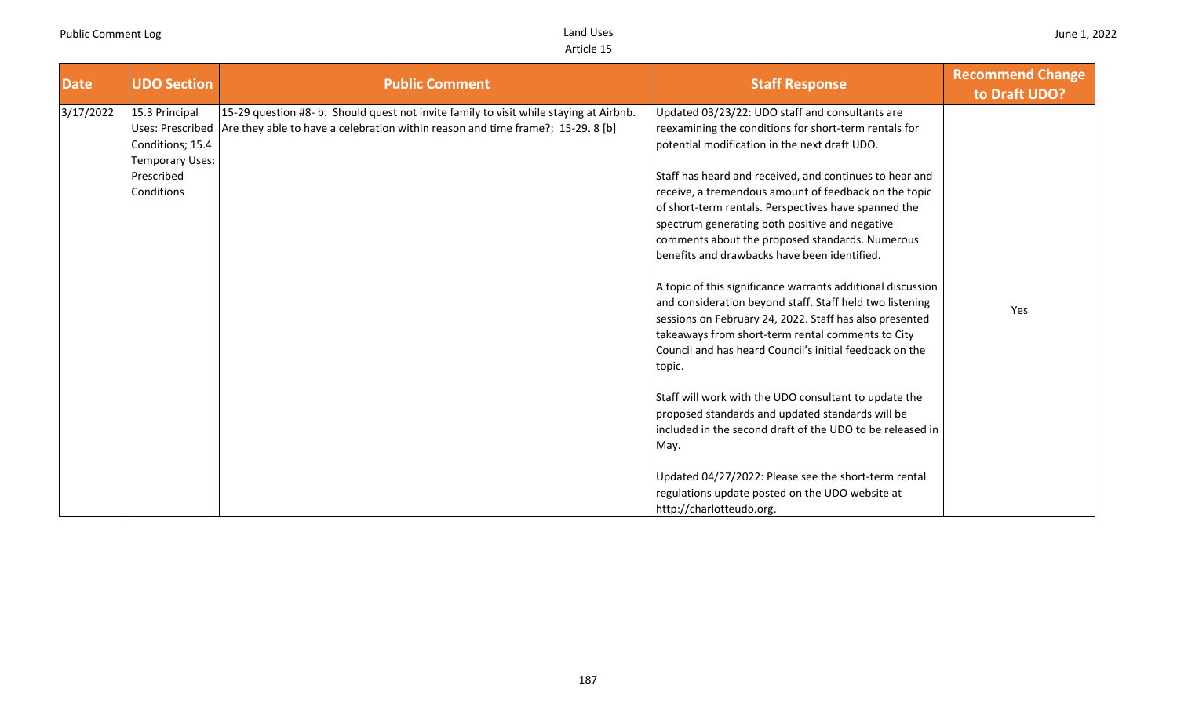| Date | UDO Section | Public Comment | Staff Response | Recommend Change to Draft UDO? |
|---|---|---|---|---|
| 3/17/2022 | 15.3 Principal Uses: Prescribed Conditions; 15.4 Temporary Uses: Prescribed Conditions | 15-29 question #8- b. Should quest not invite family to visit while staying at Airbnb. Are they able to have a celebration within reason and time frame?; 15-29. 8 [b] | Updated 03/23/22: UDO staff and consultants are reexamining the conditions for short-term rentals for potential modification in the next draft UDO.<br><br>Staff has heard and received, and continues to hear and receive, a tremendous amount of feedback on the topic of short-term rentals. Perspectives have spanned the spectrum generating both positive and negative comments about the proposed standards. Numerous benefits and drawbacks have been identified.<br><br>A topic of this significance warrants additional discussion and consideration beyond staff. Staff held two listening sessions on February 24, 2022. Staff has also presented takeaways from short-term rental comments to City Council and has heard Council's initial feedback on the topic.<br><br>Staff will work with the UDO consultant to update the proposed standards and updated standards will be included in the second draft of the UDO to be released in May.<br><br>Updated 04/27/2022: Please see the short-term rental regulations update posted on the UDO website at http://charlotteudo.org. | Yes |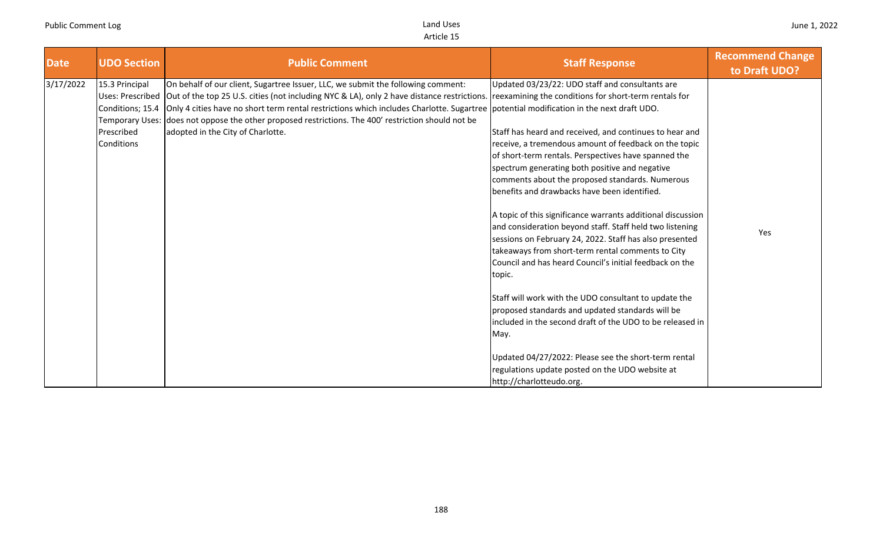| Date | UDO Section | Public Comment | Staff Response | Recommend Change to Draft UDO? |
|---|---|---|---|---|
| 3/17/2022 | 15.3 Principal Uses: Prescribed Conditions; 15.4 Temporary Uses: Prescribed Conditions | On behalf of our client, Sugartree Issuer, LLC, we submit the following comment: Out of the top 25 U.S. cities (not including NYC & LA), only 2 have distance restrictions. Only 4 cities have no short term rental restrictions which includes Charlotte. Sugartree does not oppose the other proposed restrictions. The 400' restriction should not be adopted in the City of Charlotte. | Updated 03/23/22: UDO staff and consultants are reexamining the conditions for short-term rentals for potential modification in the next draft UDO.<br><br>Staff has heard and received, and continues to hear and receive, a tremendous amount of feedback on the topic of short-term rentals. Perspectives have spanned the spectrum generating both positive and negative comments about the proposed standards. Numerous benefits and drawbacks have been identified.<br><br>A topic of this significance warrants additional discussion and consideration beyond staff. Staff held two listening sessions on February 24, 2022. Staff has also presented takeaways from short-term rental comments to City Council and has heard Council's initial feedback on the topic.<br><br>Staff will work with the UDO consultant to update the proposed standards and updated standards will be included in the second draft of the UDO to be released in May.<br><br>Updated 04/27/2022: Please see the short-term rental regulations update posted on the UDO website at http://charlotteudo.org. | Yes |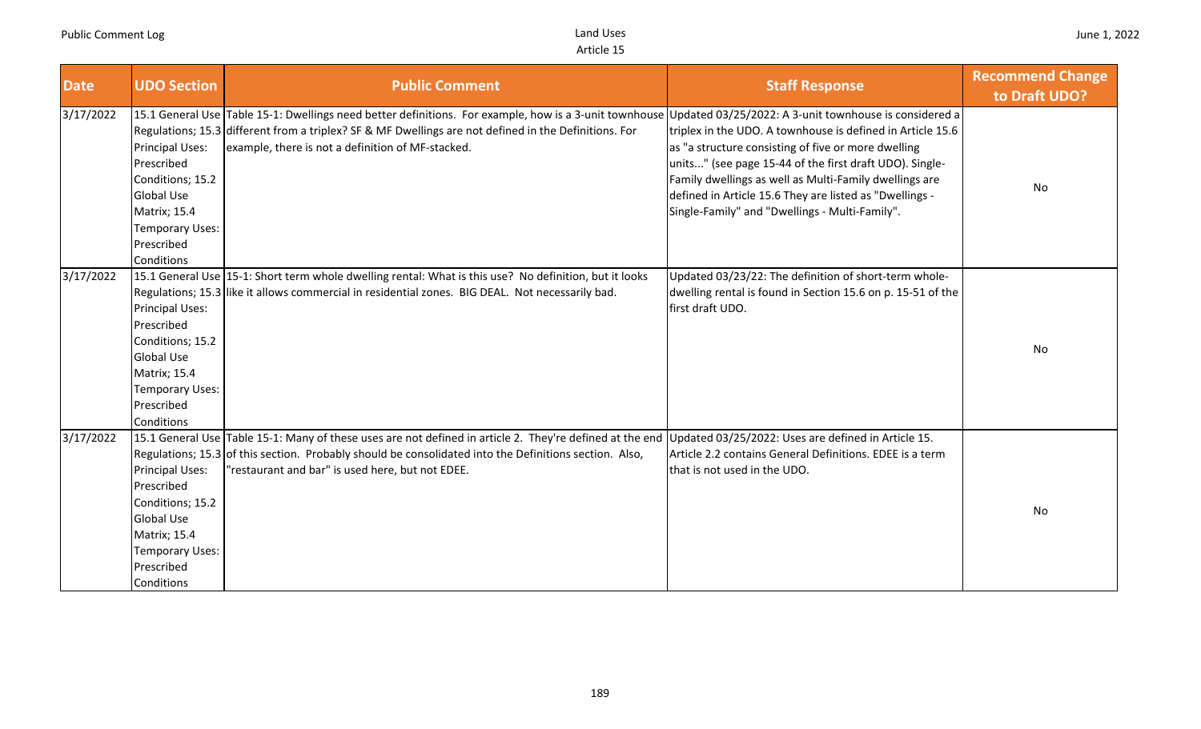| Date | UDO Section | Public Comment | Staff Response | Recommend Change to Draft UDO? |
|---|---|---|---|---|
| 3/17/2022 | 15.1 General Use Regulations; 15.3 Principal Uses: Prescribed Conditions; 15.2 Global Use Matrix; 15.4 Temporary Uses: Prescribed Conditions | Table 15-1: Dwellings need better definitions. For example, how is a 3-unit townhouse different from a triplex? SF & MF Dwellings are not defined in the Definitions. For example, there is not a definition of MF-stacked. | Updated 03/25/2022: A 3-unit townhouse is considered a triplex in the UDO. A townhouse is defined in Article 15.6 as "a structure consisting of five or more dwelling units..." (see page 15-44 of the first draft UDO). Single-Family dwellings as well as Multi-Family dwellings are defined in Article 15.6 They are listed as "Dwellings - Single-Family" and "Dwellings - Multi-Family". | No |
| 3/17/2022 | 15.1 General Use Regulations; 15.3 Principal Uses: Prescribed Conditions; 15.2 Global Use Matrix; 15.4 Temporary Uses: Prescribed Conditions | 15-1: Short term whole dwelling rental: What is this use? No definition, but it looks like it allows commercial in residential zones. BIG DEAL. Not necessarily bad. | Updated 03/23/22: The definition of short-term whole-dwelling rental is found in Section 15.6 on p. 15-51 of the first draft UDO. | No |
| 3/17/2022 | 15.1 General Use Regulations; 15.3 Principal Uses: Prescribed Conditions; 15.2 Global Use Matrix; 15.4 Temporary Uses: Prescribed Conditions | Table 15-1: Many of these uses are not defined in article 2. They're defined at the end of this section. Probably should be consolidated into the Definitions section. Also, "restaurant and bar" is used here, but not EDEE. | Updated 03/25/2022: Uses are defined in Article 15. Article 2.2 contains General Definitions. EDEE is a term that is not used in the UDO. | No |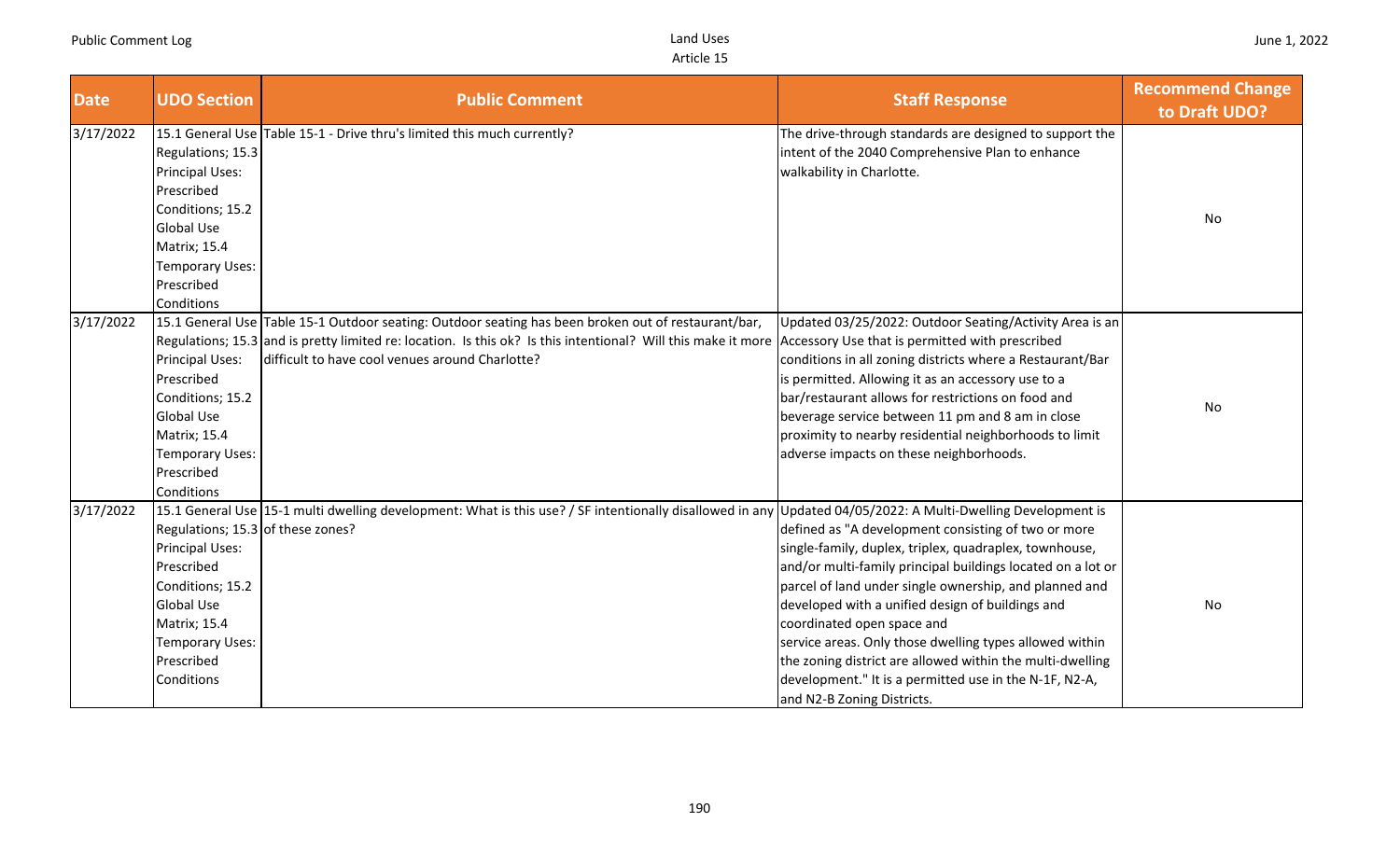| Date | UDO Section | Public Comment | Staff Response | Recommend Change to Draft UDO? |
|---|---|---|---|---|
| 3/17/2022 | 15.1 General Use Regulations; 15.3 Principal Uses: Prescribed Conditions; 15.2 Global Use Matrix; 15.4 Temporary Uses: Prescribed Conditions | Table 15-1 - Drive thru's limited this much currently? | The drive-through standards are designed to support the intent of the 2040 Comprehensive Plan to enhance walkability in Charlotte. | No |
| 3/17/2022 | 15.1 General Use Regulations; 15.3 Principal Uses: Prescribed Conditions; 15.2 Global Use Matrix; 15.4 Temporary Uses: Prescribed Conditions | Table 15-1 Outdoor seating: Outdoor seating has been broken out of restaurant/bar, and is pretty limited re: location. Is this ok? Is this intentional? Will this make it more difficult to have cool venues around Charlotte? | Updated 03/25/2022: Outdoor Seating/Activity Area is an Accessory Use that is permitted with prescribed conditions in all zoning districts where a Restaurant/Bar is permitted. Allowing it as an accessory use to a bar/restaurant allows for restrictions on food and beverage service between 11 pm and 8 am in close proximity to nearby residential neighborhoods to limit adverse impacts on these neighborhoods. | No |
| 3/17/2022 | 15.1 General Use Regulations; 15.3 Principal Uses: Prescribed Conditions; 15.2 Global Use Matrix; 15.4 Temporary Uses: Prescribed Conditions | 15-1 multi dwelling development: What is this use? / SF intentionally disallowed in any of these zones? | Updated 04/05/2022: A Multi-Dwelling Development is defined as "A development consisting of two or more single-family, duplex, triplex, quadraplex, townhouse, and/or multi-family principal buildings located on a lot or parcel of land under single ownership, and planned and developed with a unified design of buildings and coordinated open space and service areas. Only those dwelling types allowed within the zoning district are allowed within the multi-dwelling development." It is a permitted use in the N-1F, N2-A, and N2-B Zoning Districts. | No |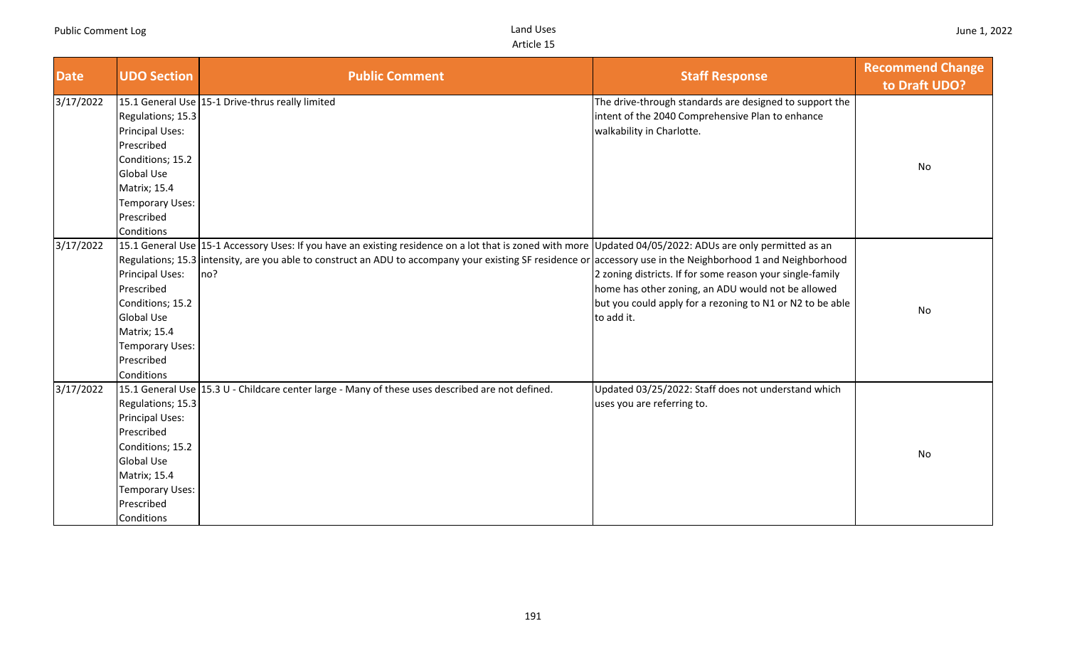| Date | UDO Section | Public Comment | Staff Response | Recommend Change to Draft UDO? |
| --- | --- | --- | --- | --- |
| 3/17/2022 | 15.1 General Use Regulations; 15.3 Principal Uses: Prescribed Conditions; 15.2 Global Use Matrix; 15.4 Temporary Uses: Prescribed Conditions | 15-1 Drive-thrus really limited | The drive-through standards are designed to support the intent of the 2040 Comprehensive Plan to enhance walkability in Charlotte. | No |
| 3/17/2022 | 15.1 General Use Regulations; 15.3 Principal Uses: Prescribed Conditions; 15.2 Global Use Matrix; 15.4 Temporary Uses: Prescribed Conditions | 15-1 Accessory Uses: If you have an existing residence on a lot that is zoned with more intensity, are you able to construct an ADU to accompany your existing SF residence or no? | Updated 04/05/2022: ADUs are only permitted as an accessory use in the Neighborhood 1 and Neighborhood 2 zoning districts. If for some reason your single-family home has other zoning, an ADU would not be allowed but you could apply for a rezoning to N1 or N2 to be able to add it. | No |
| 3/17/2022 | 15.1 General Use Regulations; 15.3 Principal Uses: Prescribed Conditions; 15.2 Global Use Matrix; 15.4 Temporary Uses: Prescribed Conditions | 15.3 U - Childcare center large - Many of these uses described are not defined. | Updated 03/25/2022: Staff does not understand which uses you are referring to. | No |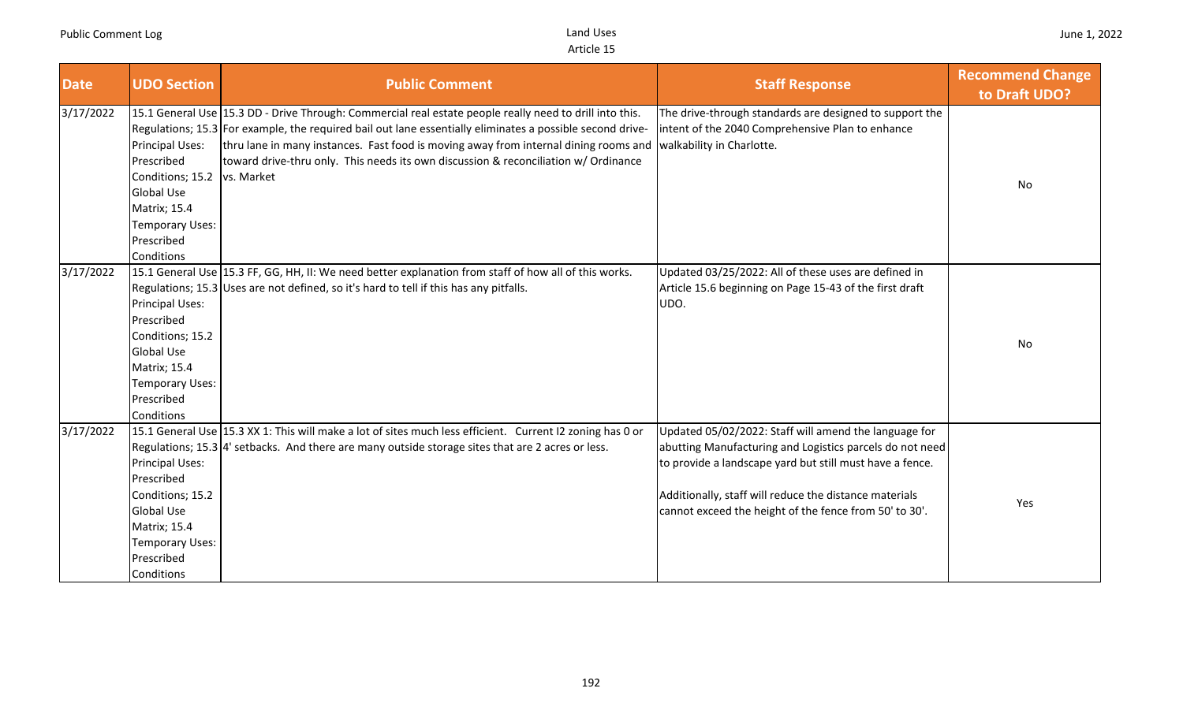| Date | UDO Section | Public Comment | Staff Response | Recommend Change to Draft UDO? |
|---|---|---|---|---|
| 3/17/2022 | 15.1 General Use Regulations; 15.3 Principal Uses: Prescribed Conditions; 15.2 Global Use Matrix; 15.4 Temporary Uses: Prescribed Conditions | 15.3 DD - Drive Through: Commercial real estate people really need to drill into this. For example, the required bail out lane essentially eliminates a possible second drive-thru lane in many instances. Fast food is moving away from internal dining rooms and toward drive-thru only. This needs its own discussion & reconciliation w/ Ordinance vs. Market | The drive-through standards are designed to support the intent of the 2040 Comprehensive Plan to enhance walkability in Charlotte. | No |
| 3/17/2022 | 15.1 General Use Regulations; 15.3 Principal Uses: Prescribed Conditions; 15.2 Global Use Matrix; 15.4 Temporary Uses: Prescribed Conditions | 15.3 FF, GG, HH, II: We need better explanation from staff of how all of this works. Uses are not defined, so it's hard to tell if this has any pitfalls. | Updated 03/25/2022: All of these uses are defined in Article 15.6 beginning on Page 15-43 of the first draft UDO. | No |
| 3/17/2022 | 15.1 General Use Regulations; 15.3 Principal Uses: Prescribed Conditions; 15.2 Global Use Matrix; 15.4 Temporary Uses: Prescribed Conditions | 15.3 XX 1: This will make a lot of sites much less efficient. Current I2 zoning has 0 or 4' setbacks. And there are many outside storage sites that are 2 acres or less. | Updated 05/02/2022: Staff will amend the language for abutting Manufacturing and Logistics parcels do not need to provide a landscape yard but still must have a fence.<br><br>Additionally, staff will reduce the distance materials cannot exceed the height of the fence from 50' to 30'. | Yes |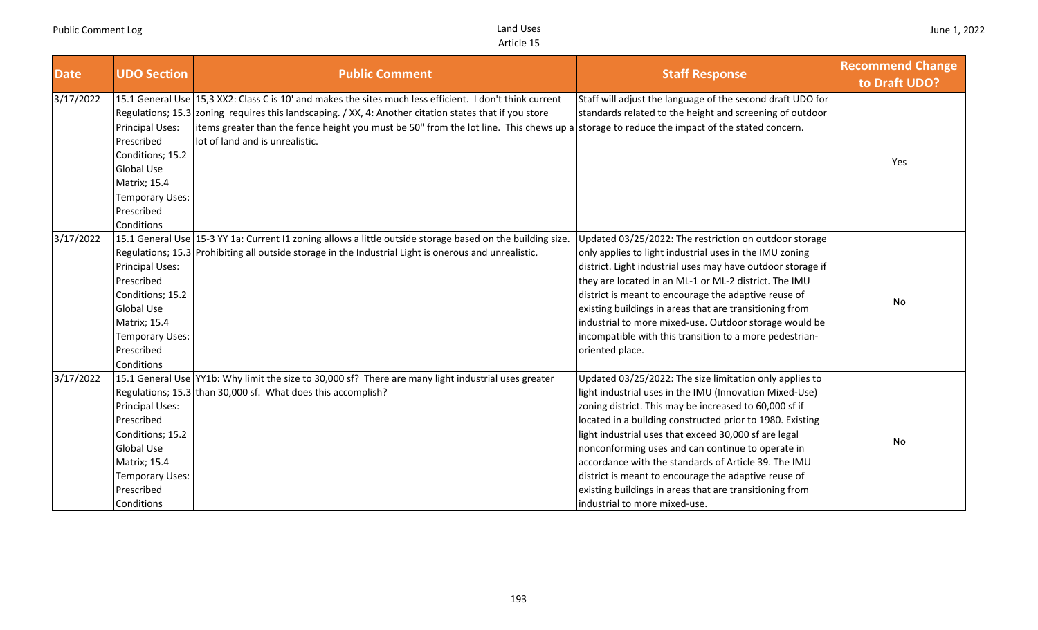| Date | UDO Section | Public Comment | Staff Response | Recommend Change to Draft UDO? |
|---|---|---|---|---|
| 3/17/2022 | 15.1 General Use Regulations; 15.3 Principal Uses: Prescribed Conditions; 15.2 Global Use Matrix; 15.4 Temporary Uses: Prescribed Conditions | 15,3 XX2: Class C is 10' and makes the sites much less efficient. I don't think current zoning requires this landscaping. / XX, 4: Another citation states that if you store items greater than the fence height you must be 50" from the lot line. This chews up a lot of land and is unrealistic. | Staff will adjust the language of the second draft UDO for standards related to the height and screening of outdoor storage to reduce the impact of the stated concern. | Yes |
| 3/17/2022 | 15.1 General Use Regulations; 15.3 Principal Uses: Prescribed Conditions; 15.2 Global Use Matrix; 15.4 Temporary Uses: Prescribed Conditions | 15-3 YY 1a: Current I1 zoning allows a little outside storage based on the building size. Prohibiting all outside storage in the Industrial Light is onerous and unrealistic. | Updated 03/25/2022: The restriction on outdoor storage only applies to light industrial uses in the IMU zoning district. Light industrial uses may have outdoor storage if they are located in an ML-1 or ML-2 district. The IMU district is meant to encourage the adaptive reuse of existing buildings in areas that are transitioning from industrial to more mixed-use. Outdoor storage would be incompatible with this transition to a more pedestrian-oriented place. | No |
| 3/17/2022 | 15.1 General Use Regulations; 15.3 Principal Uses: Prescribed Conditions; 15.2 Global Use Matrix; 15.4 Temporary Uses: Prescribed Conditions | YY1b: Why limit the size to 30,000 sf? There are many light industrial uses greater than 30,000 sf. What does this accomplish? | Updated 03/25/2022: The size limitation only applies to light industrial uses in the IMU (Innovation Mixed-Use) zoning district. This may be increased to 60,000 sf if located in a building constructed prior to 1980. Existing light industrial uses that exceed 30,000 sf are legal nonconforming uses and can continue to operate in accordance with the standards of Article 39. The IMU district is meant to encourage the adaptive reuse of existing buildings in areas that are transitioning from industrial to more mixed-use. | No |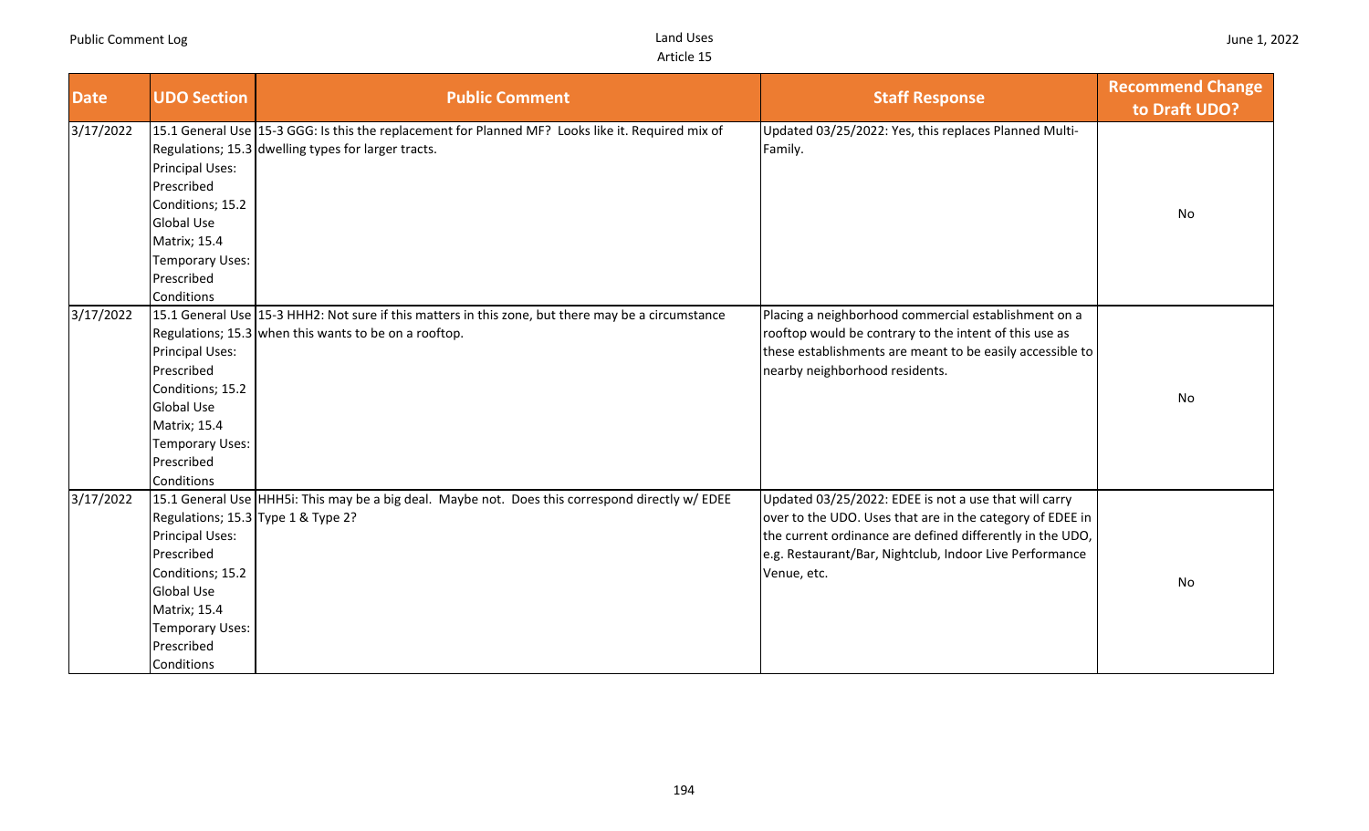| Date | UDO Section | Public Comment | Staff Response | Recommend Change to Draft UDO? |
|---|---|---|---|---|
| 3/17/2022 | 15.1 General Use Regulations; 15.3 Principal Uses: Prescribed Conditions; 15.2 Global Use Matrix; 15.4 Temporary Uses: Prescribed Conditions | 15-3 GGG: Is this the replacement for Planned MF? Looks like it. Required mix of dwelling types for larger tracts. | Updated 03/25/2022: Yes, this replaces Planned Multi-Family. | No |
| 3/17/2022 | 15.1 General Use Regulations; 15.3 Principal Uses: Prescribed Conditions; 15.2 Global Use Matrix; 15.4 Temporary Uses: Prescribed Conditions | 15-3 HHH2: Not sure if this matters in this zone, but there may be a circumstance when this wants to be on a rooftop. | Placing a neighborhood commercial establishment on a rooftop would be contrary to the intent of this use as these establishments are meant to be easily accessible to nearby neighborhood residents. | No |
| 3/17/2022 | 15.1 General Use Regulations; 15.3 Principal Uses: Prescribed Conditions; 15.2 Global Use Matrix; 15.4 Temporary Uses: Prescribed Conditions | HHH5i: This may be a big deal. Maybe not. Does this correspond directly w/ EDEE Type 1 & Type 2? | Updated 03/25/2022: EDEE is not a use that will carry over to the UDO. Uses that are in the category of EDEE in the current ordinance are defined differently in the UDO, e.g. Restaurant/Bar, Nightclub, Indoor Live Performance Venue, etc. | No |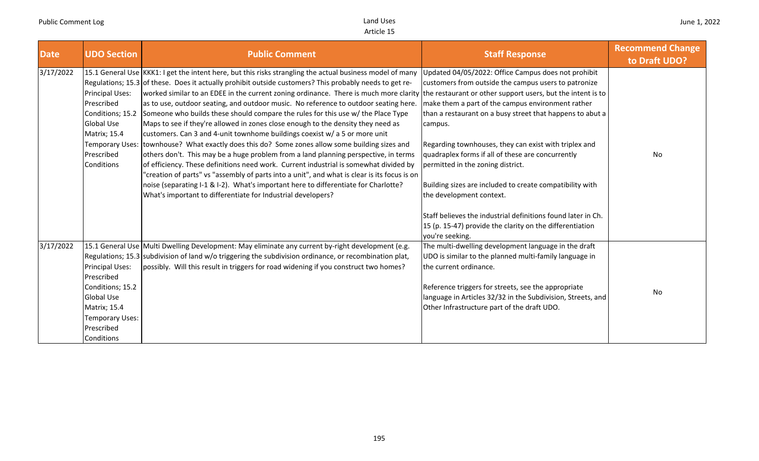| Date | UDO Section | Public Comment | Staff Response | Recommend Change to Draft UDO? |
|---|---|---|---|---|
| 3/17/2022 | 15.1 General Use Regulations; 15.3 Principal Uses: Prescribed Conditions; 15.2 Global Use Matrix; 15.4 Temporary Uses: Prescribed Conditions | KKK1: I get the intent here, but this risks strangling the actual business model of many of these. Does it actually prohibit outside customers? This probably needs to get re-worked similar to an EDEE in the current zoning ordinance. There is much more clarity as to use, outdoor seating, and outdoor music. No reference to outdoor seating here. Someone who builds these should compare the rules for this use w/ the Place Type Maps to see if they're allowed in zones close enough to the density they need as customers. Can 3 and 4-unit townhome buildings coexist w/ a 5 or more unit townhouse? What exactly does this do? Some zones allow some building sizes and others don't. This may be a huge problem from a land planning perspective, in terms of efficiency. These definitions need work. Current industrial is somewhat divided by "creation of parts" vs "assembly of parts into a unit", and what is clear is its focus is on noise (separating I-1 & I-2). What's important here to differentiate for Charlotte? What's important to differentiate for Industrial developers? | Updated 04/05/2022: Office Campus does not prohibit customers from outside the campus users to patronize the restaurant or other support users, but the intent is to make them a part of the campus environment rather than a restaurant on a busy street that happens to abut a campus.<br><br>Regarding townhouses, they can exist with triplex and quadraplex forms if all of these are concurrently permitted in the zoning district.<br><br>Building sizes are included to create compatibility with the development context.<br><br>Staff believes the industrial definitions found later in Ch. 15 (p. 15-47) provide the clarity on the differentiation you're seeking. | No |
| 3/17/2022 | 15.1 General Use Regulations; 15.3 Principal Uses: Prescribed Conditions; 15.2 Global Use Matrix; 15.4 Temporary Uses: Prescribed Conditions | Multi Dwelling Development: May eliminate any current by-right development (e.g. subdivision of land w/o triggering the subdivision ordinance, or recombination plat, possibly. Will this result in triggers for road widening if you construct two homes? | The multi-dwelling development language in the draft UDO is similar to the planned multi-family language in the current ordinance.<br><br>Reference triggers for streets, see the appropriate language in Articles 32/32 in the Subdivision, Streets, and Other Infrastructure part of the draft UDO. | No |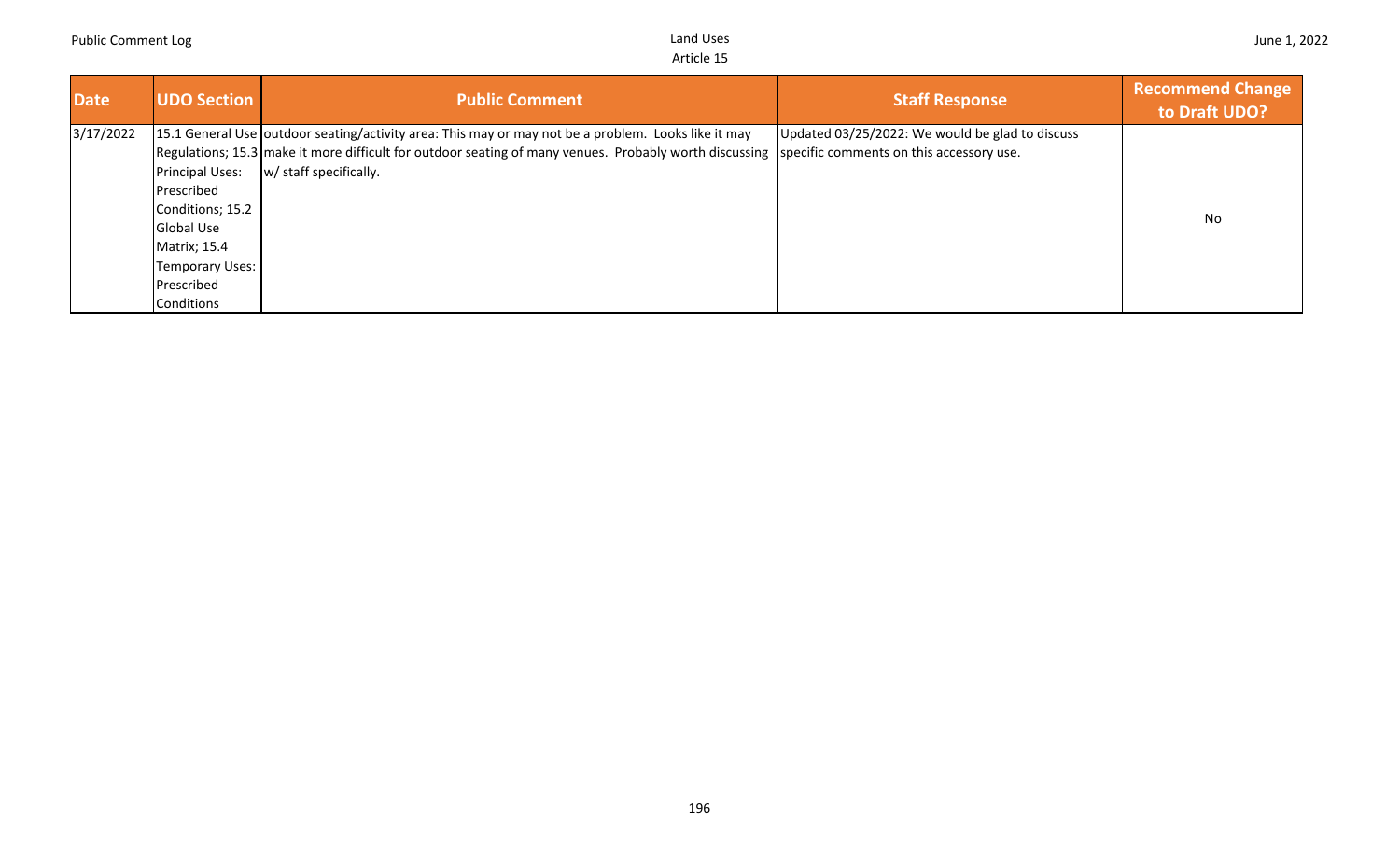| Date | UDO Section | Public Comment | Staff Response | Recommend Change to Draft UDO? |
|---|---|---|---|---|
| 3/17/2022 | 15.1 General Use Regulations; 15.3 Principal Uses: Prescribed Conditions; 15.2 Global Use Matrix; 15.4 Temporary Uses: Prescribed Conditions | outdoor seating/activity area: This may or may not be a problem. Looks like it may make it more difficult for outdoor seating of many venues. Probably worth discussing w/ staff specifically. | Updated 03/25/2022: We would be glad to discuss specific comments on this accessory use. | No |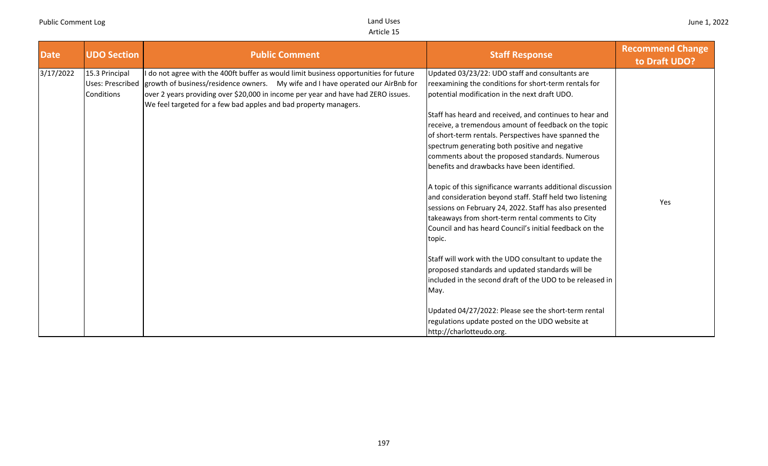| Date | UDO Section | Public Comment | Staff Response | Recommend Change to Draft UDO? |
|---|---|---|---|---|
| 3/17/2022 | 15.3 Principal Uses: Prescribed Conditions | I do not agree with the 400ft buffer as would limit business opportunities for future growth of business/residence owners. My wife and I have operated our AirBnb for over 2 years providing over $20,000 in income per year and have had ZERO issues. We feel targeted for a few bad apples and bad property managers. | Updated 03/23/22: UDO staff and consultants are reexamining the conditions for short-term rentals for potential modification in the next draft UDO.<br><br>Staff has heard and received, and continues to hear and receive, a tremendous amount of feedback on the topic of short-term rentals. Perspectives have spanned the spectrum generating both positive and negative comments about the proposed standards. Numerous benefits and drawbacks have been identified.<br><br>A topic of this significance warrants additional discussion and consideration beyond staff. Staff held two listening sessions on February 24, 2022. Staff has also presented takeaways from short-term rental comments to City Council and has heard Council's initial feedback on the topic.<br><br>Staff will work with the UDO consultant to update the proposed standards and updated standards will be included in the second draft of the UDO to be released in May.<br><br>Updated 04/27/2022: Please see the short-term rental regulations update posted on the UDO website at http://charlotteudo.org. | Yes |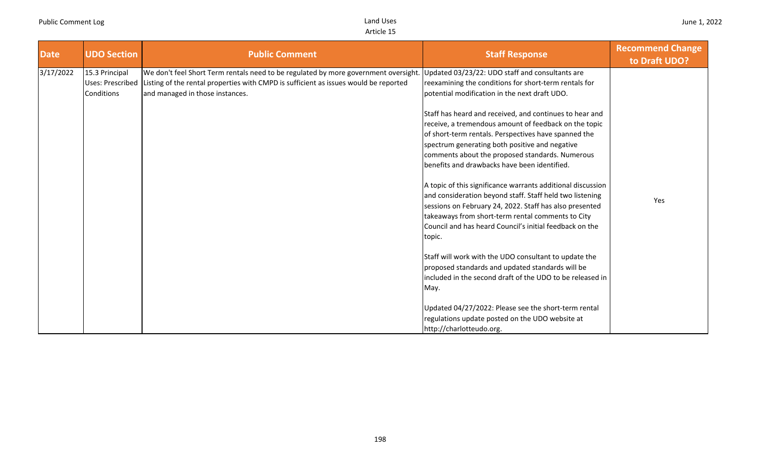| Date | UDO Section | Public Comment | Staff Response | Recommend Change to Draft UDO? |
|---|---|---|---|---|
| 3/17/2022 | 15.3 Principal Uses: Prescribed Conditions | We don't feel Short Term rentals need to be regulated by more government oversight. Listing of the rental properties with CMPD is sufficient as issues would be reported and managed in those instances. | Updated 03/23/22: UDO staff and consultants are reexamining the conditions for short-term rentals for potential modification in the next draft UDO.<br><br>Staff has heard and received, and continues to hear and receive, a tremendous amount of feedback on the topic of short-term rentals. Perspectives have spanned the spectrum generating both positive and negative comments about the proposed standards. Numerous benefits and drawbacks have been identified.<br><br>A topic of this significance warrants additional discussion and consideration beyond staff. Staff held two listening sessions on February 24, 2022. Staff has also presented takeaways from short-term rental comments to City Council and has heard Council's initial feedback on the topic.<br><br>Staff will work with the UDO consultant to update the proposed standards and updated standards will be included in the second draft of the UDO to be released in May.<br><br>Updated 04/27/2022: Please see the short-term rental regulations update posted on the UDO website at http://charlotteudo.org. | Yes |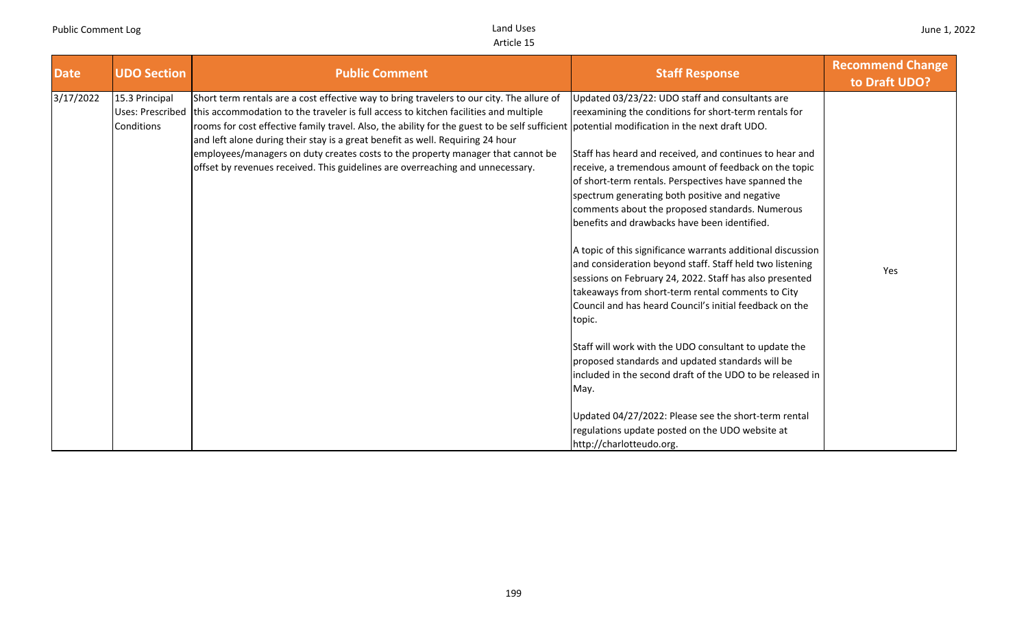| Date | UDO Section | Public Comment | Staff Response | Recommend Change to Draft UDO? |
|---|---|---|---|---|
| 3/17/2022 | 15.3 Principal Uses: Prescribed Conditions | Short term rentals are a cost effective way to bring travelers to our city. The allure of this accommodation to the traveler is full access to kitchen facilities and multiple rooms for cost effective family travel. Also, the ability for the guest to be self sufficient and left alone during their stay is a great benefit as well. Requiring 24 hour employees/managers on duty creates costs to the property manager that cannot be offset by revenues received. This guidelines are overreaching and unnecessary. | Updated 03/23/22: UDO staff and consultants are reexamining the conditions for short-term rentals for potential modification in the next draft UDO.<br><br>Staff has heard and received, and continues to hear and receive, a tremendous amount of feedback on the topic of short-term rentals. Perspectives have spanned the spectrum generating both positive and negative comments about the proposed standards. Numerous benefits and drawbacks have been identified.<br><br>A topic of this significance warrants additional discussion and consideration beyond staff. Staff held two listening sessions on February 24, 2022. Staff has also presented takeaways from short-term rental comments to City Council and has heard Council's initial feedback on the topic.<br><br>Staff will work with the UDO consultant to update the proposed standards and updated standards will be included in the second draft of the UDO to be released in May.<br><br>Updated 04/27/2022: Please see the short-term rental regulations update posted on the UDO website at http://charlotteudo.org. | Yes |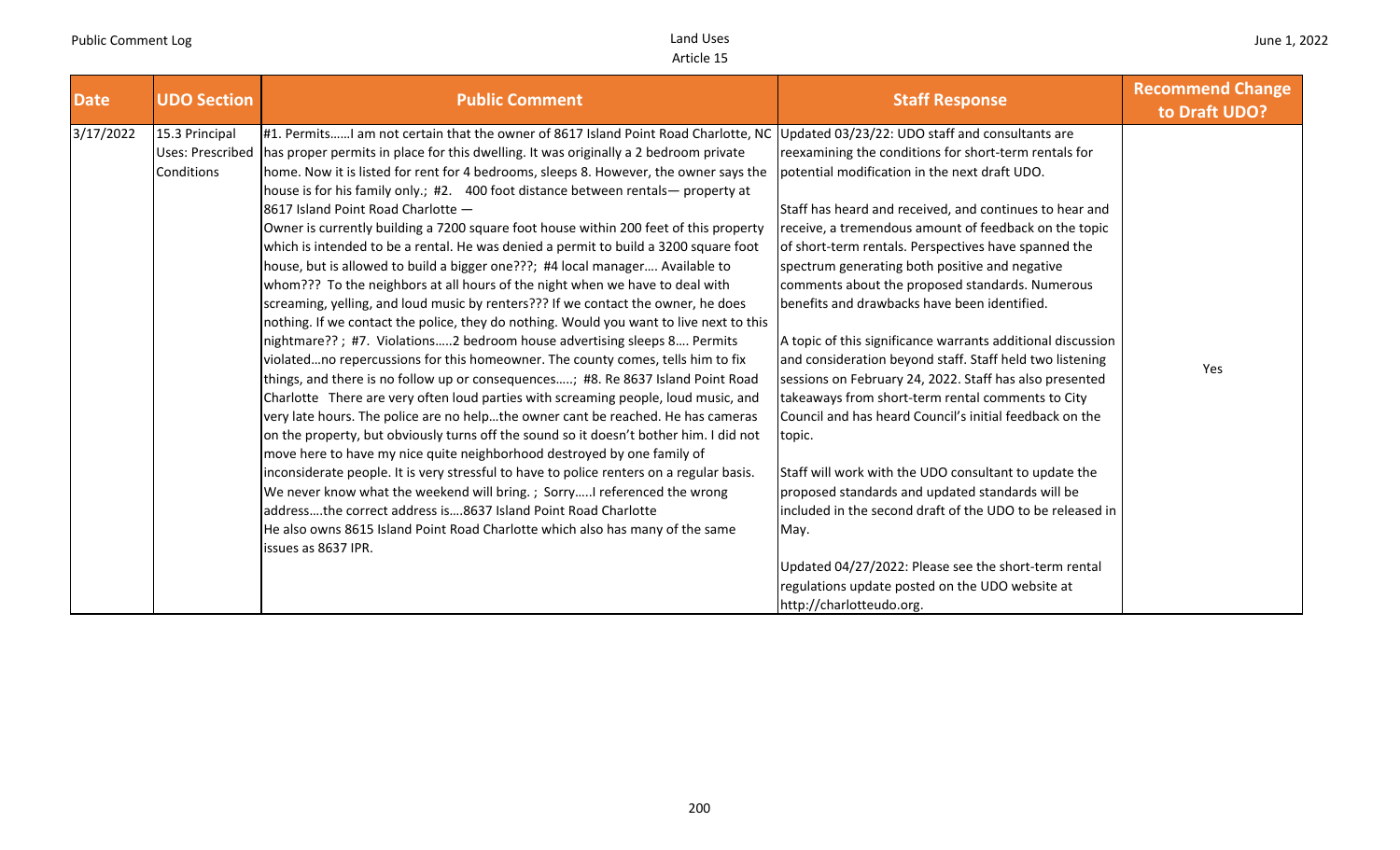| Date | UDO Section | Public Comment | Staff Response | Recommend Change to Draft UDO? |
|---|---|---|---|---|
| 3/17/2022 | 15.3 Principal Uses: Prescribed Conditions | #1. Permits……I am not certain that the owner of 8617 Island Point Road Charlotte, NC has proper permits in place for this dwelling. It was originally a 2 bedroom private home. Now it is listed for rent for 4 bedrooms, sleeps 8. However, the owner says the house is for his family only.; #2. 400 foot distance between rentals— property at 8617 Island Point Road Charlotte — Owner is currently building a 7200 square foot house within 200 feet of this property which is intended to be a rental. He was denied a permit to build a 3200 square foot house, but is allowed to build a bigger one???; #4 local manager…. Available to whom??? To the neighbors at all hours of the night when we have to deal with screaming, yelling, and loud music by renters??? If we contact the owner, he does nothing. If we contact the police, they do nothing. Would you want to live next to this nightmare?? ; #7. Violations…..2 bedroom house advertising sleeps 8…. Permits violated…no repercussions for this homeowner. The county comes, tells him to fix things, and there is no follow up or consequences…..; #8. Re 8637 Island Point Road Charlotte There are very often loud parties with screaming people, loud music, and very late hours. The police are no help…the owner cant be reached. He has cameras on the property, but obviously turns off the sound so it doesn't bother him. I did not move here to have my nice quite neighborhood destroyed by one family of inconsiderate people. It is very stressful to have to police renters on a regular basis. We never know what the weekend will bring. ; Sorry…..I referenced the wrong address….the correct address is….8637 Island Point Road Charlotte He also owns 8615 Island Point Road Charlotte which also has many of the same issues as 8637 IPR. | Updated 03/23/22: UDO staff and consultants are reexamining the conditions for short-term rentals for potential modification in the next draft UDO.<br><br>Staff has heard and received, and continues to hear and receive, a tremendous amount of feedback on the topic of short-term rentals. Perspectives have spanned the spectrum generating both positive and negative comments about the proposed standards. Numerous benefits and drawbacks have been identified.<br><br>A topic of this significance warrants additional discussion and consideration beyond staff. Staff held two listening sessions on February 24, 2022. Staff has also presented takeaways from short-term rental comments to City Council and has heard Council's initial feedback on the topic.<br><br>Staff will work with the UDO consultant to update the proposed standards and updated standards will be included in the second draft of the UDO to be released in May.<br><br>Updated 04/27/2022: Please see the short-term rental regulations update posted on the UDO website at http://charlotteudo.org. | Yes |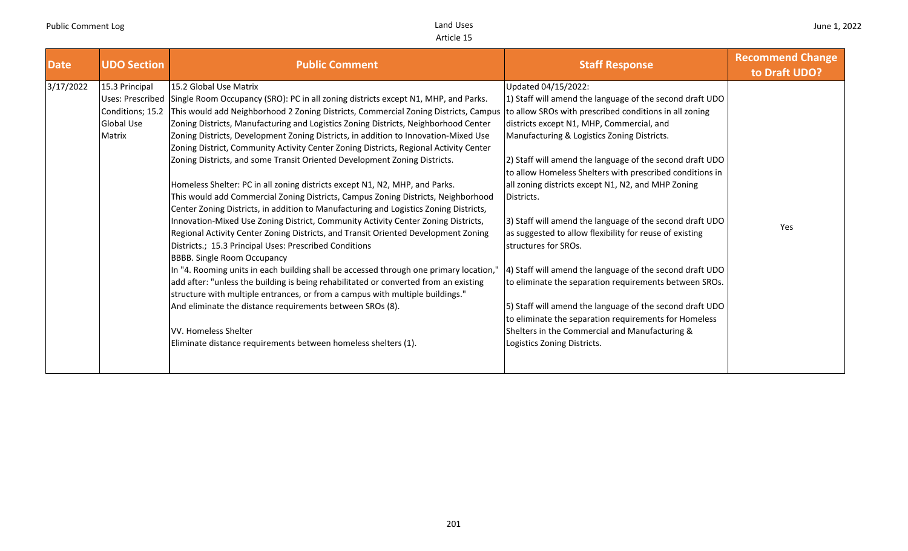| Date | UDO Section | Public Comment | Staff Response | Recommend Change to Draft UDO? |
|---|---|---|---|---|
| 3/17/2022 | 15.3 Principal Uses: Prescribed Conditions; 15.2 Global Use Matrix | 15.2 Global Use Matrix<br>Single Room Occupancy (SRO): PC in all zoning districts except N1, MHP, and Parks. This would add Neighborhood 2 Zoning Districts, Commercial Zoning Districts, Campus Zoning Districts, Manufacturing and Logistics Zoning Districts, Neighborhood Center Zoning Districts, Development Zoning Districts, in addition to Innovation-Mixed Use Zoning District, Community Activity Center Zoning Districts, Regional Activity Center Zoning Districts, and some Transit Oriented Development Zoning Districts.<br><br>Homeless Shelter: PC in all zoning districts except N1, N2, MHP, and Parks. This would add Commercial Zoning Districts, Campus Zoning Districts, Neighborhood Center Zoning Districts, in addition to Manufacturing and Logistics Zoning Districts, Innovation-Mixed Use Zoning District, Community Activity Center Zoning Districts, Regional Activity Center Zoning Districts, and Transit Oriented Development Zoning Districts.; 15.3 Principal Uses: Prescribed Conditions<br>BBBB. Single Room Occupancy<br>In "4. Rooming units in each building shall be accessed through one primary location," add after: "unless the building is being rehabilitated or converted from an existing structure with multiple entrances, or from a campus with multiple buildings."<br>And eliminate the distance requirements between SROs (8).<br><br>VV. Homeless Shelter<br>Eliminate distance requirements between homeless shelters (1). | Updated 04/15/2022:<br>1) Staff will amend the language of the second draft UDO to allow SROs with prescribed conditions in all zoning districts except N1, MHP, Commercial, and Manufacturing & Logistics Zoning Districts.<br><br>2) Staff will amend the language of the second draft UDO to allow Homeless Shelters with prescribed conditions in all zoning districts except N1, N2, and MHP Zoning Districts.<br><br>3) Staff will amend the language of the second draft UDO as suggested to allow flexibility for reuse of existing structures for SROs.<br><br>4) Staff will amend the language of the second draft UDO to eliminate the separation requirements between SROs.<br><br>5) Staff will amend the language of the second draft UDO to eliminate the separation requirements for Homeless Shelters in the Commercial and Manufacturing & Logistics Zoning Districts. | Yes |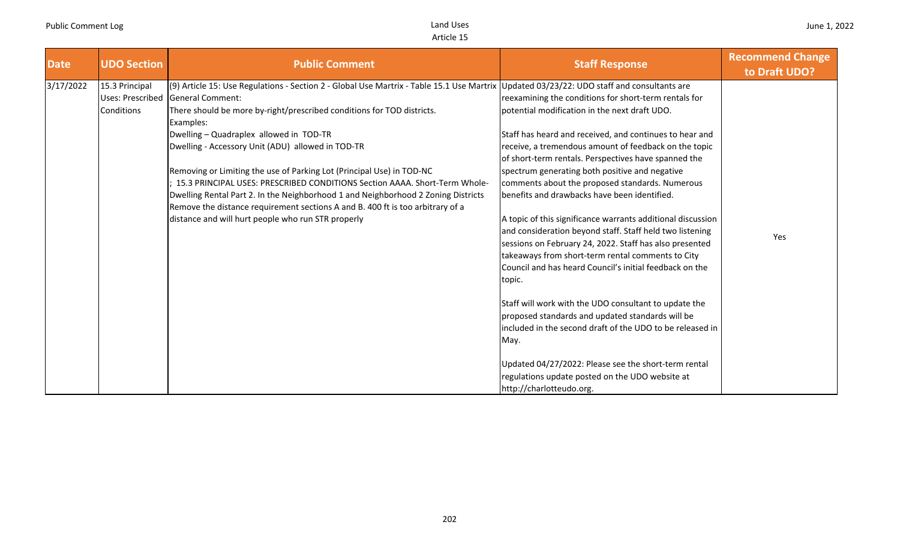| Date | UDO Section | Public Comment | Staff Response | Recommend Change to Draft UDO? |
|---|---|---|---|---|
| 3/17/2022 | 15.3 Principal Uses: Prescribed Conditions | (9) Article 15: Use Regulations - Section 2 - Global Use Martrix - Table 15.1 Use Martrix General Comment:<br>There should be more by-right/prescribed conditions for TOD districts.<br>Examples:<br>Dwelling – Quadraplex allowed in TOD-TR<br>Dwelling - Accessory Unit (ADU) allowed in TOD-TR<br><br>Removing or Limiting the use of Parking Lot (Principal Use) in TOD-NC<br>; 15.3 PRINCIPAL USES: PRESCRIBED CONDITIONS Section AAAA. Short-Term Whole-Dwelling Rental Part 2. In the Neighborhood 1 and Neighborhood 2 Zoning Districts Remove the distance requirement sections A and B. 400 ft is too arbitrary of a distance and will hurt people who run STR properly | Updated 03/23/22: UDO staff and consultants are reexamining the conditions for short-term rentals for potential modification in the next draft UDO.<br><br>Staff has heard and received, and continues to hear and receive, a tremendous amount of feedback on the topic of short-term rentals. Perspectives have spanned the spectrum generating both positive and negative comments about the proposed standards. Numerous benefits and drawbacks have been identified.<br><br>A topic of this significance warrants additional discussion and consideration beyond staff. Staff held two listening sessions on February 24, 2022. Staff has also presented takeaways from short-term rental comments to City Council and has heard Council's initial feedback on the topic.<br><br>Staff will work with the UDO consultant to update the proposed standards and updated standards will be included in the second draft of the UDO to be released in May.<br><br>Updated 04/27/2022: Please see the short-term rental regulations update posted on the UDO website at http://charlotteudo.org. | Yes |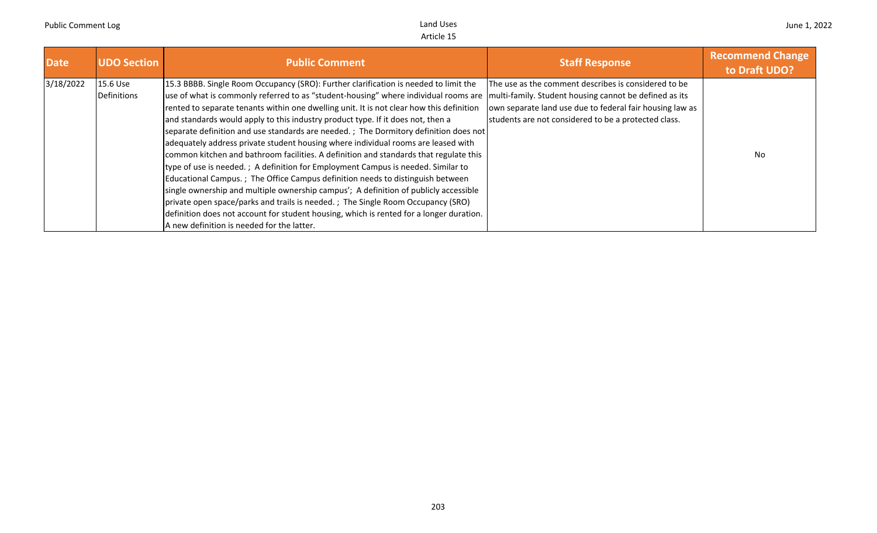| Date | UDO Section | Public Comment | Staff Response | Recommend Change to Draft UDO? |
|---|---|---|---|---|
| 3/18/2022 | 15.6 Use Definitions | 15.3 BBBB. Single Room Occupancy (SRO): Further clarification is needed to limit the use of what is commonly referred to as "student-housing" where individual rooms are rented to separate tenants within one dwelling unit. It is not clear how this definition and standards would apply to this industry product type. If it does not, then a separate definition and use standards are needed. ; The Dormitory definition does not adequately address private student housing where individual rooms are leased with common kitchen and bathroom facilities. A definition and standards that regulate this type of use is needed. ; A definition for Employment Campus is needed. Similar to Educational Campus. ; The Office Campus definition needs to distinguish between single ownership and multiple ownership campus'; A definition of publicly accessible private open space/parks and trails is needed. ; The Single Room Occupancy (SRO) definition does not account for student housing, which is rented for a longer duration. A new definition is needed for the latter. | The use as the comment describes is considered to be multi-family. Student housing cannot be defined as its own separate land use due to federal fair housing law as students are not considered to be a protected class. | No |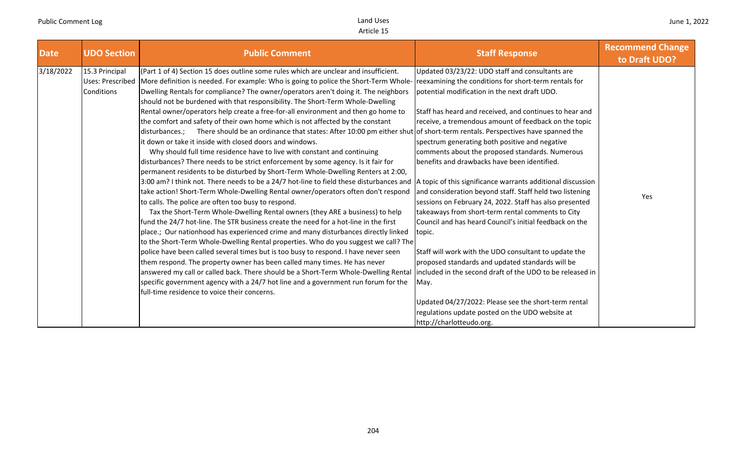| Date | UDO Section | Public Comment | Staff Response | Recommend Change to Draft UDO? |
|---|---|---|---|---|
| 3/18/2022 | 15.3 Principal Uses: Prescribed Conditions | (Part 1 of 4) Section 15 does outline some rules which are unclear and insufficient. More definition is needed. For example: Who is going to police the Short-Term Whole-Dwelling Rentals for compliance? The owner/operators aren't doing it. The neighbors should not be burdened with that responsibility. The Short-Term Whole-Dwelling Rental owner/operators help create a free-for-all environment and then go home to the comfort and safety of their own home which is not affected by the constant disturbances.; There should be an ordinance that states: After 10:00 pm either shut it down or take it inside with closed doors and windows. Why should full time residence have to live with constant and continuing disturbances? There needs to be strict enforcement by some agency. Is it fair for permanent residents to be disturbed by Short-Term Whole-Dwelling Renters at 2:00, 3:00 am? I think not. There needs to be a 24/7 hot-line to field these disturbances and take action! Short-Term Whole-Dwelling Rental owner/operators often don't respond to calls. The police are often too busy to respond. Tax the Short-Term Whole-Dwelling Rental owners (they ARE a business) to help fund the 24/7 hot-line. The STR business create the need for a hot-line in the first place.; Our nationhood has experienced crime and many disturbances directly linked to the Short-Term Whole-Dwelling Rental properties. Who do you suggest we call? The police have been called several times but is too busy to respond. I have never seen them respond. The property owner has been called many times. He has never answered my call or called back. There should be a Short-Term Whole-Dwelling Rental specific government agency with a 24/7 hot line and a government run forum for the full-time residence to voice their concerns. | Updated 03/23/22: UDO staff and consultants are reexamining the conditions for short-term rentals for potential modification in the next draft UDO.<br><br>Staff has heard and received, and continues to hear and receive, a tremendous amount of feedback on the topic of short-term rentals. Perspectives have spanned the spectrum generating both positive and negative comments about the proposed standards. Numerous benefits and drawbacks have been identified.<br><br>A topic of this significance warrants additional discussion and consideration beyond staff. Staff held two listening sessions on February 24, 2022. Staff has also presented takeaways from short-term rental comments to City Council and has heard Council's initial feedback on the topic.<br><br>Staff will work with the UDO consultant to update the proposed standards and updated standards will be included in the second draft of the UDO to be released in May.<br><br>Updated 04/27/2022: Please see the short-term rental regulations update posted on the UDO website at http://charlotteudo.org. | Yes |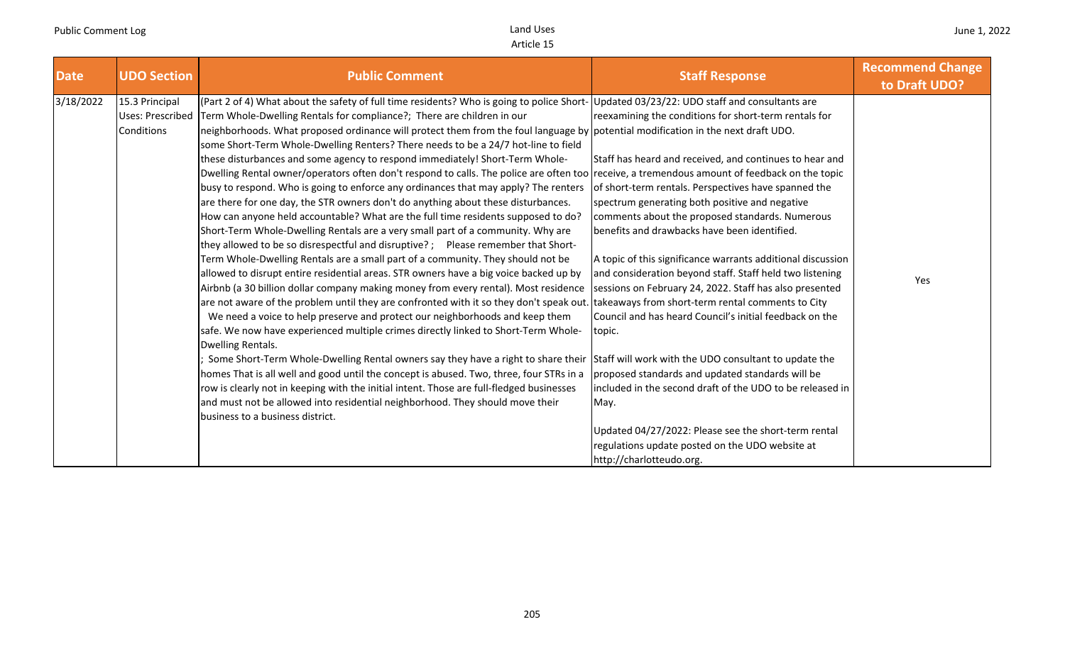| Date | UDO Section | Public Comment | Staff Response | Recommend Change to Draft UDO? |
|---|---|---|---|---|
| 3/18/2022 | 15.3 Principal Uses: Prescribed Conditions | (Part 2 of 4) What about the safety of full time residents? Who is going to police Short-Term Whole-Dwelling Rentals for compliance?; There are children in our neighborhoods. What proposed ordinance will protect them from the foul language by some Short-Term Whole-Dwelling Renters? There needs to be a 24/7 hot-line to field these disturbances and some agency to respond immediately! Short-Term Whole-Dwelling Rental owner/operators often don't respond to calls. The police are often too busy to respond. Who is going to enforce any ordinances that may apply? The renters are there for one day, the STR owners don't do anything about these disturbances. How can anyone held accountable? What are the full time residents supposed to do? Short-Term Whole-Dwelling Rentals are a very small part of a community. Why are they allowed to be so disrespectful and disruptive? ; Please remember that Short-Term Whole-Dwelling Rentals are a small part of a community. They should not be allowed to disrupt entire residential areas. STR owners have a big voice backed up by Airbnb (a 30 billion dollar company making money from every rental). Most residence are not aware of the problem until they are confronted with it so they don't speak out. We need a voice to help preserve and protect our neighborhoods and keep them safe. We now have experienced multiple crimes directly linked to Short-Term Whole-Dwelling Rentals.<br>; Some Short-Term Whole-Dwelling Rental owners say they have a right to share their homes That is all well and good until the concept is abused. Two, three, four STRs in a row is clearly not in keeping with the initial intent. Those are full-fledged businesses and must not be allowed into residential neighborhood. They should move their business to a business district. | Updated 03/23/22: UDO staff and consultants are reexamining the conditions for short-term rentals for potential modification in the next draft UDO.<br><br>Staff has heard and received, and continues to hear and receive, a tremendous amount of feedback on the topic of short-term rentals. Perspectives have spanned the spectrum generating both positive and negative comments about the proposed standards. Numerous benefits and drawbacks have been identified.<br><br>A topic of this significance warrants additional discussion and consideration beyond staff. Staff held two listening sessions on February 24, 2022. Staff has also presented takeaways from short-term rental comments to City Council and has heard Council's initial feedback on the topic.<br><br>Staff will work with the UDO consultant to update the proposed standards and updated standards will be included in the second draft of the UDO to be released in May.<br><br>Updated 04/27/2022: Please see the short-term rental regulations update posted on the UDO website at http://charlotteudo.org. | Yes |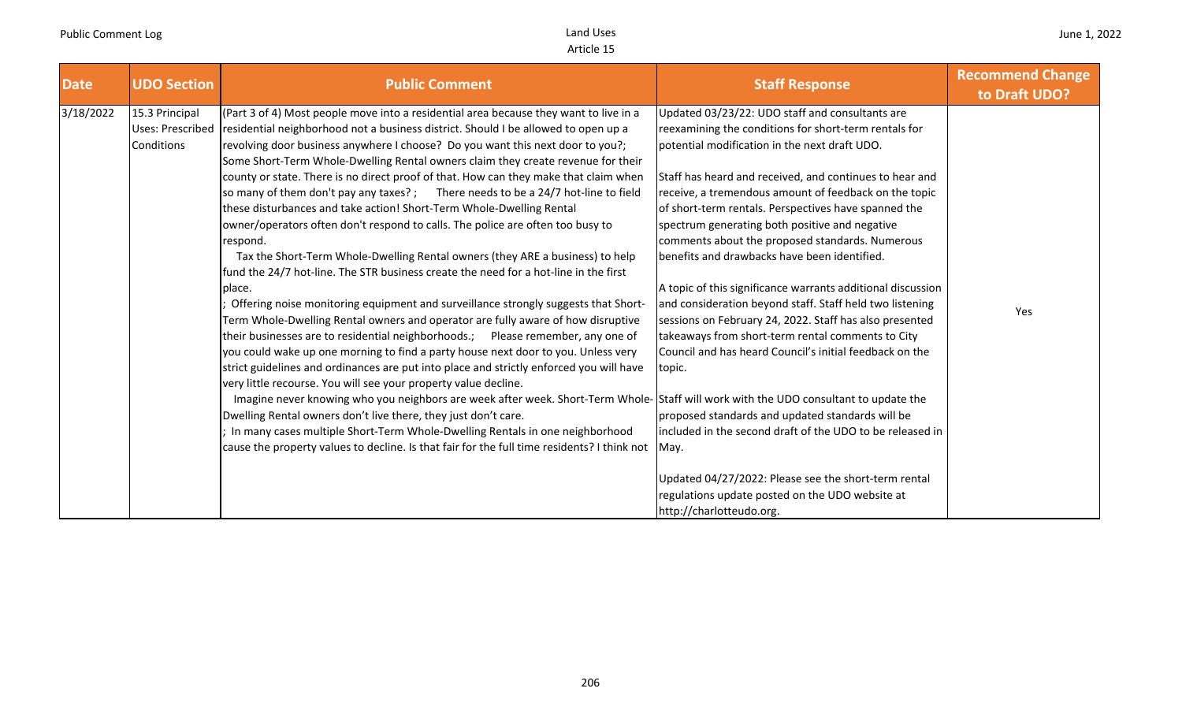| Date | UDO Section | Public Comment | Staff Response | Recommend Change to Draft UDO? |
|---|---|---|---|---|
| 3/18/2022 | 15.3 Principal Uses: Prescribed Conditions | (Part 3 of 4) Most people move into a residential area because they want to live in a residential neighborhood not a business district. Should I be allowed to open up a revolving door business anywhere I choose? Do you want this next door to you?; Some Short-Term Whole-Dwelling Rental owners claim they create revenue for their county or state. There is no direct proof of that. How can they make that claim when so many of them don't pay any taxes? ; There needs to be a 24/7 hot-line to field these disturbances and take action! Short-Term Whole-Dwelling Rental owner/operators often don't respond to calls. The police are often too busy to respond.<br>Tax the Short-Term Whole-Dwelling Rental owners (they ARE a business) to help fund the 24/7 hot-line. The STR business create the need for a hot-line in the first place.<br>; Offering noise monitoring equipment and surveillance strongly suggests that Short-Term Whole-Dwelling Rental owners and operator are fully aware of how disruptive their businesses are to residential neighborhoods.; Please remember, any one of you could wake up one morning to find a party house next door to you. Unless very strict guidelines and ordinances are put into place and strictly enforced you will have very little recourse. You will see your property value decline.<br>Imagine never knowing who you neighbors are week after week. Short-Term Whole-Dwelling Rental owners don't live there, they just don't care.<br>; In many cases multiple Short-Term Whole-Dwelling Rentals in one neighborhood cause the property values to decline. Is that fair for the full time residents? I think not | Updated 03/23/22: UDO staff and consultants are reexamining the conditions for short-term rentals for potential modification in the next draft UDO.<br><br>Staff has heard and received, and continues to hear and receive, a tremendous amount of feedback on the topic of short-term rentals. Perspectives have spanned the spectrum generating both positive and negative comments about the proposed standards. Numerous benefits and drawbacks have been identified.<br><br>A topic of this significance warrants additional discussion and consideration beyond staff. Staff held two listening sessions on February 24, 2022. Staff has also presented takeaways from short-term rental comments to City Council and has heard Council's initial feedback on the topic.<br><br>Staff will work with the UDO consultant to update the proposed standards and updated standards will be included in the second draft of the UDO to be released in May.<br><br>Updated 04/27/2022: Please see the short-term rental regulations update posted on the UDO website at http://charlotteudo.org. | Yes |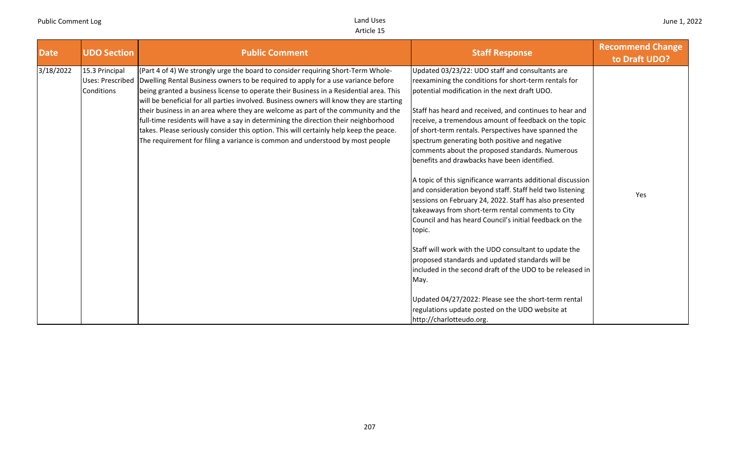| Date | UDO Section | Public Comment | Staff Response | Recommend Change to Draft UDO? |
| --- | --- | --- | --- | --- |
| 3/18/2022 | 15.3 Principal Uses: Prescribed Conditions | (Part 4 of 4) We strongly urge the board to consider requiring Short-Term Whole-Dwelling Rental Business owners to be required to apply for a use variance before being granted a business license to operate their Business in a Residential area. This will be beneficial for all parties involved. Business owners will know they are starting their business in an area where they are welcome as part of the community and the full-time residents will have a say in determining the direction their neighborhood takes. Please seriously consider this option. This will certainly help keep the peace. The requirement for filing a variance is common and understood by most people | Updated 03/23/22: UDO staff and consultants are reexamining the conditions for short-term rentals for potential modification in the next draft UDO.<br><br>Staff has heard and received, and continues to hear and receive, a tremendous amount of feedback on the topic of short-term rentals. Perspectives have spanned the spectrum generating both positive and negative comments about the proposed standards. Numerous benefits and drawbacks have been identified.<br><br>A topic of this significance warrants additional discussion and consideration beyond staff. Staff held two listening sessions on February 24, 2022. Staff has also presented takeaways from short-term rental comments to City Council and has heard Council's initial feedback on the topic.<br><br>Staff will work with the UDO consultant to update the proposed standards and updated standards will be included in the second draft of the UDO to be released in May.<br><br>Updated 04/27/2022: Please see the short-term rental regulations update posted on the UDO website at http://charlotteudo.org. | Yes |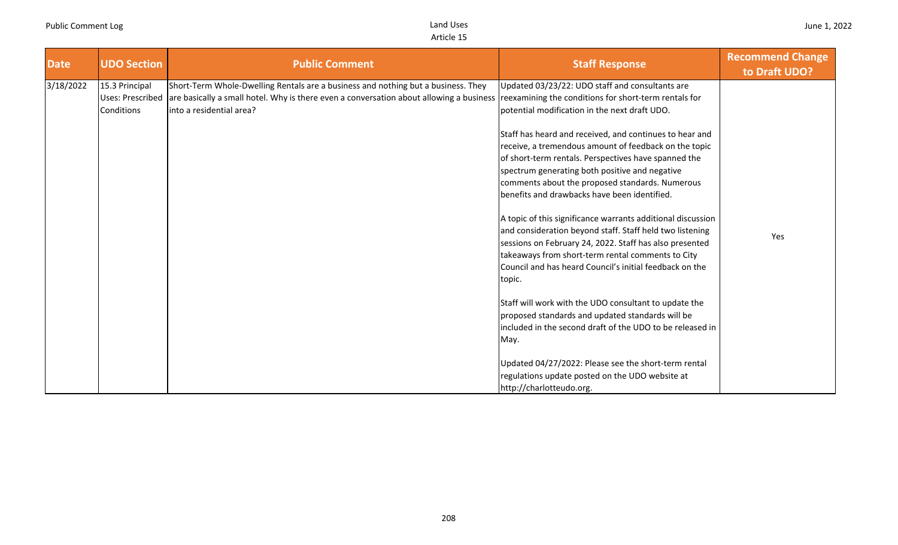| Date | UDO Section | Public Comment | Staff Response | Recommend Change to Draft UDO? |
|---|---|---|---|---|
| 3/18/2022 | 15.3 Principal Uses: Prescribed Conditions | Short-Term Whole-Dwelling Rentals are a business and nothing but a business. They are basically a small hotel. Why is there even a conversation about allowing a business into a residential area? | Updated 03/23/22: UDO staff and consultants are reexamining the conditions for short-term rentals for potential modification in the next draft UDO.<br><br>Staff has heard and received, and continues to hear and receive, a tremendous amount of feedback on the topic of short-term rentals. Perspectives have spanned the spectrum generating both positive and negative comments about the proposed standards. Numerous benefits and drawbacks have been identified.<br><br>A topic of this significance warrants additional discussion and consideration beyond staff. Staff held two listening sessions on February 24, 2022. Staff has also presented takeaways from short-term rental comments to City Council and has heard Council's initial feedback on the topic.<br><br>Staff will work with the UDO consultant to update the proposed standards and updated standards will be included in the second draft of the UDO to be released in May.<br><br>Updated 04/27/2022: Please see the short-term rental regulations update posted on the UDO website at http://charlotteudo.org. | Yes |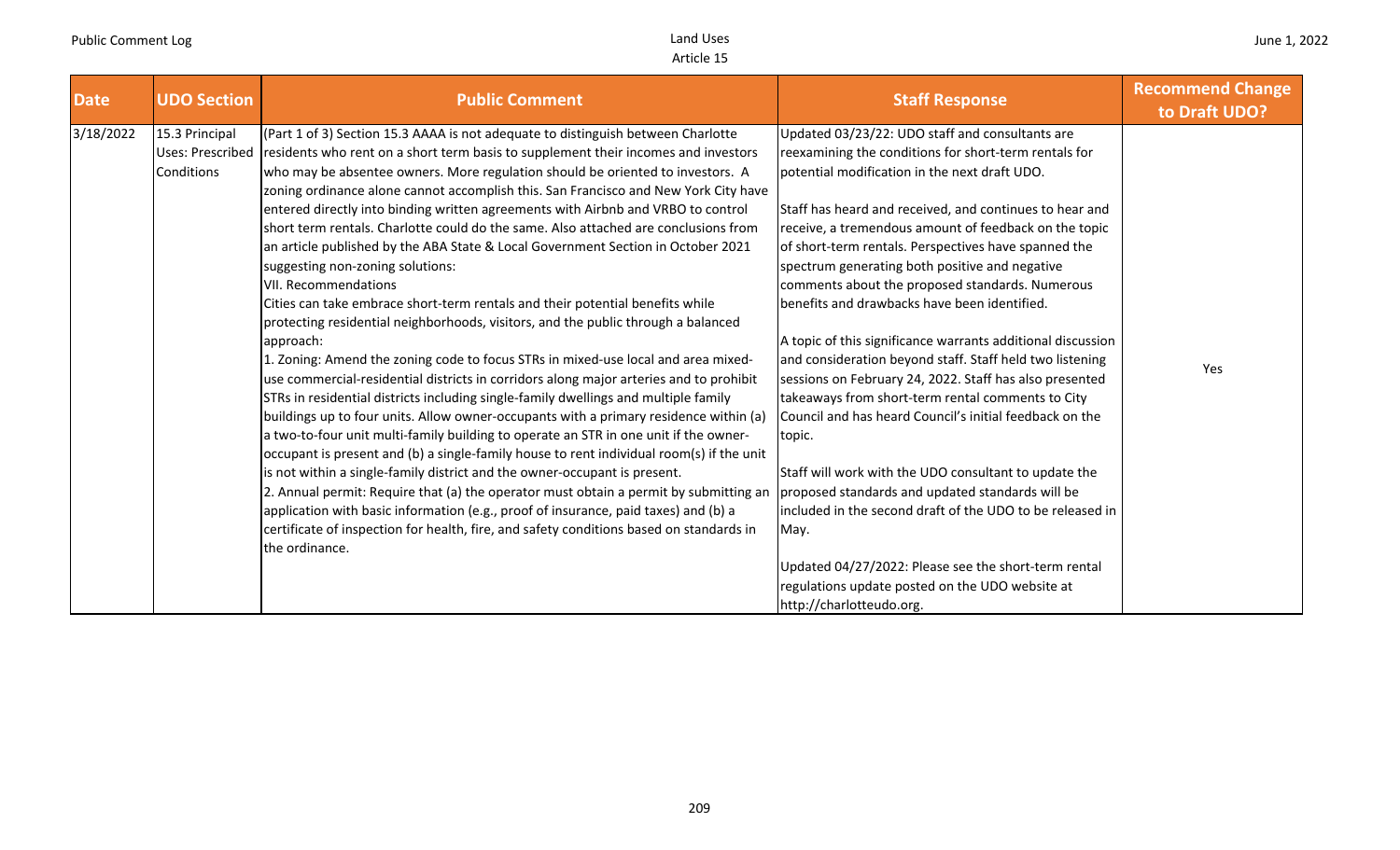| Date | UDO Section | Public Comment | Staff Response | Recommend Change to Draft UDO? |
|---|---|---|---|---|
| 3/18/2022 | 15.3 Principal Uses: Prescribed Conditions | (Part 1 of 3) Section 15.3 AAAA is not adequate to distinguish between Charlotte residents who rent on a short term basis to supplement their incomes and investors who may be absentee owners. More regulation should be oriented to investors. A zoning ordinance alone cannot accomplish this. San Francisco and New York City have entered directly into binding written agreements with Airbnb and VRBO to control short term rentals. Charlotte could do the same. Also attached are conclusions from an article published by the ABA State & Local Government Section in October 2021 suggesting non-zoning solutions:<br>VII. Recommendations<br>Cities can take embrace short-term rentals and their potential benefits while protecting residential neighborhoods, visitors, and the public through a balanced approach:<br>1. Zoning: Amend the zoning code to focus STRs in mixed-use local and area mixed-use commercial-residential districts in corridors along major arteries and to prohibit STRs in residential districts including single-family dwellings and multiple family buildings up to four units. Allow owner-occupants with a primary residence within (a) a two-to-four unit multi-family building to operate an STR in one unit if the owner-occupant is present and (b) a single-family house to rent individual room(s) if the unit is not within a single-family district and the owner-occupant is present.<br>2. Annual permit: Require that (a) the operator must obtain a permit by submitting an application with basic information (e.g., proof of insurance, paid taxes) and (b) a certificate of inspection for health, fire, and safety conditions based on standards in the ordinance. | Updated 03/23/22: UDO staff and consultants are reexamining the conditions for short-term rentals for potential modification in the next draft UDO.<br><br>Staff has heard and received, and continues to hear and receive, a tremendous amount of feedback on the topic of short-term rentals. Perspectives have spanned the spectrum generating both positive and negative comments about the proposed standards. Numerous benefits and drawbacks have been identified.<br><br>A topic of this significance warrants additional discussion and consideration beyond staff. Staff held two listening sessions on February 24, 2022. Staff has also presented takeaways from short-term rental comments to City Council and has heard Council's initial feedback on the topic.<br><br>Staff will work with the UDO consultant to update the proposed standards and updated standards will be included in the second draft of the UDO to be released in May.<br><br>Updated 04/27/2022: Please see the short-term rental regulations update posted on the UDO website at http://charlotteudo.org. | Yes |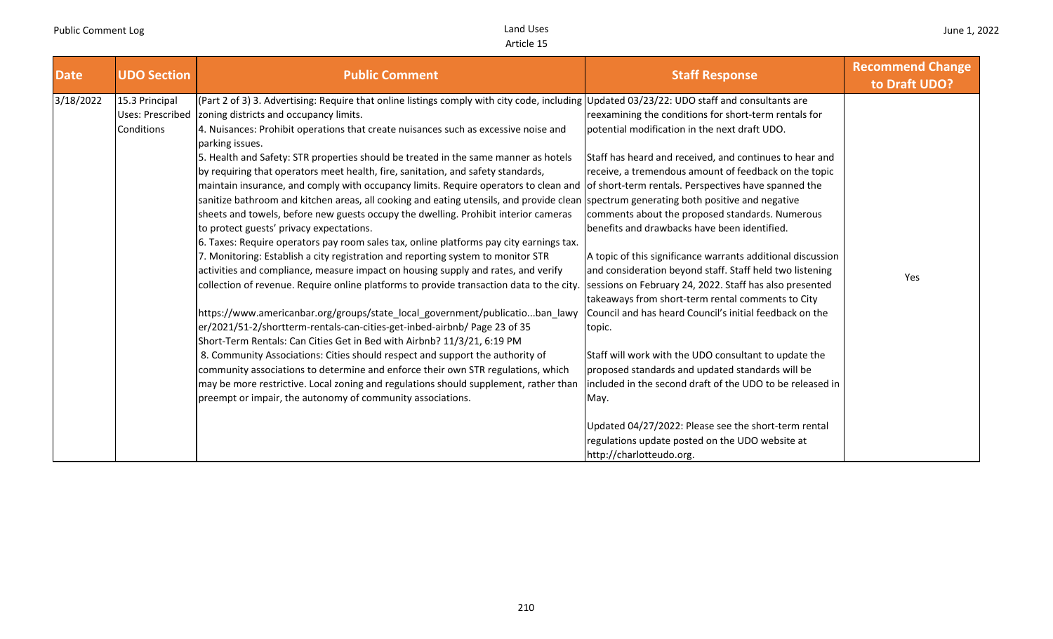| Date | UDO Section | Public Comment | Staff Response | Recommend Change to Draft UDO? |
|---|---|---|---|---|
| 3/18/2022 | 15.3 Principal Uses: Prescribed Conditions | (Part 2 of 3) 3. Advertising: Require that online listings comply with city code, including zoning districts and occupancy limits.<br>4. Nuisances: Prohibit operations that create nuisances such as excessive noise and parking issues.<br>5. Health and Safety: STR properties should be treated in the same manner as hotels by requiring that operators meet health, fire, sanitation, and safety standards, maintain insurance, and comply with occupancy limits. Require operators to clean and sanitize bathroom and kitchen areas, all cooking and eating utensils, and provide clean sheets and towels, before new guests occupy the dwelling. Prohibit interior cameras to protect guests' privacy expectations.<br>6. Taxes: Require operators pay room sales tax, online platforms pay city earnings tax.<br>7. Monitoring: Establish a city registration and reporting system to monitor STR activities and compliance, measure impact on housing supply and rates, and verify collection of revenue. Require online platforms to provide transaction data to the city.<br><br>https://www.americanbar.org/groups/state_local_government/publicatio...ban_lawyer/2021/51-2/shortterm-rentals-can-cities-get-inbed-airbnb/ Page 23 of 35<br>Short-Term Rentals: Can Cities Get in Bed with Airbnb? 11/3/21, 6:19 PM<br>8. Community Associations: Cities should respect and support the authority of community associations to determine and enforce their own STR regulations, which may be more restrictive. Local zoning and regulations should supplement, rather than preempt or impair, the autonomy of community associations. | Updated 03/23/22: UDO staff and consultants are reexamining the conditions for short-term rentals for potential modification in the next draft UDO.<br><br>Staff has heard and received, and continues to hear and receive, a tremendous amount of feedback on the topic of short-term rentals. Perspectives have spanned the spectrum generating both positive and negative comments about the proposed standards. Numerous benefits and drawbacks have been identified.<br><br>A topic of this significance warrants additional discussion and consideration beyond staff. Staff held two listening sessions on February 24, 2022. Staff has also presented takeaways from short-term rental comments to City Council and has heard Council's initial feedback on the topic.<br><br>Staff will work with the UDO consultant to update the proposed standards and updated standards will be included in the second draft of the UDO to be released in May.<br><br>Updated 04/27/2022: Please see the short-term rental regulations update posted on the UDO website at http://charlotteudo.org. | Yes |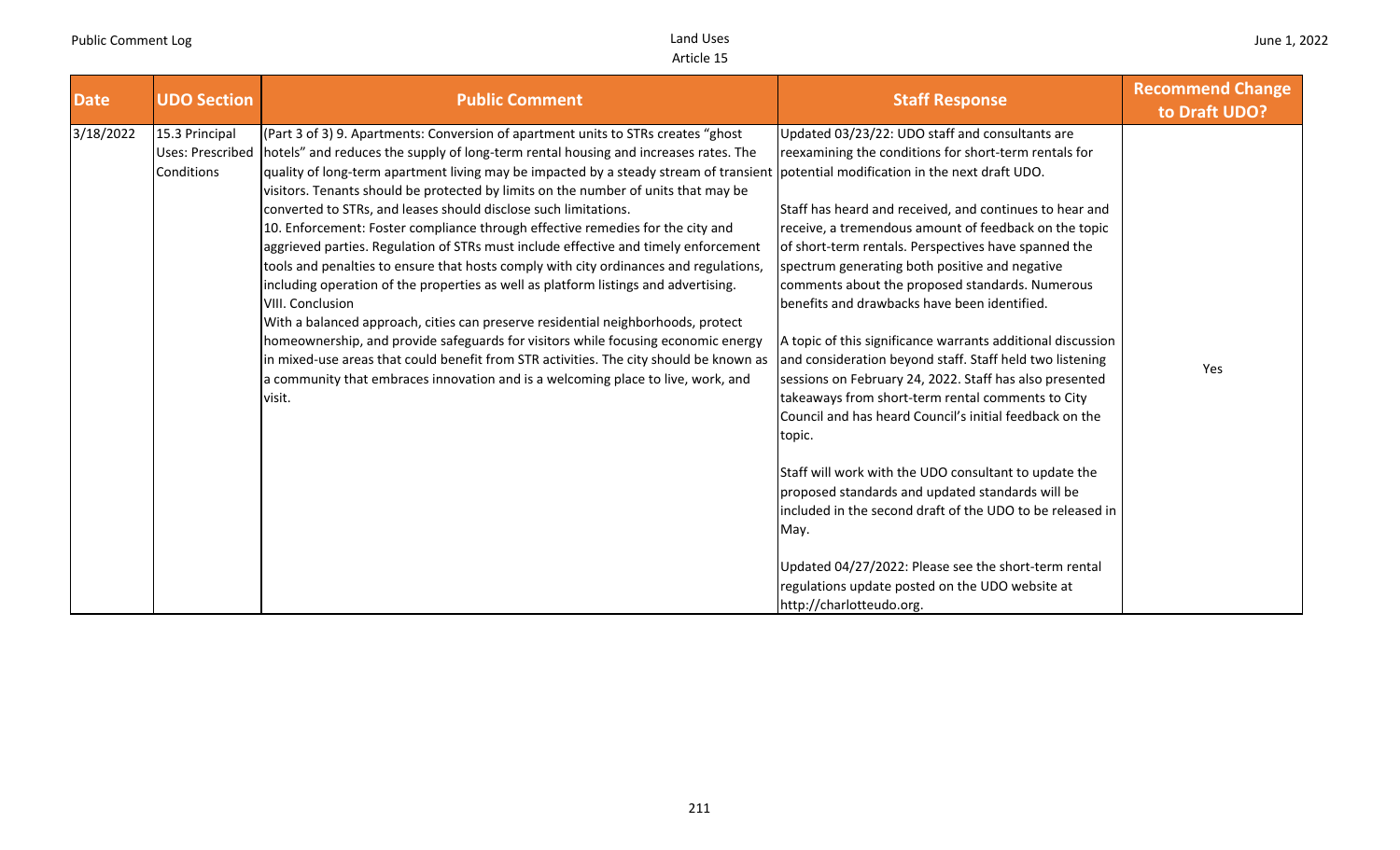| Date | UDO Section | Public Comment | Staff Response | Recommend Change to Draft UDO? |
|---|---|---|---|---|
| 3/18/2022 | 15.3 Principal Uses: Prescribed Conditions | (Part 3 of 3) 9. Apartments: Conversion of apartment units to STRs creates "ghost hotels" and reduces the supply of long-term rental housing and increases rates. The quality of long-term apartment living may be impacted by a steady stream of transient visitors. Tenants should be protected by limits on the number of units that may be converted to STRs, and leases should disclose such limitations.<br>10. Enforcement: Foster compliance through effective remedies for the city and aggrieved parties. Regulation of STRs must include effective and timely enforcement tools and penalties to ensure that hosts comply with city ordinances and regulations, including operation of the properties as well as platform listings and advertising.<br>VIII. Conclusion<br>With a balanced approach, cities can preserve residential neighborhoods, protect homeownership, and provide safeguards for visitors while focusing economic energy in mixed-use areas that could benefit from STR activities. The city should be known as a community that embraces innovation and is a welcoming place to live, work, and visit. | Updated 03/23/22: UDO staff and consultants are reexamining the conditions for short-term rentals for potential modification in the next draft UDO.<br><br>Staff has heard and received, and continues to hear and receive, a tremendous amount of feedback on the topic of short-term rentals. Perspectives have spanned the spectrum generating both positive and negative comments about the proposed standards. Numerous benefits and drawbacks have been identified.<br><br>A topic of this significance warrants additional discussion and consideration beyond staff. Staff held two listening sessions on February 24, 2022. Staff has also presented takeaways from short-term rental comments to City Council and has heard Council's initial feedback on the topic.<br><br>Staff will work with the UDO consultant to update the proposed standards and updated standards will be included in the second draft of the UDO to be released in May.<br><br>Updated 04/27/2022: Please see the short-term rental regulations update posted on the UDO website at http://charlotteudo.org. | Yes |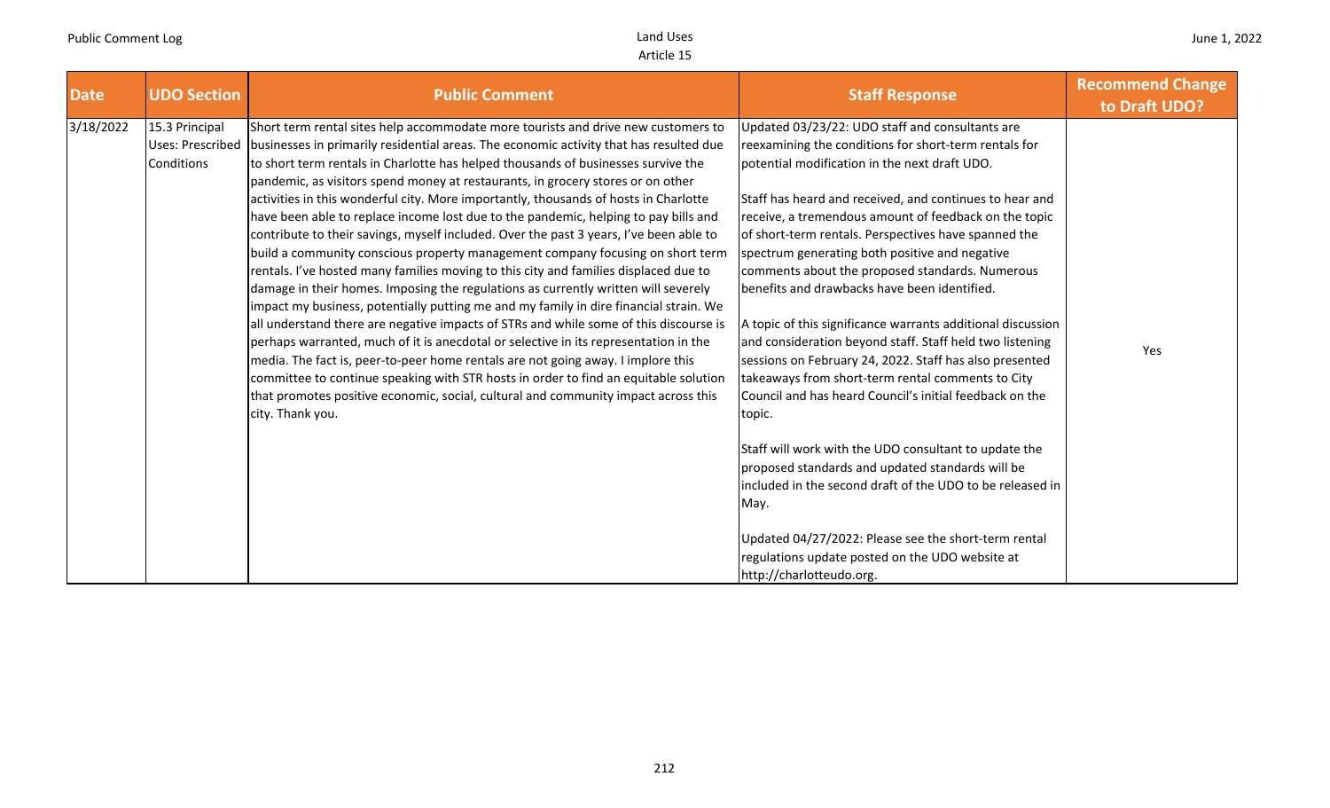| Date | UDO Section | Public Comment | Staff Response | Recommend Change to Draft UDO? |
|---|---|---|---|---|
| 3/18/2022 | 15.3 Principal Uses: Prescribed Conditions | Short term rental sites help accommodate more tourists and drive new customers to businesses in primarily residential areas. The economic activity that has resulted due to short term rentals in Charlotte has helped thousands of businesses survive the pandemic, as visitors spend money at restaurants, in grocery stores or on other activities in this wonderful city. More importantly, thousands of hosts in Charlotte have been able to replace income lost due to the pandemic, helping to pay bills and contribute to their savings, myself included. Over the past 3 years, I've been able to build a community conscious property management company focusing on short term rentals. I've hosted many families moving to this city and families displaced due to damage in their homes. Imposing the regulations as currently written will severely impact my business, potentially putting me and my family in dire financial strain. We all understand there are negative impacts of STRs and while some of this discourse is perhaps warranted, much of it is anecdotal or selective in its representation in the media. The fact is, peer-to-peer home rentals are not going away. I implore this committee to continue speaking with STR hosts in order to find an equitable solution that promotes positive economic, social, cultural and community impact across this city. Thank you. | Updated 03/23/22: UDO staff and consultants are reexamining the conditions for short-term rentals for potential modification in the next draft UDO.<br><br>Staff has heard and received, and continues to hear and receive, a tremendous amount of feedback on the topic of short-term rentals. Perspectives have spanned the spectrum generating both positive and negative comments about the proposed standards. Numerous benefits and drawbacks have been identified.<br><br>A topic of this significance warrants additional discussion and consideration beyond staff. Staff held two listening sessions on February 24, 2022. Staff has also presented takeaways from short-term rental comments to City Council and has heard Council's initial feedback on the topic.<br><br>Staff will work with the UDO consultant to update the proposed standards and updated standards will be included in the second draft of the UDO to be released in May.<br><br>Updated 04/27/2022: Please see the short-term rental regulations update posted on the UDO website at http://charlotteudo.org. | Yes |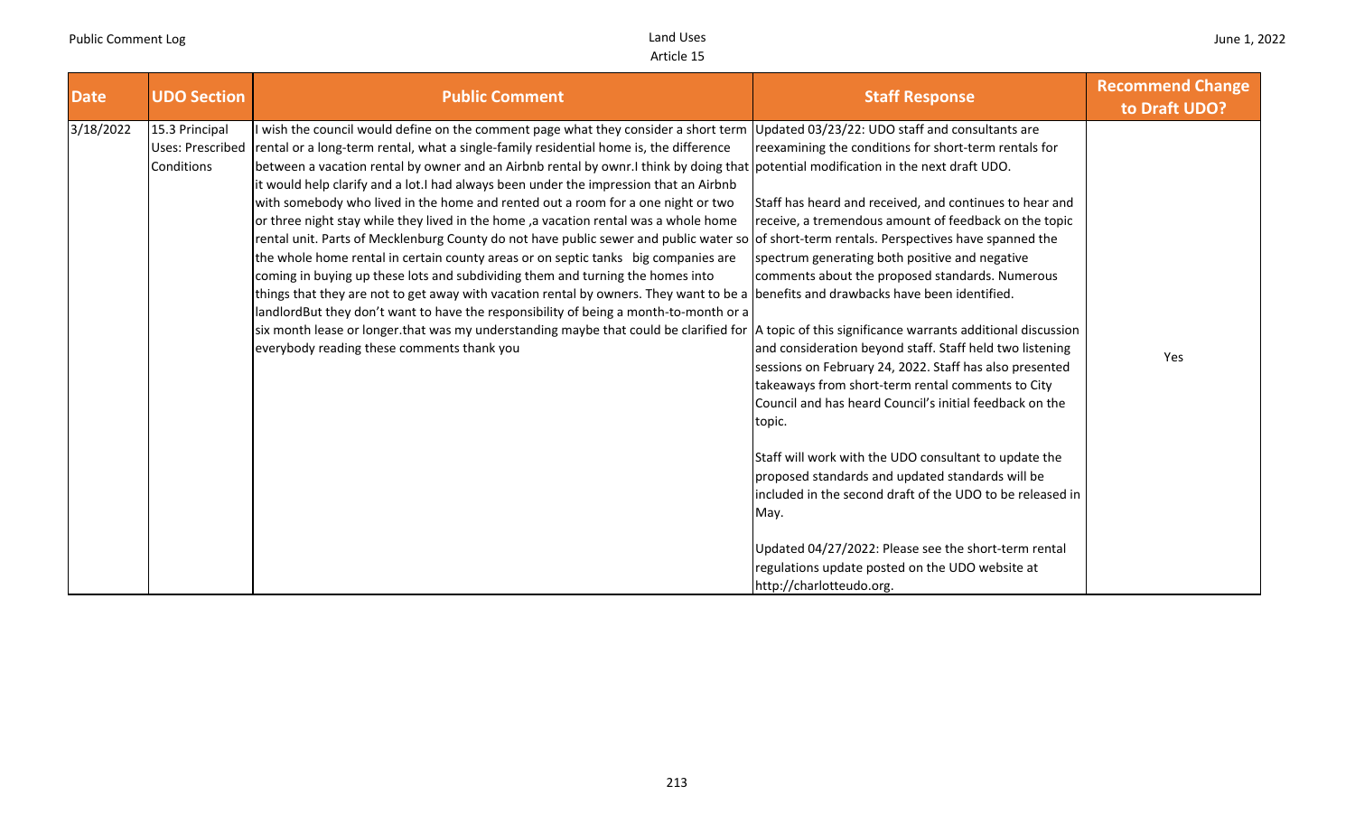| Date | UDO Section | Public Comment | Staff Response | Recommend Change to Draft UDO? |
| --- | --- | --- | --- | --- |
| 3/18/2022 | 15.3 Principal Uses: Prescribed Conditions | I wish the council would define on the comment page what they consider a short term rental or a long-term rental, what a single-family residential home is, the difference between a vacation rental by owner and an Airbnb rental by ownr.I think by doing that it would help clarify and a lot.I had always been under the impression that an Airbnb with somebody who lived in the home and rented out a room for a one night or two or three night stay while they lived in the home ,a vacation rental was a whole home rental unit. Parts of Mecklenburg County do not have public sewer and public water so the whole home rental in certain county areas or on septic tanks big companies are coming in buying up these lots and subdividing them and turning the homes into things that they are not to get away with vacation rental by owners. They want to be a landlordBut they don't want to have the responsibility of being a month-to-month or a six month lease or longer.that was my understanding maybe that could be clarified for everybody reading these comments thank you | Updated 03/23/22: UDO staff and consultants are reexamining the conditions for short-term rentals for potential modification in the next draft UDO.<br><br>Staff has heard and received, and continues to hear and receive, a tremendous amount of feedback on the topic of short-term rentals. Perspectives have spanned the spectrum generating both positive and negative comments about the proposed standards. Numerous benefits and drawbacks have been identified.<br><br>A topic of this significance warrants additional discussion and consideration beyond staff. Staff held two listening sessions on February 24, 2022. Staff has also presented takeaways from short-term rental comments to City Council and has heard Council's initial feedback on the topic.<br><br>Staff will work with the UDO consultant to update the proposed standards and updated standards will be included in the second draft of the UDO to be released in May.<br><br>Updated 04/27/2022: Please see the short-term rental regulations update posted on the UDO website at http://charlotteudo.org. | Yes |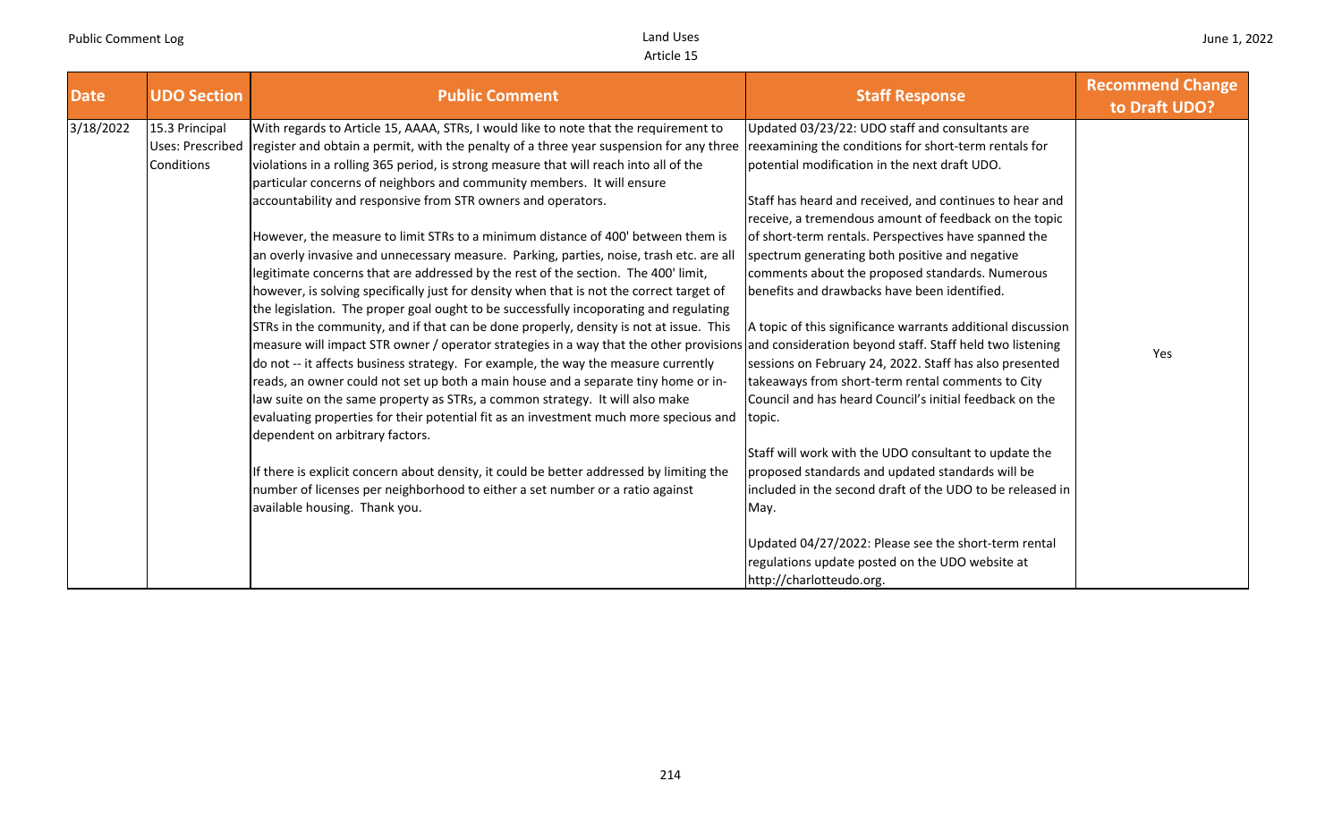| Date | UDO Section | Public Comment | Staff Response | Recommend Change to Draft UDO? |
|---|---|---|---|---|
| 3/18/2022 | 15.3 Principal Uses: Prescribed Conditions | With regards to Article 15, AAAA, STRs, I would like to note that the requirement to register and obtain a permit, with the penalty of a three year suspension for any three violations in a rolling 365 period, is strong measure that will reach into all of the particular concerns of neighbors and community members. It will ensure accountability and responsive from STR owners and operators.<br><br>However, the measure to limit STRs to a minimum distance of 400' between them is an overly invasive and unnecessary measure. Parking, parties, noise, trash etc. are all legitimate concerns that are addressed by the rest of the section. The 400' limit, however, is solving specifically just for density when that is not the correct target of the legislation. The proper goal ought to be successfully incoporating and regulating STRs in the community, and if that can be done properly, density is not at issue. This measure will impact STR owner / operator strategies in a way that the other provisions do not -- it affects business strategy. For example, the way the measure currently reads, an owner could not set up both a main house and a separate tiny home or in-law suite on the same property as STRs, a common strategy. It will also make evaluating properties for their potential fit as an investment much more specious and dependent on arbitrary factors.<br><br>If there is explicit concern about density, it could be better addressed by limiting the number of licenses per neighborhood to either a set number or a ratio against available housing. Thank you. | Updated 03/23/22: UDO staff and consultants are reexamining the conditions for short-term rentals for potential modification in the next draft UDO.<br><br>Staff has heard and received, and continues to hear and receive, a tremendous amount of feedback on the topic of short-term rentals. Perspectives have spanned the spectrum generating both positive and negative comments about the proposed standards. Numerous benefits and drawbacks have been identified.<br><br>A topic of this significance warrants additional discussion and consideration beyond staff. Staff held two listening sessions on February 24, 2022. Staff has also presented takeaways from short-term rental comments to City Council and has heard Council's initial feedback on the topic.<br><br>Staff will work with the UDO consultant to update the proposed standards and updated standards will be included in the second draft of the UDO to be released in May.<br><br>Updated 04/27/2022: Please see the short-term rental regulations update posted on the UDO website at http://charlotteudo.org. | Yes |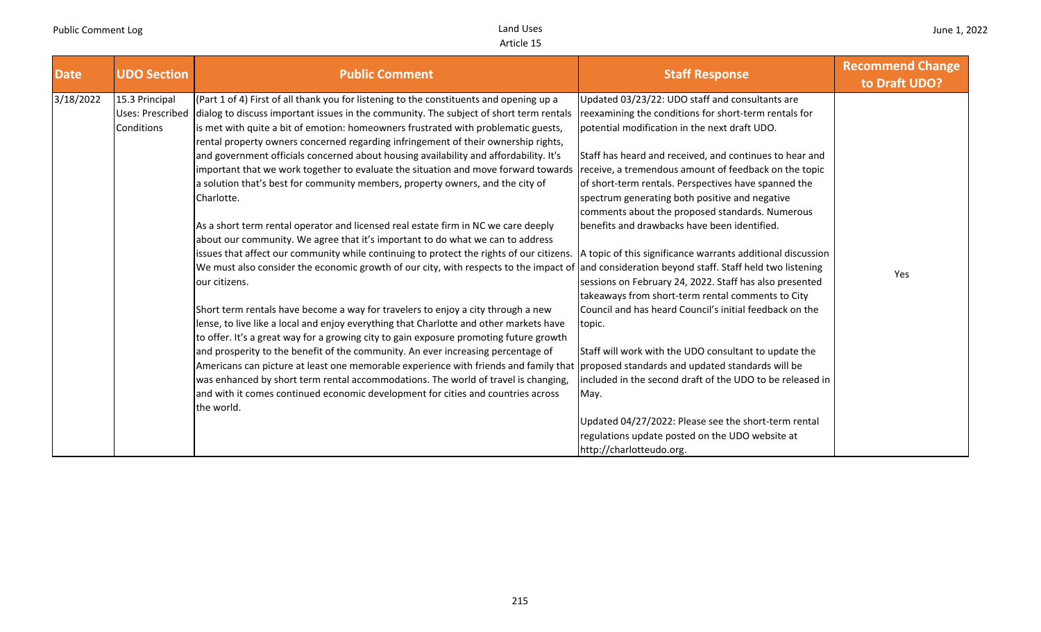| Date | UDO Section | Public Comment | Staff Response | Recommend Change to Draft UDO? |
|---|---|---|---|---|
| 3/18/2022 | 15.3 Principal Uses: Prescribed Conditions | (Part 1 of 4) First of all thank you for listening to the constituents and opening up a dialog to discuss important issues in the community. The subject of short term rentals is met with quite a bit of emotion: homeowners frustrated with problematic guests, rental property owners concerned regarding infringement of their ownership rights, and government officials concerned about housing availability and affordability. It's important that we work together to evaluate the situation and move forward towards a solution that's best for community members, property owners, and the city of Charlotte.<br><br>As a short term rental operator and licensed real estate firm in NC we care deeply about our community. We agree that it's important to do what we can to address issues that affect our community while continuing to protect the rights of our citizens. We must also consider the economic growth of our city, with respects to the impact of our citizens.<br><br>Short term rentals have become a way for travelers to enjoy a city through a new lense, to live like a local and enjoy everything that Charlotte and other markets have to offer. It's a great way for a growing city to gain exposure promoting future growth and prosperity to the benefit of the community. An ever increasing percentage of Americans can picture at least one memorable experience with friends and family that was enhanced by short term rental accommodations. The world of travel is changing, and with it comes continued economic development for cities and countries across the world. | Updated 03/23/22: UDO staff and consultants are reexamining the conditions for short-term rentals for potential modification in the next draft UDO.<br><br>Staff has heard and received, and continues to hear and receive, a tremendous amount of feedback on the topic of short-term rentals. Perspectives have spanned the spectrum generating both positive and negative comments about the proposed standards. Numerous benefits and drawbacks have been identified.<br><br>A topic of this significance warrants additional discussion and consideration beyond staff. Staff held two listening sessions on February 24, 2022. Staff has also presented takeaways from short-term rental comments to City Council and has heard Council's initial feedback on the topic.<br><br>Staff will work with the UDO consultant to update the proposed standards and updated standards will be included in the second draft of the UDO to be released in May.<br><br>Updated 04/27/2022: Please see the short-term rental regulations update posted on the UDO website at http://charlotteudo.org. | Yes |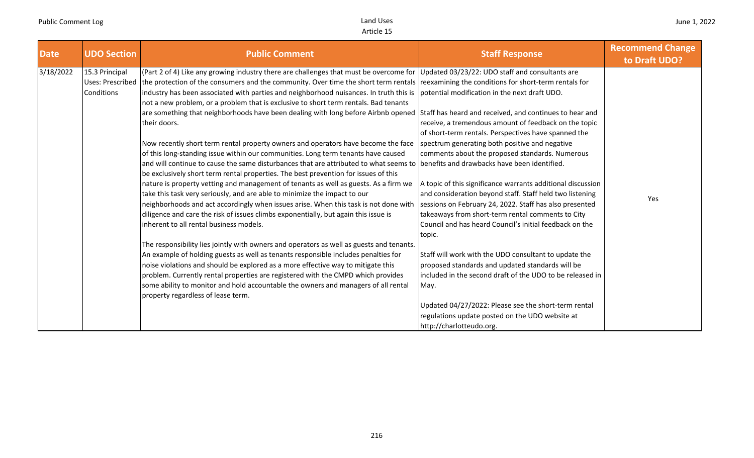| Date | UDO Section | Public Comment | Staff Response | Recommend Change to Draft UDO? |
|---|---|---|---|---|
| 3/18/2022 | 15.3 Principal Uses: Prescribed Conditions | (Part 2 of 4) Like any growing industry there are challenges that must be overcome for the protection of the consumers and the community. Over time the short term rentals industry has been associated with parties and neighborhood nuisances. In truth this is not a new problem, or a problem that is exclusive to short term rentals. Bad tenants are something that neighborhoods have been dealing with long before Airbnb opened their doors.<br><br>Now recently short term rental property owners and operators have become the face of this long-standing issue within our communities. Long term tenants have caused and will continue to cause the same disturbances that are attributed to what seems to be exclusively short term rental properties. The best prevention for issues of this nature is property vetting and management of tenants as well as guests. As a firm we take this task very seriously, and are able to minimize the impact to our neighborhoods and act accordingly when issues arise. When this task is not done with diligence and care the risk of issues climbs exponentially, but again this issue is inherent to all rental business models.<br><br>The responsibility lies jointly with owners and operators as well as guests and tenants. An example of holding guests as well as tenants responsible includes penalties for noise violations and should be explored as a more effective way to mitigate this problem. Currently rental properties are registered with the CMPD which provides some ability to monitor and hold accountable the owners and managers of all rental property regardless of lease term. | Updated 03/23/22: UDO staff and consultants are reexamining the conditions for short-term rentals for potential modification in the next draft UDO.<br><br>Staff has heard and received, and continues to hear and receive, a tremendous amount of feedback on the topic of short-term rentals. Perspectives have spanned the spectrum generating both positive and negative comments about the proposed standards. Numerous benefits and drawbacks have been identified.<br><br>A topic of this significance warrants additional discussion and consideration beyond staff. Staff held two listening sessions on February 24, 2022. Staff has also presented takeaways from short-term rental comments to City Council and has heard Council's initial feedback on the topic.<br><br>Staff will work with the UDO consultant to update the proposed standards and updated standards will be included in the second draft of the UDO to be released in May.<br><br>Updated 04/27/2022: Please see the short-term rental regulations update posted on the UDO website at http://charlotteudo.org. | Yes |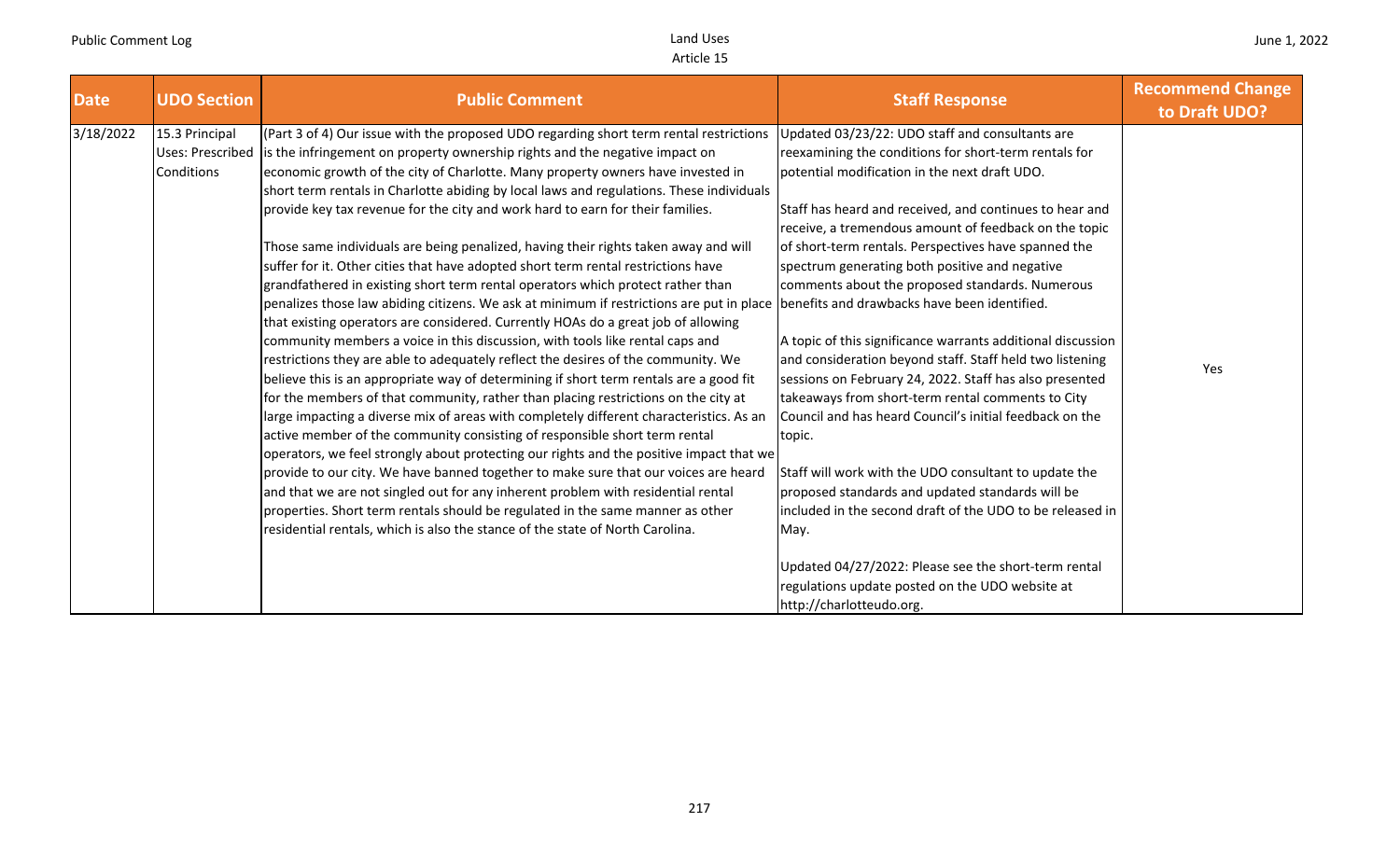| Date | UDO Section | Public Comment | Staff Response | Recommend Change to Draft UDO? |
|---|---|---|---|---|
| 3/18/2022 | 15.3 Principal Uses: Prescribed Conditions | (Part 3 of 4) Our issue with the proposed UDO regarding short term rental restrictions is the infringement on property ownership rights and the negative impact on economic growth of the city of Charlotte. Many property owners have invested in short term rentals in Charlotte abiding by local laws and regulations. These individuals provide key tax revenue for the city and work hard to earn for their families.<br><br>Those same individuals are being penalized, having their rights taken away and will suffer for it. Other cities that have adopted short term rental restrictions have grandfathered in existing short term rental operators which protect rather than penalizes those law abiding citizens. We ask at minimum if restrictions are put in place that existing operators are considered. Currently HOAs do a great job of allowing community members a voice in this discussion, with tools like rental caps and restrictions they are able to adequately reflect the desires of the community. We believe this is an appropriate way of determining if short term rentals are a good fit for the members of that community, rather than placing restrictions on the city at large impacting a diverse mix of areas with completely different characteristics. As an active member of the community consisting of responsible short term rental operators, we feel strongly about protecting our rights and the positive impact that we provide to our city. We have banned together to make sure that our voices are heard and that we are not singled out for any inherent problem with residential rental properties. Short term rentals should be regulated in the same manner as other residential rentals, which is also the stance of the state of North Carolina. | Updated 03/23/22: UDO staff and consultants are reexamining the conditions for short-term rentals for potential modification in the next draft UDO.<br><br>Staff has heard and received, and continues to hear and receive, a tremendous amount of feedback on the topic of short-term rentals. Perspectives have spanned the spectrum generating both positive and negative comments about the proposed standards. Numerous benefits and drawbacks have been identified.<br><br>A topic of this significance warrants additional discussion and consideration beyond staff. Staff held two listening sessions on February 24, 2022. Staff has also presented takeaways from short-term rental comments to City Council and has heard Council's initial feedback on the topic.<br><br>Staff will work with the UDO consultant to update the proposed standards and updated standards will be included in the second draft of the UDO to be released in May.<br><br>Updated 04/27/2022: Please see the short-term rental regulations update posted on the UDO website at http://charlotteudo.org. | Yes |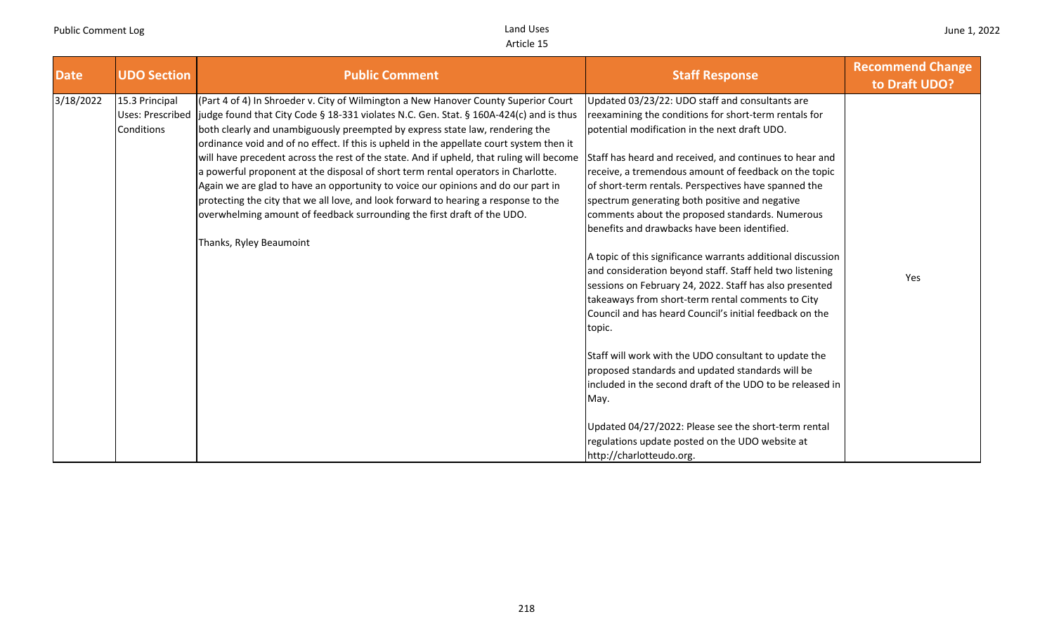| Date | UDO Section | Public Comment | Staff Response | Recommend Change to Draft UDO? |
|---|---|---|---|---|
| 3/18/2022 | 15.3 Principal Uses: Prescribed Conditions | (Part 4 of 4) In Shroeder v. City of Wilmington a New Hanover County Superior Court judge found that City Code § 18-331 violates N.C. Gen. Stat. § 160A-424(c) and is thus both clearly and unambiguously preempted by express state law, rendering the ordinance void and of no effect. If this is upheld in the appellate court system then it will have precedent across the rest of the state. And if upheld, that ruling will become a powerful proponent at the disposal of short term rental operators in Charlotte. Again we are glad to have an opportunity to voice our opinions and do our part in protecting the city that we all love, and look forward to hearing a response to the overwhelming amount of feedback surrounding the first draft of the UDO.<br><br>Thanks, Ryley Beaumoint | Updated 03/23/22: UDO staff and consultants are reexamining the conditions for short-term rentals for potential modification in the next draft UDO.<br><br>Staff has heard and received, and continues to hear and receive, a tremendous amount of feedback on the topic of short-term rentals. Perspectives have spanned the spectrum generating both positive and negative comments about the proposed standards. Numerous benefits and drawbacks have been identified.<br><br>A topic of this significance warrants additional discussion and consideration beyond staff. Staff held two listening sessions on February 24, 2022. Staff has also presented takeaways from short-term rental comments to City Council and has heard Council's initial feedback on the topic.<br><br>Staff will work with the UDO consultant to update the proposed standards and updated standards will be included in the second draft of the UDO to be released in May.<br><br>Updated 04/27/2022: Please see the short-term rental regulations update posted on the UDO website at http://charlotteudo.org. | Yes |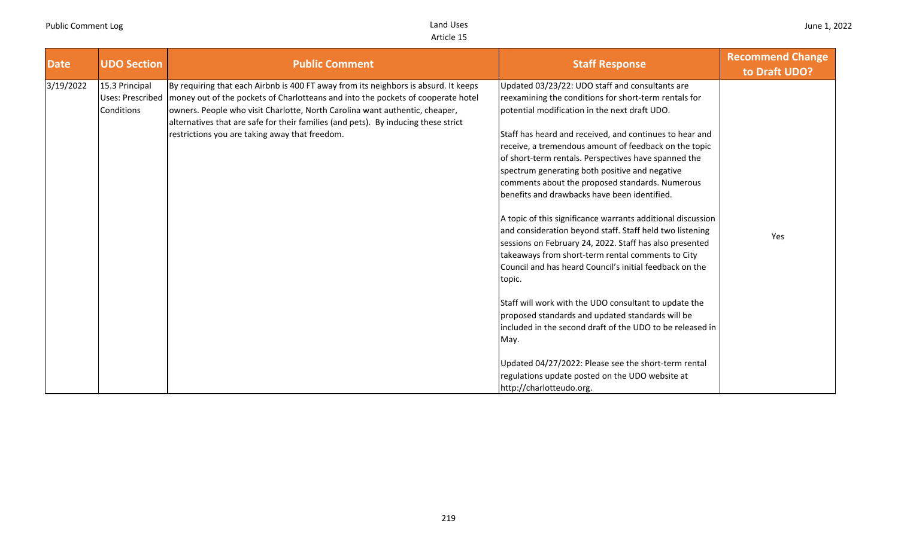| Date | UDO Section | Public Comment | Staff Response | Recommend Change to Draft UDO? |
|---|---|---|---|---|
| 3/19/2022 | 15.3 Principal Uses: Prescribed Conditions | By requiring that each Airbnb is 400 FT away from its neighbors is absurd. It keeps money out of the pockets of Charlotteans and into the pockets of cooperate hotel owners. People who visit Charlotte, North Carolina want authentic, cheaper, alternatives that are safe for their families (and pets). By inducing these strict restrictions you are taking away that freedom. | Updated 03/23/22: UDO staff and consultants are reexamining the conditions for short-term rentals for potential modification in the next draft UDO.<br><br>Staff has heard and received, and continues to hear and receive, a tremendous amount of feedback on the topic of short-term rentals. Perspectives have spanned the spectrum generating both positive and negative comments about the proposed standards. Numerous benefits and drawbacks have been identified.<br><br>A topic of this significance warrants additional discussion and consideration beyond staff. Staff held two listening sessions on February 24, 2022. Staff has also presented takeaways from short-term rental comments to City Council and has heard Council's initial feedback on the topic.<br><br>Staff will work with the UDO consultant to update the proposed standards and updated standards will be included in the second draft of the UDO to be released in May.<br><br>Updated 04/27/2022: Please see the short-term rental regulations update posted on the UDO website at http://charlotteudo.org. | Yes |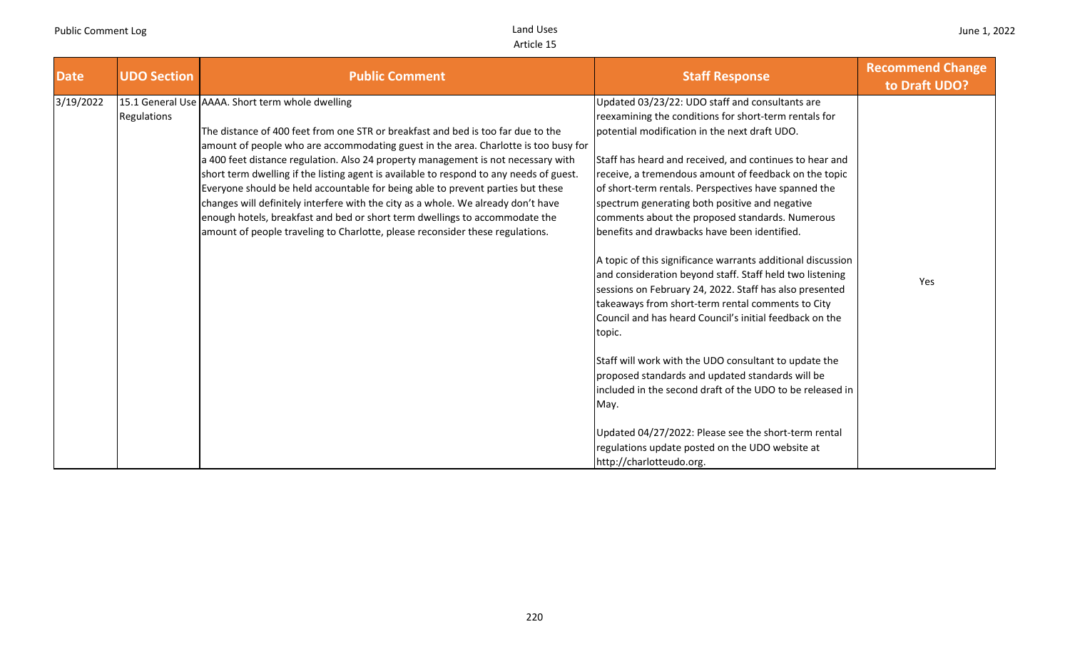| Date | UDO Section | Public Comment | Staff Response | Recommend Change to Draft UDO? |
|---|---|---|---|---|
| 3/19/2022 | 15.1 General Use Regulations | AAAA. Short term whole dwelling<br><br>The distance of 400 feet from one STR or breakfast and bed is too far due to the amount of people who are accommodating guest in the area. Charlotte is too busy for a 400 feet distance regulation. Also 24 property management is not necessary with short term dwelling if the listing agent is available to respond to any needs of guest. Everyone should be held accountable for being able to prevent parties but these changes will definitely interfere with the city as a whole. We already don't have enough hotels, breakfast and bed or short term dwellings to accommodate the amount of people traveling to Charlotte, please reconsider these regulations. | Updated 03/23/22: UDO staff and consultants are reexamining the conditions for short-term rentals for potential modification in the next draft UDO.<br><br>Staff has heard and received, and continues to hear and receive, a tremendous amount of feedback on the topic of short-term rentals. Perspectives have spanned the spectrum generating both positive and negative comments about the proposed standards. Numerous benefits and drawbacks have been identified.<br><br>A topic of this significance warrants additional discussion and consideration beyond staff. Staff held two listening sessions on February 24, 2022. Staff has also presented takeaways from short-term rental comments to City Council and has heard Council's initial feedback on the topic.<br><br>Staff will work with the UDO consultant to update the proposed standards and updated standards will be included in the second draft of the UDO to be released in May.<br><br>Updated 04/27/2022: Please see the short-term rental regulations update posted on the UDO website at http://charlotteudo.org. | Yes |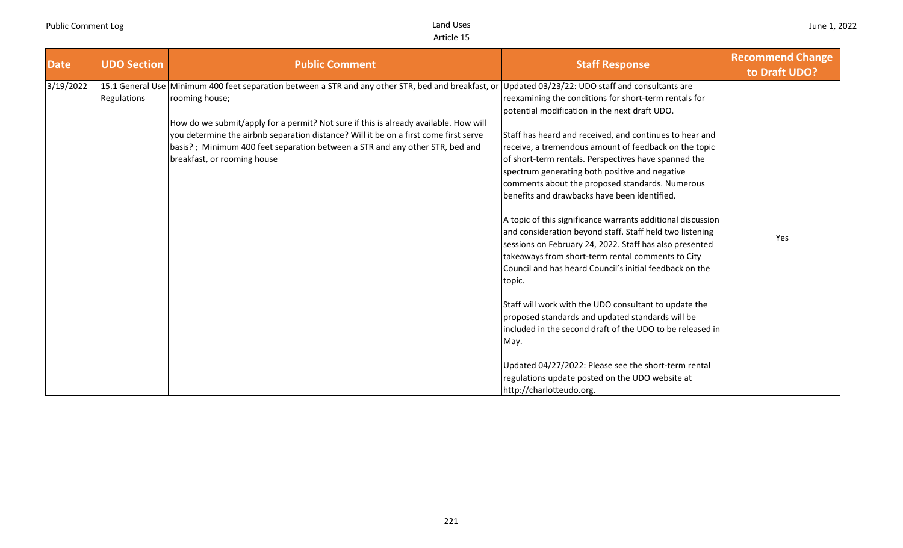| Date | UDO Section | Public Comment | Staff Response | Recommend Change to Draft UDO? |
|---|---|---|---|---|
| 3/19/2022 | 15.1 General Use Regulations | Minimum 400 feet separation between a STR and any other STR, bed and breakfast, or rooming house;<br><br>How do we submit/apply for a permit? Not sure if this is already available. How will you determine the airbnb separation distance? Will it be on a first come first serve basis? ; Minimum 400 feet separation between a STR and any other STR, bed and breakfast, or rooming house | Updated 03/23/22: UDO staff and consultants are reexamining the conditions for short-term rentals for potential modification in the next draft UDO.<br><br>Staff has heard and received, and continues to hear and receive, a tremendous amount of feedback on the topic of short-term rentals. Perspectives have spanned the spectrum generating both positive and negative comments about the proposed standards. Numerous benefits and drawbacks have been identified.<br><br>A topic of this significance warrants additional discussion and consideration beyond staff. Staff held two listening sessions on February 24, 2022. Staff has also presented takeaways from short-term rental comments to City Council and has heard Council's initial feedback on the topic.<br><br>Staff will work with the UDO consultant to update the proposed standards and updated standards will be included in the second draft of the UDO to be released in May.<br><br>Updated 04/27/2022: Please see the short-term rental regulations update posted on the UDO website at http://charlotteudo.org. | Yes |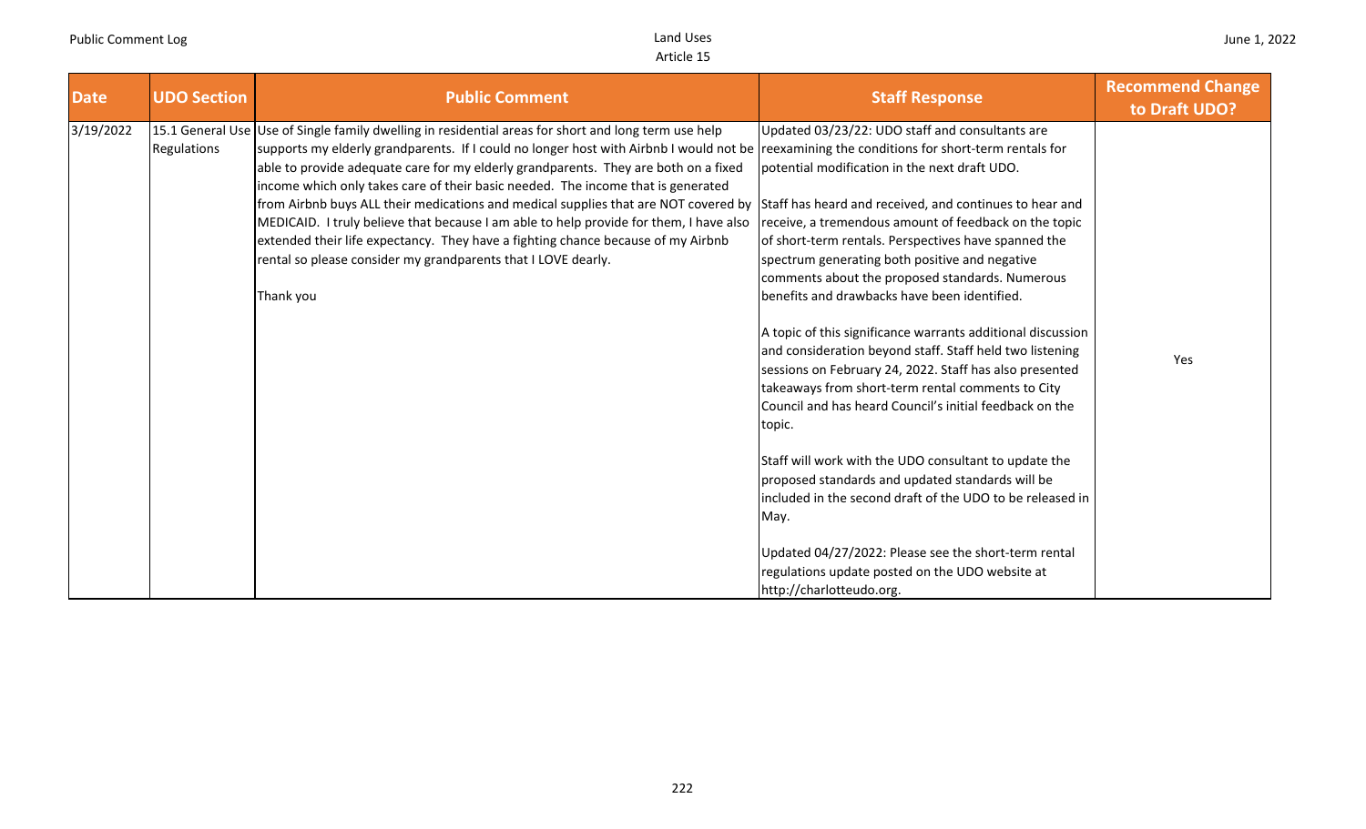| Date | UDO Section | Public Comment | Staff Response | Recommend Change to Draft UDO? |
|---|---|---|---|---|
| 3/19/2022 | 15.1 General Use Regulations | Use of Single family dwelling in residential areas for short and long term use help supports my elderly grandparents. If I could no longer host with Airbnb I would not be able to provide adequate care for my elderly grandparents. They are both on a fixed income which only takes care of their basic needed. The income that is generated from Airbnb buys ALL their medications and medical supplies that are NOT covered by MEDICAID. I truly believe that because I am able to help provide for them, I have also extended their life expectancy. They have a fighting chance because of my Airbnb rental so please consider my grandparents that I LOVE dearly.<br><br>Thank you | Updated 03/23/22: UDO staff and consultants are reexamining the conditions for short-term rentals for potential modification in the next draft UDO.<br><br>Staff has heard and received, and continues to hear and receive, a tremendous amount of feedback on the topic of short-term rentals. Perspectives have spanned the spectrum generating both positive and negative comments about the proposed standards. Numerous benefits and drawbacks have been identified.<br><br>A topic of this significance warrants additional discussion and consideration beyond staff. Staff held two listening sessions on February 24, 2022. Staff has also presented takeaways from short-term rental comments to City Council and has heard Council's initial feedback on the topic.<br><br>Staff will work with the UDO consultant to update the proposed standards and updated standards will be included in the second draft of the UDO to be released in May.<br><br>Updated 04/27/2022: Please see the short-term rental regulations update posted on the UDO website at http://charlotteudo.org. | Yes |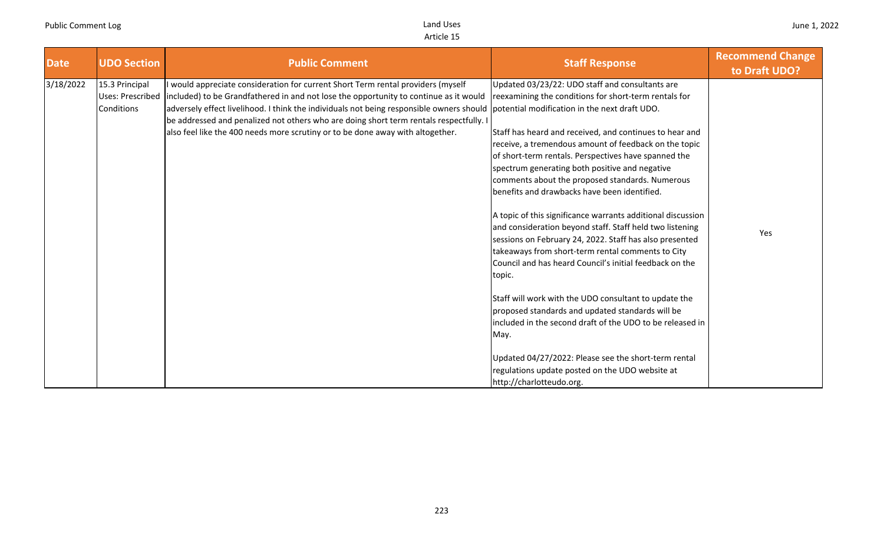| Date | UDO Section | Public Comment | Staff Response | Recommend Change to Draft UDO? |
|---|---|---|---|---|
| 3/18/2022 | 15.3 Principal Uses: Prescribed Conditions | I would appreciate consideration for current Short Term rental providers (myself included) to be Grandfathered in and not lose the opportunity to continue as it would adversely effect livelihood. I think the individuals not being responsible owners should be addressed and penalized not others who are doing short term rentals respectfully. I also feel like the 400 needs more scrutiny or to be done away with altogether. | Updated 03/23/22: UDO staff and consultants are reexamining the conditions for short-term rentals for potential modification in the next draft UDO.<br><br>Staff has heard and received, and continues to hear and receive, a tremendous amount of feedback on the topic of short-term rentals. Perspectives have spanned the spectrum generating both positive and negative comments about the proposed standards. Numerous benefits and drawbacks have been identified.<br><br>A topic of this significance warrants additional discussion and consideration beyond staff. Staff held two listening sessions on February 24, 2022. Staff has also presented takeaways from short-term rental comments to City Council and has heard Council's initial feedback on the topic.<br><br>Staff will work with the UDO consultant to update the proposed standards and updated standards will be included in the second draft of the UDO to be released in May.<br><br>Updated 04/27/2022: Please see the short-term rental regulations update posted on the UDO website at http://charlotteudo.org. | Yes |